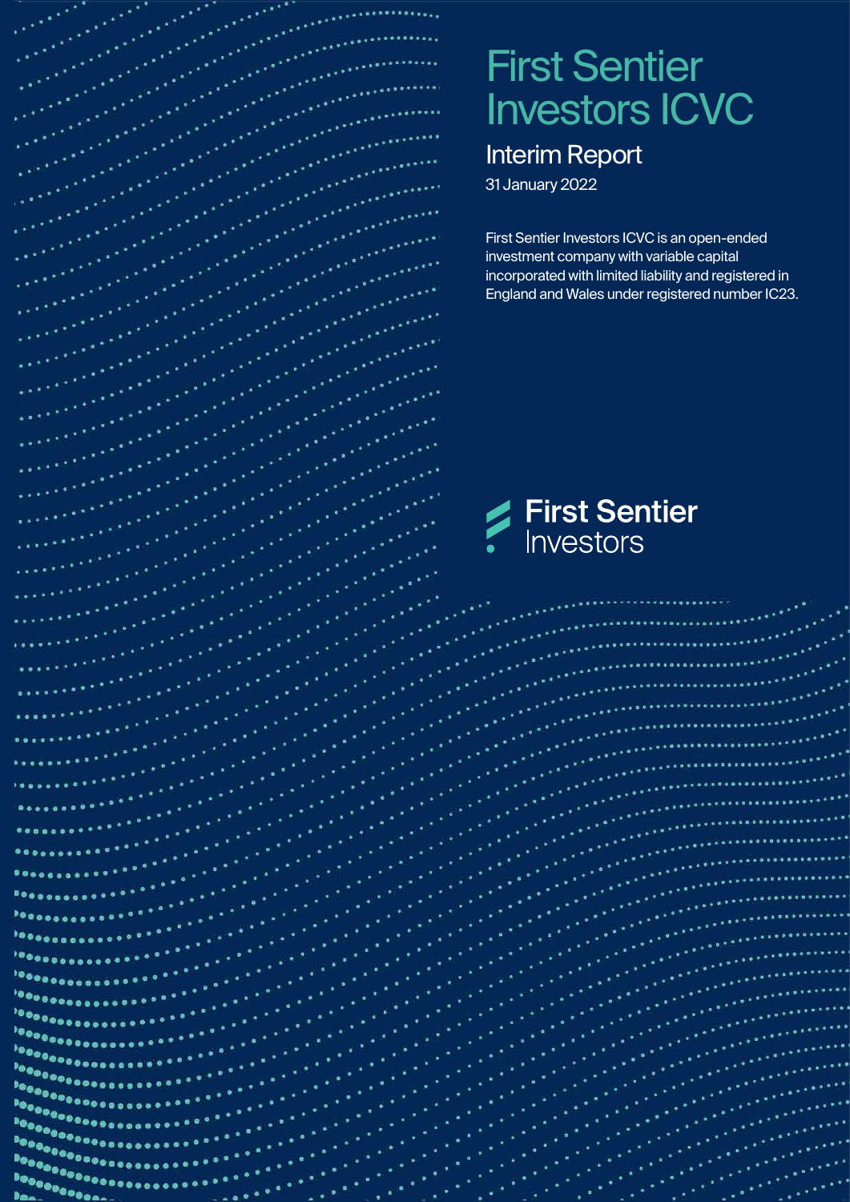# First Sentier Investors ICVC

## Interim Report

31 January 2022

First Sentier Investors ICVC is an open-ended investment company with variable capital incorporated with limited liability and registered in England and Wales under registered number IC23.

First Sentier Investors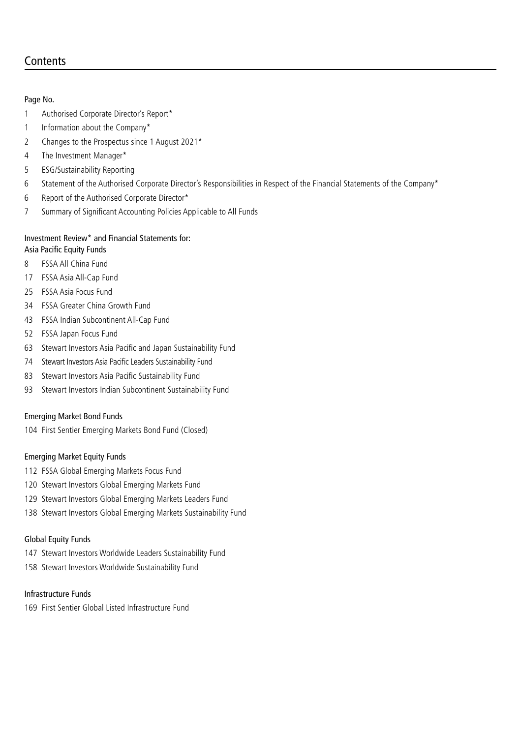# Contents

Page No.

1 Authorised Corporate Director's Report*

1 Information about the Company*

2 Changes to the Prospectus since 1 August 2021*

4 The Investment Manager*

5 ESG/Sustainability Reporting

6 Statement of the Authorised Corporate Director's Responsibilities in Respect of the Financial Statements of the Company*

6 Report of the Authorised Corporate Director*

7 Summary of Significant Accounting Policies Applicable to All Funds

Investment Review* and Financial Statements for:

Asia Pacific Equity Funds

8 FSSA All China Fund

17 FSSA Asia All-Cap Fund

25 FSSA Asia Focus Fund

34 FSSA Greater China Growth Fund

43 FSSA Indian Subcontinent All-Cap Fund

52 FSSA Japan Focus Fund

63 Stewart Investors Asia Pacific and Japan Sustainability Fund

74 Stewart Investors Asia Pacific Leaders Sustainability Fund

83 Stewart Investors Asia Pacific Sustainability Fund

93 Stewart Investors Indian Subcontinent Sustainability Fund

Emerging Market Bond Funds

104 First Sentier Emerging Markets Bond Fund (Closed)

Emerging Market Equity Funds

112 FSSA Global Emerging Markets Focus Fund

120 Stewart Investors Global Emerging Markets Fund

129 Stewart Investors Global Emerging Markets Leaders Fund

138 Stewart Investors Global Emerging Markets Sustainability Fund

Global Equity Funds

147 Stewart Investors Worldwide Leaders Sustainability Fund

158 Stewart Investors Worldwide Sustainability Fund

Infrastructure Funds

169 First Sentier Global Listed Infrastructure Fund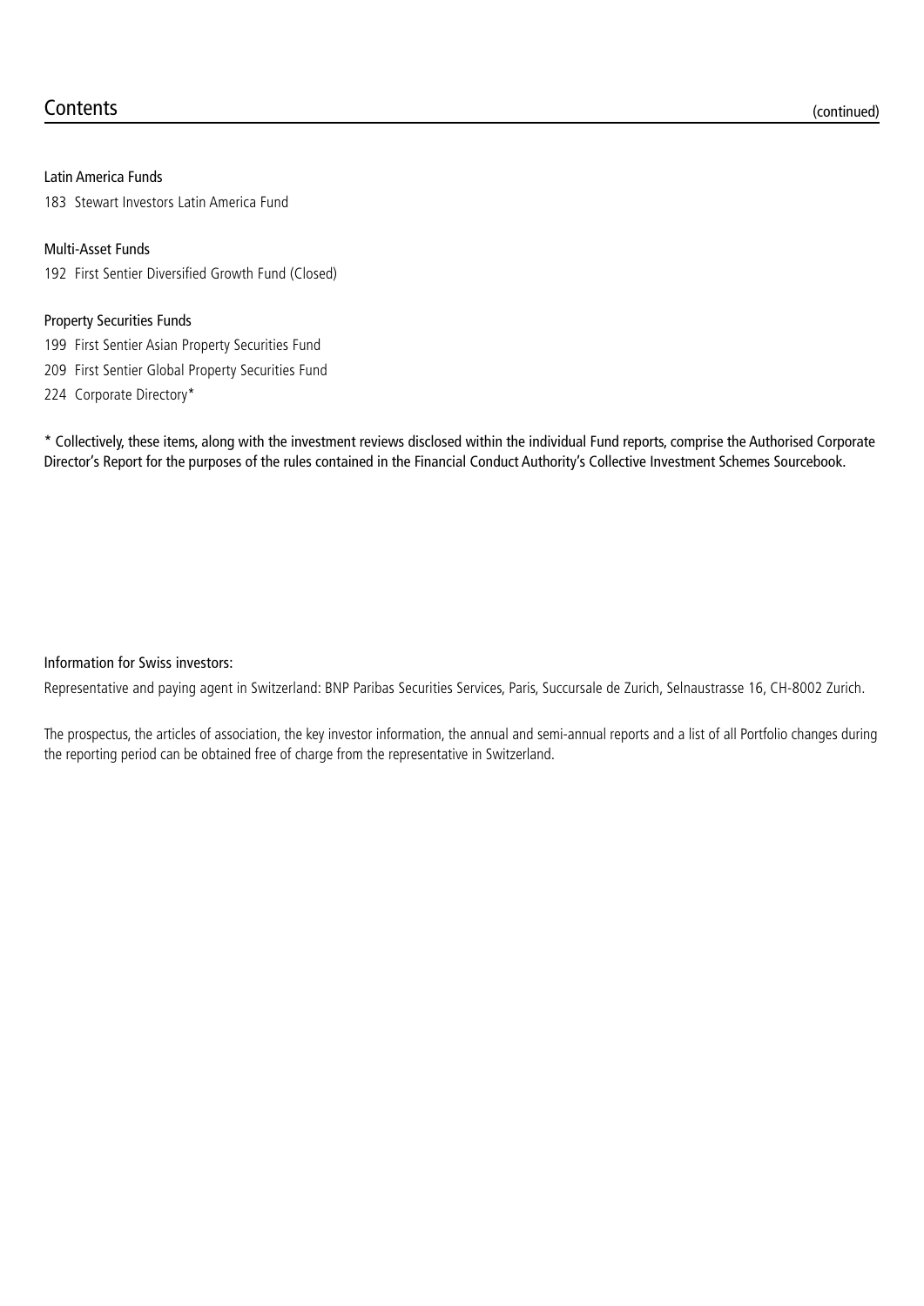## Contents (continued)

### Latin America Funds

183 Stewart Investors Latin America Fund

### Multi-Asset Funds

192 First Sentier Diversified Growth Fund (Closed)

### Property Securities Funds

199 First Sentier Asian Property Securities Fund

209 First Sentier Global Property Securities Fund

224 Corporate Directory*

* Collectively, these items, along with the investment reviews disclosed within the individual Fund reports, comprise the Authorised Corporate Director's Report for the purposes of the rules contained in the Financial Conduct Authority's Collective Investment Schemes Sourcebook.

Information for Swiss investors:

Representative and paying agent in Switzerland: BNP Paribas Securities Services, Paris, Succursale de Zurich, Selnaustrasse 16, CH-8002 Zurich.

The prospectus, the articles of association, the key investor information, the annual and semi-annual reports and a list of all Portfolio changes during the reporting period can be obtained free of charge from the representative in Switzerland.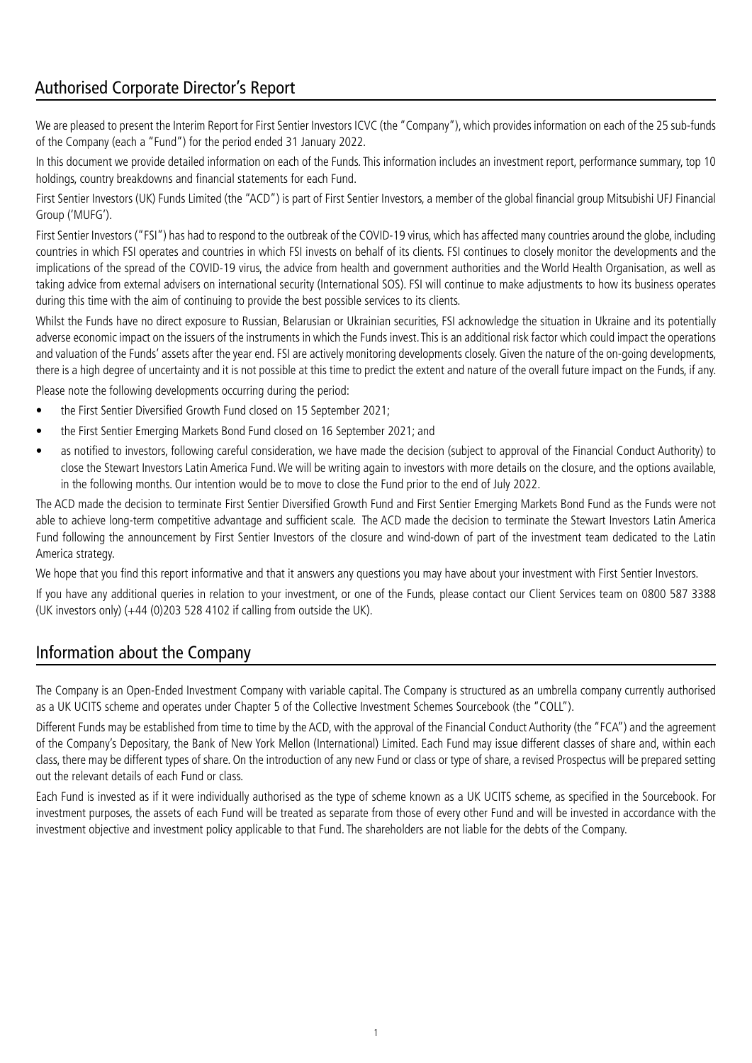## Authorised Corporate Director's Report

We are pleased to present the Interim Report for First Sentier Investors ICVC (the "Company"), which provides information on each of the 25 sub-funds of the Company (each a "Fund") for the period ended 31 January 2022.

In this document we provide detailed information on each of the Funds. This information includes an investment report, performance summary, top 10 holdings, country breakdowns and financial statements for each Fund.

First Sentier Investors (UK) Funds Limited (the "ACD") is part of First Sentier Investors, a member of the global financial group Mitsubishi UFJ Financial Group ('MUFG').

First Sentier Investors ("FSI") has had to respond to the outbreak of the COVID-19 virus, which has affected many countries around the globe, including countries in which FSI operates and countries in which FSI invests on behalf of its clients. FSI continues to closely monitor the developments and the implications of the spread of the COVID-19 virus, the advice from health and government authorities and the World Health Organisation, as well as taking advice from external advisers on international security (International SOS). FSI will continue to make adjustments to how its business operates during this time with the aim of continuing to provide the best possible services to its clients.

Whilst the Funds have no direct exposure to Russian, Belarusian or Ukrainian securities, FSI acknowledge the situation in Ukraine and its potentially adverse economic impact on the issuers of the instruments in which the Funds invest. This is an additional risk factor which could impact the operations and valuation of the Funds' assets after the year end. FSI are actively monitoring developments closely. Given the nature of the on-going developments, there is a high degree of uncertainty and it is not possible at this time to predict the extent and nature of the overall future impact on the Funds, if any.

Please note the following developments occurring during the period:

- the First Sentier Diversified Growth Fund closed on 15 September 2021;
- the First Sentier Emerging Markets Bond Fund closed on 16 September 2021; and
- as notified to investors, following careful consideration, we have made the decision (subject to approval of the Financial Conduct Authority) to close the Stewart Investors Latin America Fund. We will be writing again to investors with more details on the closure, and the options available, in the following months. Our intention would be to move to close the Fund prior to the end of July 2022.

The ACD made the decision to terminate First Sentier Diversified Growth Fund and First Sentier Emerging Markets Bond Fund as the Funds were not able to achieve long-term competitive advantage and sufficient scale. The ACD made the decision to terminate the Stewart Investors Latin America Fund following the announcement by First Sentier Investors of the closure and wind-down of part of the investment team dedicated to the Latin America strategy.

We hope that you find this report informative and that it answers any questions you may have about your investment with First Sentier Investors.

If you have any additional queries in relation to your investment, or one of the Funds, please contact our Client Services team on 0800 587 3388 (UK investors only) (+44 (0)203 528 4102 if calling from outside the UK).

## Information about the Company

The Company is an Open-Ended Investment Company with variable capital. The Company is structured as an umbrella company currently authorised as a UK UCITS scheme and operates under Chapter 5 of the Collective Investment Schemes Sourcebook (the "COLL").

Different Funds may be established from time to time by the ACD, with the approval of the Financial Conduct Authority (the "FCA") and the agreement of the Company's Depositary, the Bank of New York Mellon (International) Limited. Each Fund may issue different classes of share and, within each class, there may be different types of share. On the introduction of any new Fund or class or type of share, a revised Prospectus will be prepared setting out the relevant details of each Fund or class.

Each Fund is invested as if it were individually authorised as the type of scheme known as a UK UCITS scheme, as specified in the Sourcebook. For investment purposes, the assets of each Fund will be treated as separate from those of every other Fund and will be invested in accordance with the investment objective and investment policy applicable to that Fund. The shareholders are not liable for the debts of the Company.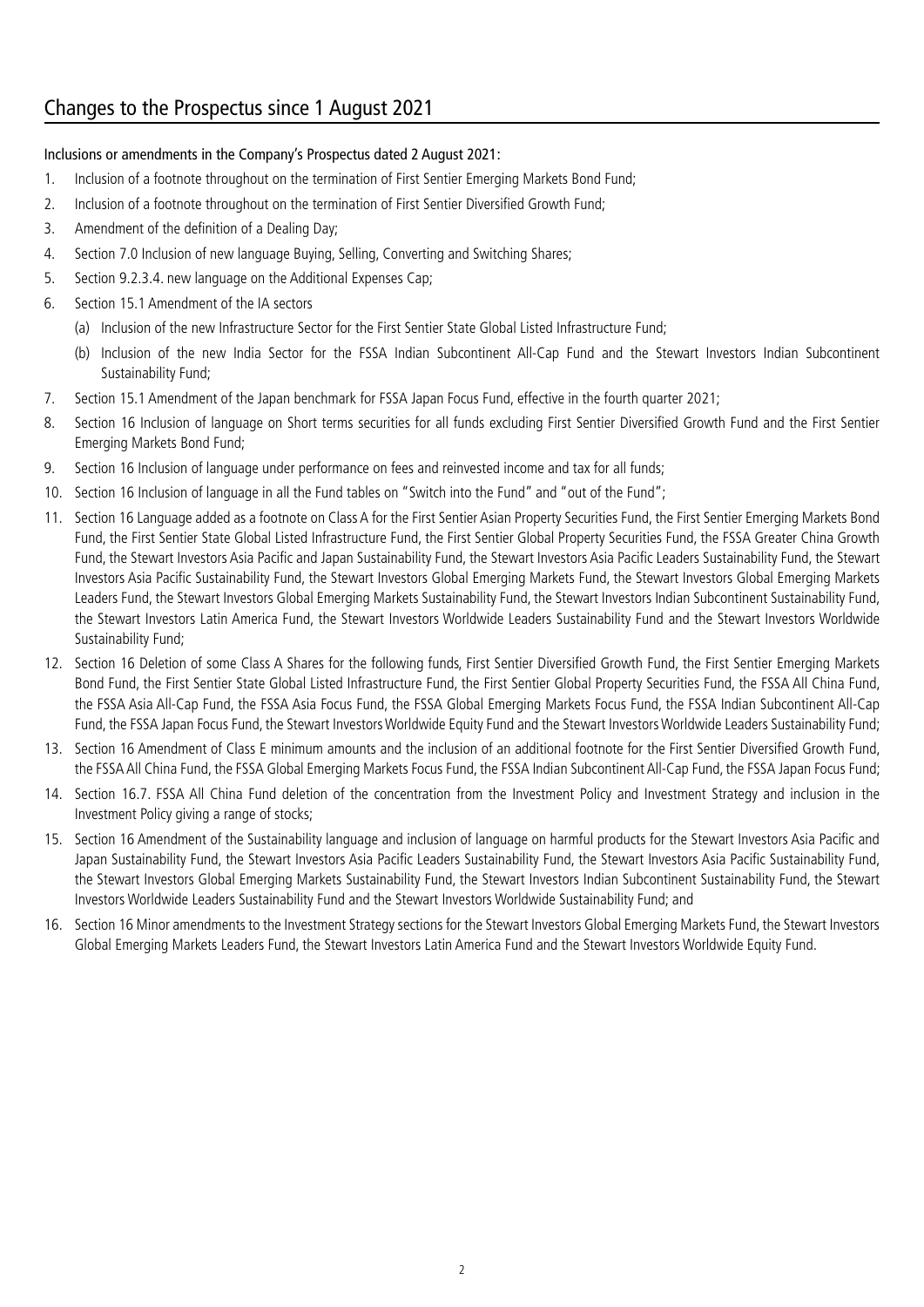## Changes to the Prospectus since 1 August 2021

Inclusions or amendments in the Company's Prospectus dated 2 August 2021:

1. Inclusion of a footnote throughout on the termination of First Sentier Emerging Markets Bond Fund;
2. Inclusion of a footnote throughout on the termination of First Sentier Diversified Growth Fund;
3. Amendment of the definition of a Dealing Day;
4. Section 7.0 Inclusion of new language Buying, Selling, Converting and Switching Shares;
5. Section 9.2.3.4. new language on the Additional Expenses Cap;
6. Section 15.1 Amendment of the IA sectors
   (a) Inclusion of the new Infrastructure Sector for the First Sentier State Global Listed Infrastructure Fund;
   (b) Inclusion of the new India Sector for the FSSA Indian Subcontinent All-Cap Fund and the Stewart Investors Indian Subcontinent Sustainability Fund;
7. Section 15.1 Amendment of the Japan benchmark for FSSA Japan Focus Fund, effective in the fourth quarter 2021;
8. Section 16 Inclusion of language on Short terms securities for all funds excluding First Sentier Diversified Growth Fund and the First Sentier Emerging Markets Bond Fund;
9. Section 16 Inclusion of language under performance on fees and reinvested income and tax for all funds;
10. Section 16 Inclusion of language in all the Fund tables on "Switch into the Fund" and "out of the Fund";
11. Section 16 Language added as a footnote on Class A for the First Sentier Asian Property Securities Fund, the First Sentier Emerging Markets Bond Fund, the First Sentier State Global Listed Infrastructure Fund, the First Sentier Global Property Securities Fund, the FSSA Greater China Growth Fund, the Stewart Investors Asia Pacific and Japan Sustainability Fund, the Stewart Investors Asia Pacific Leaders Sustainability Fund, the Stewart Investors Asia Pacific Sustainability Fund, the Stewart Investors Global Emerging Markets Fund, the Stewart Investors Global Emerging Markets Leaders Fund, the Stewart Investors Global Emerging Markets Sustainability Fund, the Stewart Investors Indian Subcontinent Sustainability Fund, the Stewart Investors Latin America Fund, the Stewart Investors Worldwide Leaders Sustainability Fund and the Stewart Investors Worldwide Sustainability Fund;
12. Section 16 Deletion of some Class A Shares for the following funds, First Sentier Diversified Growth Fund, the First Sentier Emerging Markets Bond Fund, the First Sentier State Global Listed Infrastructure Fund, the First Sentier Global Property Securities Fund, the FSSA All China Fund, the FSSA Asia All-Cap Fund, the FSSA Asia Focus Fund, the FSSA Global Emerging Markets Focus Fund, the FSSA Indian Subcontinent All-Cap Fund, the FSSA Japan Focus Fund, the Stewart Investors Worldwide Equity Fund and the Stewart Investors Worldwide Leaders Sustainability Fund;
13. Section 16 Amendment of Class E minimum amounts and the inclusion of an additional footnote for the First Sentier Diversified Growth Fund, the FSSA All China Fund, the FSSA Global Emerging Markets Focus Fund, the FSSA Indian Subcontinent All-Cap Fund, the FSSA Japan Focus Fund;
14. Section 16.7. FSSA All China Fund deletion of the concentration from the Investment Policy and Investment Strategy and inclusion in the Investment Policy giving a range of stocks;
15. Section 16 Amendment of the Sustainability language and inclusion of language on harmful products for the Stewart Investors Asia Pacific and Japan Sustainability Fund, the Stewart Investors Asia Pacific Leaders Sustainability Fund, the Stewart Investors Asia Pacific Sustainability Fund, the Stewart Investors Global Emerging Markets Sustainability Fund, the Stewart Investors Indian Subcontinent Sustainability Fund, the Stewart Investors Worldwide Leaders Sustainability Fund and the Stewart Investors Worldwide Sustainability Fund; and
16. Section 16 Minor amendments to the Investment Strategy sections for the Stewart Investors Global Emerging Markets Fund, the Stewart Investors Global Emerging Markets Leaders Fund, the Stewart Investors Latin America Fund and the Stewart Investors Worldwide Equity Fund.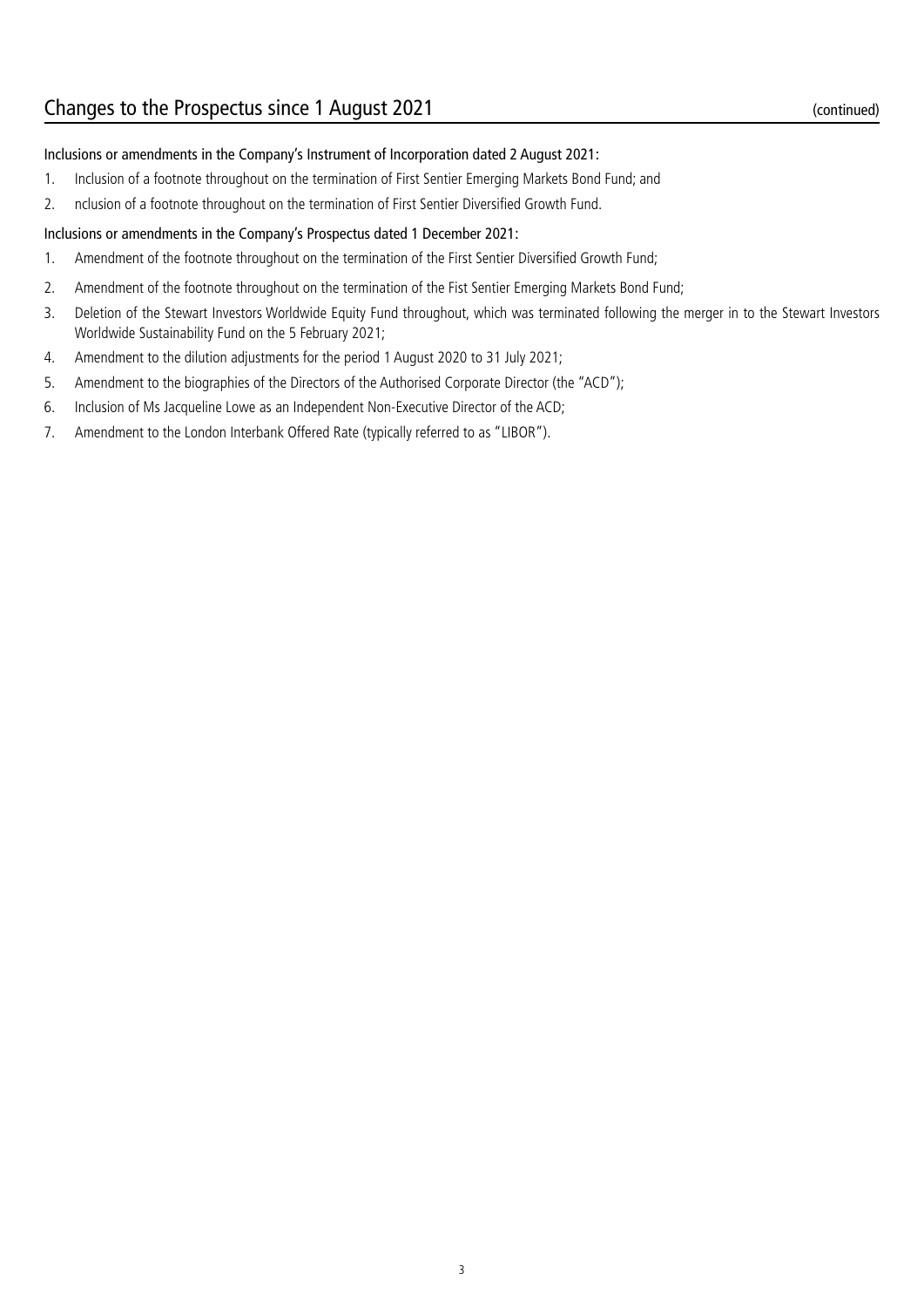## Changes to the Prospectus since 1 August 2021 (continued)

Inclusions or amendments in the Company's Instrument of Incorporation dated 2 August 2021:

1. Inclusion of a footnote throughout on the termination of First Sentier Emerging Markets Bond Fund; and
2. nclusion of a footnote throughout on the termination of First Sentier Diversified Growth Fund.

Inclusions or amendments in the Company's Prospectus dated 1 December 2021:

1. Amendment of the footnote throughout on the termination of the First Sentier Diversified Growth Fund;
2. Amendment of the footnote throughout on the termination of the Fist Sentier Emerging Markets Bond Fund;
3. Deletion of the Stewart Investors Worldwide Equity Fund throughout, which was terminated following the merger in to the Stewart Investors Worldwide Sustainability Fund on the 5 February 2021;
4. Amendment to the dilution adjustments for the period 1 August 2020 to 31 July 2021;
5. Amendment to the biographies of the Directors of the Authorised Corporate Director (the "ACD");
6. Inclusion of Ms Jacqueline Lowe as an Independent Non-Executive Director of the ACD;
7. Amendment to the London Interbank Offered Rate (typically referred to as "LIBOR").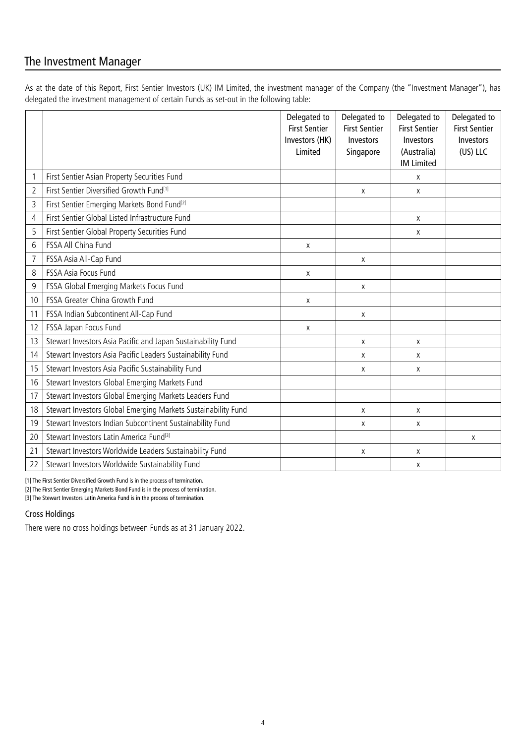## The Investment Manager

As at the date of this Report, First Sentier Investors (UK) IM Limited, the investment manager of the Company (the "Investment Manager"), has delegated the investment management of certain Funds as set-out in the following table:

| | | Delegated to First Sentier Investors (HK) Limited | Delegated to First Sentier Investors Singapore | Delegated to First Sentier Investors (Australia) IM Limited | Delegated to First Sentier Investors (US) LLC |
|---|---|---|---|---|---|
| 1 | First Sentier Asian Property Securities Fund | | | x | |
| 2 | First Sentier Diversified Growth Fund[1] | | x | x | |
| 3 | First Sentier Emerging Markets Bond Fund[2] | | | | |
| 4 | First Sentier Global Listed Infrastructure Fund | | | x | |
| 5 | First Sentier Global Property Securities Fund | | | x | |
| 6 | FSSA All China Fund | x | | | |
| 7 | FSSA Asia All-Cap Fund | | x | | |
| 8 | FSSA Asia Focus Fund | x | | | |
| 9 | FSSA Global Emerging Markets Focus Fund | | x | | |
| 10 | FSSA Greater China Growth Fund | x | | | |
| 11 | FSSA Indian Subcontinent All-Cap Fund | | x | | |
| 12 | FSSA Japan Focus Fund | x | | | |
| 13 | Stewart Investors Asia Pacific and Japan Sustainability Fund | | x | x | |
| 14 | Stewart Investors Asia Pacific Leaders Sustainability Fund | | x | x | |
| 15 | Stewart Investors Asia Pacific Sustainability Fund | | x | x | |
| 16 | Stewart Investors Global Emerging Markets Fund | | | | |
| 17 | Stewart Investors Global Emerging Markets Leaders Fund | | | | |
| 18 | Stewart Investors Global Emerging Markets Sustainability Fund | | x | x | |
| 19 | Stewart Investors Indian Subcontinent Sustainability Fund | | x | x | |
| 20 | Stewart Investors Latin America Fund[3] | | | | x |
| 21 | Stewart Investors Worldwide Leaders Sustainability Fund | | x | x | |
| 22 | Stewart Investors Worldwide Sustainability Fund | | | x | |

[1] The First Sentier Diversified Growth Fund is in the process of termination.

[2] The First Sentier Emerging Markets Bond Fund is in the process of termination.

[3] The Stewart Investors Latin America Fund is in the process of termination.

### Cross Holdings

There were no cross holdings between Funds as at 31 January 2022.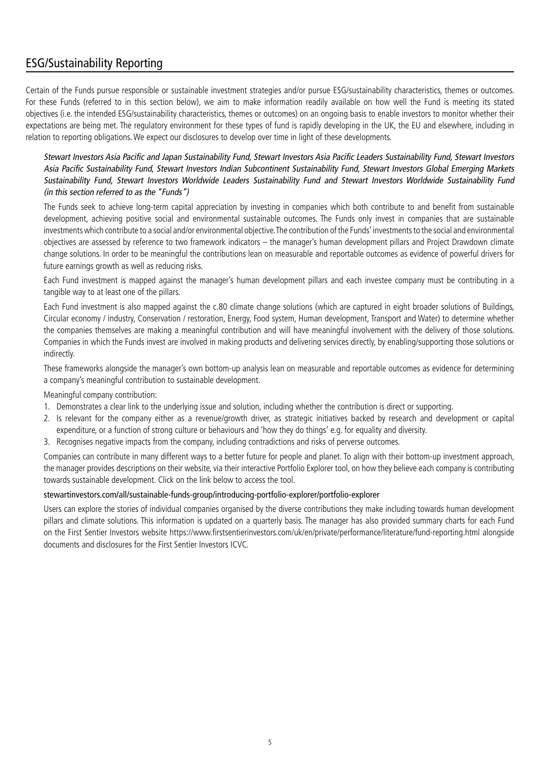# ESG/Sustainability Reporting

Certain of the Funds pursue responsible or sustainable investment strategies and/or pursue ESG/sustainability characteristics, themes or outcomes. For these Funds (referred to in this section below), we aim to make information readily available on how well the Fund is meeting its stated objectives (i.e. the intended ESG/sustainability characteristics, themes or outcomes) on an ongoing basis to enable investors to monitor whether their expectations are being met. The regulatory environment for these types of fund is rapidly developing in the UK, the EU and elsewhere, including in relation to reporting obligations. We expect our disclosures to develop over time in light of these developments.

*Stewart Investors Asia Pacific and Japan Sustainability Fund, Stewart Investors Asia Pacific Leaders Sustainability Fund, Stewart Investors Asia Pacific Sustainability Fund, Stewart Investors Indian Subcontinent Sustainability Fund, Stewart Investors Global Emerging Markets Sustainability Fund, Stewart Investors Worldwide Leaders Sustainability Fund and Stewart Investors Worldwide Sustainability Fund (in this section referred to as the "Funds")*

The Funds seek to achieve long-term capital appreciation by investing in companies which both contribute to and benefit from sustainable development, achieving positive social and environmental sustainable outcomes. The Funds only invest in companies that are sustainable investments which contribute to a social and/or environmental objective. The contribution of the Funds' investments to the social and environmental objectives are assessed by reference to two framework indicators – the manager's human development pillars and Project Drawdown climate change solutions. In order to be meaningful the contributions lean on measurable and reportable outcomes as evidence of powerful drivers for future earnings growth as well as reducing risks.

Each Fund investment is mapped against the manager's human development pillars and each investee company must be contributing in a tangible way to at least one of the pillars.

Each Fund investment is also mapped against the c.80 climate change solutions (which are captured in eight broader solutions of Buildings, Circular economy / industry, Conservation / restoration, Energy, Food system, Human development, Transport and Water) to determine whether the companies themselves are making a meaningful contribution and will have meaningful involvement with the delivery of those solutions. Companies in which the Funds invest are involved in making products and delivering services directly, by enabling/supporting those solutions or indirectly.

These frameworks alongside the manager's own bottom-up analysis lean on measurable and reportable outcomes as evidence for determining a company's meaningful contribution to sustainable development.

Meaningful company contribution:

1. Demonstrates a clear link to the underlying issue and solution, including whether the contribution is direct or supporting.
2. Is relevant for the company either as a revenue/growth driver, as strategic initiatives backed by research and development or capital expenditure, or a function of strong culture or behaviours and 'how they do things' e.g. for equality and diversity.
3. Recognises negative impacts from the company, including contradictions and risks of perverse outcomes.

Companies can contribute in many different ways to a better future for people and planet. To align with their bottom-up investment approach, the manager provides descriptions on their website, via their interactive Portfolio Explorer tool, on how they believe each company is contributing towards sustainable development. Click on the link below to access the tool.

stewartinvestors.com/all/sustainable-funds-group/introducing-portfolio-explorer/portfolio-explorer

Users can explore the stories of individual companies organised by the diverse contributions they make including towards human development pillars and climate solutions. This information is updated on a quarterly basis. The manager has also provided summary charts for each Fund on the First Sentier Investors website https://www.firstsentierinvestors.com/uk/en/private/performance/literature/fund-reporting.html alongside documents and disclosures for the First Sentier Investors ICVC.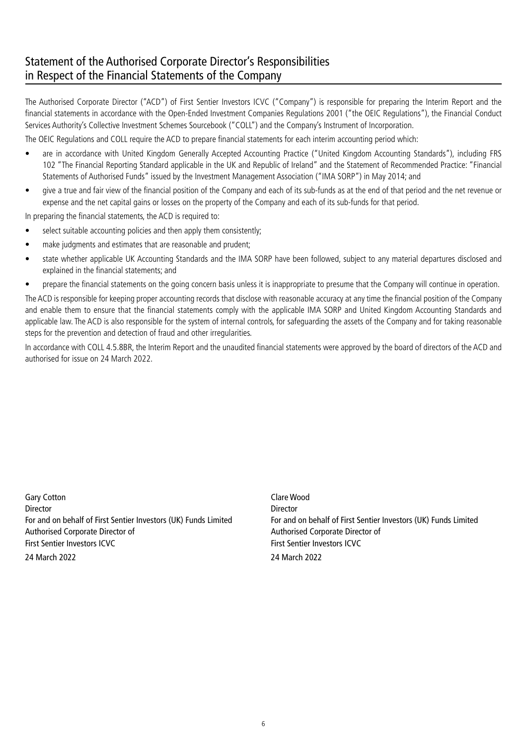## Statement of the Authorised Corporate Director's Responsibilities in Respect of the Financial Statements of the Company

The Authorised Corporate Director ("ACD") of First Sentier Investors ICVC ("Company") is responsible for preparing the Interim Report and the financial statements in accordance with the Open-Ended Investment Companies Regulations 2001 ("the OEIC Regulations"), the Financial Conduct Services Authority's Collective Investment Schemes Sourcebook ("COLL") and the Company's Instrument of Incorporation.

The OEIC Regulations and COLL require the ACD to prepare financial statements for each interim accounting period which:

- are in accordance with United Kingdom Generally Accepted Accounting Practice ("United Kingdom Accounting Standards"), including FRS 102 "The Financial Reporting Standard applicable in the UK and Republic of Ireland" and the Statement of Recommended Practice: "Financial Statements of Authorised Funds" issued by the Investment Management Association ("IMA SORP") in May 2014; and
- give a true and fair view of the financial position of the Company and each of its sub-funds as at the end of that period and the net revenue or expense and the net capital gains or losses on the property of the Company and each of its sub-funds for that period.

In preparing the financial statements, the ACD is required to:

- select suitable accounting policies and then apply them consistently;
- make judgments and estimates that are reasonable and prudent;
- state whether applicable UK Accounting Standards and the IMA SORP have been followed, subject to any material departures disclosed and explained in the financial statements; and
- prepare the financial statements on the going concern basis unless it is inappropriate to presume that the Company will continue in operation.

The ACD is responsible for keeping proper accounting records that disclose with reasonable accuracy at any time the financial position of the Company and enable them to ensure that the financial statements comply with the applicable IMA SORP and United Kingdom Accounting Standards and applicable law. The ACD is also responsible for the system of internal controls, for safeguarding the assets of the Company and for taking reasonable steps for the prevention and detection of fraud and other irregularities.

In accordance with COLL 4.5.8BR, the Interim Report and the unaudited financial statements were approved by the board of directors of the ACD and authorised for issue on 24 March 2022.

Gary Cotton
Director
For and on behalf of First Sentier Investors (UK) Funds Limited
Authorised Corporate Director of
First Sentier Investors ICVC
24 March 2022

Clare Wood
Director
For and on behalf of First Sentier Investors (UK) Funds Limited
Authorised Corporate Director of
First Sentier Investors ICVC
24 March 2022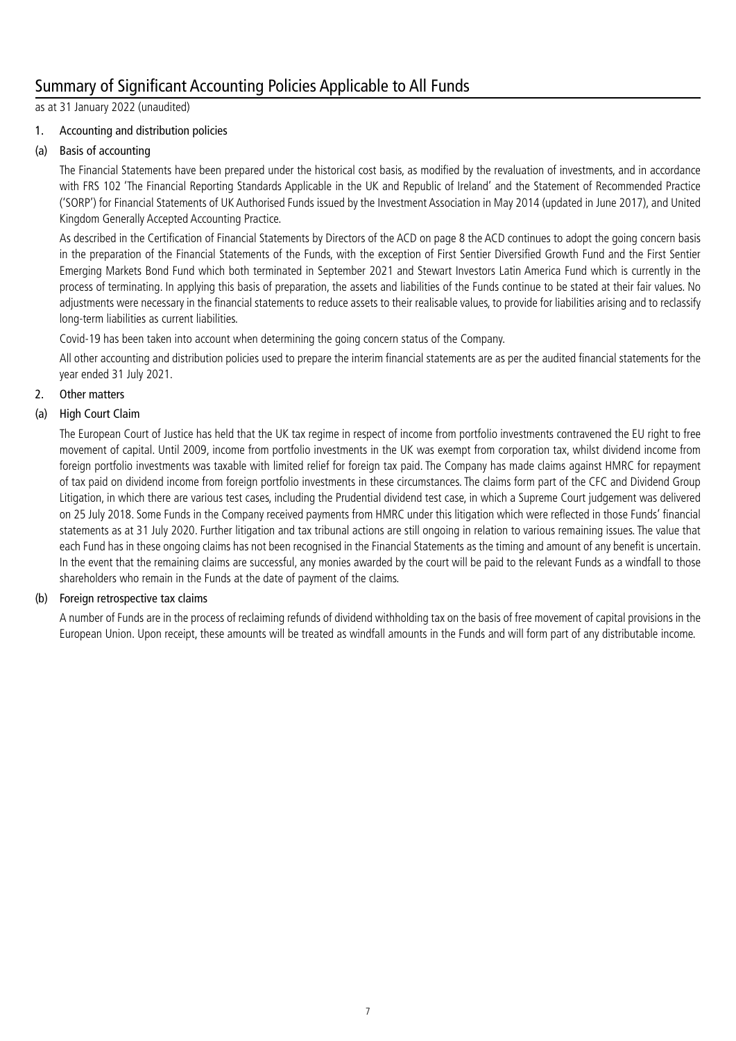# Summary of Significant Accounting Policies Applicable to All Funds

as at 31 January 2022 (unaudited)

## 1. Accounting and distribution policies

### (a) Basis of accounting

The Financial Statements have been prepared under the historical cost basis, as modified by the revaluation of investments, and in accordance with FRS 102 'The Financial Reporting Standards Applicable in the UK and Republic of Ireland' and the Statement of Recommended Practice ('SORP') for Financial Statements of UK Authorised Funds issued by the Investment Association in May 2014 (updated in June 2017), and United Kingdom Generally Accepted Accounting Practice.

As described in the Certification of Financial Statements by Directors of the ACD on page 8 the ACD continues to adopt the going concern basis in the preparation of the Financial Statements of the Funds, with the exception of First Sentier Diversified Growth Fund and the First Sentier Emerging Markets Bond Fund which both terminated in September 2021 and Stewart Investors Latin America Fund which is currently in the process of terminating. In applying this basis of preparation, the assets and liabilities of the Funds continue to be stated at their fair values. No adjustments were necessary in the financial statements to reduce assets to their realisable values, to provide for liabilities arising and to reclassify long-term liabilities as current liabilities.

Covid-19 has been taken into account when determining the going concern status of the Company.

All other accounting and distribution policies used to prepare the interim financial statements are as per the audited financial statements for the year ended 31 July 2021.

## 2. Other matters

### (a) High Court Claim

The European Court of Justice has held that the UK tax regime in respect of income from portfolio investments contravened the EU right to free movement of capital. Until 2009, income from portfolio investments in the UK was exempt from corporation tax, whilst dividend income from foreign portfolio investments was taxable with limited relief for foreign tax paid. The Company has made claims against HMRC for repayment of tax paid on dividend income from foreign portfolio investments in these circumstances. The claims form part of the CFC and Dividend Group Litigation, in which there are various test cases, including the Prudential dividend test case, in which a Supreme Court judgement was delivered on 25 July 2018. Some Funds in the Company received payments from HMRC under this litigation which were reflected in those Funds' financial statements as at 31 July 2020. Further litigation and tax tribunal actions are still ongoing in relation to various remaining issues. The value that each Fund has in these ongoing claims has not been recognised in the Financial Statements as the timing and amount of any benefit is uncertain. In the event that the remaining claims are successful, any monies awarded by the court will be paid to the relevant Funds as a windfall to those shareholders who remain in the Funds at the date of payment of the claims.

### (b) Foreign retrospective tax claims

A number of Funds are in the process of reclaiming refunds of dividend withholding tax on the basis of free movement of capital provisions in the European Union. Upon receipt, these amounts will be treated as windfall amounts in the Funds and will form part of any distributable income.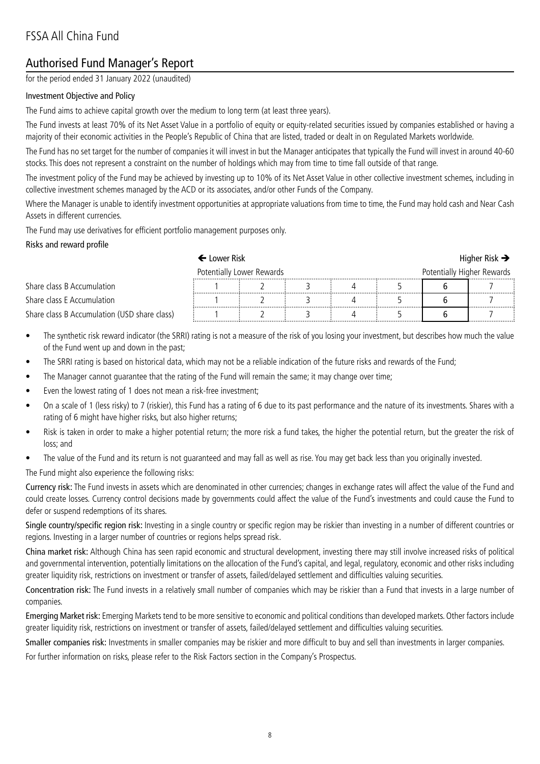# FSSA All China Fund

## Authorised Fund Manager's Report

for the period ended 31 January 2022 (unaudited)

### Investment Objective and Policy

The Fund aims to achieve capital growth over the medium to long term (at least three years).

The Fund invests at least 70% of its Net Asset Value in a portfolio of equity or equity-related securities issued by companies established or having a majority of their economic activities in the People's Republic of China that are listed, traded or dealt in on Regulated Markets worldwide.

The Fund has no set target for the number of companies it will invest in but the Manager anticipates that typically the Fund will invest in around 40-60 stocks. This does not represent a constraint on the number of holdings which may from time to time fall outside of that range.

The investment policy of the Fund may be achieved by investing up to 10% of its Net Asset Value in other collective investment schemes, including in collective investment schemes managed by the ACD or its associates, and/or other Funds of the Company.

Where the Manager is unable to identify investment opportunities at appropriate valuations from time to time, the Fund may hold cash and Near Cash Assets in different currencies.

The Fund may use derivatives for efficient portfolio management purposes only.

### Risks and reward profile

| | ← Lower Risk | | | | | | Higher Risk → |
|---|---|---|---|---|---|---|---|
| | Potentially Lower Rewards | | | | | | Potentially Higher Rewards |
| Share class B Accumulation | 1 | 2 | 3 | 4 | 5 | **6** | 7 |
| Share class E Accumulation | 1 | 2 | 3 | 4 | 5 | **6** | 7 |
| Share class B Accumulation (USD share class) | 1 | 2 | 3 | 4 | 5 | **6** | 7 |

- The synthetic risk reward indicator (the SRRI) rating is not a measure of the risk of you losing your investment, but describes how much the value of the Fund went up and down in the past;
- The SRRI rating is based on historical data, which may not be a reliable indication of the future risks and rewards of the Fund;
- The Manager cannot guarantee that the rating of the Fund will remain the same; it may change over time;
- Even the lowest rating of 1 does not mean a risk-free investment;
- On a scale of 1 (less risky) to 7 (riskier), this Fund has a rating of 6 due to its past performance and the nature of its investments. Shares with a rating of 6 might have higher risks, but also higher returns;
- Risk is taken in order to make a higher potential return; the more risk a fund takes, the higher the potential return, but the greater the risk of loss; and
- The value of the Fund and its return is not guaranteed and may fall as well as rise. You may get back less than you originally invested.

The Fund might also experience the following risks:

**Currency risk:** The Fund invests in assets which are denominated in other currencies; changes in exchange rates will affect the value of the Fund and could create losses. Currency control decisions made by governments could affect the value of the Fund's investments and could cause the Fund to defer or suspend redemptions of its shares.

**Single country/specific region risk:** Investing in a single country or specific region may be riskier than investing in a number of different countries or regions. Investing in a larger number of countries or regions helps spread risk.

**China market risk:** Although China has seen rapid economic and structural development, investing there may still involve increased risks of political and governmental intervention, potentially limitations on the allocation of the Fund's capital, and legal, regulatory, economic and other risks including greater liquidity risk, restrictions on investment or transfer of assets, failed/delayed settlement and difficulties valuing securities.

**Concentration risk:** The Fund invests in a relatively small number of companies which may be riskier than a Fund that invests in a large number of companies.

**Emerging Market risk:** Emerging Markets tend to be more sensitive to economic and political conditions than developed markets. Other factors include greater liquidity risk, restrictions on investment or transfer of assets, failed/delayed settlement and difficulties valuing securities.

**Smaller companies risk:** Investments in smaller companies may be riskier and more difficult to buy and sell than investments in larger companies.

For further information on risks, please refer to the Risk Factors section in the Company's Prospectus.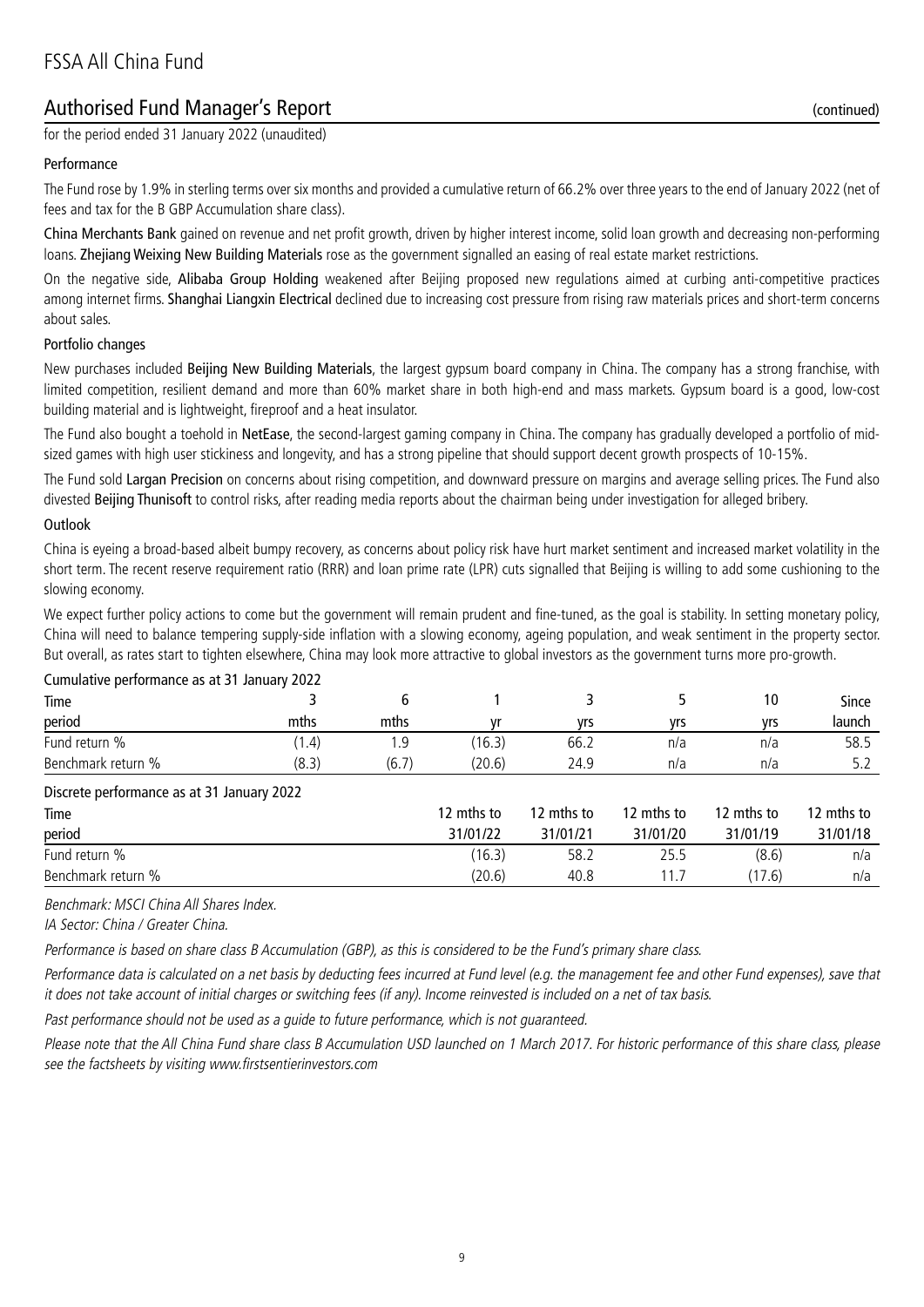# FSSA All China Fund

## Authorised Fund Manager's Report (continued)

for the period ended 31 January 2022 (unaudited)

### Performance

The Fund rose by 1.9% in sterling terms over six months and provided a cumulative return of 66.2% over three years to the end of January 2022 (net of fees and tax for the B GBP Accumulation share class).

**China Merchants Bank** gained on revenue and net profit growth, driven by higher interest income, solid loan growth and decreasing non-performing loans. **Zhejiang Weixing New Building Materials** rose as the government signalled an easing of real estate market restrictions.

On the negative side, **Alibaba Group Holding** weakened after Beijing proposed new regulations aimed at curbing anti-competitive practices among internet firms. **Shanghai Liangxin Electrical** declined due to increasing cost pressure from rising raw materials prices and short-term concerns about sales.

### Portfolio changes

New purchases included **Beijing New Building Materials**, the largest gypsum board company in China. The company has a strong franchise, with limited competition, resilient demand and more than 60% market share in both high-end and mass markets. Gypsum board is a good, low-cost building material and is lightweight, fireproof and a heat insulator.

The Fund also bought a toehold in **NetEase**, the second-largest gaming company in China. The company has gradually developed a portfolio of mid-sized games with high user stickiness and longevity, and has a strong pipeline that should support decent growth prospects of 10-15%.

The Fund sold **Largan Precision** on concerns about rising competition, and downward pressure on margins and average selling prices. The Fund also divested **Beijing Thunisoft** to control risks, after reading media reports about the chairman being under investigation for alleged bribery.

### Outlook

China is eyeing a broad-based albeit bumpy recovery, as concerns about policy risk have hurt market sentiment and increased market volatility in the short term. The recent reserve requirement ratio (RRR) and loan prime rate (LPR) cuts signalled that Beijing is willing to add some cushioning to the slowing economy.

We expect further policy actions to come but the government will remain prudent and fine-tuned, as the goal is stability. In setting monetary policy, China will need to balance tempering supply-side inflation with a slowing economy, ageing population, and weak sentiment in the property sector. But overall, as rates start to tighten elsewhere, China may look more attractive to global investors as the government turns more pro-growth.

**Cumulative performance as at 31 January 2022**

| Time period | 3 mths | 6 mths | 1 yr | 3 yrs | 5 yrs | 10 yrs | Since launch |
|---|---|---|---|---|---|---|---|
| Fund return % | (1.4) | 1.9 | (16.3) | 66.2 | n/a | n/a | 58.5 |
| Benchmark return % | (8.3) | (6.7) | (20.6) | 24.9 | n/a | n/a | 5.2 |

**Discrete performance as at 31 January 2022**

| Time period | 12 mths to 31/01/22 | 12 mths to 31/01/21 | 12 mths to 31/01/20 | 12 mths to 31/01/19 | 12 mths to 31/01/18 |
|---|---|---|---|---|---|
| Fund return % | (16.3) | 58.2 | 25.5 | (8.6) | n/a |
| Benchmark return % | (20.6) | 40.8 | 11.7 | (17.6) | n/a |

*Benchmark: MSCI China All Shares Index.*

*IA Sector: China / Greater China.*

*Performance is based on share class B Accumulation (GBP), as this is considered to be the Fund's primary share class.*

*Performance data is calculated on a net basis by deducting fees incurred at Fund level (e.g. the management fee and other Fund expenses), save that it does not take account of initial charges or switching fees (if any). Income reinvested is included on a net of tax basis.*

*Past performance should not be used as a guide to future performance, which is not guaranteed.*

*Please note that the All China Fund share class B Accumulation USD launched on 1 March 2017. For historic performance of this share class, please see the factsheets by visiting www.firstsentierinvestors.com*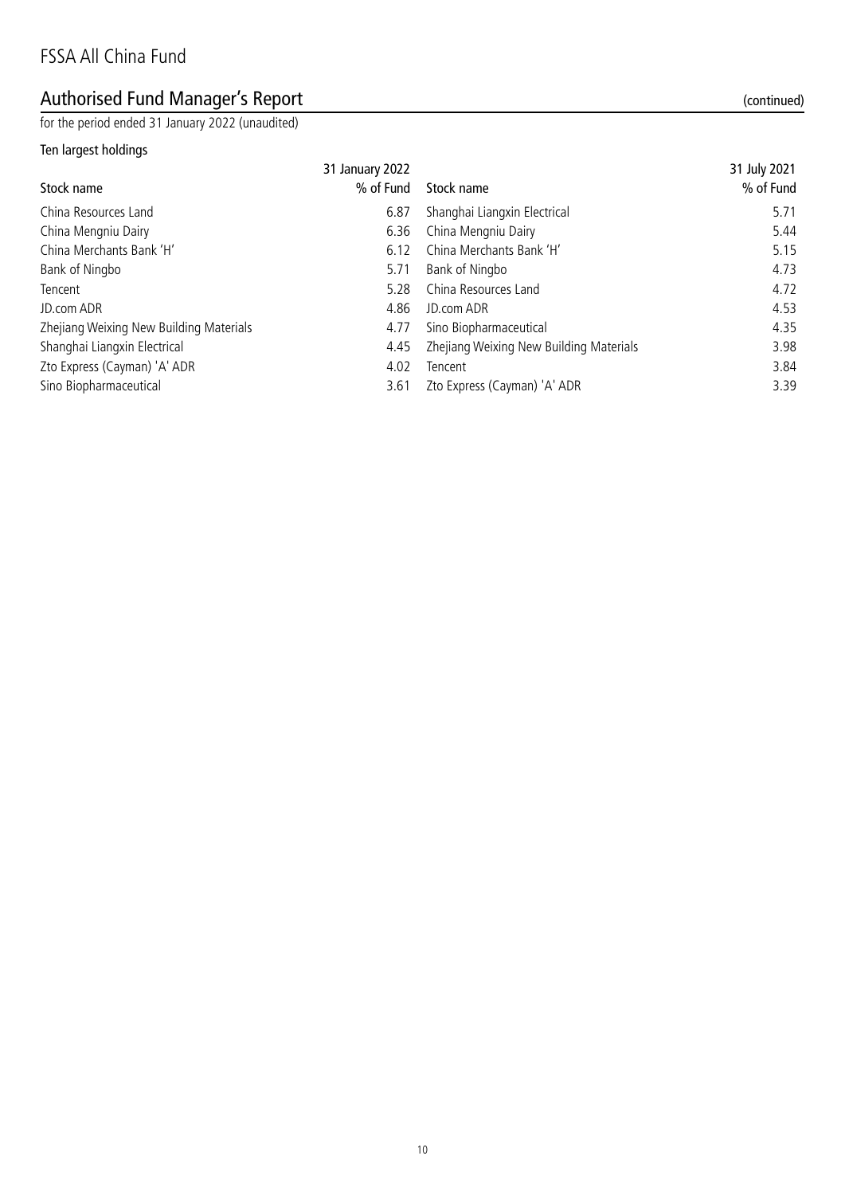# FSSA All China Fund

## Authorised Fund Manager's Report (continued)

for the period ended 31 January 2022 (unaudited)

### Ten largest holdings

| Stock name | 31 January 2022 % of Fund | Stock name | 31 July 2021 % of Fund |
|---|---|---|---|
| China Resources Land | 6.87 | Shanghai Liangxin Electrical | 5.71 |
| China Mengniu Dairy | 6.36 | China Mengniu Dairy | 5.44 |
| China Merchants Bank 'H' | 6.12 | China Merchants Bank 'H' | 5.15 |
| Bank of Ningbo | 5.71 | Bank of Ningbo | 4.73 |
| Tencent | 5.28 | China Resources Land | 4.72 |
| JD.com ADR | 4.86 | JD.com ADR | 4.53 |
| Zhejiang Weixing New Building Materials | 4.77 | Sino Biopharmaceutical | 4.35 |
| Shanghai Liangxin Electrical | 4.45 | Zhejiang Weixing New Building Materials | 3.98 |
| Zto Express (Cayman) 'A' ADR | 4.02 | Tencent | 3.84 |
| Sino Biopharmaceutical | 3.61 | Zto Express (Cayman) 'A' ADR | 3.39 |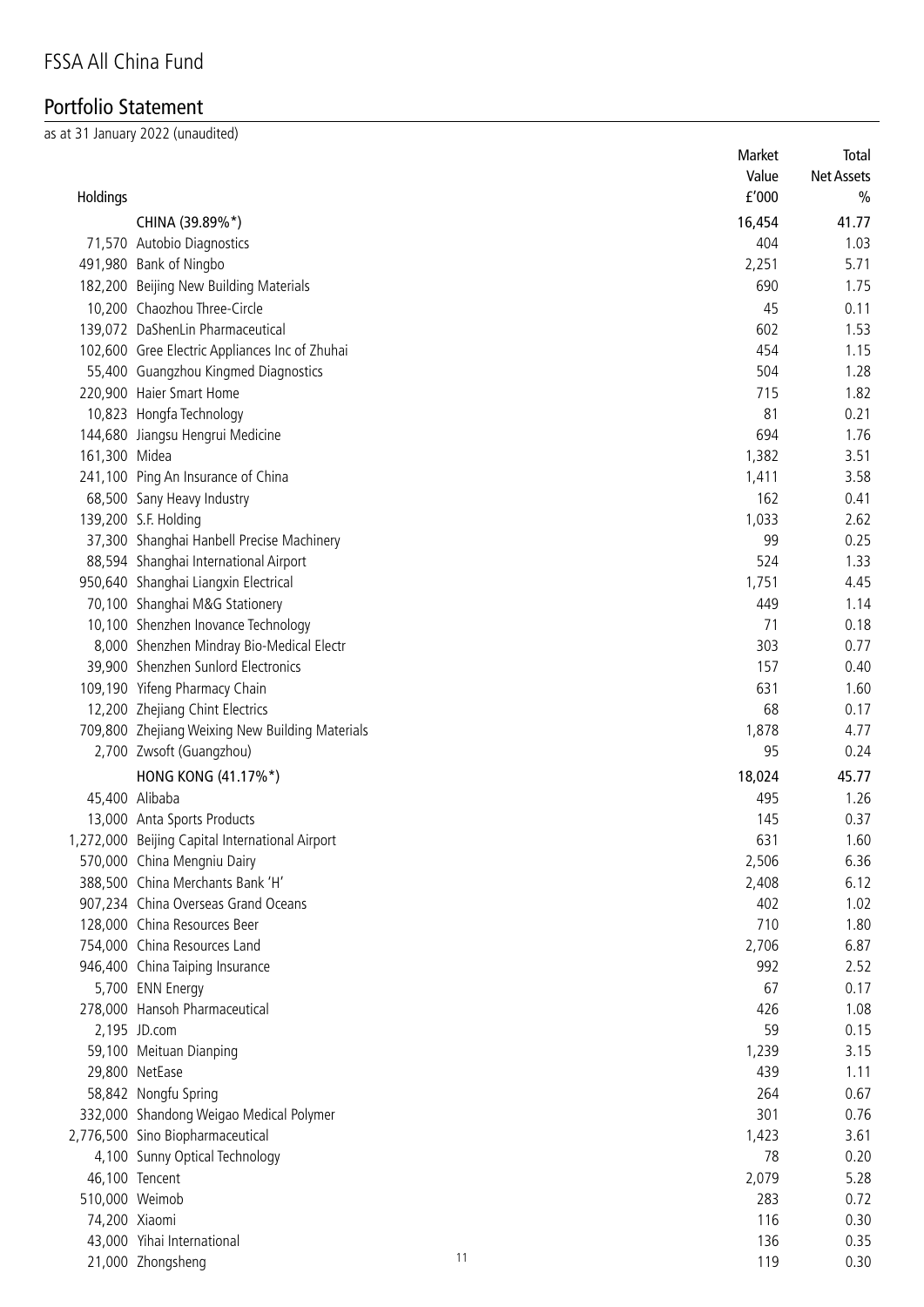# FSSA All China Fund

## Portfolio Statement

as at 31 January 2022 (unaudited)

| Holdings | | Market Value £'000 | Total Net Assets % |
|---|---|---|---|
| | CHINA (39.89%*) | 16,454 | 41.77 |
| 71,570 | Autobio Diagnostics | 404 | 1.03 |
| 491,980 | Bank of Ningbo | 2,251 | 5.71 |
| 182,200 | Beijing New Building Materials | 690 | 1.75 |
| 10,200 | Chaozhou Three-Circle | 45 | 0.11 |
| 139,072 | DaShenLin Pharmaceutical | 602 | 1.53 |
| 102,600 | Gree Electric Appliances Inc of Zhuhai | 454 | 1.15 |
| 55,400 | Guangzhou Kingmed Diagnostics | 504 | 1.28 |
| 220,900 | Haier Smart Home | 715 | 1.82 |
| 10,823 | Hongfa Technology | 81 | 0.21 |
| 144,680 | Jiangsu Hengrui Medicine | 694 | 1.76 |
| 161,300 | Midea | 1,382 | 3.51 |
| 241,100 | Ping An Insurance of China | 1,411 | 3.58 |
| 68,500 | Sany Heavy Industry | 162 | 0.41 |
| 139,200 | S.F. Holding | 1,033 | 2.62 |
| 37,300 | Shanghai Hanbell Precise Machinery | 99 | 0.25 |
| 88,594 | Shanghai International Airport | 524 | 1.33 |
| 950,640 | Shanghai Liangxin Electrical | 1,751 | 4.45 |
| 70,100 | Shanghai M&G Stationery | 449 | 1.14 |
| 10,100 | Shenzhen Inovance Technology | 71 | 0.18 |
| 8,000 | Shenzhen Mindray Bio-Medical Electr | 303 | 0.77 |
| 39,900 | Shenzhen Sunlord Electronics | 157 | 0.40 |
| 109,190 | Yifeng Pharmacy Chain | 631 | 1.60 |
| 12,200 | Zhejiang Chint Electrics | 68 | 0.17 |
| 709,800 | Zhejiang Weixing New Building Materials | 1,878 | 4.77 |
| 2,700 | Zwsoft (Guangzhou) | 95 | 0.24 |
| | HONG KONG (41.17%*) | 18,024 | 45.77 |
| 45,400 | Alibaba | 495 | 1.26 |
| 13,000 | Anta Sports Products | 145 | 0.37 |
| 1,272,000 | Beijing Capital International Airport | 631 | 1.60 |
| 570,000 | China Mengniu Dairy | 2,506 | 6.36 |
| 388,500 | China Merchants Bank 'H' | 2,408 | 6.12 |
| 907,234 | China Overseas Grand Oceans | 402 | 1.02 |
| 128,000 | China Resources Beer | 710 | 1.80 |
| 754,000 | China Resources Land | 2,706 | 6.87 |
| 946,400 | China Taiping Insurance | 992 | 2.52 |
| 5,700 | ENN Energy | 67 | 0.17 |
| 278,000 | Hansoh Pharmaceutical | 426 | 1.08 |
| 2,195 | JD.com | 59 | 0.15 |
| 59,100 | Meituan Dianping | 1,239 | 3.15 |
| 29,800 | NetEase | 439 | 1.11 |
| 58,842 | Nongfu Spring | 264 | 0.67 |
| 332,000 | Shandong Weigao Medical Polymer | 301 | 0.76 |
| 2,776,500 | Sino Biopharmaceutical | 1,423 | 3.61 |
| 4,100 | Sunny Optical Technology | 78 | 0.20 |
| 46,100 | Tencent | 2,079 | 5.28 |
| 510,000 | Weimob | 283 | 0.72 |
| 74,200 | Xiaomi | 116 | 0.30 |
| 43,000 | Yihai International | 136 | 0.35 |
| 21,000 | Zhongsheng | 119 | 0.30 |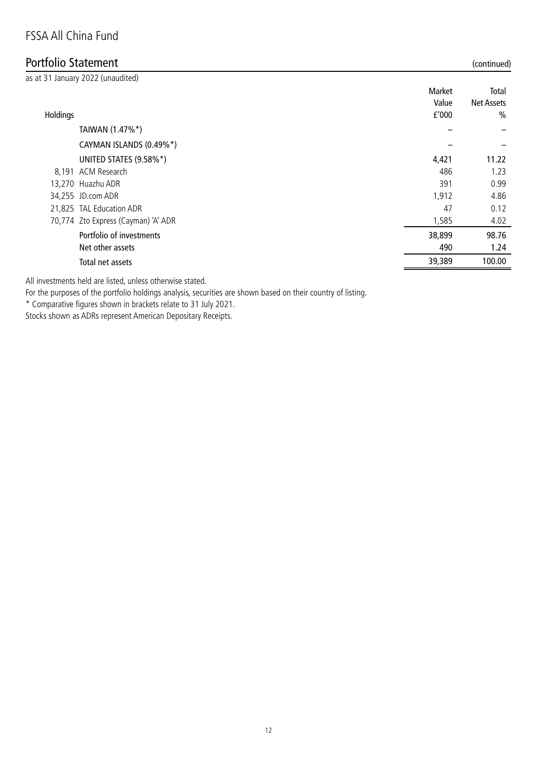# FSSA All China Fund

## Portfolio Statement (continued)

as at 31 January 2022 (unaudited)

| Holdings | | Market Value £'000 | Total Net Assets % |
|---|---|---|---|
| | TAIWAN (1.47%*) | – | – |
| | CAYMAN ISLANDS (0.49%*) | – | – |
| | UNITED STATES (9.58%*) | 4,421 | 11.22 |
| 8,191 | ACM Research | 486 | 1.23 |
| 13,270 | Huazhu ADR | 391 | 0.99 |
| 34,255 | JD.com ADR | 1,912 | 4.86 |
| 21,825 | TAL Education ADR | 47 | 0.12 |
| 70,774 | Zto Express (Cayman) 'A' ADR | 1,585 | 4.02 |
| | Portfolio of investments | 38,899 | 98.76 |
| | Net other assets | 490 | 1.24 |
| | Total net assets | 39,389 | 100.00 |

All investments held are listed, unless otherwise stated.

For the purposes of the portfolio holdings analysis, securities are shown based on their country of listing.

* Comparative figures shown in brackets relate to 31 July 2021.

Stocks shown as ADRs represent American Depositary Receipts.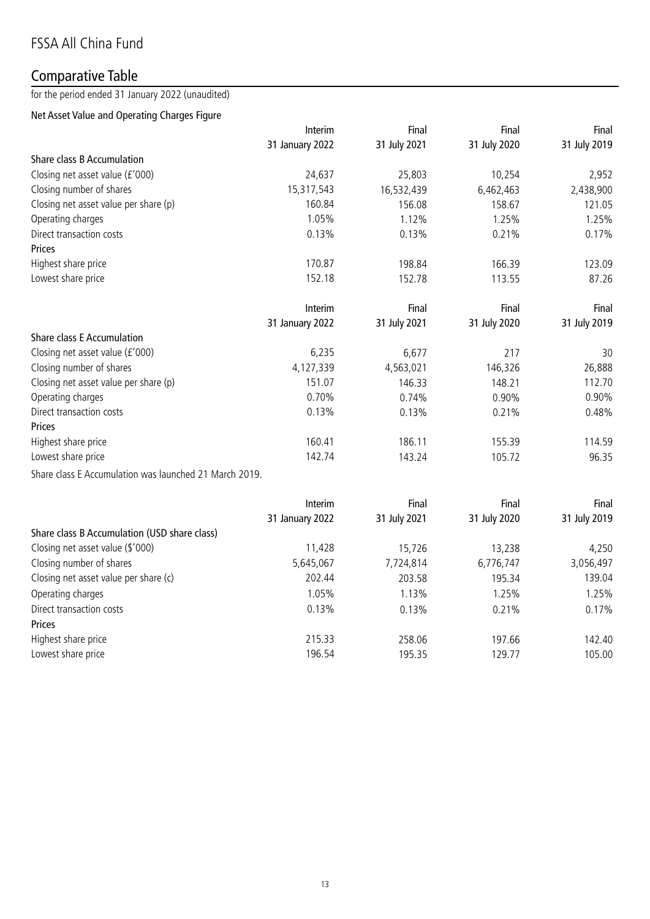# FSSA All China Fund

## Comparative Table

for the period ended 31 January 2022 (unaudited)

### Net Asset Value and Operating Charges Figure

| | Interim 31 January 2022 | Final 31 July 2021 | Final 31 July 2020 | Final 31 July 2019 |
|---|---|---|---|---|
| **Share class B Accumulation** | | | | |
| Closing net asset value (£'000) | 24,637 | 25,803 | 10,254 | 2,952 |
| Closing number of shares | 15,317,543 | 16,532,439 | 6,462,463 | 2,438,900 |
| Closing net asset value per share (p) | 160.84 | 156.08 | 158.67 | 121.05 |
| Operating charges | 1.05% | 1.12% | 1.25% | 1.25% |
| Direct transaction costs | 0.13% | 0.13% | 0.21% | 0.17% |
| **Prices** | | | | |
| Highest share price | 170.87 | 198.84 | 166.39 | 123.09 |
| Lowest share price | 152.18 | 152.78 | 113.55 | 87.26 |

| | Interim 31 January 2022 | Final 31 July 2021 | Final 31 July 2020 | Final 31 July 2019 |
|---|---|---|---|---|
| **Share class E Accumulation** | | | | |
| Closing net asset value (£'000) | 6,235 | 6,677 | 217 | 30 |
| Closing number of shares | 4,127,339 | 4,563,021 | 146,326 | 26,888 |
| Closing net asset value per share (p) | 151.07 | 146.33 | 148.21 | 112.70 |
| Operating charges | 0.70% | 0.74% | 0.90% | 0.90% |
| Direct transaction costs | 0.13% | 0.13% | 0.21% | 0.48% |
| **Prices** | | | | |
| Highest share price | 160.41 | 186.11 | 155.39 | 114.59 |
| Lowest share price | 142.74 | 143.24 | 105.72 | 96.35 |

Share class E Accumulation was launched 21 March 2019.

| | Interim 31 January 2022 | Final 31 July 2021 | Final 31 July 2020 | Final 31 July 2019 |
|---|---|---|---|---|
| **Share class B Accumulation (USD share class)** | | | | |
| Closing net asset value ($'000) | 11,428 | 15,726 | 13,238 | 4,250 |
| Closing number of shares | 5,645,067 | 7,724,814 | 6,776,747 | 3,056,497 |
| Closing net asset value per share (c) | 202.44 | 203.58 | 195.34 | 139.04 |
| Operating charges | 1.05% | 1.13% | 1.25% | 1.25% |
| Direct transaction costs | 0.13% | 0.13% | 0.21% | 0.17% |
| **Prices** | | | | |
| Highest share price | 215.33 | 258.06 | 197.66 | 142.40 |
| Lowest share price | 196.54 | 195.35 | 129.77 | 105.00 |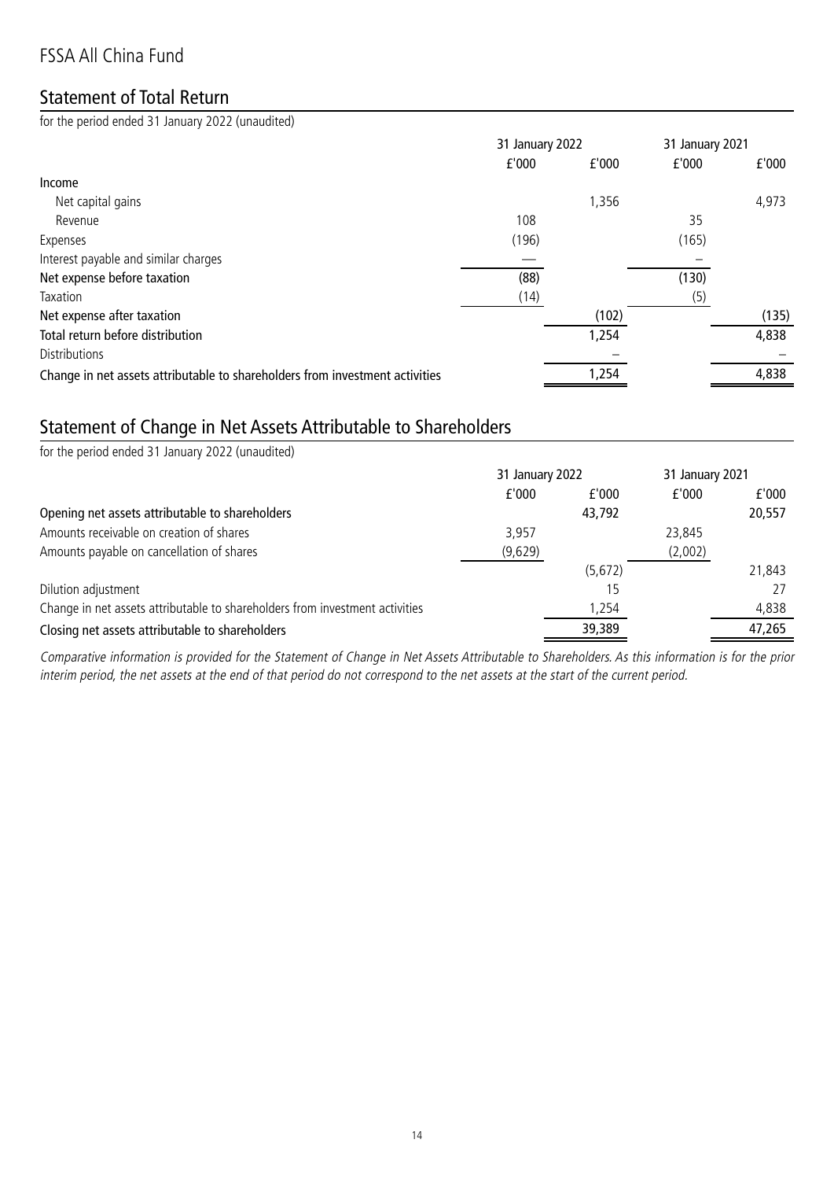# FSSA All China Fund

## Statement of Total Return

for the period ended 31 January 2022 (unaudited)

| | 31 January 2022 | | 31 January 2021 | |
|---|---|---|---|---|
| | £'000 | £'000 | £'000 | £'000 |
| **Income** | | | | |
| Net capital gains | | 1,356 | | 4,973 |
| Revenue | 108 | | 35 | |
| Expenses | (196) | | (165) | |
| Interest payable and similar charges | – | | – | |
| **Net expense before taxation** | (88) | | (130) | |
| Taxation | (14) | | (5) | |
| **Net expense after taxation** | | (102) | | (135) |
| **Total return before distribution** | | 1,254 | | 4,838 |
| Distributions | | – | | – |
| **Change in net assets attributable to shareholders from investment activities** | | 1,254 | | 4,838 |

## Statement of Change in Net Assets Attributable to Shareholders

for the period ended 31 January 2022 (unaudited)

| | 31 January 2022 | | 31 January 2021 | |
|---|---|---|---|---|
| | £'000 | £'000 | £'000 | £'000 |
| **Opening net assets attributable to shareholders** | | 43,792 | | 20,557 |
| Amounts receivable on creation of shares | 3,957 | | 23,845 | |
| Amounts payable on cancellation of shares | (9,629) | | (2,002) | |
| | | (5,672) | | 21,843 |
| Dilution adjustment | | 15 | | 27 |
| Change in net assets attributable to shareholders from investment activities | | 1,254 | | 4,838 |
| **Closing net assets attributable to shareholders** | | 39,389 | | 47,265 |

*Comparative information is provided for the Statement of Change in Net Assets Attributable to Shareholders. As this information is for the prior interim period, the net assets at the end of that period do not correspond to the net assets at the start of the current period.*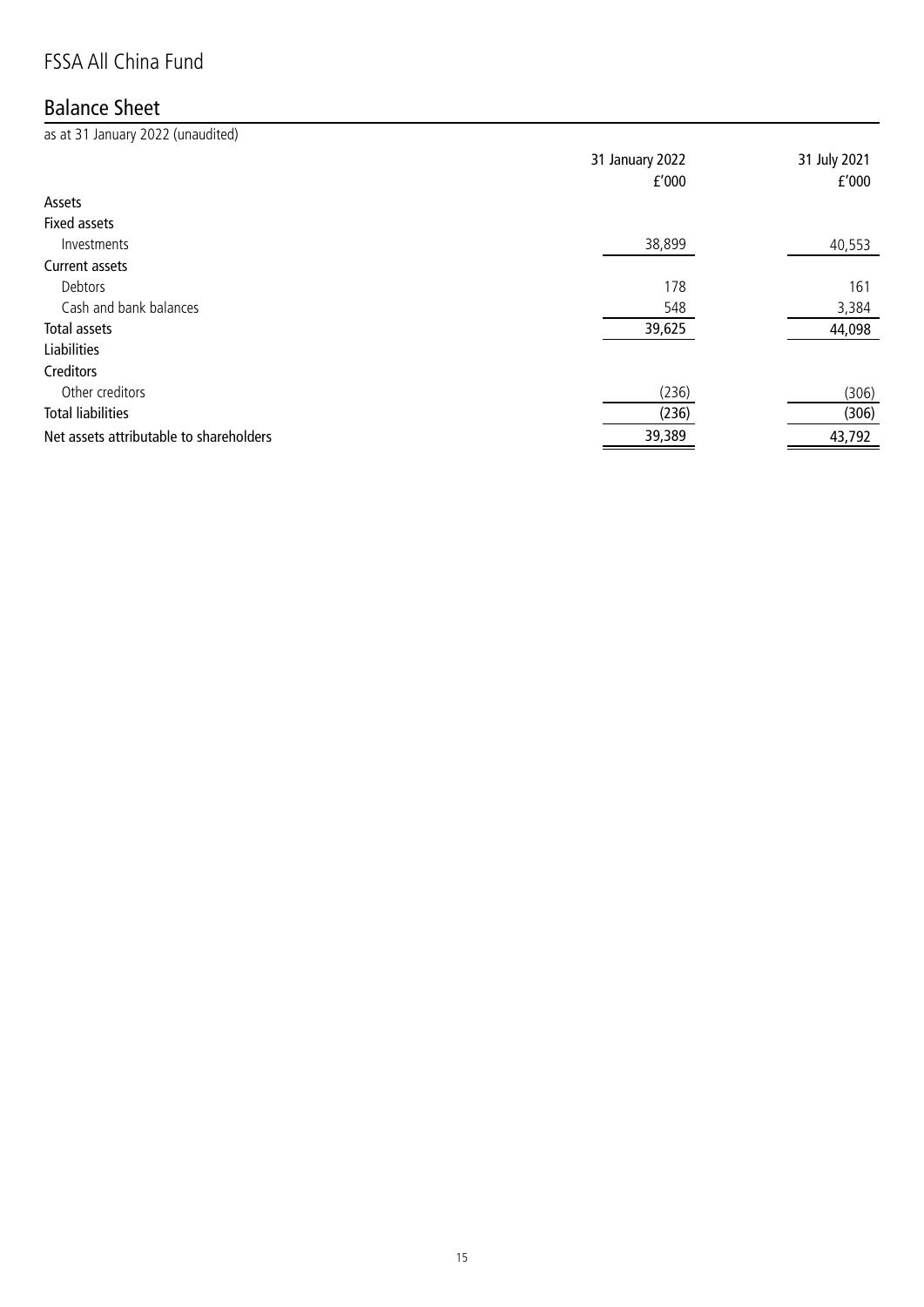# FSSA All China Fund

## Balance Sheet

as at 31 January 2022 (unaudited)

| | 31 January 2022<br>£'000 | 31 July 2021<br>£'000 |
|---|---|---|
| **Assets** | | |
| **Fixed assets** | | |
| Investments | 38,899 | 40,553 |
| **Current assets** | | |
| Debtors | 178 | 161 |
| Cash and bank balances | 548 | 3,384 |
| **Total assets** | 39,625 | 44,098 |
| **Liabilities** | | |
| **Creditors** | | |
| Other creditors | (236) | (306) |
| **Total liabilities** | (236) | (306) |
| **Net assets attributable to shareholders** | 39,389 | 43,792 |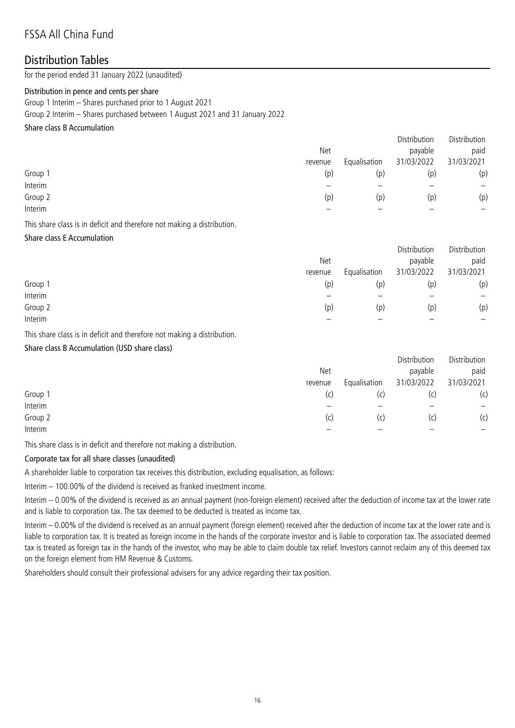# FSSA All China Fund

## Distribution Tables

for the period ended 31 January 2022 (unaudited)

### Distribution in pence and cents per share

Group 1 Interim – Shares purchased prior to 1 August 2021

Group 2 Interim – Shares purchased between 1 August 2021 and 31 January 2022

#### Share class B Accumulation

| | Net revenue | Equalisation | Distribution payable 31/03/2022 | Distribution paid 31/03/2021 |
|---|---|---|---|---|
| Group 1 | (p) | (p) | (p) | (p) |
| Interim | – | – | – | – |
| Group 2 | (p) | (p) | (p) | (p) |
| Interim | – | – | – | – |

This share class is in deficit and therefore not making a distribution.

#### Share class E Accumulation

| | Net revenue | Equalisation | Distribution payable 31/03/2022 | Distribution paid 31/03/2021 |
|---|---|---|---|---|
| Group 1 | (p) | (p) | (p) | (p) |
| Interim | – | – | – | – |
| Group 2 | (p) | (p) | (p) | (p) |
| Interim | – | – | – | – |

This share class is in deficit and therefore not making a distribution.

#### Share class B Accumulation (USD share class)

| | Net revenue | Equalisation | Distribution payable 31/03/2022 | Distribution paid 31/03/2021 |
|---|---|---|---|---|
| Group 1 | (c) | (c) | (c) | (c) |
| Interim | – | – | – | – |
| Group 2 | (c) | (c) | (c) | (c) |
| Interim | – | – | – | – |

This share class is in deficit and therefore not making a distribution.

#### Corporate tax for all share classes (unaudited)

A shareholder liable to corporation tax receives this distribution, excluding equalisation, as follows:

Interim – 100.00% of the dividend is received as franked investment income.

Interim – 0.00% of the dividend is received as an annual payment (non-foreign element) received after the deduction of income tax at the lower rate and is liable to corporation tax. The tax deemed to be deducted is treated as income tax.

Interim – 0.00% of the dividend is received as an annual payment (foreign element) received after the deduction of income tax at the lower rate and is liable to corporation tax. It is treated as foreign income in the hands of the corporate investor and is liable to corporation tax. The associated deemed tax is treated as foreign tax in the hands of the investor, who may be able to claim double tax relief. Investors cannot reclaim any of this deemed tax on the foreign element from HM Revenue & Customs.

Shareholders should consult their professional advisers for any advice regarding their tax position.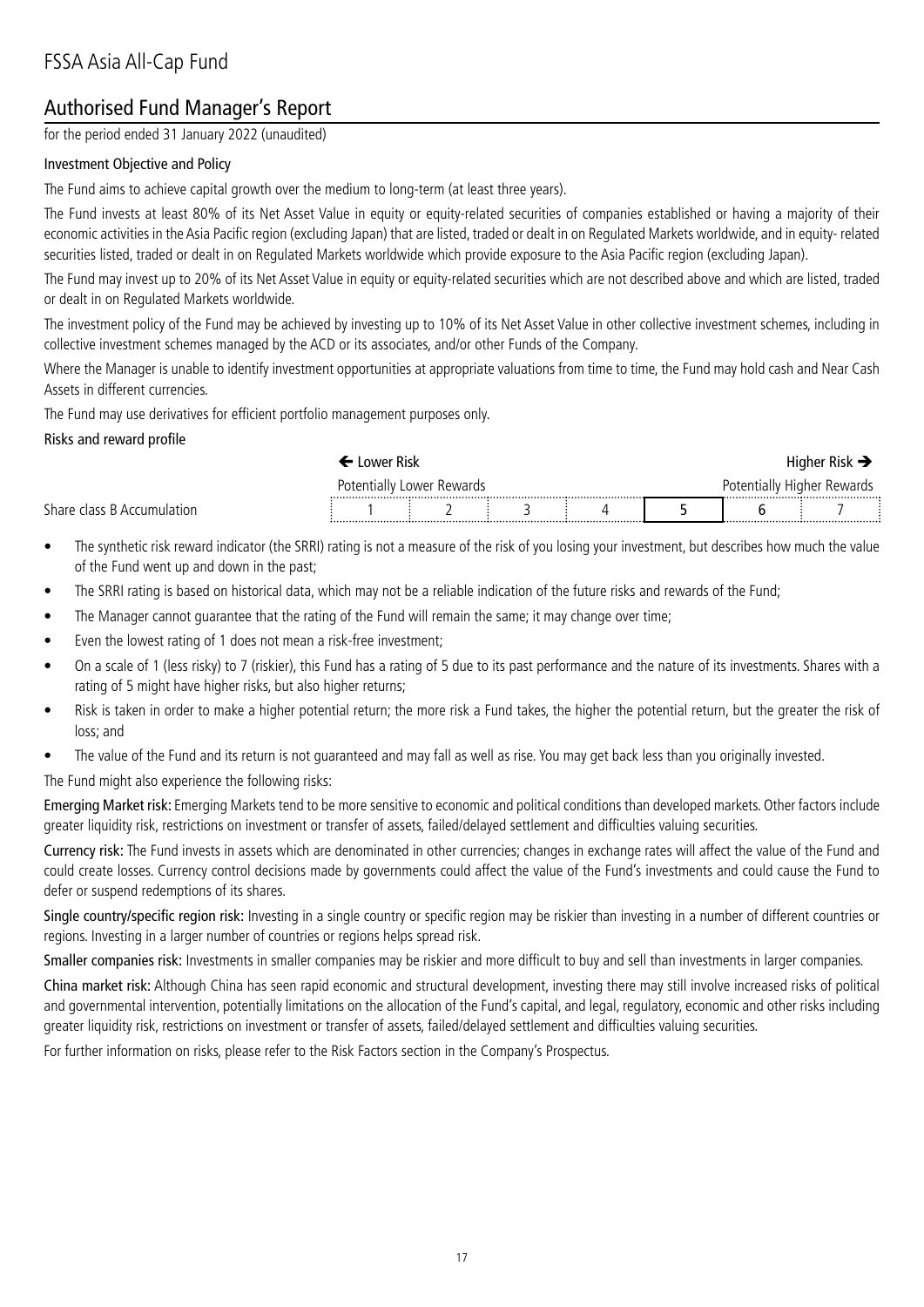# FSSA Asia All-Cap Fund

## Authorised Fund Manager's Report

for the period ended 31 January 2022 (unaudited)

### Investment Objective and Policy

The Fund aims to achieve capital growth over the medium to long-term (at least three years).

The Fund invests at least 80% of its Net Asset Value in equity or equity-related securities of companies established or having a majority of their economic activities in the Asia Pacific region (excluding Japan) that are listed, traded or dealt in on Regulated Markets worldwide, and in equity- related securities listed, traded or dealt in on Regulated Markets worldwide which provide exposure to the Asia Pacific region (excluding Japan).

The Fund may invest up to 20% of its Net Asset Value in equity or equity-related securities which are not described above and which are listed, traded or dealt in on Regulated Markets worldwide.

The investment policy of the Fund may be achieved by investing up to 10% of its Net Asset Value in other collective investment schemes, including in collective investment schemes managed by the ACD or its associates, and/or other Funds of the Company.

Where the Manager is unable to identify investment opportunities at appropriate valuations from time to time, the Fund may hold cash and Near Cash Assets in different currencies.

The Fund may use derivatives for efficient portfolio management purposes only.

### Risks and reward profile

| | ← Lower Risk | | | | | | Higher Risk → |
|---|---|---|---|---|---|---|---|
| | Potentially Lower Rewards | | | | | | Potentially Higher Rewards |
| Share class B Accumulation | 1 | 2 | 3 | 4 | **5** | 6 | 7 |

- The synthetic risk reward indicator (the SRRI) rating is not a measure of the risk of you losing your investment, but describes how much the value of the Fund went up and down in the past;
- The SRRI rating is based on historical data, which may not be a reliable indication of the future risks and rewards of the Fund;
- The Manager cannot guarantee that the rating of the Fund will remain the same; it may change over time;
- Even the lowest rating of 1 does not mean a risk-free investment;
- On a scale of 1 (less risky) to 7 (riskier), this Fund has a rating of 5 due to its past performance and the nature of its investments. Shares with a rating of 5 might have higher risks, but also higher returns;
- Risk is taken in order to make a higher potential return; the more risk a Fund takes, the higher the potential return, but the greater the risk of loss; and
- The value of the Fund and its return is not guaranteed and may fall as well as rise. You may get back less than you originally invested.

The Fund might also experience the following risks:

**Emerging Market risk:** Emerging Markets tend to be more sensitive to economic and political conditions than developed markets. Other factors include greater liquidity risk, restrictions on investment or transfer of assets, failed/delayed settlement and difficulties valuing securities.

**Currency risk:** The Fund invests in assets which are denominated in other currencies; changes in exchange rates will affect the value of the Fund and could create losses. Currency control decisions made by governments could affect the value of the Fund's investments and could cause the Fund to defer or suspend redemptions of its shares.

**Single country/specific region risk:** Investing in a single country or specific region may be riskier than investing in a number of different countries or regions. Investing in a larger number of countries or regions helps spread risk.

**Smaller companies risk:** Investments in smaller companies may be riskier and more difficult to buy and sell than investments in larger companies.

**China market risk:** Although China has seen rapid economic and structural development, investing there may still involve increased risks of political and governmental intervention, potentially limitations on the allocation of the Fund's capital, and legal, regulatory, economic and other risks including greater liquidity risk, restrictions on investment or transfer of assets, failed/delayed settlement and difficulties valuing securities.

For further information on risks, please refer to the Risk Factors section in the Company's Prospectus.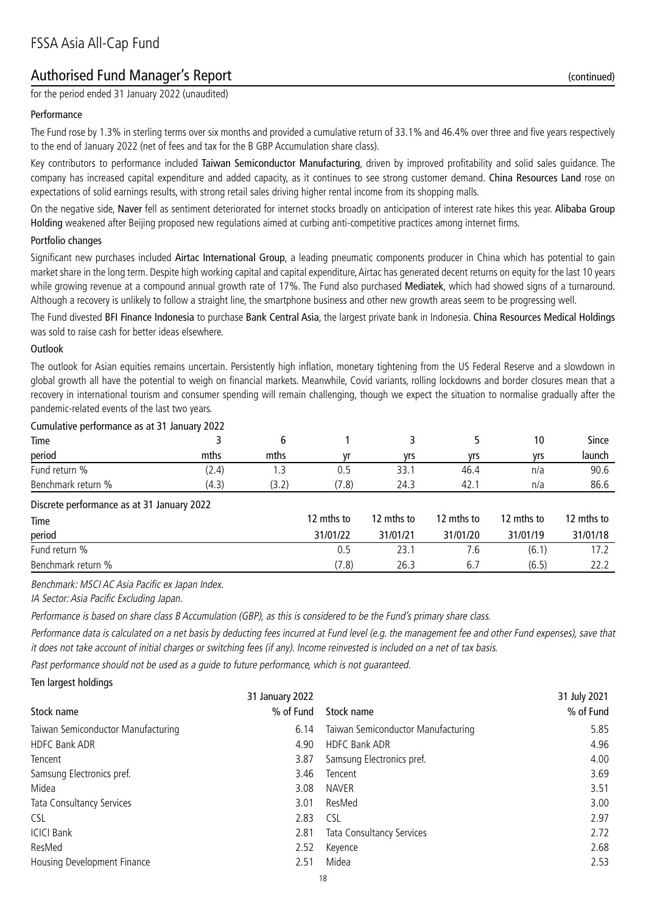# FSSA Asia All-Cap Fund

## Authorised Fund Manager's Report (continued)

for the period ended 31 January 2022 (unaudited)

### Performance

The Fund rose by 1.3% in sterling terms over six months and provided a cumulative return of 33.1% and 46.4% over three and five years respectively to the end of January 2022 (net of fees and tax for the B GBP Accumulation share class).

Key contributors to performance included **Taiwan Semiconductor Manufacturing**, driven by improved profitability and solid sales guidance. The company has increased capital expenditure and added capacity, as it continues to see strong customer demand. **China Resources Land** rose on expectations of solid earnings results, with strong retail sales driving higher rental income from its shopping malls.

On the negative side, **Naver** fell as sentiment deteriorated for internet stocks broadly on anticipation of interest rate hikes this year. **Alibaba Group Holding** weakened after Beijing proposed new regulations aimed at curbing anti-competitive practices among internet firms.

### Portfolio changes

Significant new purchases included **Airtac International Group**, a leading pneumatic components producer in China which has potential to gain market share in the long term. Despite high working capital and capital expenditure, Airtac has generated decent returns on equity for the last 10 years while growing revenue at a compound annual growth rate of 17%. The Fund also purchased **Mediatek**, which had showed signs of a turnaround. Although a recovery is unlikely to follow a straight line, the smartphone business and other new growth areas seem to be progressing well.

The Fund divested **BFI Finance Indonesia** to purchase **Bank Central Asia**, the largest private bank in Indonesia. **China Resources Medical Holdings** was sold to raise cash for better ideas elsewhere.

### Outlook

The outlook for Asian equities remains uncertain. Persistently high inflation, monetary tightening from the US Federal Reserve and a slowdown in global growth all have the potential to weigh on financial markets. Meanwhile, Covid variants, rolling lockdowns and border closures mean that a recovery in international tourism and consumer spending will remain challenging, though we expect the situation to normalise gradually after the pandemic-related events of the last two years.

#### Cumulative performance as at 31 January 2022

| Time period | 3 mths | 6 mths | 1 yr | 3 yrs | 5 yrs | 10 yrs | Since launch |
|---|---|---|---|---|---|---|---|
| Fund return % | (2.4) | 1.3 | 0.5 | 33.1 | 46.4 | n/a | 90.6 |
| Benchmark return % | (4.3) | (3.2) | (7.8) | 24.3 | 42.1 | n/a | 86.6 |

#### Discrete performance as at 31 January 2022

| Time period | 12 mths to 31/01/22 | 12 mths to 31/01/21 | 12 mths to 31/01/20 | 12 mths to 31/01/19 | 12 mths to 31/01/18 |
|---|---|---|---|---|---|
| Fund return % | 0.5 | 23.1 | 7.6 | (6.1) | 17.2 |
| Benchmark return % | (7.8) | 26.3 | 6.7 | (6.5) | 22.2 |

*Benchmark: MSCI AC Asia Pacific ex Japan Index.*

*IA Sector: Asia Pacific Excluding Japan.*

*Performance is based on share class B Accumulation (GBP), as this is considered to be the Fund's primary share class.*

*Performance data is calculated on a net basis by deducting fees incurred at Fund level (e.g. the management fee and other Fund expenses), save that it does not take account of initial charges or switching fees (if any). Income reinvested is included on a net of tax basis.*

*Past performance should not be used as a guide to future performance, which is not guaranteed.*

#### Ten largest holdings

| Stock name | 31 January 2022 % of Fund | Stock name | 31 July 2021 % of Fund |
|---|---|---|---|
| Taiwan Semiconductor Manufacturing | 6.14 | Taiwan Semiconductor Manufacturing | 5.85 |
| HDFC Bank ADR | 4.90 | HDFC Bank ADR | 4.96 |
| Tencent | 3.87 | Samsung Electronics pref. | 4.00 |
| Samsung Electronics pref. | 3.46 | Tencent | 3.69 |
| Midea | 3.08 | NAVER | 3.51 |
| Tata Consultancy Services | 3.01 | ResMed | 3.00 |
| CSL | 2.83 | CSL | 2.97 |
| ICICI Bank | 2.81 | Tata Consultancy Services | 2.72 |
| ResMed | 2.52 | Keyence | 2.68 |
| Housing Development Finance | 2.51 | Midea | 2.53 |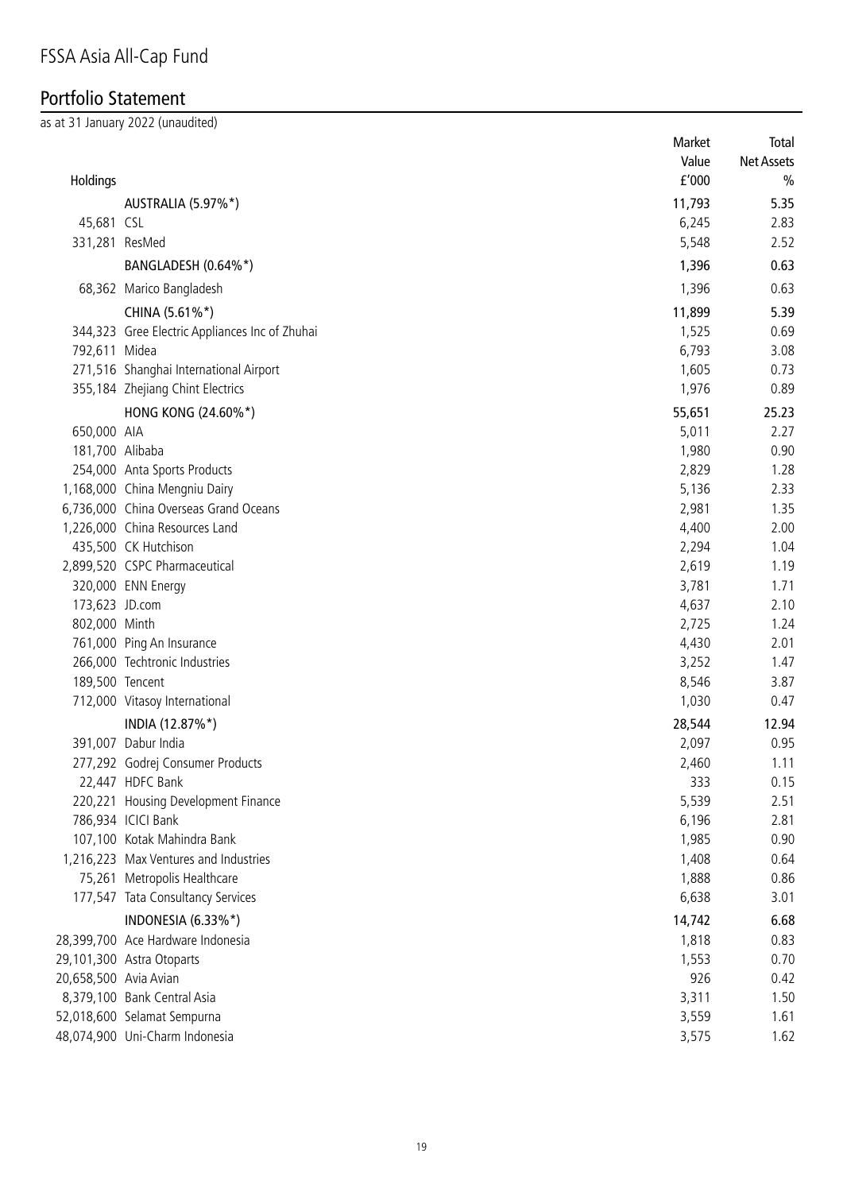# FSSA Asia All-Cap Fund

## Portfolio Statement

as at 31 January 2022 (unaudited)

| Holdings | | Market Value £'000 | Total Net Assets % |
|---|---|---|---|
| | AUSTRALIA (5.97%*) | 11,793 | 5.35 |
| 45,681 | CSL | 6,245 | 2.83 |
| 331,281 | ResMed | 5,548 | 2.52 |
| | BANGLADESH (0.64%*) | 1,396 | 0.63 |
| 68,362 | Marico Bangladesh | 1,396 | 0.63 |
| | CHINA (5.61%*) | 11,899 | 5.39 |
| 344,323 | Gree Electric Appliances Inc of Zhuhai | 1,525 | 0.69 |
| 792,611 | Midea | 6,793 | 3.08 |
| 271,516 | Shanghai International Airport | 1,605 | 0.73 |
| 355,184 | Zhejiang Chint Electrics | 1,976 | 0.89 |
| | HONG KONG (24.60%*) | 55,651 | 25.23 |
| 650,000 | AIA | 5,011 | 2.27 |
| 181,700 | Alibaba | 1,980 | 0.90 |
| 254,000 | Anta Sports Products | 2,829 | 1.28 |
| 1,168,000 | China Mengniu Dairy | 5,136 | 2.33 |
| 6,736,000 | China Overseas Grand Oceans | 2,981 | 1.35 |
| 1,226,000 | China Resources Land | 4,400 | 2.00 |
| 435,500 | CK Hutchison | 2,294 | 1.04 |
| 2,899,520 | CSPC Pharmaceutical | 2,619 | 1.19 |
| 320,000 | ENN Energy | 3,781 | 1.71 |
| 173,623 | JD.com | 4,637 | 2.10 |
| 802,000 | Minth | 2,725 | 1.24 |
| 761,000 | Ping An Insurance | 4,430 | 2.01 |
| 266,000 | Techtronic Industries | 3,252 | 1.47 |
| 189,500 | Tencent | 8,546 | 3.87 |
| 712,000 | Vitasoy International | 1,030 | 0.47 |
| | INDIA (12.87%*) | 28,544 | 12.94 |
| 391,007 | Dabur India | 2,097 | 0.95 |
| 277,292 | Godrej Consumer Products | 2,460 | 1.11 |
| 22,447 | HDFC Bank | 333 | 0.15 |
| 220,221 | Housing Development Finance | 5,539 | 2.51 |
| 786,934 | ICICI Bank | 6,196 | 2.81 |
| 107,100 | Kotak Mahindra Bank | 1,985 | 0.90 |
| 1,216,223 | Max Ventures and Industries | 1,408 | 0.64 |
| 75,261 | Metropolis Healthcare | 1,888 | 0.86 |
| 177,547 | Tata Consultancy Services | 6,638 | 3.01 |
| | INDONESIA (6.33%*) | 14,742 | 6.68 |
| 28,399,700 | Ace Hardware Indonesia | 1,818 | 0.83 |
| 29,101,300 | Astra Otoparts | 1,553 | 0.70 |
| 20,658,500 | Avia Avian | 926 | 0.42 |
| 8,379,100 | Bank Central Asia | 3,311 | 1.50 |
| 52,018,600 | Selamat Sempurna | 3,559 | 1.61 |
| 48,074,900 | Uni-Charm Indonesia | 3,575 | 1.62 |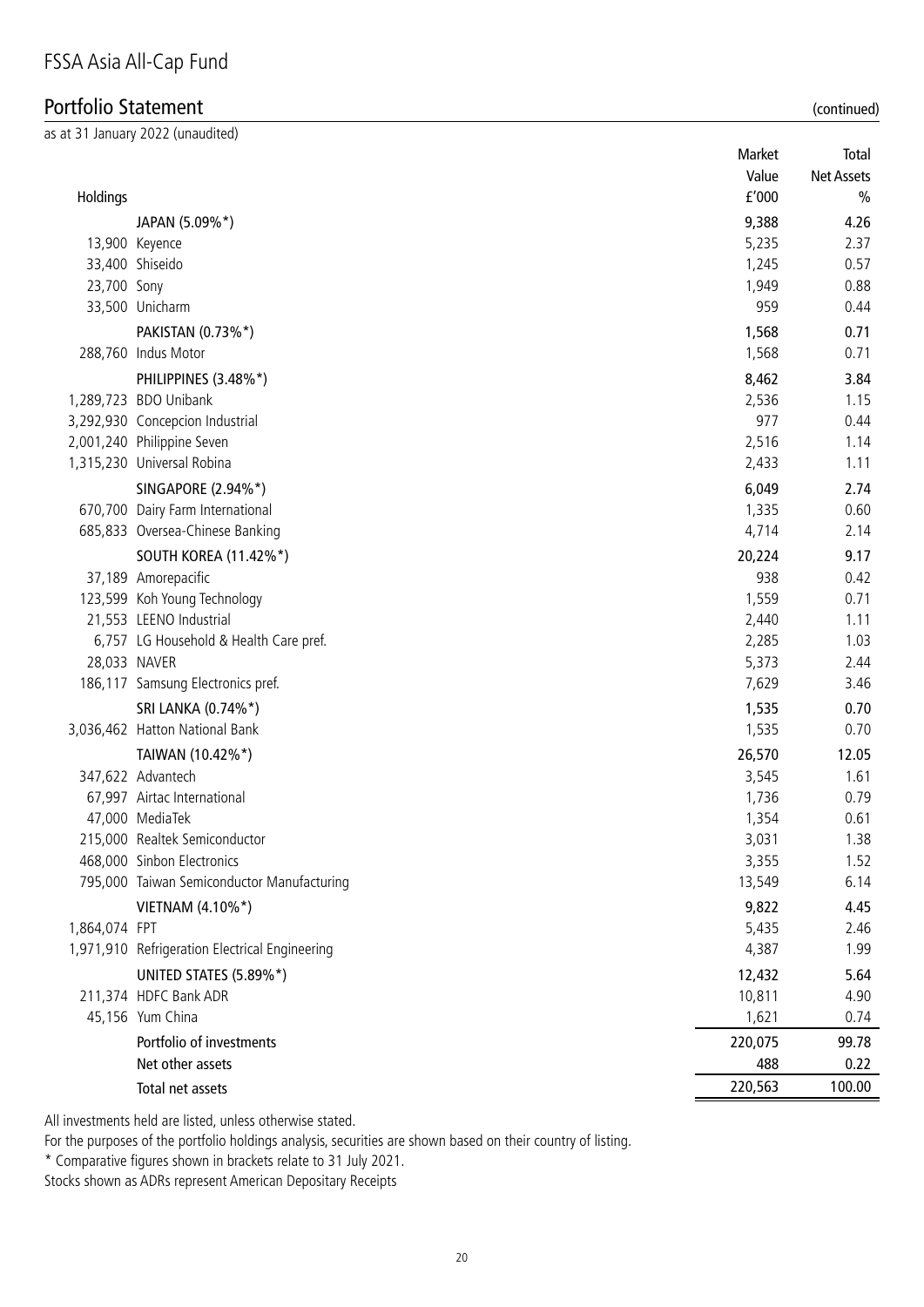# FSSA Asia All-Cap Fund

## Portfolio Statement (continued)

as at 31 January 2022 (unaudited)

| Holdings | | Market Value £'000 | Total Net Assets % |
|---|---|---|---|
| | JAPAN (5.09%*) | 9,388 | 4.26 |
| 13,900 | Keyence | 5,235 | 2.37 |
| 33,400 | Shiseido | 1,245 | 0.57 |
| 23,700 | Sony | 1,949 | 0.88 |
| 33,500 | Unicharm | 959 | 0.44 |
| | PAKISTAN (0.73%*) | 1,568 | 0.71 |
| 288,760 | Indus Motor | 1,568 | 0.71 |
| | PHILIPPINES (3.48%*) | 8,462 | 3.84 |
| 1,289,723 | BDO Unibank | 2,536 | 1.15 |
| 3,292,930 | Concepcion Industrial | 977 | 0.44 |
| 2,001,240 | Philippine Seven | 2,516 | 1.14 |
| 1,315,230 | Universal Robina | 2,433 | 1.11 |
| | SINGAPORE (2.94%*) | 6,049 | 2.74 |
| 670,700 | Dairy Farm International | 1,335 | 0.60 |
| 685,833 | Oversea-Chinese Banking | 4,714 | 2.14 |
| | SOUTH KOREA (11.42%*) | 20,224 | 9.17 |
| 37,189 | Amorepacific | 938 | 0.42 |
| 123,599 | Koh Young Technology | 1,559 | 0.71 |
| 21,553 | LEENO Industrial | 2,440 | 1.11 |
| 6,757 | LG Household & Health Care pref. | 2,285 | 1.03 |
| 28,033 | NAVER | 5,373 | 2.44 |
| 186,117 | Samsung Electronics pref. | 7,629 | 3.46 |
| | SRI LANKA (0.74%*) | 1,535 | 0.70 |
| 3,036,462 | Hatton National Bank | 1,535 | 0.70 |
| | TAIWAN (10.42%*) | 26,570 | 12.05 |
| 347,622 | Advantech | 3,545 | 1.61 |
| 67,997 | Airtac International | 1,736 | 0.79 |
| 47,000 | MediaTek | 1,354 | 0.61 |
| 215,000 | Realtek Semiconductor | 3,031 | 1.38 |
| 468,000 | Sinbon Electronics | 3,355 | 1.52 |
| 795,000 | Taiwan Semiconductor Manufacturing | 13,549 | 6.14 |
| | VIETNAM (4.10%*) | 9,822 | 4.45 |
| 1,864,074 | FPT | 5,435 | 2.46 |
| 1,971,910 | Refrigeration Electrical Engineering | 4,387 | 1.99 |
| | UNITED STATES (5.89%*) | 12,432 | 5.64 |
| 211,374 | HDFC Bank ADR | 10,811 | 4.90 |
| 45,156 | Yum China | 1,621 | 0.74 |
| | Portfolio of investments | 220,075 | 99.78 |
| | Net other assets | 488 | 0.22 |
| | Total net assets | 220,563 | 100.00 |

All investments held are listed, unless otherwise stated.

For the purposes of the portfolio holdings analysis, securities are shown based on their country of listing.

* Comparative figures shown in brackets relate to 31 July 2021.

Stocks shown as ADRs represent American Depositary Receipts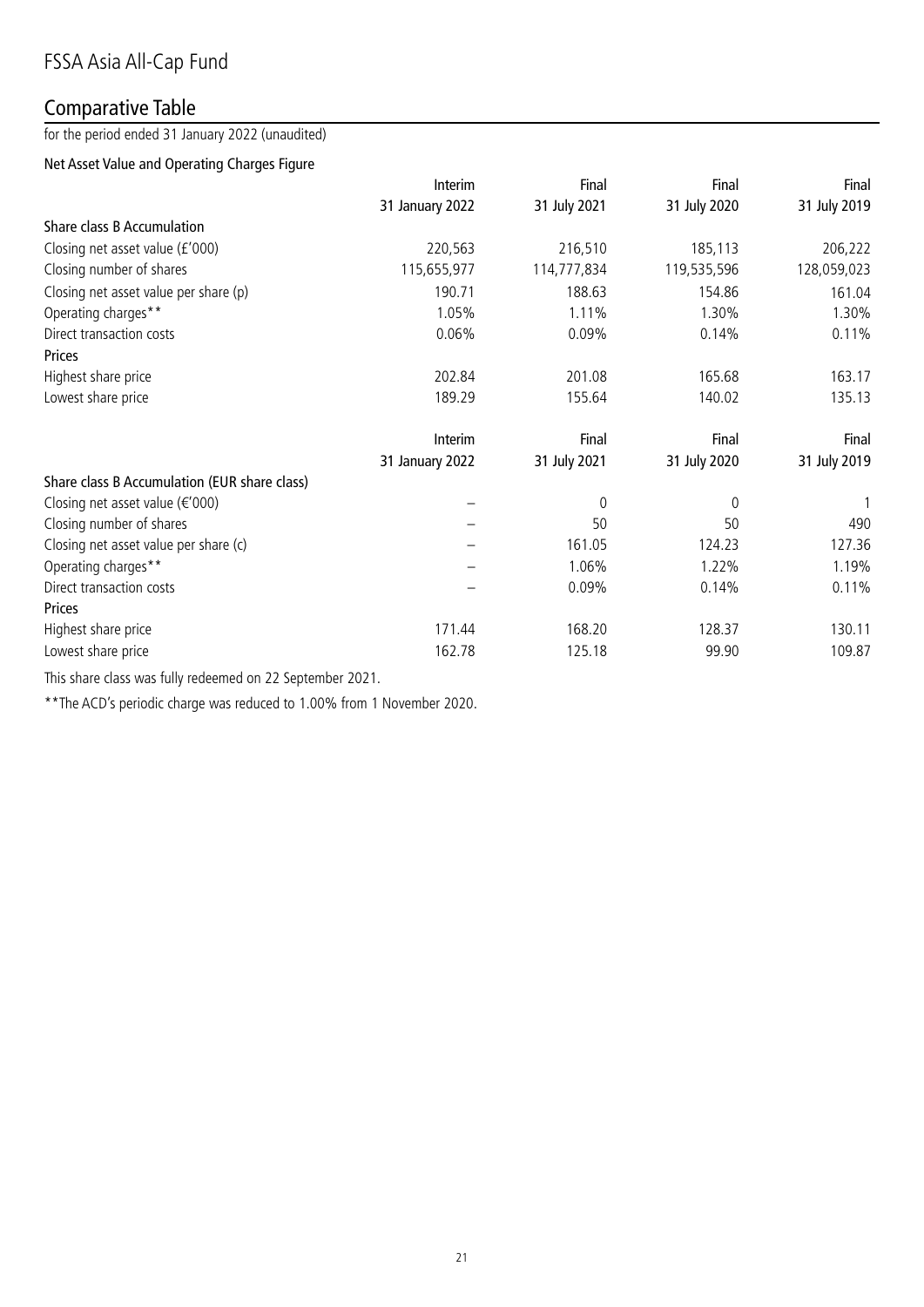# FSSA Asia All-Cap Fund

## Comparative Table

for the period ended 31 January 2022 (unaudited)

### Net Asset Value and Operating Charges Figure

| | Interim 31 January 2022 | Final 31 July 2021 | Final 31 July 2020 | Final 31 July 2019 |
|---|---|---|---|---|
| **Share class B Accumulation** | | | | |
| Closing net asset value (£'000) | 220,563 | 216,510 | 185,113 | 206,222 |
| Closing number of shares | 115,655,977 | 114,777,834 | 119,535,596 | 128,059,023 |
| Closing net asset value per share (p) | 190.71 | 188.63 | 154.86 | 161.04 |
| Operating charges** | 1.05% | 1.11% | 1.30% | 1.30% |
| Direct transaction costs | 0.06% | 0.09% | 0.14% | 0.11% |
| **Prices** | | | | |
| Highest share price | 202.84 | 201.08 | 165.68 | 163.17 |
| Lowest share price | 189.29 | 155.64 | 140.02 | 135.13 |

| | Interim 31 January 2022 | Final 31 July 2021 | Final 31 July 2020 | Final 31 July 2019 |
|---|---|---|---|---|
| **Share class B Accumulation (EUR share class)** | | | | |
| Closing net asset value (€'000) | – | 0 | 0 | 1 |
| Closing number of shares | – | 50 | 50 | 490 |
| Closing net asset value per share (c) | – | 161.05 | 124.23 | 127.36 |
| Operating charges** | – | 1.06% | 1.22% | 1.19% |
| Direct transaction costs | – | 0.09% | 0.14% | 0.11% |
| **Prices** | | | | |
| Highest share price | 171.44 | 168.20 | 128.37 | 130.11 |
| Lowest share price | 162.78 | 125.18 | 99.90 | 109.87 |

This share class was fully redeemed on 22 September 2021.

**The ACD's periodic charge was reduced to 1.00% from 1 November 2020.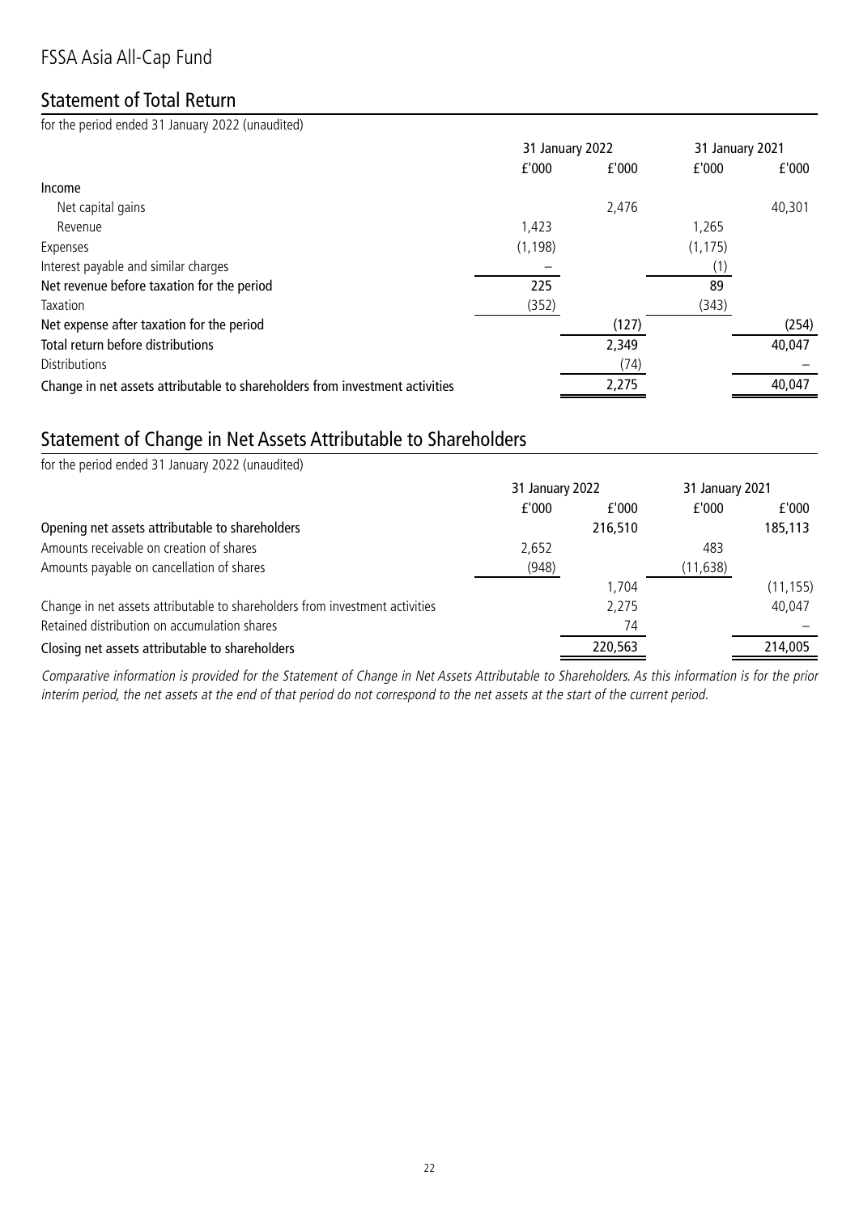# FSSA Asia All-Cap Fund

## Statement of Total Return

for the period ended 31 January 2022 (unaudited)

| | 31 January 2022 | | 31 January 2021 | |
|---|---|---|---|---|
| | £'000 | £'000 | £'000 | £'000 |
| **Income** | | | | |
| Net capital gains | | 2,476 | | 40,301 |
| Revenue | 1,423 | | 1,265 | |
| Expenses | (1,198) | | (1,175) | |
| Interest payable and similar charges | – | | (1) | |
| **Net revenue before taxation for the period** | 225 | | 89 | |
| Taxation | (352) | | (343) | |
| **Net expense after taxation for the period** | | (127) | | (254) |
| **Total return before distributions** | | 2,349 | | 40,047 |
| Distributions | | (74) | | – |
| **Change in net assets attributable to shareholders from investment activities** | | 2,275 | | 40,047 |

## Statement of Change in Net Assets Attributable to Shareholders

for the period ended 31 January 2022 (unaudited)

| | 31 January 2022 | | 31 January 2021 | |
|---|---|---|---|---|
| | £'000 | £'000 | £'000 | £'000 |
| **Opening net assets attributable to shareholders** | | 216,510 | | 185,113 |
| Amounts receivable on creation of shares | 2,652 | | 483 | |
| Amounts payable on cancellation of shares | (948) | | (11,638) | |
| | | 1,704 | | (11,155) |
| Change in net assets attributable to shareholders from investment activities | | 2,275 | | 40,047 |
| Retained distribution on accumulation shares | | 74 | | – |
| **Closing net assets attributable to shareholders** | | 220,563 | | 214,005 |

*Comparative information is provided for the Statement of Change in Net Assets Attributable to Shareholders. As this information is for the prior interim period, the net assets at the end of that period do not correspond to the net assets at the start of the current period.*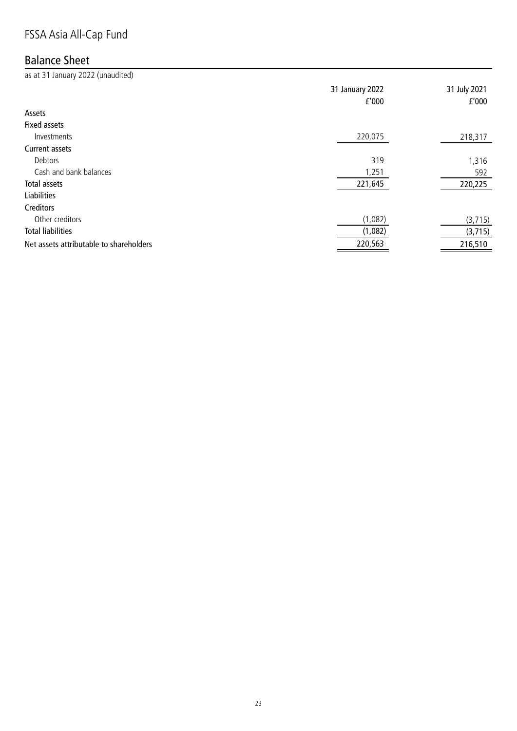# FSSA Asia All-Cap Fund

## Balance Sheet

as at 31 January 2022 (unaudited)

| | 31 January 2022 | 31 July 2021 |
|---|---|---|
| | £'000 | £'000 |
| **Assets** | | |
| **Fixed assets** | | |
| Investments | 220,075 | 218,317 |
| **Current assets** | | |
| Debtors | 319 | 1,316 |
| Cash and bank balances | 1,251 | 592 |
| **Total assets** | 221,645 | 220,225 |
| **Liabilities** | | |
| **Creditors** | | |
| Other creditors | (1,082) | (3,715) |
| **Total liabilities** | (1,082) | (3,715) |
| **Net assets attributable to shareholders** | 220,563 | 216,510 |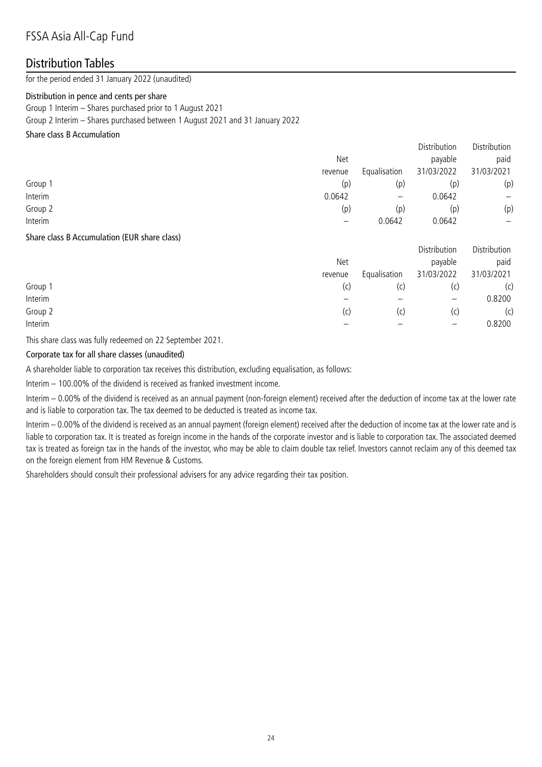# FSSA Asia All-Cap Fund

## Distribution Tables

for the period ended 31 January 2022 (unaudited)

### Distribution in pence and cents per share

Group 1 Interim – Shares purchased prior to 1 August 2021

Group 2 Interim – Shares purchased between 1 August 2021 and 31 January 2022

### Share class B Accumulation

| | Net revenue | Equalisation | Distribution payable 31/03/2022 | Distribution paid 31/03/2021 |
|---|---|---|---|---|
| Group 1 | (p) | (p) | (p) | (p) |
| Interim | 0.0642 | – | 0.0642 | – |
| Group 2 | (p) | (p) | (p) | (p) |
| Interim | – | 0.0642 | 0.0642 | – |

### Share class B Accumulation (EUR share class)

| | Net revenue | Equalisation | Distribution payable 31/03/2022 | Distribution paid 31/03/2021 |
|---|---|---|---|---|
| Group 1 | (c) | (c) | (c) | (c) |
| Interim | – | – | – | 0.8200 |
| Group 2 | (c) | (c) | (c) | (c) |
| Interim | – | – | – | 0.8200 |

This share class was fully redeemed on 22 September 2021.

### Corporate tax for all share classes (unaudited)

A shareholder liable to corporation tax receives this distribution, excluding equalisation, as follows:

Interim – 100.00% of the dividend is received as franked investment income.

Interim – 0.00% of the dividend is received as an annual payment (non-foreign element) received after the deduction of income tax at the lower rate and is liable to corporation tax. The tax deemed to be deducted is treated as income tax.

Interim – 0.00% of the dividend is received as an annual payment (foreign element) received after the deduction of income tax at the lower rate and is liable to corporation tax. It is treated as foreign income in the hands of the corporate investor and is liable to corporation tax. The associated deemed tax is treated as foreign tax in the hands of the investor, who may be able to claim double tax relief. Investors cannot reclaim any of this deemed tax on the foreign element from HM Revenue & Customs.

Shareholders should consult their professional advisers for any advice regarding their tax position.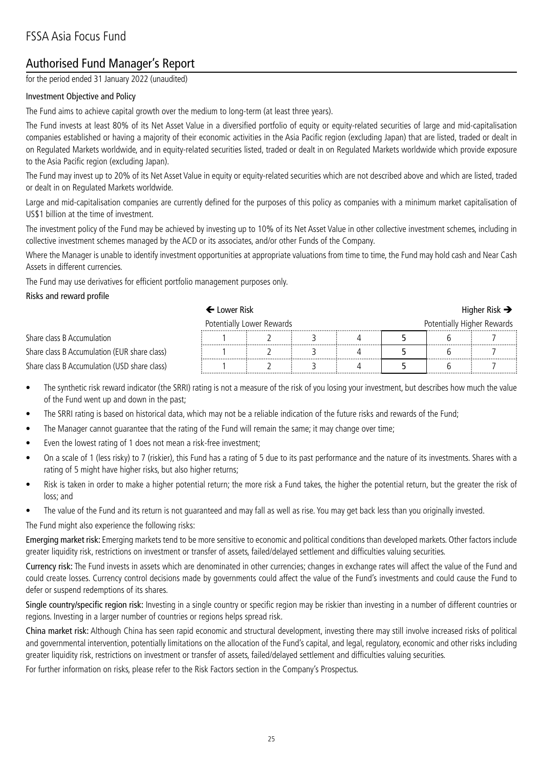# FSSA Asia Focus Fund

## Authorised Fund Manager's Report

for the period ended 31 January 2022 (unaudited)

### Investment Objective and Policy

The Fund aims to achieve capital growth over the medium to long-term (at least three years).

The Fund invests at least 80% of its Net Asset Value in a diversified portfolio of equity or equity-related securities of large and mid-capitalisation companies established or having a majority of their economic activities in the Asia Pacific region (excluding Japan) that are listed, traded or dealt in on Regulated Markets worldwide, and in equity-related securities listed, traded or dealt in on Regulated Markets worldwide which provide exposure to the Asia Pacific region (excluding Japan).

The Fund may invest up to 20% of its Net Asset Value in equity or equity-related securities which are not described above and which are listed, traded or dealt in on Regulated Markets worldwide.

Large and mid-capitalisation companies are currently defined for the purposes of this policy as companies with a minimum market capitalisation of US$1 billion at the time of investment.

The investment policy of the Fund may be achieved by investing up to 10% of its Net Asset Value in other collective investment schemes, including in collective investment schemes managed by the ACD or its associates, and/or other Funds of the Company.

Where the Manager is unable to identify investment opportunities at appropriate valuations from time to time, the Fund may hold cash and Near Cash Assets in different currencies.

The Fund may use derivatives for efficient portfolio management purposes only.

### Risks and reward profile

| | ← Lower Risk | | | | | | Higher Risk → |
|---|---|---|---|---|---|---|---|
| | Potentially Lower Rewards | | | | | | Potentially Higher Rewards |
| Share class B Accumulation | 1 | 2 | 3 | 4 | **5** | 6 | 7 |
| Share class B Accumulation (EUR share class) | 1 | 2 | 3 | 4 | **5** | 6 | 7 |
| Share class B Accumulation (USD share class) | 1 | 2 | 3 | 4 | **5** | 6 | 7 |

- The synthetic risk reward indicator (the SRRI) rating is not a measure of the risk of you losing your investment, but describes how much the value of the Fund went up and down in the past;
- The SRRI rating is based on historical data, which may not be a reliable indication of the future risks and rewards of the Fund;
- The Manager cannot guarantee that the rating of the Fund will remain the same; it may change over time;
- Even the lowest rating of 1 does not mean a risk-free investment;
- On a scale of 1 (less risky) to 7 (riskier), this Fund has a rating of 5 due to its past performance and the nature of its investments. Shares with a rating of 5 might have higher risks, but also higher returns;
- Risk is taken in order to make a higher potential return; the more risk a Fund takes, the higher the potential return, but the greater the risk of loss; and
- The value of the Fund and its return is not guaranteed and may fall as well as rise. You may get back less than you originally invested.

The Fund might also experience the following risks:

**Emerging market risk:** Emerging markets tend to be more sensitive to economic and political conditions than developed markets. Other factors include greater liquidity risk, restrictions on investment or transfer of assets, failed/delayed settlement and difficulties valuing securities.

**Currency risk:** The Fund invests in assets which are denominated in other currencies; changes in exchange rates will affect the value of the Fund and could create losses. Currency control decisions made by governments could affect the value of the Fund's investments and could cause the Fund to defer or suspend redemptions of its shares.

**Single country/specific region risk:** Investing in a single country or specific region may be riskier than investing in a number of different countries or regions. Investing in a larger number of countries or regions helps spread risk.

**China market risk:** Although China has seen rapid economic and structural development, investing there may still involve increased risks of political and governmental intervention, potentially limitations on the allocation of the Fund's capital, and legal, regulatory, economic and other risks including greater liquidity risk, restrictions on investment or transfer of assets, failed/delayed settlement and difficulties valuing securities.

For further information on risks, please refer to the Risk Factors section in the Company's Prospectus.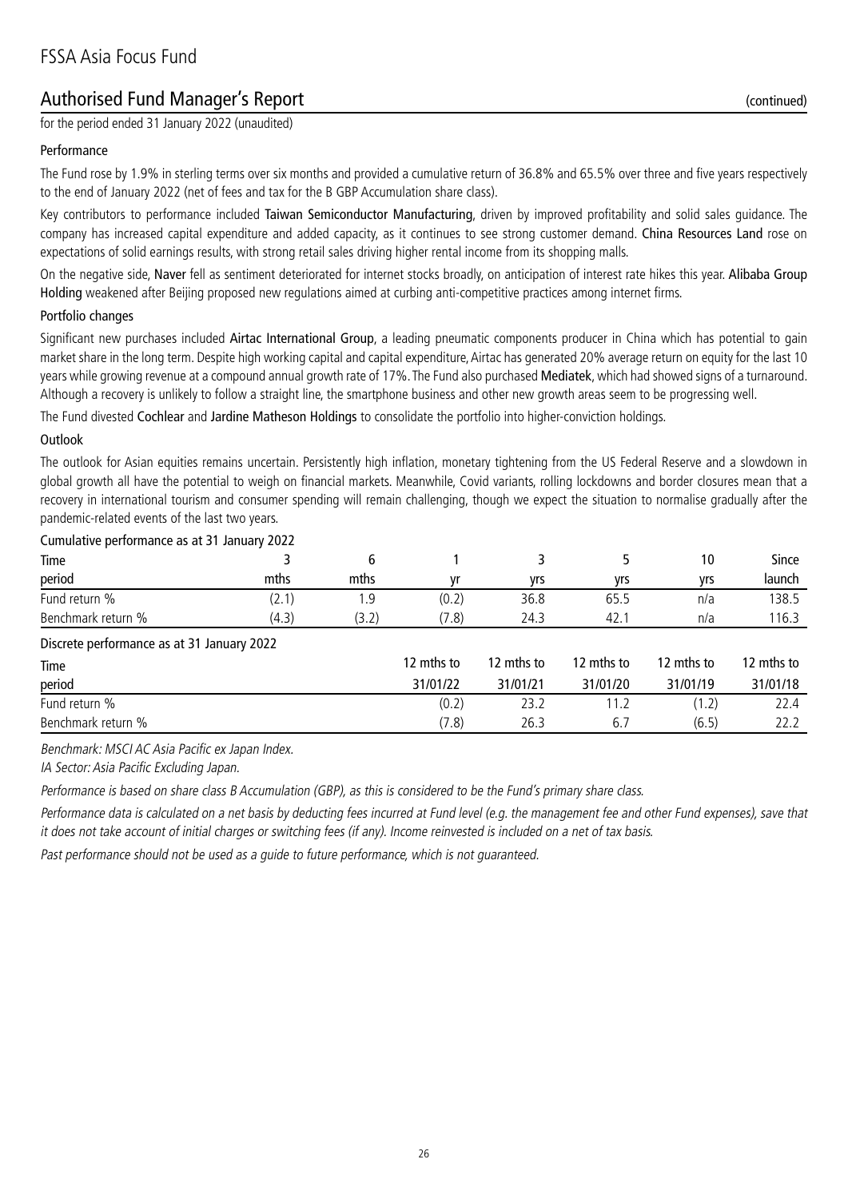# FSSA Asia Focus Fund

## Authorised Fund Manager's Report (continued)

for the period ended 31 January 2022 (unaudited)

### Performance

The Fund rose by 1.9% in sterling terms over six months and provided a cumulative return of 36.8% and 65.5% over three and five years respectively to the end of January 2022 (net of fees and tax for the B GBP Accumulation share class).

Key contributors to performance included **Taiwan Semiconductor Manufacturing**, driven by improved profitability and solid sales guidance. The company has increased capital expenditure and added capacity, as it continues to see strong customer demand. **China Resources Land** rose on expectations of solid earnings results, with strong retail sales driving higher rental income from its shopping malls.

On the negative side, **Naver** fell as sentiment deteriorated for internet stocks broadly, on anticipation of interest rate hikes this year. **Alibaba Group Holding** weakened after Beijing proposed new regulations aimed at curbing anti-competitive practices among internet firms.

### Portfolio changes

Significant new purchases included **Airtac International Group**, a leading pneumatic components producer in China which has potential to gain market share in the long term. Despite high working capital and capital expenditure, Airtac has generated 20% average return on equity for the last 10 years while growing revenue at a compound annual growth rate of 17%. The Fund also purchased **Mediatek**, which had showed signs of a turnaround. Although a recovery is unlikely to follow a straight line, the smartphone business and other new growth areas seem to be progressing well.

The Fund divested **Cochlear** and **Jardine Matheson Holdings** to consolidate the portfolio into higher-conviction holdings.

### Outlook

The outlook for Asian equities remains uncertain. Persistently high inflation, monetary tightening from the US Federal Reserve and a slowdown in global growth all have the potential to weigh on financial markets. Meanwhile, Covid variants, rolling lockdowns and border closures mean that a recovery in international tourism and consumer spending will remain challenging, though we expect the situation to normalise gradually after the pandemic-related events of the last two years.

Cumulative performance as at 31 January 2022

| Time period | 3 mths | 6 mths | 1 yr | 3 yrs | 5 yrs | 10 yrs | Since launch |
|---|---|---|---|---|---|---|---|
| Fund return % | (2.1) | 1.9 | (0.2) | 36.8 | 65.5 | n/a | 138.5 |
| Benchmark return % | (4.3) | (3.2) | (7.8) | 24.3 | 42.1 | n/a | 116.3 |

Discrete performance as at 31 January 2022

| Time period | 12 mths to 31/01/22 | 12 mths to 31/01/21 | 12 mths to 31/01/20 | 12 mths to 31/01/19 | 12 mths to 31/01/18 |
|---|---|---|---|---|---|
| Fund return % | (0.2) | 23.2 | 11.2 | (1.2) | 22.4 |
| Benchmark return % | (7.8) | 26.3 | 6.7 | (6.5) | 22.2 |

*Benchmark: MSCI AC Asia Pacific ex Japan Index.*

*IA Sector: Asia Pacific Excluding Japan.*

*Performance is based on share class B Accumulation (GBP), as this is considered to be the Fund's primary share class.*

*Performance data is calculated on a net basis by deducting fees incurred at Fund level (e.g. the management fee and other Fund expenses), save that it does not take account of initial charges or switching fees (if any). Income reinvested is included on a net of tax basis.*

*Past performance should not be used as a guide to future performance, which is not guaranteed.*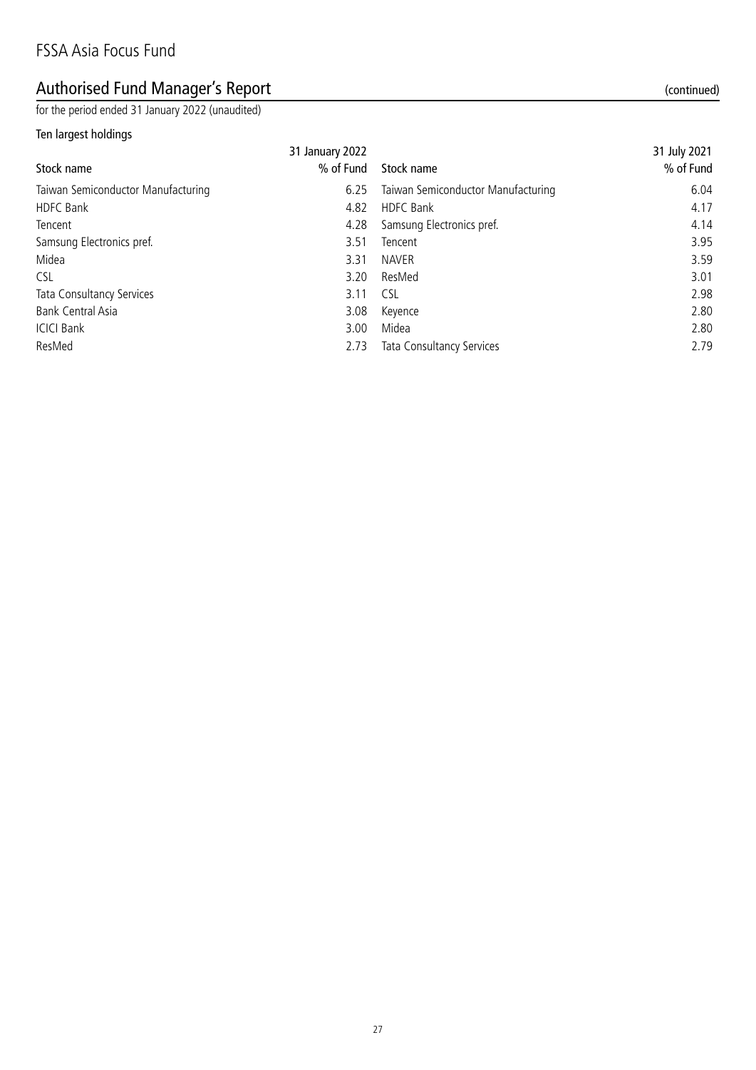# Authorised Fund Manager's Report (continued)

for the period ended 31 January 2022 (unaudited)

### Ten largest holdings

| Stock name | 31 January 2022 % of Fund | Stock name | 31 July 2021 % of Fund |
|---|---|---|---|
| Taiwan Semiconductor Manufacturing | 6.25 | Taiwan Semiconductor Manufacturing | 6.04 |
| HDFC Bank | 4.82 | HDFC Bank | 4.17 |
| Tencent | 4.28 | Samsung Electronics pref. | 4.14 |
| Samsung Electronics pref. | 3.51 | Tencent | 3.95 |
| Midea | 3.31 | NAVER | 3.59 |
| CSL | 3.20 | ResMed | 3.01 |
| Tata Consultancy Services | 3.11 | CSL | 2.98 |
| Bank Central Asia | 3.08 | Keyence | 2.80 |
| ICICI Bank | 3.00 | Midea | 2.80 |
| ResMed | 2.73 | Tata Consultancy Services | 2.79 |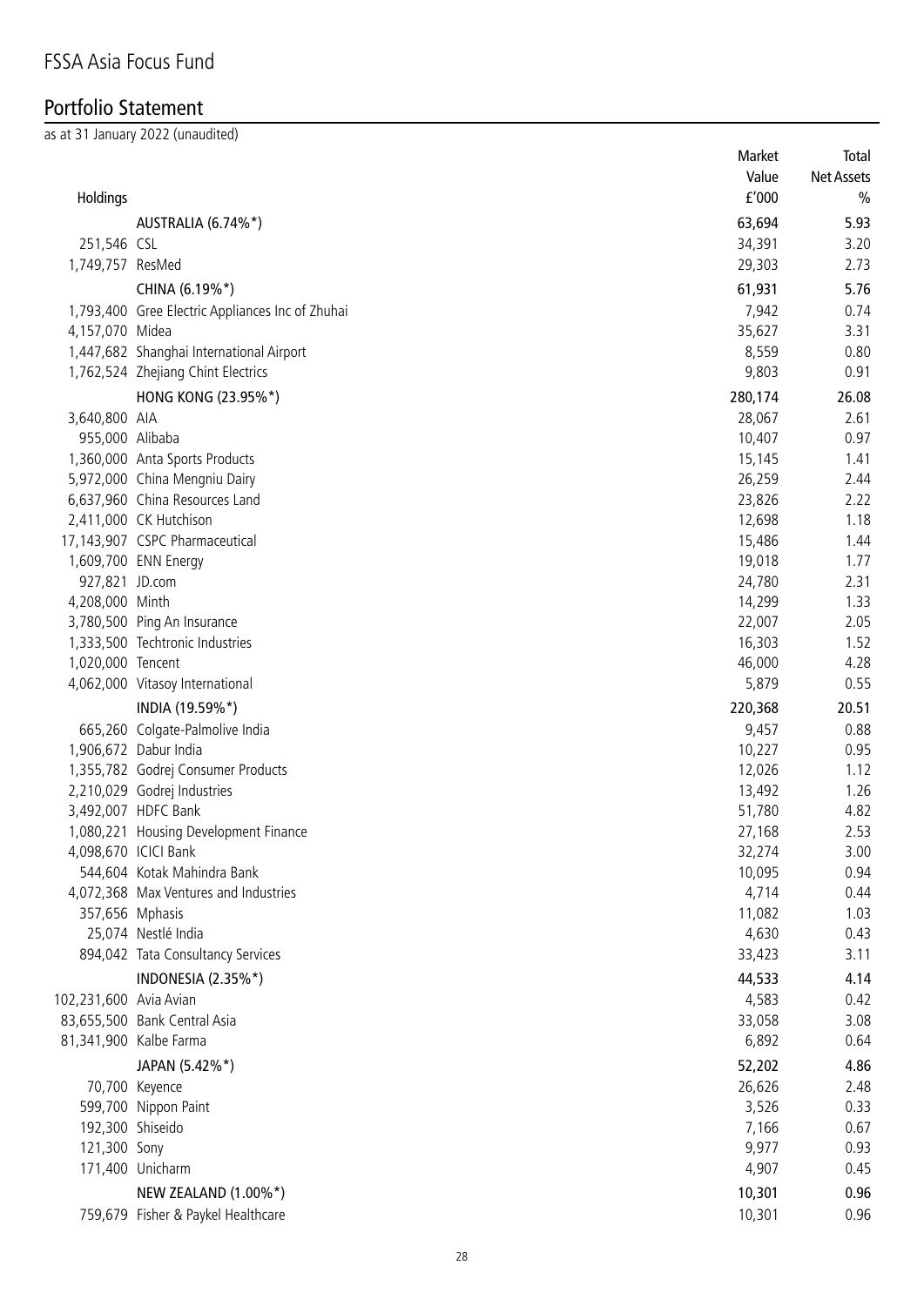# FSSA Asia Focus Fund

## Portfolio Statement

as at 31 January 2022 (unaudited)

| Holdings | | Market Value £'000 | Total Net Assets % |
|---|---|---|---|
| | **AUSTRALIA (6.74%*)** | **63,694** | **5.93** |
| 251,546 | CSL | 34,391 | 3.20 |
| 1,749,757 | ResMed | 29,303 | 2.73 |
| | **CHINA (6.19%*)** | **61,931** | **5.76** |
| 1,793,400 | Gree Electric Appliances Inc of Zhuhai | 7,942 | 0.74 |
| 4,157,070 | Midea | 35,627 | 3.31 |
| 1,447,682 | Shanghai International Airport | 8,559 | 0.80 |
| 1,762,524 | Zhejiang Chint Electrics | 9,803 | 0.91 |
| | **HONG KONG (23.95%*)** | **280,174** | **26.08** |
| 3,640,800 | AIA | 28,067 | 2.61 |
| 955,000 | Alibaba | 10,407 | 0.97 |
| 1,360,000 | Anta Sports Products | 15,145 | 1.41 |
| 5,972,000 | China Mengniu Dairy | 26,259 | 2.44 |
| 6,637,960 | China Resources Land | 23,826 | 2.22 |
| 2,411,000 | CK Hutchison | 12,698 | 1.18 |
| 17,143,907 | CSPC Pharmaceutical | 15,486 | 1.44 |
| 1,609,700 | ENN Energy | 19,018 | 1.77 |
| 927,821 | JD.com | 24,780 | 2.31 |
| 4,208,000 | Minth | 14,299 | 1.33 |
| 3,780,500 | Ping An Insurance | 22,007 | 2.05 |
| 1,333,500 | Techtronic Industries | 16,303 | 1.52 |
| 1,020,000 | Tencent | 46,000 | 4.28 |
| 4,062,000 | Vitasoy International | 5,879 | 0.55 |
| | **INDIA (19.59%*)** | **220,368** | **20.51** |
| 665,260 | Colgate-Palmolive India | 9,457 | 0.88 |
| 1,906,672 | Dabur India | 10,227 | 0.95 |
| 1,355,782 | Godrej Consumer Products | 12,026 | 1.12 |
| 2,210,029 | Godrej Industries | 13,492 | 1.26 |
| 3,492,007 | HDFC Bank | 51,780 | 4.82 |
| 1,080,221 | Housing Development Finance | 27,168 | 2.53 |
| 4,098,670 | ICICI Bank | 32,274 | 3.00 |
| 544,604 | Kotak Mahindra Bank | 10,095 | 0.94 |
| 4,072,368 | Max Ventures and Industries | 4,714 | 0.44 |
| 357,656 | Mphasis | 11,082 | 1.03 |
| 25,074 | Nestlé India | 4,630 | 0.43 |
| 894,042 | Tata Consultancy Services | 33,423 | 3.11 |
| | **INDONESIA (2.35%*)** | **44,533** | **4.14** |
| 102,231,600 | Avia Avian | 4,583 | 0.42 |
| 83,655,500 | Bank Central Asia | 33,058 | 3.08 |
| 81,341,900 | Kalbe Farma | 6,892 | 0.64 |
| | **JAPAN (5.42%*)** | **52,202** | **4.86** |
| 70,700 | Keyence | 26,626 | 2.48 |
| 599,700 | Nippon Paint | 3,526 | 0.33 |
| 192,300 | Shiseido | 7,166 | 0.67 |
| 121,300 | Sony | 9,977 | 0.93 |
| 171,400 | Unicharm | 4,907 | 0.45 |
| | **NEW ZEALAND (1.00%*)** | **10,301** | **0.96** |
| 759,679 | Fisher & Paykel Healthcare | 10,301 | 0.96 |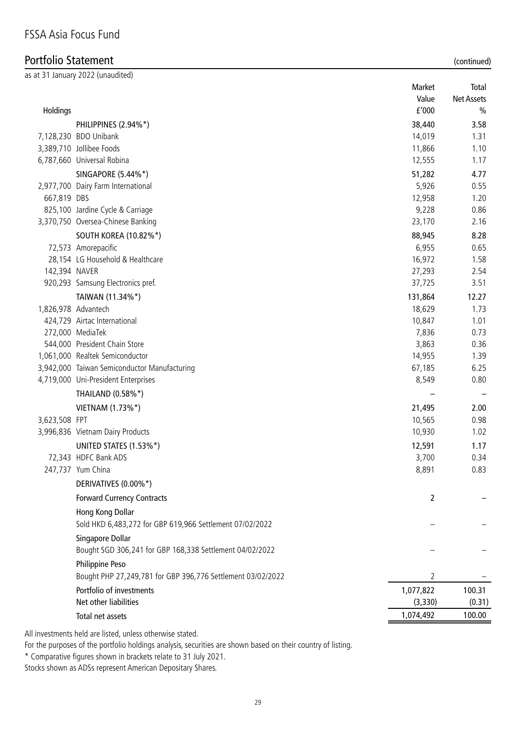# FSSA Asia Focus Fund

## Portfolio Statement (continued)

as at 31 January 2022 (unaudited)

| Holdings | | Market Value £'000 | Total Net Assets % |
|---|---|---|---|
| | PHILIPPINES (2.94%*) | 38,440 | 3.58 |
| 7,128,230 | BDO Unibank | 14,019 | 1.31 |
| 3,389,710 | Jollibee Foods | 11,866 | 1.10 |
| 6,787,660 | Universal Robina | 12,555 | 1.17 |
| | SINGAPORE (5.44%*) | 51,282 | 4.77 |
| 2,977,700 | Dairy Farm International | 5,926 | 0.55 |
| 667,819 | DBS | 12,958 | 1.20 |
| 825,100 | Jardine Cycle & Carriage | 9,228 | 0.86 |
| 3,370,750 | Oversea-Chinese Banking | 23,170 | 2.16 |
| | SOUTH KOREA (10.82%*) | 88,945 | 8.28 |
| 72,573 | Amorepacific | 6,955 | 0.65 |
| 28,154 | LG Household & Healthcare | 16,972 | 1.58 |
| 142,394 | NAVER | 27,293 | 2.54 |
| 920,293 | Samsung Electronics pref. | 37,725 | 3.51 |
| | TAIWAN (11.34%*) | 131,864 | 12.27 |
| 1,826,978 | Advantech | 18,629 | 1.73 |
| 424,729 | Airtac International | 10,847 | 1.01 |
| 272,000 | MediaTek | 7,836 | 0.73 |
| 544,000 | President Chain Store | 3,863 | 0.36 |
| 1,061,000 | Realtek Semiconductor | 14,955 | 1.39 |
| 3,942,000 | Taiwan Semiconductor Manufacturing | 67,185 | 6.25 |
| 4,719,000 | Uni-President Enterprises | 8,549 | 0.80 |
| | THAILAND (0.58%*) | – | – |
| | VIETNAM (1.73%*) | 21,495 | 2.00 |
| 3,623,508 | FPT | 10,565 | 0.98 |
| 3,996,836 | Vietnam Dairy Products | 10,930 | 1.02 |
| | UNITED STATES (1.53%*) | 12,591 | 1.17 |
| 72,343 | HDFC Bank ADS | 3,700 | 0.34 |
| 247,737 | Yum China | 8,891 | 0.83 |
| | DERIVATIVES (0.00%*) | | |
| | Forward Currency Contracts | 2 | – |
| | Hong Kong Dollar | | |
| | Sold HKD 6,483,272 for GBP 619,966 Settlement 07/02/2022 | – | – |
| | Singapore Dollar | | |
| | Bought SGD 306,241 for GBP 168,338 Settlement 04/02/2022 | – | – |
| | Philippine Peso | | |
| | Bought PHP 27,249,781 for GBP 396,776 Settlement 03/02/2022 | 2 | – |
| | Portfolio of investments | 1,077,822 | 100.31 |
| | Net other liabilities | (3,330) | (0.31) |
| | Total net assets | 1,074,492 | 100.00 |

All investments held are listed, unless otherwise stated.

For the purposes of the portfolio holdings analysis, securities are shown based on their country of listing.

* Comparative figures shown in brackets relate to 31 July 2021.

Stocks shown as ADSs represent American Depositary Shares.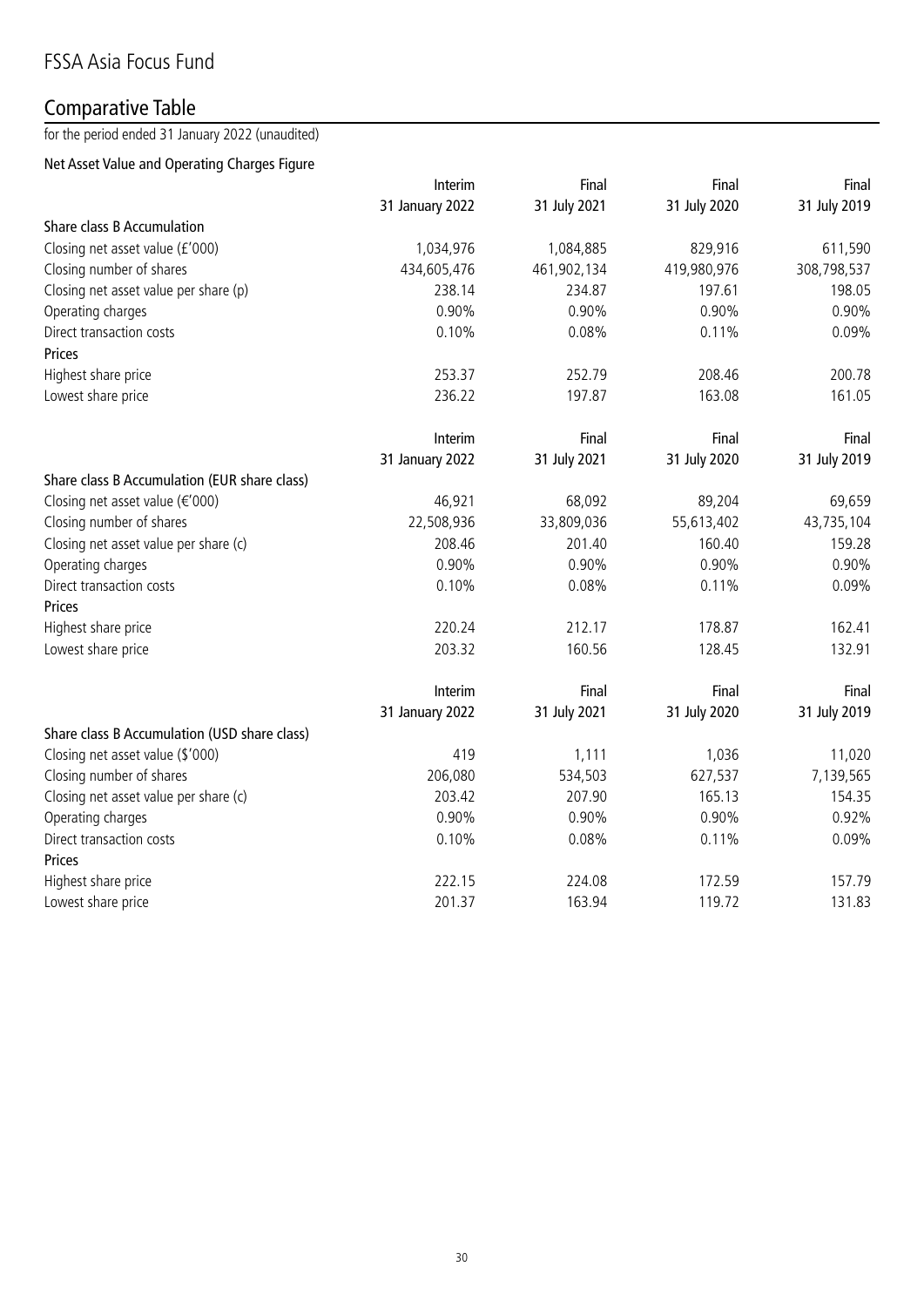# FSSA Asia Focus Fund

## Comparative Table

for the period ended 31 January 2022 (unaudited)

### Net Asset Value and Operating Charges Figure

| | Interim 31 January 2022 | Final 31 July 2021 | Final 31 July 2020 | Final 31 July 2019 |
|---|---|---|---|---|
| **Share class B Accumulation** | | | | |
| Closing net asset value (£'000) | 1,034,976 | 1,084,885 | 829,916 | 611,590 |
| Closing number of shares | 434,605,476 | 461,902,134 | 419,980,976 | 308,798,537 |
| Closing net asset value per share (p) | 238.14 | 234.87 | 197.61 | 198.05 |
| Operating charges | 0.90% | 0.90% | 0.90% | 0.90% |
| Direct transaction costs | 0.10% | 0.08% | 0.11% | 0.09% |
| **Prices** | | | | |
| Highest share price | 253.37 | 252.79 | 208.46 | 200.78 |
| Lowest share price | 236.22 | 197.87 | 163.08 | 161.05 |

| | Interim 31 January 2022 | Final 31 July 2021 | Final 31 July 2020 | Final 31 July 2019 |
|---|---|---|---|---|
| **Share class B Accumulation (EUR share class)** | | | | |
| Closing net asset value (€'000) | 46,921 | 68,092 | 89,204 | 69,659 |
| Closing number of shares | 22,508,936 | 33,809,036 | 55,613,402 | 43,735,104 |
| Closing net asset value per share (c) | 208.46 | 201.40 | 160.40 | 159.28 |
| Operating charges | 0.90% | 0.90% | 0.90% | 0.90% |
| Direct transaction costs | 0.10% | 0.08% | 0.11% | 0.09% |
| **Prices** | | | | |
| Highest share price | 220.24 | 212.17 | 178.87 | 162.41 |
| Lowest share price | 203.32 | 160.56 | 128.45 | 132.91 |

| | Interim 31 January 2022 | Final 31 July 2021 | Final 31 July 2020 | Final 31 July 2019 |
|---|---|---|---|---|
| **Share class B Accumulation (USD share class)** | | | | |
| Closing net asset value ($'000) | 419 | 1,111 | 1,036 | 11,020 |
| Closing number of shares | 206,080 | 534,503 | 627,537 | 7,139,565 |
| Closing net asset value per share (c) | 203.42 | 207.90 | 165.13 | 154.35 |
| Operating charges | 0.90% | 0.90% | 0.90% | 0.92% |
| Direct transaction costs | 0.10% | 0.08% | 0.11% | 0.09% |
| **Prices** | | | | |
| Highest share price | 222.15 | 224.08 | 172.59 | 157.79 |
| Lowest share price | 201.37 | 163.94 | 119.72 | 131.83 |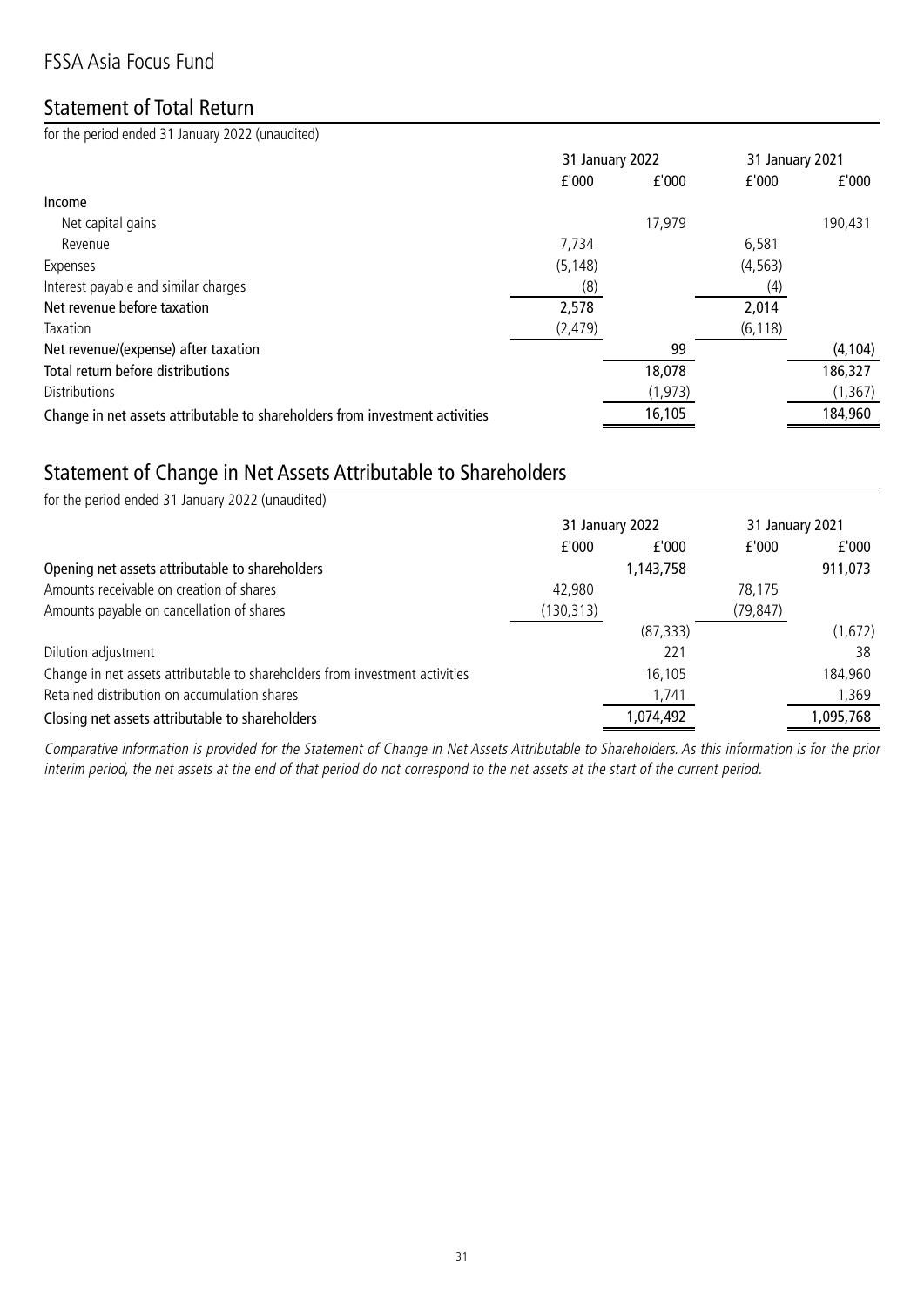# FSSA Asia Focus Fund

## Statement of Total Return

for the period ended 31 January 2022 (unaudited)

| | 31 January 2022 | | 31 January 2021 | |
|---|---|---|---|---|
| | £'000 | £'000 | £'000 | £'000 |
| **Income** | | | | |
| Net capital gains | | 17,979 | | 190,431 |
| Revenue | 7,734 | | 6,581 | |
| Expenses | (5,148) | | (4,563) | |
| Interest payable and similar charges | (8) | | (4) | |
| **Net revenue before taxation** | **2,578** | | **2,014** | |
| Taxation | (2,479) | | (6,118) | |
| **Net revenue/(expense) after taxation** | | **99** | | **(4,104)** |
| **Total return before distributions** | | **18,078** | | **186,327** |
| Distributions | | (1,973) | | (1,367) |
| **Change in net assets attributable to shareholders from investment activities** | | **16,105** | | **184,960** |

## Statement of Change in Net Assets Attributable to Shareholders

for the period ended 31 January 2022 (unaudited)

| | 31 January 2022 | | 31 January 2021 | |
|---|---|---|---|---|
| | £'000 | £'000 | £'000 | £'000 |
| **Opening net assets attributable to shareholders** | | **1,143,758** | | **911,073** |
| Amounts receivable on creation of shares | 42,980 | | 78,175 | |
| Amounts payable on cancellation of shares | (130,313) | | (79,847) | |
| | | (87,333) | | (1,672) |
| Dilution adjustment | | 221 | | 38 |
| Change in net assets attributable to shareholders from investment activities | | 16,105 | | 184,960 |
| Retained distribution on accumulation shares | | 1,741 | | 1,369 |
| **Closing net assets attributable to shareholders** | | **1,074,492** | | **1,095,768** |

*Comparative information is provided for the Statement of Change in Net Assets Attributable to Shareholders. As this information is for the prior interim period, the net assets at the end of that period do not correspond to the net assets at the start of the current period.*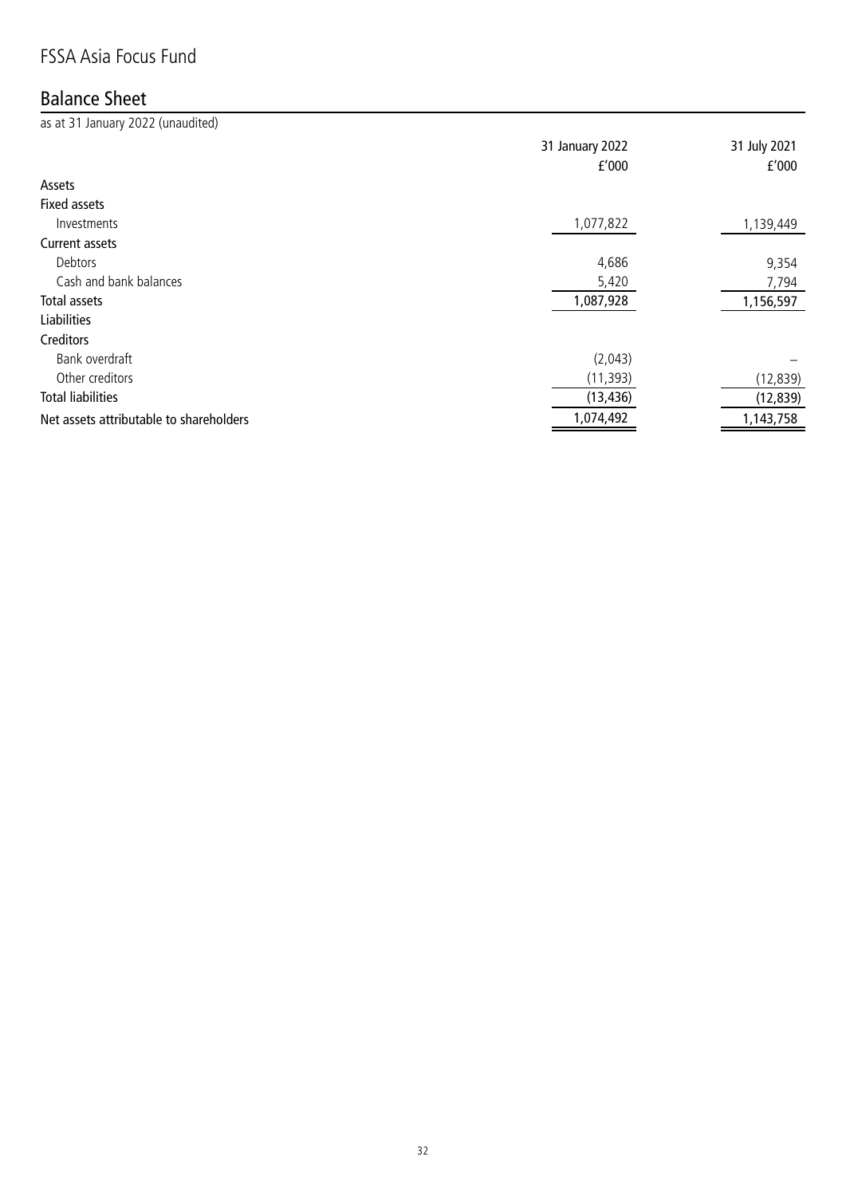# FSSA Asia Focus Fund

## Balance Sheet

as at 31 January 2022 (unaudited)

| | 31 January 2022 £'000 | 31 July 2021 £'000 |
|---|---|---|
| **Assets** | | |
| **Fixed assets** | | |
| Investments | 1,077,822 | 1,139,449 |
| **Current assets** | | |
| Debtors | 4,686 | 9,354 |
| Cash and bank balances | 5,420 | 7,794 |
| **Total assets** | 1,087,928 | 1,156,597 |
| **Liabilities** | | |
| **Creditors** | | |
| Bank overdraft | (2,043) | – |
| Other creditors | (11,393) | (12,839) |
| **Total liabilities** | (13,436) | (12,839) |
| **Net assets attributable to shareholders** | 1,074,492 | 1,143,758 |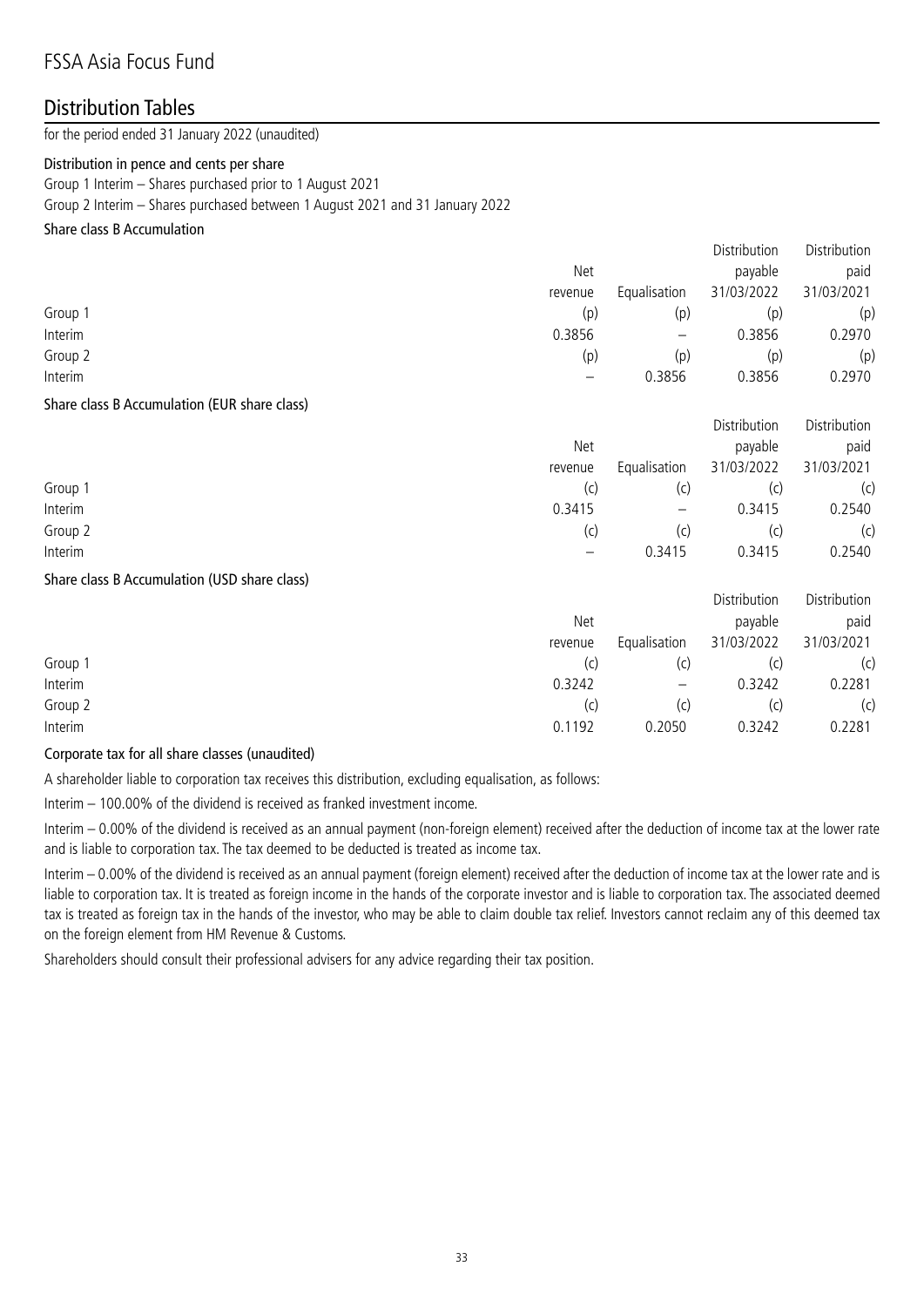# FSSA Asia Focus Fund

## Distribution Tables

for the period ended 31 January 2022 (unaudited)

### Distribution in pence and cents per share

Group 1 Interim – Shares purchased prior to 1 August 2021

Group 2 Interim – Shares purchased between 1 August 2021 and 31 January 2022

#### Share class B Accumulation

| | Net revenue | Equalisation | Distribution payable 31/03/2022 | Distribution paid 31/03/2021 |
|---|---|---|---|---|
| Group 1 | (p) | (p) | (p) | (p) |
| Interim | 0.3856 | – | 0.3856 | 0.2970 |
| Group 2 | (p) | (p) | (p) | (p) |
| Interim | – | 0.3856 | 0.3856 | 0.2970 |

#### Share class B Accumulation (EUR share class)

| | Net revenue | Equalisation | Distribution payable 31/03/2022 | Distribution paid 31/03/2021 |
|---|---|---|---|---|
| Group 1 | (c) | (c) | (c) | (c) |
| Interim | 0.3415 | – | 0.3415 | 0.2540 |
| Group 2 | (c) | (c) | (c) | (c) |
| Interim | – | 0.3415 | 0.3415 | 0.2540 |

#### Share class B Accumulation (USD share class)

| | Net revenue | Equalisation | Distribution payable 31/03/2022 | Distribution paid 31/03/2021 |
|---|---|---|---|---|
| Group 1 | (c) | (c) | (c) | (c) |
| Interim | 0.3242 | – | 0.3242 | 0.2281 |
| Group 2 | (c) | (c) | (c) | (c) |
| Interim | 0.1192 | 0.2050 | 0.3242 | 0.2281 |

### Corporate tax for all share classes (unaudited)

A shareholder liable to corporation tax receives this distribution, excluding equalisation, as follows:

Interim – 100.00% of the dividend is received as franked investment income.

Interim – 0.00% of the dividend is received as an annual payment (non-foreign element) received after the deduction of income tax at the lower rate and is liable to corporation tax. The tax deemed to be deducted is treated as income tax.

Interim – 0.00% of the dividend is received as an annual payment (foreign element) received after the deduction of income tax at the lower rate and is liable to corporation tax. It is treated as foreign income in the hands of the corporate investor and is liable to corporation tax. The associated deemed tax is treated as foreign tax in the hands of the investor, who may be able to claim double tax relief. Investors cannot reclaim any of this deemed tax on the foreign element from HM Revenue & Customs.

Shareholders should consult their professional advisers for any advice regarding their tax position.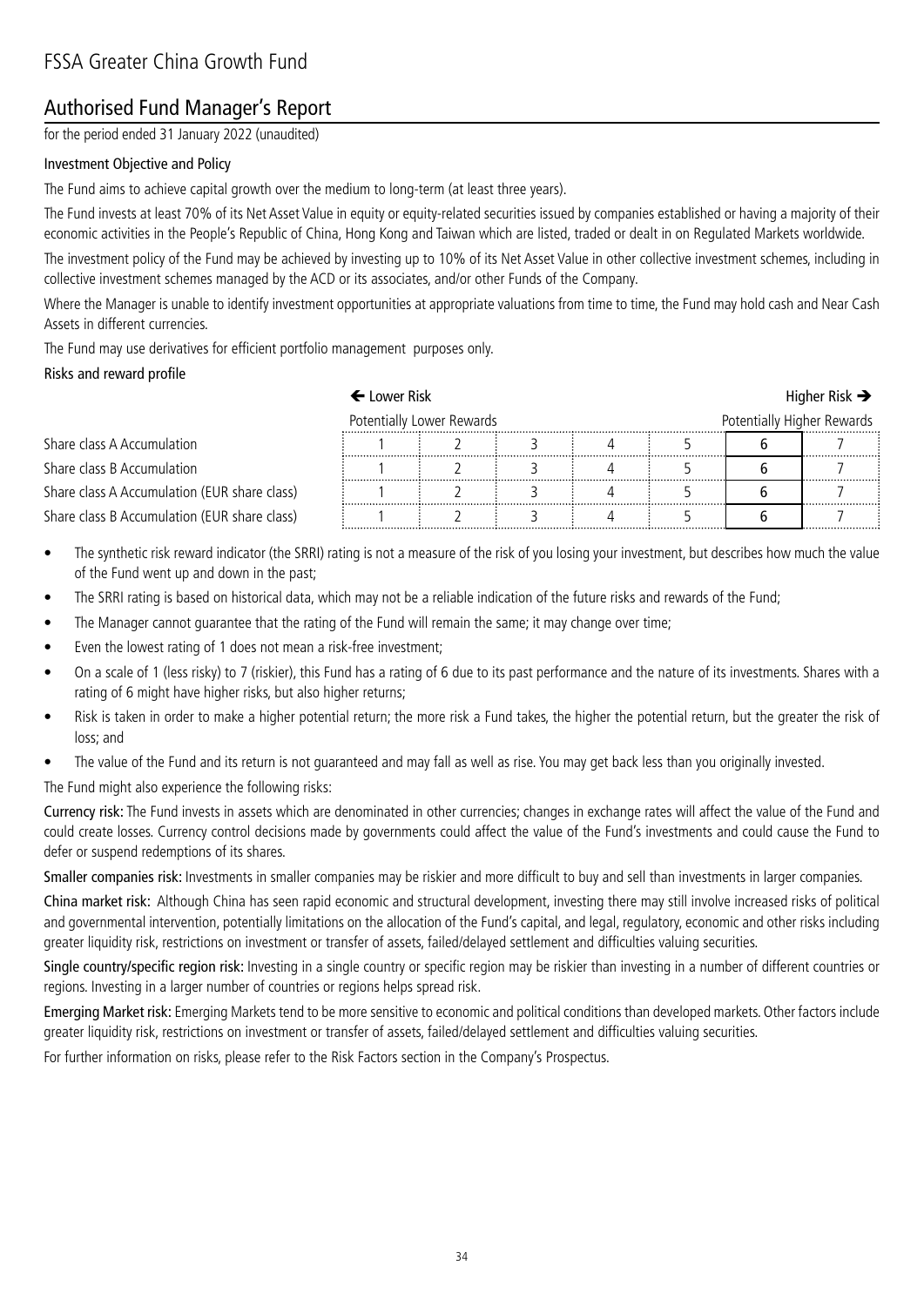# FSSA Greater China Growth Fund

## Authorised Fund Manager's Report

for the period ended 31 January 2022 (unaudited)

### Investment Objective and Policy

The Fund aims to achieve capital growth over the medium to long-term (at least three years).

The Fund invests at least 70% of its Net Asset Value in equity or equity-related securities issued by companies established or having a majority of their economic activities in the People's Republic of China, Hong Kong and Taiwan which are listed, traded or dealt in on Regulated Markets worldwide.

The investment policy of the Fund may be achieved by investing up to 10% of its Net Asset Value in other collective investment schemes, including in collective investment schemes managed by the ACD or its associates, and/or other Funds of the Company.

Where the Manager is unable to identify investment opportunities at appropriate valuations from time to time, the Fund may hold cash and Near Cash Assets in different currencies.

The Fund may use derivatives for efficient portfolio management purposes only.

### Risks and reward profile

| | ← Lower Risk | | | | | | Higher Risk → |
|---|---|---|---|---|---|---|---|
| | Potentially Lower Rewards | | | | | | Potentially Higher Rewards |
| Share class A Accumulation | 1 | 2 | 3 | 4 | 5 | **6** | 7 |
| Share class B Accumulation | 1 | 2 | 3 | 4 | 5 | **6** | 7 |
| Share class A Accumulation (EUR share class) | 1 | 2 | 3 | 4 | 5 | **6** | 7 |
| Share class B Accumulation (EUR share class) | 1 | 2 | 3 | 4 | 5 | **6** | 7 |

- The synthetic risk reward indicator (the SRRI) rating is not a measure of the risk of you losing your investment, but describes how much the value of the Fund went up and down in the past;
- The SRRI rating is based on historical data, which may not be a reliable indication of the future risks and rewards of the Fund;
- The Manager cannot guarantee that the rating of the Fund will remain the same; it may change over time;
- Even the lowest rating of 1 does not mean a risk-free investment;
- On a scale of 1 (less risky) to 7 (riskier), this Fund has a rating of 6 due to its past performance and the nature of its investments. Shares with a rating of 6 might have higher risks, but also higher returns;
- Risk is taken in order to make a higher potential return; the more risk a Fund takes, the higher the potential return, but the greater the risk of loss; and
- The value of the Fund and its return is not guaranteed and may fall as well as rise. You may get back less than you originally invested.

The Fund might also experience the following risks:

**Currency risk:** The Fund invests in assets which are denominated in other currencies; changes in exchange rates will affect the value of the Fund and could create losses. Currency control decisions made by governments could affect the value of the Fund's investments and could cause the Fund to defer or suspend redemptions of its shares.

**Smaller companies risk:** Investments in smaller companies may be riskier and more difficult to buy and sell than investments in larger companies.

**China market risk:** Although China has seen rapid economic and structural development, investing there may still involve increased risks of political and governmental intervention, potentially limitations on the allocation of the Fund's capital, and legal, regulatory, economic and other risks including greater liquidity risk, restrictions on investment or transfer of assets, failed/delayed settlement and difficulties valuing securities.

**Single country/specific region risk:** Investing in a single country or specific region may be riskier than investing in a number of different countries or regions. Investing in a larger number of countries or regions helps spread risk.

**Emerging Market risk:** Emerging Markets tend to be more sensitive to economic and political conditions than developed markets. Other factors include greater liquidity risk, restrictions on investment or transfer of assets, failed/delayed settlement and difficulties valuing securities.

For further information on risks, please refer to the Risk Factors section in the Company's Prospectus.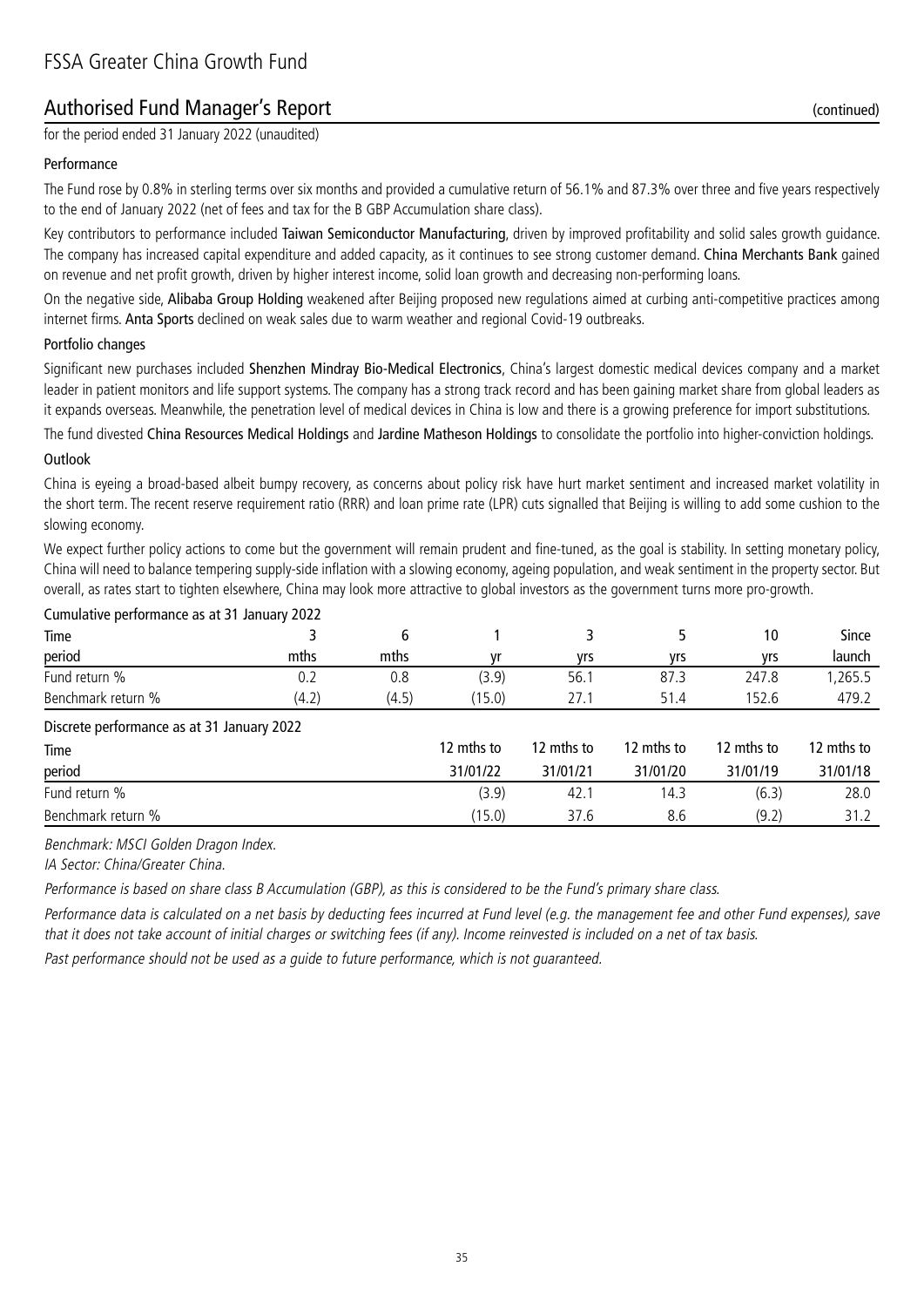# FSSA Greater China Growth Fund

## Authorised Fund Manager's Report (continued)

for the period ended 31 January 2022 (unaudited)

### Performance

The Fund rose by 0.8% in sterling terms over six months and provided a cumulative return of 56.1% and 87.3% over three and five years respectively to the end of January 2022 (net of fees and tax for the B GBP Accumulation share class).

Key contributors to performance included **Taiwan Semiconductor Manufacturing**, driven by improved profitability and solid sales growth guidance. The company has increased capital expenditure and added capacity, as it continues to see strong customer demand. **China Merchants Bank** gained on revenue and net profit growth, driven by higher interest income, solid loan growth and decreasing non-performing loans.

On the negative side, **Alibaba Group Holding** weakened after Beijing proposed new regulations aimed at curbing anti-competitive practices among internet firms. **Anta Sports** declined on weak sales due to warm weather and regional Covid-19 outbreaks.

### Portfolio changes

Significant new purchases included **Shenzhen Mindray Bio-Medical Electronics**, China's largest domestic medical devices company and a market leader in patient monitors and life support systems. The company has a strong track record and has been gaining market share from global leaders as it expands overseas. Meanwhile, the penetration level of medical devices in China is low and there is a growing preference for import substitutions.

The fund divested **China Resources Medical Holdings** and **Jardine Matheson Holdings** to consolidate the portfolio into higher-conviction holdings.

### Outlook

China is eyeing a broad-based albeit bumpy recovery, as concerns about policy risk have hurt market sentiment and increased market volatility in the short term. The recent reserve requirement ratio (RRR) and loan prime rate (LPR) cuts signalled that Beijing is willing to add some cushion to the slowing economy.

We expect further policy actions to come but the government will remain prudent and fine-tuned, as the goal is stability. In setting monetary policy, China will need to balance tempering supply-side inflation with a slowing economy, ageing population, and weak sentiment in the property sector. But overall, as rates start to tighten elsewhere, China may look more attractive to global investors as the government turns more pro-growth.

Cumulative performance as at 31 January 2022

| Time period | 3 mths | 6 mths | 1 yr | 3 yrs | 5 yrs | 10 yrs | Since launch |
|---|---|---|---|---|---|---|---|
| Fund return % | 0.2 | 0.8 | (3.9) | 56.1 | 87.3 | 247.8 | 1,265.5 |
| Benchmark return % | (4.2) | (4.5) | (15.0) | 27.1 | 51.4 | 152.6 | 479.2 |

Discrete performance as at 31 January 2022

| Time period | 12 mths to 31/01/22 | 12 mths to 31/01/21 | 12 mths to 31/01/20 | 12 mths to 31/01/19 | 12 mths to 31/01/18 |
|---|---|---|---|---|---|
| Fund return % | (3.9) | 42.1 | 14.3 | (6.3) | 28.0 |
| Benchmark return % | (15.0) | 37.6 | 8.6 | (9.2) | 31.2 |

*Benchmark: MSCI Golden Dragon Index.*

*IA Sector: China/Greater China.*

*Performance is based on share class B Accumulation (GBP), as this is considered to be the Fund's primary share class.*

*Performance data is calculated on a net basis by deducting fees incurred at Fund level (e.g. the management fee and other Fund expenses), save that it does not take account of initial charges or switching fees (if any). Income reinvested is included on a net of tax basis.*

*Past performance should not be used as a guide to future performance, which is not guaranteed.*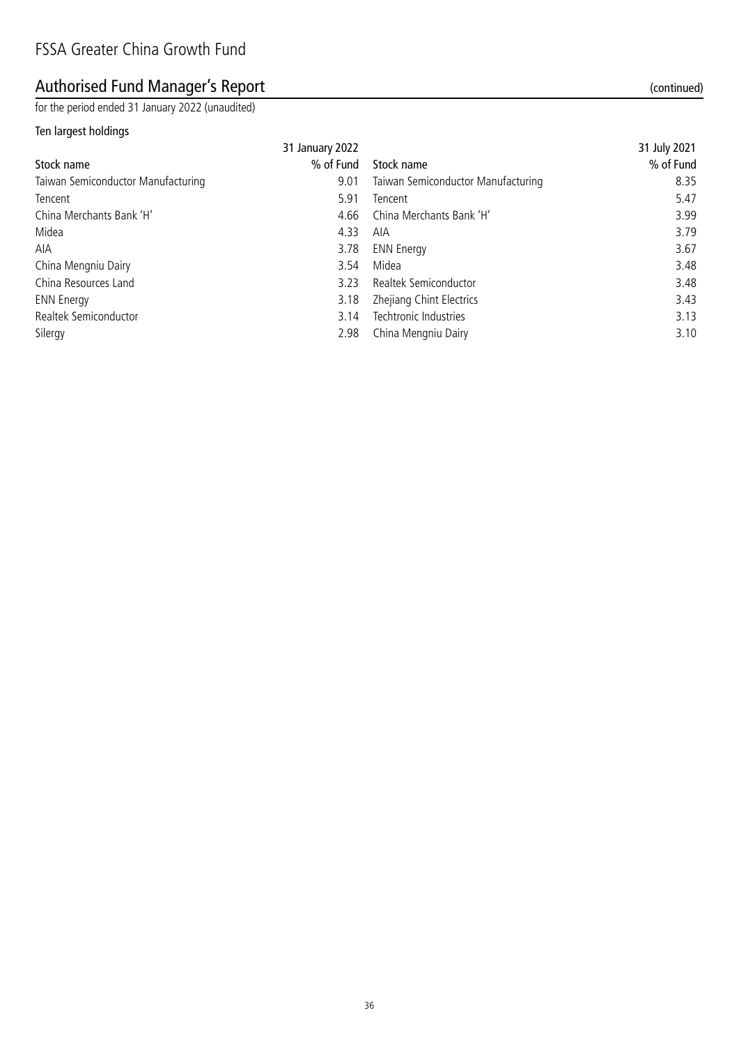# FSSA Greater China Growth Fund

## Authorised Fund Manager's Report (continued)

for the period ended 31 January 2022 (unaudited)

### Ten largest holdings

| | 31 January 2022 | | 31 July 2021 |
|---|---|---|---|
| Stock name | % of Fund | Stock name | % of Fund |
| Taiwan Semiconductor Manufacturing | 9.01 | Taiwan Semiconductor Manufacturing | 8.35 |
| Tencent | 5.91 | Tencent | 5.47 |
| China Merchants Bank 'H' | 4.66 | China Merchants Bank 'H' | 3.99 |
| Midea | 4.33 | AIA | 3.79 |
| AIA | 3.78 | ENN Energy | 3.67 |
| China Mengniu Dairy | 3.54 | Midea | 3.48 |
| China Resources Land | 3.23 | Realtek Semiconductor | 3.48 |
| ENN Energy | 3.18 | Zhejiang Chint Electrics | 3.43 |
| Realtek Semiconductor | 3.14 | Techtronic Industries | 3.13 |
| Silergy | 2.98 | China Mengniu Dairy | 3.10 |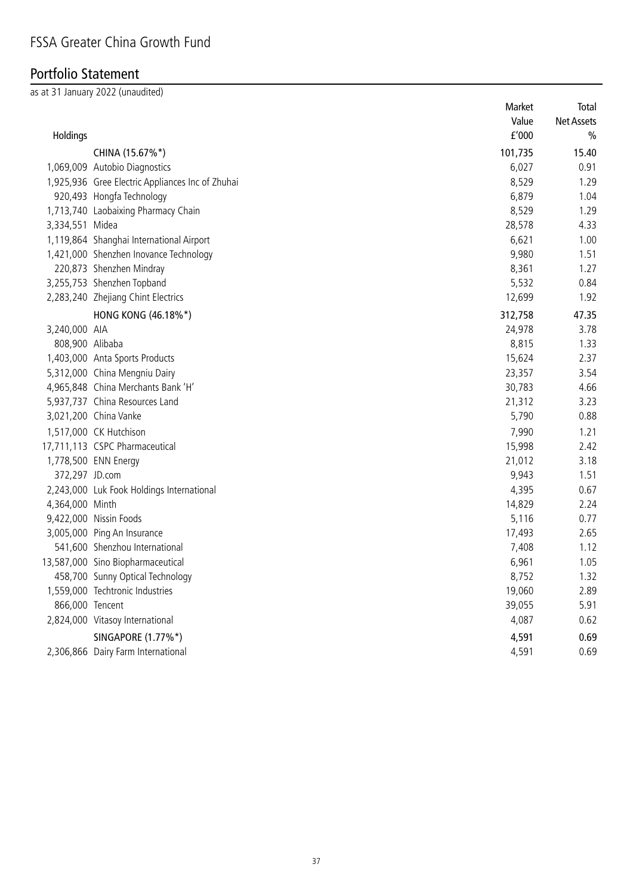# FSSA Greater China Growth Fund

## Portfolio Statement

as at 31 January 2022 (unaudited)

| Holdings | | Market Value £'000 | Total Net Assets % |
|---|---|---|---|
| | CHINA (15.67%*) | 101,735 | 15.40 |
| 1,069,009 | Autobio Diagnostics | 6,027 | 0.91 |
| 1,925,936 | Gree Electric Appliances Inc of Zhuhai | 8,529 | 1.29 |
| 920,493 | Hongfa Technology | 6,879 | 1.04 |
| 1,713,740 | Laobaixing Pharmacy Chain | 8,529 | 1.29 |
| 3,334,551 | Midea | 28,578 | 4.33 |
| 1,119,864 | Shanghai International Airport | 6,621 | 1.00 |
| 1,421,000 | Shenzhen Inovance Technology | 9,980 | 1.51 |
| 220,873 | Shenzhen Mindray | 8,361 | 1.27 |
| 3,255,753 | Shenzhen Topband | 5,532 | 0.84 |
| 2,283,240 | Zhejiang Chint Electrics | 12,699 | 1.92 |
| | HONG KONG (46.18%*) | 312,758 | 47.35 |
| 3,240,000 | AIA | 24,978 | 3.78 |
| 808,900 | Alibaba | 8,815 | 1.33 |
| 1,403,000 | Anta Sports Products | 15,624 | 2.37 |
| 5,312,000 | China Mengniu Dairy | 23,357 | 3.54 |
| 4,965,848 | China Merchants Bank 'H' | 30,783 | 4.66 |
| 5,937,737 | China Resources Land | 21,312 | 3.23 |
| 3,021,200 | China Vanke | 5,790 | 0.88 |
| 1,517,000 | CK Hutchison | 7,990 | 1.21 |
| 17,711,113 | CSPC Pharmaceutical | 15,998 | 2.42 |
| 1,778,500 | ENN Energy | 21,012 | 3.18 |
| 372,297 | JD.com | 9,943 | 1.51 |
| 2,243,000 | Luk Fook Holdings International | 4,395 | 0.67 |
| 4,364,000 | Minth | 14,829 | 2.24 |
| 9,422,000 | Nissin Foods | 5,116 | 0.77 |
| 3,005,000 | Ping An Insurance | 17,493 | 2.65 |
| 541,600 | Shenzhou International | 7,408 | 1.12 |
| 13,587,000 | Sino Biopharmaceutical | 6,961 | 1.05 |
| 458,700 | Sunny Optical Technology | 8,752 | 1.32 |
| 1,559,000 | Techtronic Industries | 19,060 | 2.89 |
| 866,000 | Tencent | 39,055 | 5.91 |
| 2,824,000 | Vitasoy International | 4,087 | 0.62 |
| | SINGAPORE (1.77%*) | 4,591 | 0.69 |
| 2,306,866 | Dairy Farm International | 4,591 | 0.69 |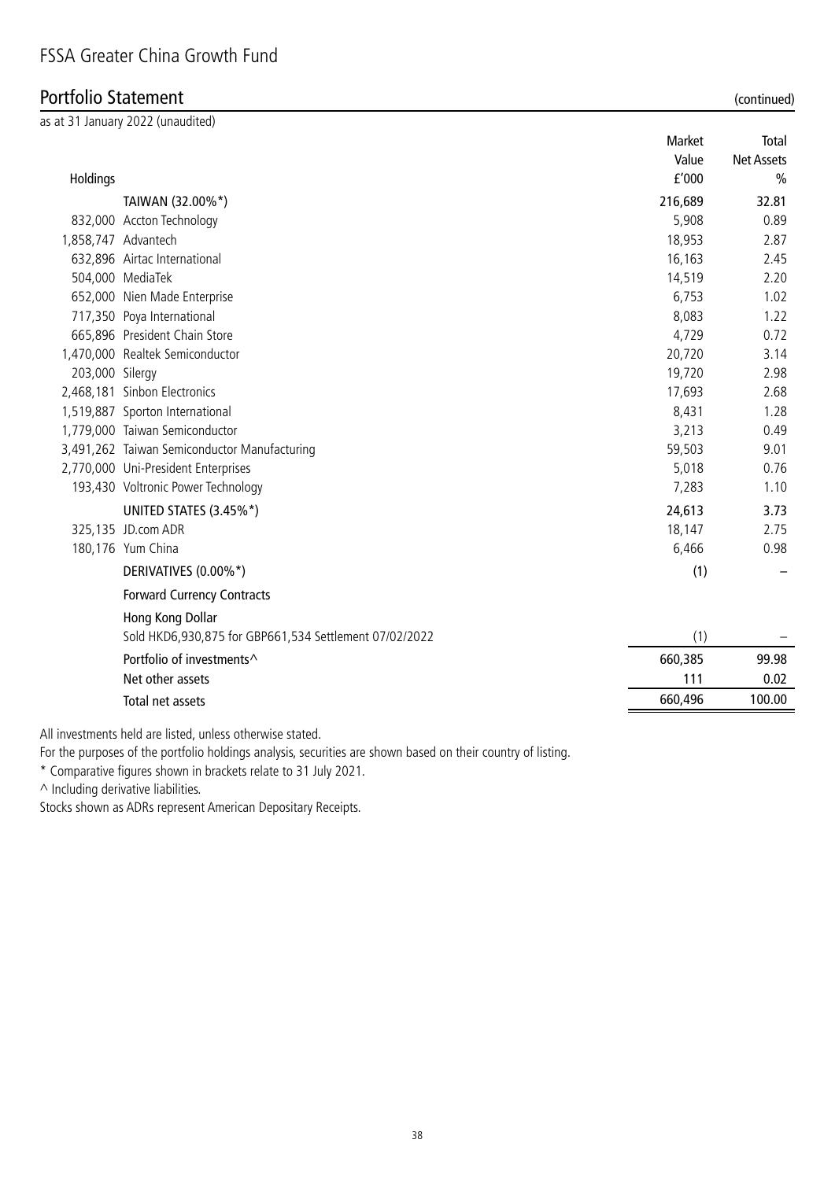# FSSA Greater China Growth Fund

## Portfolio Statement (continued)

as at 31 January 2022 (unaudited)

| Holdings | | Market Value £'000 | Total Net Assets % |
|---|---|---|---|
| | TAIWAN (32.00%*) | 216,689 | 32.81 |
| 832,000 | Accton Technology | 5,908 | 0.89 |
| 1,858,747 | Advantech | 18,953 | 2.87 |
| 632,896 | Airtac International | 16,163 | 2.45 |
| 504,000 | MediaTek | 14,519 | 2.20 |
| 652,000 | Nien Made Enterprise | 6,753 | 1.02 |
| 717,350 | Poya International | 8,083 | 1.22 |
| 665,896 | President Chain Store | 4,729 | 0.72 |
| 1,470,000 | Realtek Semiconductor | 20,720 | 3.14 |
| 203,000 | Silergy | 19,720 | 2.98 |
| 2,468,181 | Sinbon Electronics | 17,693 | 2.68 |
| 1,519,887 | Sporton International | 8,431 | 1.28 |
| 1,779,000 | Taiwan Semiconductor | 3,213 | 0.49 |
| 3,491,262 | Taiwan Semiconductor Manufacturing | 59,503 | 9.01 |
| 2,770,000 | Uni-President Enterprises | 5,018 | 0.76 |
| 193,430 | Voltronic Power Technology | 7,283 | 1.10 |
| | UNITED STATES (3.45%*) | 24,613 | 3.73 |
| 325,135 | JD.com ADR | 18,147 | 2.75 |
| 180,176 | Yum China | 6,466 | 0.98 |
| | DERIVATIVES (0.00%*) | (1) | – |
| | Forward Currency Contracts | | |
| | Hong Kong Dollar | | |
| | Sold HKD6,930,875 for GBP661,534 Settlement 07/02/2022 | (1) | – |
| | Portfolio of investments^ | 660,385 | 99.98 |
| | Net other assets | 111 | 0.02 |
| | Total net assets | 660,496 | 100.00 |

All investments held are listed, unless otherwise stated.

For the purposes of the portfolio holdings analysis, securities are shown based on their country of listing.

* Comparative figures shown in brackets relate to 31 July 2021.

^ Including derivative liabilities.

Stocks shown as ADRs represent American Depositary Receipts.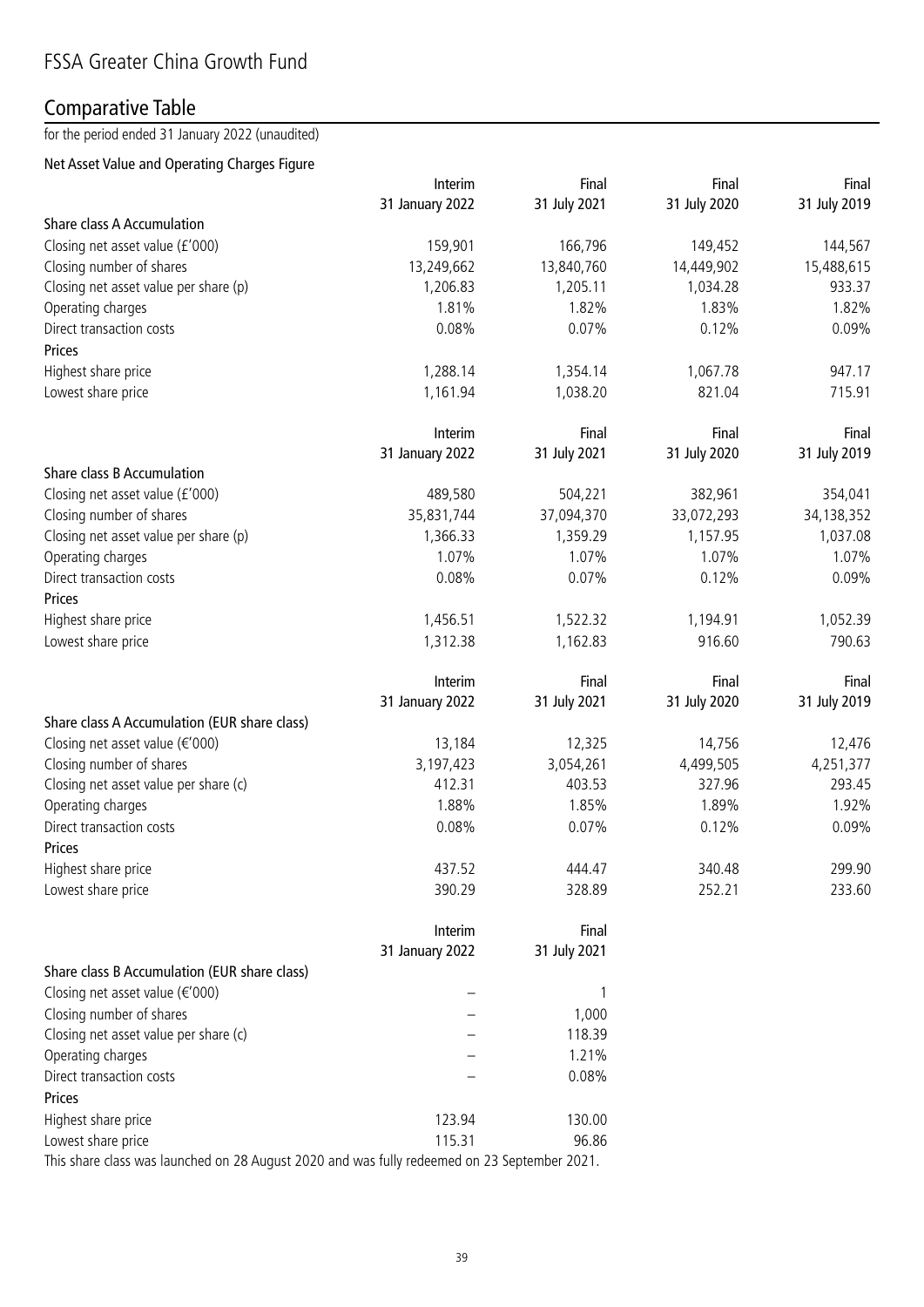# FSSA Greater China Growth Fund

## Comparative Table

for the period ended 31 January 2022 (unaudited)

### Net Asset Value and Operating Charges Figure

| | Interim 31 January 2022 | Final 31 July 2021 | Final 31 July 2020 | Final 31 July 2019 |
|---|---|---|---|---|
| **Share class A Accumulation** | | | | |
| Closing net asset value (£'000) | 159,901 | 166,796 | 149,452 | 144,567 |
| Closing number of shares | 13,249,662 | 13,840,760 | 14,449,902 | 15,488,615 |
| Closing net asset value per share (p) | 1,206.83 | 1,205.11 | 1,034.28 | 933.37 |
| Operating charges | 1.81% | 1.82% | 1.83% | 1.82% |
| Direct transaction costs | 0.08% | 0.07% | 0.12% | 0.09% |
| **Prices** | | | | |
| Highest share price | 1,288.14 | 1,354.14 | 1,067.78 | 947.17 |
| Lowest share price | 1,161.94 | 1,038.20 | 821.04 | 715.91 |

| | Interim 31 January 2022 | Final 31 July 2021 | Final 31 July 2020 | Final 31 July 2019 |
|---|---|---|---|---|
| **Share class B Accumulation** | | | | |
| Closing net asset value (£'000) | 489,580 | 504,221 | 382,961 | 354,041 |
| Closing number of shares | 35,831,744 | 37,094,370 | 33,072,293 | 34,138,352 |
| Closing net asset value per share (p) | 1,366.33 | 1,359.29 | 1,157.95 | 1,037.08 |
| Operating charges | 1.07% | 1.07% | 1.07% | 1.07% |
| Direct transaction costs | 0.08% | 0.07% | 0.12% | 0.09% |
| **Prices** | | | | |
| Highest share price | 1,456.51 | 1,522.32 | 1,194.91 | 1,052.39 |
| Lowest share price | 1,312.38 | 1,162.83 | 916.60 | 790.63 |

| | Interim 31 January 2022 | Final 31 July 2021 | Final 31 July 2020 | Final 31 July 2019 |
|---|---|---|---|---|
| **Share class A Accumulation (EUR share class)** | | | | |
| Closing net asset value (€'000) | 13,184 | 12,325 | 14,756 | 12,476 |
| Closing number of shares | 3,197,423 | 3,054,261 | 4,499,505 | 4,251,377 |
| Closing net asset value per share (c) | 412.31 | 403.53 | 327.96 | 293.45 |
| Operating charges | 1.88% | 1.85% | 1.89% | 1.92% |
| Direct transaction costs | 0.08% | 0.07% | 0.12% | 0.09% |
| **Prices** | | | | |
| Highest share price | 437.52 | 444.47 | 340.48 | 299.90 |
| Lowest share price | 390.29 | 328.89 | 252.21 | 233.60 |

| | Interim 31 January 2022 | Final 31 July 2021 |
|---|---|---|
| **Share class B Accumulation (EUR share class)** | | |
| Closing net asset value (€'000) | – | 1 |
| Closing number of shares | – | 1,000 |
| Closing net asset value per share (c) | – | 118.39 |
| Operating charges | – | 1.21% |
| Direct transaction costs | – | 0.08% |
| **Prices** | | |
| Highest share price | 123.94 | 130.00 |
| Lowest share price | 115.31 | 96.86 |

This share class was launched on 28 August 2020 and was fully redeemed on 23 September 2021.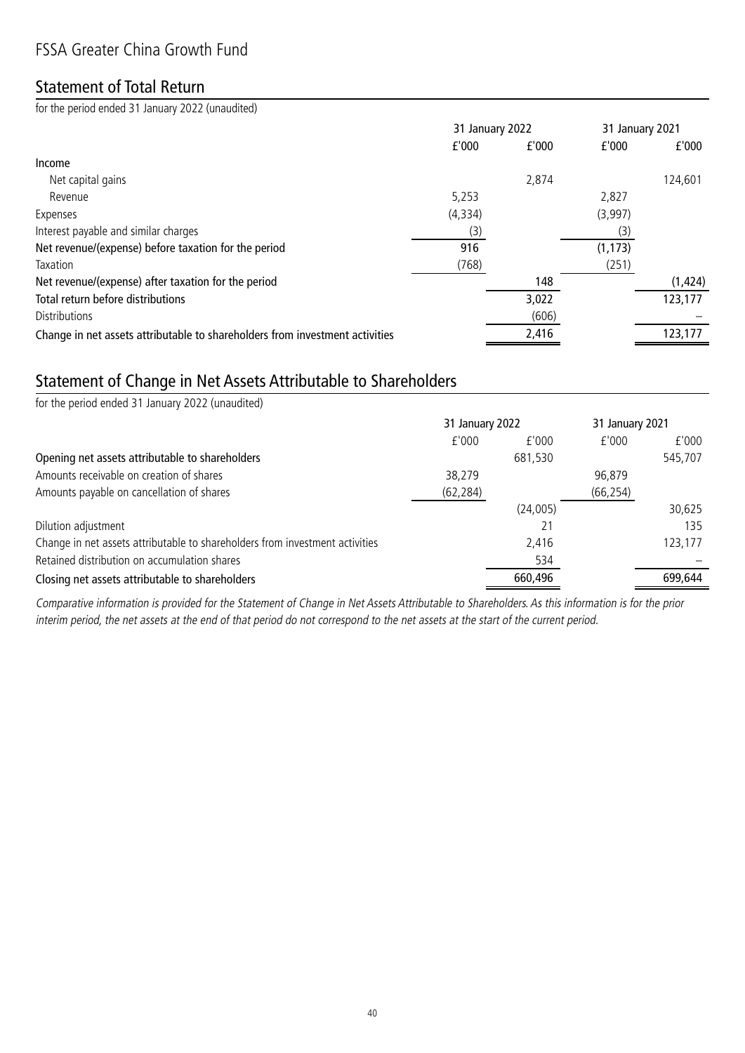# FSSA Greater China Growth Fund

## Statement of Total Return

for the period ended 31 January 2022 (unaudited)

| | 31 January 2022 | | 31 January 2021 | |
|---|---|---|---|---|
| | £'000 | £'000 | £'000 | £'000 |
| **Income** | | | | |
| Net capital gains | | 2,874 | | 124,601 |
| Revenue | 5,253 | | 2,827 | |
| Expenses | (4,334) | | (3,997) | |
| Interest payable and similar charges | (3) | | (3) | |
| **Net revenue/(expense) before taxation for the period** | 916 | | (1,173) | |
| Taxation | (768) | | (251) | |
| **Net revenue/(expense) after taxation for the period** | | 148 | | (1,424) |
| **Total return before distributions** | | 3,022 | | 123,177 |
| Distributions | | (606) | | – |
| **Change in net assets attributable to shareholders from investment activities** | | 2,416 | | 123,177 |

## Statement of Change in Net Assets Attributable to Shareholders

for the period ended 31 January 2022 (unaudited)

| | 31 January 2022 | | 31 January 2021 | |
|---|---|---|---|---|
| | £'000 | £'000 | £'000 | £'000 |
| **Opening net assets attributable to shareholders** | | 681,530 | | 545,707 |
| Amounts receivable on creation of shares | 38,279 | | 96,879 | |
| Amounts payable on cancellation of shares | (62,284) | | (66,254) | |
| | | (24,005) | | 30,625 |
| Dilution adjustment | | 21 | | 135 |
| Change in net assets attributable to shareholders from investment activities | | 2,416 | | 123,177 |
| Retained distribution on accumulation shares | | 534 | | – |
| **Closing net assets attributable to shareholders** | | 660,496 | | 699,644 |

*Comparative information is provided for the Statement of Change in Net Assets Attributable to Shareholders. As this information is for the prior interim period, the net assets at the end of that period do not correspond to the net assets at the start of the current period.*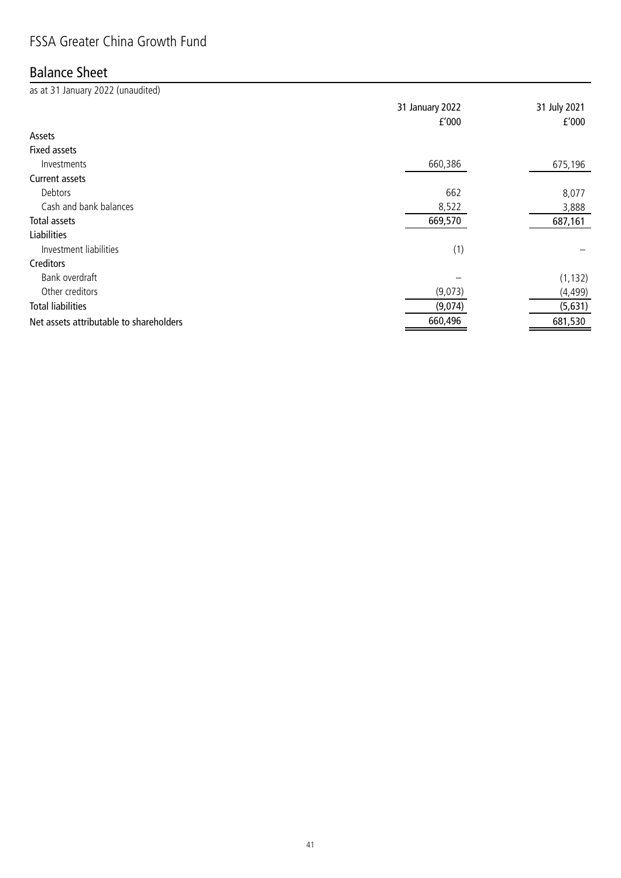# FSSA Greater China Growth Fund

## Balance Sheet

as at 31 January 2022 (unaudited)

| | 31 January 2022 £'000 | 31 July 2021 £'000 |
|---|---|---|
| **Assets** | | |
| **Fixed assets** | | |
| Investments | 660,386 | 675,196 |
| **Current assets** | | |
| Debtors | 662 | 8,077 |
| Cash and bank balances | 8,522 | 3,888 |
| **Total assets** | 669,570 | 687,161 |
| **Liabilities** | | |
| Investment liabilities | (1) | – |
| **Creditors** | | |
| Bank overdraft | – | (1,132) |
| Other creditors | (9,073) | (4,499) |
| **Total liabilities** | (9,074) | (5,631) |
| **Net assets attributable to shareholders** | 660,496 | 681,530 |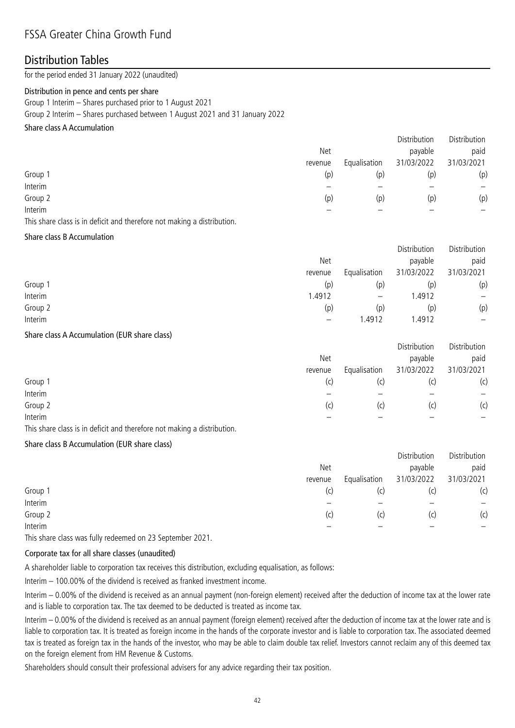# FSSA Greater China Growth Fund

## Distribution Tables

for the period ended 31 January 2022 (unaudited)

### Distribution in pence and cents per share

Group 1 Interim – Shares purchased prior to 1 August 2021

Group 2 Interim – Shares purchased between 1 August 2021 and 31 January 2022

#### Share class A Accumulation

| | Net revenue | Equalisation | Distribution payable 31/03/2022 | Distribution paid 31/03/2021 |
|---|---|---|---|---|
| Group 1 | (p) | (p) | (p) | (p) |
| Interim | – | – | – | – |
| Group 2 | (p) | (p) | (p) | (p) |
| Interim | – | – | – | – |

This share class is in deficit and therefore not making a distribution.

#### Share class B Accumulation

| | Net revenue | Equalisation | Distribution payable 31/03/2022 | Distribution paid 31/03/2021 |
|---|---|---|---|---|
| Group 1 | (p) | (p) | (p) | (p) |
| Interim | 1.4912 | – | 1.4912 | – |
| Group 2 | (p) | (p) | (p) | (p) |
| Interim | – | 1.4912 | 1.4912 | – |

#### Share class A Accumulation (EUR share class)

| | Net revenue | Equalisation | Distribution payable 31/03/2022 | Distribution paid 31/03/2021 |
|---|---|---|---|---|
| Group 1 | (c) | (c) | (c) | (c) |
| Interim | – | – | – | – |
| Group 2 | (c) | (c) | (c) | (c) |
| Interim | – | – | – | – |

This share class is in deficit and therefore not making a distribution.

#### Share class B Accumulation (EUR share class)

| | Net revenue | Equalisation | Distribution payable 31/03/2022 | Distribution paid 31/03/2021 |
|---|---|---|---|---|
| Group 1 | (c) | (c) | (c) | (c) |
| Interim | – | – | – | – |
| Group 2 | (c) | (c) | (c) | (c) |
| Interim | – | – | – | – |

This share class was fully redeemed on 23 September 2021.

#### Corporate tax for all share classes (unaudited)

A shareholder liable to corporation tax receives this distribution, excluding equalisation, as follows:

Interim – 100.00% of the dividend is received as franked investment income.

Interim – 0.00% of the dividend is received as an annual payment (non-foreign element) received after the deduction of income tax at the lower rate and is liable to corporation tax. The tax deemed to be deducted is treated as income tax.

Interim – 0.00% of the dividend is received as an annual payment (foreign element) received after the deduction of income tax at the lower rate and is liable to corporation tax. It is treated as foreign income in the hands of the corporate investor and is liable to corporation tax. The associated deemed tax is treated as foreign tax in the hands of the investor, who may be able to claim double tax relief. Investors cannot reclaim any of this deemed tax on the foreign element from HM Revenue & Customs.

Shareholders should consult their professional advisers for any advice regarding their tax position.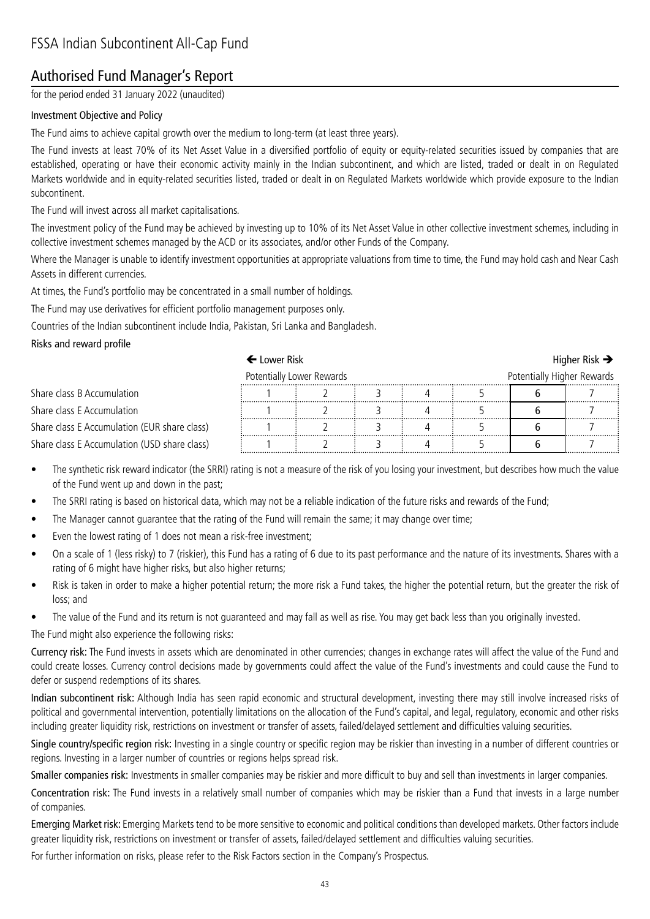# FSSA Indian Subcontinent All-Cap Fund

## Authorised Fund Manager's Report

for the period ended 31 January 2022 (unaudited)

### Investment Objective and Policy

The Fund aims to achieve capital growth over the medium to long-term (at least three years).

The Fund invests at least 70% of its Net Asset Value in a diversified portfolio of equity or equity-related securities issued by companies that are established, operating or have their economic activity mainly in the Indian subcontinent, and which are listed, traded or dealt in on Regulated Markets worldwide and in equity-related securities listed, traded or dealt in on Regulated Markets worldwide which provide exposure to the Indian subcontinent.

The Fund will invest across all market capitalisations.

The investment policy of the Fund may be achieved by investing up to 10% of its Net Asset Value in other collective investment schemes, including in collective investment schemes managed by the ACD or its associates, and/or other Funds of the Company.

Where the Manager is unable to identify investment opportunities at appropriate valuations from time to time, the Fund may hold cash and Near Cash Assets in different currencies.

At times, the Fund's portfolio may be concentrated in a small number of holdings.

The Fund may use derivatives for efficient portfolio management purposes only.

Countries of the Indian subcontinent include India, Pakistan, Sri Lanka and Bangladesh.

### Risks and reward profile

| | ← Lower Risk | | | | | | Higher Risk → |
|---|---|---|---|---|---|---|---|
| | Potentially Lower Rewards | | | | | | Potentially Higher Rewards |
| Share class B Accumulation | 1 | 2 | 3 | 4 | 5 | **6** | 7 |
| Share class E Accumulation | 1 | 2 | 3 | 4 | 5 | **6** | 7 |
| Share class E Accumulation (EUR share class) | 1 | 2 | 3 | 4 | 5 | **6** | 7 |
| Share class E Accumulation (USD share class) | 1 | 2 | 3 | 4 | 5 | **6** | 7 |

- The synthetic risk reward indicator (the SRRI) rating is not a measure of the risk of you losing your investment, but describes how much the value of the Fund went up and down in the past;
- The SRRI rating is based on historical data, which may not be a reliable indication of the future risks and rewards of the Fund;
- The Manager cannot guarantee that the rating of the Fund will remain the same; it may change over time;
- Even the lowest rating of 1 does not mean a risk-free investment;
- On a scale of 1 (less risky) to 7 (riskier), this Fund has a rating of 6 due to its past performance and the nature of its investments. Shares with a rating of 6 might have higher risks, but also higher returns;
- Risk is taken in order to make a higher potential return; the more risk a Fund takes, the higher the potential return, but the greater the risk of loss; and
- The value of the Fund and its return is not guaranteed and may fall as well as rise. You may get back less than you originally invested.

The Fund might also experience the following risks:

**Currency risk:** The Fund invests in assets which are denominated in other currencies; changes in exchange rates will affect the value of the Fund and could create losses. Currency control decisions made by governments could affect the value of the Fund's investments and could cause the Fund to defer or suspend redemptions of its shares.

**Indian subcontinent risk:** Although India has seen rapid economic and structural development, investing there may still involve increased risks of political and governmental intervention, potentially limitations on the allocation of the Fund's capital, and legal, regulatory, economic and other risks including greater liquidity risk, restrictions on investment or transfer of assets, failed/delayed settlement and difficulties valuing securities.

**Single country/specific region risk:** Investing in a single country or specific region may be riskier than investing in a number of different countries or regions. Investing in a larger number of countries or regions helps spread risk.

**Smaller companies risk:** Investments in smaller companies may be riskier and more difficult to buy and sell than investments in larger companies.

**Concentration risk:** The Fund invests in a relatively small number of companies which may be riskier than a Fund that invests in a large number of companies.

**Emerging Market risk:** Emerging Markets tend to be more sensitive to economic and political conditions than developed markets. Other factors include greater liquidity risk, restrictions on investment or transfer of assets, failed/delayed settlement and difficulties valuing securities.

For further information on risks, please refer to the Risk Factors section in the Company's Prospectus.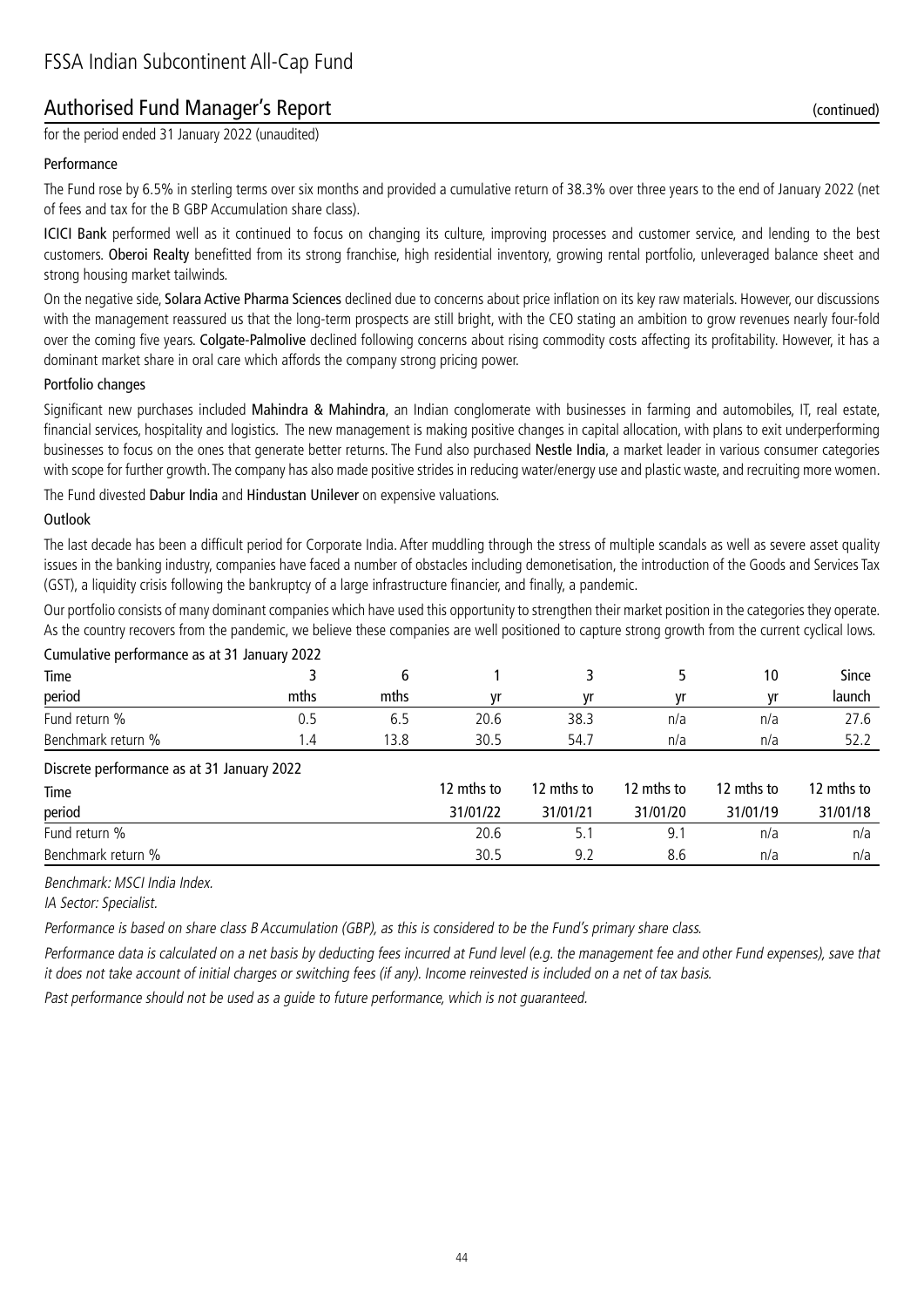# FSSA Indian Subcontinent All-Cap Fund

## Authorised Fund Manager's Report (continued)

for the period ended 31 January 2022 (unaudited)

### Performance

The Fund rose by 6.5% in sterling terms over six months and provided a cumulative return of 38.3% over three years to the end of January 2022 (net of fees and tax for the B GBP Accumulation share class).

**ICICI Bank** performed well as it continued to focus on changing its culture, improving processes and customer service, and lending to the best customers. **Oberoi Realty** benefitted from its strong franchise, high residential inventory, growing rental portfolio, unleveraged balance sheet and strong housing market tailwinds.

On the negative side, **Solara Active Pharma Sciences** declined due to concerns about price inflation on its key raw materials. However, our discussions with the management reassured us that the long-term prospects are still bright, with the CEO stating an ambition to grow revenues nearly four-fold over the coming five years. **Colgate-Palmolive** declined following concerns about rising commodity costs affecting its profitability. However, it has a dominant market share in oral care which affords the company strong pricing power.

### Portfolio changes

Significant new purchases included **Mahindra & Mahindra**, an Indian conglomerate with businesses in farming and automobiles, IT, real estate, financial services, hospitality and logistics. The new management is making positive changes in capital allocation, with plans to exit underperforming businesses to focus on the ones that generate better returns. The Fund also purchased **Nestle India**, a market leader in various consumer categories with scope for further growth. The company has also made positive strides in reducing water/energy use and plastic waste, and recruiting more women.

The Fund divested **Dabur India** and **Hindustan Unilever** on expensive valuations.

### Outlook

The last decade has been a difficult period for Corporate India. After muddling through the stress of multiple scandals as well as severe asset quality issues in the banking industry, companies have faced a number of obstacles including demonetisation, the introduction of the Goods and Services Tax (GST), a liquidity crisis following the bankruptcy of a large infrastructure financier, and finally, a pandemic.

Our portfolio consists of many dominant companies which have used this opportunity to strengthen their market position in the categories they operate. As the country recovers from the pandemic, we believe these companies are well positioned to capture strong growth from the current cyclical lows.

Cumulative performance as at 31 January 2022

| Time period | 3 mths | 6 mths | 1 yr | 3 yr | 5 yr | 10 yr | Since launch |
|---|---|---|---|---|---|---|---|
| Fund return % | 0.5 | 6.5 | 20.6 | 38.3 | n/a | n/a | 27.6 |
| Benchmark return % | 1.4 | 13.8 | 30.5 | 54.7 | n/a | n/a | 52.2 |

Discrete performance as at 31 January 2022

| Time period | 12 mths to 31/01/22 | 12 mths to 31/01/21 | 12 mths to 31/01/20 | 12 mths to 31/01/19 | 12 mths to 31/01/18 |
|---|---|---|---|---|---|
| Fund return % | 20.6 | 5.1 | 9.1 | n/a | n/a |
| Benchmark return % | 30.5 | 9.2 | 8.6 | n/a | n/a |

*Benchmark: MSCI India Index.*

*IA Sector: Specialist.*

*Performance is based on share class B Accumulation (GBP), as this is considered to be the Fund's primary share class.*

*Performance data is calculated on a net basis by deducting fees incurred at Fund level (e.g. the management fee and other Fund expenses), save that it does not take account of initial charges or switching fees (if any). Income reinvested is included on a net of tax basis.*

*Past performance should not be used as a guide to future performance, which is not guaranteed.*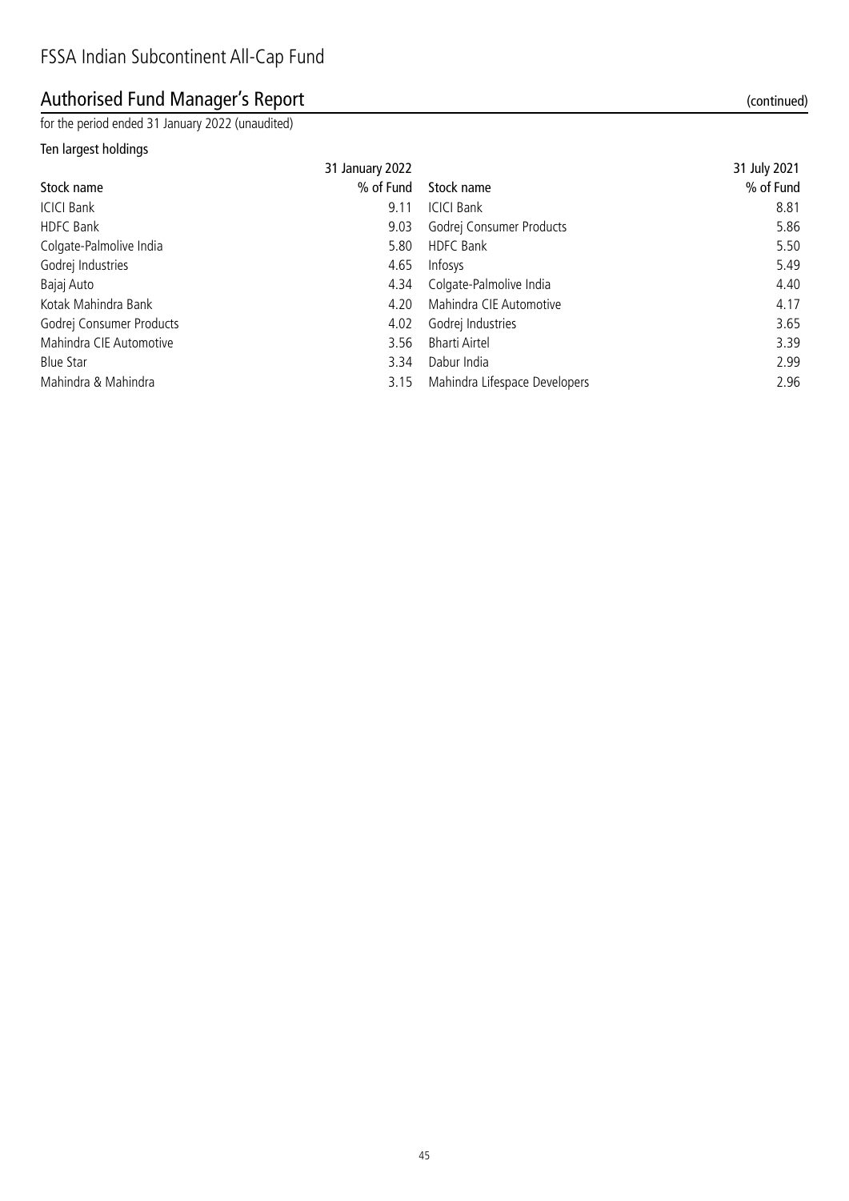# FSSA Indian Subcontinent All-Cap Fund

## Authorised Fund Manager's Report (continued)

for the period ended 31 January 2022 (unaudited)

### Ten largest holdings

| | 31 January 2022 | | 31 July 2021 |
|---|---|---|---|
| Stock name | % of Fund | Stock name | % of Fund |
| ICICI Bank | 9.11 | ICICI Bank | 8.81 |
| HDFC Bank | 9.03 | Godrej Consumer Products | 5.86 |
| Colgate-Palmolive India | 5.80 | HDFC Bank | 5.50 |
| Godrej Industries | 4.65 | Infosys | 5.49 |
| Bajaj Auto | 4.34 | Colgate-Palmolive India | 4.40 |
| Kotak Mahindra Bank | 4.20 | Mahindra CIE Automotive | 4.17 |
| Godrej Consumer Products | 4.02 | Godrej Industries | 3.65 |
| Mahindra CIE Automotive | 3.56 | Bharti Airtel | 3.39 |
| Blue Star | 3.34 | Dabur India | 2.99 |
| Mahindra & Mahindra | 3.15 | Mahindra Lifespace Developers | 2.96 |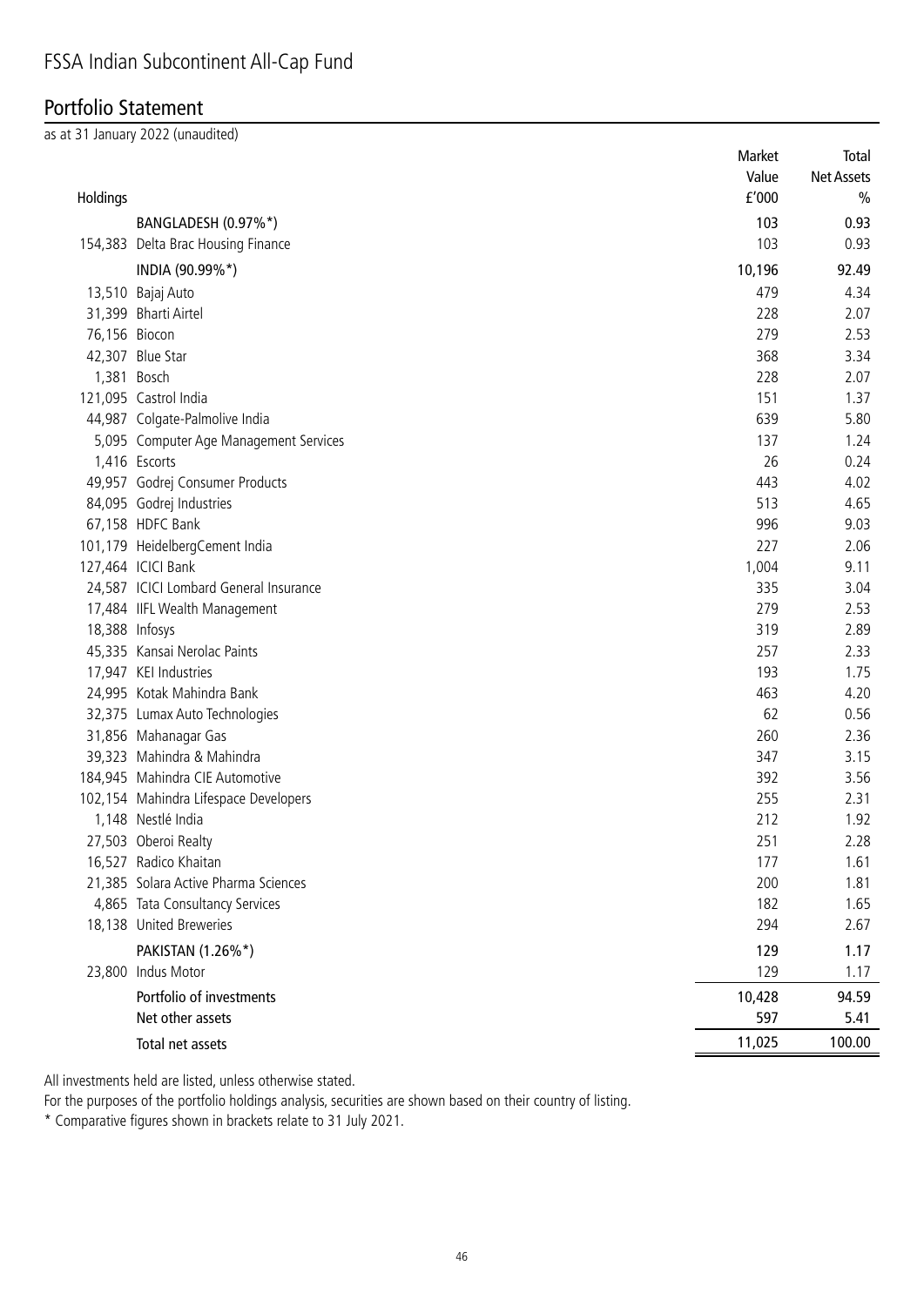# FSSA Indian Subcontinent All-Cap Fund

## Portfolio Statement

as at 31 January 2022 (unaudited)

| Holdings | | Market Value £'000 | Total Net Assets % |
|---|---|---|---|
| | **BANGLADESH (0.97%*)** | **103** | **0.93** |
| 154,383 | Delta Brac Housing Finance | 103 | 0.93 |
| | **INDIA (90.99%*)** | **10,196** | **92.49** |
| 13,510 | Bajaj Auto | 479 | 4.34 |
| 31,399 | Bharti Airtel | 228 | 2.07 |
| 76,156 | Biocon | 279 | 2.53 |
| 42,307 | Blue Star | 368 | 3.34 |
| 1,381 | Bosch | 228 | 2.07 |
| 121,095 | Castrol India | 151 | 1.37 |
| 44,987 | Colgate-Palmolive India | 639 | 5.80 |
| 5,095 | Computer Age Management Services | 137 | 1.24 |
| 1,416 | Escorts | 26 | 0.24 |
| 49,957 | Godrej Consumer Products | 443 | 4.02 |
| 84,095 | Godrej Industries | 513 | 4.65 |
| 67,158 | HDFC Bank | 996 | 9.03 |
| 101,179 | HeidelbergCement India | 227 | 2.06 |
| 127,464 | ICICI Bank | 1,004 | 9.11 |
| 24,587 | ICICI Lombard General Insurance | 335 | 3.04 |
| 17,484 | IIFL Wealth Management | 279 | 2.53 |
| 18,388 | Infosys | 319 | 2.89 |
| 45,335 | Kansai Nerolac Paints | 257 | 2.33 |
| 17,947 | KEI Industries | 193 | 1.75 |
| 24,995 | Kotak Mahindra Bank | 463 | 4.20 |
| 32,375 | Lumax Auto Technologies | 62 | 0.56 |
| 31,856 | Mahanagar Gas | 260 | 2.36 |
| 39,323 | Mahindra & Mahindra | 347 | 3.15 |
| 184,945 | Mahindra CIE Automotive | 392 | 3.56 |
| 102,154 | Mahindra Lifespace Developers | 255 | 2.31 |
| 1,148 | Nestlé India | 212 | 1.92 |
| 27,503 | Oberoi Realty | 251 | 2.28 |
| 16,527 | Radico Khaitan | 177 | 1.61 |
| 21,385 | Solara Active Pharma Sciences | 200 | 1.81 |
| 4,865 | Tata Consultancy Services | 182 | 1.65 |
| 18,138 | United Breweries | 294 | 2.67 |
| | **PAKISTAN (1.26%*)** | **129** | **1.17** |
| 23,800 | Indus Motor | 129 | 1.17 |
| | Portfolio of investments | 10,428 | 94.59 |
| | Net other assets | 597 | 5.41 |
| | Total net assets | 11,025 | 100.00 |

All investments held are listed, unless otherwise stated.

For the purposes of the portfolio holdings analysis, securities are shown based on their country of listing.

\* Comparative figures shown in brackets relate to 31 July 2021.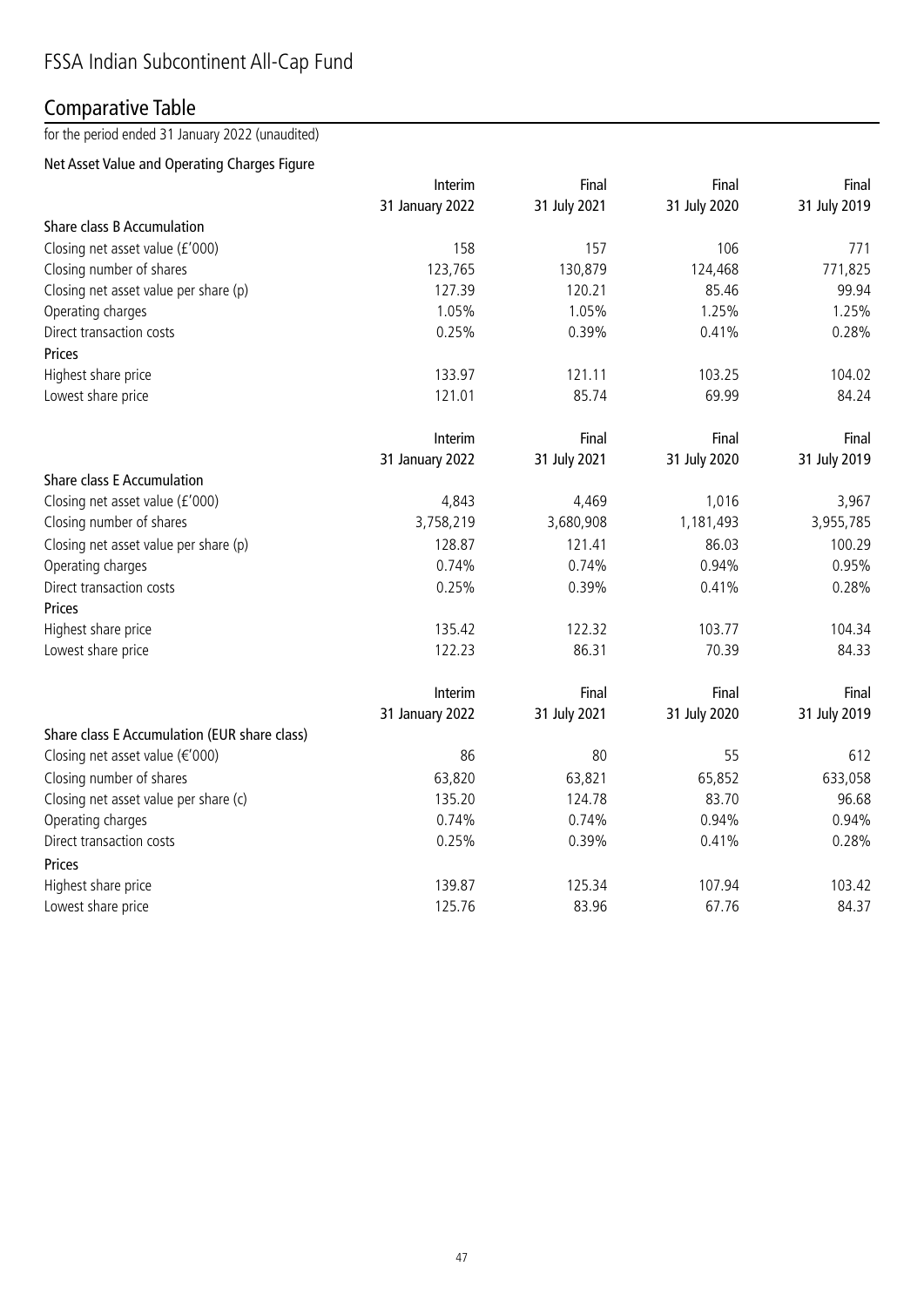# FSSA Indian Subcontinent All-Cap Fund

## Comparative Table

for the period ended 31 January 2022 (unaudited)

### Net Asset Value and Operating Charges Figure

| | Interim 31 January 2022 | Final 31 July 2021 | Final 31 July 2020 | Final 31 July 2019 |
|---|---|---|---|---|
| **Share class B Accumulation** | | | | |
| Closing net asset value (£'000) | 158 | 157 | 106 | 771 |
| Closing number of shares | 123,765 | 130,879 | 124,468 | 771,825 |
| Closing net asset value per share (p) | 127.39 | 120.21 | 85.46 | 99.94 |
| Operating charges | 1.05% | 1.05% | 1.25% | 1.25% |
| Direct transaction costs | 0.25% | 0.39% | 0.41% | 0.28% |
| **Prices** | | | | |
| Highest share price | 133.97 | 121.11 | 103.25 | 104.02 |
| Lowest share price | 121.01 | 85.74 | 69.99 | 84.24 |

| | Interim 31 January 2022 | Final 31 July 2021 | Final 31 July 2020 | Final 31 July 2019 |
|---|---|---|---|---|
| **Share class E Accumulation** | | | | |
| Closing net asset value (£'000) | 4,843 | 4,469 | 1,016 | 3,967 |
| Closing number of shares | 3,758,219 | 3,680,908 | 1,181,493 | 3,955,785 |
| Closing net asset value per share (p) | 128.87 | 121.41 | 86.03 | 100.29 |
| Operating charges | 0.74% | 0.74% | 0.94% | 0.95% |
| Direct transaction costs | 0.25% | 0.39% | 0.41% | 0.28% |
| **Prices** | | | | |
| Highest share price | 135.42 | 122.32 | 103.77 | 104.34 |
| Lowest share price | 122.23 | 86.31 | 70.39 | 84.33 |

| | Interim 31 January 2022 | Final 31 July 2021 | Final 31 July 2020 | Final 31 July 2019 |
|---|---|---|---|---|
| **Share class E Accumulation (EUR share class)** | | | | |
| Closing net asset value (€'000) | 86 | 80 | 55 | 612 |
| Closing number of shares | 63,820 | 63,821 | 65,852 | 633,058 |
| Closing net asset value per share (c) | 135.20 | 124.78 | 83.70 | 96.68 |
| Operating charges | 0.74% | 0.74% | 0.94% | 0.94% |
| Direct transaction costs | 0.25% | 0.39% | 0.41% | 0.28% |
| **Prices** | | | | |
| Highest share price | 139.87 | 125.34 | 107.94 | 103.42 |
| Lowest share price | 125.76 | 83.96 | 67.76 | 84.37 |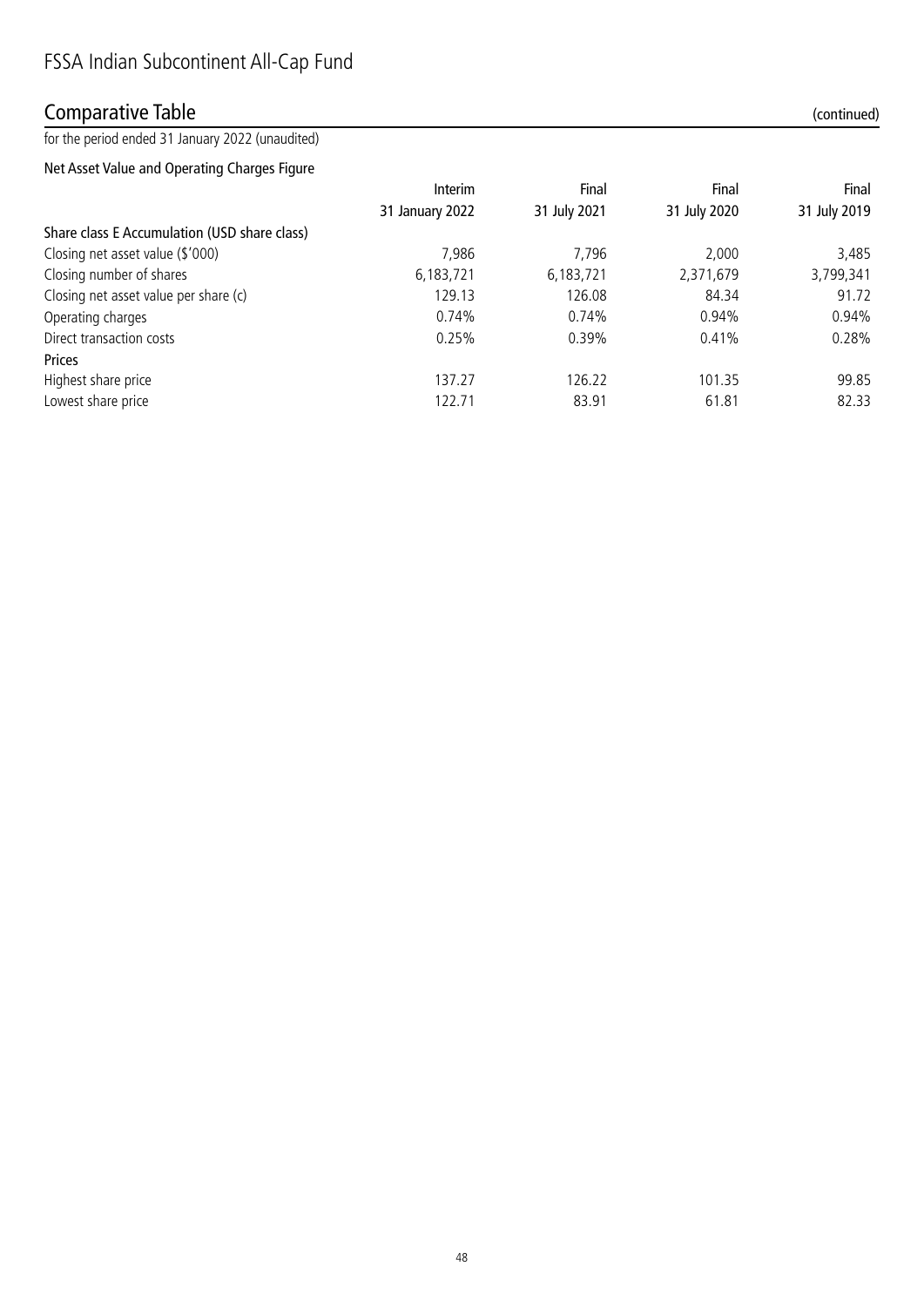# FSSA Indian Subcontinent All-Cap Fund

## Comparative Table (continued)

for the period ended 31 January 2022 (unaudited)

### Net Asset Value and Operating Charges Figure

| | Interim 31 January 2022 | Final 31 July 2021 | Final 31 July 2020 | Final 31 July 2019 |
|---|---|---|---|---|
| **Share class E Accumulation (USD share class)** | | | | |
| Closing net asset value ($'000) | 7,986 | 7,796 | 2,000 | 3,485 |
| Closing number of shares | 6,183,721 | 6,183,721 | 2,371,679 | 3,799,341 |
| Closing net asset value per share (c) | 129.13 | 126.08 | 84.34 | 91.72 |
| Operating charges | 0.74% | 0.74% | 0.94% | 0.94% |
| Direct transaction costs | 0.25% | 0.39% | 0.41% | 0.28% |
| **Prices** | | | | |
| Highest share price | 137.27 | 126.22 | 101.35 | 99.85 |
| Lowest share price | 122.71 | 83.91 | 61.81 | 82.33 |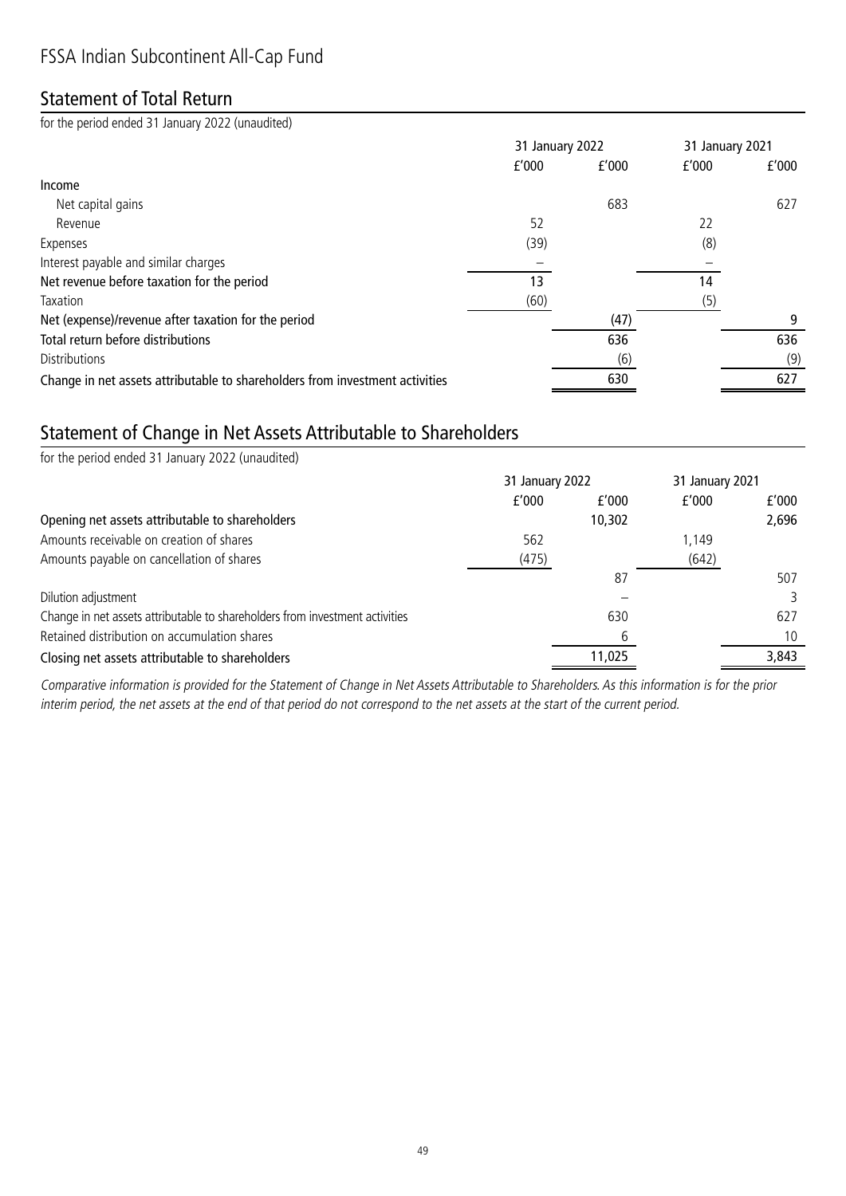# FSSA Indian Subcontinent All-Cap Fund

## Statement of Total Return

for the period ended 31 January 2022 (unaudited)

| | 31 January 2022 | | 31 January 2021 | |
|---|---|---|---|---|
| | £'000 | £'000 | £'000 | £'000 |
| **Income** | | | | |
| Net capital gains | | 683 | | 627 |
| Revenue | 52 | | 22 | |
| Expenses | (39) | | (8) | |
| Interest payable and similar charges | – | | – | |
| **Net revenue before taxation for the period** | 13 | | 14 | |
| Taxation | (60) | | (5) | |
| **Net (expense)/revenue after taxation for the period** | | (47) | | 9 |
| **Total return before distributions** | | 636 | | 636 |
| Distributions | | (6) | | (9) |
| **Change in net assets attributable to shareholders from investment activities** | | 630 | | 627 |

## Statement of Change in Net Assets Attributable to Shareholders

for the period ended 31 January 2022 (unaudited)

| | 31 January 2022 | | 31 January 2021 | |
|---|---|---|---|---|
| | £'000 | £'000 | £'000 | £'000 |
| **Opening net assets attributable to shareholders** | | 10,302 | | 2,696 |
| Amounts receivable on creation of shares | 562 | | 1,149 | |
| Amounts payable on cancellation of shares | (475) | | (642) | |
| | | 87 | | 507 |
| Dilution adjustment | | – | | 3 |
| Change in net assets attributable to shareholders from investment activities | | 630 | | 627 |
| Retained distribution on accumulation shares | | 6 | | 10 |
| **Closing net assets attributable to shareholders** | | 11,025 | | 3,843 |

*Comparative information is provided for the Statement of Change in Net Assets Attributable to Shareholders. As this information is for the prior interim period, the net assets at the end of that period do not correspond to the net assets at the start of the current period.*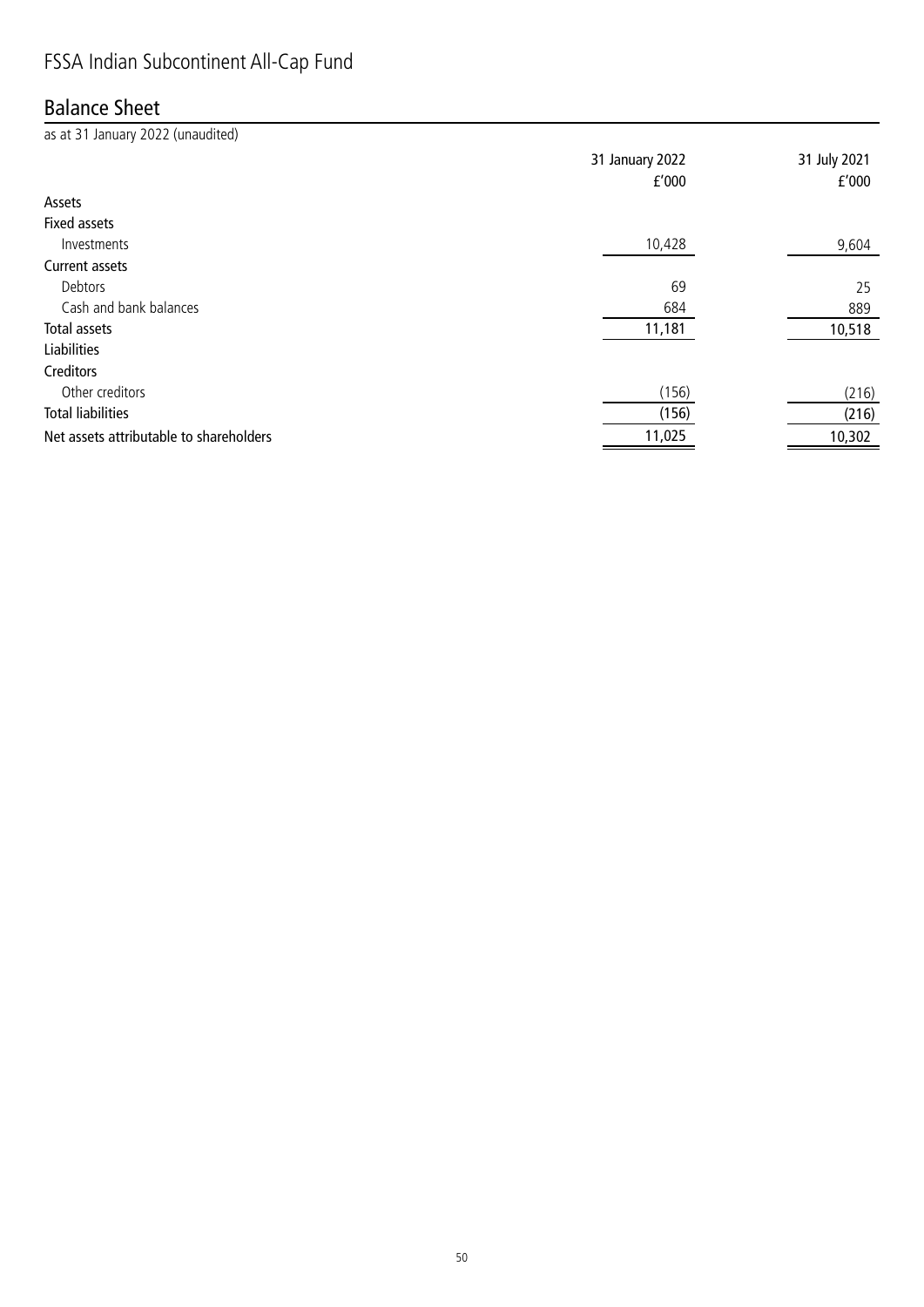# FSSA Indian Subcontinent All-Cap Fund

## Balance Sheet

as at 31 January 2022 (unaudited)

| | 31 January 2022 £'000 | 31 July 2021 £'000 |
|---|---|---|
| **Assets** | | |
| **Fixed assets** | | |
| Investments | 10,428 | 9,604 |
| **Current assets** | | |
| Debtors | 69 | 25 |
| Cash and bank balances | 684 | 889 |
| **Total assets** | 11,181 | 10,518 |
| **Liabilities** | | |
| **Creditors** | | |
| Other creditors | (156) | (216) |
| **Total liabilities** | (156) | (216) |
| **Net assets attributable to shareholders** | 11,025 | 10,302 |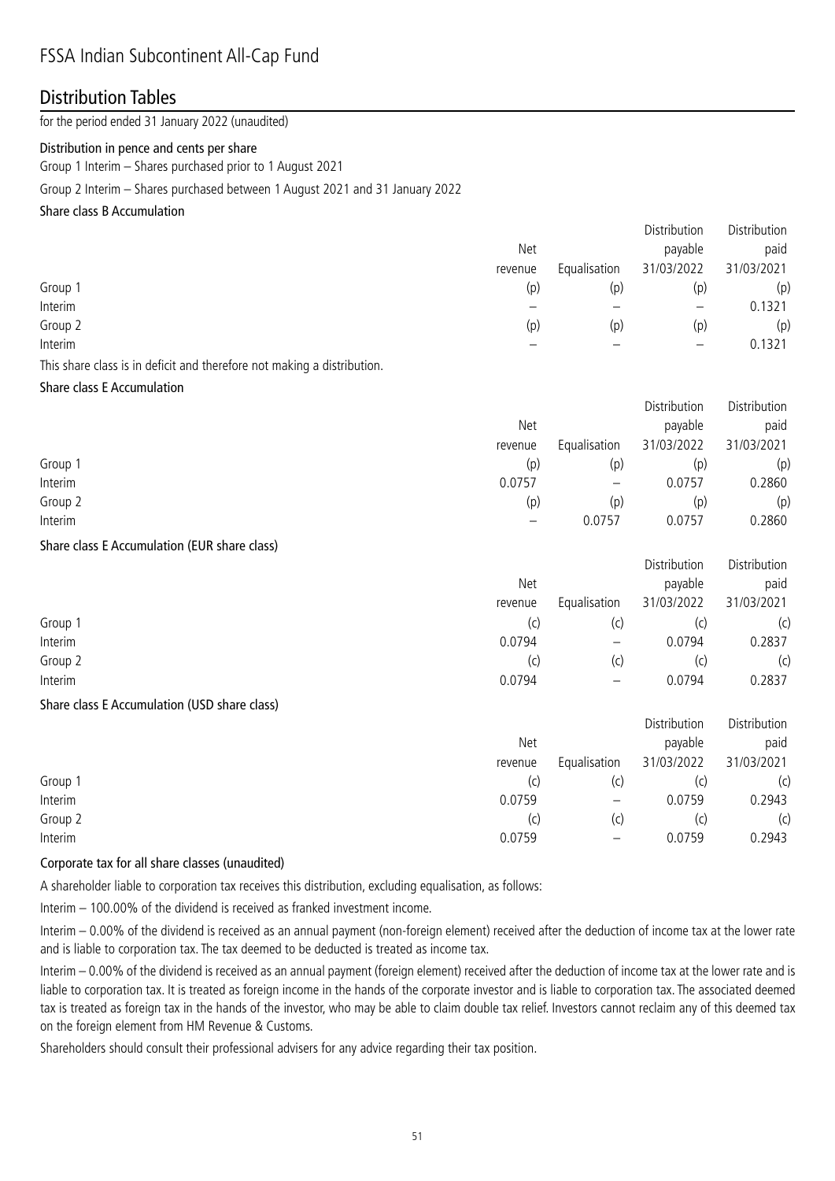# FSSA Indian Subcontinent All-Cap Fund

## Distribution Tables

for the period ended 31 January 2022 (unaudited)

**Distribution in pence and cents per share**

Group 1 Interim – Shares purchased prior to 1 August 2021

Group 2 Interim – Shares purchased between 1 August 2021 and 31 January 2022

**Share class B Accumulation**

| | Net revenue | Equalisation | Distribution payable 31/03/2022 | Distribution paid 31/03/2021 |
|---|---|---|---|---|
| Group 1 | (p) | (p) | (p) | (p) |
| Interim | – | – | – | 0.1321 |
| Group 2 | (p) | (p) | (p) | (p) |
| Interim | – | – | – | 0.1321 |

This share class is in deficit and therefore not making a distribution.

**Share class E Accumulation**

| | Net revenue | Equalisation | Distribution payable 31/03/2022 | Distribution paid 31/03/2021 |
|---|---|---|---|---|
| Group 1 | (p) | (p) | (p) | (p) |
| Interim | 0.0757 | – | 0.0757 | 0.2860 |
| Group 2 | (p) | (p) | (p) | (p) |
| Interim | – | 0.0757 | 0.0757 | 0.2860 |

**Share class E Accumulation (EUR share class)**

| | Net revenue | Equalisation | Distribution payable 31/03/2022 | Distribution paid 31/03/2021 |
|---|---|---|---|---|
| Group 1 | (c) | (c) | (c) | (c) |
| Interim | 0.0794 | – | 0.0794 | 0.2837 |
| Group 2 | (c) | (c) | (c) | (c) |
| Interim | 0.0794 | – | 0.0794 | 0.2837 |

**Share class E Accumulation (USD share class)**

| | Net revenue | Equalisation | Distribution payable 31/03/2022 | Distribution paid 31/03/2021 |
|---|---|---|---|---|
| Group 1 | (c) | (c) | (c) | (c) |
| Interim | 0.0759 | – | 0.0759 | 0.2943 |
| Group 2 | (c) | (c) | (c) | (c) |
| Interim | 0.0759 | – | 0.0759 | 0.2943 |

**Corporate tax for all share classes (unaudited)**

A shareholder liable to corporation tax receives this distribution, excluding equalisation, as follows:

Interim – 100.00% of the dividend is received as franked investment income.

Interim – 0.00% of the dividend is received as an annual payment (non-foreign element) received after the deduction of income tax at the lower rate and is liable to corporation tax. The tax deemed to be deducted is treated as income tax.

Interim – 0.00% of the dividend is received as an annual payment (foreign element) received after the deduction of income tax at the lower rate and is liable to corporation tax. It is treated as foreign income in the hands of the corporate investor and is liable to corporation tax. The associated deemed tax is treated as foreign tax in the hands of the investor, who may be able to claim double tax relief. Investors cannot reclaim any of this deemed tax on the foreign element from HM Revenue & Customs.

Shareholders should consult their professional advisers for any advice regarding their tax position.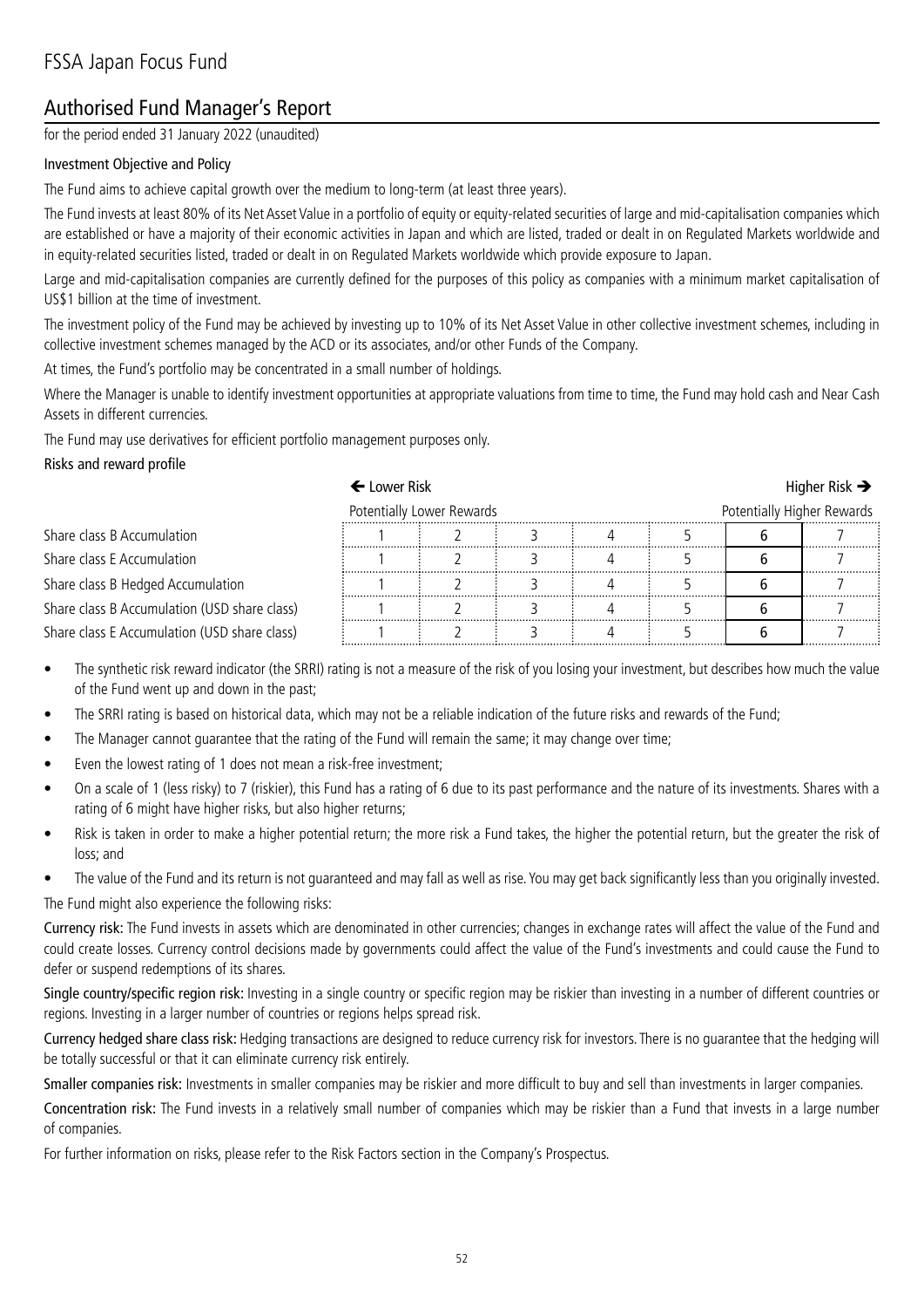# FSSA Japan Focus Fund

## Authorised Fund Manager's Report

for the period ended 31 January 2022 (unaudited)

### Investment Objective and Policy

The Fund aims to achieve capital growth over the medium to long-term (at least three years).

The Fund invests at least 80% of its Net Asset Value in a portfolio of equity or equity-related securities of large and mid-capitalisation companies which are established or have a majority of their economic activities in Japan and which are listed, traded or dealt in on Regulated Markets worldwide and in equity-related securities listed, traded or dealt in on Regulated Markets worldwide which provide exposure to Japan.

Large and mid-capitalisation companies are currently defined for the purposes of this policy as companies with a minimum market capitalisation of US$1 billion at the time of investment.

The investment policy of the Fund may be achieved by investing up to 10% of its Net Asset Value in other collective investment schemes, including in collective investment schemes managed by the ACD or its associates, and/or other Funds of the Company.

At times, the Fund's portfolio may be concentrated in a small number of holdings.

Where the Manager is unable to identify investment opportunities at appropriate valuations from time to time, the Fund may hold cash and Near Cash Assets in different currencies.

The Fund may use derivatives for efficient portfolio management purposes only.

### Risks and reward profile

| | ← Lower Risk | | | | | | Higher Risk → |
|---|---|---|---|---|---|---|---|
| | Potentially Lower Rewards | | | | | Potentially Higher Rewards | |
| Share class B Accumulation | 1 | 2 | 3 | 4 | 5 | **6** | 7 |
| Share class E Accumulation | 1 | 2 | 3 | 4 | 5 | **6** | 7 |
| Share class B Hedged Accumulation | 1 | 2 | 3 | 4 | 5 | **6** | 7 |
| Share class B Accumulation (USD share class) | 1 | 2 | 3 | 4 | 5 | **6** | 7 |
| Share class E Accumulation (USD share class) | 1 | 2 | 3 | 4 | 5 | **6** | 7 |

- The synthetic risk reward indicator (the SRRI) rating is not a measure of the risk of you losing your investment, but describes how much the value of the Fund went up and down in the past;
- The SRRI rating is based on historical data, which may not be a reliable indication of the future risks and rewards of the Fund;
- The Manager cannot guarantee that the rating of the Fund will remain the same; it may change over time;
- Even the lowest rating of 1 does not mean a risk-free investment;
- On a scale of 1 (less risky) to 7 (riskier), this Fund has a rating of 6 due to its past performance and the nature of its investments. Shares with a rating of 6 might have higher risks, but also higher returns;
- Risk is taken in order to make a higher potential return; the more risk a Fund takes, the higher the potential return, but the greater the risk of loss; and
- The value of the Fund and its return is not guaranteed and may fall as well as rise. You may get back significantly less than you originally invested.

The Fund might also experience the following risks:

**Currency risk:** The Fund invests in assets which are denominated in other currencies; changes in exchange rates will affect the value of the Fund and could create losses. Currency control decisions made by governments could affect the value of the Fund's investments and could cause the Fund to defer or suspend redemptions of its shares.

**Single country/specific region risk:** Investing in a single country or specific region may be riskier than investing in a number of different countries or regions. Investing in a larger number of countries or regions helps spread risk.

**Currency hedged share class risk:** Hedging transactions are designed to reduce currency risk for investors. There is no guarantee that the hedging will be totally successful or that it can eliminate currency risk entirely.

**Smaller companies risk:** Investments in smaller companies may be riskier and more difficult to buy and sell than investments in larger companies.

**Concentration risk:** The Fund invests in a relatively small number of companies which may be riskier than a Fund that invests in a large number of companies.

For further information on risks, please refer to the Risk Factors section in the Company's Prospectus.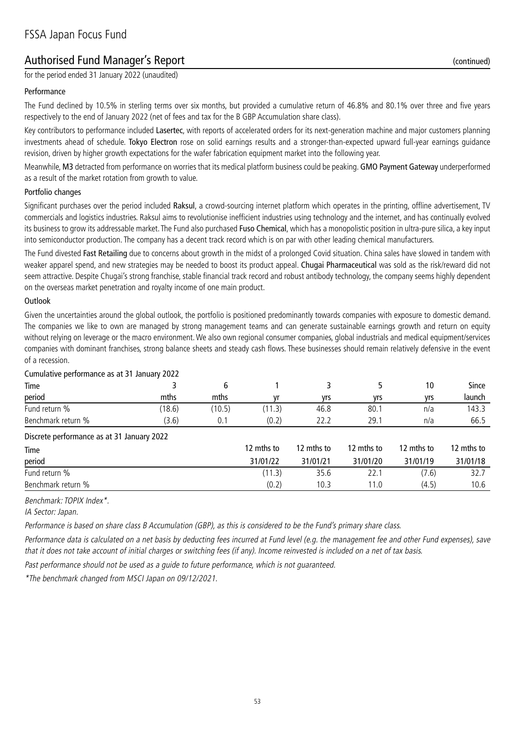# FSSA Japan Focus Fund

## Authorised Fund Manager's Report (continued)

for the period ended 31 January 2022 (unaudited)

### Performance

The Fund declined by 10.5% in sterling terms over six months, but provided a cumulative return of 46.8% and 80.1% over three and five years respectively to the end of January 2022 (net of fees and tax for the B GBP Accumulation share class).

Key contributors to performance included **Lasertec**, with reports of accelerated orders for its next-generation machine and major customers planning investments ahead of schedule. **Tokyo Electron** rose on solid earnings results and a stronger-than-expected upward full-year earnings guidance revision, driven by higher growth expectations for the wafer fabrication equipment market into the following year.

Meanwhile, **M3** detracted from performance on worries that its medical platform business could be peaking. **GMO Payment Gateway** underperformed as a result of the market rotation from growth to value.

### Portfolio changes

Significant purchases over the period included **Raksul**, a crowd-sourcing internet platform which operates in the printing, offline advertisement, TV commercials and logistics industries. Raksul aims to revolutionise inefficient industries using technology and the internet, and has continually evolved its business to grow its addressable market. The Fund also purchased **Fuso Chemical**, which has a monopolistic position in ultra-pure silica, a key input into semiconductor production. The company has a decent track record which is on par with other leading chemical manufacturers.

The Fund divested **Fast Retailing** due to concerns about growth in the midst of a prolonged Covid situation. China sales have slowed in tandem with weaker apparel spend, and new strategies may be needed to boost its product appeal. **Chugai Pharmaceutical** was sold as the risk/reward did not seem attractive. Despite Chugai's strong franchise, stable financial track record and robust antibody technology, the company seems highly dependent on the overseas market penetration and royalty income of one main product.

### Outlook

Given the uncertainties around the global outlook, the portfolio is positioned predominantly towards companies with exposure to domestic demand. The companies we like to own are managed by strong management teams and can generate sustainable earnings growth and return on equity without relying on leverage or the macro environment. We also own regional consumer companies, global industrials and medical equipment/services companies with dominant franchises, strong balance sheets and steady cash flows. These businesses should remain relatively defensive in the event of a recession.

Cumulative performance as at 31 January 2022

| Time period | 3 mths | 6 mths | 1 yr | 3 yrs | 5 yrs | 10 yrs | Since launch |
|---|---|---|---|---|---|---|---|
| Fund return % | (18.6) | (10.5) | (11.3) | 46.8 | 80.1 | n/a | 143.3 |
| Benchmark return % | (3.6) | 0.1 | (0.2) | 22.2 | 29.1 | n/a | 66.5 |

Discrete performance as at 31 January 2022

| Time period | 12 mths to 31/01/22 | 12 mths to 31/01/21 | 12 mths to 31/01/20 | 12 mths to 31/01/19 | 12 mths to 31/01/18 |
|---|---|---|---|---|---|
| Fund return % | (11.3) | 35.6 | 22.1 | (7.6) | 32.7 |
| Benchmark return % | (0.2) | 10.3 | 11.0 | (4.5) | 10.6 |

*Benchmark: TOPIX Index*\*.

*IA Sector: Japan.*

*Performance is based on share class B Accumulation (GBP), as this is considered to be the Fund's primary share class.*

*Performance data is calculated on a net basis by deducting fees incurred at Fund level (e.g. the management fee and other Fund expenses), save that it does not take account of initial charges or switching fees (if any). Income reinvested is included on a net of tax basis.*

*Past performance should not be used as a guide to future performance, which is not guaranteed.*

*\*The benchmark changed from MSCI Japan on 09/12/2021.*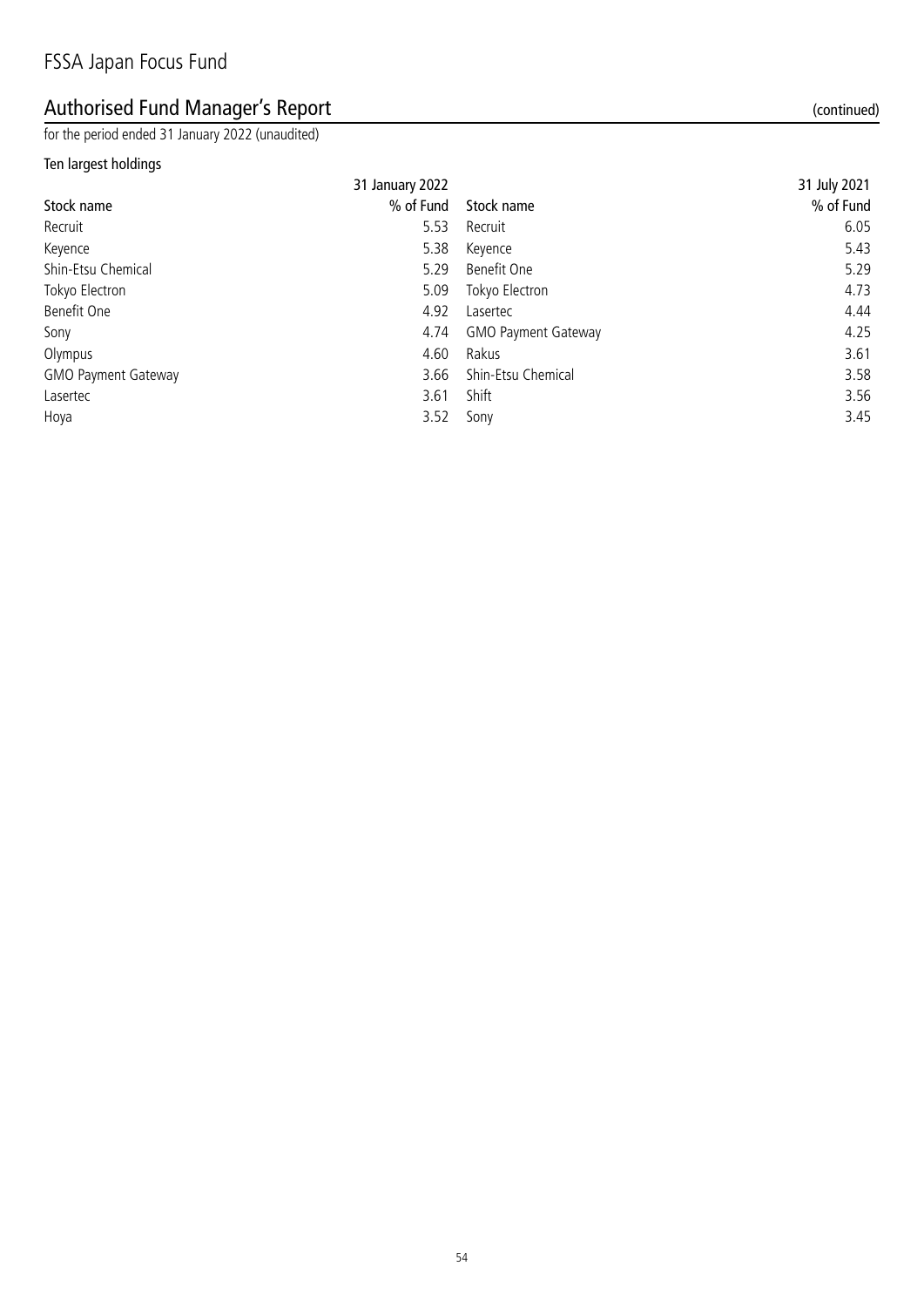# FSSA Japan Focus Fund

## Authorised Fund Manager's Report (continued)

for the period ended 31 January 2022 (unaudited)

### Ten largest holdings

| 31 January 2022 | | 31 July 2021 | |
|---|---|---|---|
| Stock name | % of Fund | Stock name | % of Fund |
| Recruit | 5.53 | Recruit | 6.05 |
| Keyence | 5.38 | Keyence | 5.43 |
| Shin-Etsu Chemical | 5.29 | Benefit One | 5.29 |
| Tokyo Electron | 5.09 | Tokyo Electron | 4.73 |
| Benefit One | 4.92 | Lasertec | 4.44 |
| Sony | 4.74 | GMO Payment Gateway | 4.25 |
| Olympus | 4.60 | Rakus | 3.61 |
| GMO Payment Gateway | 3.66 | Shin-Etsu Chemical | 3.58 |
| Lasertec | 3.61 | Shift | 3.56 |
| Hoya | 3.52 | Sony | 3.45 |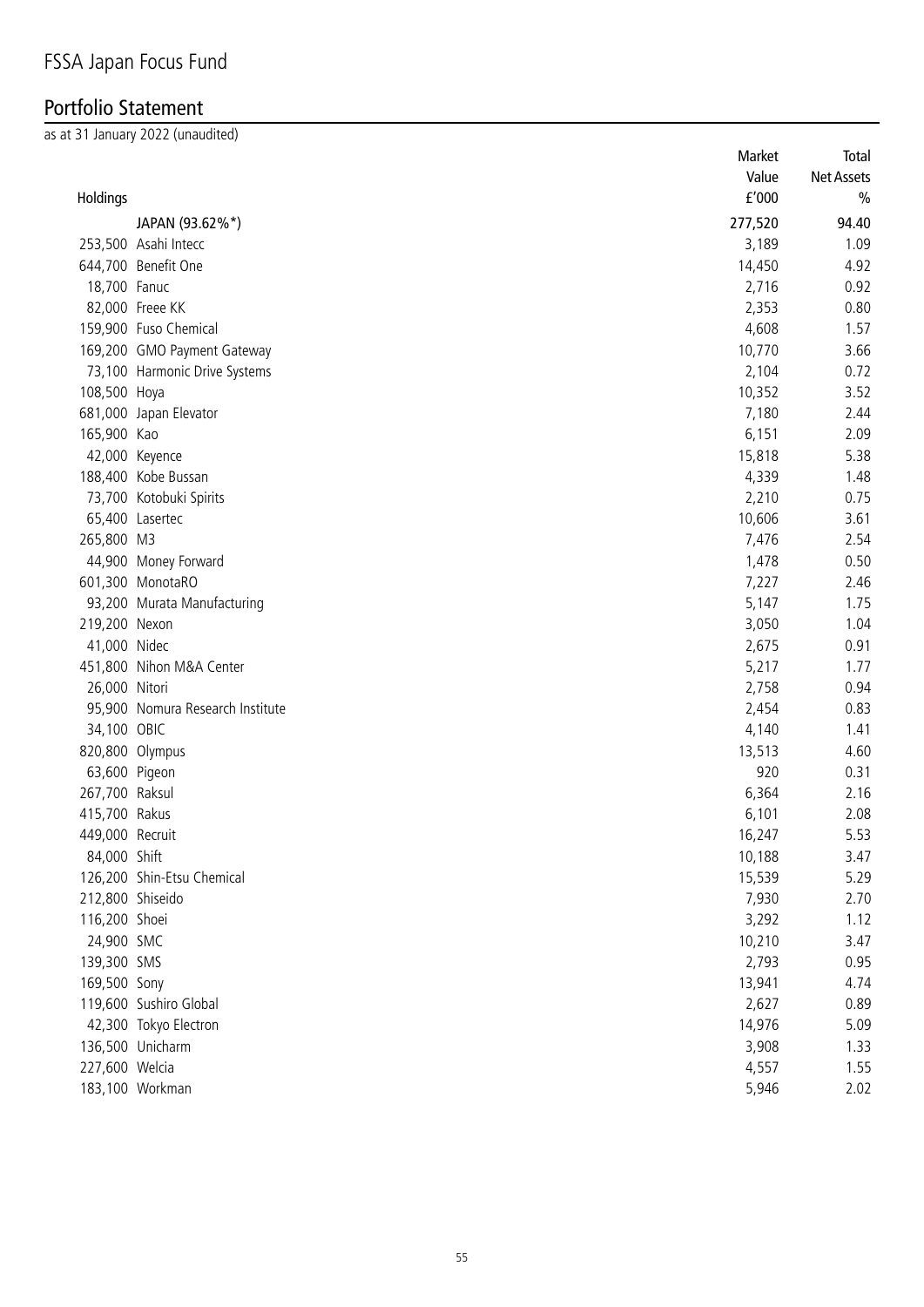# FSSA Japan Focus Fund

## Portfolio Statement

as at 31 January 2022 (unaudited)

| Holdings | | Market Value £'000 | Total Net Assets % |
|---|---|---|---|
| | JAPAN (93.62%*) | 277,520 | 94.40 |
| 253,500 | Asahi Intecc | 3,189 | 1.09 |
| 644,700 | Benefit One | 14,450 | 4.92 |
| 18,700 | Fanuc | 2,716 | 0.92 |
| 82,000 | Freee KK | 2,353 | 0.80 |
| 159,900 | Fuso Chemical | 4,608 | 1.57 |
| 169,200 | GMO Payment Gateway | 10,770 | 3.66 |
| 73,100 | Harmonic Drive Systems | 2,104 | 0.72 |
| 108,500 | Hoya | 10,352 | 3.52 |
| 681,000 | Japan Elevator | 7,180 | 2.44 |
| 165,900 | Kao | 6,151 | 2.09 |
| 42,000 | Keyence | 15,818 | 5.38 |
| 188,400 | Kobe Bussan | 4,339 | 1.48 |
| 73,700 | Kotobuki Spirits | 2,210 | 0.75 |
| 65,400 | Lasertec | 10,606 | 3.61 |
| 265,800 | M3 | 7,476 | 2.54 |
| 44,900 | Money Forward | 1,478 | 0.50 |
| 601,300 | MonotaRO | 7,227 | 2.46 |
| 93,200 | Murata Manufacturing | 5,147 | 1.75 |
| 219,200 | Nexon | 3,050 | 1.04 |
| 41,000 | Nidec | 2,675 | 0.91 |
| 451,800 | Nihon M&A Center | 5,217 | 1.77 |
| 26,000 | Nitori | 2,758 | 0.94 |
| 95,900 | Nomura Research Institute | 2,454 | 0.83 |
| 34,100 | OBIC | 4,140 | 1.41 |
| 820,800 | Olympus | 13,513 | 4.60 |
| 63,600 | Pigeon | 920 | 0.31 |
| 267,700 | Raksul | 6,364 | 2.16 |
| 415,700 | Rakus | 6,101 | 2.08 |
| 449,000 | Recruit | 16,247 | 5.53 |
| 84,000 | Shift | 10,188 | 3.47 |
| 126,200 | Shin-Etsu Chemical | 15,539 | 5.29 |
| 212,800 | Shiseido | 7,930 | 2.70 |
| 116,200 | Shoei | 3,292 | 1.12 |
| 24,900 | SMC | 10,210 | 3.47 |
| 139,300 | SMS | 2,793 | 0.95 |
| 169,500 | Sony | 13,941 | 4.74 |
| 119,600 | Sushiro Global | 2,627 | 0.89 |
| 42,300 | Tokyo Electron | 14,976 | 5.09 |
| 136,500 | Unicharm | 3,908 | 1.33 |
| 227,600 | Welcia | 4,557 | 1.55 |
| 183,100 | Workman | 5,946 | 2.02 |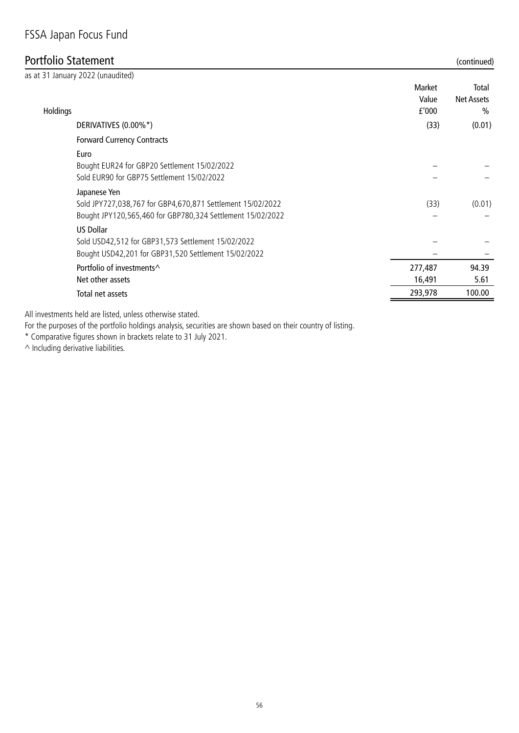# FSSA Japan Focus Fund

## Portfolio Statement (continued)

as at 31 January 2022 (unaudited)

| Holdings | | Market Value £'000 | Total Net Assets % |
|---|---|---|---|
| | DERIVATIVES (0.00%*) | (33) | (0.01) |
| | Forward Currency Contracts | | |
| | Euro | | |
| | Bought EUR24 for GBP20 Settlement 15/02/2022 | – | – |
| | Sold EUR90 for GBP75 Settlement 15/02/2022 | – | – |
| | Japanese Yen | | |
| | Sold JPY727,038,767 for GBP4,670,871 Settlement 15/02/2022 | (33) | (0.01) |
| | Bought JPY120,565,460 for GBP780,324 Settlement 15/02/2022 | – | – |
| | US Dollar | | |
| | Sold USD42,512 for GBP31,573 Settlement 15/02/2022 | – | – |
| | Bought USD42,201 for GBP31,520 Settlement 15/02/2022 | – | – |
| | Portfolio of investments^ | 277,487 | 94.39 |
| | Net other assets | 16,491 | 5.61 |
| | Total net assets | 293,978 | 100.00 |

All investments held are listed, unless otherwise stated.

For the purposes of the portfolio holdings analysis, securities are shown based on their country of listing.

* Comparative figures shown in brackets relate to 31 July 2021.

^ Including derivative liabilities.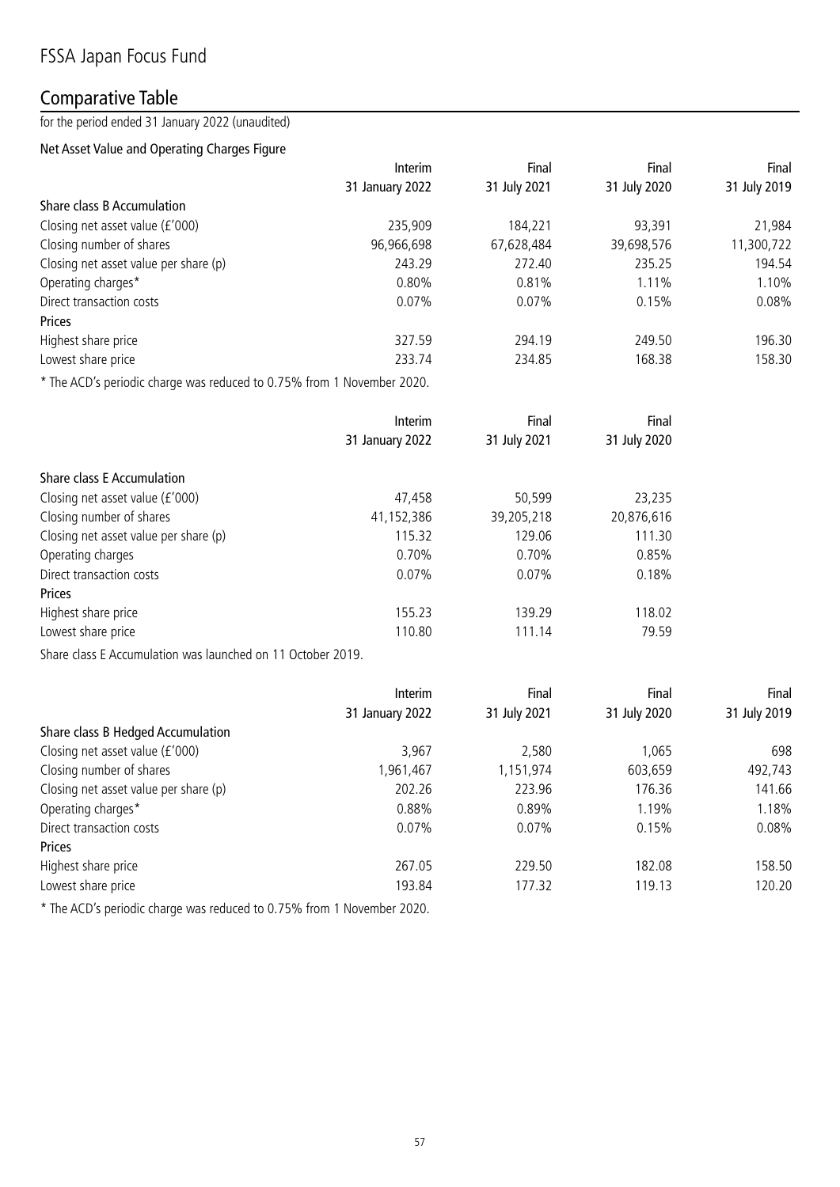# FSSA Japan Focus Fund

## Comparative Table

for the period ended 31 January 2022 (unaudited)

### Net Asset Value and Operating Charges Figure

| | Interim 31 January 2022 | Final 31 July 2021 | Final 31 July 2020 | Final 31 July 2019 |
|---|---|---|---|---|
| **Share class B Accumulation** | | | | |
| Closing net asset value (£'000) | 235,909 | 184,221 | 93,391 | 21,984 |
| Closing number of shares | 96,966,698 | 67,628,484 | 39,698,576 | 11,300,722 |
| Closing net asset value per share (p) | 243.29 | 272.40 | 235.25 | 194.54 |
| Operating charges* | 0.80% | 0.81% | 1.11% | 1.10% |
| Direct transaction costs | 0.07% | 0.07% | 0.15% | 0.08% |
| **Prices** | | | | |
| Highest share price | 327.59 | 294.19 | 249.50 | 196.30 |
| Lowest share price | 233.74 | 234.85 | 168.38 | 158.30 |

* The ACD's periodic charge was reduced to 0.75% from 1 November 2020.

| | Interim 31 January 2022 | Final 31 July 2021 | Final 31 July 2020 |
|---|---|---|---|
| **Share class E Accumulation** | | | |
| Closing net asset value (£'000) | 47,458 | 50,599 | 23,235 |
| Closing number of shares | 41,152,386 | 39,205,218 | 20,876,616 |
| Closing net asset value per share (p) | 115.32 | 129.06 | 111.30 |
| Operating charges | 0.70% | 0.70% | 0.85% |
| Direct transaction costs | 0.07% | 0.07% | 0.18% |
| **Prices** | | | |
| Highest share price | 155.23 | 139.29 | 118.02 |
| Lowest share price | 110.80 | 111.14 | 79.59 |

Share class E Accumulation was launched on 11 October 2019.

| | Interim 31 January 2022 | Final 31 July 2021 | Final 31 July 2020 | Final 31 July 2019 |
|---|---|---|---|---|
| **Share class B Hedged Accumulation** | | | | |
| Closing net asset value (£'000) | 3,967 | 2,580 | 1,065 | 698 |
| Closing number of shares | 1,961,467 | 1,151,974 | 603,659 | 492,743 |
| Closing net asset value per share (p) | 202.26 | 223.96 | 176.36 | 141.66 |
| Operating charges* | 0.88% | 0.89% | 1.19% | 1.18% |
| Direct transaction costs | 0.07% | 0.07% | 0.15% | 0.08% |
| **Prices** | | | | |
| Highest share price | 267.05 | 229.50 | 182.08 | 158.50 |
| Lowest share price | 193.84 | 177.32 | 119.13 | 120.20 |

* The ACD's periodic charge was reduced to 0.75% from 1 November 2020.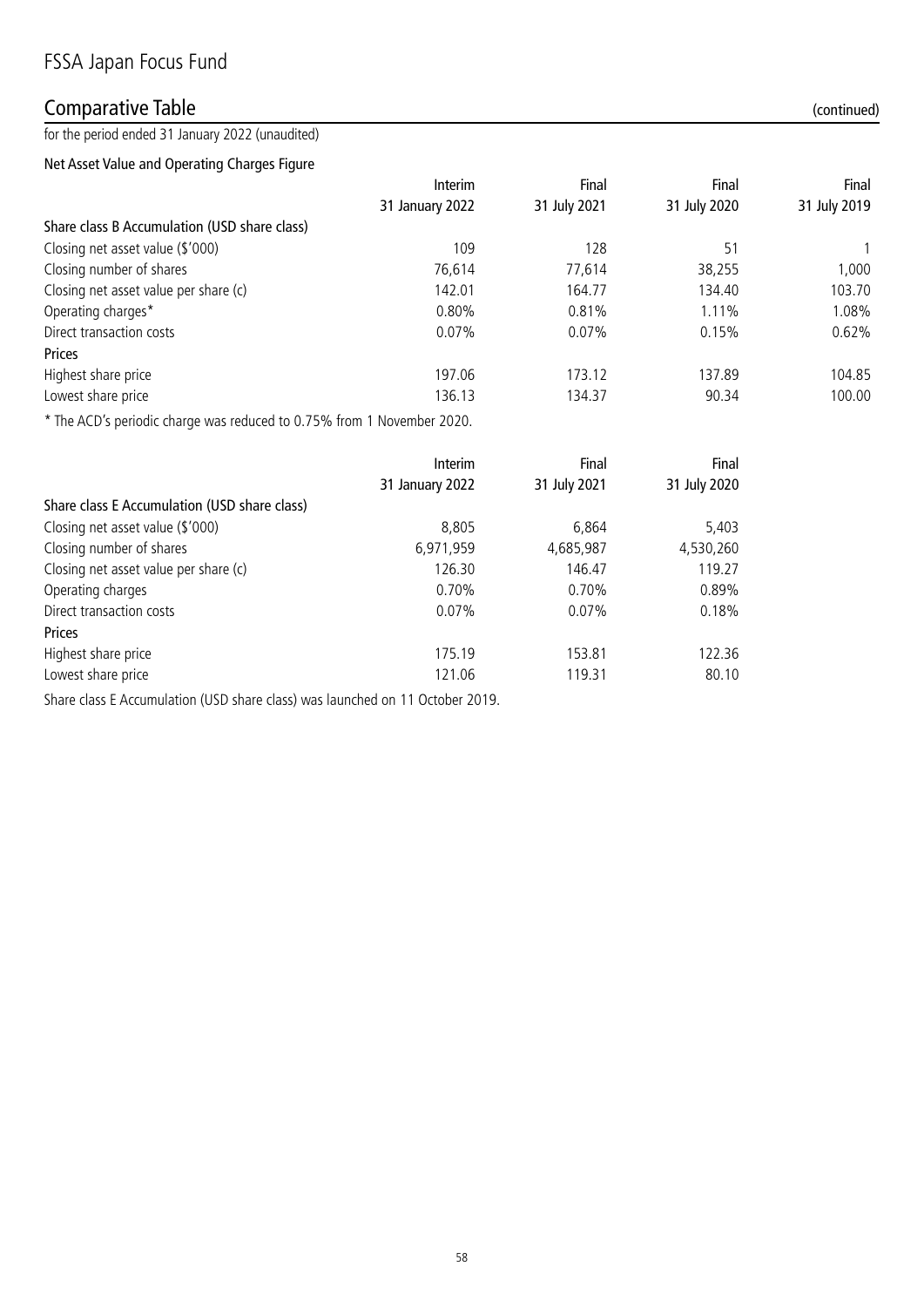# FSSA Japan Focus Fund

## Comparative Table (continued)

for the period ended 31 January 2022 (unaudited)

### Net Asset Value and Operating Charges Figure

| | Interim 31 January 2022 | Final 31 July 2021 | Final 31 July 2020 | Final 31 July 2019 |
|---|---|---|---|---|
| **Share class B Accumulation (USD share class)** | | | | |
| Closing net asset value ($'000) | 109 | 128 | 51 | 1 |
| Closing number of shares | 76,614 | 77,614 | 38,255 | 1,000 |
| Closing net asset value per share (c) | 142.01 | 164.77 | 134.40 | 103.70 |
| Operating charges* | 0.80% | 0.81% | 1.11% | 1.08% |
| Direct transaction costs | 0.07% | 0.07% | 0.15% | 0.62% |
| **Prices** | | | | |
| Highest share price | 197.06 | 173.12 | 137.89 | 104.85 |
| Lowest share price | 136.13 | 134.37 | 90.34 | 100.00 |

* The ACD's periodic charge was reduced to 0.75% from 1 November 2020.

| | Interim 31 January 2022 | Final 31 July 2021 | Final 31 July 2020 |
|---|---|---|---|
| **Share class E Accumulation (USD share class)** | | | |
| Closing net asset value ($'000) | 8,805 | 6,864 | 5,403 |
| Closing number of shares | 6,971,959 | 4,685,987 | 4,530,260 |
| Closing net asset value per share (c) | 126.30 | 146.47 | 119.27 |
| Operating charges | 0.70% | 0.70% | 0.89% |
| Direct transaction costs | 0.07% | 0.07% | 0.18% |
| **Prices** | | | |
| Highest share price | 175.19 | 153.81 | 122.36 |
| Lowest share price | 121.06 | 119.31 | 80.10 |

Share class E Accumulation (USD share class) was launched on 11 October 2019.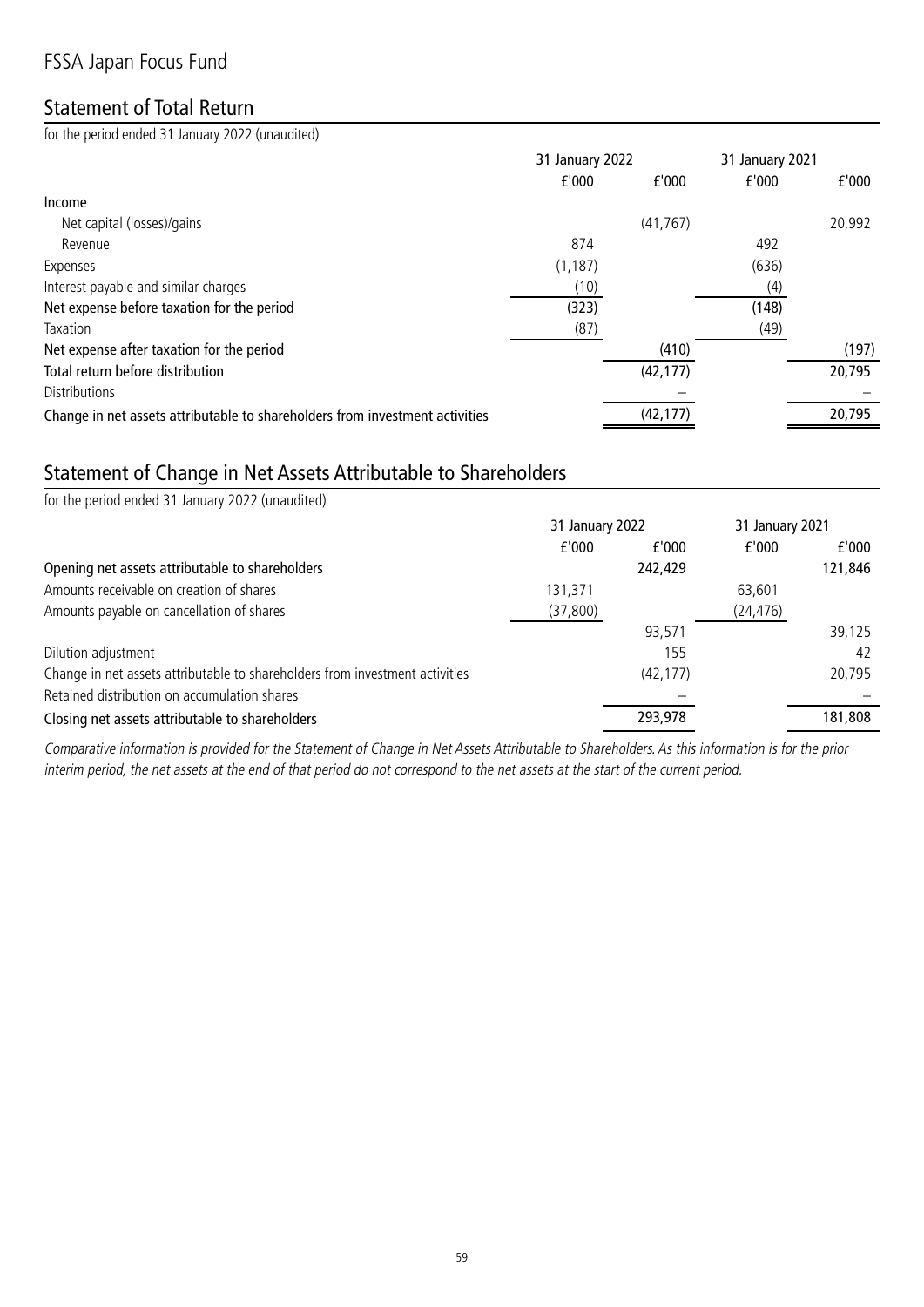# FSSA Japan Focus Fund

## Statement of Total Return

for the period ended 31 January 2022 (unaudited)

| | 31 January 2022 | | 31 January 2021 | |
|---|---|---|---|---|
| | £'000 | £'000 | £'000 | £'000 |
| **Income** | | | | |
| Net capital (losses)/gains | | (41,767) | | 20,992 |
| Revenue | 874 | | 492 | |
| Expenses | (1,187) | | (636) | |
| Interest payable and similar charges | (10) | | (4) | |
| **Net expense before taxation for the period** | (323) | | (148) | |
| Taxation | (87) | | (49) | |
| **Net expense after taxation for the period** | | (410) | | (197) |
| **Total return before distribution** | | (42,177) | | 20,795 |
| Distributions | | – | | – |
| **Change in net assets attributable to shareholders from investment activities** | | (42,177) | | 20,795 |

## Statement of Change in Net Assets Attributable to Shareholders

for the period ended 31 January 2022 (unaudited)

| | 31 January 2022 | | 31 January 2021 | |
|---|---|---|---|---|
| | £'000 | £'000 | £'000 | £'000 |
| **Opening net assets attributable to shareholders** | | 242,429 | | 121,846 |
| Amounts receivable on creation of shares | 131,371 | | 63,601 | |
| Amounts payable on cancellation of shares | (37,800) | | (24,476) | |
| | | 93,571 | | 39,125 |
| Dilution adjustment | | 155 | | 42 |
| Change in net assets attributable to shareholders from investment activities | | (42,177) | | 20,795 |
| Retained distribution on accumulation shares | | – | | – |
| **Closing net assets attributable to shareholders** | | 293,978 | | 181,808 |

*Comparative information is provided for the Statement of Change in Net Assets Attributable to Shareholders. As this information is for the prior interim period, the net assets at the end of that period do not correspond to the net assets at the start of the current period.*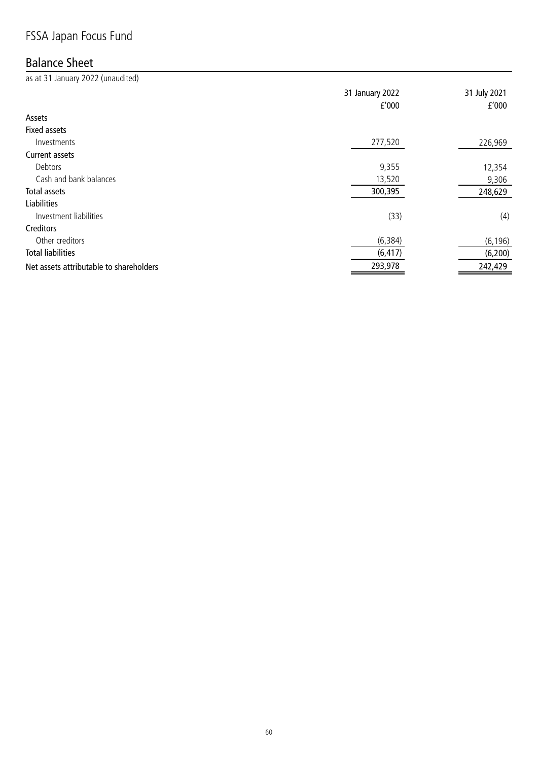# FSSA Japan Focus Fund

## Balance Sheet

as at 31 January 2022 (unaudited)

| | 31 January 2022 £'000 | 31 July 2021 £'000 |
|---|---|---|
| **Assets** | | |
| **Fixed assets** | | |
| Investments | 277,520 | 226,969 |
| **Current assets** | | |
| Debtors | 9,355 | 12,354 |
| Cash and bank balances | 13,520 | 9,306 |
| **Total assets** | 300,395 | 248,629 |
| **Liabilities** | | |
| Investment liabilities | (33) | (4) |
| **Creditors** | | |
| Other creditors | (6,384) | (6,196) |
| **Total liabilities** | (6,417) | (6,200) |
| **Net assets attributable to shareholders** | 293,978 | 242,429 |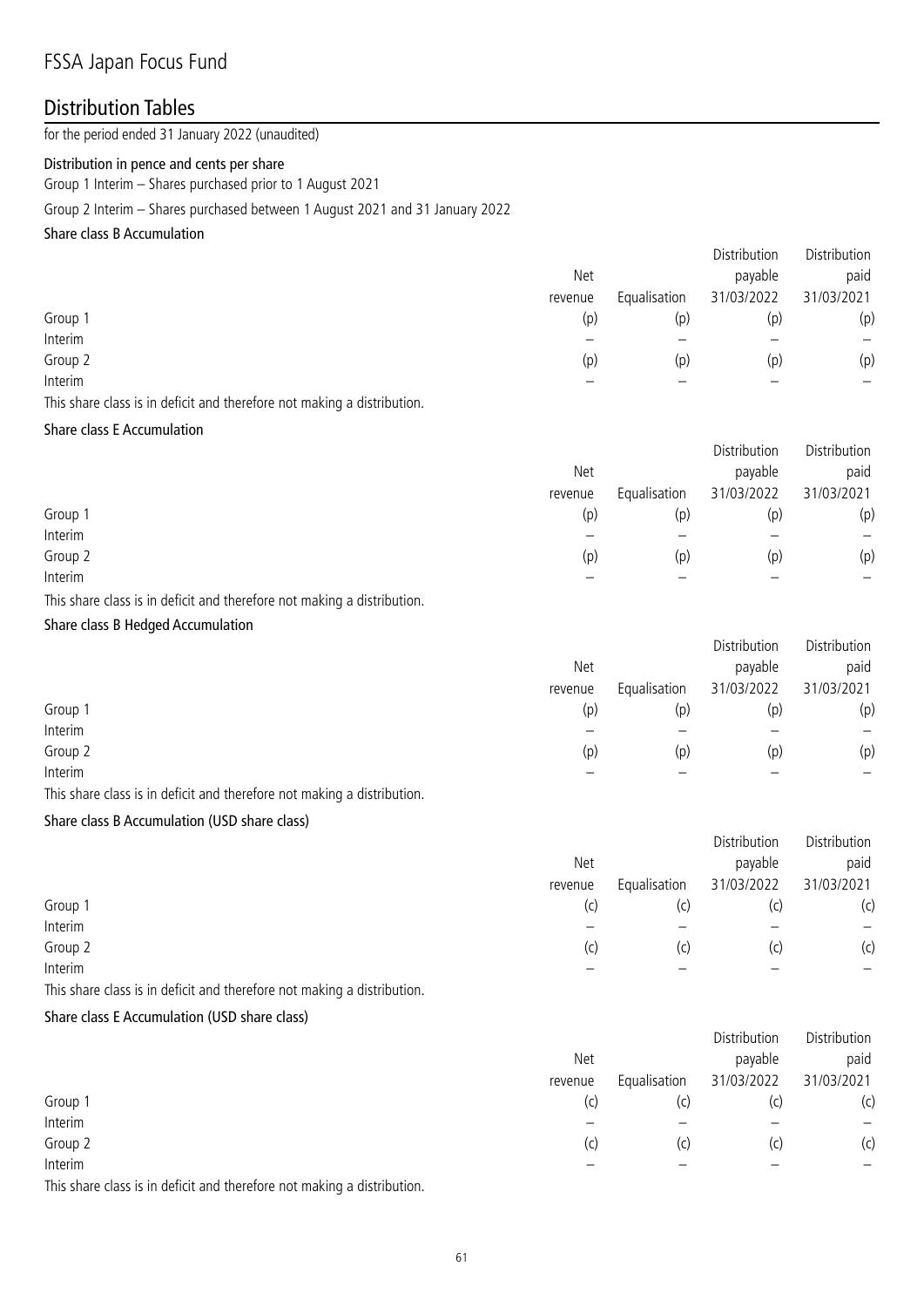# FSSA Japan Focus Fund

## Distribution Tables

for the period ended 31 January 2022 (unaudited)

**Distribution in pence and cents per share**

Group 1 Interim – Shares purchased prior to 1 August 2021

Group 2 Interim – Shares purchased between 1 August 2021 and 31 January 2022

**Share class B Accumulation**

| | Net revenue | Equalisation | Distribution payable 31/03/2022 | Distribution paid 31/03/2021 |
|---|---|---|---|---|
| Group 1 | (p) | (p) | (p) | (p) |
| Interim | – | – | – | – |
| Group 2 | (p) | (p) | (p) | (p) |
| Interim | – | – | – | – |

This share class is in deficit and therefore not making a distribution.

**Share class E Accumulation**

| | Net revenue | Equalisation | Distribution payable 31/03/2022 | Distribution paid 31/03/2021 |
|---|---|---|---|---|
| Group 1 | (p) | (p) | (p) | (p) |
| Interim | – | – | – | – |
| Group 2 | (p) | (p) | (p) | (p) |
| Interim | – | – | – | – |

This share class is in deficit and therefore not making a distribution.

**Share class B Hedged Accumulation**

| | Net revenue | Equalisation | Distribution payable 31/03/2022 | Distribution paid 31/03/2021 |
|---|---|---|---|---|
| Group 1 | (p) | (p) | (p) | (p) |
| Interim | – | – | – | – |
| Group 2 | (p) | (p) | (p) | (p) |
| Interim | – | – | – | – |

This share class is in deficit and therefore not making a distribution.

**Share class B Accumulation (USD share class)**

| | Net revenue | Equalisation | Distribution payable 31/03/2022 | Distribution paid 31/03/2021 |
|---|---|---|---|---|
| Group 1 | (c) | (c) | (c) | (c) |
| Interim | – | – | – | – |
| Group 2 | (c) | (c) | (c) | (c) |
| Interim | – | – | – | – |

This share class is in deficit and therefore not making a distribution.

**Share class E Accumulation (USD share class)**

| | Net revenue | Equalisation | Distribution payable 31/03/2022 | Distribution paid 31/03/2021 |
|---|---|---|---|---|
| Group 1 | (c) | (c) | (c) | (c) |
| Interim | – | – | – | – |
| Group 2 | (c) | (c) | (c) | (c) |
| Interim | – | – | – | – |

This share class is in deficit and therefore not making a distribution.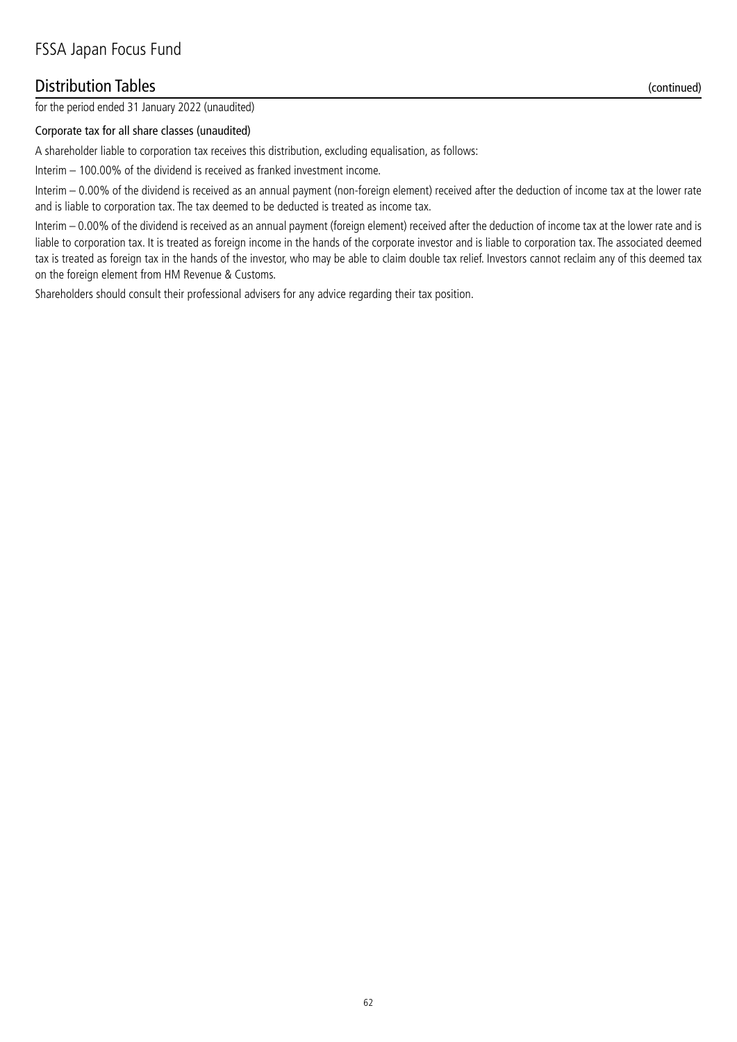# FSSA Japan Focus Fund

## Distribution Tables (continued)

for the period ended 31 January 2022 (unaudited)

### Corporate tax for all share classes (unaudited)

A shareholder liable to corporation tax receives this distribution, excluding equalisation, as follows:

Interim – 100.00% of the dividend is received as franked investment income.

Interim – 0.00% of the dividend is received as an annual payment (non-foreign element) received after the deduction of income tax at the lower rate and is liable to corporation tax. The tax deemed to be deducted is treated as income tax.

Interim – 0.00% of the dividend is received as an annual payment (foreign element) received after the deduction of income tax at the lower rate and is liable to corporation tax. It is treated as foreign income in the hands of the corporate investor and is liable to corporation tax. The associated deemed tax is treated as foreign tax in the hands of the investor, who may be able to claim double tax relief. Investors cannot reclaim any of this deemed tax on the foreign element from HM Revenue & Customs.

Shareholders should consult their professional advisers for any advice regarding their tax position.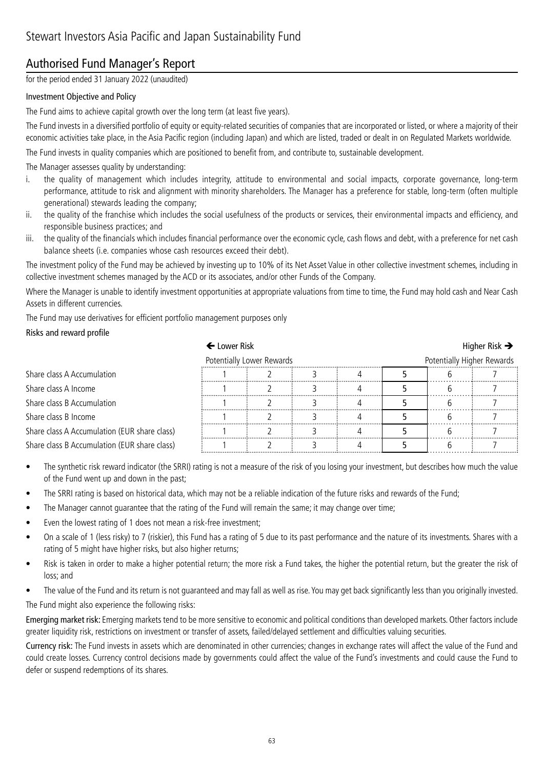# Stewart Investors Asia Pacific and Japan Sustainability Fund

## Authorised Fund Manager's Report

for the period ended 31 January 2022 (unaudited)

### Investment Objective and Policy

The Fund aims to achieve capital growth over the long term (at least five years).

The Fund invests in a diversified portfolio of equity or equity-related securities of companies that are incorporated or listed, or where a majority of their economic activities take place, in the Asia Pacific region (including Japan) and which are listed, traded or dealt in on Regulated Markets worldwide.

The Fund invests in quality companies which are positioned to benefit from, and contribute to, sustainable development.

The Manager assesses quality by understanding:

i. the quality of management which includes integrity, attitude to environmental and social impacts, corporate governance, long-term performance, attitude to risk and alignment with minority shareholders. The Manager has a preference for stable, long-term (often multiple generational) stewards leading the company;
ii. the quality of the franchise which includes the social usefulness of the products or services, their environmental impacts and efficiency, and responsible business practices; and
iii. the quality of the financials which includes financial performance over the economic cycle, cash flows and debt, with a preference for net cash balance sheets (i.e. companies whose cash resources exceed their debt).

The investment policy of the Fund may be achieved by investing up to 10% of its Net Asset Value in other collective investment schemes, including in collective investment schemes managed by the ACD or its associates, and/or other Funds of the Company.

Where the Manager is unable to identify investment opportunities at appropriate valuations from time to time, the Fund may hold cash and Near Cash Assets in different currencies.

The Fund may use derivatives for efficient portfolio management purposes only

### Risks and reward profile

| | ← Lower Risk | | | | | | Higher Risk → |
|---|---|---|---|---|---|---|---|
| | Potentially Lower Rewards | | | | | | Potentially Higher Rewards |
| Share class A Accumulation | 1 | 2 | 3 | 4 | **5** | 6 | 7 |
| Share class A Income | 1 | 2 | 3 | 4 | **5** | 6 | 7 |
| Share class B Accumulation | 1 | 2 | 3 | 4 | **5** | 6 | 7 |
| Share class B Income | 1 | 2 | 3 | 4 | **5** | 6 | 7 |
| Share class A Accumulation (EUR share class) | 1 | 2 | 3 | 4 | **5** | 6 | 7 |
| Share class B Accumulation (EUR share class) | 1 | 2 | 3 | 4 | **5** | 6 | 7 |

- The synthetic risk reward indicator (the SRRI) rating is not a measure of the risk of you losing your investment, but describes how much the value of the Fund went up and down in the past;
- The SRRI rating is based on historical data, which may not be a reliable indication of the future risks and rewards of the Fund;
- The Manager cannot guarantee that the rating of the Fund will remain the same; it may change over time;
- Even the lowest rating of 1 does not mean a risk-free investment;
- On a scale of 1 (less risky) to 7 (riskier), this Fund has a rating of 5 due to its past performance and the nature of its investments. Shares with a rating of 5 might have higher risks, but also higher returns;
- Risk is taken in order to make a higher potential return; the more risk a Fund takes, the higher the potential return, but the greater the risk of loss; and
- The value of the Fund and its return is not guaranteed and may fall as well as rise. You may get back significantly less than you originally invested.

The Fund might also experience the following risks:

**Emerging market risk:** Emerging markets tend to be more sensitive to economic and political conditions than developed markets. Other factors include greater liquidity risk, restrictions on investment or transfer of assets, failed/delayed settlement and difficulties valuing securities.

**Currency risk:** The Fund invests in assets which are denominated in other currencies; changes in exchange rates will affect the value of the Fund and could create losses. Currency control decisions made by governments could affect the value of the Fund's investments and could cause the Fund to defer or suspend redemptions of its shares.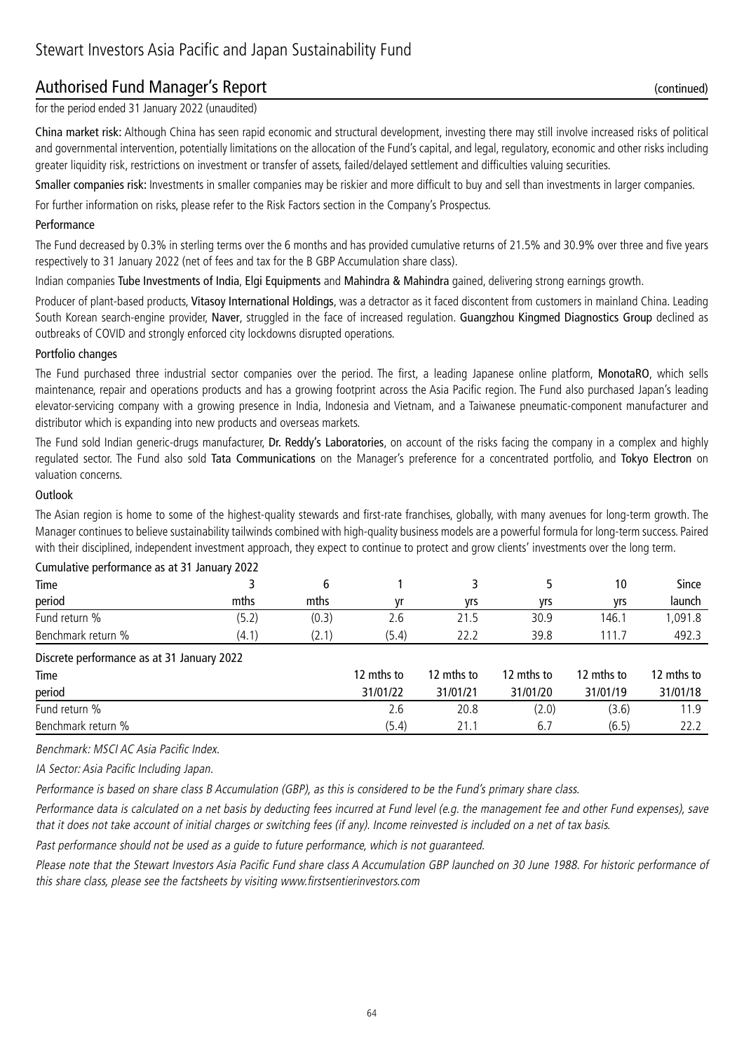# Stewart Investors Asia Pacific and Japan Sustainability Fund

## Authorised Fund Manager's Report (continued)

for the period ended 31 January 2022 (unaudited)

**China market risk:** Although China has seen rapid economic and structural development, investing there may still involve increased risks of political and governmental intervention, potentially limitations on the allocation of the Fund's capital, and legal, regulatory, economic and other risks including greater liquidity risk, restrictions on investment or transfer of assets, failed/delayed settlement and difficulties valuing securities.

**Smaller companies risk:** Investments in smaller companies may be riskier and more difficult to buy and sell than investments in larger companies.

For further information on risks, please refer to the Risk Factors section in the Company's Prospectus.

### Performance

The Fund decreased by 0.3% in sterling terms over the 6 months and has provided cumulative returns of 21.5% and 30.9% over three and five years respectively to 31 January 2022 (net of fees and tax for the B GBP Accumulation share class).

Indian companies **Tube Investments of India**, **Elgi Equipments** and **Mahindra & Mahindra** gained, delivering strong earnings growth.

Producer of plant-based products, **Vitasoy International Holdings**, was a detractor as it faced discontent from customers in mainland China. Leading South Korean search-engine provider, **Naver**, struggled in the face of increased regulation. **Guangzhou Kingmed Diagnostics Group** declined as outbreaks of COVID and strongly enforced city lockdowns disrupted operations.

### Portfolio changes

The Fund purchased three industrial sector companies over the period. The first, a leading Japanese online platform, **MonotaRO**, which sells maintenance, repair and operations products and has a growing footprint across the Asia Pacific region. The Fund also purchased Japan's leading elevator-servicing company with a growing presence in India, Indonesia and Vietnam, and a Taiwanese pneumatic-component manufacturer and distributor which is expanding into new products and overseas markets.

The Fund sold Indian generic-drugs manufacturer, **Dr. Reddy's Laboratories**, on account of the risks facing the company in a complex and highly regulated sector. The Fund also sold **Tata Communications** on the Manager's preference for a concentrated portfolio, and **Tokyo Electron** on valuation concerns.

### Outlook

The Asian region is home to some of the highest-quality stewards and first-rate franchises, globally, with many avenues for long-term growth. The Manager continues to believe sustainability tailwinds combined with high-quality business models are a powerful formula for long-term success. Paired with their disciplined, independent investment approach, they expect to continue to protect and grow clients' investments over the long term.

Cumulative performance as at 31 January 2022

| Time period | 3 mths | 6 mths | 1 yr | 3 yrs | 5 yrs | 10 yrs | Since launch |
|---|---|---|---|---|---|---|---|
| Fund return % | (5.2) | (0.3) | 2.6 | 21.5 | 30.9 | 146.1 | 1,091.8 |
| Benchmark return % | (4.1) | (2.1) | (5.4) | 22.2 | 39.8 | 111.7 | 492.3 |

Discrete performance as at 31 January 2022

| Time period | 12 mths to 31/01/22 | 12 mths to 31/01/21 | 12 mths to 31/01/20 | 12 mths to 31/01/19 | 12 mths to 31/01/18 |
|---|---|---|---|---|---|
| Fund return % | 2.6 | 20.8 | (2.0) | (3.6) | 11.9 |
| Benchmark return % | (5.4) | 21.1 | 6.7 | (6.5) | 22.2 |

*Benchmark: MSCI AC Asia Pacific Index.*

*IA Sector: Asia Pacific Including Japan.*

*Performance is based on share class B Accumulation (GBP), as this is considered to be the Fund's primary share class.*

*Performance data is calculated on a net basis by deducting fees incurred at Fund level (e.g. the management fee and other Fund expenses), save that it does not take account of initial charges or switching fees (if any). Income reinvested is included on a net of tax basis.*

*Past performance should not be used as a guide to future performance, which is not guaranteed.*

*Please note that the Stewart Investors Asia Pacific Fund share class A Accumulation GBP launched on 30 June 1988. For historic performance of this share class, please see the factsheets by visiting www.firstsentierinvestors.com*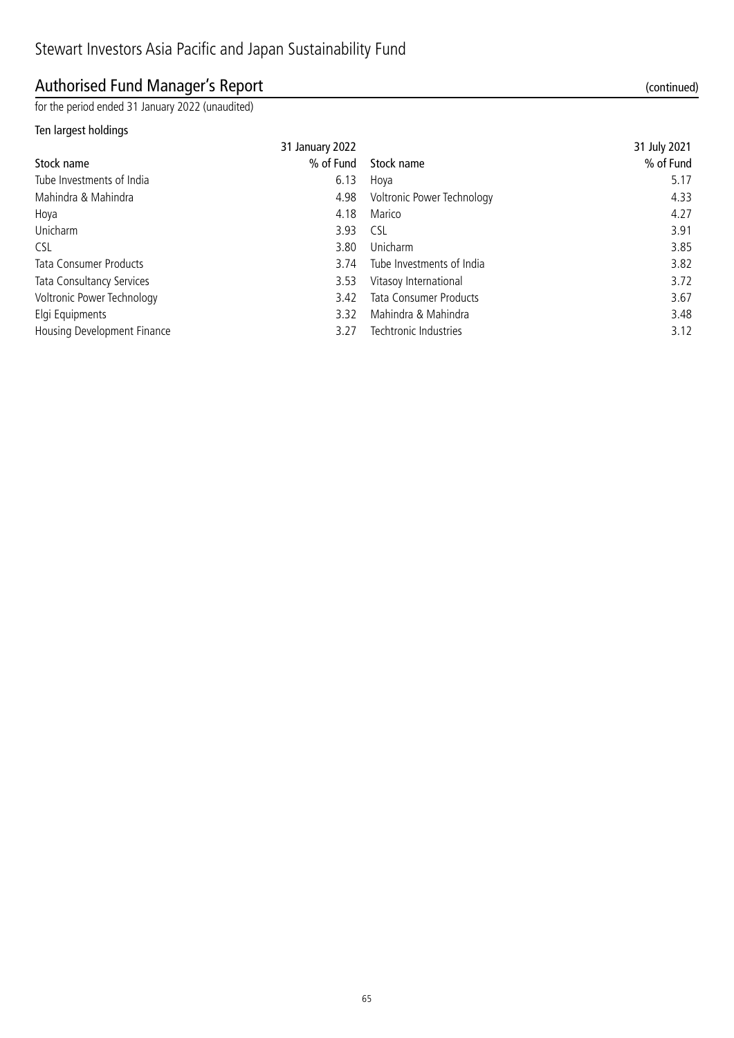# Stewart Investors Asia Pacific and Japan Sustainability Fund

## Authorised Fund Manager's Report (continued)

for the period ended 31 January 2022 (unaudited)

### Ten largest holdings

| | 31 January 2022 | | 31 July 2021 |
|---|---|---|---|
| **Stock name** | **% of Fund** | **Stock name** | **% of Fund** |
| Tube Investments of India | 6.13 | Hoya | 5.17 |
| Mahindra & Mahindra | 4.98 | Voltronic Power Technology | 4.33 |
| Hoya | 4.18 | Marico | 4.27 |
| Unicharm | 3.93 | CSL | 3.91 |
| CSL | 3.80 | Unicharm | 3.85 |
| Tata Consumer Products | 3.74 | Tube Investments of India | 3.82 |
| Tata Consultancy Services | 3.53 | Vitasoy International | 3.72 |
| Voltronic Power Technology | 3.42 | Tata Consumer Products | 3.67 |
| Elgi Equipments | 3.32 | Mahindra & Mahindra | 3.48 |
| Housing Development Finance | 3.27 | Techtronic Industries | 3.12 |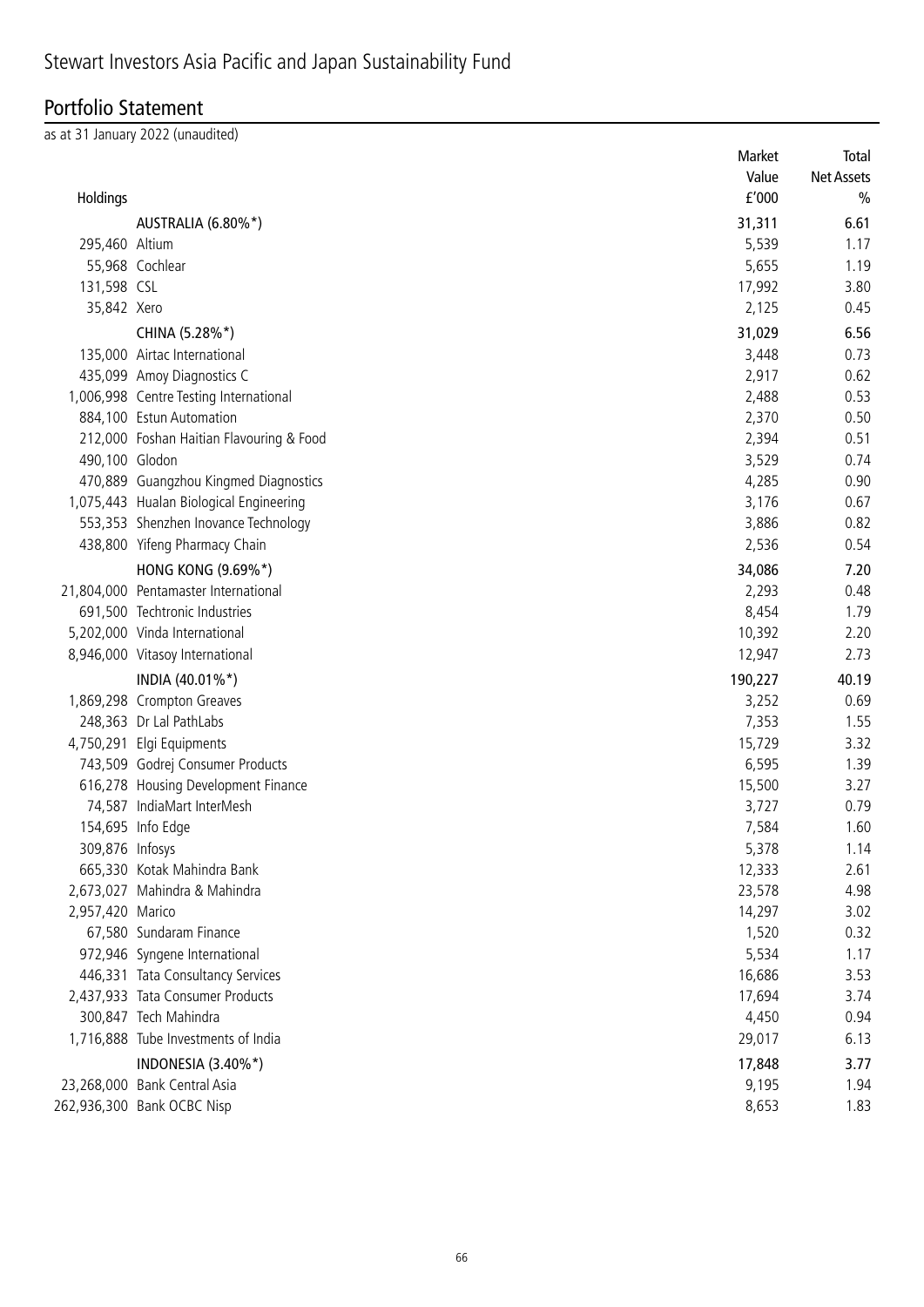# Stewart Investors Asia Pacific and Japan Sustainability Fund

## Portfolio Statement

as at 31 January 2022 (unaudited)

| Holdings | | Market Value £'000 | Total Net Assets % |
|---|---|---|---|
| | AUSTRALIA (6.80%*) | 31,311 | 6.61 |
| 295,460 | Altium | 5,539 | 1.17 |
| 55,968 | Cochlear | 5,655 | 1.19 |
| 131,598 | CSL | 17,992 | 3.80 |
| 35,842 | Xero | 2,125 | 0.45 |
| | CHINA (5.28%*) | 31,029 | 6.56 |
| 135,000 | Airtac International | 3,448 | 0.73 |
| 435,099 | Amoy Diagnostics C | 2,917 | 0.62 |
| 1,006,998 | Centre Testing International | 2,488 | 0.53 |
| 884,100 | Estun Automation | 2,370 | 0.50 |
| 212,000 | Foshan Haitian Flavouring & Food | 2,394 | 0.51 |
| 490,100 | Glodon | 3,529 | 0.74 |
| 470,889 | Guangzhou Kingmed Diagnostics | 4,285 | 0.90 |
| 1,075,443 | Hualan Biological Engineering | 3,176 | 0.67 |
| 553,353 | Shenzhen Inovance Technology | 3,886 | 0.82 |
| 438,800 | Yifeng Pharmacy Chain | 2,536 | 0.54 |
| | HONG KONG (9.69%*) | 34,086 | 7.20 |
| 21,804,000 | Pentamaster International | 2,293 | 0.48 |
| 691,500 | Techtronic Industries | 8,454 | 1.79 |
| 5,202,000 | Vinda International | 10,392 | 2.20 |
| 8,946,000 | Vitasoy International | 12,947 | 2.73 |
| | INDIA (40.01%*) | 190,227 | 40.19 |
| 1,869,298 | Crompton Greaves | 3,252 | 0.69 |
| 248,363 | Dr Lal PathLabs | 7,353 | 1.55 |
| 4,750,291 | Elgi Equipments | 15,729 | 3.32 |
| 743,509 | Godrej Consumer Products | 6,595 | 1.39 |
| 616,278 | Housing Development Finance | 15,500 | 3.27 |
| 74,587 | IndiaMart InterMesh | 3,727 | 0.79 |
| 154,695 | Info Edge | 7,584 | 1.60 |
| 309,876 | Infosys | 5,378 | 1.14 |
| 665,330 | Kotak Mahindra Bank | 12,333 | 2.61 |
| 2,673,027 | Mahindra & Mahindra | 23,578 | 4.98 |
| 2,957,420 | Marico | 14,297 | 3.02 |
| 67,580 | Sundaram Finance | 1,520 | 0.32 |
| 972,946 | Syngene International | 5,534 | 1.17 |
| 446,331 | Tata Consultancy Services | 16,686 | 3.53 |
| 2,437,933 | Tata Consumer Products | 17,694 | 3.74 |
| 300,847 | Tech Mahindra | 4,450 | 0.94 |
| 1,716,888 | Tube Investments of India | 29,017 | 6.13 |
| | INDONESIA (3.40%*) | 17,848 | 3.77 |
| 23,268,000 | Bank Central Asia | 9,195 | 1.94 |
| 262,936,300 | Bank OCBC Nisp | 8,653 | 1.83 |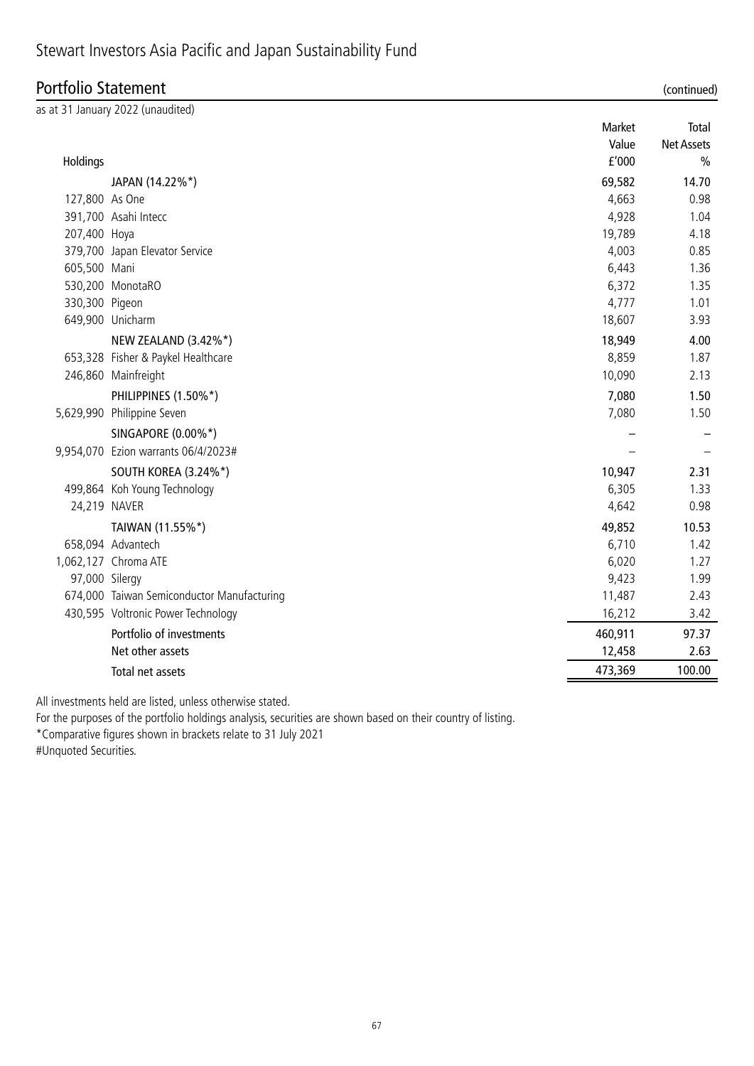# Stewart Investors Asia Pacific and Japan Sustainability Fund

## Portfolio Statement (continued)

as at 31 January 2022 (unaudited)

| Holdings | | Market Value £'000 | Total Net Assets % |
|---|---|---|---|
| | JAPAN (14.22%*) | 69,582 | 14.70 |
| 127,800 | As One | 4,663 | 0.98 |
| 391,700 | Asahi Intecc | 4,928 | 1.04 |
| 207,400 | Hoya | 19,789 | 4.18 |
| 379,700 | Japan Elevator Service | 4,003 | 0.85 |
| 605,500 | Mani | 6,443 | 1.36 |
| 530,200 | MonotaRO | 6,372 | 1.35 |
| 330,300 | Pigeon | 4,777 | 1.01 |
| 649,900 | Unicharm | 18,607 | 3.93 |
| | NEW ZEALAND (3.42%*) | 18,949 | 4.00 |
| 653,328 | Fisher & Paykel Healthcare | 8,859 | 1.87 |
| 246,860 | Mainfreight | 10,090 | 2.13 |
| | PHILIPPINES (1.50%*) | 7,080 | 1.50 |
| 5,629,990 | Philippine Seven | 7,080 | 1.50 |
| | SINGAPORE (0.00%*) | – | – |
| 9,954,070 | Ezion warrants 06/4/2023# | – | – |
| | SOUTH KOREA (3.24%*) | 10,947 | 2.31 |
| 499,864 | Koh Young Technology | 6,305 | 1.33 |
| 24,219 | NAVER | 4,642 | 0.98 |
| | TAIWAN (11.55%*) | 49,852 | 10.53 |
| 658,094 | Advantech | 6,710 | 1.42 |
| 1,062,127 | Chroma ATE | 6,020 | 1.27 |
| 97,000 | Silergy | 9,423 | 1.99 |
| 674,000 | Taiwan Semiconductor Manufacturing | 11,487 | 2.43 |
| 430,595 | Voltronic Power Technology | 16,212 | 3.42 |
| | Portfolio of investments | 460,911 | 97.37 |
| | Net other assets | 12,458 | 2.63 |
| | Total net assets | 473,369 | 100.00 |

All investments held are listed, unless otherwise stated.

For the purposes of the portfolio holdings analysis, securities are shown based on their country of listing.

*Comparative figures shown in brackets relate to 31 July 2021

#Unquoted Securities.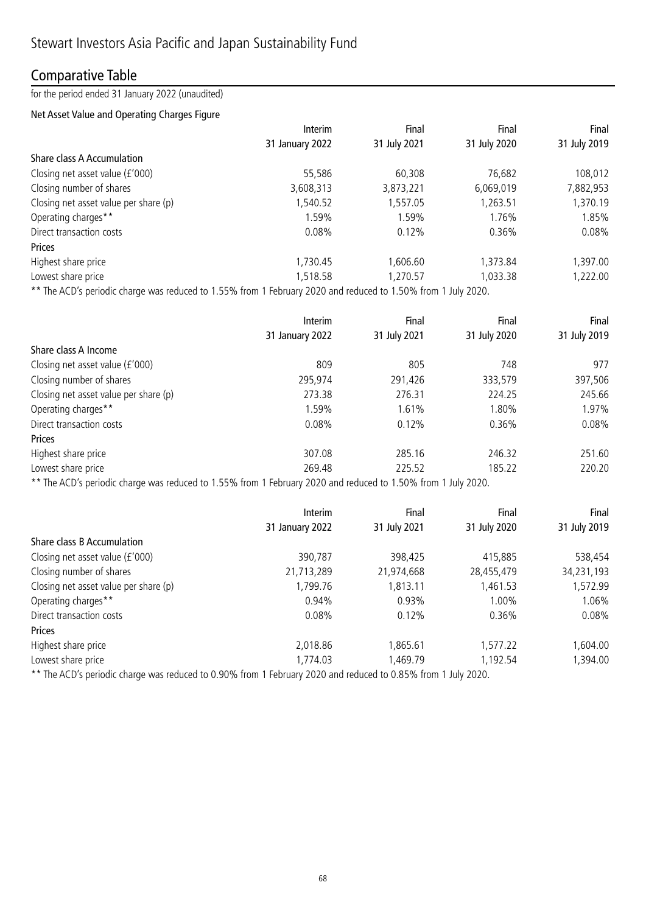# Stewart Investors Asia Pacific and Japan Sustainability Fund

## Comparative Table

for the period ended 31 January 2022 (unaudited)

### Net Asset Value and Operating Charges Figure

| | Interim 31 January 2022 | Final 31 July 2021 | Final 31 July 2020 | Final 31 July 2019 |
|---|---|---|---|---|
| **Share class A Accumulation** | | | | |
| Closing net asset value (£'000) | 55,586 | 60,308 | 76,682 | 108,012 |
| Closing number of shares | 3,608,313 | 3,873,221 | 6,069,019 | 7,882,953 |
| Closing net asset value per share (p) | 1,540.52 | 1,557.05 | 1,263.51 | 1,370.19 |
| Operating charges** | 1.59% | 1.59% | 1.76% | 1.85% |
| Direct transaction costs | 0.08% | 0.12% | 0.36% | 0.08% |
| **Prices** | | | | |
| Highest share price | 1,730.45 | 1,606.60 | 1,373.84 | 1,397.00 |
| Lowest share price | 1,518.58 | 1,270.57 | 1,033.38 | 1,222.00 |

** The ACD's periodic charge was reduced to 1.55% from 1 February 2020 and reduced to 1.50% from 1 July 2020.

| | Interim 31 January 2022 | Final 31 July 2021 | Final 31 July 2020 | Final 31 July 2019 |
|---|---|---|---|---|
| **Share class A Income** | | | | |
| Closing net asset value (£'000) | 809 | 805 | 748 | 977 |
| Closing number of shares | 295,974 | 291,426 | 333,579 | 397,506 |
| Closing net asset value per share (p) | 273.38 | 276.31 | 224.25 | 245.66 |
| Operating charges** | 1.59% | 1.61% | 1.80% | 1.97% |
| Direct transaction costs | 0.08% | 0.12% | 0.36% | 0.08% |
| **Prices** | | | | |
| Highest share price | 307.08 | 285.16 | 246.32 | 251.60 |
| Lowest share price | 269.48 | 225.52 | 185.22 | 220.20 |

** The ACD's periodic charge was reduced to 1.55% from 1 February 2020 and reduced to 1.50% from 1 July 2020.

| | Interim 31 January 2022 | Final 31 July 2021 | Final 31 July 2020 | Final 31 July 2019 |
|---|---|---|---|---|
| **Share class B Accumulation** | | | | |
| Closing net asset value (£'000) | 390,787 | 398,425 | 415,885 | 538,454 |
| Closing number of shares | 21,713,289 | 21,974,668 | 28,455,479 | 34,231,193 |
| Closing net asset value per share (p) | 1,799.76 | 1,813.11 | 1,461.53 | 1,572.99 |
| Operating charges** | 0.94% | 0.93% | 1.00% | 1.06% |
| Direct transaction costs | 0.08% | 0.12% | 0.36% | 0.08% |
| **Prices** | | | | |
| Highest share price | 2,018.86 | 1,865.61 | 1,577.22 | 1,604.00 |
| Lowest share price | 1,774.03 | 1,469.79 | 1,192.54 | 1,394.00 |

** The ACD's periodic charge was reduced to 0.90% from 1 February 2020 and reduced to 0.85% from 1 July 2020.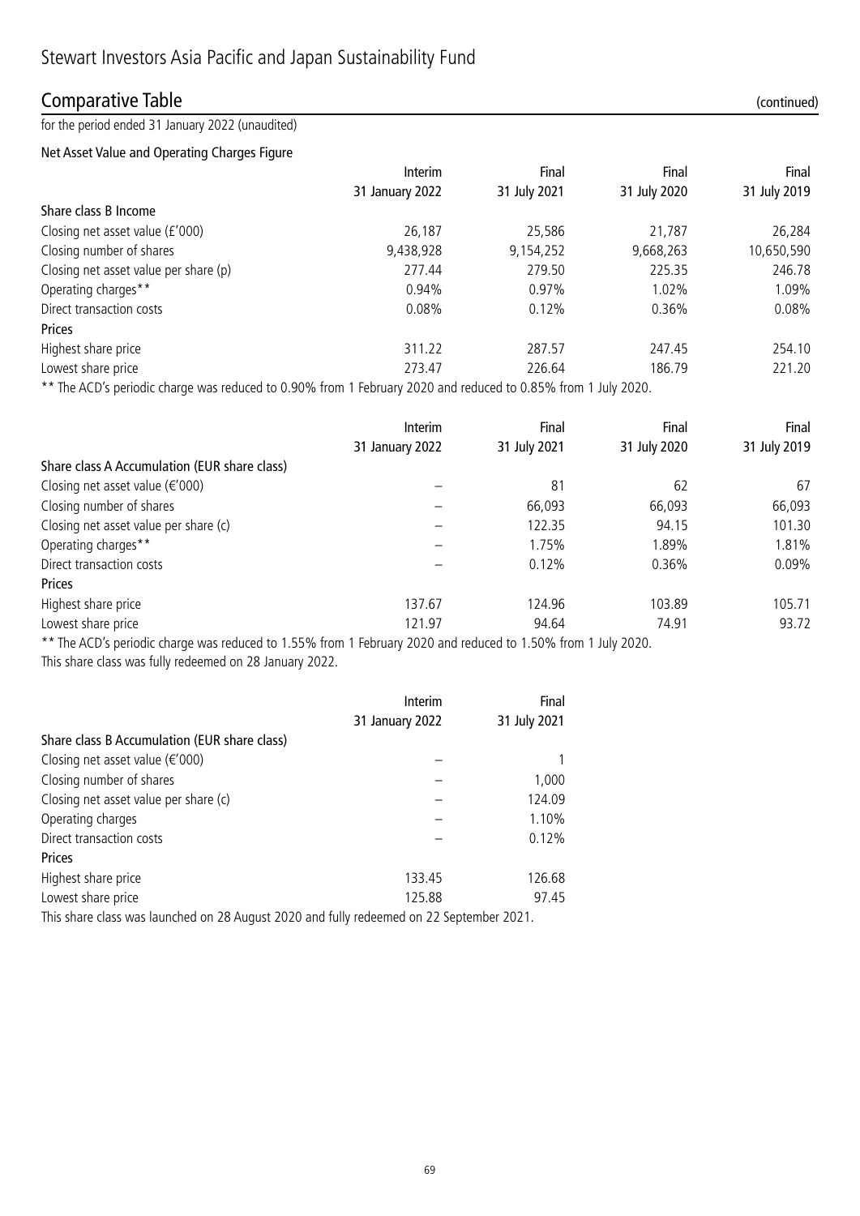# Stewart Investors Asia Pacific and Japan Sustainability Fund

## Comparative Table (continued)

for the period ended 31 January 2022 (unaudited)

### Net Asset Value and Operating Charges Figure

| | Interim 31 January 2022 | Final 31 July 2021 | Final 31 July 2020 | Final 31 July 2019 |
|---|---|---|---|---|
| **Share class B Income** | | | | |
| Closing net asset value (£'000) | 26,187 | 25,586 | 21,787 | 26,284 |
| Closing number of shares | 9,438,928 | 9,154,252 | 9,668,263 | 10,650,590 |
| Closing net asset value per share (p) | 277.44 | 279.50 | 225.35 | 246.78 |
| Operating charges** | 0.94% | 0.97% | 1.02% | 1.09% |
| Direct transaction costs | 0.08% | 0.12% | 0.36% | 0.08% |
| **Prices** | | | | |
| Highest share price | 311.22 | 287.57 | 247.45 | 254.10 |
| Lowest share price | 273.47 | 226.64 | 186.79 | 221.20 |

** The ACD's periodic charge was reduced to 0.90% from 1 February 2020 and reduced to 0.85% from 1 July 2020.

| | Interim 31 January 2022 | Final 31 July 2021 | Final 31 July 2020 | Final 31 July 2019 |
|---|---|---|---|---|
| **Share class A Accumulation (EUR share class)** | | | | |
| Closing net asset value (€'000) | – | 81 | 62 | 67 |
| Closing number of shares | – | 66,093 | 66,093 | 66,093 |
| Closing net asset value per share (c) | – | 122.35 | 94.15 | 101.30 |
| Operating charges** | – | 1.75% | 1.89% | 1.81% |
| Direct transaction costs | – | 0.12% | 0.36% | 0.09% |
| **Prices** | | | | |
| Highest share price | 137.67 | 124.96 | 103.89 | 105.71 |
| Lowest share price | 121.97 | 94.64 | 74.91 | 93.72 |

** The ACD's periodic charge was reduced to 1.55% from 1 February 2020 and reduced to 1.50% from 1 July 2020.

This share class was fully redeemed on 28 January 2022.

| | Interim 31 January 2022 | Final 31 July 2021 |
|---|---|---|
| **Share class B Accumulation (EUR share class)** | | |
| Closing net asset value (€'000) | – | 1 |
| Closing number of shares | – | 1,000 |
| Closing net asset value per share (c) | – | 124.09 |
| Operating charges | – | 1.10% |
| Direct transaction costs | – | 0.12% |
| **Prices** | | |
| Highest share price | 133.45 | 126.68 |
| Lowest share price | 125.88 | 97.45 |

This share class was launched on 28 August 2020 and fully redeemed on 22 September 2021.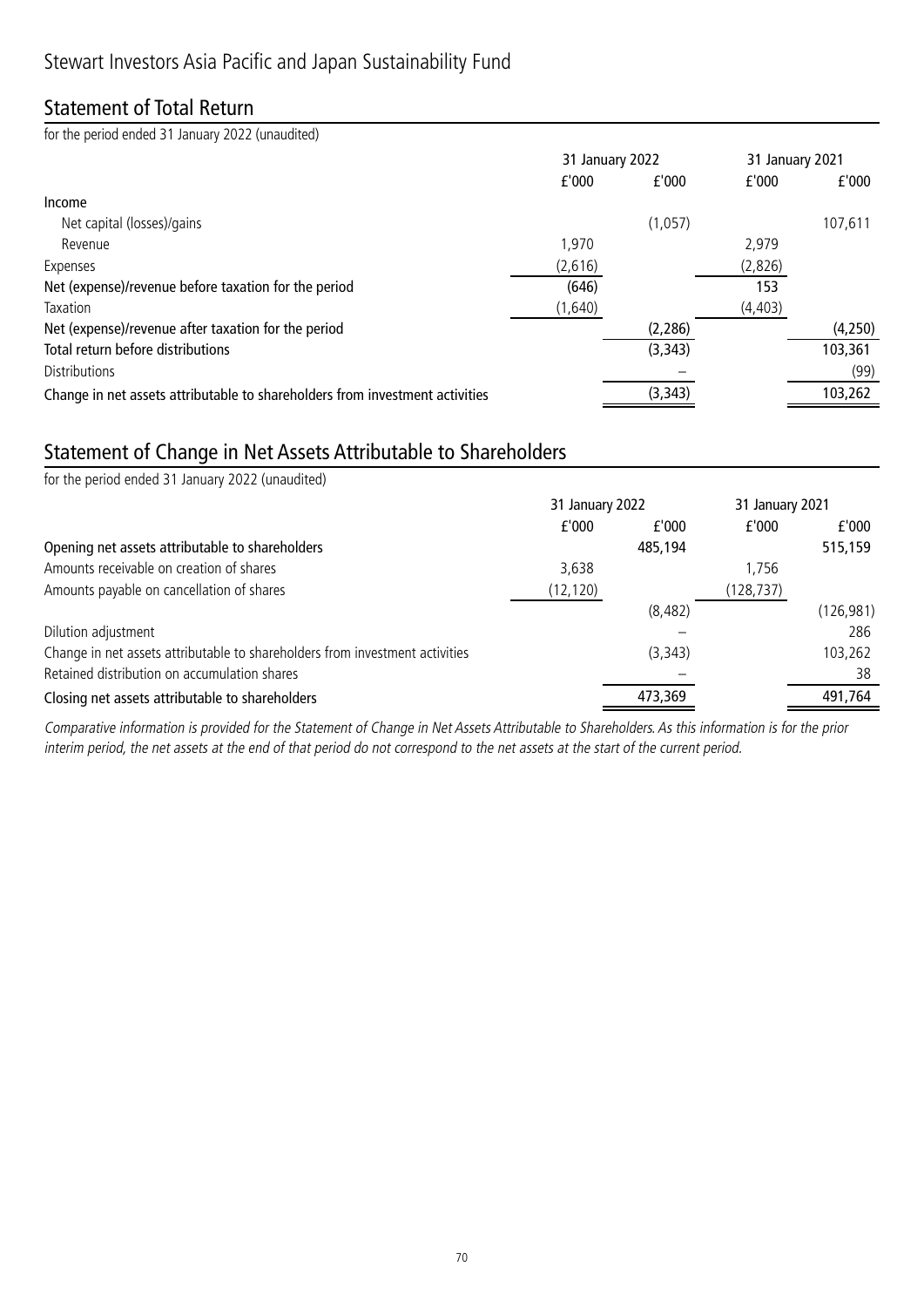# Stewart Investors Asia Pacific and Japan Sustainability Fund

## Statement of Total Return

for the period ended 31 January 2022 (unaudited)

| | 31 January 2022 | | 31 January 2021 | |
|---|---|---|---|---|
| | £'000 | £'000 | £'000 | £'000 |
| **Income** | | | | |
| Net capital (losses)/gains | | (1,057) | | 107,611 |
| Revenue | 1,970 | | 2,979 | |
| Expenses | (2,616) | | (2,826) | |
| **Net (expense)/revenue before taxation for the period** | (646) | | 153 | |
| Taxation | (1,640) | | (4,403) | |
| **Net (expense)/revenue after taxation for the period** | | (2,286) | | (4,250) |
| **Total return before distributions** | | (3,343) | | 103,361 |
| Distributions | | – | | (99) |
| **Change in net assets attributable to shareholders from investment activities** | | (3,343) | | 103,262 |

## Statement of Change in Net Assets Attributable to Shareholders

for the period ended 31 January 2022 (unaudited)

| | 31 January 2022 | | 31 January 2021 | |
|---|---|---|---|---|
| | £'000 | £'000 | £'000 | £'000 |
| **Opening net assets attributable to shareholders** | | 485,194 | | 515,159 |
| Amounts receivable on creation of shares | 3,638 | | 1,756 | |
| Amounts payable on cancellation of shares | (12,120) | | (128,737) | |
| | | (8,482) | | (126,981) |
| Dilution adjustment | | – | | 286 |
| Change in net assets attributable to shareholders from investment activities | | (3,343) | | 103,262 |
| Retained distribution on accumulation shares | | – | | 38 |
| **Closing net assets attributable to shareholders** | | 473,369 | | 491,764 |

*Comparative information is provided for the Statement of Change in Net Assets Attributable to Shareholders. As this information is for the prior interim period, the net assets at the end of that period do not correspond to the net assets at the start of the current period.*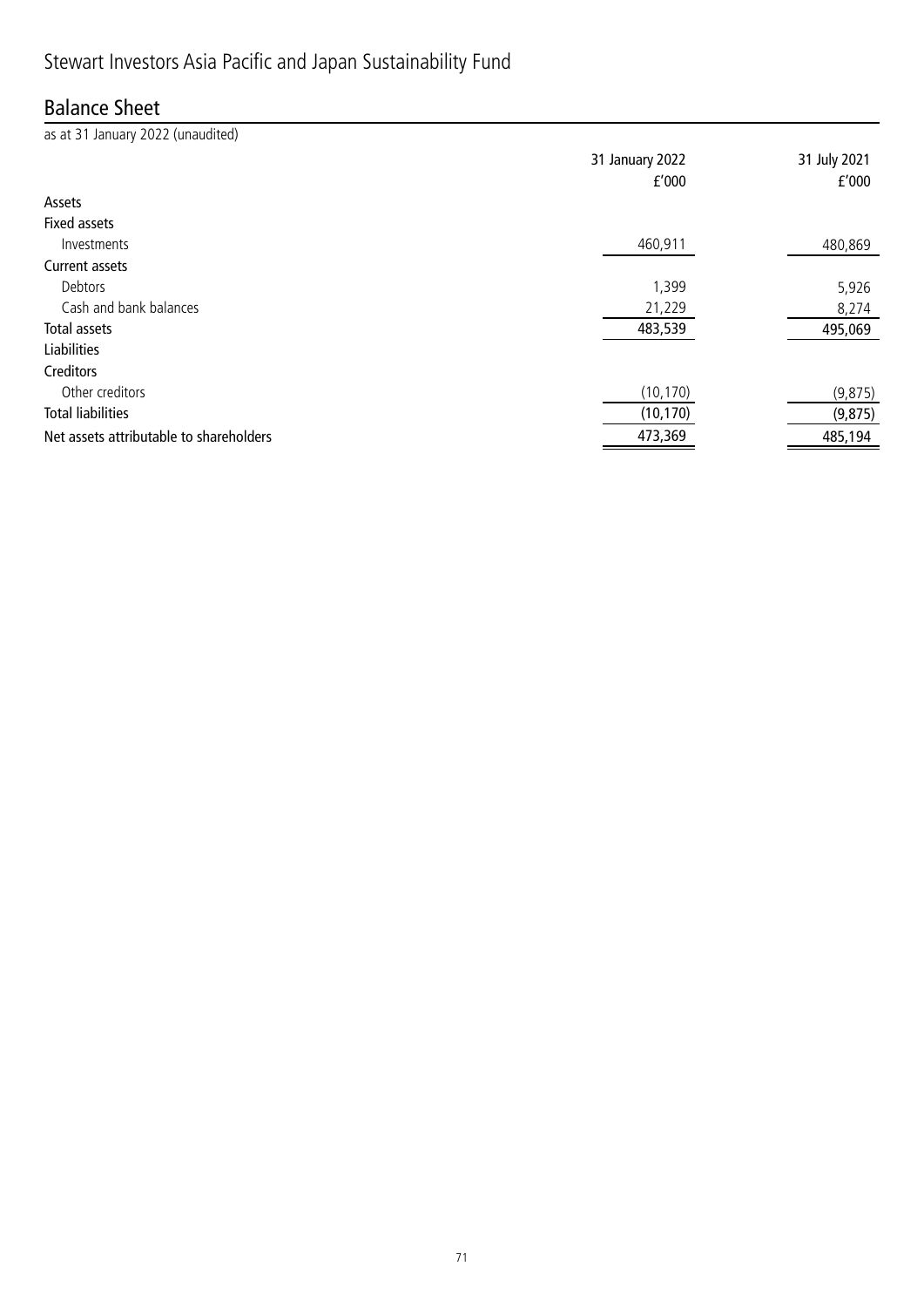# Stewart Investors Asia Pacific and Japan Sustainability Fund

## Balance Sheet

as at 31 January 2022 (unaudited)

| | 31 January 2022 £'000 | 31 July 2021 £'000 |
|---|---|---|
| **Assets** | | |
| **Fixed assets** | | |
| Investments | 460,911 | 480,869 |
| **Current assets** | | |
| Debtors | 1,399 | 5,926 |
| Cash and bank balances | 21,229 | 8,274 |
| **Total assets** | 483,539 | 495,069 |
| **Liabilities** | | |
| **Creditors** | | |
| Other creditors | (10,170) | (9,875) |
| **Total liabilities** | (10,170) | (9,875) |
| **Net assets attributable to shareholders** | 473,369 | 485,194 |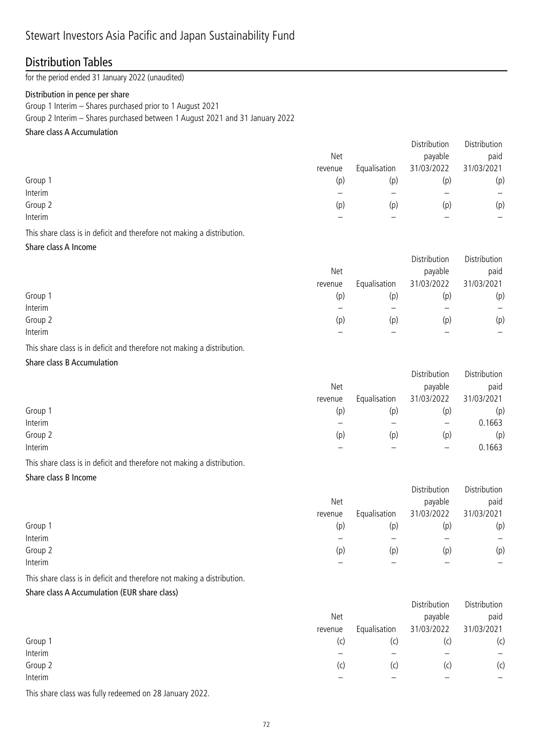# Stewart Investors Asia Pacific and Japan Sustainability Fund

## Distribution Tables

for the period ended 31 January 2022 (unaudited)

### Distribution in pence per share

Group 1 Interim – Shares purchased prior to 1 August 2021
Group 2 Interim – Shares purchased between 1 August 2021 and 31 January 2022

#### Share class A Accumulation

| | Net revenue | Equalisation | Distribution payable 31/03/2022 | Distribution paid 31/03/2021 |
|---|---|---|---|---|
| Group 1 | (p) | (p) | (p) | (p) |
| Interim | – | – | – | – |
| Group 2 | (p) | (p) | (p) | (p) |
| Interim | – | – | – | – |

This share class is in deficit and therefore not making a distribution.

#### Share class A Income

| | Net revenue | Equalisation | Distribution payable 31/03/2022 | Distribution paid 31/03/2021 |
|---|---|---|---|---|
| Group 1 | (p) | (p) | (p) | (p) |
| Interim | – | – | – | – |
| Group 2 | (p) | (p) | (p) | (p) |
| Interim | – | – | – | – |

This share class is in deficit and therefore not making a distribution.

#### Share class B Accumulation

| | Net revenue | Equalisation | Distribution payable 31/03/2022 | Distribution paid 31/03/2021 |
|---|---|---|---|---|
| Group 1 | (p) | (p) | (p) | (p) |
| Interim | – | – | – | 0.1663 |
| Group 2 | (p) | (p) | (p) | (p) |
| Interim | – | – | – | 0.1663 |

This share class is in deficit and therefore not making a distribution.

#### Share class B Income

| | Net revenue | Equalisation | Distribution payable 31/03/2022 | Distribution paid 31/03/2021 |
|---|---|---|---|---|
| Group 1 | (p) | (p) | (p) | (p) |
| Interim | – | – | – | – |
| Group 2 | (p) | (p) | (p) | (p) |
| Interim | – | – | – | – |

This share class is in deficit and therefore not making a distribution.

#### Share class A Accumulation (EUR share class)

| | Net revenue | Equalisation | Distribution payable 31/03/2022 | Distribution paid 31/03/2021 |
|---|---|---|---|---|
| Group 1 | (c) | (c) | (c) | (c) |
| Interim | – | – | – | – |
| Group 2 | (c) | (c) | (c) | (c) |
| Interim | – | – | – | – |

This share class was fully redeemed on 28 January 2022.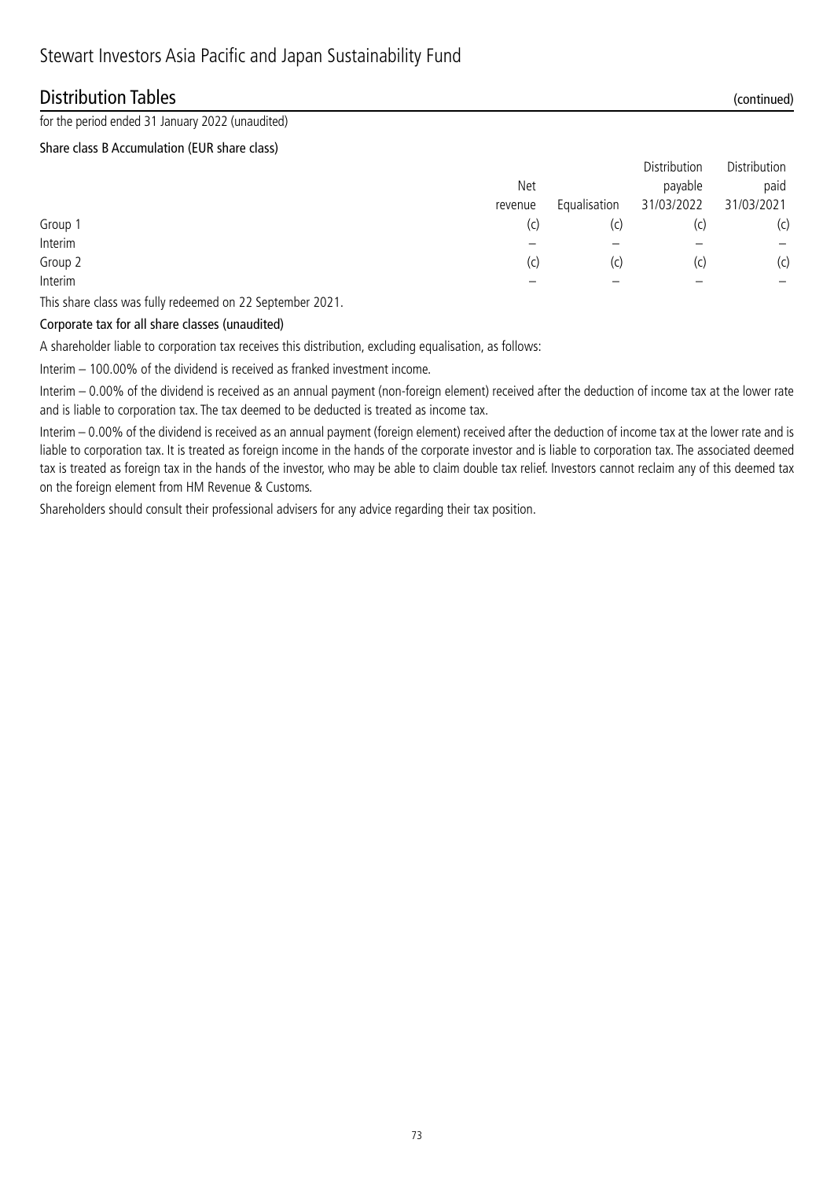# Stewart Investors Asia Pacific and Japan Sustainability Fund

## Distribution Tables (continued)

for the period ended 31 January 2022 (unaudited)

### Share class B Accumulation (EUR share class)

| | Net revenue | Equalisation | Distribution payable 31/03/2022 | Distribution paid 31/03/2021 |
|---|---|---|---|---|
| Group 1 | (c) | (c) | (c) | (c) |
| Interim | – | – | – | – |
| Group 2 | (c) | (c) | (c) | (c) |
| Interim | – | – | – | – |

This share class was fully redeemed on 22 September 2021.

### Corporate tax for all share classes (unaudited)

A shareholder liable to corporation tax receives this distribution, excluding equalisation, as follows:

Interim – 100.00% of the dividend is received as franked investment income.

Interim – 0.00% of the dividend is received as an annual payment (non-foreign element) received after the deduction of income tax at the lower rate and is liable to corporation tax. The tax deemed to be deducted is treated as income tax.

Interim – 0.00% of the dividend is received as an annual payment (foreign element) received after the deduction of income tax at the lower rate and is liable to corporation tax. It is treated as foreign income in the hands of the corporate investor and is liable to corporation tax. The associated deemed tax is treated as foreign tax in the hands of the investor, who may be able to claim double tax relief. Investors cannot reclaim any of this deemed tax on the foreign element from HM Revenue & Customs.

Shareholders should consult their professional advisers for any advice regarding their tax position.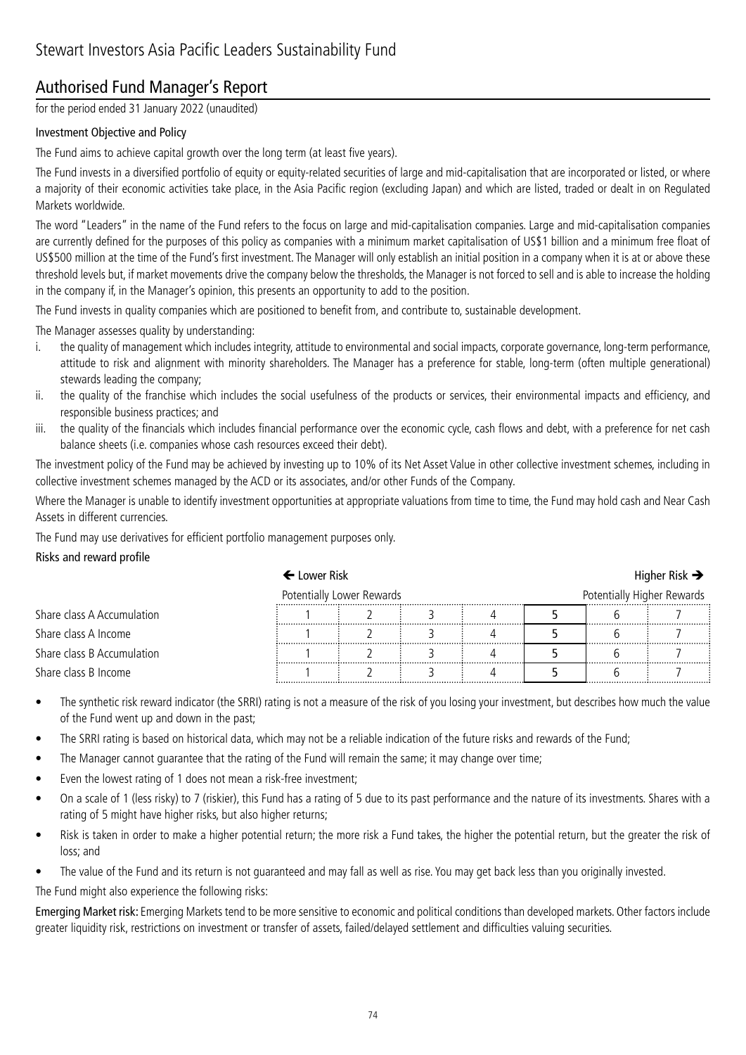# Stewart Investors Asia Pacific Leaders Sustainability Fund

## Authorised Fund Manager's Report

for the period ended 31 January 2022 (unaudited)

### Investment Objective and Policy

The Fund aims to achieve capital growth over the long term (at least five years).

The Fund invests in a diversified portfolio of equity or equity-related securities of large and mid-capitalisation that are incorporated or listed, or where a majority of their economic activities take place, in the Asia Pacific region (excluding Japan) and which are listed, traded or dealt in on Regulated Markets worldwide.

The word "Leaders" in the name of the Fund refers to the focus on large and mid-capitalisation companies. Large and mid-capitalisation companies are currently defined for the purposes of this policy as companies with a minimum market capitalisation of US$1 billion and a minimum free float of US$500 million at the time of the Fund's first investment. The Manager will only establish an initial position in a company when it is at or above these threshold levels but, if market movements drive the company below the thresholds, the Manager is not forced to sell and is able to increase the holding in the company if, in the Manager's opinion, this presents an opportunity to add to the position.

The Fund invests in quality companies which are positioned to benefit from, and contribute to, sustainable development.

The Manager assesses quality by understanding:

i. the quality of management which includes integrity, attitude to environmental and social impacts, corporate governance, long-term performance, attitude to risk and alignment with minority shareholders. The Manager has a preference for stable, long-term (often multiple generational) stewards leading the company;
ii. the quality of the franchise which includes the social usefulness of the products or services, their environmental impacts and efficiency, and responsible business practices; and
iii. the quality of the financials which includes financial performance over the economic cycle, cash flows and debt, with a preference for net cash balance sheets (i.e. companies whose cash resources exceed their debt).

The investment policy of the Fund may be achieved by investing up to 10% of its Net Asset Value in other collective investment schemes, including in collective investment schemes managed by the ACD or its associates, and/or other Funds of the Company.

Where the Manager is unable to identify investment opportunities at appropriate valuations from time to time, the Fund may hold cash and Near Cash Assets in different currencies.

The Fund may use derivatives for efficient portfolio management purposes only.

### Risks and reward profile

| | ← Lower Risk | | | | | | Higher Risk → |
|---|---|---|---|---|---|---|---|
| | Potentially Lower Rewards | | | | | | Potentially Higher Rewards |
| Share class A Accumulation | 1 | 2 | 3 | 4 | **5** | 6 | 7 |
| Share class A Income | 1 | 2 | 3 | 4 | **5** | 6 | 7 |
| Share class B Accumulation | 1 | 2 | 3 | 4 | **5** | 6 | 7 |
| Share class B Income | 1 | 2 | 3 | 4 | **5** | 6 | 7 |

- The synthetic risk reward indicator (the SRRI) rating is not a measure of the risk of you losing your investment, but describes how much the value of the Fund went up and down in the past;
- The SRRI rating is based on historical data, which may not be a reliable indication of the future risks and rewards of the Fund;
- The Manager cannot guarantee that the rating of the Fund will remain the same; it may change over time;
- Even the lowest rating of 1 does not mean a risk-free investment;
- On a scale of 1 (less risky) to 7 (riskier), this Fund has a rating of 5 due to its past performance and the nature of its investments. Shares with a rating of 5 might have higher risks, but also higher returns;
- Risk is taken in order to make a higher potential return; the more risk a Fund takes, the higher the potential return, but the greater the risk of loss; and
- The value of the Fund and its return is not guaranteed and may fall as well as rise. You may get back less than you originally invested.

The Fund might also experience the following risks:

**Emerging Market risk:** Emerging Markets tend to be more sensitive to economic and political conditions than developed markets. Other factors include greater liquidity risk, restrictions on investment or transfer of assets, failed/delayed settlement and difficulties valuing securities.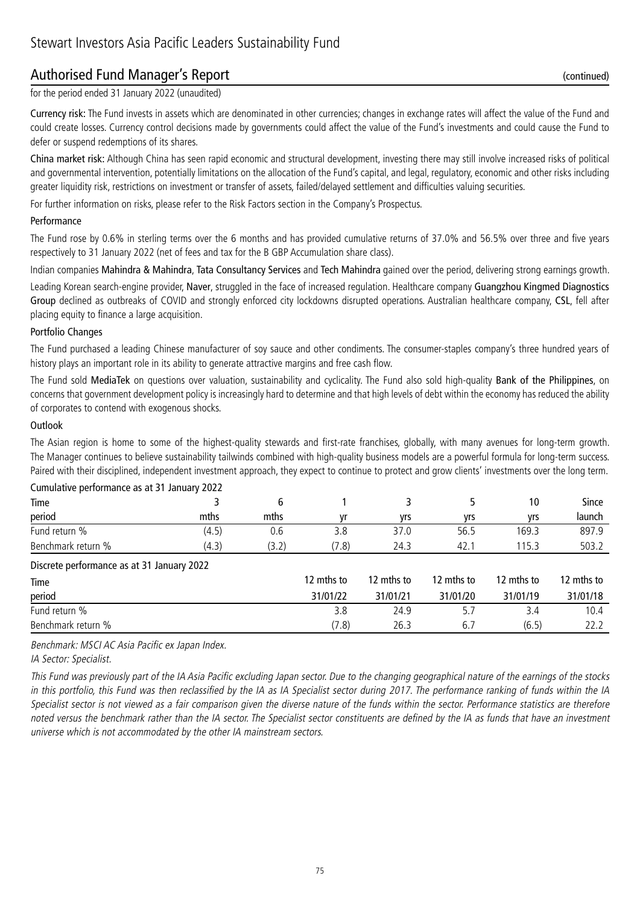# Stewart Investors Asia Pacific Leaders Sustainability Fund

## Authorised Fund Manager's Report (continued)

for the period ended 31 January 2022 (unaudited)

**Currency risk:** The Fund invests in assets which are denominated in other currencies; changes in exchange rates will affect the value of the Fund and could create losses. Currency control decisions made by governments could affect the value of the Fund's investments and could cause the Fund to defer or suspend redemptions of its shares.

**China market risk:** Although China has seen rapid economic and structural development, investing there may still involve increased risks of political and governmental intervention, potentially limitations on the allocation of the Fund's capital, and legal, regulatory, economic and other risks including greater liquidity risk, restrictions on investment or transfer of assets, failed/delayed settlement and difficulties valuing securities.

For further information on risks, please refer to the Risk Factors section in the Company's Prospectus.

### Performance

The Fund rose by 0.6% in sterling terms over the 6 months and has provided cumulative returns of 37.0% and 56.5% over three and five years respectively to 31 January 2022 (net of fees and tax for the B GBP Accumulation share class).

Indian companies **Mahindra & Mahindra**, **Tata Consultancy Services** and **Tech Mahindra** gained over the period, delivering strong earnings growth.

Leading Korean search-engine provider, **Naver**, struggled in the face of increased regulation. Healthcare company **Guangzhou Kingmed Diagnostics Group** declined as outbreaks of COVID and strongly enforced city lockdowns disrupted operations. Australian healthcare company, **CSL**, fell after placing equity to finance a large acquisition.

### Portfolio Changes

The Fund purchased a leading Chinese manufacturer of soy sauce and other condiments. The consumer-staples company's three hundred years of history plays an important role in its ability to generate attractive margins and free cash flow.

The Fund sold **MediaTek** on questions over valuation, sustainability and cyclicality. The Fund also sold high-quality **Bank of the Philippines**, on concerns that government development policy is increasingly hard to determine and that high levels of debt within the economy has reduced the ability of corporates to contend with exogenous shocks.

### Outlook

The Asian region is home to some of the highest-quality stewards and first-rate franchises, globally, with many avenues for long-term growth. The Manager continues to believe sustainability tailwinds combined with high-quality business models are a powerful formula for long-term success. Paired with their disciplined, independent investment approach, they expect to continue to protect and grow clients' investments over the long term.

Cumulative performance as at 31 January 2022

| Time period | 3 mths | 6 mths | 1 yr | 3 yrs | 5 yrs | 10 yrs | Since launch |
|---|---|---|---|---|---|---|---|
| Fund return % | (4.5) | 0.6 | 3.8 | 37.0 | 56.5 | 169.3 | 897.9 |
| Benchmark return % | (4.3) | (3.2) | (7.8) | 24.3 | 42.1 | 115.3 | 503.2 |

Discrete performance as at 31 January 2022

| Time period | 12 mths to 31/01/22 | 12 mths to 31/01/21 | 12 mths to 31/01/20 | 12 mths to 31/01/19 | 12 mths to 31/01/18 |
|---|---|---|---|---|---|
| Fund return % | 3.8 | 24.9 | 5.7 | 3.4 | 10.4 |
| Benchmark return % | (7.8) | 26.3 | 6.7 | (6.5) | 22.2 |

*Benchmark: MSCI AC Asia Pacific ex Japan Index.*

*IA Sector: Specialist.*

*This Fund was previously part of the IA Asia Pacific excluding Japan sector. Due to the changing geographical nature of the earnings of the stocks in this portfolio, this Fund was then reclassified by the IA as IA Specialist sector during 2017. The performance ranking of funds within the IA Specialist sector is not viewed as a fair comparison given the diverse nature of the funds within the sector. Performance statistics are therefore noted versus the benchmark rather than the IA sector. The Specialist sector constituents are defined by the IA as funds that have an investment universe which is not accommodated by the other IA mainstream sectors.*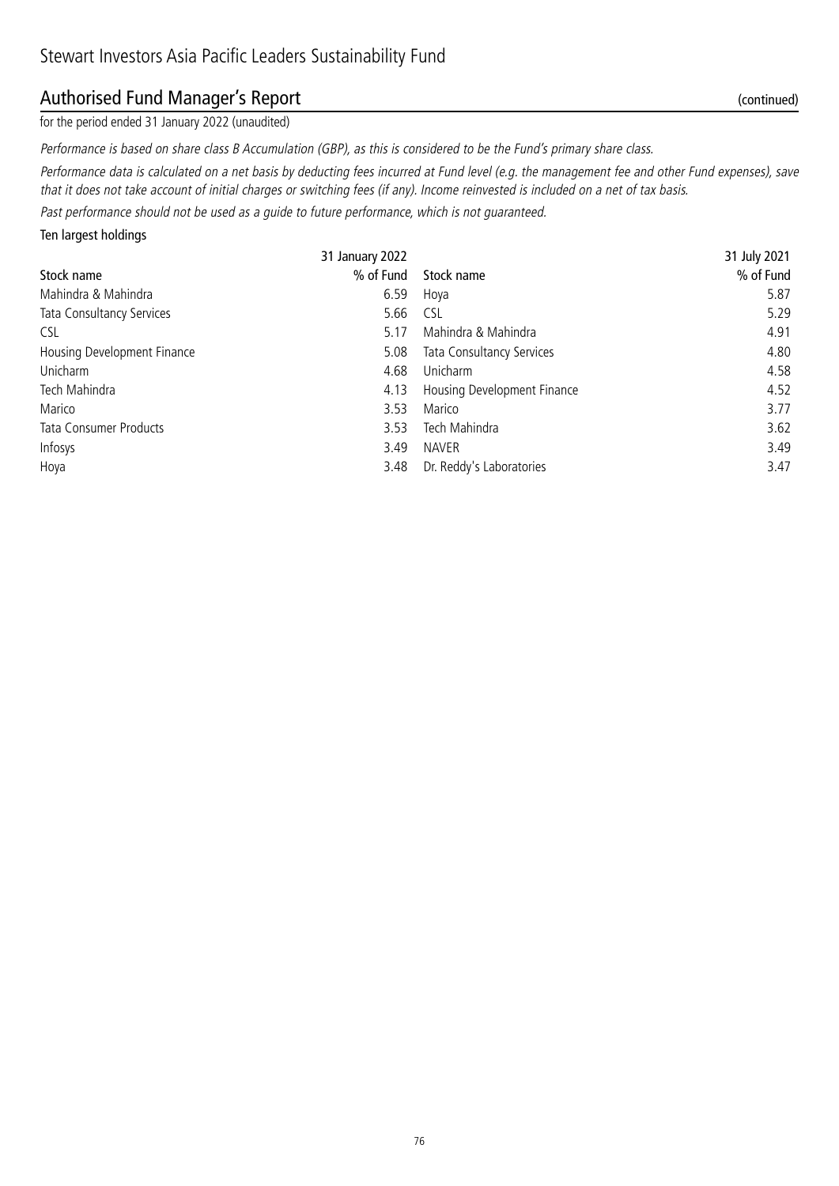## Authorised Fund Manager's Report (continued)

for the period ended 31 January 2022 (unaudited)

*Performance is based on share class B Accumulation (GBP), as this is considered to be the Fund's primary share class.*

*Performance data is calculated on a net basis by deducting fees incurred at Fund level (e.g. the management fee and other Fund expenses), save that it does not take account of initial charges or switching fees (if any). Income reinvested is included on a net of tax basis.*

*Past performance should not be used as a guide to future performance, which is not guaranteed.*

### Ten largest holdings

| | 31 January 2022 | | 31 July 2021 |
|---|---|---|---|
| Stock name | % of Fund | Stock name | % of Fund |
| Mahindra & Mahindra | 6.59 | Hoya | 5.87 |
| Tata Consultancy Services | 5.66 | CSL | 5.29 |
| CSL | 5.17 | Mahindra & Mahindra | 4.91 |
| Housing Development Finance | 5.08 | Tata Consultancy Services | 4.80 |
| Unicharm | 4.68 | Unicharm | 4.58 |
| Tech Mahindra | 4.13 | Housing Development Finance | 4.52 |
| Marico | 3.53 | Marico | 3.77 |
| Tata Consumer Products | 3.53 | Tech Mahindra | 3.62 |
| Infosys | 3.49 | NAVER | 3.49 |
| Hoya | 3.48 | Dr. Reddy's Laboratories | 3.47 |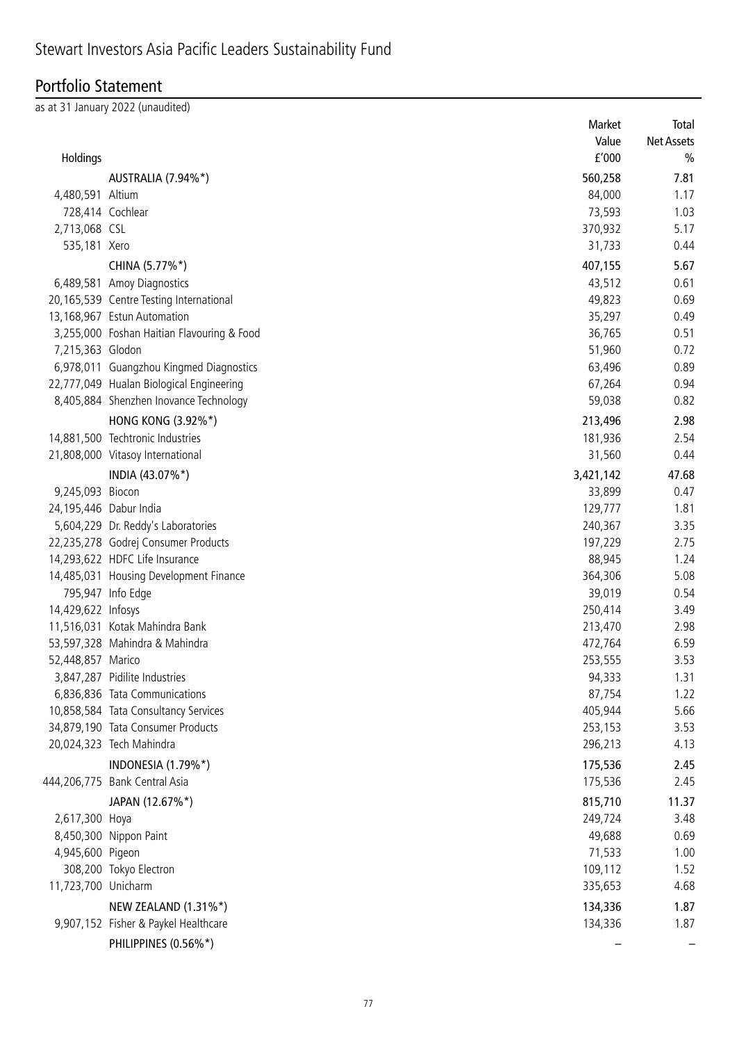# Stewart Investors Asia Pacific Leaders Sustainability Fund

## Portfolio Statement

as at 31 January 2022 (unaudited)

| Holdings | | Market Value £'000 | Total Net Assets % |
|---|---|---|---|
| | AUSTRALIA (7.94%*) | 560,258 | 7.81 |
| 4,480,591 | Altium | 84,000 | 1.17 |
| 728,414 | Cochlear | 73,593 | 1.03 |
| 2,713,068 | CSL | 370,932 | 5.17 |
| 535,181 | Xero | 31,733 | 0.44 |
| | CHINA (5.77%*) | 407,155 | 5.67 |
| 6,489,581 | Amoy Diagnostics | 43,512 | 0.61 |
| 20,165,539 | Centre Testing International | 49,823 | 0.69 |
| 13,168,967 | Estun Automation | 35,297 | 0.49 |
| 3,255,000 | Foshan Haitian Flavouring & Food | 36,765 | 0.51 |
| 7,215,363 | Glodon | 51,960 | 0.72 |
| 6,978,011 | Guangzhou Kingmed Diagnostics | 63,496 | 0.89 |
| 22,777,049 | Hualan Biological Engineering | 67,264 | 0.94 |
| 8,405,884 | Shenzhen Inovance Technology | 59,038 | 0.82 |
| | HONG KONG (3.92%*) | 213,496 | 2.98 |
| 14,881,500 | Techtronic Industries | 181,936 | 2.54 |
| 21,808,000 | Vitasoy International | 31,560 | 0.44 |
| | INDIA (43.07%*) | 3,421,142 | 47.68 |
| 9,245,093 | Biocon | 33,899 | 0.47 |
| 24,195,446 | Dabur India | 129,777 | 1.81 |
| 5,604,229 | Dr. Reddy's Laboratories | 240,367 | 3.35 |
| 22,235,278 | Godrej Consumer Products | 197,229 | 2.75 |
| 14,293,622 | HDFC Life Insurance | 88,945 | 1.24 |
| 14,485,031 | Housing Development Finance | 364,306 | 5.08 |
| 795,947 | Info Edge | 39,019 | 0.54 |
| 14,429,622 | Infosys | 250,414 | 3.49 |
| 11,516,031 | Kotak Mahindra Bank | 213,470 | 2.98 |
| 53,597,328 | Mahindra & Mahindra | 472,764 | 6.59 |
| 52,448,857 | Marico | 253,555 | 3.53 |
| 3,847,287 | Pidilite Industries | 94,333 | 1.31 |
| 6,836,836 | Tata Communications | 87,754 | 1.22 |
| 10,858,584 | Tata Consultancy Services | 405,944 | 5.66 |
| 34,879,190 | Tata Consumer Products | 253,153 | 3.53 |
| 20,024,323 | Tech Mahindra | 296,213 | 4.13 |
| | INDONESIA (1.79%*) | 175,536 | 2.45 |
| 444,206,775 | Bank Central Asia | 175,536 | 2.45 |
| | JAPAN (12.67%*) | 815,710 | 11.37 |
| 2,617,300 | Hoya | 249,724 | 3.48 |
| 8,450,300 | Nippon Paint | 49,688 | 0.69 |
| 4,945,600 | Pigeon | 71,533 | 1.00 |
| 308,200 | Tokyo Electron | 109,112 | 1.52 |
| 11,723,700 | Unicharm | 335,653 | 4.68 |
| | NEW ZEALAND (1.31%*) | 134,336 | 1.87 |
| 9,907,152 | Fisher & Paykel Healthcare | 134,336 | 1.87 |
| | PHILIPPINES (0.56%*) | – | – |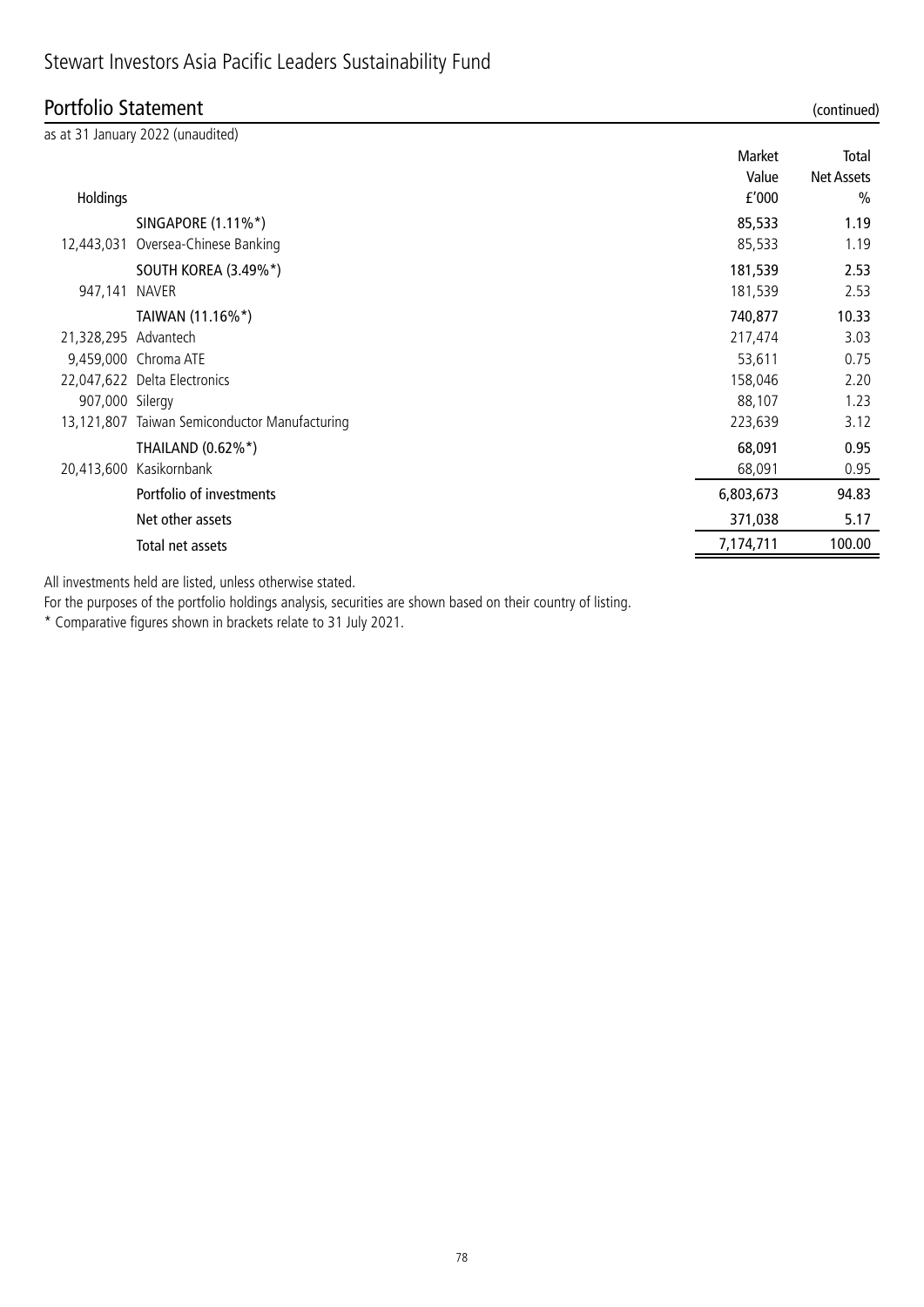# Stewart Investors Asia Pacific Leaders Sustainability Fund

## Portfolio Statement (continued)

as at 31 January 2022 (unaudited)

| Holdings | | Market Value £'000 | Total Net Assets % |
|---|---|---|---|
| | SINGAPORE (1.11%*) | 85,533 | 1.19 |
| 12,443,031 | Oversea-Chinese Banking | 85,533 | 1.19 |
| | SOUTH KOREA (3.49%*) | 181,539 | 2.53 |
| 947,141 | NAVER | 181,539 | 2.53 |
| | TAIWAN (11.16%*) | 740,877 | 10.33 |
| 21,328,295 | Advantech | 217,474 | 3.03 |
| 9,459,000 | Chroma ATE | 53,611 | 0.75 |
| 22,047,622 | Delta Electronics | 158,046 | 2.20 |
| 907,000 | Silergy | 88,107 | 1.23 |
| 13,121,807 | Taiwan Semiconductor Manufacturing | 223,639 | 3.12 |
| | THAILAND (0.62%*) | 68,091 | 0.95 |
| 20,413,600 | Kasikornbank | 68,091 | 0.95 |
| | Portfolio of investments | 6,803,673 | 94.83 |
| | Net other assets | 371,038 | 5.17 |
| | Total net assets | 7,174,711 | 100.00 |

All investments held are listed, unless otherwise stated.

For the purposes of the portfolio holdings analysis, securities are shown based on their country of listing.

* Comparative figures shown in brackets relate to 31 July 2021.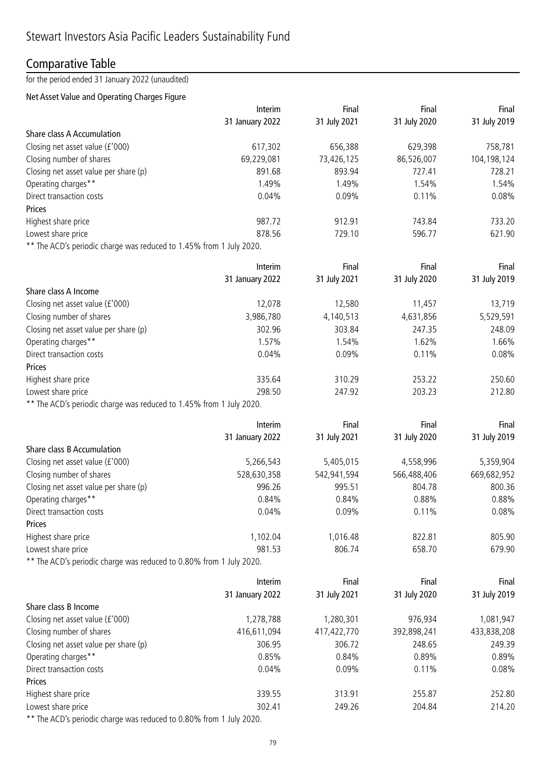# Stewart Investors Asia Pacific Leaders Sustainability Fund

## Comparative Table

for the period ended 31 January 2022 (unaudited)

### Net Asset Value and Operating Charges Figure

| | Interim 31 January 2022 | Final 31 July 2021 | Final 31 July 2020 | Final 31 July 2019 |
|---|---|---|---|---|
| **Share class A Accumulation** | | | | |
| Closing net asset value (£'000) | 617,302 | 656,388 | 629,398 | 758,781 |
| Closing number of shares | 69,229,081 | 73,426,125 | 86,526,007 | 104,198,124 |
| Closing net asset value per share (p) | 891.68 | 893.94 | 727.41 | 728.21 |
| Operating charges** | 1.49% | 1.49% | 1.54% | 1.54% |
| Direct transaction costs | 0.04% | 0.09% | 0.11% | 0.08% |
| **Prices** | | | | |
| Highest share price | 987.72 | 912.91 | 743.84 | 733.20 |
| Lowest share price | 878.56 | 729.10 | 596.77 | 621.90 |

** The ACD's periodic charge was reduced to 1.45% from 1 July 2020.

| | Interim 31 January 2022 | Final 31 July 2021 | Final 31 July 2020 | Final 31 July 2019 |
|---|---|---|---|---|
| **Share class A Income** | | | | |
| Closing net asset value (£'000) | 12,078 | 12,580 | 11,457 | 13,719 |
| Closing number of shares | 3,986,780 | 4,140,513 | 4,631,856 | 5,529,591 |
| Closing net asset value per share (p) | 302.96 | 303.84 | 247.35 | 248.09 |
| Operating charges** | 1.57% | 1.54% | 1.62% | 1.66% |
| Direct transaction costs | 0.04% | 0.09% | 0.11% | 0.08% |
| **Prices** | | | | |
| Highest share price | 335.64 | 310.29 | 253.22 | 250.60 |
| Lowest share price | 298.50 | 247.92 | 203.23 | 212.80 |

** The ACD's periodic charge was reduced to 1.45% from 1 July 2020.

| | Interim 31 January 2022 | Final 31 July 2021 | Final 31 July 2020 | Final 31 July 2019 |
|---|---|---|---|---|
| **Share class B Accumulation** | | | | |
| Closing net asset value (£'000) | 5,266,543 | 5,405,015 | 4,558,996 | 5,359,904 |
| Closing number of shares | 528,630,358 | 542,941,594 | 566,488,406 | 669,682,952 |
| Closing net asset value per share (p) | 996.26 | 995.51 | 804.78 | 800.36 |
| Operating charges** | 0.84% | 0.84% | 0.88% | 0.88% |
| Direct transaction costs | 0.04% | 0.09% | 0.11% | 0.08% |
| **Prices** | | | | |
| Highest share price | 1,102.04 | 1,016.48 | 822.81 | 805.90 |
| Lowest share price | 981.53 | 806.74 | 658.70 | 679.90 |

** The ACD's periodic charge was reduced to 0.80% from 1 July 2020.

| | Interim 31 January 2022 | Final 31 July 2021 | Final 31 July 2020 | Final 31 July 2019 |
|---|---|---|---|---|
| **Share class B Income** | | | | |
| Closing net asset value (£'000) | 1,278,788 | 1,280,301 | 976,934 | 1,081,947 |
| Closing number of shares | 416,611,094 | 417,422,770 | 392,898,241 | 433,838,208 |
| Closing net asset value per share (p) | 306.95 | 306.72 | 248.65 | 249.39 |
| Operating charges** | 0.85% | 0.84% | 0.89% | 0.89% |
| Direct transaction costs | 0.04% | 0.09% | 0.11% | 0.08% |
| **Prices** | | | | |
| Highest share price | 339.55 | 313.91 | 255.87 | 252.80 |
| Lowest share price | 302.41 | 249.26 | 204.84 | 214.20 |

** The ACD's periodic charge was reduced to 0.80% from 1 July 2020.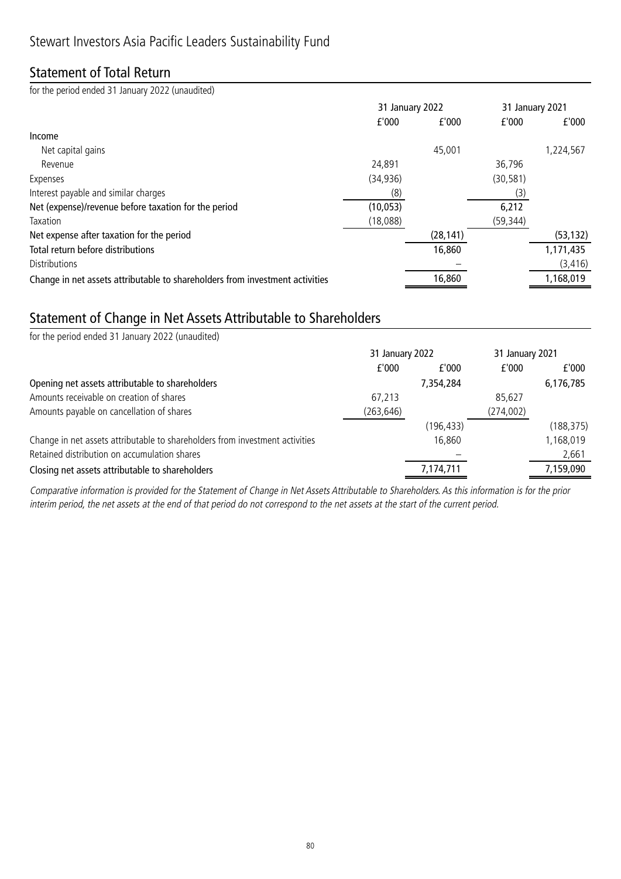# Stewart Investors Asia Pacific Leaders Sustainability Fund

## Statement of Total Return

for the period ended 31 January 2022 (unaudited)

| | 31 January 2022 | | 31 January 2021 | |
|---|---|---|---|---|
| | £'000 | £'000 | £'000 | £'000 |
| **Income** | | | | |
| Net capital gains | | 45,001 | | 1,224,567 |
| Revenue | 24,891 | | 36,796 | |
| Expenses | (34,936) | | (30,581) | |
| Interest payable and similar charges | (8) | | (3) | |
| **Net (expense)/revenue before taxation for the period** | (10,053) | | 6,212 | |
| Taxation | (18,088) | | (59,344) | |
| **Net expense after taxation for the period** | | (28,141) | | (53,132) |
| **Total return before distributions** | | 16,860 | | 1,171,435 |
| Distributions | | – | | (3,416) |
| **Change in net assets attributable to shareholders from investment activities** | | 16,860 | | 1,168,019 |

## Statement of Change in Net Assets Attributable to Shareholders

for the period ended 31 January 2022 (unaudited)

| | 31 January 2022 | | 31 January 2021 | |
|---|---|---|---|---|
| | £'000 | £'000 | £'000 | £'000 |
| **Opening net assets attributable to shareholders** | | 7,354,284 | | 6,176,785 |
| Amounts receivable on creation of shares | 67,213 | | 85,627 | |
| Amounts payable on cancellation of shares | (263,646) | | (274,002) | |
| | | (196,433) | | (188,375) |
| Change in net assets attributable to shareholders from investment activities | | 16,860 | | 1,168,019 |
| Retained distribution on accumulation shares | | – | | 2,661 |
| **Closing net assets attributable to shareholders** | | 7,174,711 | | 7,159,090 |

*Comparative information is provided for the Statement of Change in Net Assets Attributable to Shareholders. As this information is for the prior interim period, the net assets at the end of that period do not correspond to the net assets at the start of the current period.*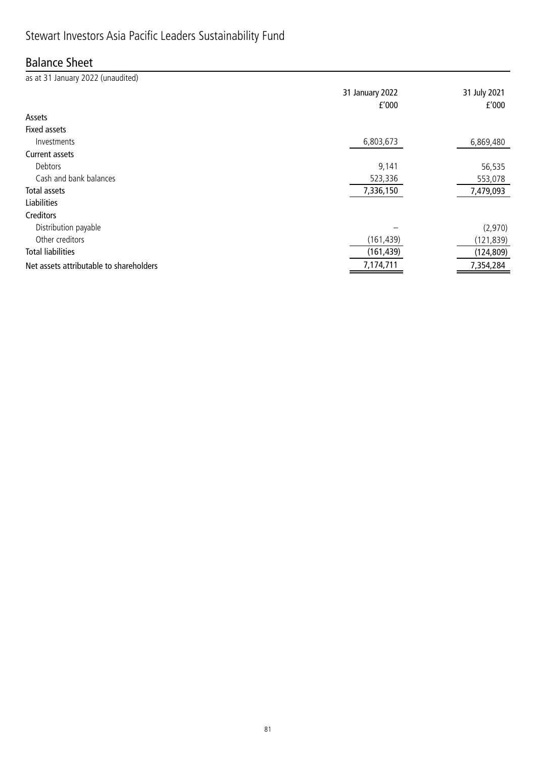# Stewart Investors Asia Pacific Leaders Sustainability Fund

## Balance Sheet

as at 31 January 2022 (unaudited)

| | 31 January 2022 £'000 | 31 July 2021 £'000 |
|---|---|---|
| **Assets** | | |
| **Fixed assets** | | |
| Investments | 6,803,673 | 6,869,480 |
| **Current assets** | | |
| Debtors | 9,141 | 56,535 |
| Cash and bank balances | 523,336 | 553,078 |
| **Total assets** | 7,336,150 | 7,479,093 |
| **Liabilities** | | |
| **Creditors** | | |
| Distribution payable | – | (2,970) |
| Other creditors | (161,439) | (121,839) |
| **Total liabilities** | (161,439) | (124,809) |
| **Net assets attributable to shareholders** | 7,174,711 | 7,354,284 |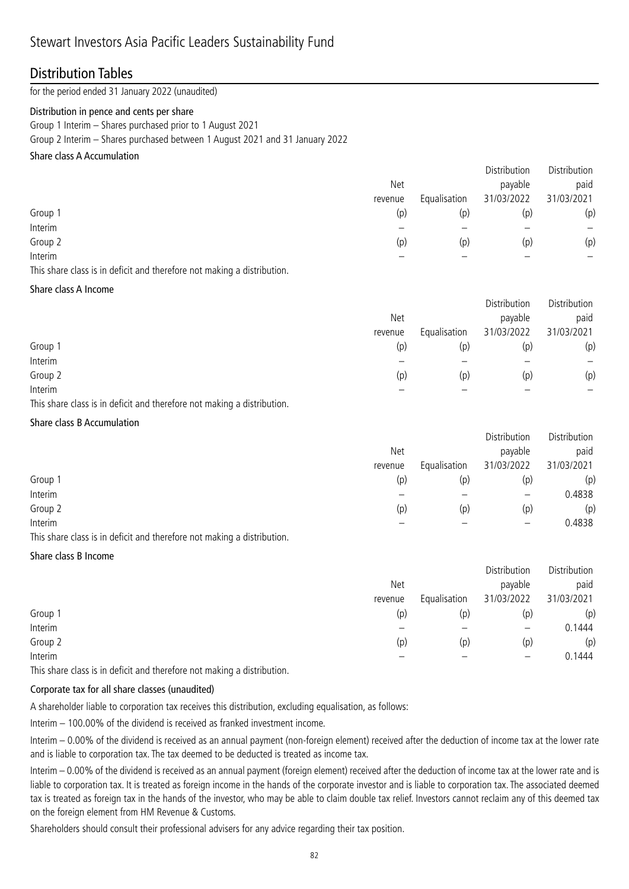# Stewart Investors Asia Pacific Leaders Sustainability Fund

## Distribution Tables

for the period ended 31 January 2022 (unaudited)

### Distribution in pence and cents per share

Group 1 Interim – Shares purchased prior to 1 August 2021

Group 2 Interim – Shares purchased between 1 August 2021 and 31 January 2022

#### Share class A Accumulation

| | Net revenue | Equalisation | Distribution payable 31/03/2022 | Distribution paid 31/03/2021 |
|---|---|---|---|---|
| Group 1 | (p) | (p) | (p) | (p) |
| Interim | – | – | – | – |
| Group 2 | (p) | (p) | (p) | (p) |
| Interim | – | – | – | – |

This share class is in deficit and therefore not making a distribution.

#### Share class A Income

| | Net revenue | Equalisation | Distribution payable 31/03/2022 | Distribution paid 31/03/2021 |
|---|---|---|---|---|
| Group 1 | (p) | (p) | (p) | (p) |
| Interim | – | – | – | – |
| Group 2 | (p) | (p) | (p) | (p) |
| Interim | – | – | – | – |

This share class is in deficit and therefore not making a distribution.

#### Share class B Accumulation

| | Net revenue | Equalisation | Distribution payable 31/03/2022 | Distribution paid 31/03/2021 |
|---|---|---|---|---|
| Group 1 | (p) | (p) | (p) | (p) |
| Interim | – | – | – | 0.4838 |
| Group 2 | (p) | (p) | (p) | (p) |
| Interim | – | – | – | 0.4838 |

This share class is in deficit and therefore not making a distribution.

#### Share class B Income

| | Net revenue | Equalisation | Distribution payable 31/03/2022 | Distribution paid 31/03/2021 |
|---|---|---|---|---|
| Group 1 | (p) | (p) | (p) | (p) |
| Interim | – | – | – | 0.1444 |
| Group 2 | (p) | (p) | (p) | (p) |
| Interim | – | – | – | 0.1444 |

This share class is in deficit and therefore not making a distribution.

#### Corporate tax for all share classes (unaudited)

A shareholder liable to corporation tax receives this distribution, excluding equalisation, as follows:

Interim – 100.00% of the dividend is received as franked investment income.

Interim – 0.00% of the dividend is received as an annual payment (non-foreign element) received after the deduction of income tax at the lower rate and is liable to corporation tax. The tax deemed to be deducted is treated as income tax.

Interim – 0.00% of the dividend is received as an annual payment (foreign element) received after the deduction of income tax at the lower rate and is liable to corporation tax. It is treated as foreign income in the hands of the corporate investor and is liable to corporation tax. The associated deemed tax is treated as foreign tax in the hands of the investor, who may be able to claim double tax relief. Investors cannot reclaim any of this deemed tax on the foreign element from HM Revenue & Customs.

Shareholders should consult their professional advisers for any advice regarding their tax position.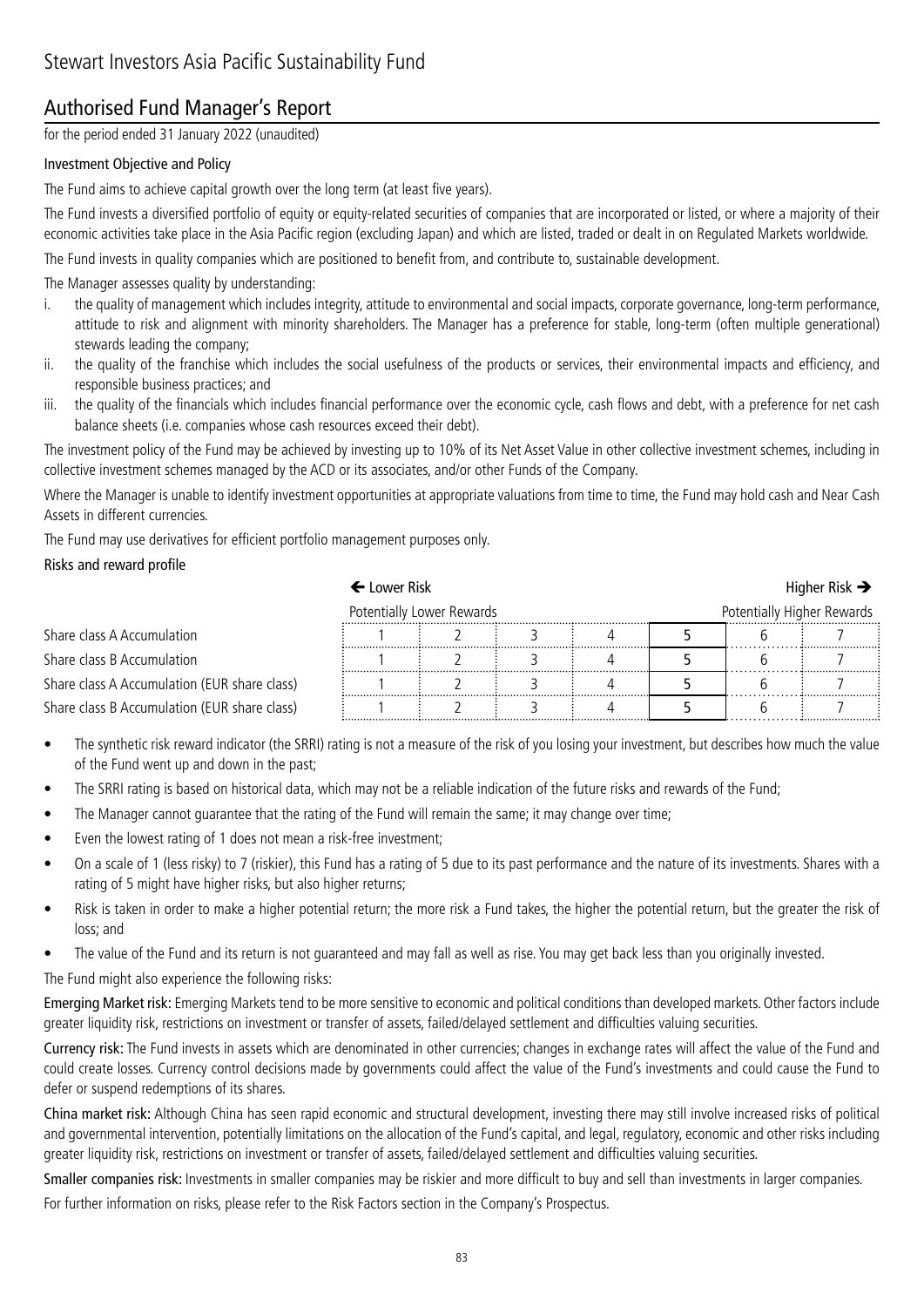# Stewart Investors Asia Pacific Sustainability Fund

## Authorised Fund Manager's Report

for the period ended 31 January 2022 (unaudited)

### Investment Objective and Policy

The Fund aims to achieve capital growth over the long term (at least five years).

The Fund invests a diversified portfolio of equity or equity-related securities of companies that are incorporated or listed, or where a majority of their economic activities take place in the Asia Pacific region (excluding Japan) and which are listed, traded or dealt in on Regulated Markets worldwide.

The Fund invests in quality companies which are positioned to benefit from, and contribute to, sustainable development.

The Manager assesses quality by understanding:

i. the quality of management which includes integrity, attitude to environmental and social impacts, corporate governance, long-term performance, attitude to risk and alignment with minority shareholders. The Manager has a preference for stable, long-term (often multiple generational) stewards leading the company;
ii. the quality of the franchise which includes the social usefulness of the products or services, their environmental impacts and efficiency, and responsible business practices; and
iii. the quality of the financials which includes financial performance over the economic cycle, cash flows and debt, with a preference for net cash balance sheets (i.e. companies whose cash resources exceed their debt).

The investment policy of the Fund may be achieved by investing up to 10% of its Net Asset Value in other collective investment schemes, including in collective investment schemes managed by the ACD or its associates, and/or other Funds of the Company.

Where the Manager is unable to identify investment opportunities at appropriate valuations from time to time, the Fund may hold cash and Near Cash Assets in different currencies.

The Fund may use derivatives for efficient portfolio management purposes only.

### Risks and reward profile

| | ← Lower Risk | | | | | | Higher Risk → |
|---|---|---|---|---|---|---|---|
| | Potentially Lower Rewards | | | | | | Potentially Higher Rewards |
| Share class A Accumulation | 1 | 2 | 3 | 4 | **5** | 6 | 7 |
| Share class B Accumulation | 1 | 2 | 3 | 4 | **5** | 6 | 7 |
| Share class A Accumulation (EUR share class) | 1 | 2 | 3 | 4 | **5** | 6 | 7 |
| Share class B Accumulation (EUR share class) | 1 | 2 | 3 | 4 | **5** | 6 | 7 |

- The synthetic risk reward indicator (the SRRI) rating is not a measure of the risk of you losing your investment, but describes how much the value of the Fund went up and down in the past;
- The SRRI rating is based on historical data, which may not be a reliable indication of the future risks and rewards of the Fund;
- The Manager cannot guarantee that the rating of the Fund will remain the same; it may change over time;
- Even the lowest rating of 1 does not mean a risk-free investment;
- On a scale of 1 (less risky) to 7 (riskier), this Fund has a rating of 5 due to its past performance and the nature of its investments. Shares with a rating of 5 might have higher risks, but also higher returns;
- Risk is taken in order to make a higher potential return; the more risk a Fund takes, the higher the potential return, but the greater the risk of loss; and
- The value of the Fund and its return is not guaranteed and may fall as well as rise. You may get back less than you originally invested.

The Fund might also experience the following risks:

**Emerging Market risk:** Emerging Markets tend to be more sensitive to economic and political conditions than developed markets. Other factors include greater liquidity risk, restrictions on investment or transfer of assets, failed/delayed settlement and difficulties valuing securities.

**Currency risk:** The Fund invests in assets which are denominated in other currencies; changes in exchange rates will affect the value of the Fund and could create losses. Currency control decisions made by governments could affect the value of the Fund's investments and could cause the Fund to defer or suspend redemptions of its shares.

**China market risk:** Although China has seen rapid economic and structural development, investing there may still involve increased risks of political and governmental intervention, potentially limitations on the allocation of the Fund's capital, and legal, regulatory, economic and other risks including greater liquidity risk, restrictions on investment or transfer of assets, failed/delayed settlement and difficulties valuing securities.

**Smaller companies risk:** Investments in smaller companies may be riskier and more difficult to buy and sell than investments in larger companies.

For further information on risks, please refer to the Risk Factors section in the Company's Prospectus.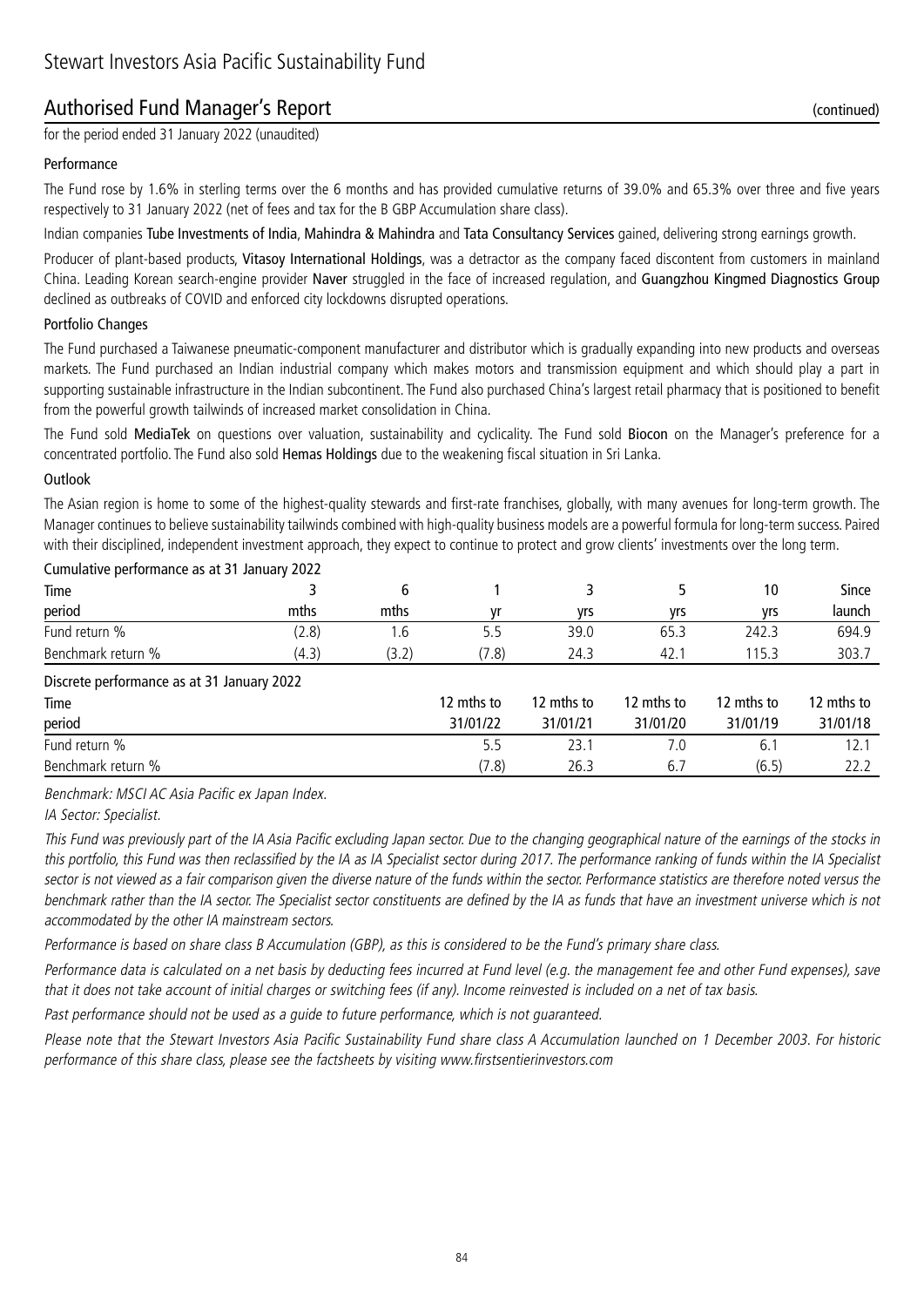# Stewart Investors Asia Pacific Sustainability Fund

## Authorised Fund Manager's Report (continued)

for the period ended 31 January 2022 (unaudited)

### Performance

The Fund rose by 1.6% in sterling terms over the 6 months and has provided cumulative returns of 39.0% and 65.3% over three and five years respectively to 31 January 2022 (net of fees and tax for the B GBP Accumulation share class).

Indian companies **Tube Investments of India**, **Mahindra & Mahindra** and **Tata Consultancy Services** gained, delivering strong earnings growth.

Producer of plant-based products, **Vitasoy International Holdings**, was a detractor as the company faced discontent from customers in mainland China. Leading Korean search-engine provider **Naver** struggled in the face of increased regulation, and **Guangzhou Kingmed Diagnostics Group** declined as outbreaks of COVID and enforced city lockdowns disrupted operations.

### Portfolio Changes

The Fund purchased a Taiwanese pneumatic-component manufacturer and distributor which is gradually expanding into new products and overseas markets. The Fund purchased an Indian industrial company which makes motors and transmission equipment and which should play a part in supporting sustainable infrastructure in the Indian subcontinent. The Fund also purchased China's largest retail pharmacy that is positioned to benefit from the powerful growth tailwinds of increased market consolidation in China.

The Fund sold **MediaTek** on questions over valuation, sustainability and cyclicality. The Fund sold **Biocon** on the Manager's preference for a concentrated portfolio. The Fund also sold **Hemas Holdings** due to the weakening fiscal situation in Sri Lanka.

### Outlook

The Asian region is home to some of the highest-quality stewards and first-rate franchises, globally, with many avenues for long-term growth. The Manager continues to believe sustainability tailwinds combined with high-quality business models are a powerful formula for long-term success. Paired with their disciplined, independent investment approach, they expect to continue to protect and grow clients' investments over the long term.

Cumulative performance as at 31 January 2022

| Time period | 3 mths | 6 mths | 1 yr | 3 yrs | 5 yrs | 10 yrs | Since launch |
|---|---|---|---|---|---|---|---|
| Fund return % | (2.8) | 1.6 | 5.5 | 39.0 | 65.3 | 242.3 | 694.9 |
| Benchmark return % | (4.3) | (3.2) | (7.8) | 24.3 | 42.1 | 115.3 | 303.7 |

Discrete performance as at 31 January 2022

| Time period | 12 mths to 31/01/22 | 12 mths to 31/01/21 | 12 mths to 31/01/20 | 12 mths to 31/01/19 | 12 mths to 31/01/18 |
|---|---|---|---|---|---|
| Fund return % | 5.5 | 23.1 | 7.0 | 6.1 | 12.1 |
| Benchmark return % | (7.8) | 26.3 | 6.7 | (6.5) | 22.2 |

*Benchmark: MSCI AC Asia Pacific ex Japan Index.*

*IA Sector: Specialist.*

*This Fund was previously part of the IA Asia Pacific excluding Japan sector. Due to the changing geographical nature of the earnings of the stocks in this portfolio, this Fund was then reclassified by the IA as IA Specialist sector during 2017. The performance ranking of funds within the IA Specialist sector is not viewed as a fair comparison given the diverse nature of the funds within the sector. Performance statistics are therefore noted versus the benchmark rather than the IA sector. The Specialist sector constituents are defined by the IA as funds that have an investment universe which is not accommodated by the other IA mainstream sectors.*

*Performance is based on share class B Accumulation (GBP), as this is considered to be the Fund's primary share class.*

*Performance data is calculated on a net basis by deducting fees incurred at Fund level (e.g. the management fee and other Fund expenses), save that it does not take account of initial charges or switching fees (if any). Income reinvested is included on a net of tax basis.*

*Past performance should not be used as a guide to future performance, which is not guaranteed.*

*Please note that the Stewart Investors Asia Pacific Sustainability Fund share class A Accumulation launched on 1 December 2003. For historic performance of this share class, please see the factsheets by visiting www.firstsentierinvestors.com*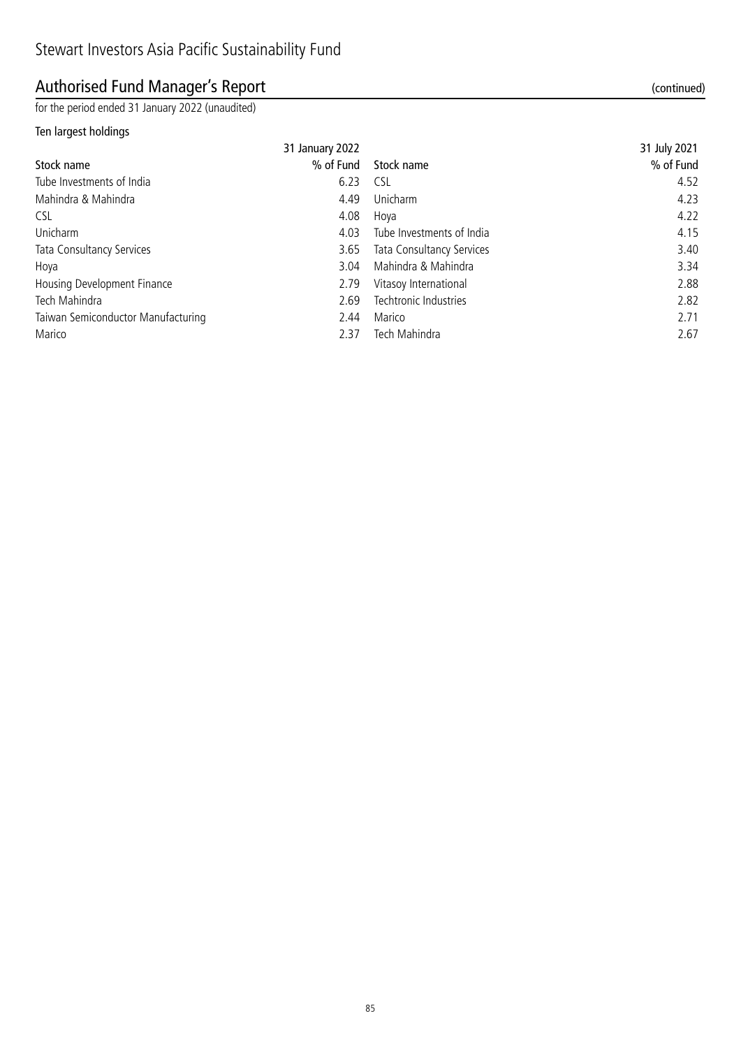# Stewart Investors Asia Pacific Sustainability Fund

## Authorised Fund Manager's Report (continued)

for the period ended 31 January 2022 (unaudited)

### Ten largest holdings

| | 31 January 2022 | | 31 July 2021 |
|---|---|---|---|
| Stock name | % of Fund | Stock name | % of Fund |
| Tube Investments of India | 6.23 | CSL | 4.52 |
| Mahindra & Mahindra | 4.49 | Unicharm | 4.23 |
| CSL | 4.08 | Hoya | 4.22 |
| Unicharm | 4.03 | Tube Investments of India | 4.15 |
| Tata Consultancy Services | 3.65 | Tata Consultancy Services | 3.40 |
| Hoya | 3.04 | Mahindra & Mahindra | 3.34 |
| Housing Development Finance | 2.79 | Vitasoy International | 2.88 |
| Tech Mahindra | 2.69 | Techtronic Industries | 2.82 |
| Taiwan Semiconductor Manufacturing | 2.44 | Marico | 2.71 |
| Marico | 2.37 | Tech Mahindra | 2.67 |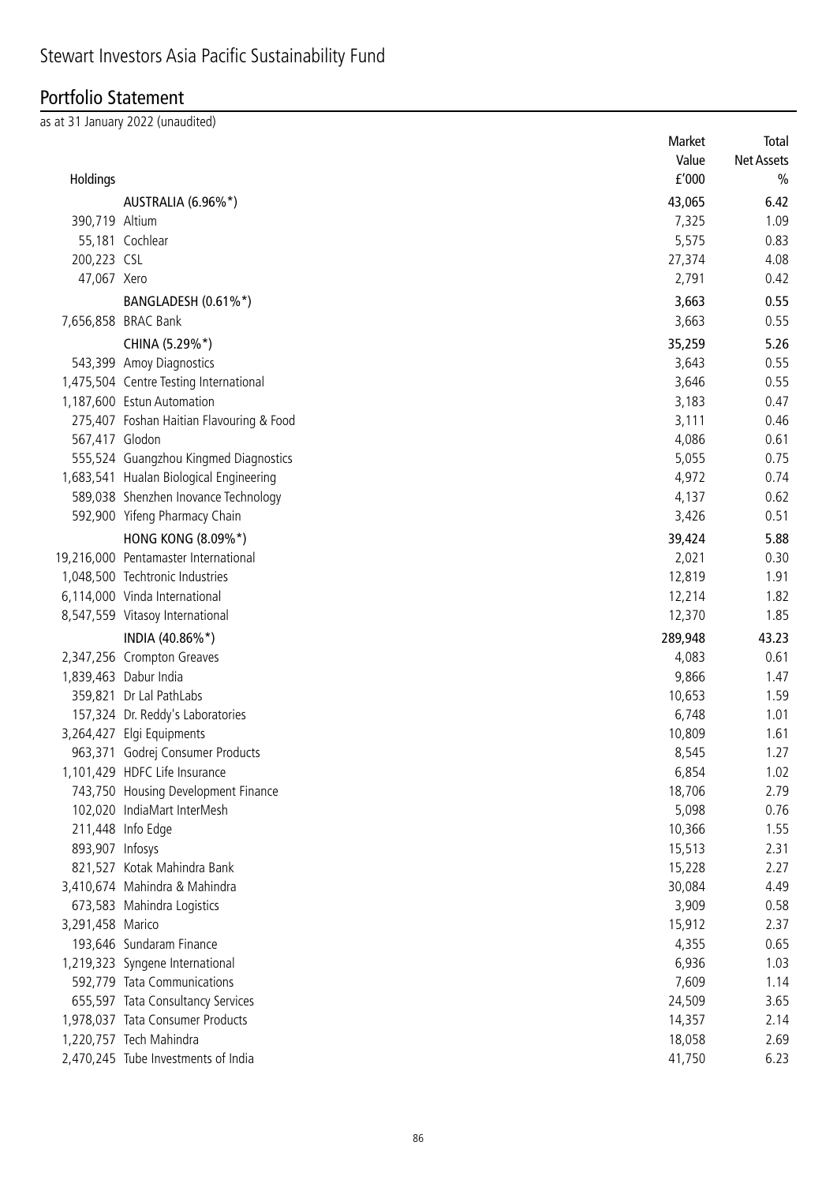# Stewart Investors Asia Pacific Sustainability Fund

## Portfolio Statement

as at 31 January 2022 (unaudited)

| Holdings | | Market Value £'000 | Total Net Assets % |
|---|---|---|---|
| | **AUSTRALIA (6.96%*)** | **43,065** | **6.42** |
| 390,719 | Altium | 7,325 | 1.09 |
| 55,181 | Cochlear | 5,575 | 0.83 |
| 200,223 | CSL | 27,374 | 4.08 |
| 47,067 | Xero | 2,791 | 0.42 |
| | **BANGLADESH (0.61%*)** | **3,663** | **0.55** |
| 7,656,858 | BRAC Bank | 3,663 | 0.55 |
| | **CHINA (5.29%*)** | **35,259** | **5.26** |
| 543,399 | Amoy Diagnostics | 3,643 | 0.55 |
| 1,475,504 | Centre Testing International | 3,646 | 0.55 |
| 1,187,600 | Estun Automation | 3,183 | 0.47 |
| 275,407 | Foshan Haitian Flavouring & Food | 3,111 | 0.46 |
| 567,417 | Glodon | 4,086 | 0.61 |
| 555,524 | Guangzhou Kingmed Diagnostics | 5,055 | 0.75 |
| 1,683,541 | Hualan Biological Engineering | 4,972 | 0.74 |
| 589,038 | Shenzhen Inovance Technology | 4,137 | 0.62 |
| 592,900 | Yifeng Pharmacy Chain | 3,426 | 0.51 |
| | **HONG KONG (8.09%*)** | **39,424** | **5.88** |
| 19,216,000 | Pentamaster International | 2,021 | 0.30 |
| 1,048,500 | Techtronic Industries | 12,819 | 1.91 |
| 6,114,000 | Vinda International | 12,214 | 1.82 |
| 8,547,559 | Vitasoy International | 12,370 | 1.85 |
| | **INDIA (40.86%*)** | **289,948** | **43.23** |
| 2,347,256 | Crompton Greaves | 4,083 | 0.61 |
| 1,839,463 | Dabur India | 9,866 | 1.47 |
| 359,821 | Dr Lal PathLabs | 10,653 | 1.59 |
| 157,324 | Dr. Reddy's Laboratories | 6,748 | 1.01 |
| 3,264,427 | Elgi Equipments | 10,809 | 1.61 |
| 963,371 | Godrej Consumer Products | 8,545 | 1.27 |
| 1,101,429 | HDFC Life Insurance | 6,854 | 1.02 |
| 743,750 | Housing Development Finance | 18,706 | 2.79 |
| 102,020 | IndiaMart InterMesh | 5,098 | 0.76 |
| 211,448 | Info Edge | 10,366 | 1.55 |
| 893,907 | Infosys | 15,513 | 2.31 |
| 821,527 | Kotak Mahindra Bank | 15,228 | 2.27 |
| 3,410,674 | Mahindra & Mahindra | 30,084 | 4.49 |
| 673,583 | Mahindra Logistics | 3,909 | 0.58 |
| 3,291,458 | Marico | 15,912 | 2.37 |
| 193,646 | Sundaram Finance | 4,355 | 0.65 |
| 1,219,323 | Syngene International | 6,936 | 1.03 |
| 592,779 | Tata Communications | 7,609 | 1.14 |
| 655,597 | Tata Consultancy Services | 24,509 | 3.65 |
| 1,978,037 | Tata Consumer Products | 14,357 | 2.14 |
| 1,220,757 | Tech Mahindra | 18,058 | 2.69 |
| 2,470,245 | Tube Investments of India | 41,750 | 6.23 |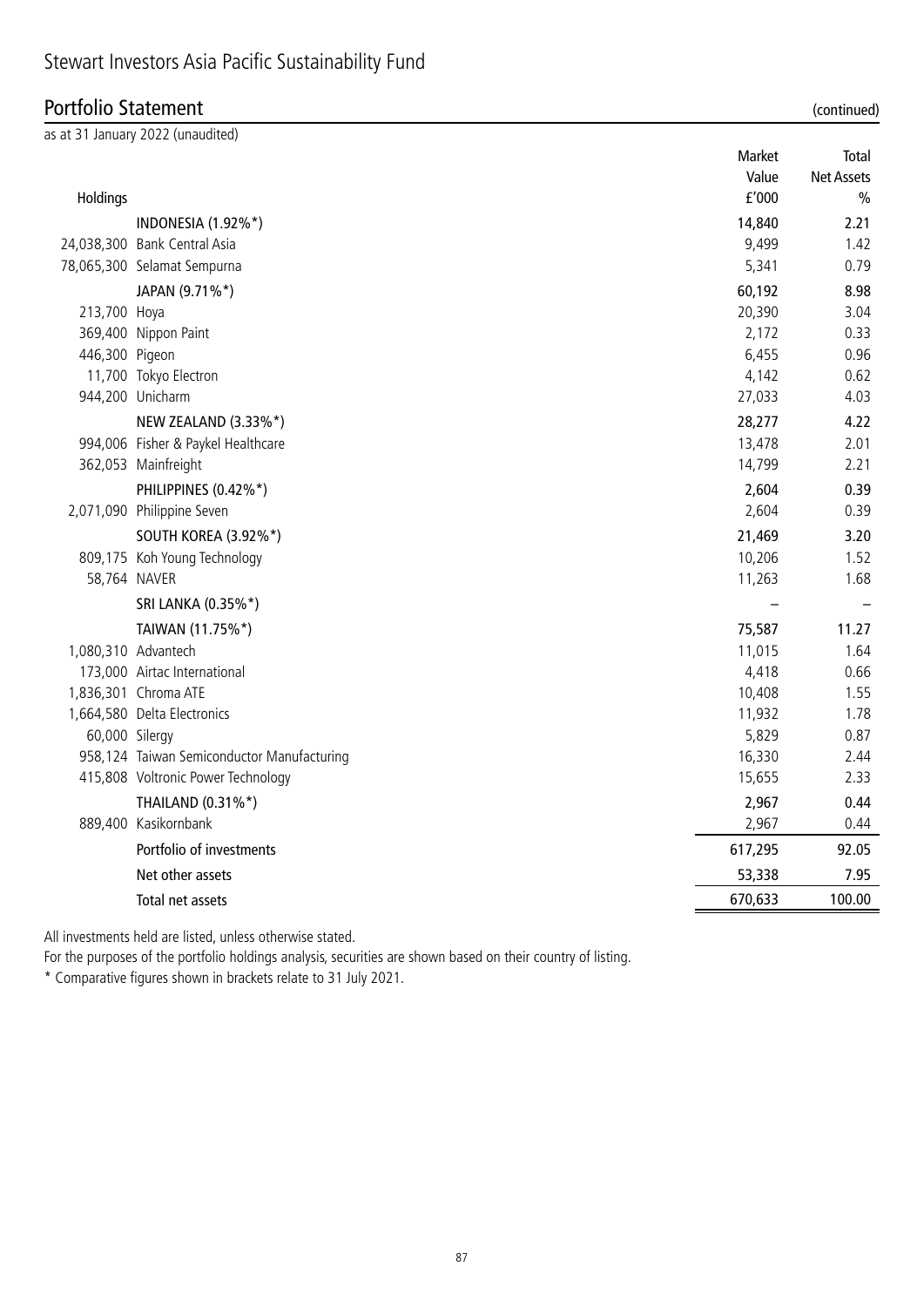# Stewart Investors Asia Pacific Sustainability Fund

## Portfolio Statement (continued)

as at 31 January 2022 (unaudited)

| Holdings | | Market Value £'000 | Total Net Assets % |
|---|---|---|---|
| | **INDONESIA (1.92%\*)** | **14,840** | **2.21** |
| 24,038,300 | Bank Central Asia | 9,499 | 1.42 |
| 78,065,300 | Selamat Sempurna | 5,341 | 0.79 |
| | **JAPAN (9.71%\*)** | **60,192** | **8.98** |
| 213,700 | Hoya | 20,390 | 3.04 |
| 369,400 | Nippon Paint | 2,172 | 0.33 |
| 446,300 | Pigeon | 6,455 | 0.96 |
| 11,700 | Tokyo Electron | 4,142 | 0.62 |
| 944,200 | Unicharm | 27,033 | 4.03 |
| | **NEW ZEALAND (3.33%\*)** | **28,277** | **4.22** |
| 994,006 | Fisher & Paykel Healthcare | 13,478 | 2.01 |
| 362,053 | Mainfreight | 14,799 | 2.21 |
| | **PHILIPPINES (0.42%\*)** | **2,604** | **0.39** |
| 2,071,090 | Philippine Seven | 2,604 | 0.39 |
| | **SOUTH KOREA (3.92%\*)** | **21,469** | **3.20** |
| 809,175 | Koh Young Technology | 10,206 | 1.52 |
| 58,764 | NAVER | 11,263 | 1.68 |
| | **SRI LANKA (0.35%\*)** | – | – |
| | **TAIWAN (11.75%\*)** | **75,587** | **11.27** |
| 1,080,310 | Advantech | 11,015 | 1.64 |
| 173,000 | Airtac International | 4,418 | 0.66 |
| 1,836,301 | Chroma ATE | 10,408 | 1.55 |
| 1,664,580 | Delta Electronics | 11,932 | 1.78 |
| 60,000 | Silergy | 5,829 | 0.87 |
| 958,124 | Taiwan Semiconductor Manufacturing | 16,330 | 2.44 |
| 415,808 | Voltronic Power Technology | 15,655 | 2.33 |
| | **THAILAND (0.31%\*)** | **2,967** | **0.44** |
| 889,400 | Kasikornbank | 2,967 | 0.44 |
| | Portfolio of investments | 617,295 | 92.05 |
| | Net other assets | 53,338 | 7.95 |
| | Total net assets | 670,633 | 100.00 |

All investments held are listed, unless otherwise stated.

For the purposes of the portfolio holdings analysis, securities are shown based on their country of listing.

\* Comparative figures shown in brackets relate to 31 July 2021.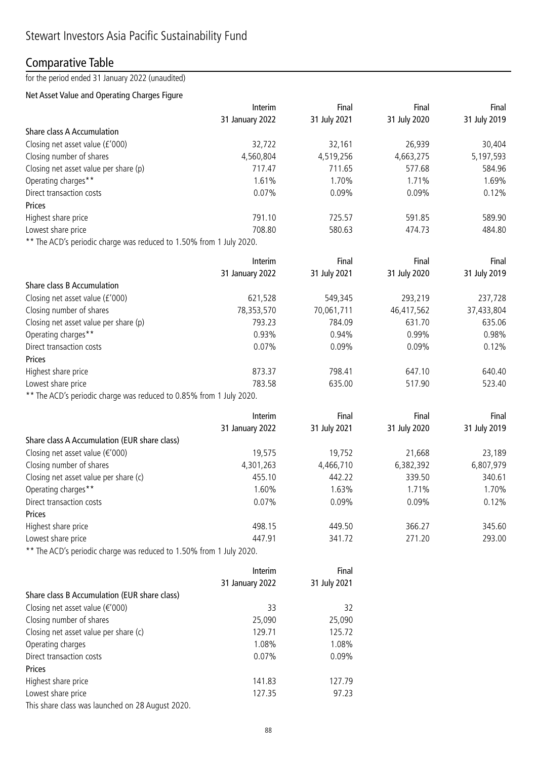# Stewart Investors Asia Pacific Sustainability Fund

## Comparative Table

for the period ended 31 January 2022 (unaudited)

### Net Asset Value and Operating Charges Figure

| | Interim 31 January 2022 | Final 31 July 2021 | Final 31 July 2020 | Final 31 July 2019 |
|---|---|---|---|---|
| **Share class A Accumulation** | | | | |
| Closing net asset value (£'000) | 32,722 | 32,161 | 26,939 | 30,404 |
| Closing number of shares | 4,560,804 | 4,519,256 | 4,663,275 | 5,197,593 |
| Closing net asset value per share (p) | 717.47 | 711.65 | 577.68 | 584.96 |
| Operating charges** | 1.61% | 1.70% | 1.71% | 1.69% |
| Direct transaction costs | 0.07% | 0.09% | 0.09% | 0.12% |
| **Prices** | | | | |
| Highest share price | 791.10 | 725.57 | 591.85 | 589.90 |
| Lowest share price | 708.80 | 580.63 | 474.73 | 484.80 |

** The ACD's periodic charge was reduced to 1.50% from 1 July 2020.

| | Interim 31 January 2022 | Final 31 July 2021 | Final 31 July 2020 | Final 31 July 2019 |
|---|---|---|---|---|
| **Share class B Accumulation** | | | | |
| Closing net asset value (£'000) | 621,528 | 549,345 | 293,219 | 237,728 |
| Closing number of shares | 78,353,570 | 70,061,711 | 46,417,562 | 37,433,804 |
| Closing net asset value per share (p) | 793.23 | 784.09 | 631.70 | 635.06 |
| Operating charges** | 0.93% | 0.94% | 0.99% | 0.98% |
| Direct transaction costs | 0.07% | 0.09% | 0.09% | 0.12% |
| **Prices** | | | | |
| Highest share price | 873.37 | 798.41 | 647.10 | 640.40 |
| Lowest share price | 783.58 | 635.00 | 517.90 | 523.40 |

** The ACD's periodic charge was reduced to 0.85% from 1 July 2020.

| | Interim 31 January 2022 | Final 31 July 2021 | Final 31 July 2020 | Final 31 July 2019 |
|---|---|---|---|---|
| **Share class A Accumulation (EUR share class)** | | | | |
| Closing net asset value (€'000) | 19,575 | 19,752 | 21,668 | 23,189 |
| Closing number of shares | 4,301,263 | 4,466,710 | 6,382,392 | 6,807,979 |
| Closing net asset value per share (c) | 455.10 | 442.22 | 339.50 | 340.61 |
| Operating charges** | 1.60% | 1.63% | 1.71% | 1.70% |
| Direct transaction costs | 0.07% | 0.09% | 0.09% | 0.12% |
| **Prices** | | | | |
| Highest share price | 498.15 | 449.50 | 366.27 | 345.60 |
| Lowest share price | 447.91 | 341.72 | 271.20 | 293.00 |

** The ACD's periodic charge was reduced to 1.50% from 1 July 2020.

| | Interim 31 January 2022 | Final 31 July 2021 |
|---|---|---|
| **Share class B Accumulation (EUR share class)** | | |
| Closing net asset value (€'000) | 33 | 32 |
| Closing number of shares | 25,090 | 25,090 |
| Closing net asset value per share (c) | 129.71 | 125.72 |
| Operating charges | 1.08% | 1.08% |
| Direct transaction costs | 0.07% | 0.09% |
| **Prices** | | |
| Highest share price | 141.83 | 127.79 |
| Lowest share price | 127.35 | 97.23 |

This share class was launched on 28 August 2020.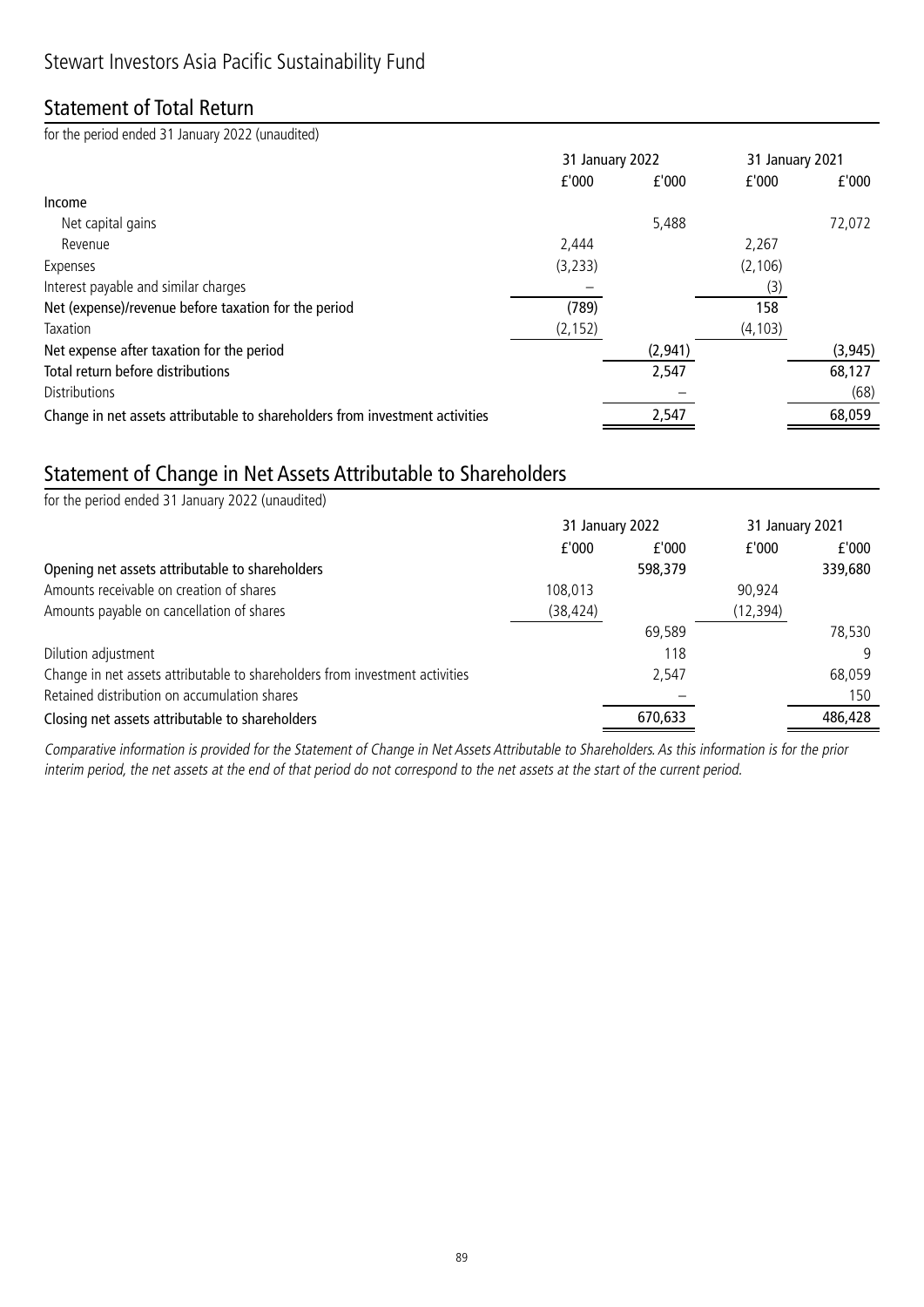# Stewart Investors Asia Pacific Sustainability Fund

## Statement of Total Return

for the period ended 31 January 2022 (unaudited)

| | 31 January 2022 | | 31 January 2021 | |
|---|---|---|---|---|
| | £'000 | £'000 | £'000 | £'000 |
| **Income** | | | | |
| Net capital gains | | 5,488 | | 72,072 |
| Revenue | 2,444 | | 2,267 | |
| Expenses | (3,233) | | (2,106) | |
| Interest payable and similar charges | – | | (3) | |
| **Net (expense)/revenue before taxation for the period** | (789) | | 158 | |
| Taxation | (2,152) | | (4,103) | |
| **Net expense after taxation for the period** | | (2,941) | | (3,945) |
| **Total return before distributions** | | 2,547 | | 68,127 |
| Distributions | | – | | (68) |
| **Change in net assets attributable to shareholders from investment activities** | | 2,547 | | 68,059 |

## Statement of Change in Net Assets Attributable to Shareholders

for the period ended 31 January 2022 (unaudited)

| | 31 January 2022 | | 31 January 2021 | |
|---|---|---|---|---|
| | £'000 | £'000 | £'000 | £'000 |
| **Opening net assets attributable to shareholders** | | 598,379 | | 339,680 |
| Amounts receivable on creation of shares | 108,013 | | 90,924 | |
| Amounts payable on cancellation of shares | (38,424) | | (12,394) | |
| | | 69,589 | | 78,530 |
| Dilution adjustment | | 118 | | 9 |
| Change in net assets attributable to shareholders from investment activities | | 2,547 | | 68,059 |
| Retained distribution on accumulation shares | | – | | 150 |
| **Closing net assets attributable to shareholders** | | 670,633 | | 486,428 |

*Comparative information is provided for the Statement of Change in Net Assets Attributable to Shareholders. As this information is for the prior interim period, the net assets at the end of that period do not correspond to the net assets at the start of the current period.*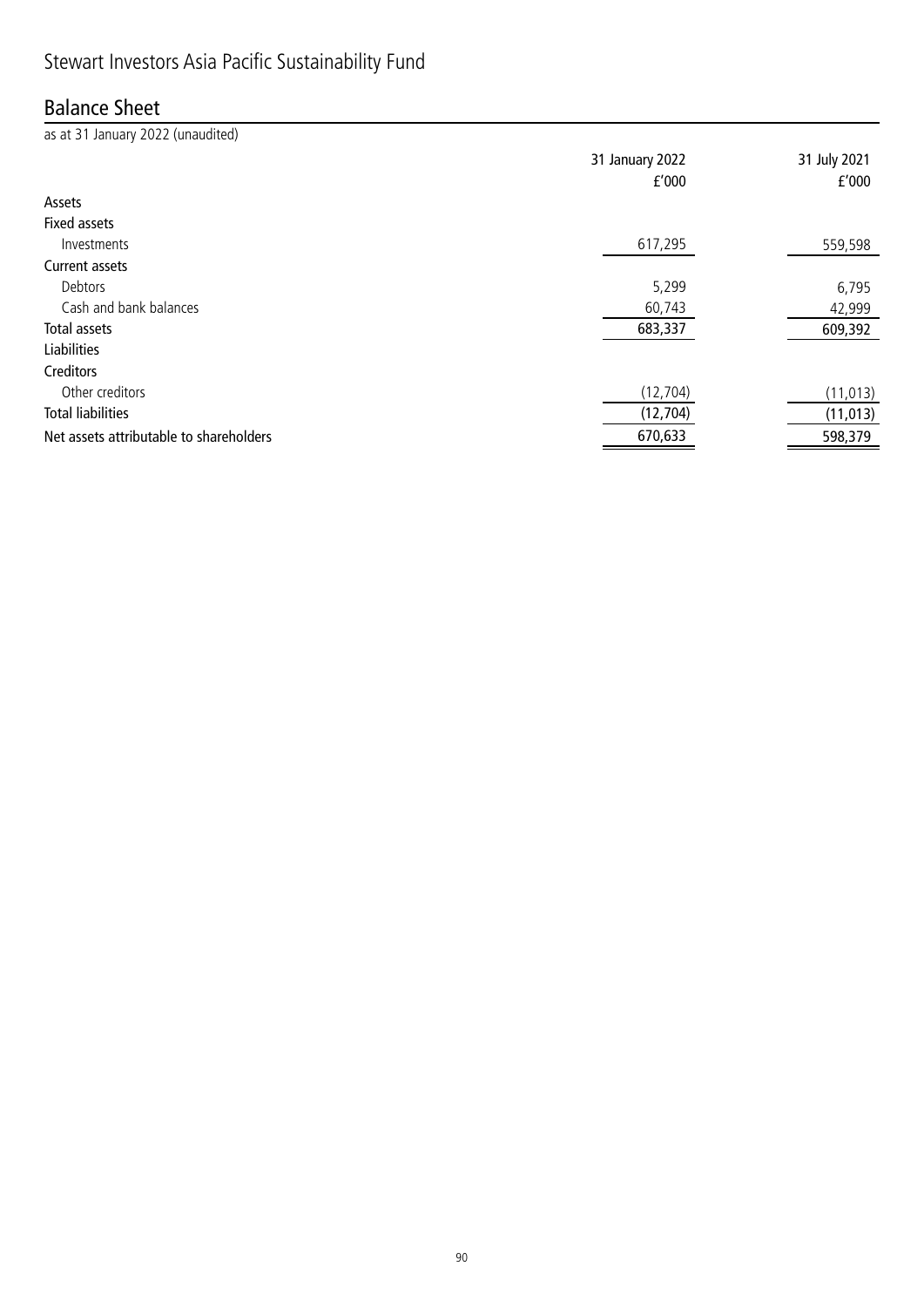# Stewart Investors Asia Pacific Sustainability Fund

## Balance Sheet

as at 31 January 2022 (unaudited)

| | 31 January 2022 £'000 | 31 July 2021 £'000 |
|---|---|---|
| **Assets** | | |
| **Fixed assets** | | |
| Investments | 617,295 | 559,598 |
| **Current assets** | | |
| Debtors | 5,299 | 6,795 |
| Cash and bank balances | 60,743 | 42,999 |
| **Total assets** | 683,337 | 609,392 |
| **Liabilities** | | |
| **Creditors** | | |
| Other creditors | (12,704) | (11,013) |
| **Total liabilities** | (12,704) | (11,013) |
| **Net assets attributable to shareholders** | 670,633 | 598,379 |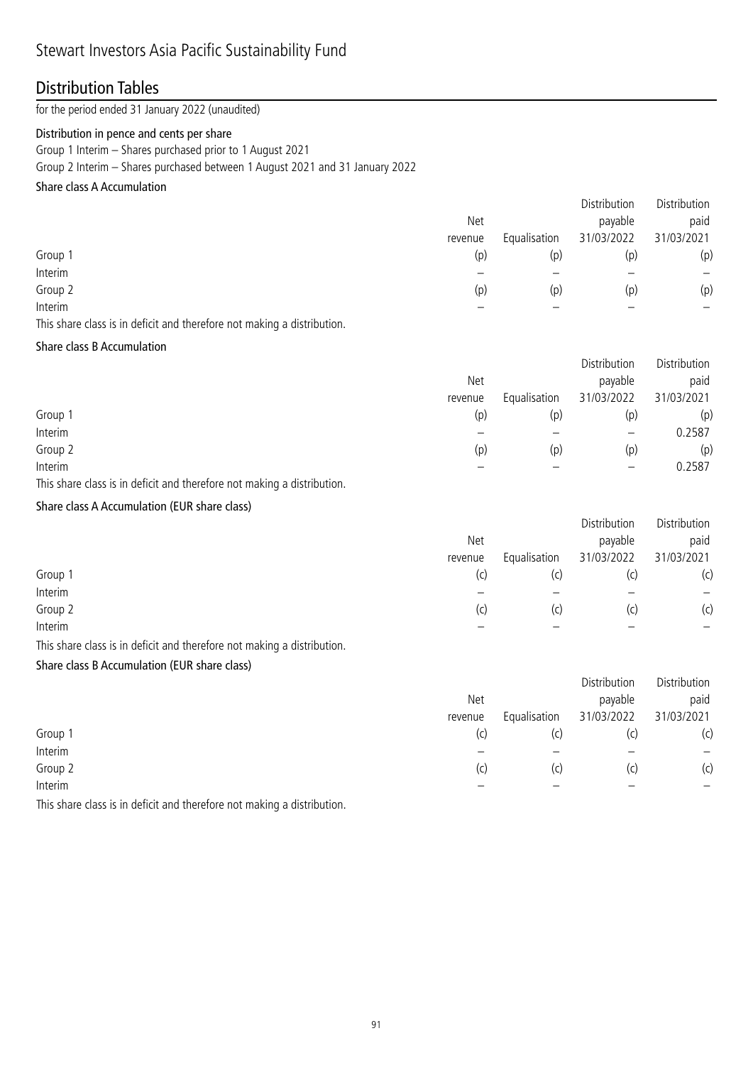# Stewart Investors Asia Pacific Sustainability Fund

## Distribution Tables

for the period ended 31 January 2022 (unaudited)

### Distribution in pence and cents per share

Group 1 Interim – Shares purchased prior to 1 August 2021

Group 2 Interim – Shares purchased between 1 August 2021 and 31 January 2022

#### Share class A Accumulation

| | Net revenue | Equalisation | Distribution payable 31/03/2022 | Distribution paid 31/03/2021 |
|---|---|---|---|---|
| Group 1 | (p) | (p) | (p) | (p) |
| Interim | – | – | – | – |
| Group 2 | (p) | (p) | (p) | (p) |
| Interim | – | – | – | – |

This share class is in deficit and therefore not making a distribution.

#### Share class B Accumulation

| | Net revenue | Equalisation | Distribution payable 31/03/2022 | Distribution paid 31/03/2021 |
|---|---|---|---|---|
| Group 1 | (p) | (p) | (p) | (p) |
| Interim | – | – | – | 0.2587 |
| Group 2 | (p) | (p) | (p) | (p) |
| Interim | – | – | – | 0.2587 |

This share class is in deficit and therefore not making a distribution.

#### Share class A Accumulation (EUR share class)

| | Net revenue | Equalisation | Distribution payable 31/03/2022 | Distribution paid 31/03/2021 |
|---|---|---|---|---|
| Group 1 | (c) | (c) | (c) | (c) |
| Interim | – | – | – | – |
| Group 2 | (c) | (c) | (c) | (c) |
| Interim | – | – | – | – |

This share class is in deficit and therefore not making a distribution.

#### Share class B Accumulation (EUR share class)

| | Net revenue | Equalisation | Distribution payable 31/03/2022 | Distribution paid 31/03/2021 |
|---|---|---|---|---|
| Group 1 | (c) | (c) | (c) | (c) |
| Interim | – | – | – | – |
| Group 2 | (c) | (c) | (c) | (c) |
| Interim | – | – | – | – |

This share class is in deficit and therefore not making a distribution.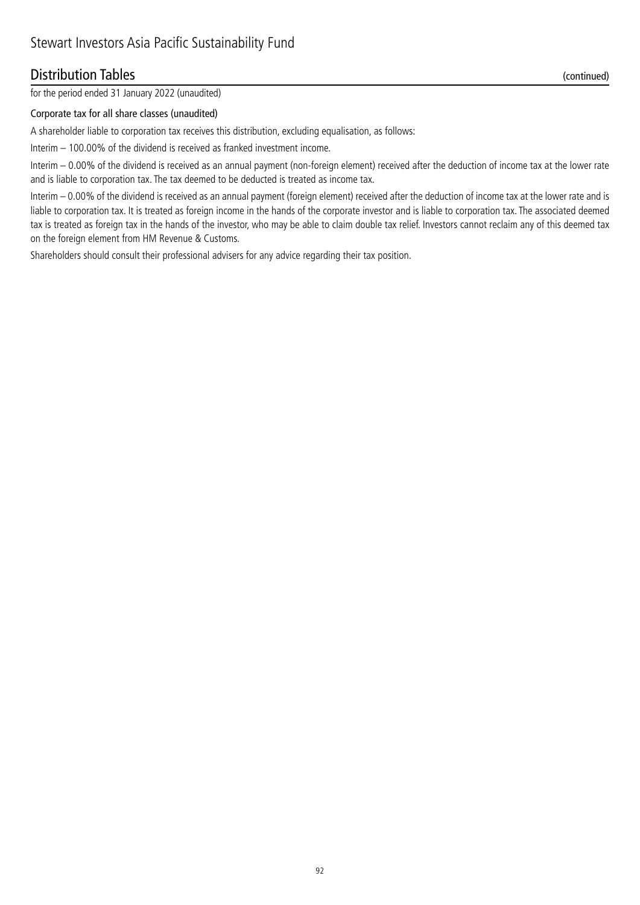# Stewart Investors Asia Pacific Sustainability Fund

## Distribution Tables (continued)

for the period ended 31 January 2022 (unaudited)

### Corporate tax for all share classes (unaudited)

A shareholder liable to corporation tax receives this distribution, excluding equalisation, as follows:

Interim – 100.00% of the dividend is received as franked investment income.

Interim – 0.00% of the dividend is received as an annual payment (non-foreign element) received after the deduction of income tax at the lower rate and is liable to corporation tax. The tax deemed to be deducted is treated as income tax.

Interim – 0.00% of the dividend is received as an annual payment (foreign element) received after the deduction of income tax at the lower rate and is liable to corporation tax. It is treated as foreign income in the hands of the corporate investor and is liable to corporation tax. The associated deemed tax is treated as foreign tax in the hands of the investor, who may be able to claim double tax relief. Investors cannot reclaim any of this deemed tax on the foreign element from HM Revenue & Customs.

Shareholders should consult their professional advisers for any advice regarding their tax position.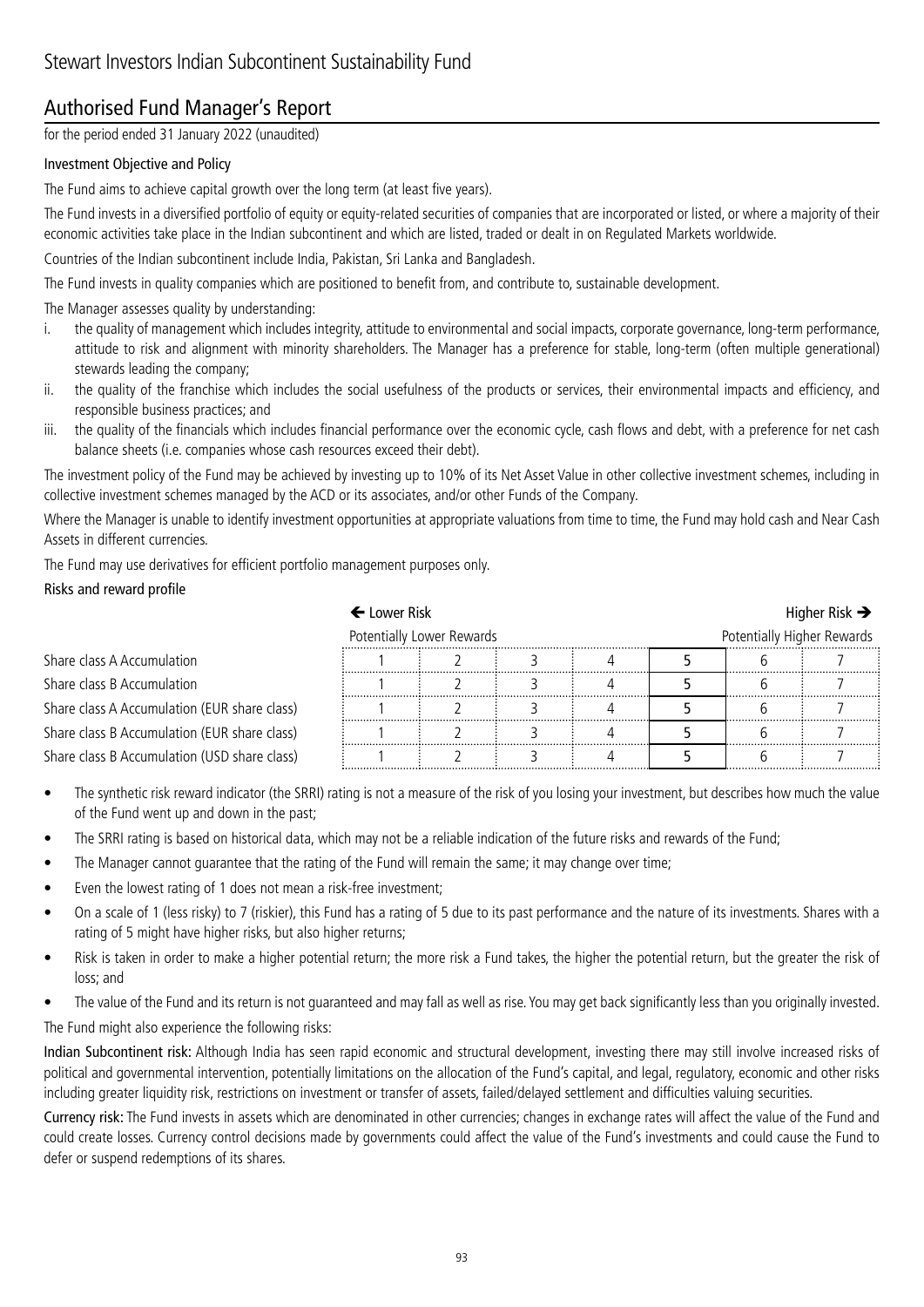# Stewart Investors Indian Subcontinent Sustainability Fund

## Authorised Fund Manager's Report

for the period ended 31 January 2022 (unaudited)

### Investment Objective and Policy

The Fund aims to achieve capital growth over the long term (at least five years).

The Fund invests in a diversified portfolio of equity or equity-related securities of companies that are incorporated or listed, or where a majority of their economic activities take place in the Indian subcontinent and which are listed, traded or dealt in on Regulated Markets worldwide.

Countries of the Indian subcontinent include India, Pakistan, Sri Lanka and Bangladesh.

The Fund invests in quality companies which are positioned to benefit from, and contribute to, sustainable development.

The Manager assesses quality by understanding:

i. the quality of management which includes integrity, attitude to environmental and social impacts, corporate governance, long-term performance, attitude to risk and alignment with minority shareholders. The Manager has a preference for stable, long-term (often multiple generational) stewards leading the company;
ii. the quality of the franchise which includes the social usefulness of the products or services, their environmental impacts and efficiency, and responsible business practices; and
iii. the quality of the financials which includes financial performance over the economic cycle, cash flows and debt, with a preference for net cash balance sheets (i.e. companies whose cash resources exceed their debt).

The investment policy of the Fund may be achieved by investing up to 10% of its Net Asset Value in other collective investment schemes, including in collective investment schemes managed by the ACD or its associates, and/or other Funds of the Company.

Where the Manager is unable to identify investment opportunities at appropriate valuations from time to time, the Fund may hold cash and Near Cash Assets in different currencies.

The Fund may use derivatives for efficient portfolio management purposes only.

### Risks and reward profile

| | ← Lower Risk | | | | | | Higher Risk → |
|---|---|---|---|---|---|---|---|
| | Potentially Lower Rewards | | | | | | Potentially Higher Rewards |
| Share class A Accumulation | 1 | 2 | 3 | 4 | **5** | 6 | 7 |
| Share class B Accumulation | 1 | 2 | 3 | 4 | **5** | 6 | 7 |
| Share class A Accumulation (EUR share class) | 1 | 2 | 3 | 4 | **5** | 6 | 7 |
| Share class B Accumulation (EUR share class) | 1 | 2 | 3 | 4 | **5** | 6 | 7 |
| Share class B Accumulation (USD share class) | 1 | 2 | 3 | 4 | **5** | 6 | 7 |

- The synthetic risk reward indicator (the SRRI) rating is not a measure of the risk of you losing your investment, but describes how much the value of the Fund went up and down in the past;
- The SRRI rating is based on historical data, which may not be a reliable indication of the future risks and rewards of the Fund;
- The Manager cannot guarantee that the rating of the Fund will remain the same; it may change over time;
- Even the lowest rating of 1 does not mean a risk-free investment;
- On a scale of 1 (less risky) to 7 (riskier), this Fund has a rating of 5 due to its past performance and the nature of its investments. Shares with a rating of 5 might have higher risks, but also higher returns;
- Risk is taken in order to make a higher potential return; the more risk a Fund takes, the higher the potential return, but the greater the risk of loss; and
- The value of the Fund and its return is not guaranteed and may fall as well as rise. You may get back significantly less than you originally invested.

The Fund might also experience the following risks:

**Indian Subcontinent risk:** Although India has seen rapid economic and structural development, investing there may still involve increased risks of political and governmental intervention, potentially limitations on the allocation of the Fund's capital, and legal, regulatory, economic and other risks including greater liquidity risk, restrictions on investment or transfer of assets, failed/delayed settlement and difficulties valuing securities.

**Currency risk:** The Fund invests in assets which are denominated in other currencies; changes in exchange rates will affect the value of the Fund and could create losses. Currency control decisions made by governments could affect the value of the Fund's investments and could cause the Fund to defer or suspend redemptions of its shares.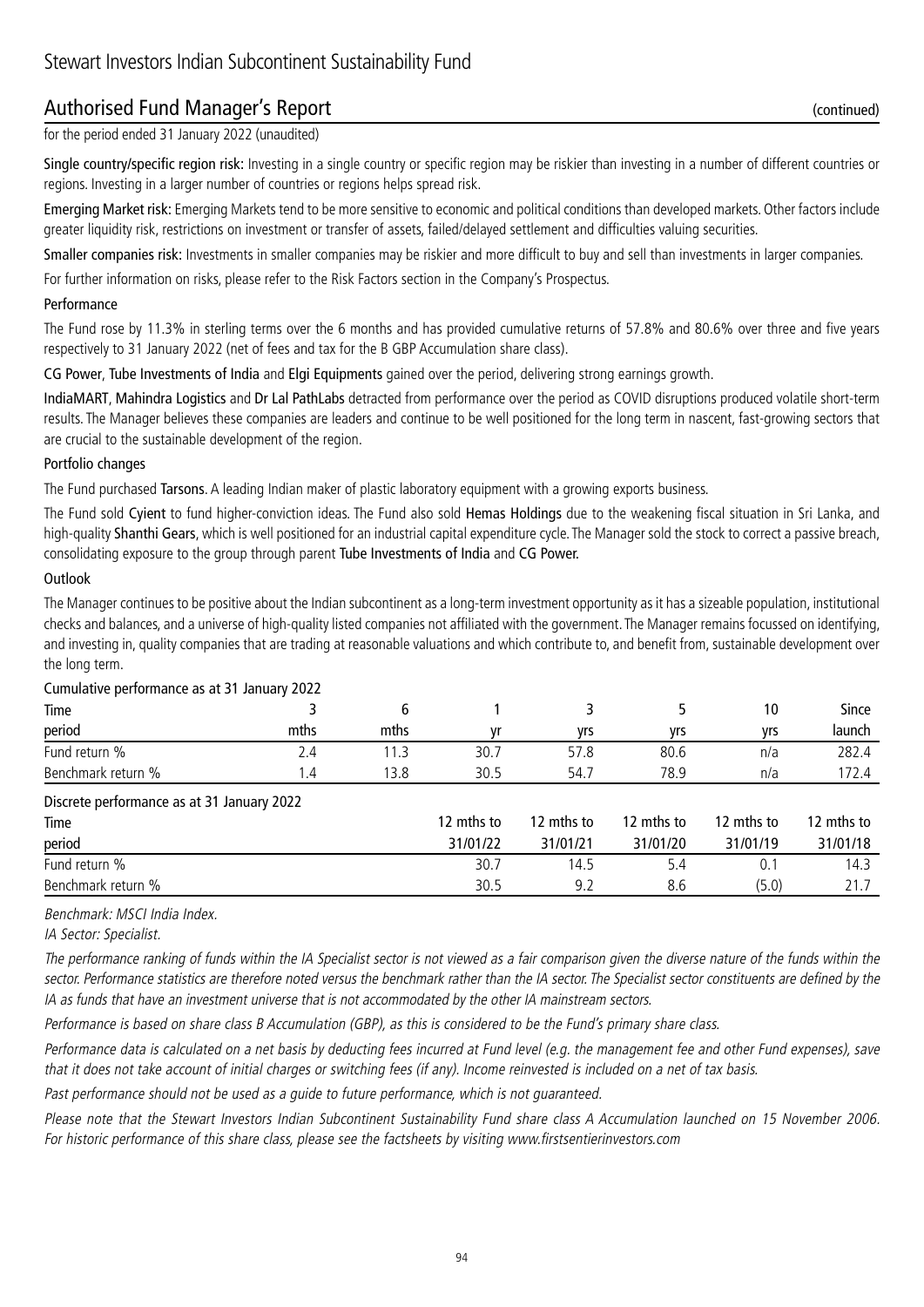# Stewart Investors Indian Subcontinent Sustainability Fund

## Authorised Fund Manager's Report (continued)

for the period ended 31 January 2022 (unaudited)

**Single country/specific region risk:** Investing in a single country or specific region may be riskier than investing in a number of different countries or regions. Investing in a larger number of countries or regions helps spread risk.

**Emerging Market risk:** Emerging Markets tend to be more sensitive to economic and political conditions than developed markets. Other factors include greater liquidity risk, restrictions on investment or transfer of assets, failed/delayed settlement and difficulties valuing securities.

**Smaller companies risk:** Investments in smaller companies may be riskier and more difficult to buy and sell than investments in larger companies.

For further information on risks, please refer to the Risk Factors section in the Company's Prospectus.

### Performance

The Fund rose by 11.3% in sterling terms over the 6 months and has provided cumulative returns of 57.8% and 80.6% over three and five years respectively to 31 January 2022 (net of fees and tax for the B GBP Accumulation share class).

**CG Power**, **Tube Investments of India** and **Elgi Equipments** gained over the period, delivering strong earnings growth.

**IndiaMART**, **Mahindra Logistics** and **Dr Lal PathLabs** detracted from performance over the period as COVID disruptions produced volatile short-term results. The Manager believes these companies are leaders and continue to be well positioned for the long term in nascent, fast-growing sectors that are crucial to the sustainable development of the region.

### Portfolio changes

The Fund purchased **Tarsons**. A leading Indian maker of plastic laboratory equipment with a growing exports business.

The Fund sold **Cyient** to fund higher-conviction ideas. The Fund also sold **Hemas Holdings** due to the weakening fiscal situation in Sri Lanka, and high-quality **Shanthi Gears**, which is well positioned for an industrial capital expenditure cycle. The Manager sold the stock to correct a passive breach, consolidating exposure to the group through parent **Tube Investments of India** and **CG Power.**

### Outlook

The Manager continues to be positive about the Indian subcontinent as a long-term investment opportunity as it has a sizeable population, institutional checks and balances, and a universe of high-quality listed companies not affiliated with the government. The Manager remains focussed on identifying, and investing in, quality companies that are trading at reasonable valuations and which contribute to, and benefit from, sustainable development over the long term.

Cumulative performance as at 31 January 2022

| Time period | 3 mths | 6 mths | 1 yr | 3 yrs | 5 yrs | 10 yrs | Since launch |
|---|---|---|---|---|---|---|---|
| Fund return % | 2.4 | 11.3 | 30.7 | 57.8 | 80.6 | n/a | 282.4 |
| Benchmark return % | 1.4 | 13.8 | 30.5 | 54.7 | 78.9 | n/a | 172.4 |

Discrete performance as at 31 January 2022

| Time period | 12 mths to 31/01/22 | 12 mths to 31/01/21 | 12 mths to 31/01/20 | 12 mths to 31/01/19 | 12 mths to 31/01/18 |
|---|---|---|---|---|---|
| Fund return % | 30.7 | 14.5 | 5.4 | 0.1 | 14.3 |
| Benchmark return % | 30.5 | 9.2 | 8.6 | (5.0) | 21.7 |

*Benchmark: MSCI India Index.*

*IA Sector: Specialist.*

*The performance ranking of funds within the IA Specialist sector is not viewed as a fair comparison given the diverse nature of the funds within the sector. Performance statistics are therefore noted versus the benchmark rather than the IA sector. The Specialist sector constituents are defined by the IA as funds that have an investment universe that is not accommodated by the other IA mainstream sectors.*

*Performance is based on share class B Accumulation (GBP), as this is considered to be the Fund's primary share class.*

*Performance data is calculated on a net basis by deducting fees incurred at Fund level (e.g. the management fee and other Fund expenses), save that it does not take account of initial charges or switching fees (if any). Income reinvested is included on a net of tax basis.*

*Past performance should not be used as a guide to future performance, which is not guaranteed.*

*Please note that the Stewart Investors Indian Subcontinent Sustainability Fund share class A Accumulation launched on 15 November 2006. For historic performance of this share class, please see the factsheets by visiting www.firstsentierinvestors.com*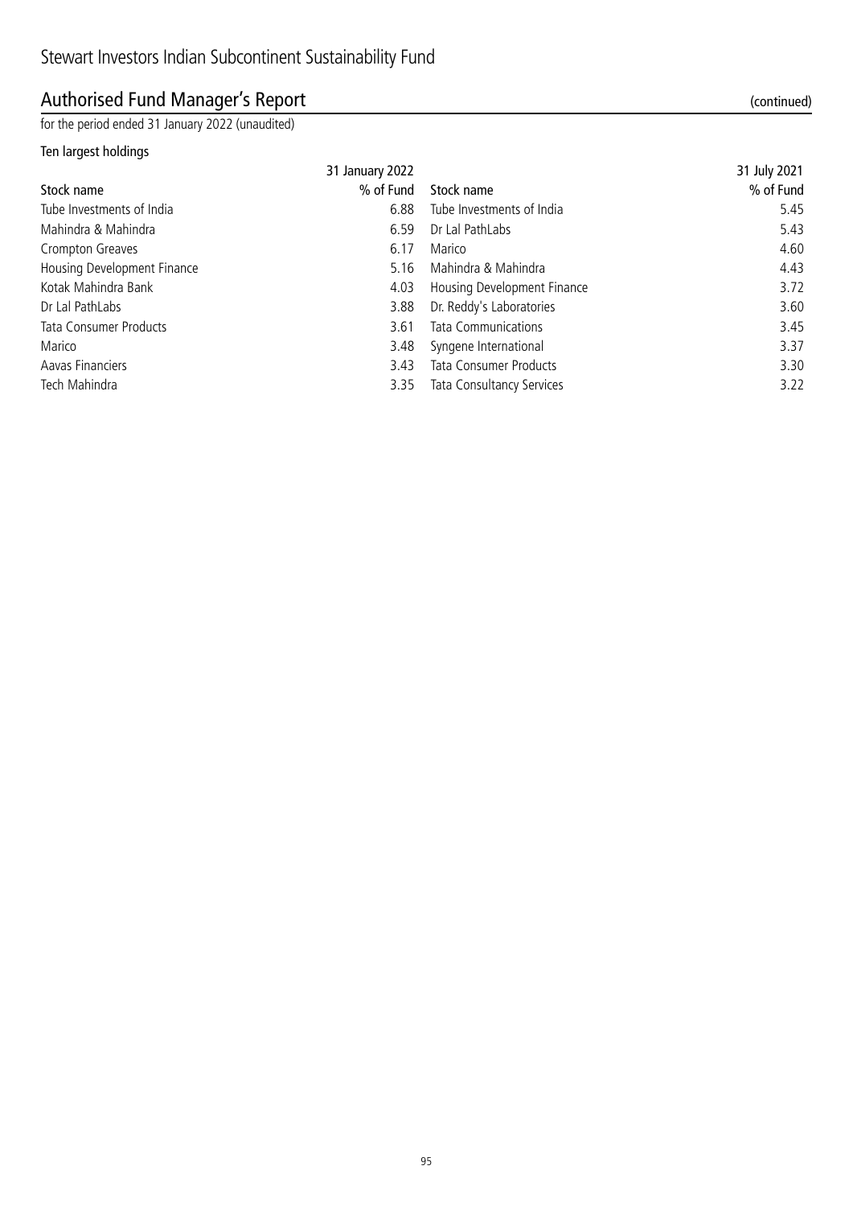# Stewart Investors Indian Subcontinent Sustainability Fund

## Authorised Fund Manager's Report (continued)

for the period ended 31 January 2022 (unaudited)

### Ten largest holdings

| | 31 January 2022 | | 31 July 2021 |
|---|---|---|---|
| Stock name | % of Fund | Stock name | % of Fund |
| Tube Investments of India | 6.88 | Tube Investments of India | 5.45 |
| Mahindra & Mahindra | 6.59 | Dr Lal PathLabs | 5.43 |
| Crompton Greaves | 6.17 | Marico | 4.60 |
| Housing Development Finance | 5.16 | Mahindra & Mahindra | 4.43 |
| Kotak Mahindra Bank | 4.03 | Housing Development Finance | 3.72 |
| Dr Lal PathLabs | 3.88 | Dr. Reddy's Laboratories | 3.60 |
| Tata Consumer Products | 3.61 | Tata Communications | 3.45 |
| Marico | 3.48 | Syngene International | 3.37 |
| Aavas Financiers | 3.43 | Tata Consumer Products | 3.30 |
| Tech Mahindra | 3.35 | Tata Consultancy Services | 3.22 |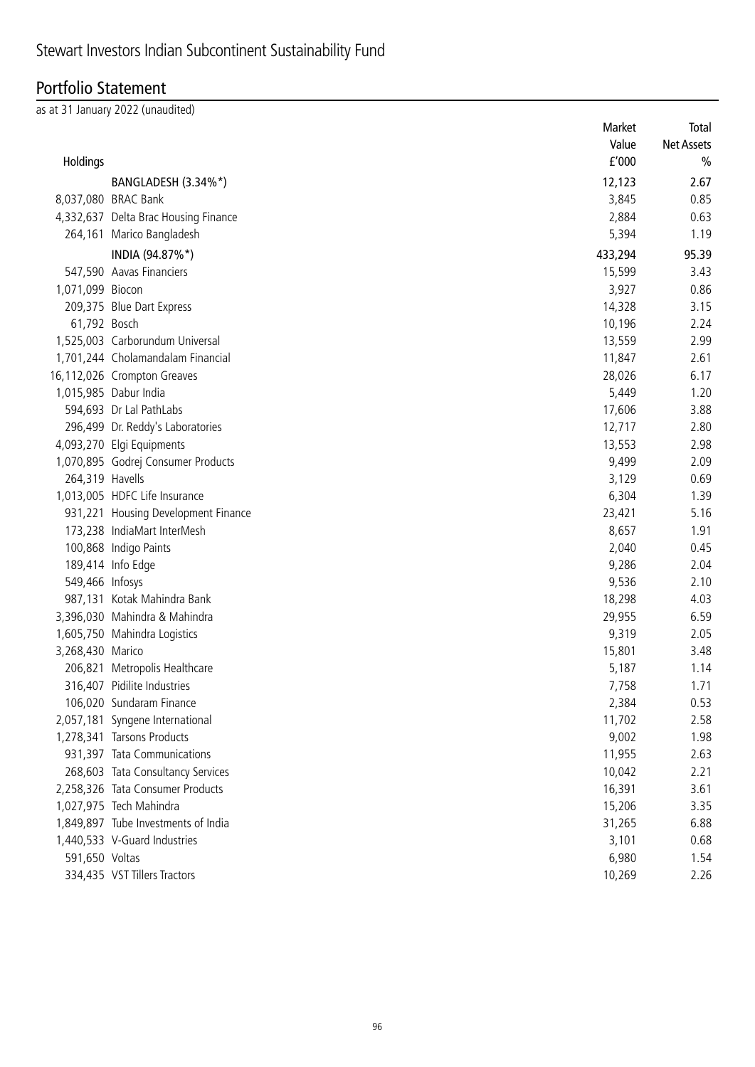# Stewart Investors Indian Subcontinent Sustainability Fund

## Portfolio Statement

as at 31 January 2022 (unaudited)

| Holdings | | Market Value £'000 | Total Net Assets % |
|---|---|---|---|
| | **BANGLADESH (3.34%*)** | **12,123** | **2.67** |
| 8,037,080 | BRAC Bank | 3,845 | 0.85 |
| 4,332,637 | Delta Brac Housing Finance | 2,884 | 0.63 |
| 264,161 | Marico Bangladesh | 5,394 | 1.19 |
| | **INDIA (94.87%*)** | **433,294** | **95.39** |
| 547,590 | Aavas Financiers | 15,599 | 3.43 |
| 1,071,099 | Biocon | 3,927 | 0.86 |
| 209,375 | Blue Dart Express | 14,328 | 3.15 |
| 61,792 | Bosch | 10,196 | 2.24 |
| 1,525,003 | Carborundum Universal | 13,559 | 2.99 |
| 1,701,244 | Cholamandalam Financial | 11,847 | 2.61 |
| 16,112,026 | Crompton Greaves | 28,026 | 6.17 |
| 1,015,985 | Dabur India | 5,449 | 1.20 |
| 594,693 | Dr Lal PathLabs | 17,606 | 3.88 |
| 296,499 | Dr. Reddy's Laboratories | 12,717 | 2.80 |
| 4,093,270 | Elgi Equipments | 13,553 | 2.98 |
| 1,070,895 | Godrej Consumer Products | 9,499 | 2.09 |
| 264,319 | Havells | 3,129 | 0.69 |
| 1,013,005 | HDFC Life Insurance | 6,304 | 1.39 |
| 931,221 | Housing Development Finance | 23,421 | 5.16 |
| 173,238 | IndiaMart InterMesh | 8,657 | 1.91 |
| 100,868 | Indigo Paints | 2,040 | 0.45 |
| 189,414 | Info Edge | 9,286 | 2.04 |
| 549,466 | Infosys | 9,536 | 2.10 |
| 987,131 | Kotak Mahindra Bank | 18,298 | 4.03 |
| 3,396,030 | Mahindra & Mahindra | 29,955 | 6.59 |
| 1,605,750 | Mahindra Logistics | 9,319 | 2.05 |
| 3,268,430 | Marico | 15,801 | 3.48 |
| 206,821 | Metropolis Healthcare | 5,187 | 1.14 |
| 316,407 | Pidilite Industries | 7,758 | 1.71 |
| 106,020 | Sundaram Finance | 2,384 | 0.53 |
| 2,057,181 | Syngene International | 11,702 | 2.58 |
| 1,278,341 | Tarsons Products | 9,002 | 1.98 |
| 931,397 | Tata Communications | 11,955 | 2.63 |
| 268,603 | Tata Consultancy Services | 10,042 | 2.21 |
| 2,258,326 | Tata Consumer Products | 16,391 | 3.61 |
| 1,027,975 | Tech Mahindra | 15,206 | 3.35 |
| 1,849,897 | Tube Investments of India | 31,265 | 6.88 |
| 1,440,533 | V-Guard Industries | 3,101 | 0.68 |
| 591,650 | Voltas | 6,980 | 1.54 |
| 334,435 | VST Tillers Tractors | 10,269 | 2.26 |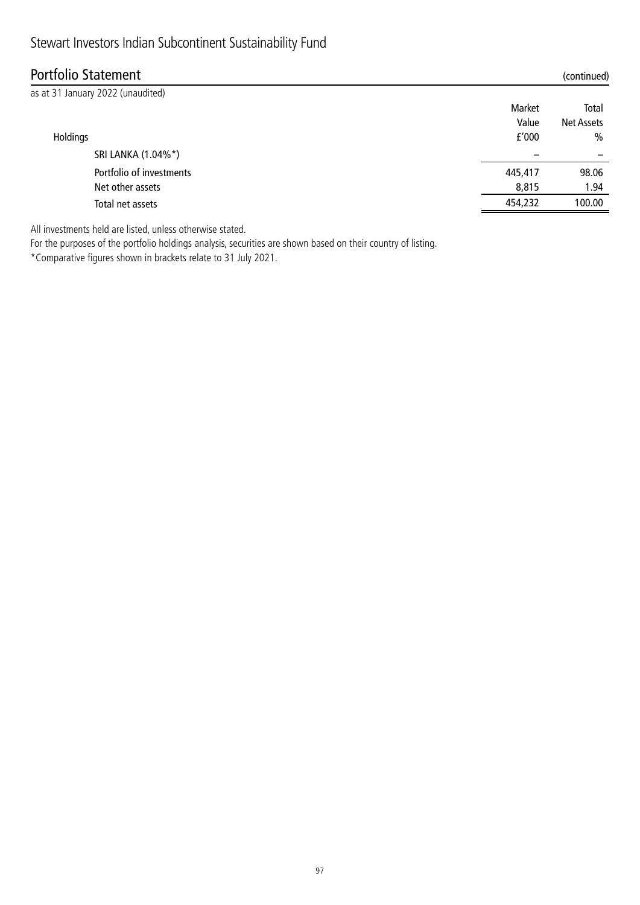# Stewart Investors Indian Subcontinent Sustainability Fund

## Portfolio Statement (continued)

as at 31 January 2022 (unaudited)

| Holdings | Market Value £'000 | Total Net Assets % |
|---|---|---|
| SRI LANKA (1.04%*) | – | – |
| Portfolio of investments | 445,417 | 98.06 |
| Net other assets | 8,815 | 1.94 |
| Total net assets | 454,232 | 100.00 |

All investments held are listed, unless otherwise stated.

For the purposes of the portfolio holdings analysis, securities are shown based on their country of listing.

*Comparative figures shown in brackets relate to 31 July 2021.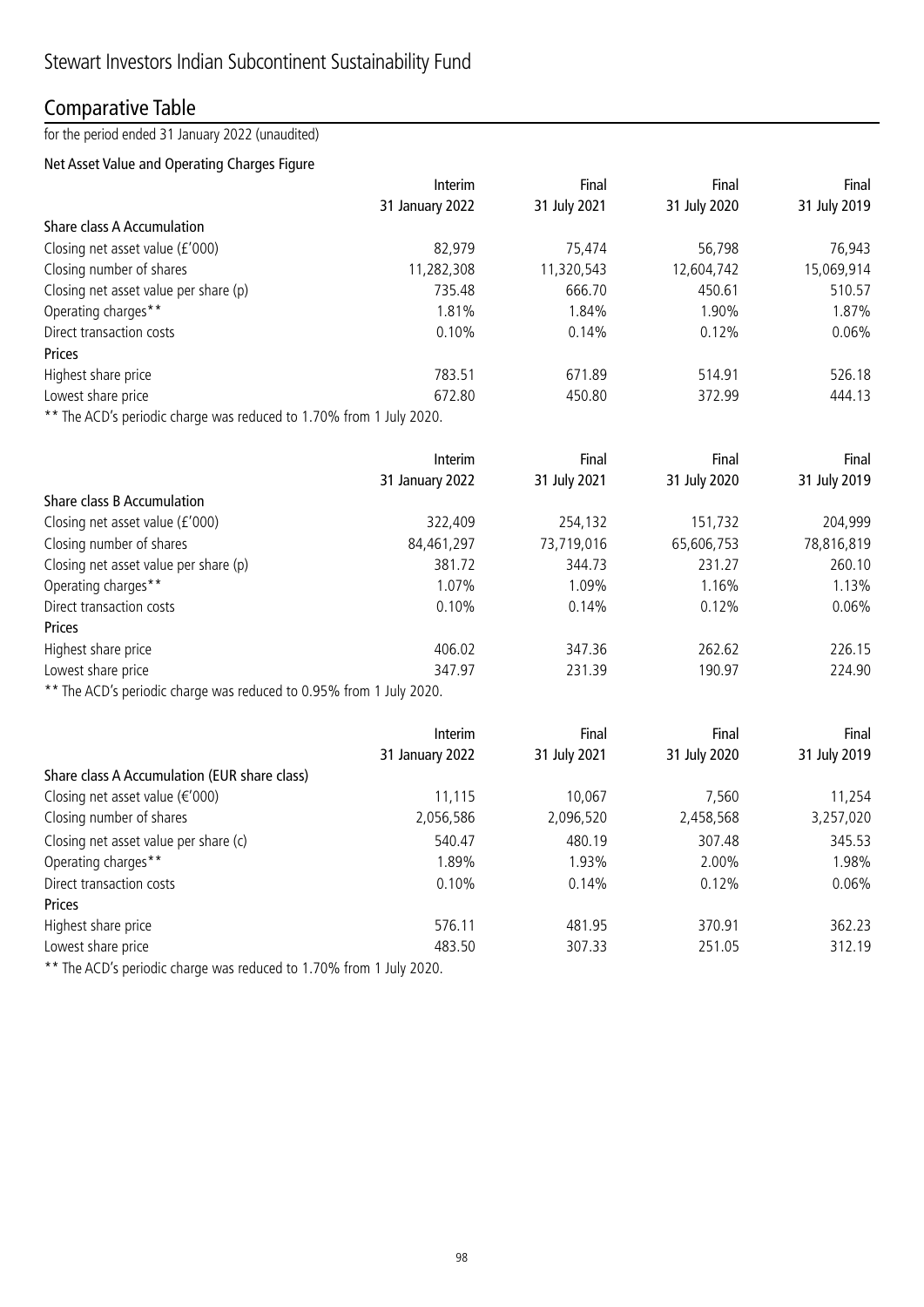# Stewart Investors Indian Subcontinent Sustainability Fund

## Comparative Table

for the period ended 31 January 2022 (unaudited)

### Net Asset Value and Operating Charges Figure

| | Interim<br>31 January 2022 | Final<br>31 July 2021 | Final<br>31 July 2020 | Final<br>31 July 2019 |
|---|---|---|---|---|
| **Share class A Accumulation** | | | | |
| Closing net asset value (£'000) | 82,979 | 75,474 | 56,798 | 76,943 |
| Closing number of shares | 11,282,308 | 11,320,543 | 12,604,742 | 15,069,914 |
| Closing net asset value per share (p) | 735.48 | 666.70 | 450.61 | 510.57 |
| Operating charges** | 1.81% | 1.84% | 1.90% | 1.87% |
| Direct transaction costs | 0.10% | 0.14% | 0.12% | 0.06% |
| **Prices** | | | | |
| Highest share price | 783.51 | 671.89 | 514.91 | 526.18 |
| Lowest share price | 672.80 | 450.80 | 372.99 | 444.13 |

** The ACD's periodic charge was reduced to 1.70% from 1 July 2020.

| | Interim<br>31 January 2022 | Final<br>31 July 2021 | Final<br>31 July 2020 | Final<br>31 July 2019 |
|---|---|---|---|---|
| **Share class B Accumulation** | | | | |
| Closing net asset value (£'000) | 322,409 | 254,132 | 151,732 | 204,999 |
| Closing number of shares | 84,461,297 | 73,719,016 | 65,606,753 | 78,816,819 |
| Closing net asset value per share (p) | 381.72 | 344.73 | 231.27 | 260.10 |
| Operating charges** | 1.07% | 1.09% | 1.16% | 1.13% |
| Direct transaction costs | 0.10% | 0.14% | 0.12% | 0.06% |
| **Prices** | | | | |
| Highest share price | 406.02 | 347.36 | 262.62 | 226.15 |
| Lowest share price | 347.97 | 231.39 | 190.97 | 224.90 |

** The ACD's periodic charge was reduced to 0.95% from 1 July 2020.

| | Interim<br>31 January 2022 | Final<br>31 July 2021 | Final<br>31 July 2020 | Final<br>31 July 2019 |
|---|---|---|---|---|
| **Share class A Accumulation (EUR share class)** | | | | |
| Closing net asset value (€'000) | 11,115 | 10,067 | 7,560 | 11,254 |
| Closing number of shares | 2,056,586 | 2,096,520 | 2,458,568 | 3,257,020 |
| Closing net asset value per share (c) | 540.47 | 480.19 | 307.48 | 345.53 |
| Operating charges** | 1.89% | 1.93% | 2.00% | 1.98% |
| Direct transaction costs | 0.10% | 0.14% | 0.12% | 0.06% |
| **Prices** | | | | |
| Highest share price | 576.11 | 481.95 | 370.91 | 362.23 |
| Lowest share price | 483.50 | 307.33 | 251.05 | 312.19 |

** The ACD's periodic charge was reduced to 1.70% from 1 July 2020.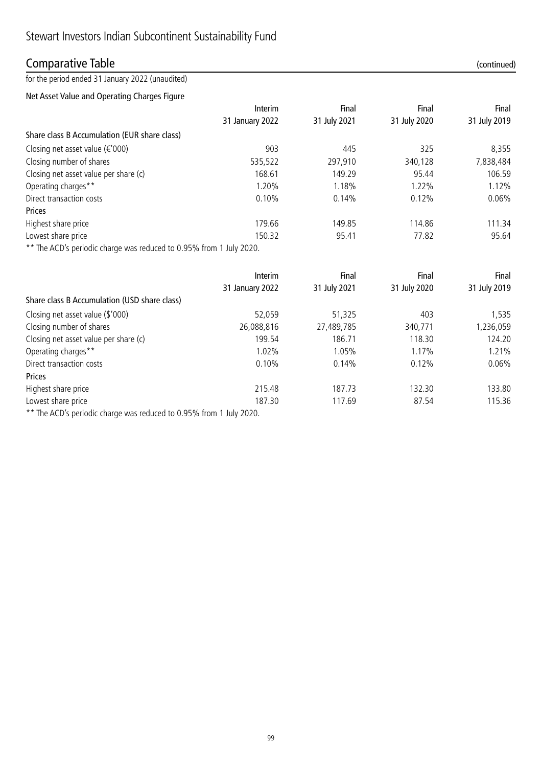# Stewart Investors Indian Subcontinent Sustainability Fund

## Comparative Table (continued)

for the period ended 31 January 2022 (unaudited)

### Net Asset Value and Operating Charges Figure

| | Interim 31 January 2022 | Final 31 July 2021 | Final 31 July 2020 | Final 31 July 2019 |
|---|---|---|---|---|
| **Share class B Accumulation (EUR share class)** | | | | |
| Closing net asset value (€'000) | 903 | 445 | 325 | 8,355 |
| Closing number of shares | 535,522 | 297,910 | 340,128 | 7,838,484 |
| Closing net asset value per share (c) | 168.61 | 149.29 | 95.44 | 106.59 |
| Operating charges** | 1.20% | 1.18% | 1.22% | 1.12% |
| Direct transaction costs | 0.10% | 0.14% | 0.12% | 0.06% |
| **Prices** | | | | |
| Highest share price | 179.66 | 149.85 | 114.86 | 111.34 |
| Lowest share price | 150.32 | 95.41 | 77.82 | 95.64 |

** The ACD's periodic charge was reduced to 0.95% from 1 July 2020.

| | Interim 31 January 2022 | Final 31 July 2021 | Final 31 July 2020 | Final 31 July 2019 |
|---|---|---|---|---|
| **Share class B Accumulation (USD share class)** | | | | |
| Closing net asset value ($'000) | 52,059 | 51,325 | 403 | 1,535 |
| Closing number of shares | 26,088,816 | 27,489,785 | 340,771 | 1,236,059 |
| Closing net asset value per share (c) | 199.54 | 186.71 | 118.30 | 124.20 |
| Operating charges** | 1.02% | 1.05% | 1.17% | 1.21% |
| Direct transaction costs | 0.10% | 0.14% | 0.12% | 0.06% |
| **Prices** | | | | |
| Highest share price | 215.48 | 187.73 | 132.30 | 133.80 |
| Lowest share price | 187.30 | 117.69 | 87.54 | 115.36 |

** The ACD's periodic charge was reduced to 0.95% from 1 July 2020.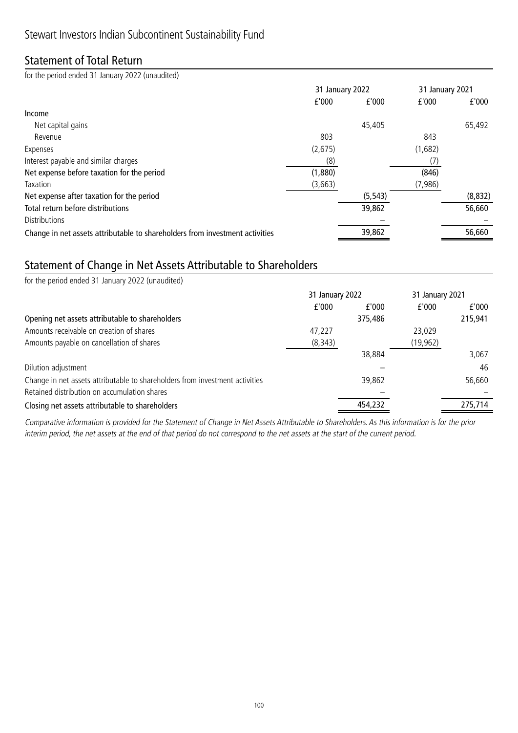# Stewart Investors Indian Subcontinent Sustainability Fund

## Statement of Total Return

for the period ended 31 January 2022 (unaudited)

| | 31 January 2022 | | 31 January 2021 | |
|---|---|---|---|---|
| | £'000 | £'000 | £'000 | £'000 |
| **Income** | | | | |
| Net capital gains | | 45,405 | | 65,492 |
| Revenue | 803 | | 843 | |
| Expenses | (2,675) | | (1,682) | |
| Interest payable and similar charges | (8) | | (7) | |
| **Net expense before taxation for the period** | (1,880) | | (846) | |
| Taxation | (3,663) | | (7,986) | |
| **Net expense after taxation for the period** | | (5,543) | | (8,832) |
| **Total return before distributions** | | 39,862 | | 56,660 |
| Distributions | | – | | – |
| **Change in net assets attributable to shareholders from investment activities** | | 39,862 | | 56,660 |

## Statement of Change in Net Assets Attributable to Shareholders

for the period ended 31 January 2022 (unaudited)

| | 31 January 2022 | | 31 January 2021 | |
|---|---|---|---|---|
| | £'000 | £'000 | £'000 | £'000 |
| **Opening net assets attributable to shareholders** | | 375,486 | | 215,941 |
| Amounts receivable on creation of shares | 47,227 | | 23,029 | |
| Amounts payable on cancellation of shares | (8,343) | | (19,962) | |
| | | 38,884 | | 3,067 |
| Dilution adjustment | | – | | 46 |
| Change in net assets attributable to shareholders from investment activities | | 39,862 | | 56,660 |
| Retained distribution on accumulation shares | | – | | – |
| **Closing net assets attributable to shareholders** | | 454,232 | | 275,714 |

*Comparative information is provided for the Statement of Change in Net Assets Attributable to Shareholders. As this information is for the prior interim period, the net assets at the end of that period do not correspond to the net assets at the start of the current period.*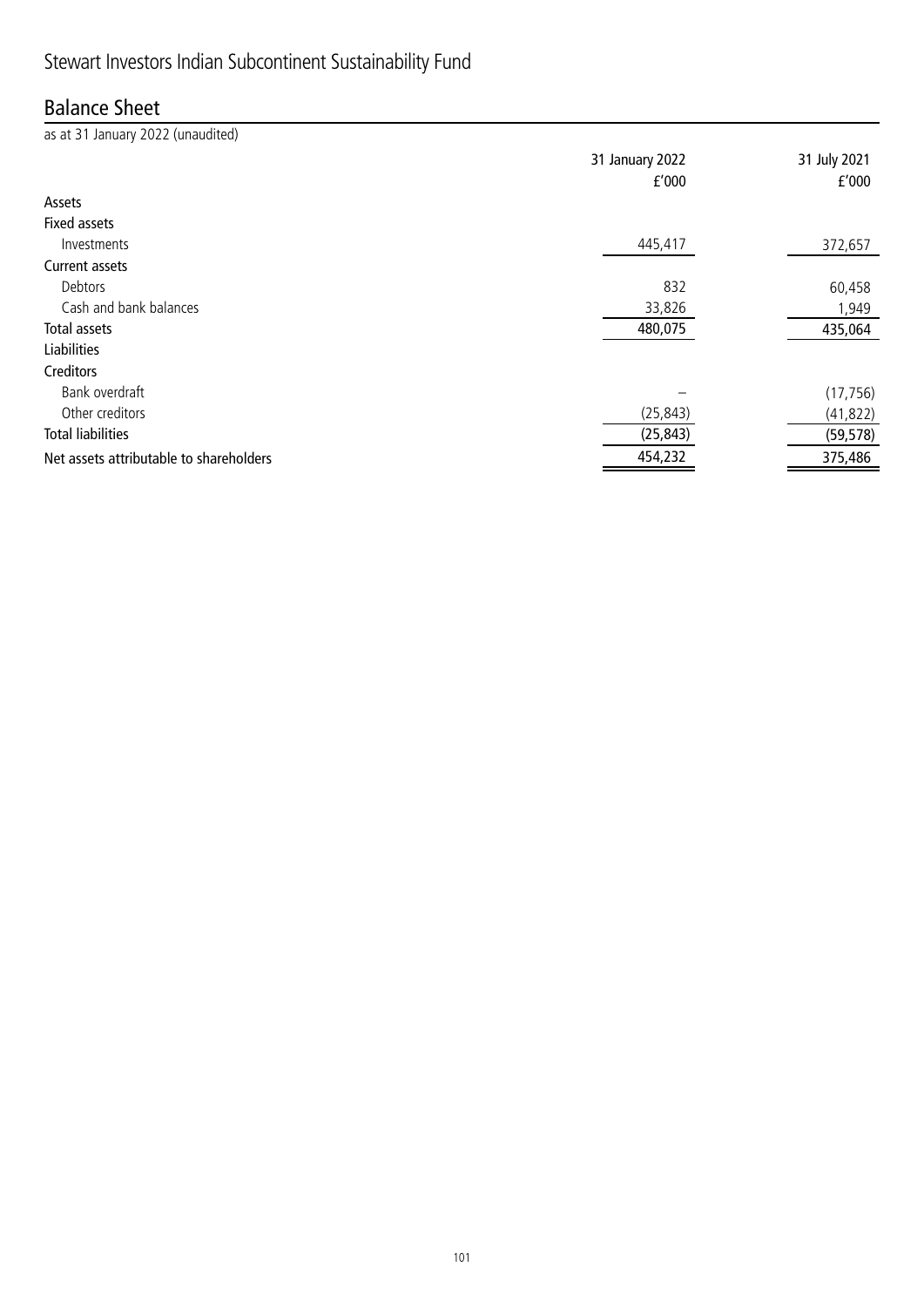# Stewart Investors Indian Subcontinent Sustainability Fund

## Balance Sheet

as at 31 January 2022 (unaudited)

| | 31 January 2022 £'000 | 31 July 2021 £'000 |
|---|---|---|
| **Assets** | | |
| **Fixed assets** | | |
| Investments | 445,417 | 372,657 |
| **Current assets** | | |
| Debtors | 832 | 60,458 |
| Cash and bank balances | 33,826 | 1,949 |
| **Total assets** | 480,075 | 435,064 |
| **Liabilities** | | |
| **Creditors** | | |
| Bank overdraft | – | (17,756) |
| Other creditors | (25,843) | (41,822) |
| **Total liabilities** | (25,843) | (59,578) |
| **Net assets attributable to shareholders** | 454,232 | 375,486 |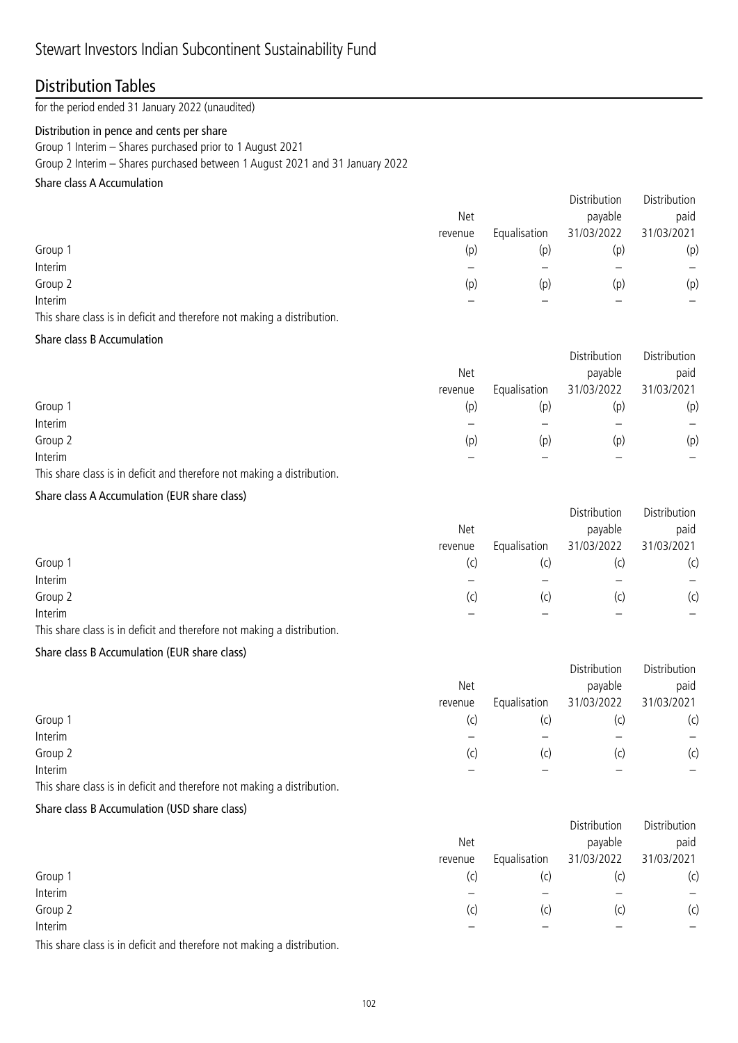# Stewart Investors Indian Subcontinent Sustainability Fund

## Distribution Tables

for the period ended 31 January 2022 (unaudited)

**Distribution in pence and cents per share**

Group 1 Interim – Shares purchased prior to 1 August 2021

Group 2 Interim – Shares purchased between 1 August 2021 and 31 January 2022

**Share class A Accumulation**

| | Net revenue | Equalisation | Distribution payable 31/03/2022 | Distribution paid 31/03/2021 |
|---|---|---|---|---|
| Group 1 | (p) | (p) | (p) | (p) |
| Interim | – | – | – | – |
| Group 2 | (p) | (p) | (p) | (p) |
| Interim | – | – | – | – |

This share class is in deficit and therefore not making a distribution.

**Share class B Accumulation**

| | Net revenue | Equalisation | Distribution payable 31/03/2022 | Distribution paid 31/03/2021 |
|---|---|---|---|---|
| Group 1 | (p) | (p) | (p) | (p) |
| Interim | – | – | – | – |
| Group 2 | (p) | (p) | (p) | (p) |
| Interim | – | – | – | – |

This share class is in deficit and therefore not making a distribution.

**Share class A Accumulation (EUR share class)**

| | Net revenue | Equalisation | Distribution payable 31/03/2022 | Distribution paid 31/03/2021 |
|---|---|---|---|---|
| Group 1 | (c) | (c) | (c) | (c) |
| Interim | – | – | – | – |
| Group 2 | (c) | (c) | (c) | (c) |
| Interim | – | – | – | – |

This share class is in deficit and therefore not making a distribution.

**Share class B Accumulation (EUR share class)**

| | Net revenue | Equalisation | Distribution payable 31/03/2022 | Distribution paid 31/03/2021 |
|---|---|---|---|---|
| Group 1 | (c) | (c) | (c) | (c) |
| Interim | – | – | – | – |
| Group 2 | (c) | (c) | (c) | (c) |
| Interim | – | – | – | – |

This share class is in deficit and therefore not making a distribution.

**Share class B Accumulation (USD share class)**

| | Net revenue | Equalisation | Distribution payable 31/03/2022 | Distribution paid 31/03/2021 |
|---|---|---|---|---|
| Group 1 | (c) | (c) | (c) | (c) |
| Interim | – | – | – | – |
| Group 2 | (c) | (c) | (c) | (c) |
| Interim | – | – | – | – |

This share class is in deficit and therefore not making a distribution.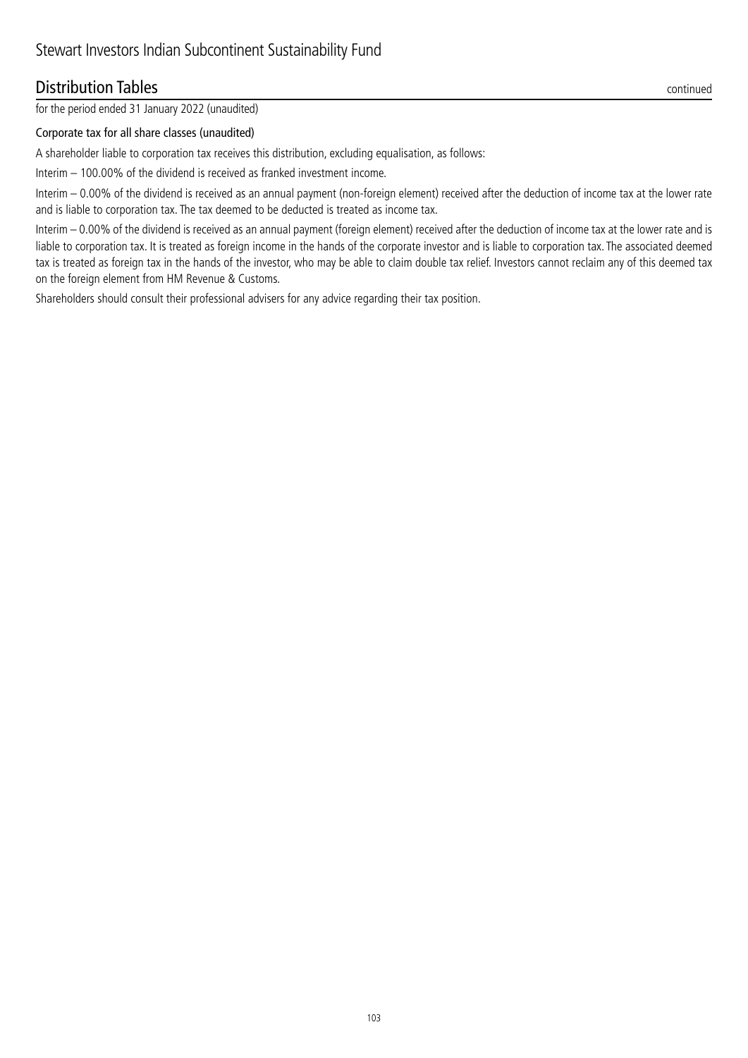# Stewart Investors Indian Subcontinent Sustainability Fund

## Distribution Tables continued

for the period ended 31 January 2022 (unaudited)

### Corporate tax for all share classes (unaudited)

A shareholder liable to corporation tax receives this distribution, excluding equalisation, as follows:

Interim – 100.00% of the dividend is received as franked investment income.

Interim – 0.00% of the dividend is received as an annual payment (non-foreign element) received after the deduction of income tax at the lower rate and is liable to corporation tax. The tax deemed to be deducted is treated as income tax.

Interim – 0.00% of the dividend is received as an annual payment (foreign element) received after the deduction of income tax at the lower rate and is liable to corporation tax. It is treated as foreign income in the hands of the corporate investor and is liable to corporation tax. The associated deemed tax is treated as foreign tax in the hands of the investor, who may be able to claim double tax relief. Investors cannot reclaim any of this deemed tax on the foreign element from HM Revenue & Customs.

Shareholders should consult their professional advisers for any advice regarding their tax position.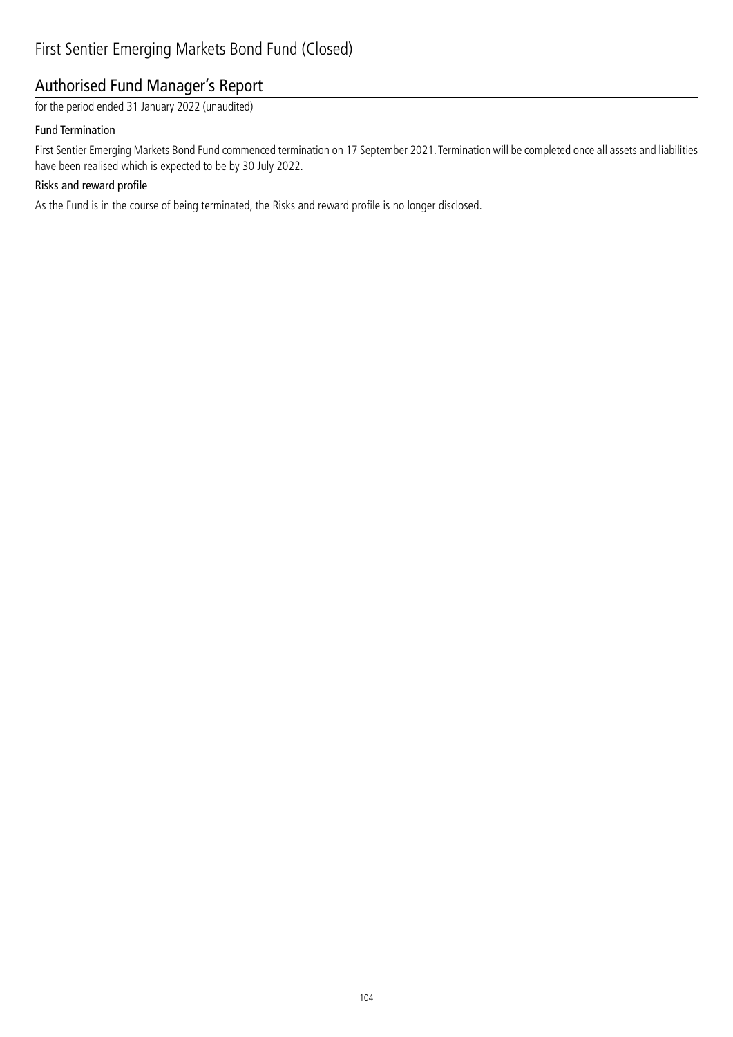# First Sentier Emerging Markets Bond Fund (Closed)

## Authorised Fund Manager's Report

for the period ended 31 January 2022 (unaudited)

### Fund Termination

First Sentier Emerging Markets Bond Fund commenced termination on 17 September 2021. Termination will be completed once all assets and liabilities have been realised which is expected to be by 30 July 2022.

### Risks and reward profile

As the Fund is in the course of being terminated, the Risks and reward profile is no longer disclosed.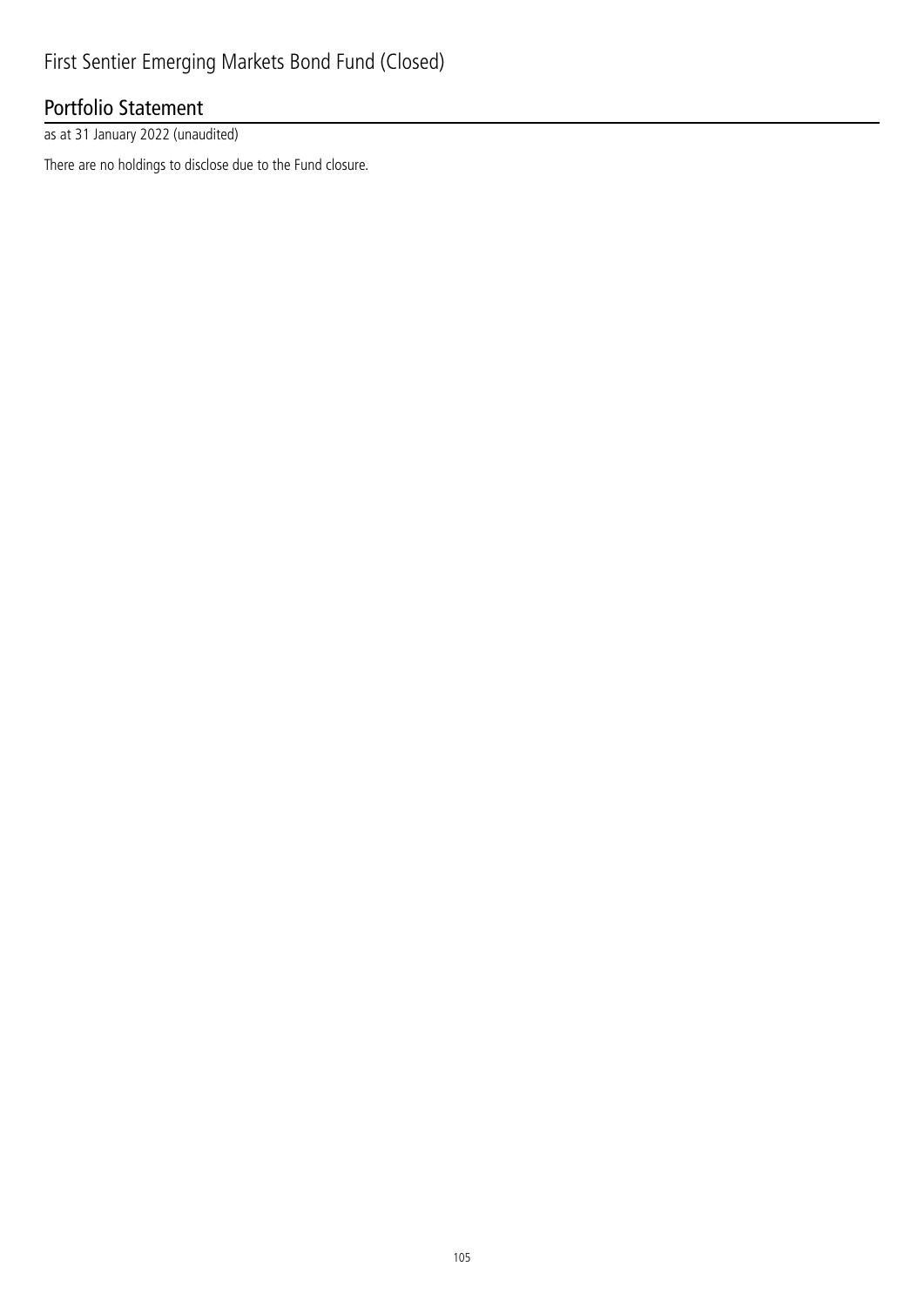# First Sentier Emerging Markets Bond Fund (Closed)

## Portfolio Statement

as at 31 January 2022 (unaudited)

There are no holdings to disclose due to the Fund closure.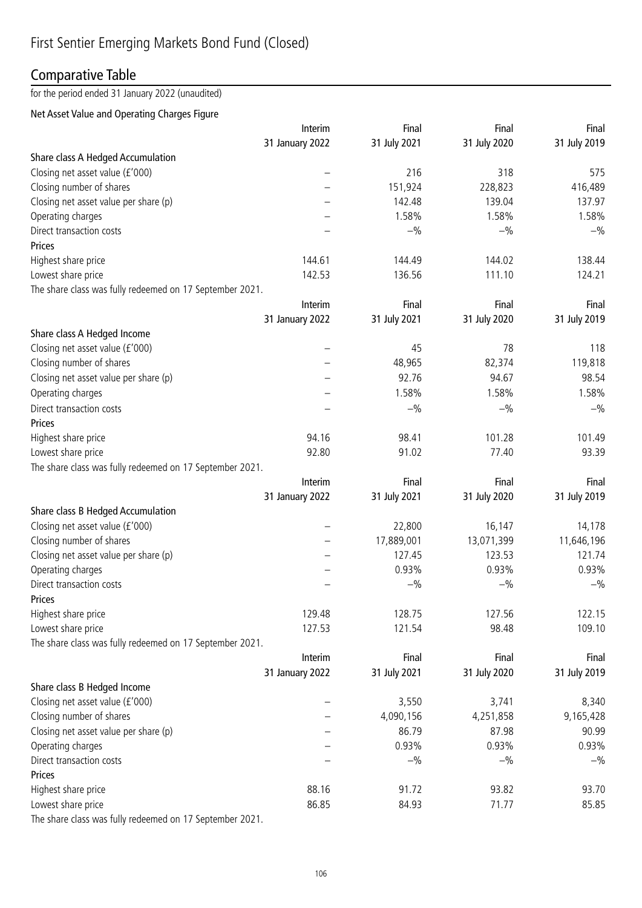# First Sentier Emerging Markets Bond Fund (Closed)

## Comparative Table

for the period ended 31 January 2022 (unaudited)

### Net Asset Value and Operating Charges Figure

| | Interim 31 January 2022 | Final 31 July 2021 | Final 31 July 2020 | Final 31 July 2019 |
|---|---|---|---|---|
| **Share class A Hedged Accumulation** | | | | |
| Closing net asset value (£'000) | – | 216 | 318 | 575 |
| Closing number of shares | – | 151,924 | 228,823 | 416,489 |
| Closing net asset value per share (p) | – | 142.48 | 139.04 | 137.97 |
| Operating charges | – | 1.58% | 1.58% | 1.58% |
| Direct transaction costs | – | –% | –% | –% |
| **Prices** | | | | |
| Highest share price | 144.61 | 144.49 | 144.02 | 138.44 |
| Lowest share price | 142.53 | 136.56 | 111.10 | 124.21 |

The share class was fully redeemed on 17 September 2021.

| | Interim 31 January 2022 | Final 31 July 2021 | Final 31 July 2020 | Final 31 July 2019 |
|---|---|---|---|---|
| **Share class A Hedged Income** | | | | |
| Closing net asset value (£'000) | – | 45 | 78 | 118 |
| Closing number of shares | – | 48,965 | 82,374 | 119,818 |
| Closing net asset value per share (p) | – | 92.76 | 94.67 | 98.54 |
| Operating charges | – | 1.58% | 1.58% | 1.58% |
| Direct transaction costs | – | –% | –% | –% |
| **Prices** | | | | |
| Highest share price | 94.16 | 98.41 | 101.28 | 101.49 |
| Lowest share price | 92.80 | 91.02 | 77.40 | 93.39 |

The share class was fully redeemed on 17 September 2021.

| | Interim 31 January 2022 | Final 31 July 2021 | Final 31 July 2020 | Final 31 July 2019 |
|---|---|---|---|---|
| **Share class B Hedged Accumulation** | | | | |
| Closing net asset value (£'000) | – | 22,800 | 16,147 | 14,178 |
| Closing number of shares | – | 17,889,001 | 13,071,399 | 11,646,196 |
| Closing net asset value per share (p) | – | 127.45 | 123.53 | 121.74 |
| Operating charges | – | 0.93% | 0.93% | 0.93% |
| Direct transaction costs | – | –% | –% | –% |
| **Prices** | | | | |
| Highest share price | 129.48 | 128.75 | 127.56 | 122.15 |
| Lowest share price | 127.53 | 121.54 | 98.48 | 109.10 |

The share class was fully redeemed on 17 September 2021.

| | Interim 31 January 2022 | Final 31 July 2021 | Final 31 July 2020 | Final 31 July 2019 |
|---|---|---|---|---|
| **Share class B Hedged Income** | | | | |
| Closing net asset value (£'000) | – | 3,550 | 3,741 | 8,340 |
| Closing number of shares | – | 4,090,156 | 4,251,858 | 9,165,428 |
| Closing net asset value per share (p) | – | 86.79 | 87.98 | 90.99 |
| Operating charges | – | 0.93% | 0.93% | 0.93% |
| Direct transaction costs | – | –% | –% | –% |
| **Prices** | | | | |
| Highest share price | 88.16 | 91.72 | 93.82 | 93.70 |
| Lowest share price | 86.85 | 84.93 | 71.77 | 85.85 |

The share class was fully redeemed on 17 September 2021.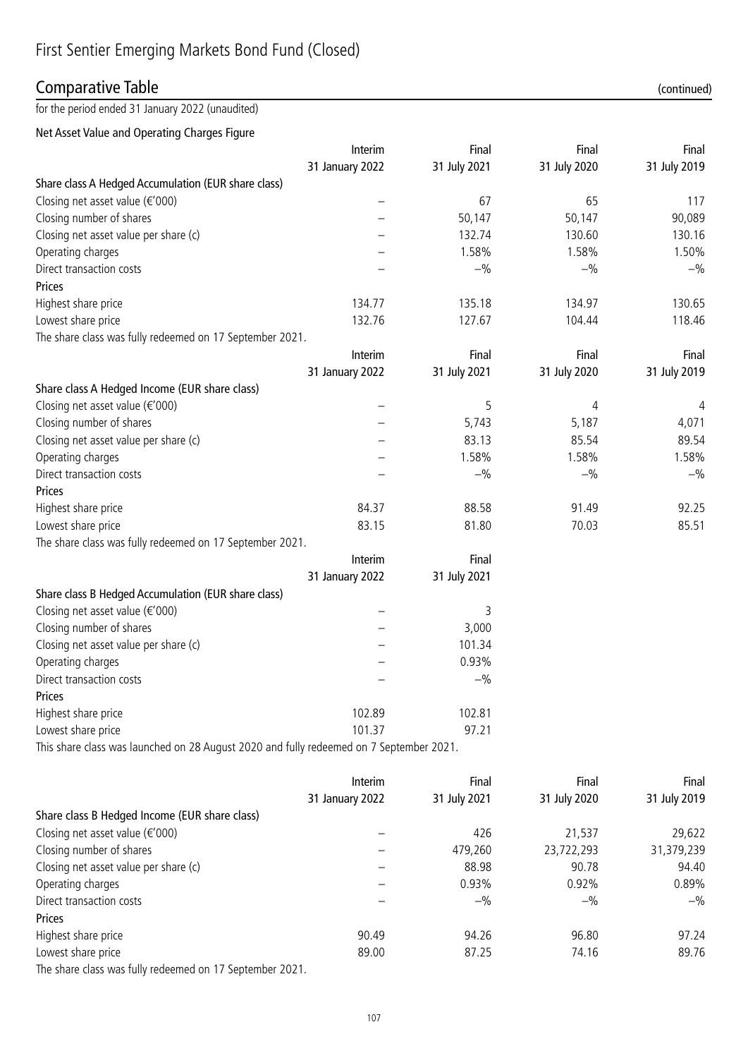# First Sentier Emerging Markets Bond Fund (Closed)

## Comparative Table (continued)

for the period ended 31 January 2022 (unaudited)

### Net Asset Value and Operating Charges Figure

| | Interim 31 January 2022 | Final 31 July 2021 | Final 31 July 2020 | Final 31 July 2019 |
|---|---|---|---|---|
| **Share class A Hedged Accumulation (EUR share class)** | | | | |
| Closing net asset value (€'000) | – | 67 | 65 | 117 |
| Closing number of shares | – | 50,147 | 50,147 | 90,089 |
| Closing net asset value per share (c) | – | 132.74 | 130.60 | 130.16 |
| Operating charges | – | 1.58% | 1.58% | 1.50% |
| Direct transaction costs | – | –% | –% | –% |
| **Prices** | | | | |
| Highest share price | 134.77 | 135.18 | 134.97 | 130.65 |
| Lowest share price | 132.76 | 127.67 | 104.44 | 118.46 |

The share class was fully redeemed on 17 September 2021.

| | Interim 31 January 2022 | Final 31 July 2021 | Final 31 July 2020 | Final 31 July 2019 |
|---|---|---|---|---|
| **Share class A Hedged Income (EUR share class)** | | | | |
| Closing net asset value (€'000) | – | 5 | 4 | 4 |
| Closing number of shares | – | 5,743 | 5,187 | 4,071 |
| Closing net asset value per share (c) | – | 83.13 | 85.54 | 89.54 |
| Operating charges | – | 1.58% | 1.58% | 1.58% |
| Direct transaction costs | – | –% | –% | –% |
| **Prices** | | | | |
| Highest share price | 84.37 | 88.58 | 91.49 | 92.25 |
| Lowest share price | 83.15 | 81.80 | 70.03 | 85.51 |

The share class was fully redeemed on 17 September 2021.

| | Interim 31 January 2022 | Final 31 July 2021 |
|---|---|---|
| **Share class B Hedged Accumulation (EUR share class)** | | |
| Closing net asset value (€'000) | – | 3 |
| Closing number of shares | – | 3,000 |
| Closing net asset value per share (c) | – | 101.34 |
| Operating charges | – | 0.93% |
| Direct transaction costs | – | –% |
| **Prices** | | |
| Highest share price | 102.89 | 102.81 |
| Lowest share price | 101.37 | 97.21 |

This share class was launched on 28 August 2020 and fully redeemed on 7 September 2021.

| | Interim 31 January 2022 | Final 31 July 2021 | Final 31 July 2020 | Final 31 July 2019 |
|---|---|---|---|---|
| **Share class B Hedged Income (EUR share class)** | | | | |
| Closing net asset value (€'000) | – | 426 | 21,537 | 29,622 |
| Closing number of shares | – | 479,260 | 23,722,293 | 31,379,239 |
| Closing net asset value per share (c) | – | 88.98 | 90.78 | 94.40 |
| Operating charges | – | 0.93% | 0.92% | 0.89% |
| Direct transaction costs | – | –% | –% | –% |
| **Prices** | | | | |
| Highest share price | 90.49 | 94.26 | 96.80 | 97.24 |
| Lowest share price | 89.00 | 87.25 | 74.16 | 89.76 |

The share class was fully redeemed on 17 September 2021.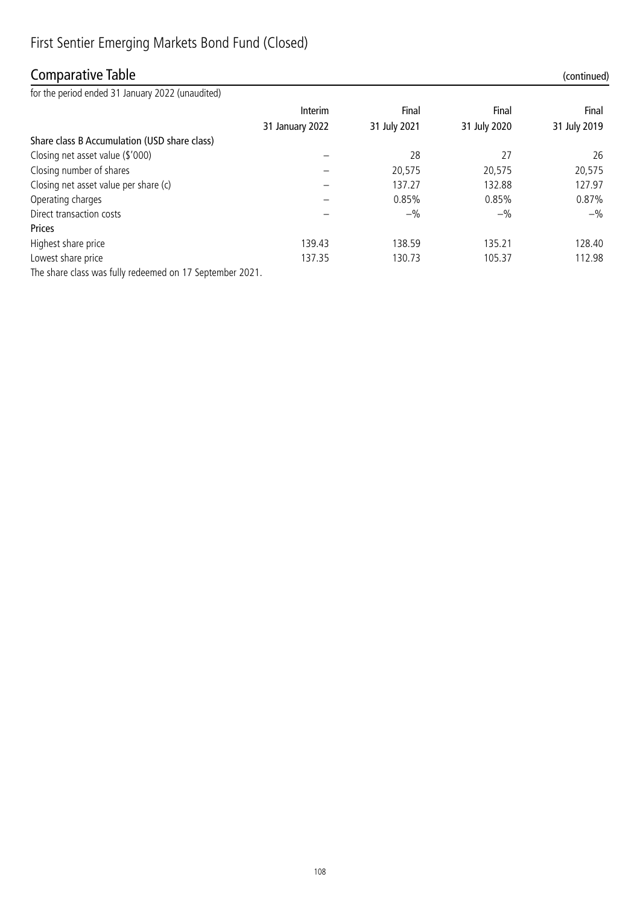# First Sentier Emerging Markets Bond Fund (Closed)

## Comparative Table (continued)

for the period ended 31 January 2022 (unaudited)

| | Interim 31 January 2022 | Final 31 July 2021 | Final 31 July 2020 | Final 31 July 2019 |
|---|---|---|---|---|
| **Share class B Accumulation (USD share class)** | | | | |
| Closing net asset value ($'000) | – | 28 | 27 | 26 |
| Closing number of shares | – | 20,575 | 20,575 | 20,575 |
| Closing net asset value per share (c) | – | 137.27 | 132.88 | 127.97 |
| Operating charges | – | 0.85% | 0.85% | 0.87% |
| Direct transaction costs | – | –% | –% | –% |
| **Prices** | | | | |
| Highest share price | 139.43 | 138.59 | 135.21 | 128.40 |
| Lowest share price | 137.35 | 130.73 | 105.37 | 112.98 |

The share class was fully redeemed on 17 September 2021.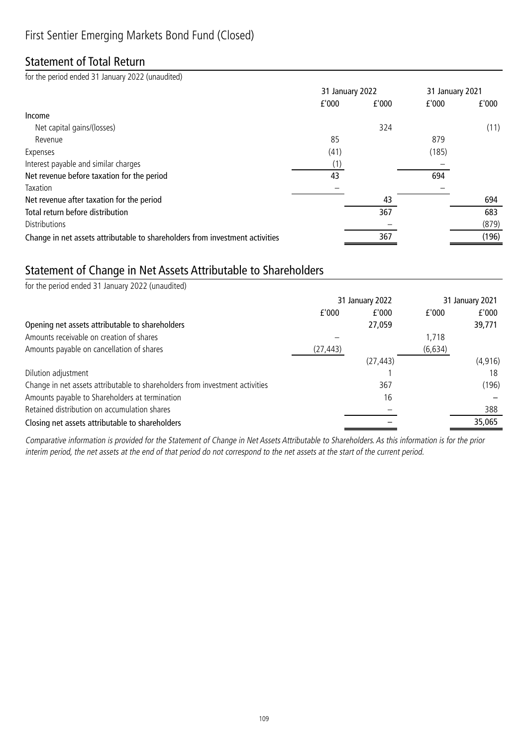# First Sentier Emerging Markets Bond Fund (Closed)

## Statement of Total Return

for the period ended 31 January 2022 (unaudited)

| | 31 January 2022 | | 31 January 2021 | |
|---|---|---|---|---|
| | £'000 | £'000 | £'000 | £'000 |
| **Income** | | | | |
| Net capital gains/(losses) | | 324 | | (11) |
| Revenue | 85 | | 879 | |
| Expenses | (41) | | (185) | |
| Interest payable and similar charges | (1) | | – | |
| **Net revenue before taxation for the period** | 43 | | 694 | |
| Taxation | – | | – | |
| **Net revenue after taxation for the period** | | 43 | | 694 |
| **Total return before distribution** | | 367 | | 683 |
| Distributions | | – | | (879) |
| **Change in net assets attributable to shareholders from investment activities** | | 367 | | (196) |

## Statement of Change in Net Assets Attributable to Shareholders

for the period ended 31 January 2022 (unaudited)

| | 31 January 2022 | | 31 January 2021 | |
|---|---|---|---|---|
| | £'000 | £'000 | £'000 | £'000 |
| **Opening net assets attributable to shareholders** | | 27,059 | | 39,771 |
| Amounts receivable on creation of shares | – | | 1,718 | |
| Amounts payable on cancellation of shares | (27,443) | | (6,634) | |
| | | (27,443) | | (4,916) |
| Dilution adjustment | | 1 | | 18 |
| Change in net assets attributable to shareholders from investment activities | | 367 | | (196) |
| Amounts payable to Shareholders at termination | | 16 | | – |
| Retained distribution on accumulation shares | | – | | 388 |
| **Closing net assets attributable to shareholders** | | – | | 35,065 |

*Comparative information is provided for the Statement of Change in Net Assets Attributable to Shareholders. As this information is for the prior interim period, the net assets at the end of that period do not correspond to the net assets at the start of the current period.*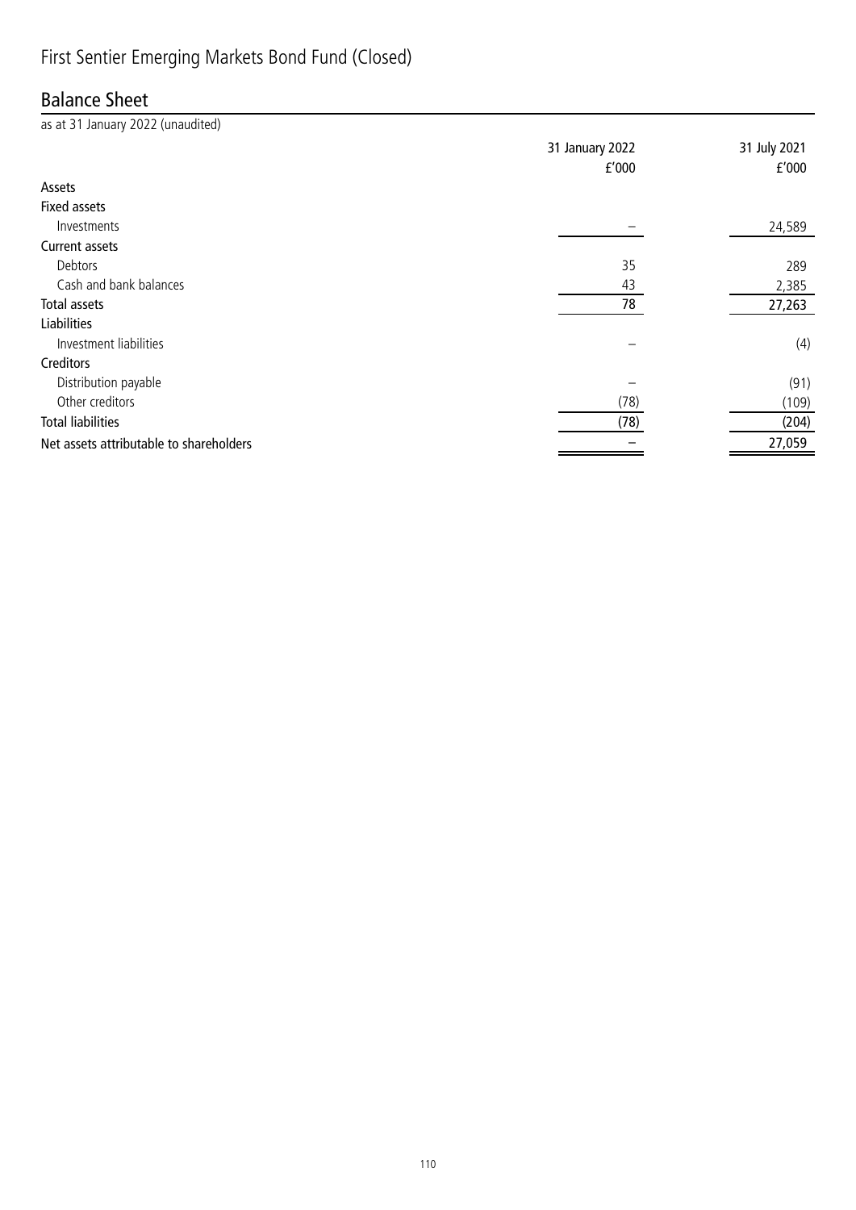# First Sentier Emerging Markets Bond Fund (Closed)

## Balance Sheet

as at 31 January 2022 (unaudited)

| | 31 January 2022<br>£'000 | 31 July 2021<br>£'000 |
|---|---|---|
| **Assets** | | |
| **Fixed assets** | | |
| Investments | – | 24,589 |
| **Current assets** | | |
| Debtors | 35 | 289 |
| Cash and bank balances | 43 | 2,385 |
| **Total assets** | 78 | 27,263 |
| **Liabilities** | | |
| Investment liabilities | – | (4) |
| **Creditors** | | |
| Distribution payable | – | (91) |
| Other creditors | (78) | (109) |
| **Total liabilities** | (78) | (204) |
| **Net assets attributable to shareholders** | – | 27,059 |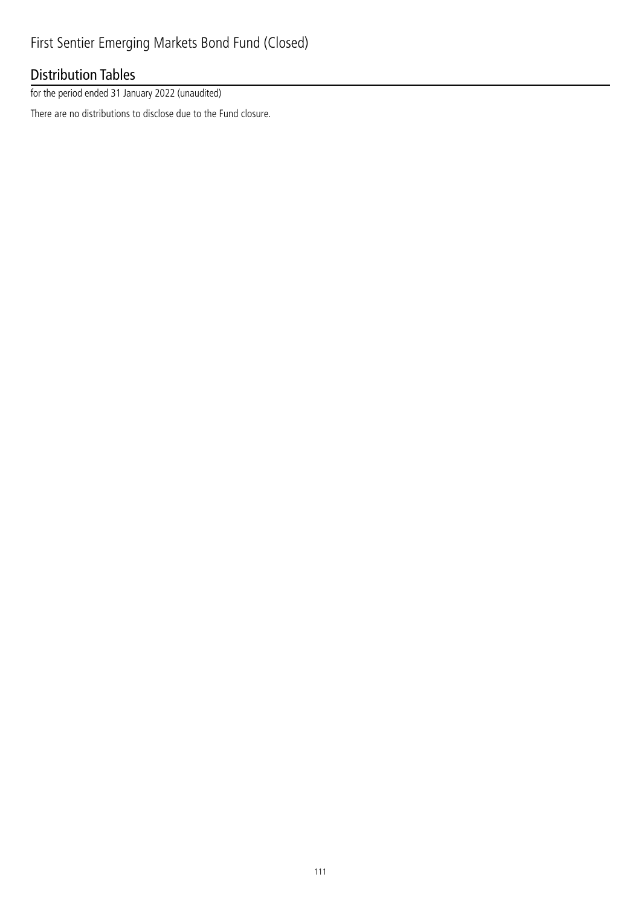# First Sentier Emerging Markets Bond Fund (Closed)

## Distribution Tables

for the period ended 31 January 2022 (unaudited)

There are no distributions to disclose due to the Fund closure.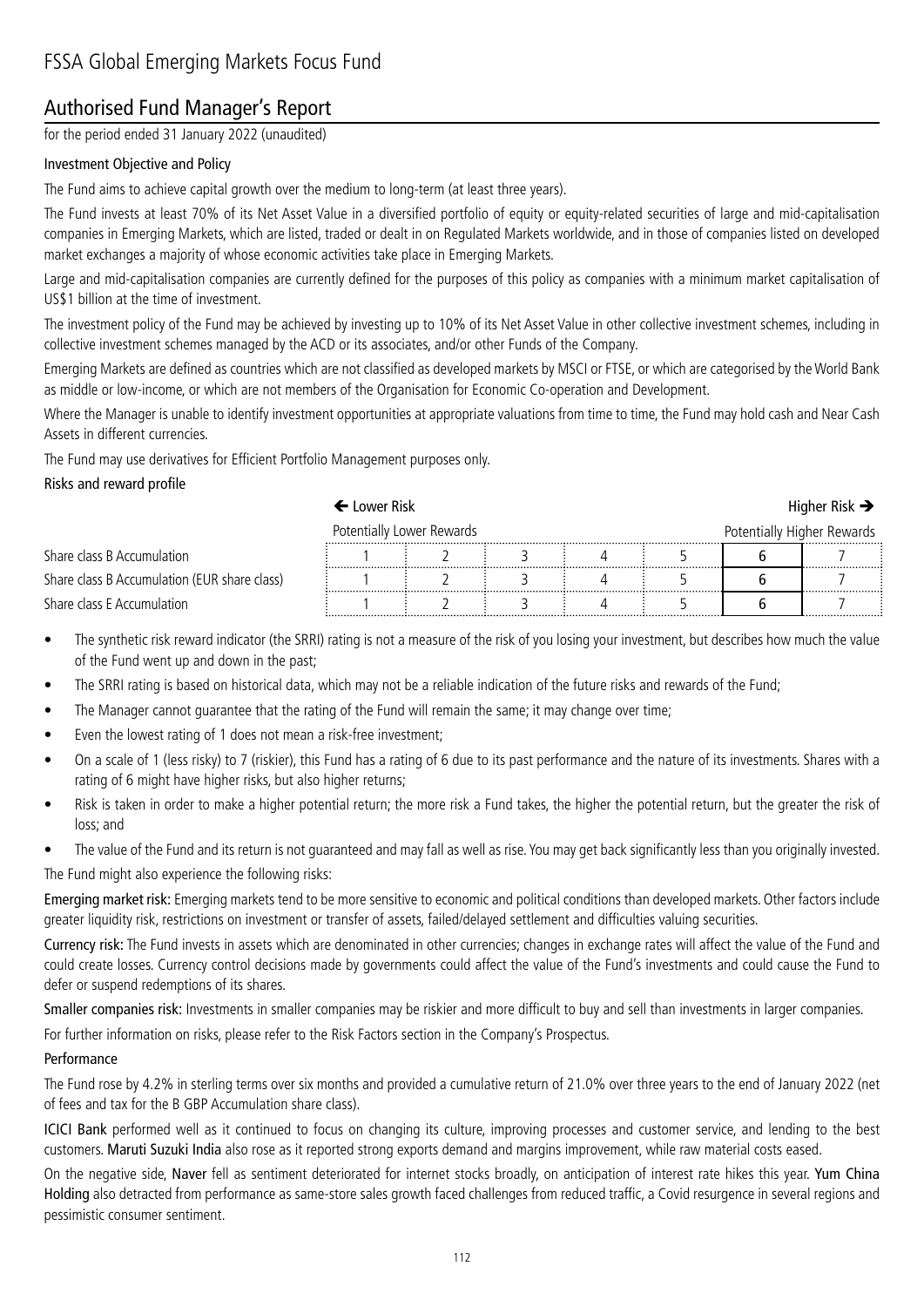# FSSA Global Emerging Markets Focus Fund

## Authorised Fund Manager's Report

for the period ended 31 January 2022 (unaudited)

### Investment Objective and Policy

The Fund aims to achieve capital growth over the medium to long-term (at least three years).

The Fund invests at least 70% of its Net Asset Value in a diversified portfolio of equity or equity-related securities of large and mid-capitalisation companies in Emerging Markets, which are listed, traded or dealt in on Regulated Markets worldwide, and in those of companies listed on developed market exchanges a majority of whose economic activities take place in Emerging Markets.

Large and mid-capitalisation companies are currently defined for the purposes of this policy as companies with a minimum market capitalisation of US$1 billion at the time of investment.

The investment policy of the Fund may be achieved by investing up to 10% of its Net Asset Value in other collective investment schemes, including in collective investment schemes managed by the ACD or its associates, and/or other Funds of the Company.

Emerging Markets are defined as countries which are not classified as developed markets by MSCI or FTSE, or which are categorised by the World Bank as middle or low-income, or which are not members of the Organisation for Economic Co-operation and Development.

Where the Manager is unable to identify investment opportunities at appropriate valuations from time to time, the Fund may hold cash and Near Cash Assets in different currencies.

The Fund may use derivatives for Efficient Portfolio Management purposes only.

### Risks and reward profile

| | ← Lower Risk | | | | | | Higher Risk → |
|---|---|---|---|---|---|---|---|
| | Potentially Lower Rewards | | | | | | Potentially Higher Rewards |
| Share class B Accumulation | 1 | 2 | 3 | 4 | 5 | **6** | 7 |
| Share class B Accumulation (EUR share class) | 1 | 2 | 3 | 4 | 5 | **6** | 7 |
| Share class E Accumulation | 1 | 2 | 3 | 4 | 5 | **6** | 7 |

- The synthetic risk reward indicator (the SRRI) rating is not a measure of the risk of you losing your investment, but describes how much the value of the Fund went up and down in the past;
- The SRRI rating is based on historical data, which may not be a reliable indication of the future risks and rewards of the Fund;
- The Manager cannot guarantee that the rating of the Fund will remain the same; it may change over time;
- Even the lowest rating of 1 does not mean a risk-free investment;
- On a scale of 1 (less risky) to 7 (riskier), this Fund has a rating of 6 due to its past performance and the nature of its investments. Shares with a rating of 6 might have higher risks, but also higher returns;
- Risk is taken in order to make a higher potential return; the more risk a Fund takes, the higher the potential return, but the greater the risk of loss; and
- The value of the Fund and its return is not guaranteed and may fall as well as rise. You may get back significantly less than you originally invested.

The Fund might also experience the following risks:

**Emerging market risk:** Emerging markets tend to be more sensitive to economic and political conditions than developed markets. Other factors include greater liquidity risk, restrictions on investment or transfer of assets, failed/delayed settlement and difficulties valuing securities.

**Currency risk:** The Fund invests in assets which are denominated in other currencies; changes in exchange rates will affect the value of the Fund and could create losses. Currency control decisions made by governments could affect the value of the Fund's investments and could cause the Fund to defer or suspend redemptions of its shares.

**Smaller companies risk:** Investments in smaller companies may be riskier and more difficult to buy and sell than investments in larger companies.

For further information on risks, please refer to the Risk Factors section in the Company's Prospectus.

### Performance

The Fund rose by 4.2% in sterling terms over six months and provided a cumulative return of 21.0% over three years to the end of January 2022 (net of fees and tax for the B GBP Accumulation share class).

**ICICI Bank** performed well as it continued to focus on changing its culture, improving processes and customer service, and lending to the best customers. **Maruti Suzuki India** also rose as it reported strong exports demand and margins improvement, while raw material costs eased.

On the negative side, **Naver** fell as sentiment deteriorated for internet stocks broadly, on anticipation of interest rate hikes this year. **Yum China Holding** also detracted from performance as same-store sales growth faced challenges from reduced traffic, a Covid resurgence in several regions and pessimistic consumer sentiment.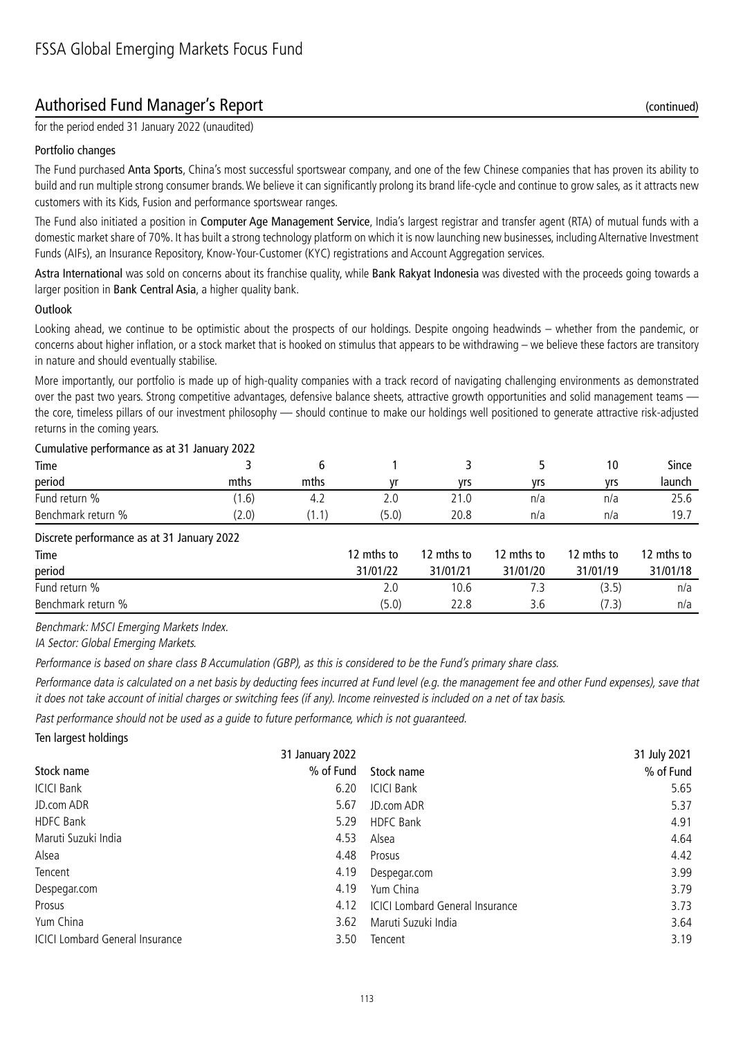# FSSA Global Emerging Markets Focus Fund

## Authorised Fund Manager's Report (continued)

for the period ended 31 January 2022 (unaudited)

### Portfolio changes

The Fund purchased **Anta Sports**, China's most successful sportswear company, and one of the few Chinese companies that has proven its ability to build and run multiple strong consumer brands. We believe it can significantly prolong its brand life-cycle and continue to grow sales, as it attracts new customers with its Kids, Fusion and performance sportswear ranges.

The Fund also initiated a position in **Computer Age Management Service**, India's largest registrar and transfer agent (RTA) of mutual funds with a domestic market share of 70%. It has built a strong technology platform on which it is now launching new businesses, including Alternative Investment Funds (AIFs), an Insurance Repository, Know-Your-Customer (KYC) registrations and Account Aggregation services.

**Astra International** was sold on concerns about its franchise quality, while **Bank Rakyat Indonesia** was divested with the proceeds going towards a larger position in **Bank Central Asia**, a higher quality bank.

### Outlook

Looking ahead, we continue to be optimistic about the prospects of our holdings. Despite ongoing headwinds – whether from the pandemic, or concerns about higher inflation, or a stock market that is hooked on stimulus that appears to be withdrawing – we believe these factors are transitory in nature and should eventually stabilise.

More importantly, our portfolio is made up of high-quality companies with a track record of navigating challenging environments as demonstrated over the past two years. Strong competitive advantages, defensive balance sheets, attractive growth opportunities and solid management teams — the core, timeless pillars of our investment philosophy — should continue to make our holdings well positioned to generate attractive risk-adjusted returns in the coming years.

### Cumulative performance as at 31 January 2022

| Time period | 3 mths | 6 mths | 1 yr | 3 yrs | 5 yrs | 10 yrs | Since launch |
|---|---|---|---|---|---|---|---|
| Fund return % | (1.6) | 4.2 | 2.0 | 21.0 | n/a | n/a | 25.6 |
| Benchmark return % | (2.0) | (1.1) | (5.0) | 20.8 | n/a | n/a | 19.7 |

### Discrete performance as at 31 January 2022

| Time period | 12 mths to 31/01/22 | 12 mths to 31/01/21 | 12 mths to 31/01/20 | 12 mths to 31/01/19 | 12 mths to 31/01/18 |
|---|---|---|---|---|---|
| Fund return % | 2.0 | 10.6 | 7.3 | (3.5) | n/a |
| Benchmark return % | (5.0) | 22.8 | 3.6 | (7.3) | n/a |

*Benchmark: MSCI Emerging Markets Index.*

*IA Sector: Global Emerging Markets.*

*Performance is based on share class B Accumulation (GBP), as this is considered to be the Fund's primary share class.*

*Performance data is calculated on a net basis by deducting fees incurred at Fund level (e.g. the management fee and other Fund expenses), save that it does not take account of initial charges or switching fees (if any). Income reinvested is included on a net of tax basis.*

*Past performance should not be used as a guide to future performance, which is not guaranteed.*

### Ten largest holdings

| Stock name | 31 January 2022 % of Fund | Stock name | 31 July 2021 % of Fund |
|---|---|---|---|
| ICICI Bank | 6.20 | ICICI Bank | 5.65 |
| JD.com ADR | 5.67 | JD.com ADR | 5.37 |
| HDFC Bank | 5.29 | HDFC Bank | 4.91 |
| Maruti Suzuki India | 4.53 | Alsea | 4.64 |
| Alsea | 4.48 | Prosus | 4.42 |
| Tencent | 4.19 | Despegar.com | 3.99 |
| Despegar.com | 4.19 | Yum China | 3.79 |
| Prosus | 4.12 | ICICI Lombard General Insurance | 3.73 |
| Yum China | 3.62 | Maruti Suzuki India | 3.64 |
| ICICI Lombard General Insurance | 3.50 | Tencent | 3.19 |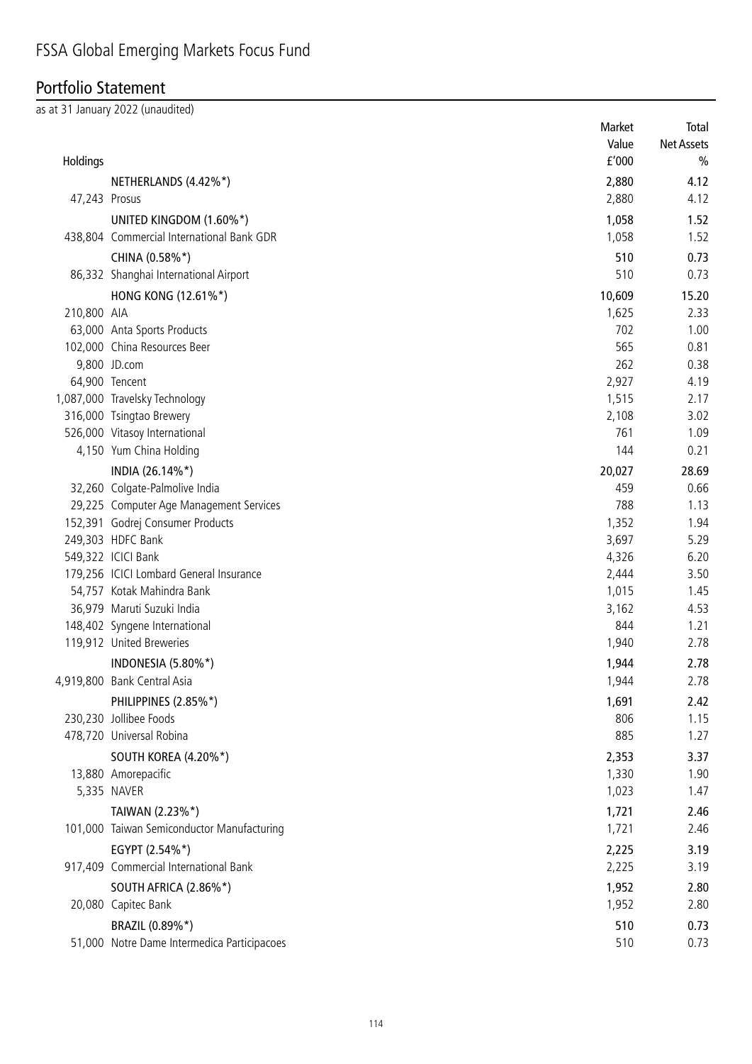# FSSA Global Emerging Markets Focus Fund

## Portfolio Statement

as at 31 January 2022 (unaudited)

| Holdings | | Market Value £'000 | Total Net Assets % |
|---|---|---|---|
| | **NETHERLANDS (4.42%*)** | **2,880** | **4.12** |
| 47,243 | Prosus | 2,880 | 4.12 |
| | **UNITED KINGDOM (1.60%*)** | **1,058** | **1.52** |
| 438,804 | Commercial International Bank GDR | 1,058 | 1.52 |
| | **CHINA (0.58%*)** | **510** | **0.73** |
| 86,332 | Shanghai International Airport | 510 | 0.73 |
| | **HONG KONG (12.61%*)** | **10,609** | **15.20** |
| 210,800 | AIA | 1,625 | 2.33 |
| 63,000 | Anta Sports Products | 702 | 1.00 |
| 102,000 | China Resources Beer | 565 | 0.81 |
| 9,800 | JD.com | 262 | 0.38 |
| 64,900 | Tencent | 2,927 | 4.19 |
| 1,087,000 | Travelsky Technology | 1,515 | 2.17 |
| 316,000 | Tsingtao Brewery | 2,108 | 3.02 |
| 526,000 | Vitasoy International | 761 | 1.09 |
| 4,150 | Yum China Holding | 144 | 0.21 |
| | **INDIA (26.14%*)** | **20,027** | **28.69** |
| 32,260 | Colgate-Palmolive India | 459 | 0.66 |
| 29,225 | Computer Age Management Services | 788 | 1.13 |
| 152,391 | Godrej Consumer Products | 1,352 | 1.94 |
| 249,303 | HDFC Bank | 3,697 | 5.29 |
| 549,322 | ICICI Bank | 4,326 | 6.20 |
| 179,256 | ICICI Lombard General Insurance | 2,444 | 3.50 |
| 54,757 | Kotak Mahindra Bank | 1,015 | 1.45 |
| 36,979 | Maruti Suzuki India | 3,162 | 4.53 |
| 148,402 | Syngene International | 844 | 1.21 |
| 119,912 | United Breweries | 1,940 | 2.78 |
| | **INDONESIA (5.80%*)** | **1,944** | **2.78** |
| 4,919,800 | Bank Central Asia | 1,944 | 2.78 |
| | **PHILIPPINES (2.85%*)** | **1,691** | **2.42** |
| 230,230 | Jollibee Foods | 806 | 1.15 |
| 478,720 | Universal Robina | 885 | 1.27 |
| | **SOUTH KOREA (4.20%*)** | **2,353** | **3.37** |
| 13,880 | Amorepacific | 1,330 | 1.90 |
| 5,335 | NAVER | 1,023 | 1.47 |
| | **TAIWAN (2.23%*)** | **1,721** | **2.46** |
| 101,000 | Taiwan Semiconductor Manufacturing | 1,721 | 2.46 |
| | **EGYPT (2.54%*)** | **2,225** | **3.19** |
| 917,409 | Commercial International Bank | 2,225 | 3.19 |
| | **SOUTH AFRICA (2.86%*)** | **1,952** | **2.80** |
| 20,080 | Capitec Bank | 1,952 | 2.80 |
| | **BRAZIL (0.89%*)** | **510** | **0.73** |
| 51,000 | Notre Dame Intermedica Participacoes | 510 | 0.73 |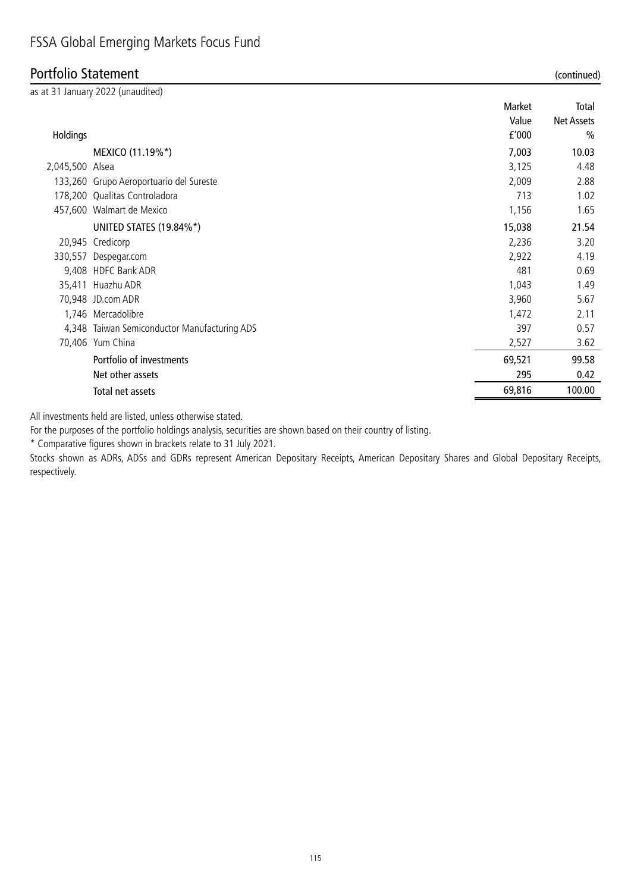# FSSA Global Emerging Markets Focus Fund

## Portfolio Statement (continued)

as at 31 January 2022 (unaudited)

| Holdings | | Market Value £'000 | Total Net Assets % |
|---|---|---|---|
| | **MEXICO (11.19%*)** | **7,003** | **10.03** |
| 2,045,500 | Alsea | 3,125 | 4.48 |
| 133,260 | Grupo Aeroportuario del Sureste | 2,009 | 2.88 |
| 178,200 | Qualitas Controladora | 713 | 1.02 |
| 457,600 | Walmart de Mexico | 1,156 | 1.65 |
| | **UNITED STATES (19.84%*)** | **15,038** | **21.54** |
| 20,945 | Credicorp | 2,236 | 3.20 |
| 330,557 | Despegar.com | 2,922 | 4.19 |
| 9,408 | HDFC Bank ADR | 481 | 0.69 |
| 35,411 | Huazhu ADR | 1,043 | 1.49 |
| 70,948 | JD.com ADR | 3,960 | 5.67 |
| 1,746 | Mercadolibre | 1,472 | 2.11 |
| 4,348 | Taiwan Semiconductor Manufacturing ADS | 397 | 0.57 |
| 70,406 | Yum China | 2,527 | 3.62 |
| | **Portfolio of investments** | **69,521** | **99.58** |
| | **Net other assets** | **295** | **0.42** |
| | **Total net assets** | **69,816** | **100.00** |

All investments held are listed, unless otherwise stated.

For the purposes of the portfolio holdings analysis, securities are shown based on their country of listing.

* Comparative figures shown in brackets relate to 31 July 2021.

Stocks shown as ADRs, ADSs and GDRs represent American Depositary Receipts, American Depositary Shares and Global Depositary Receipts, respectively.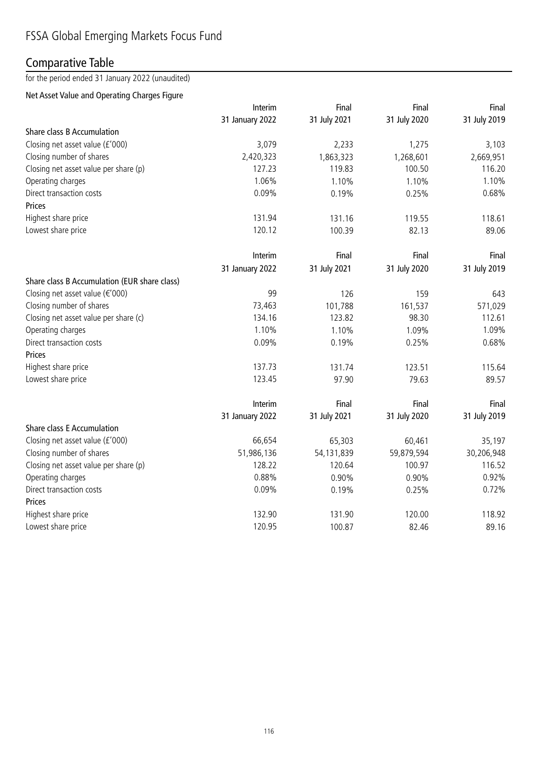# FSSA Global Emerging Markets Focus Fund

## Comparative Table

for the period ended 31 January 2022 (unaudited)

### Net Asset Value and Operating Charges Figure

| | Interim<br>31 January 2022 | Final<br>31 July 2021 | Final<br>31 July 2020 | Final<br>31 July 2019 |
|---|---|---|---|---|
| **Share class B Accumulation** | | | | |
| Closing net asset value (£'000) | 3,079 | 2,233 | 1,275 | 3,103 |
| Closing number of shares | 2,420,323 | 1,863,323 | 1,268,601 | 2,669,951 |
| Closing net asset value per share (p) | 127.23 | 119.83 | 100.50 | 116.20 |
| Operating charges | 1.06% | 1.10% | 1.10% | 1.10% |
| Direct transaction costs | 0.09% | 0.19% | 0.25% | 0.68% |
| **Prices** | | | | |
| Highest share price | 131.94 | 131.16 | 119.55 | 118.61 |
| Lowest share price | 120.12 | 100.39 | 82.13 | 89.06 |

| | Interim<br>31 January 2022 | Final<br>31 July 2021 | Final<br>31 July 2020 | Final<br>31 July 2019 |
|---|---|---|---|---|
| **Share class B Accumulation (EUR share class)** | | | | |
| Closing net asset value (€'000) | 99 | 126 | 159 | 643 |
| Closing number of shares | 73,463 | 101,788 | 161,537 | 571,029 |
| Closing net asset value per share (c) | 134.16 | 123.82 | 98.30 | 112.61 |
| Operating charges | 1.10% | 1.10% | 1.09% | 1.09% |
| Direct transaction costs | 0.09% | 0.19% | 0.25% | 0.68% |
| **Prices** | | | | |
| Highest share price | 137.73 | 131.74 | 123.51 | 115.64 |
| Lowest share price | 123.45 | 97.90 | 79.63 | 89.57 |

| | Interim<br>31 January 2022 | Final<br>31 July 2021 | Final<br>31 July 2020 | Final<br>31 July 2019 |
|---|---|---|---|---|
| **Share class E Accumulation** | | | | |
| Closing net asset value (£'000) | 66,654 | 65,303 | 60,461 | 35,197 |
| Closing number of shares | 51,986,136 | 54,131,839 | 59,879,594 | 30,206,948 |
| Closing net asset value per share (p) | 128.22 | 120.64 | 100.97 | 116.52 |
| Operating charges | 0.88% | 0.90% | 0.90% | 0.92% |
| Direct transaction costs | 0.09% | 0.19% | 0.25% | 0.72% |
| **Prices** | | | | |
| Highest share price | 132.90 | 131.90 | 120.00 | 118.92 |
| Lowest share price | 120.95 | 100.87 | 82.46 | 89.16 |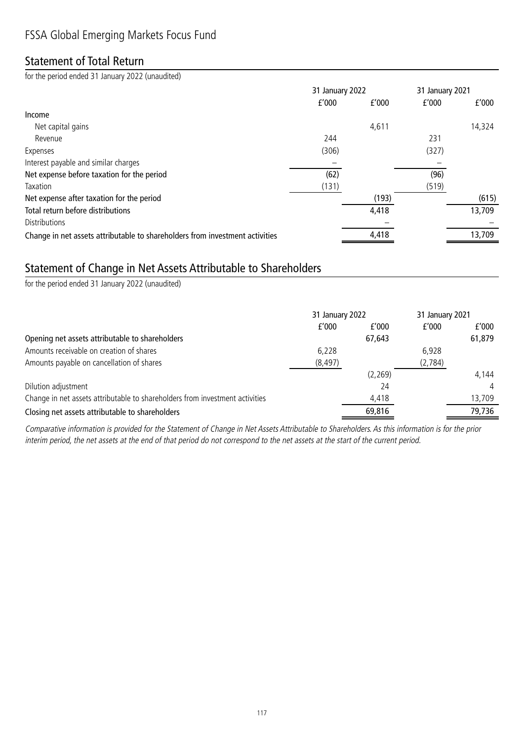# FSSA Global Emerging Markets Focus Fund

## Statement of Total Return

for the period ended 31 January 2022 (unaudited)

| | 31 January 2022 | | 31 January 2021 | |
|---|---|---|---|---|
| | £'000 | £'000 | £'000 | £'000 |
| **Income** | | | | |
| Net capital gains | | 4,611 | | 14,324 |
| Revenue | 244 | | 231 | |
| Expenses | (306) | | (327) | |
| Interest payable and similar charges | – | | – | |
| **Net expense before taxation for the period** | (62) | | (96) | |
| Taxation | (131) | | (519) | |
| **Net expense after taxation for the period** | | (193) | | (615) |
| **Total return before distributions** | | 4,418 | | 13,709 |
| Distributions | | – | | – |
| **Change in net assets attributable to shareholders from investment activities** | | 4,418 | | 13,709 |

## Statement of Change in Net Assets Attributable to Shareholders

for the period ended 31 January 2022 (unaudited)

| | 31 January 2022 | | 31 January 2021 | |
|---|---|---|---|---|
| | £'000 | £'000 | £'000 | £'000 |
| **Opening net assets attributable to shareholders** | | 67,643 | | 61,879 |
| Amounts receivable on creation of shares | 6,228 | | 6,928 | |
| Amounts payable on cancellation of shares | (8,497) | | (2,784) | |
| | | (2,269) | | 4,144 |
| Dilution adjustment | | 24 | | 4 |
| Change in net assets attributable to shareholders from investment activities | | 4,418 | | 13,709 |
| **Closing net assets attributable to shareholders** | | 69,816 | | 79,736 |

*Comparative information is provided for the Statement of Change in Net Assets Attributable to Shareholders. As this information is for the prior interim period, the net assets at the end of that period do not correspond to the net assets at the start of the current period.*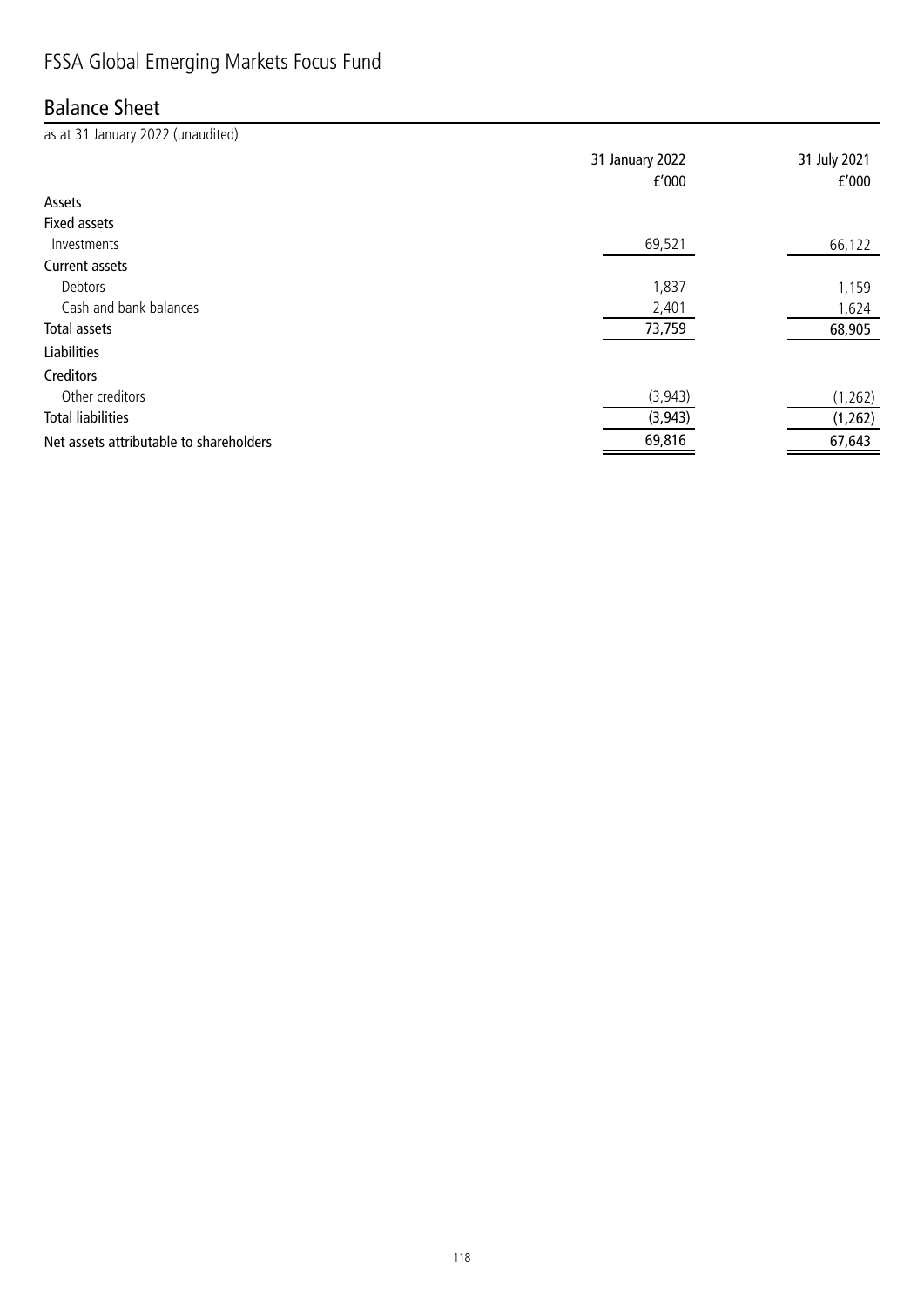# FSSA Global Emerging Markets Focus Fund

## Balance Sheet

as at 31 January 2022 (unaudited)

| | 31 January 2022 £'000 | 31 July 2021 £'000 |
|---|---|---|
| **Assets** | | |
| **Fixed assets** | | |
| Investments | 69,521 | 66,122 |
| **Current assets** | | |
| Debtors | 1,837 | 1,159 |
| Cash and bank balances | 2,401 | 1,624 |
| **Total assets** | 73,759 | 68,905 |
| **Liabilities** | | |
| **Creditors** | | |
| Other creditors | (3,943) | (1,262) |
| **Total liabilities** | (3,943) | (1,262) |
| **Net assets attributable to shareholders** | 69,816 | 67,643 |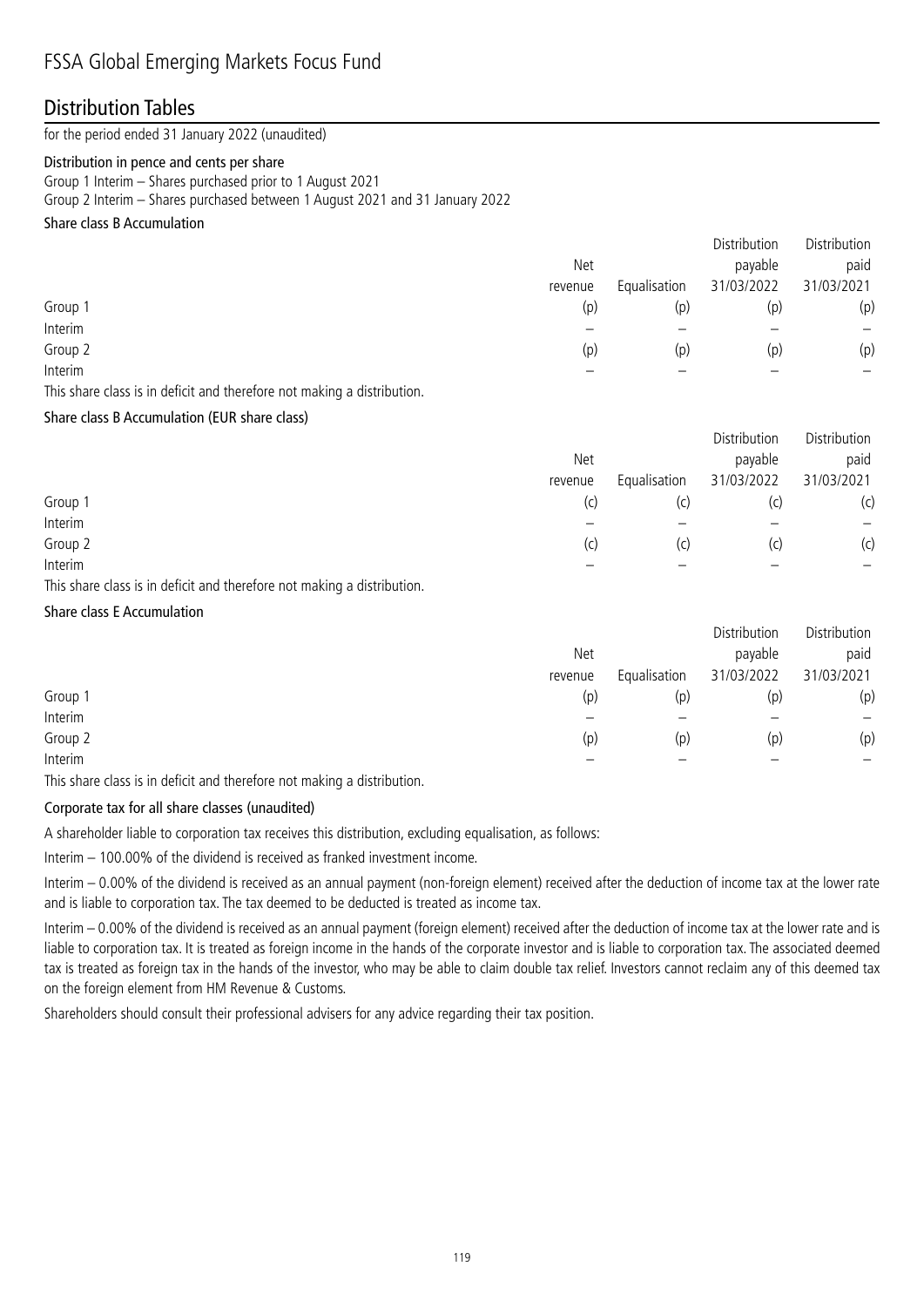# FSSA Global Emerging Markets Focus Fund

## Distribution Tables

for the period ended 31 January 2022 (unaudited)

**Distribution in pence and cents per share**

Group 1 Interim – Shares purchased prior to 1 August 2021

Group 2 Interim – Shares purchased between 1 August 2021 and 31 January 2022

**Share class B Accumulation**

| | Net revenue | Equalisation | Distribution payable 31/03/2022 | Distribution paid 31/03/2021 |
|---|---|---|---|---|
| Group 1 | (p) | (p) | (p) | (p) |
| Interim | – | – | – | – |
| Group 2 | (p) | (p) | (p) | (p) |
| Interim | – | – | – | – |

This share class is in deficit and therefore not making a distribution.

**Share class B Accumulation (EUR share class)**

| | Net revenue | Equalisation | Distribution payable 31/03/2022 | Distribution paid 31/03/2021 |
|---|---|---|---|---|
| Group 1 | (c) | (c) | (c) | (c) |
| Interim | – | – | – | – |
| Group 2 | (c) | (c) | (c) | (c) |
| Interim | – | – | – | – |

This share class is in deficit and therefore not making a distribution.

**Share class E Accumulation**

| | Net revenue | Equalisation | Distribution payable 31/03/2022 | Distribution paid 31/03/2021 |
|---|---|---|---|---|
| Group 1 | (p) | (p) | (p) | (p) |
| Interim | – | – | – | – |
| Group 2 | (p) | (p) | (p) | (p) |
| Interim | – | – | – | – |

This share class is in deficit and therefore not making a distribution.

**Corporate tax for all share classes (unaudited)**

A shareholder liable to corporation tax receives this distribution, excluding equalisation, as follows:

Interim – 100.00% of the dividend is received as franked investment income.

Interim – 0.00% of the dividend is received as an annual payment (non-foreign element) received after the deduction of income tax at the lower rate and is liable to corporation tax. The tax deemed to be deducted is treated as income tax.

Interim – 0.00% of the dividend is received as an annual payment (foreign element) received after the deduction of income tax at the lower rate and is liable to corporation tax. It is treated as foreign income in the hands of the corporate investor and is liable to corporation tax. The associated deemed tax is treated as foreign tax in the hands of the investor, who may be able to claim double tax relief. Investors cannot reclaim any of this deemed tax on the foreign element from HM Revenue & Customs.

Shareholders should consult their professional advisers for any advice regarding their tax position.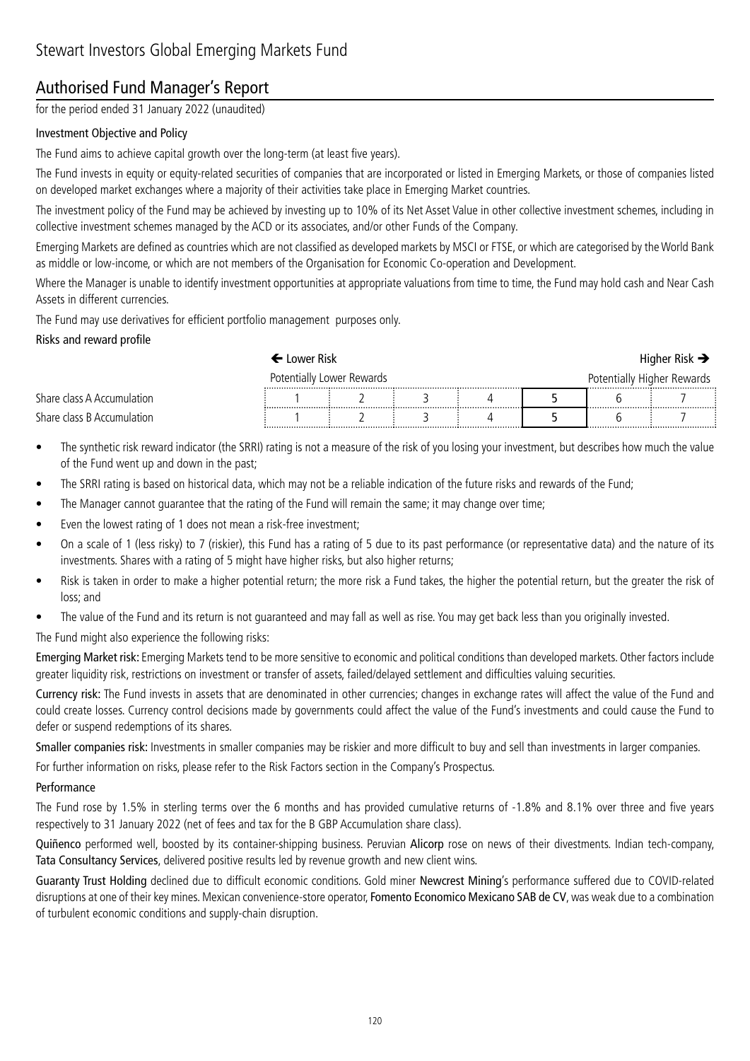# Stewart Investors Global Emerging Markets Fund

## Authorised Fund Manager's Report

for the period ended 31 January 2022 (unaudited)

### Investment Objective and Policy

The Fund aims to achieve capital growth over the long-term (at least five years).

The Fund invests in equity or equity-related securities of companies that are incorporated or listed in Emerging Markets, or those of companies listed on developed market exchanges where a majority of their activities take place in Emerging Market countries.

The investment policy of the Fund may be achieved by investing up to 10% of its Net Asset Value in other collective investment schemes, including in collective investment schemes managed by the ACD or its associates, and/or other Funds of the Company.

Emerging Markets are defined as countries which are not classified as developed markets by MSCI or FTSE, or which are categorised by the World Bank as middle or low-income, or which are not members of the Organisation for Economic Co-operation and Development.

Where the Manager is unable to identify investment opportunities at appropriate valuations from time to time, the Fund may hold cash and Near Cash Assets in different currencies.

The Fund may use derivatives for efficient portfolio management purposes only.

### Risks and reward profile

| | ← Lower Risk | | | | | | Higher Risk → |
|---|---|---|---|---|---|---|---|
| | Potentially Lower Rewards | | | | | | Potentially Higher Rewards |
| Share class A Accumulation | 1 | 2 | 3 | 4 | **5** | 6 | 7 |
| Share class B Accumulation | 1 | 2 | 3 | 4 | **5** | 6 | 7 |

- The synthetic risk reward indicator (the SRRI) rating is not a measure of the risk of you losing your investment, but describes how much the value of the Fund went up and down in the past;
- The SRRI rating is based on historical data, which may not be a reliable indication of the future risks and rewards of the Fund;
- The Manager cannot guarantee that the rating of the Fund will remain the same; it may change over time;
- Even the lowest rating of 1 does not mean a risk-free investment;
- On a scale of 1 (less risky) to 7 (riskier), this Fund has a rating of 5 due to its past performance (or representative data) and the nature of its investments. Shares with a rating of 5 might have higher risks, but also higher returns;
- Risk is taken in order to make a higher potential return; the more risk a Fund takes, the higher the potential return, but the greater the risk of loss; and
- The value of the Fund and its return is not guaranteed and may fall as well as rise. You may get back less than you originally invested.

The Fund might also experience the following risks:

**Emerging Market risk:** Emerging Markets tend to be more sensitive to economic and political conditions than developed markets. Other factors include greater liquidity risk, restrictions on investment or transfer of assets, failed/delayed settlement and difficulties valuing securities.

**Currency risk:** The Fund invests in assets that are denominated in other currencies; changes in exchange rates will affect the value of the Fund and could create losses. Currency control decisions made by governments could affect the value of the Fund's investments and could cause the Fund to defer or suspend redemptions of its shares.

**Smaller companies risk:** Investments in smaller companies may be riskier and more difficult to buy and sell than investments in larger companies.

For further information on risks, please refer to the Risk Factors section in the Company's Prospectus.

### Performance

The Fund rose by 1.5% in sterling terms over the 6 months and has provided cumulative returns of -1.8% and 8.1% over three and five years respectively to 31 January 2022 (net of fees and tax for the B GBP Accumulation share class).

**Quiñenco** performed well, boosted by its container-shipping business. Peruvian **Alicorp** rose on news of their divestments. Indian tech-company, **Tata Consultancy Services**, delivered positive results led by revenue growth and new client wins.

**Guaranty Trust Holding** declined due to difficult economic conditions. Gold miner **Newcrest Mining**'s performance suffered due to COVID-related disruptions at one of their key mines. Mexican convenience-store operator, **Fomento Economico Mexicano SAB de CV**, was weak due to a combination of turbulent economic conditions and supply-chain disruption.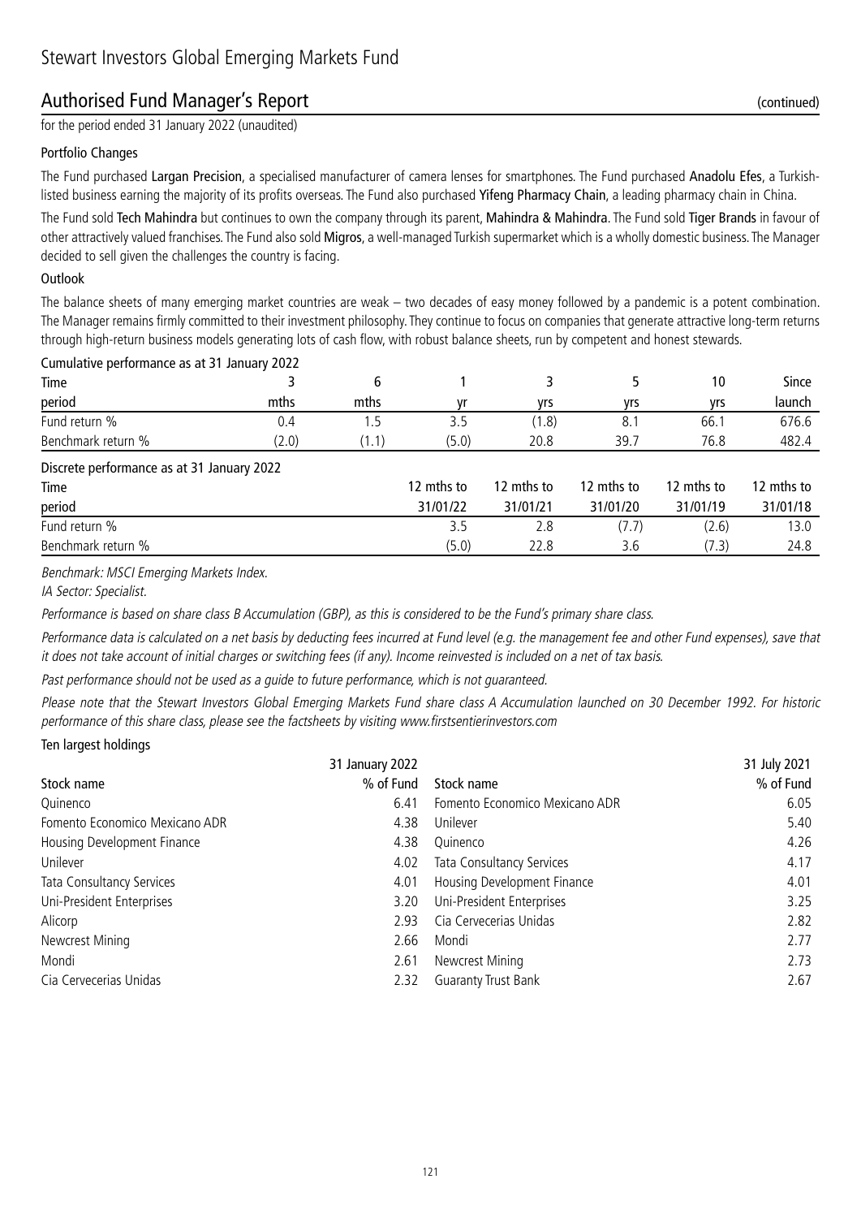# Stewart Investors Global Emerging Markets Fund

## Authorised Fund Manager's Report (continued)

for the period ended 31 January 2022 (unaudited)

### Portfolio Changes

The Fund purchased **Largan Precision**, a specialised manufacturer of camera lenses for smartphones. The Fund purchased **Anadolu Efes**, a Turkish-listed business earning the majority of its profits overseas. The Fund also purchased **Yifeng Pharmacy Chain**, a leading pharmacy chain in China.

The Fund sold **Tech Mahindra** but continues to own the company through its parent, **Mahindra & Mahindra**. The Fund sold **Tiger Brands** in favour of other attractively valued franchises. The Fund also sold **Migros**, a well-managed Turkish supermarket which is a wholly domestic business. The Manager decided to sell given the challenges the country is facing.

### Outlook

The balance sheets of many emerging market countries are weak – two decades of easy money followed by a pandemic is a potent combination. The Manager remains firmly committed to their investment philosophy. They continue to focus on companies that generate attractive long-term returns through high-return business models generating lots of cash flow, with robust balance sheets, run by competent and honest stewards.

Cumulative performance as at 31 January 2022

| Time period | 3 mths | 6 mths | 1 yr | 3 yrs | 5 yrs | 10 yrs | Since launch |
|---|---|---|---|---|---|---|---|
| Fund return % | 0.4 | 1.5 | 3.5 | (1.8) | 8.1 | 66.1 | 676.6 |
| Benchmark return % | (2.0) | (1.1) | (5.0) | 20.8 | 39.7 | 76.8 | 482.4 |

Discrete performance as at 31 January 2022

| Time period | 12 mths to 31/01/22 | 12 mths to 31/01/21 | 12 mths to 31/01/20 | 12 mths to 31/01/19 | 12 mths to 31/01/18 |
|---|---|---|---|---|---|
| Fund return % | 3.5 | 2.8 | (7.7) | (2.6) | 13.0 |
| Benchmark return % | (5.0) | 22.8 | 3.6 | (7.3) | 24.8 |

*Benchmark: MSCI Emerging Markets Index.*

*IA Sector: Specialist.*

*Performance is based on share class B Accumulation (GBP), as this is considered to be the Fund's primary share class.*

*Performance data is calculated on a net basis by deducting fees incurred at Fund level (e.g. the management fee and other Fund expenses), save that it does not take account of initial charges or switching fees (if any). Income reinvested is included on a net of tax basis.*

*Past performance should not be used as a guide to future performance, which is not guaranteed.*

*Please note that the Stewart Investors Global Emerging Markets Fund share class A Accumulation launched on 30 December 1992. For historic performance of this share class, please see the factsheets by visiting www.firstsentierinvestors.com*

### Ten largest holdings

| 31 January 2022 Stock name | % of Fund | 31 July 2021 Stock name | % of Fund |
|---|---|---|---|
| Quinenco | 6.41 | Fomento Economico Mexicano ADR | 6.05 |
| Fomento Economico Mexicano ADR | 4.38 | Unilever | 5.40 |
| Housing Development Finance | 4.38 | Quinenco | 4.26 |
| Unilever | 4.02 | Tata Consultancy Services | 4.17 |
| Tata Consultancy Services | 4.01 | Housing Development Finance | 4.01 |
| Uni-President Enterprises | 3.20 | Uni-President Enterprises | 3.25 |
| Alicorp | 2.93 | Cia Cervecerias Unidas | 2.82 |
| Newcrest Mining | 2.66 | Mondi | 2.77 |
| Mondi | 2.61 | Newcrest Mining | 2.73 |
| Cia Cervecerias Unidas | 2.32 | Guaranty Trust Bank | 2.67 |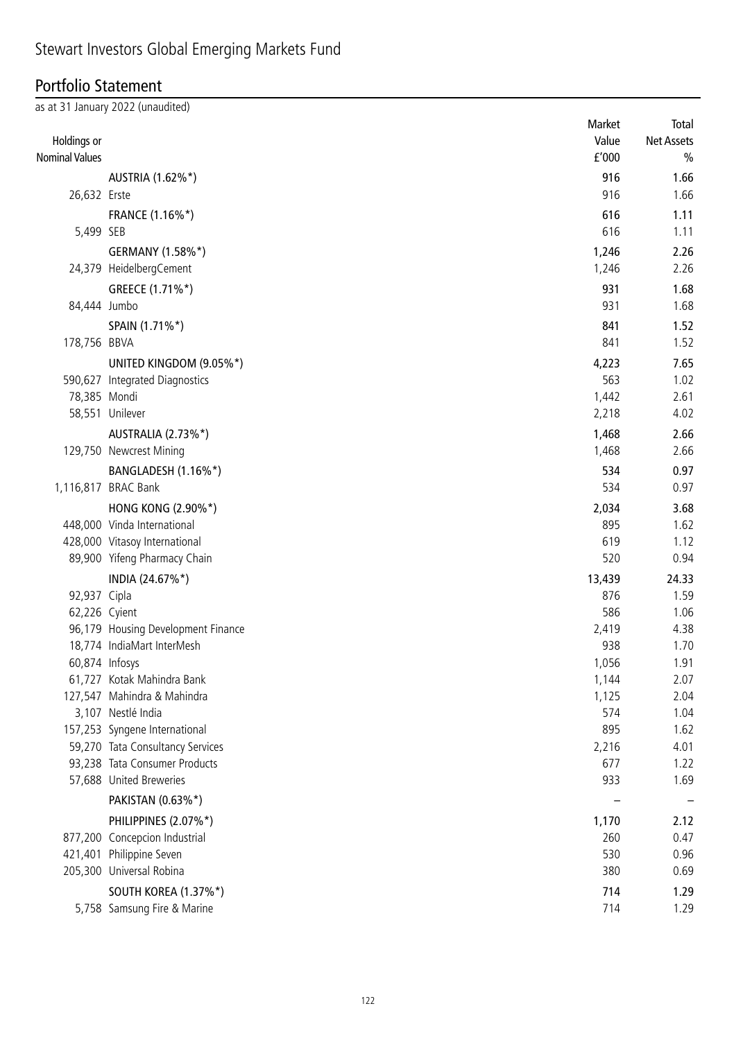# Stewart Investors Global Emerging Markets Fund

## Portfolio Statement

as at 31 January 2022 (unaudited)

| Holdings or Nominal Values | | Market Value £'000 | Total Net Assets % |
|---|---|---|---|
| | **AUSTRIA (1.62%*)** | **916** | **1.66** |
| 26,632 | Erste | 916 | 1.66 |
| | **FRANCE (1.16%*)** | **616** | **1.11** |
| 5,499 | SEB | 616 | 1.11 |
| | **GERMANY (1.58%*)** | **1,246** | **2.26** |
| 24,379 | HeidelbergCement | 1,246 | 2.26 |
| | **GREECE (1.71%*)** | **931** | **1.68** |
| 84,444 | Jumbo | 931 | 1.68 |
| | **SPAIN (1.71%*)** | **841** | **1.52** |
| 178,756 | BBVA | 841 | 1.52 |
| | **UNITED KINGDOM (9.05%*)** | **4,223** | **7.65** |
| 590,627 | Integrated Diagnostics | 563 | 1.02 |
| 78,385 | Mondi | 1,442 | 2.61 |
| 58,551 | Unilever | 2,218 | 4.02 |
| | **AUSTRALIA (2.73%*)** | **1,468** | **2.66** |
| 129,750 | Newcrest Mining | 1,468 | 2.66 |
| | **BANGLADESH (1.16%*)** | **534** | **0.97** |
| 1,116,817 | BRAC Bank | 534 | 0.97 |
| | **HONG KONG (2.90%*)** | **2,034** | **3.68** |
| 448,000 | Vinda International | 895 | 1.62 |
| 428,000 | Vitasoy International | 619 | 1.12 |
| 89,900 | Yifeng Pharmacy Chain | 520 | 0.94 |
| | **INDIA (24.67%*)** | **13,439** | **24.33** |
| 92,937 | Cipla | 876 | 1.59 |
| 62,226 | Cyient | 586 | 1.06 |
| 96,179 | Housing Development Finance | 2,419 | 4.38 |
| 18,774 | IndiaMart InterMesh | 938 | 1.70 |
| 60,874 | Infosys | 1,056 | 1.91 |
| 61,727 | Kotak Mahindra Bank | 1,144 | 2.07 |
| 127,547 | Mahindra & Mahindra | 1,125 | 2.04 |
| 3,107 | Nestlé India | 574 | 1.04 |
| 157,253 | Syngene International | 895 | 1.62 |
| 59,270 | Tata Consultancy Services | 2,216 | 4.01 |
| 93,238 | Tata Consumer Products | 677 | 1.22 |
| 57,688 | United Breweries | 933 | 1.69 |
| | **PAKISTAN (0.63%*)** | **–** | **–** |
| | **PHILIPPINES (2.07%*)** | **1,170** | **2.12** |
| 877,200 | Concepcion Industrial | 260 | 0.47 |
| 421,401 | Philippine Seven | 530 | 0.96 |
| 205,300 | Universal Robina | 380 | 0.69 |
| | **SOUTH KOREA (1.37%*)** | **714** | **1.29** |
| 5,758 | Samsung Fire & Marine | 714 | 1.29 |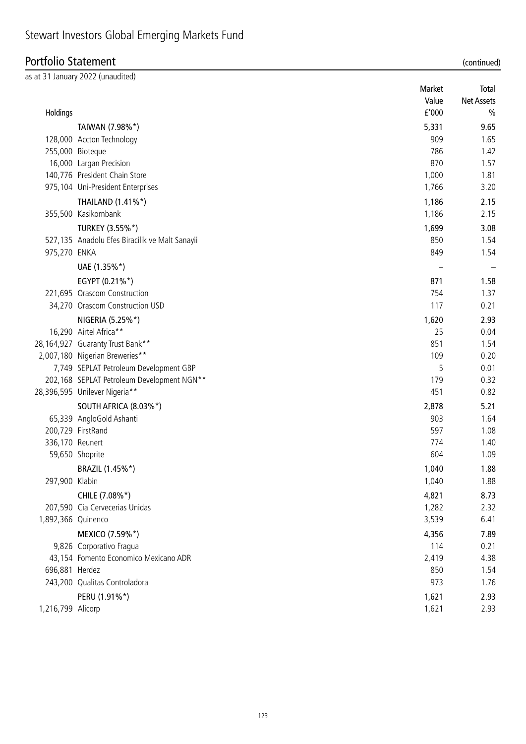# Stewart Investors Global Emerging Markets Fund

## Portfolio Statement (continued)

as at 31 January 2022 (unaudited)

| Holdings | | Market Value £'000 | Total Net Assets % |
|---|---|---|---|
| | TAIWAN (7.98%*) | 5,331 | 9.65 |
| 128,000 | Accton Technology | 909 | 1.65 |
| 255,000 | Bioteque | 786 | 1.42 |
| 16,000 | Largan Precision | 870 | 1.57 |
| 140,776 | President Chain Store | 1,000 | 1.81 |
| 975,104 | Uni-President Enterprises | 1,766 | 3.20 |
| | THAILAND (1.41%*) | 1,186 | 2.15 |
| 355,500 | Kasikornbank | 1,186 | 2.15 |
| | TURKEY (3.55%*) | 1,699 | 3.08 |
| 527,135 | Anadolu Efes Biracilik ve Malt Sanayii | 850 | 1.54 |
| 975,270 | ENKA | 849 | 1.54 |
| | UAE (1.35%*) | – | – |
| | EGYPT (0.21%*) | 871 | 1.58 |
| 221,695 | Orascom Construction | 754 | 1.37 |
| 34,270 | Orascom Construction USD | 117 | 0.21 |
| | NIGERIA (5.25%*) | 1,620 | 2.93 |
| 16,290 | Airtel Africa** | 25 | 0.04 |
| 28,164,927 | Guaranty Trust Bank** | 851 | 1.54 |
| 2,007,180 | Nigerian Breweries** | 109 | 0.20 |
| 7,749 | SEPLAT Petroleum Development GBP | 5 | 0.01 |
| 202,168 | SEPLAT Petroleum Development NGN** | 179 | 0.32 |
| 28,396,595 | Unilever Nigeria** | 451 | 0.82 |
| | SOUTH AFRICA (8.03%*) | 2,878 | 5.21 |
| 65,339 | AngloGold Ashanti | 903 | 1.64 |
| 200,729 | FirstRand | 597 | 1.08 |
| 336,170 | Reunert | 774 | 1.40 |
| 59,650 | Shoprite | 604 | 1.09 |
| | BRAZIL (1.45%*) | 1,040 | 1.88 |
| 297,900 | Klabin | 1,040 | 1.88 |
| | CHILE (7.08%*) | 4,821 | 8.73 |
| 207,590 | Cia Cervecerias Unidas | 1,282 | 2.32 |
| 1,892,366 | Quinenco | 3,539 | 6.41 |
| | MEXICO (7.59%*) | 4,356 | 7.89 |
| 9,826 | Corporativo Fragua | 114 | 0.21 |
| 43,154 | Fomento Economico Mexicano ADR | 2,419 | 4.38 |
| 696,881 | Herdez | 850 | 1.54 |
| 243,200 | Qualitas Controladora | 973 | 1.76 |
| | PERU (1.91%*) | 1,621 | 2.93 |
| 1,216,799 | Alicorp | 1,621 | 2.93 |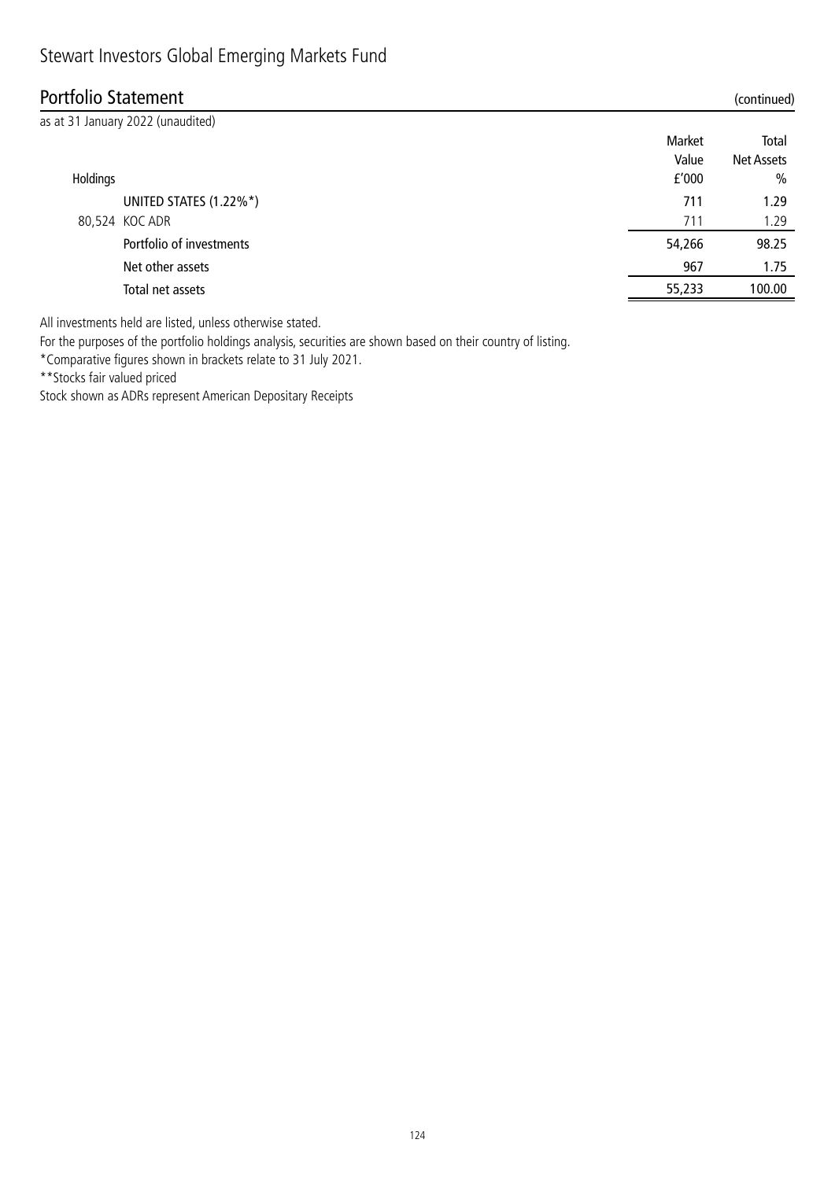# Stewart Investors Global Emerging Markets Fund

## Portfolio Statement (continued)

as at 31 January 2022 (unaudited)

| Holdings | | Market Value £'000 | Total Net Assets % |
|---|---|---|---|
| | UNITED STATES (1.22%*) | 711 | 1.29 |
| 80,524 | KOC ADR | 711 | 1.29 |
| | Portfolio of investments | 54,266 | 98.25 |
| | Net other assets | 967 | 1.75 |
| | Total net assets | 55,233 | 100.00 |

All investments held are listed, unless otherwise stated.

For the purposes of the portfolio holdings analysis, securities are shown based on their country of listing.

*Comparative figures shown in brackets relate to 31 July 2021.

**Stocks fair valued priced

Stock shown as ADRs represent American Depositary Receipts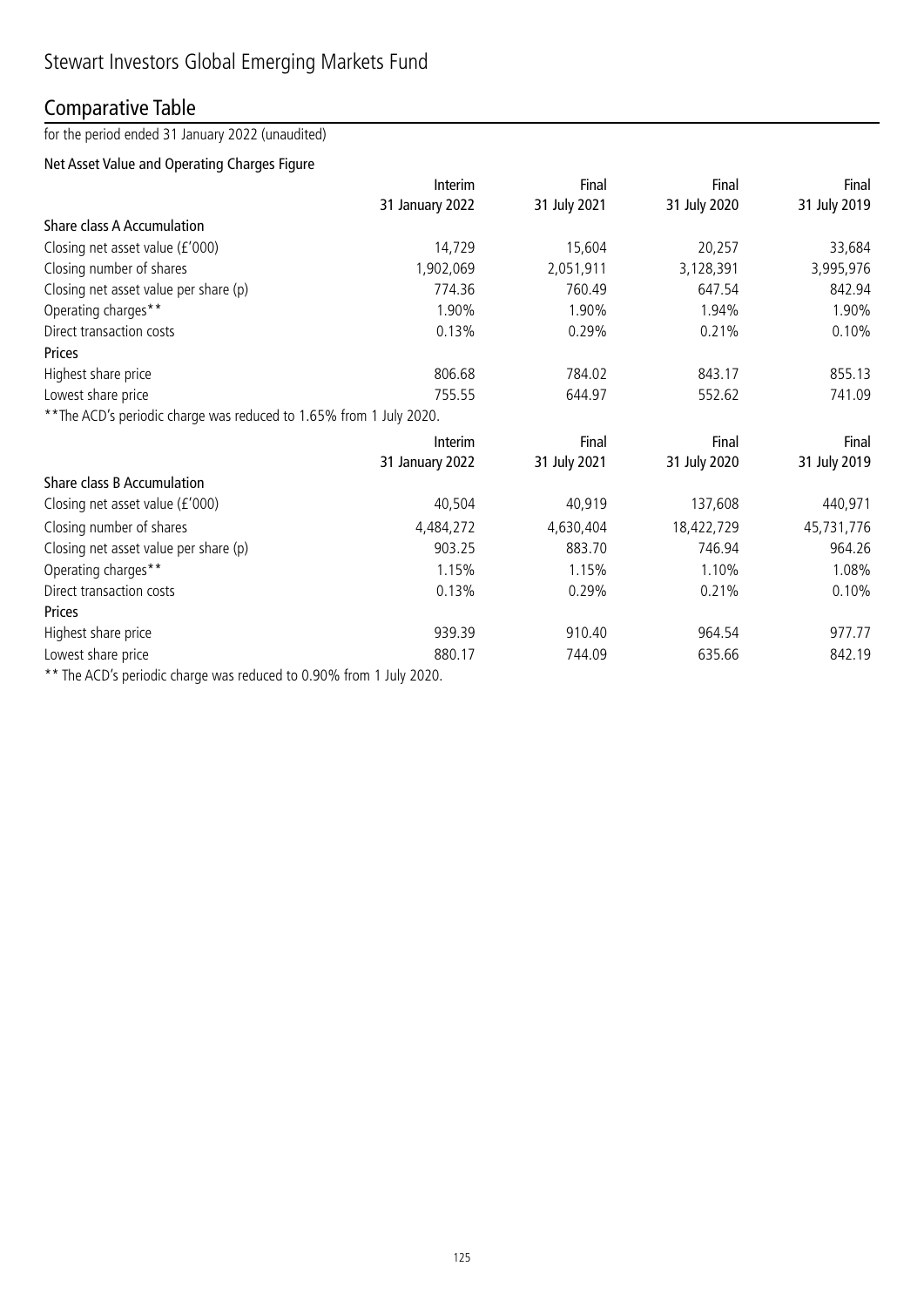# Stewart Investors Global Emerging Markets Fund

## Comparative Table

for the period ended 31 January 2022 (unaudited)

### Net Asset Value and Operating Charges Figure

| | Interim 31 January 2022 | Final 31 July 2021 | Final 31 July 2020 | Final 31 July 2019 |
|---|---|---|---|---|
| **Share class A Accumulation** | | | | |
| Closing net asset value (£'000) | 14,729 | 15,604 | 20,257 | 33,684 |
| Closing number of shares | 1,902,069 | 2,051,911 | 3,128,391 | 3,995,976 |
| Closing net asset value per share (p) | 774.36 | 760.49 | 647.54 | 842.94 |
| Operating charges** | 1.90% | 1.90% | 1.94% | 1.90% |
| Direct transaction costs | 0.13% | 0.29% | 0.21% | 0.10% |
| **Prices** | | | | |
| Highest share price | 806.68 | 784.02 | 843.17 | 855.13 |
| Lowest share price | 755.55 | 644.97 | 552.62 | 741.09 |

**The ACD's periodic charge was reduced to 1.65% from 1 July 2020.

| | Interim 31 January 2022 | Final 31 July 2021 | Final 31 July 2020 | Final 31 July 2019 |
|---|---|---|---|---|
| **Share class B Accumulation** | | | | |
| Closing net asset value (£'000) | 40,504 | 40,919 | 137,608 | 440,971 |
| Closing number of shares | 4,484,272 | 4,630,404 | 18,422,729 | 45,731,776 |
| Closing net asset value per share (p) | 903.25 | 883.70 | 746.94 | 964.26 |
| Operating charges** | 1.15% | 1.15% | 1.10% | 1.08% |
| Direct transaction costs | 0.13% | 0.29% | 0.21% | 0.10% |
| **Prices** | | | | |
| Highest share price | 939.39 | 910.40 | 964.54 | 977.77 |
| Lowest share price | 880.17 | 744.09 | 635.66 | 842.19 |

** The ACD's periodic charge was reduced to 0.90% from 1 July 2020.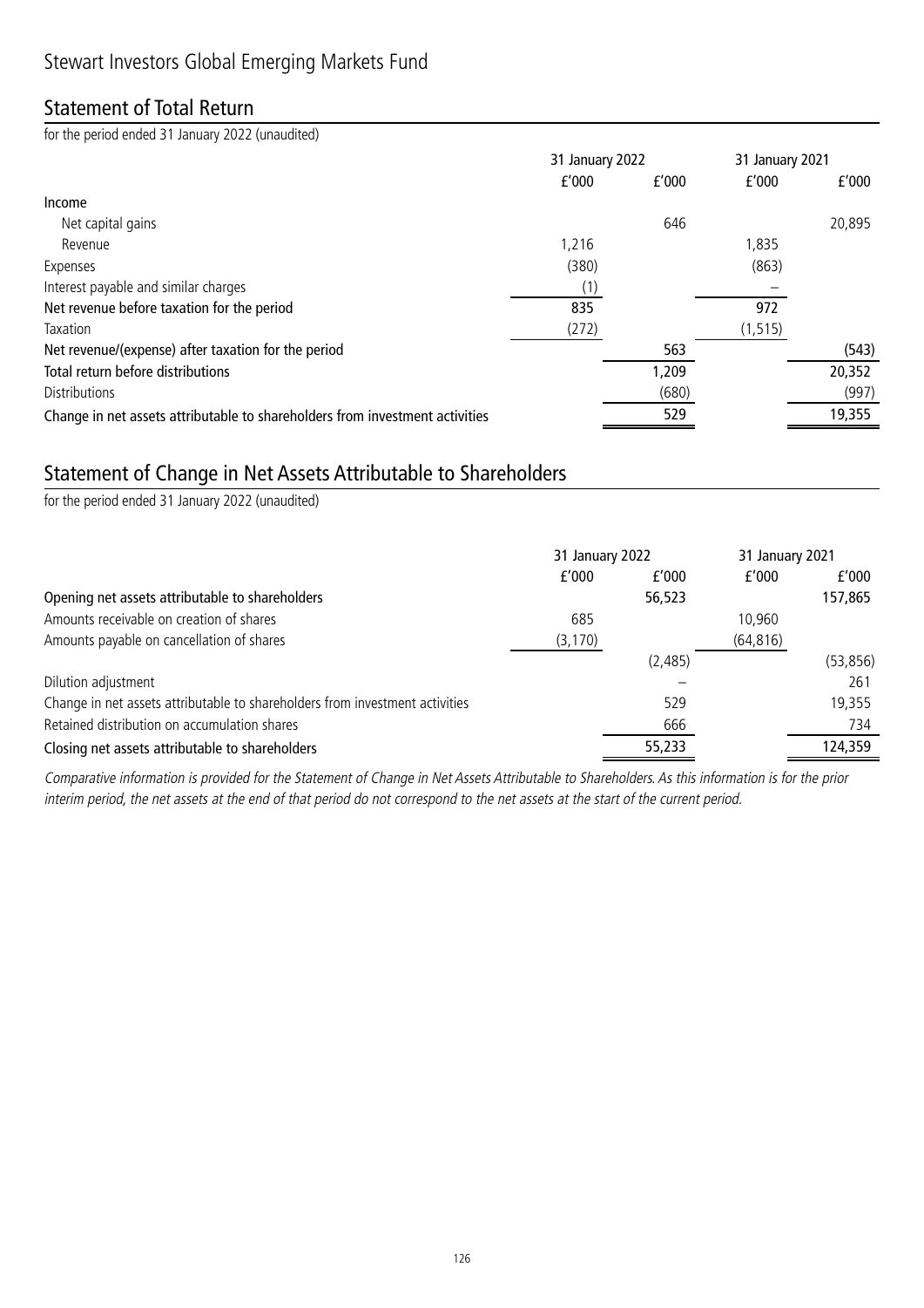# Stewart Investors Global Emerging Markets Fund

## Statement of Total Return

for the period ended 31 January 2022 (unaudited)

| | 31 January 2022 | | 31 January 2021 | |
|---|---|---|---|---|
| | £'000 | £'000 | £'000 | £'000 |
| **Income** | | | | |
| Net capital gains | | 646 | | 20,895 |
| Revenue | 1,216 | | 1,835 | |
| Expenses | (380) | | (863) | |
| Interest payable and similar charges | (1) | | – | |
| **Net revenue before taxation for the period** | 835 | | 972 | |
| Taxation | (272) | | (1,515) | |
| **Net revenue/(expense) after taxation for the period** | | 563 | | (543) |
| **Total return before distributions** | | 1,209 | | 20,352 |
| Distributions | | (680) | | (997) |
| **Change in net assets attributable to shareholders from investment activities** | | 529 | | 19,355 |

## Statement of Change in Net Assets Attributable to Shareholders

for the period ended 31 January 2022 (unaudited)

| | 31 January 2022 | | 31 January 2021 | |
|---|---|---|---|---|
| | £'000 | £'000 | £'000 | £'000 |
| **Opening net assets attributable to shareholders** | | 56,523 | | 157,865 |
| Amounts receivable on creation of shares | 685 | | 10,960 | |
| Amounts payable on cancellation of shares | (3,170) | | (64,816) | |
| | | (2,485) | | (53,856) |
| Dilution adjustment | | – | | 261 |
| Change in net assets attributable to shareholders from investment activities | | 529 | | 19,355 |
| Retained distribution on accumulation shares | | 666 | | 734 |
| **Closing net assets attributable to shareholders** | | 55,233 | | 124,359 |

*Comparative information is provided for the Statement of Change in Net Assets Attributable to Shareholders. As this information is for the prior interim period, the net assets at the end of that period do not correspond to the net assets at the start of the current period.*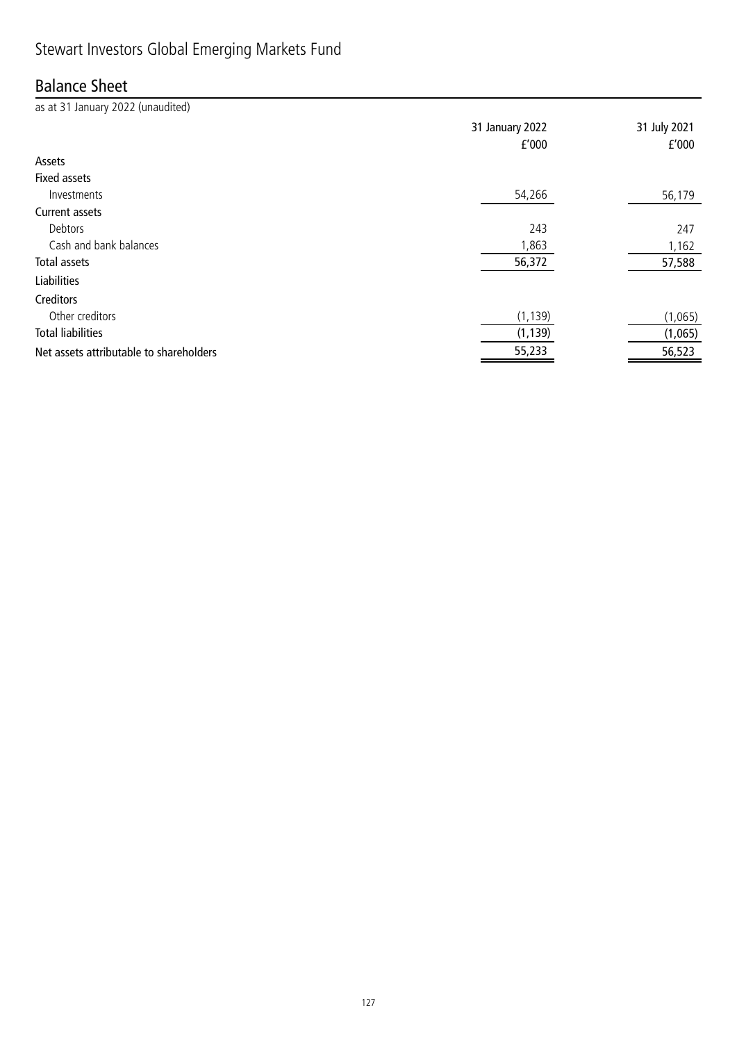# Stewart Investors Global Emerging Markets Fund

## Balance Sheet

as at 31 January 2022 (unaudited)

| | 31 January 2022<br>£'000 | 31 July 2021<br>£'000 |
|---|---|---|
| **Assets** | | |
| **Fixed assets** | | |
| Investments | 54,266 | 56,179 |
| **Current assets** | | |
| Debtors | 243 | 247 |
| Cash and bank balances | 1,863 | 1,162 |
| **Total assets** | 56,372 | 57,588 |
| **Liabilities** | | |
| **Creditors** | | |
| Other creditors | (1,139) | (1,065) |
| **Total liabilities** | (1,139) | (1,065) |
| **Net assets attributable to shareholders** | 55,233 | 56,523 |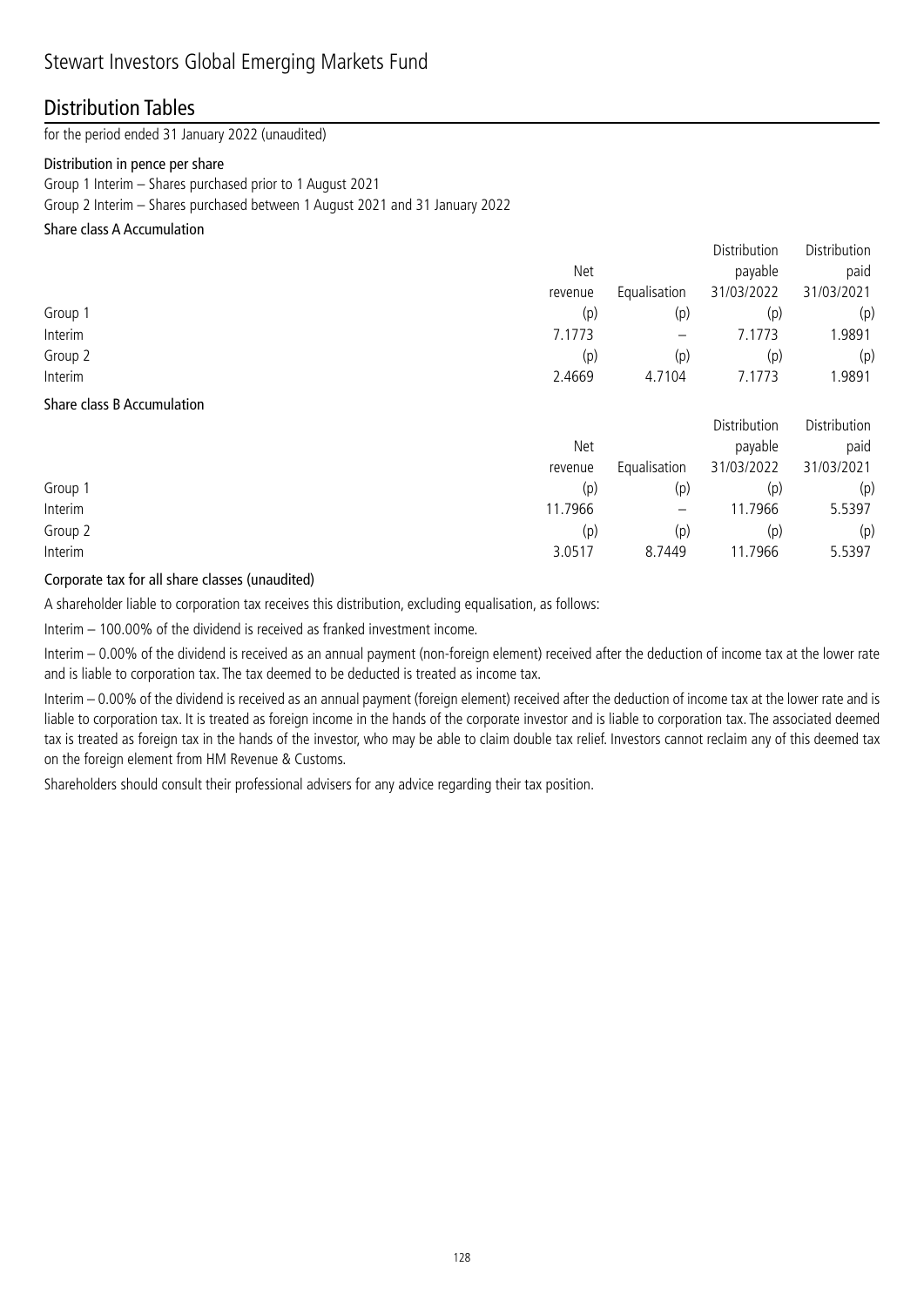# Stewart Investors Global Emerging Markets Fund

## Distribution Tables

for the period ended 31 January 2022 (unaudited)

### Distribution in pence per share

Group 1 Interim – Shares purchased prior to 1 August 2021

Group 2 Interim – Shares purchased between 1 August 2021 and 31 January 2022

#### Share class A Accumulation

| | Net revenue | Equalisation | Distribution payable 31/03/2022 | Distribution paid 31/03/2021 |
|---|---|---|---|---|
| Group 1 | (p) | (p) | (p) | (p) |
| Interim | 7.1773 | – | 7.1773 | 1.9891 |
| Group 2 | (p) | (p) | (p) | (p) |
| Interim | 2.4669 | 4.7104 | 7.1773 | 1.9891 |

#### Share class B Accumulation

| | Net revenue | Equalisation | Distribution payable 31/03/2022 | Distribution paid 31/03/2021 |
|---|---|---|---|---|
| Group 1 | (p) | (p) | (p) | (p) |
| Interim | 11.7966 | – | 11.7966 | 5.5397 |
| Group 2 | (p) | (p) | (p) | (p) |
| Interim | 3.0517 | 8.7449 | 11.7966 | 5.5397 |

#### Corporate tax for all share classes (unaudited)

A shareholder liable to corporation tax receives this distribution, excluding equalisation, as follows:

Interim – 100.00% of the dividend is received as franked investment income.

Interim – 0.00% of the dividend is received as an annual payment (non-foreign element) received after the deduction of income tax at the lower rate and is liable to corporation tax. The tax deemed to be deducted is treated as income tax.

Interim – 0.00% of the dividend is received as an annual payment (foreign element) received after the deduction of income tax at the lower rate and is liable to corporation tax. It is treated as foreign income in the hands of the corporate investor and is liable to corporation tax. The associated deemed tax is treated as foreign tax in the hands of the investor, who may be able to claim double tax relief. Investors cannot reclaim any of this deemed tax on the foreign element from HM Revenue & Customs.

Shareholders should consult their professional advisers for any advice regarding their tax position.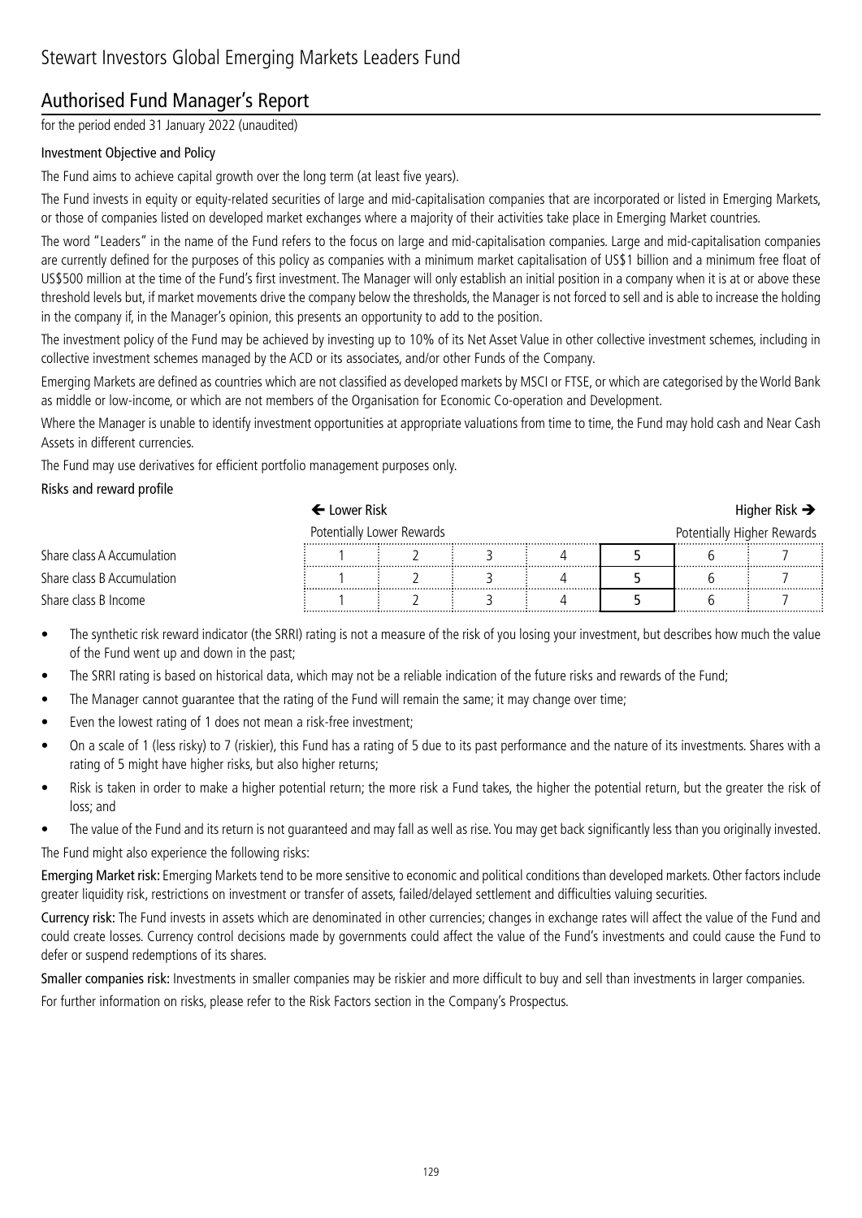# Stewart Investors Global Emerging Markets Leaders Fund

## Authorised Fund Manager's Report

for the period ended 31 January 2022 (unaudited)

### Investment Objective and Policy

The Fund aims to achieve capital growth over the long term (at least five years).

The Fund invests in equity or equity-related securities of large and mid-capitalisation companies that are incorporated or listed in Emerging Markets, or those of companies listed on developed market exchanges where a majority of their activities take place in Emerging Market countries.

The word "Leaders" in the name of the Fund refers to the focus on large and mid-capitalisation companies. Large and mid-capitalisation companies are currently defined for the purposes of this policy as companies with a minimum market capitalisation of US$1 billion and a minimum free float of US$500 million at the time of the Fund's first investment. The Manager will only establish an initial position in a company when it is at or above these threshold levels but, if market movements drive the company below the thresholds, the Manager is not forced to sell and is able to increase the holding in the company if, in the Manager's opinion, this presents an opportunity to add to the position.

The investment policy of the Fund may be achieved by investing up to 10% of its Net Asset Value in other collective investment schemes, including in collective investment schemes managed by the ACD or its associates, and/or other Funds of the Company.

Emerging Markets are defined as countries which are not classified as developed markets by MSCI or FTSE, or which are categorised by the World Bank as middle or low-income, or which are not members of the Organisation for Economic Co-operation and Development.

Where the Manager is unable to identify investment opportunities at appropriate valuations from time to time, the Fund may hold cash and Near Cash Assets in different currencies.

The Fund may use derivatives for efficient portfolio management purposes only.

### Risks and reward profile

| | ← Lower Risk | | | | | | Higher Risk → |
|---|---|---|---|---|---|---|---|
| | Potentially Lower Rewards | | | | | | Potentially Higher Rewards |
| Share class A Accumulation | 1 | 2 | 3 | 4 | **5** | 6 | 7 |
| Share class B Accumulation | 1 | 2 | 3 | 4 | **5** | 6 | 7 |
| Share class B Income | 1 | 2 | 3 | 4 | **5** | 6 | 7 |

- The synthetic risk reward indicator (the SRRI) rating is not a measure of the risk of you losing your investment, but describes how much the value of the Fund went up and down in the past;
- The SRRI rating is based on historical data, which may not be a reliable indication of the future risks and rewards of the Fund;
- The Manager cannot guarantee that the rating of the Fund will remain the same; it may change over time;
- Even the lowest rating of 1 does not mean a risk-free investment;
- On a scale of 1 (less risky) to 7 (riskier), this Fund has a rating of 5 due to its past performance and the nature of its investments. Shares with a rating of 5 might have higher risks, but also higher returns;
- Risk is taken in order to make a higher potential return; the more risk a Fund takes, the higher the potential return, but the greater the risk of loss; and
- The value of the Fund and its return is not guaranteed and may fall as well as rise. You may get back significantly less than you originally invested.

The Fund might also experience the following risks:

**Emerging Market risk:** Emerging Markets tend to be more sensitive to economic and political conditions than developed markets. Other factors include greater liquidity risk, restrictions on investment or transfer of assets, failed/delayed settlement and difficulties valuing securities.

**Currency risk:** The Fund invests in assets which are denominated in other currencies; changes in exchange rates will affect the value of the Fund and could create losses. Currency control decisions made by governments could affect the value of the Fund's investments and could cause the Fund to defer or suspend redemptions of its shares.

**Smaller companies risk:** Investments in smaller companies may be riskier and more difficult to buy and sell than investments in larger companies.

For further information on risks, please refer to the Risk Factors section in the Company's Prospectus.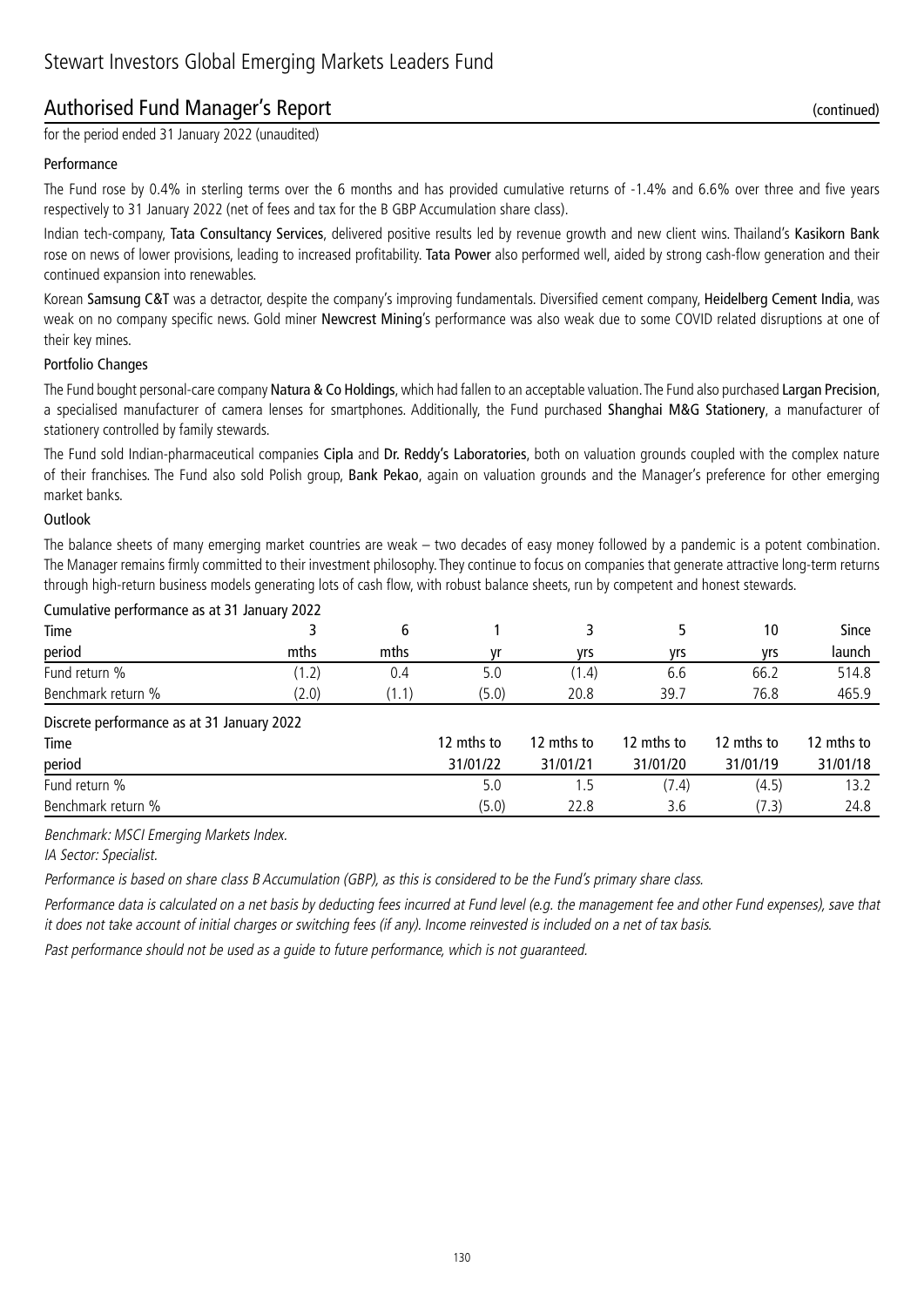# Stewart Investors Global Emerging Markets Leaders Fund

## Authorised Fund Manager's Report (continued)

for the period ended 31 January 2022 (unaudited)

### Performance

The Fund rose by 0.4% in sterling terms over the 6 months and has provided cumulative returns of -1.4% and 6.6% over three and five years respectively to 31 January 2022 (net of fees and tax for the B GBP Accumulation share class).

Indian tech-company, **Tata Consultancy Services**, delivered positive results led by revenue growth and new client wins. Thailand's **Kasikorn Bank** rose on news of lower provisions, leading to increased profitability. **Tata Power** also performed well, aided by strong cash-flow generation and their continued expansion into renewables.

Korean **Samsung C&T** was a detractor, despite the company's improving fundamentals. Diversified cement company, **Heidelberg Cement India**, was weak on no company specific news. Gold miner **Newcrest Mining**'s performance was also weak due to some COVID related disruptions at one of their key mines.

### Portfolio Changes

The Fund bought personal-care company **Natura & Co Holdings**, which had fallen to an acceptable valuation. The Fund also purchased **Largan Precision**, a specialised manufacturer of camera lenses for smartphones. Additionally, the Fund purchased **Shanghai M&G Stationery**, a manufacturer of stationery controlled by family stewards.

The Fund sold Indian-pharmaceutical companies **Cipla** and **Dr. Reddy's Laboratories**, both on valuation grounds coupled with the complex nature of their franchises. The Fund also sold Polish group, **Bank Pekao**, again on valuation grounds and the Manager's preference for other emerging market banks.

### Outlook

The balance sheets of many emerging market countries are weak – two decades of easy money followed by a pandemic is a potent combination. The Manager remains firmly committed to their investment philosophy. They continue to focus on companies that generate attractive long-term returns through high-return business models generating lots of cash flow, with robust balance sheets, run by competent and honest stewards.

Cumulative performance as at 31 January 2022

| Time period | 3 mths | 6 mths | 1 yr | 3 yrs | 5 yrs | 10 yrs | Since launch |
|---|---|---|---|---|---|---|---|
| Fund return % | (1.2) | 0.4 | 5.0 | (1.4) | 6.6 | 66.2 | 514.8 |
| Benchmark return % | (2.0) | (1.1) | (5.0) | 20.8 | 39.7 | 76.8 | 465.9 |

Discrete performance as at 31 January 2022

| Time period | 12 mths to 31/01/22 | 12 mths to 31/01/21 | 12 mths to 31/01/20 | 12 mths to 31/01/19 | 12 mths to 31/01/18 |
|---|---|---|---|---|---|
| Fund return % | 5.0 | 1.5 | (7.4) | (4.5) | 13.2 |
| Benchmark return % | (5.0) | 22.8 | 3.6 | (7.3) | 24.8 |

*Benchmark: MSCI Emerging Markets Index.*

*IA Sector: Specialist.*

*Performance is based on share class B Accumulation (GBP), as this is considered to be the Fund's primary share class.*

*Performance data is calculated on a net basis by deducting fees incurred at Fund level (e.g. the management fee and other Fund expenses), save that it does not take account of initial charges or switching fees (if any). Income reinvested is included on a net of tax basis.*

*Past performance should not be used as a guide to future performance, which is not guaranteed.*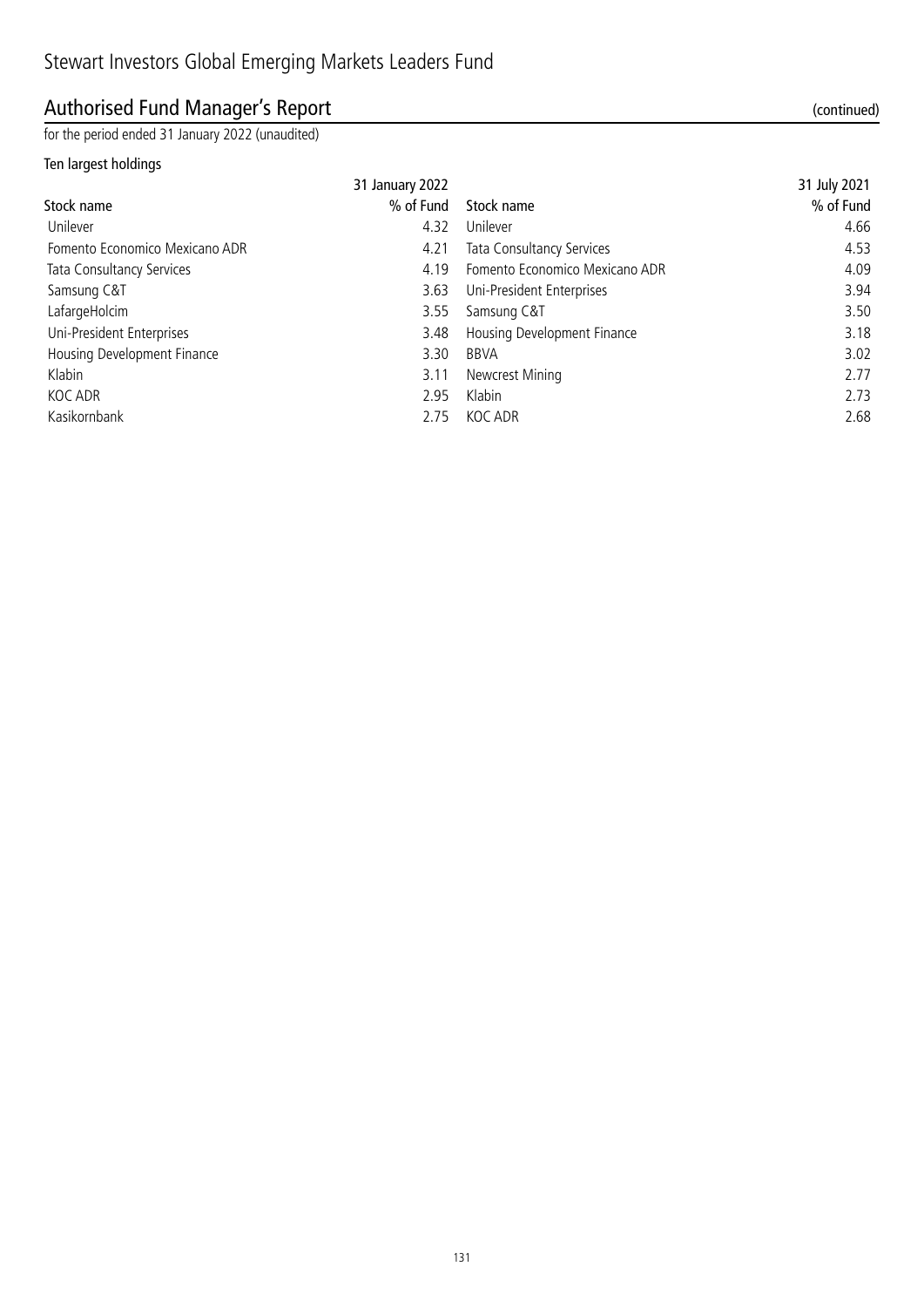# Stewart Investors Global Emerging Markets Leaders Fund

## Authorised Fund Manager's Report (continued)

for the period ended 31 January 2022 (unaudited)

### Ten largest holdings

| | 31 January 2022 | | 31 July 2021 |
|---|---|---|---|
| Stock name | % of Fund | Stock name | % of Fund |
| Unilever | 4.32 | Unilever | 4.66 |
| Fomento Economico Mexicano ADR | 4.21 | Tata Consultancy Services | 4.53 |
| Tata Consultancy Services | 4.19 | Fomento Economico Mexicano ADR | 4.09 |
| Samsung C&T | 3.63 | Uni-President Enterprises | 3.94 |
| LafargeHolcim | 3.55 | Samsung C&T | 3.50 |
| Uni-President Enterprises | 3.48 | Housing Development Finance | 3.18 |
| Housing Development Finance | 3.30 | BBVA | 3.02 |
| Klabin | 3.11 | Newcrest Mining | 2.77 |
| KOC ADR | 2.95 | Klabin | 2.73 |
| Kasikornbank | 2.75 | KOC ADR | 2.68 |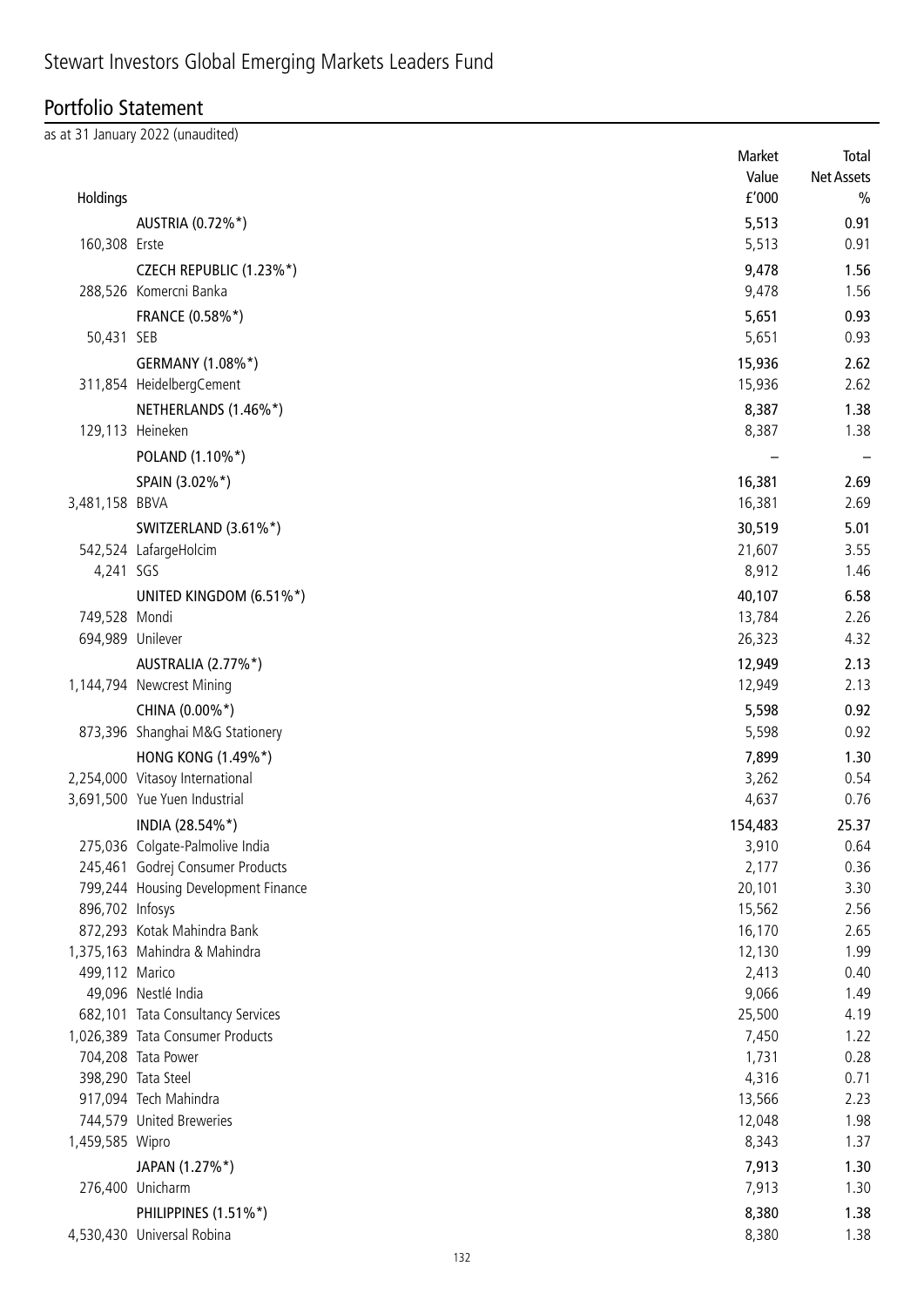# Stewart Investors Global Emerging Markets Leaders Fund

## Portfolio Statement

as at 31 January 2022 (unaudited)

| Holdings | | Market Value £'000 | Total Net Assets % |
|---|---|---|---|
| | **AUSTRIA (0.72%*)** | **5,513** | **0.91** |
| 160,308 | Erste | 5,513 | 0.91 |
| | **CZECH REPUBLIC (1.23%*)** | **9,478** | **1.56** |
| 288,526 | Komercni Banka | 9,478 | 1.56 |
| | **FRANCE (0.58%*)** | **5,651** | **0.93** |
| 50,431 | SEB | 5,651 | 0.93 |
| | **GERMANY (1.08%*)** | **15,936** | **2.62** |
| 311,854 | HeidelbergCement | 15,936 | 2.62 |
| | **NETHERLANDS (1.46%*)** | **8,387** | **1.38** |
| 129,113 | Heineken | 8,387 | 1.38 |
| | **POLAND (1.10%*)** | **–** | **–** |
| | **SPAIN (3.02%*)** | **16,381** | **2.69** |
| 3,481,158 | BBVA | 16,381 | 2.69 |
| | **SWITZERLAND (3.61%*)** | **30,519** | **5.01** |
| 542,524 | LafargeHolcim | 21,607 | 3.55 |
| 4,241 | SGS | 8,912 | 1.46 |
| | **UNITED KINGDOM (6.51%*)** | **40,107** | **6.58** |
| 749,528 | Mondi | 13,784 | 2.26 |
| 694,989 | Unilever | 26,323 | 4.32 |
| | **AUSTRALIA (2.77%*)** | **12,949** | **2.13** |
| 1,144,794 | Newcrest Mining | 12,949 | 2.13 |
| | **CHINA (0.00%*)** | **5,598** | **0.92** |
| 873,396 | Shanghai M&G Stationery | 5,598 | 0.92 |
| | **HONG KONG (1.49%*)** | **7,899** | **1.30** |
| 2,254,000 | Vitasoy International | 3,262 | 0.54 |
| 3,691,500 | Yue Yuen Industrial | 4,637 | 0.76 |
| | **INDIA (28.54%*)** | **154,483** | **25.37** |
| 275,036 | Colgate-Palmolive India | 3,910 | 0.64 |
| 245,461 | Godrej Consumer Products | 2,177 | 0.36 |
| 799,244 | Housing Development Finance | 20,101 | 3.30 |
| 896,702 | Infosys | 15,562 | 2.56 |
| 872,293 | Kotak Mahindra Bank | 16,170 | 2.65 |
| 1,375,163 | Mahindra & Mahindra | 12,130 | 1.99 |
| 499,112 | Marico | 2,413 | 0.40 |
| 49,096 | Nestlé India | 9,066 | 1.49 |
| 682,101 | Tata Consultancy Services | 25,500 | 4.19 |
| 1,026,389 | Tata Consumer Products | 7,450 | 1.22 |
| 704,208 | Tata Power | 1,731 | 0.28 |
| 398,290 | Tata Steel | 4,316 | 0.71 |
| 917,094 | Tech Mahindra | 13,566 | 2.23 |
| 744,579 | United Breweries | 12,048 | 1.98 |
| 1,459,585 | Wipro | 8,343 | 1.37 |
| | **JAPAN (1.27%*)** | **7,913** | **1.30** |
| 276,400 | Unicharm | 7,913 | 1.30 |
| | **PHILIPPINES (1.51%*)** | **8,380** | **1.38** |
| 4,530,430 | Universal Robina | 8,380 | 1.38 |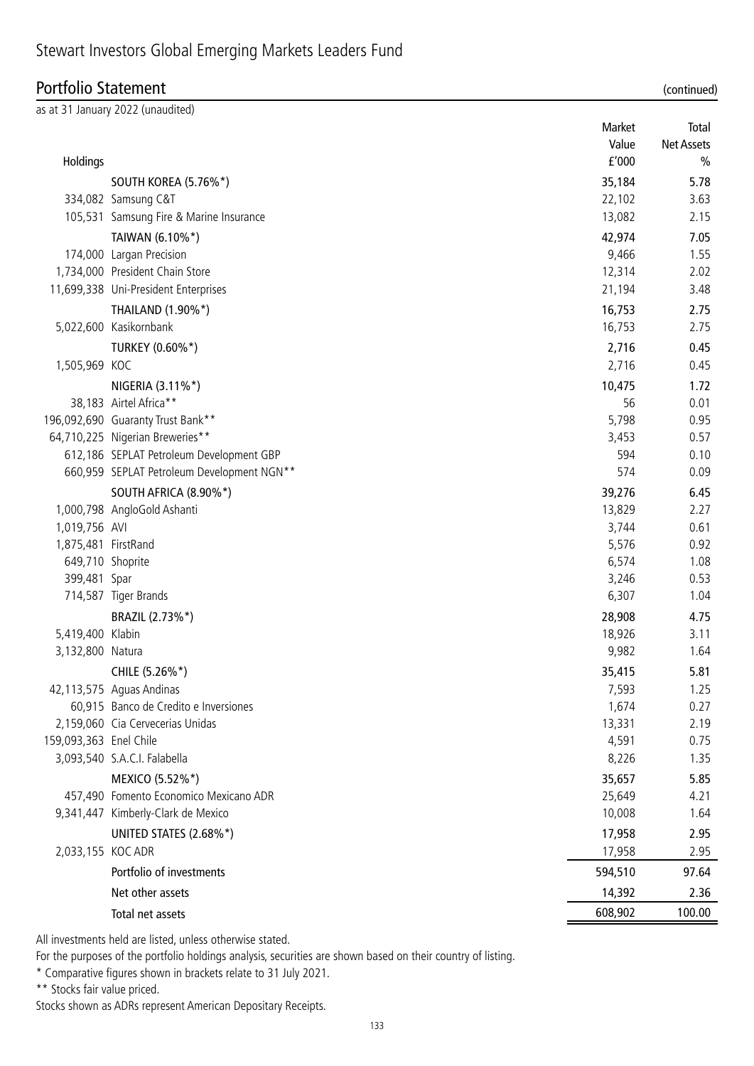# Stewart Investors Global Emerging Markets Leaders Fund

## Portfolio Statement (continued)

as at 31 January 2022 (unaudited)

| Holdings | | Market Value £'000 | Total Net Assets % |
|---|---|---|---|
| | **SOUTH KOREA (5.76%*)** | **35,184** | **5.78** |
| 334,082 | Samsung C&T | 22,102 | 3.63 |
| 105,531 | Samsung Fire & Marine Insurance | 13,082 | 2.15 |
| | **TAIWAN (6.10%*)** | **42,974** | **7.05** |
| 174,000 | Largan Precision | 9,466 | 1.55 |
| 1,734,000 | President Chain Store | 12,314 | 2.02 |
| 11,699,338 | Uni-President Enterprises | 21,194 | 3.48 |
| | **THAILAND (1.90%*)** | **16,753** | **2.75** |
| 5,022,600 | Kasikornbank | 16,753 | 2.75 |
| | **TURKEY (0.60%*)** | **2,716** | **0.45** |
| 1,505,969 | KOC | 2,716 | 0.45 |
| | **NIGERIA (3.11%*)** | **10,475** | **1.72** |
| 38,183 | Airtel Africa** | 56 | 0.01 |
| 196,092,690 | Guaranty Trust Bank** | 5,798 | 0.95 |
| 64,710,225 | Nigerian Breweries** | 3,453 | 0.57 |
| 612,186 | SEPLAT Petroleum Development GBP | 594 | 0.10 |
| 660,959 | SEPLAT Petroleum Development NGN** | 574 | 0.09 |
| | **SOUTH AFRICA (8.90%*)** | **39,276** | **6.45** |
| 1,000,798 | AngloGold Ashanti | 13,829 | 2.27 |
| 1,019,756 | AVI | 3,744 | 0.61 |
| 1,875,481 | FirstRand | 5,576 | 0.92 |
| 649,710 | Shoprite | 6,574 | 1.08 |
| 399,481 | Spar | 3,246 | 0.53 |
| 714,587 | Tiger Brands | 6,307 | 1.04 |
| | **BRAZIL (2.73%*)** | **28,908** | **4.75** |
| 5,419,400 | Klabin | 18,926 | 3.11 |
| 3,132,800 | Natura | 9,982 | 1.64 |
| | **CHILE (5.26%*)** | **35,415** | **5.81** |
| 42,113,575 | Aguas Andinas | 7,593 | 1.25 |
| 60,915 | Banco de Credito e Inversiones | 1,674 | 0.27 |
| 2,159,060 | Cia Cervecerias Unidas | 13,331 | 2.19 |
| 159,093,363 | Enel Chile | 4,591 | 0.75 |
| 3,093,540 | S.A.C.I. Falabella | 8,226 | 1.35 |
| | **MEXICO (5.52%*)** | **35,657** | **5.85** |
| 457,490 | Fomento Economico Mexicano ADR | 25,649 | 4.21 |
| 9,341,447 | Kimberly-Clark de Mexico | 10,008 | 1.64 |
| | **UNITED STATES (2.68%*)** | **17,958** | **2.95** |
| 2,033,155 | KOC ADR | 17,958 | 2.95 |
| | **Portfolio of investments** | **594,510** | **97.64** |
| | **Net other assets** | **14,392** | **2.36** |
| | **Total net assets** | **608,902** | **100.00** |

All investments held are listed, unless otherwise stated.

For the purposes of the portfolio holdings analysis, securities are shown based on their country of listing.

\* Comparative figures shown in brackets relate to 31 July 2021.

\*\* Stocks fair value priced.

Stocks shown as ADRs represent American Depositary Receipts.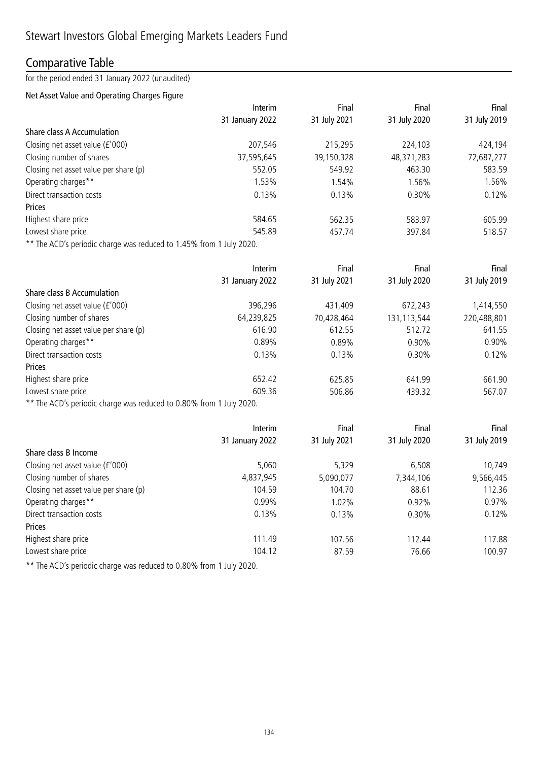# Stewart Investors Global Emerging Markets Leaders Fund

## Comparative Table

for the period ended 31 January 2022 (unaudited)

### Net Asset Value and Operating Charges Figure

| | Interim 31 January 2022 | Final 31 July 2021 | Final 31 July 2020 | Final 31 July 2019 |
|---|---|---|---|---|
| **Share class A Accumulation** | | | | |
| Closing net asset value (£'000) | 207,546 | 215,295 | 224,103 | 424,194 |
| Closing number of shares | 37,595,645 | 39,150,328 | 48,371,283 | 72,687,277 |
| Closing net asset value per share (p) | 552.05 | 549.92 | 463.30 | 583.59 |
| Operating charges** | 1.53% | 1.54% | 1.56% | 1.56% |
| Direct transaction costs | 0.13% | 0.13% | 0.30% | 0.12% |
| **Prices** | | | | |
| Highest share price | 584.65 | 562.35 | 583.97 | 605.99 |
| Lowest share price | 545.89 | 457.74 | 397.84 | 518.57 |

** The ACD's periodic charge was reduced to 1.45% from 1 July 2020.

| | Interim 31 January 2022 | Final 31 July 2021 | Final 31 July 2020 | Final 31 July 2019 |
|---|---|---|---|---|
| **Share class B Accumulation** | | | | |
| Closing net asset value (£'000) | 396,296 | 431,409 | 672,243 | 1,414,550 |
| Closing number of shares | 64,239,825 | 70,428,464 | 131,113,544 | 220,488,801 |
| Closing net asset value per share (p) | 616.90 | 612.55 | 512.72 | 641.55 |
| Operating charges** | 0.89% | 0.89% | 0.90% | 0.90% |
| Direct transaction costs | 0.13% | 0.13% | 0.30% | 0.12% |
| **Prices** | | | | |
| Highest share price | 652.42 | 625.85 | 641.99 | 661.90 |
| Lowest share price | 609.36 | 506.86 | 439.32 | 567.07 |

** The ACD's periodic charge was reduced to 0.80% from 1 July 2020.

| | Interim 31 January 2022 | Final 31 July 2021 | Final 31 July 2020 | Final 31 July 2019 |
|---|---|---|---|---|
| **Share class B Income** | | | | |
| Closing net asset value (£'000) | 5,060 | 5,329 | 6,508 | 10,749 |
| Closing number of shares | 4,837,945 | 5,090,077 | 7,344,106 | 9,566,445 |
| Closing net asset value per share (p) | 104.59 | 104.70 | 88.61 | 112.36 |
| Operating charges** | 0.99% | 1.02% | 0.92% | 0.97% |
| Direct transaction costs | 0.13% | 0.13% | 0.30% | 0.12% |
| **Prices** | | | | |
| Highest share price | 111.49 | 107.56 | 112.44 | 117.88 |
| Lowest share price | 104.12 | 87.59 | 76.66 | 100.97 |

** The ACD's periodic charge was reduced to 0.80% from 1 July 2020.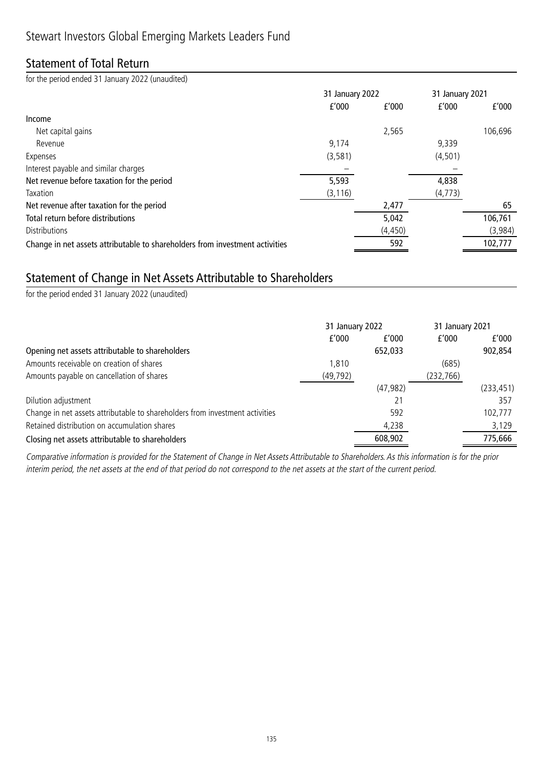# Stewart Investors Global Emerging Markets Leaders Fund

## Statement of Total Return

for the period ended 31 January 2022 (unaudited)

| | 31 January 2022 | | 31 January 2021 | |
|---|---|---|---|---|
| | £'000 | £'000 | £'000 | £'000 |
| **Income** | | | | |
| Net capital gains | | 2,565 | | 106,696 |
| Revenue | 9,174 | | 9,339 | |
| Expenses | (3,581) | | (4,501) | |
| Interest payable and similar charges | – | | – | |
| **Net revenue before taxation for the period** | 5,593 | | 4,838 | |
| Taxation | (3,116) | | (4,773) | |
| **Net revenue after taxation for the period** | | 2,477 | | 65 |
| **Total return before distributions** | | 5,042 | | 106,761 |
| Distributions | | (4,450) | | (3,984) |
| **Change in net assets attributable to shareholders from investment activities** | | 592 | | 102,777 |

## Statement of Change in Net Assets Attributable to Shareholders

for the period ended 31 January 2022 (unaudited)

| | 31 January 2022 | | 31 January 2021 | |
|---|---|---|---|---|
| | £'000 | £'000 | £'000 | £'000 |
| **Opening net assets attributable to shareholders** | | 652,033 | | 902,854 |
| Amounts receivable on creation of shares | 1,810 | | (685) | |
| Amounts payable on cancellation of shares | (49,792) | | (232,766) | |
| | | (47,982) | | (233,451) |
| Dilution adjustment | | 21 | | 357 |
| Change in net assets attributable to shareholders from investment activities | | 592 | | 102,777 |
| Retained distribution on accumulation shares | | 4,238 | | 3,129 |
| **Closing net assets attributable to shareholders** | | 608,902 | | 775,666 |

*Comparative information is provided for the Statement of Change in Net Assets Attributable to Shareholders. As this information is for the prior interim period, the net assets at the end of that period do not correspond to the net assets at the start of the current period.*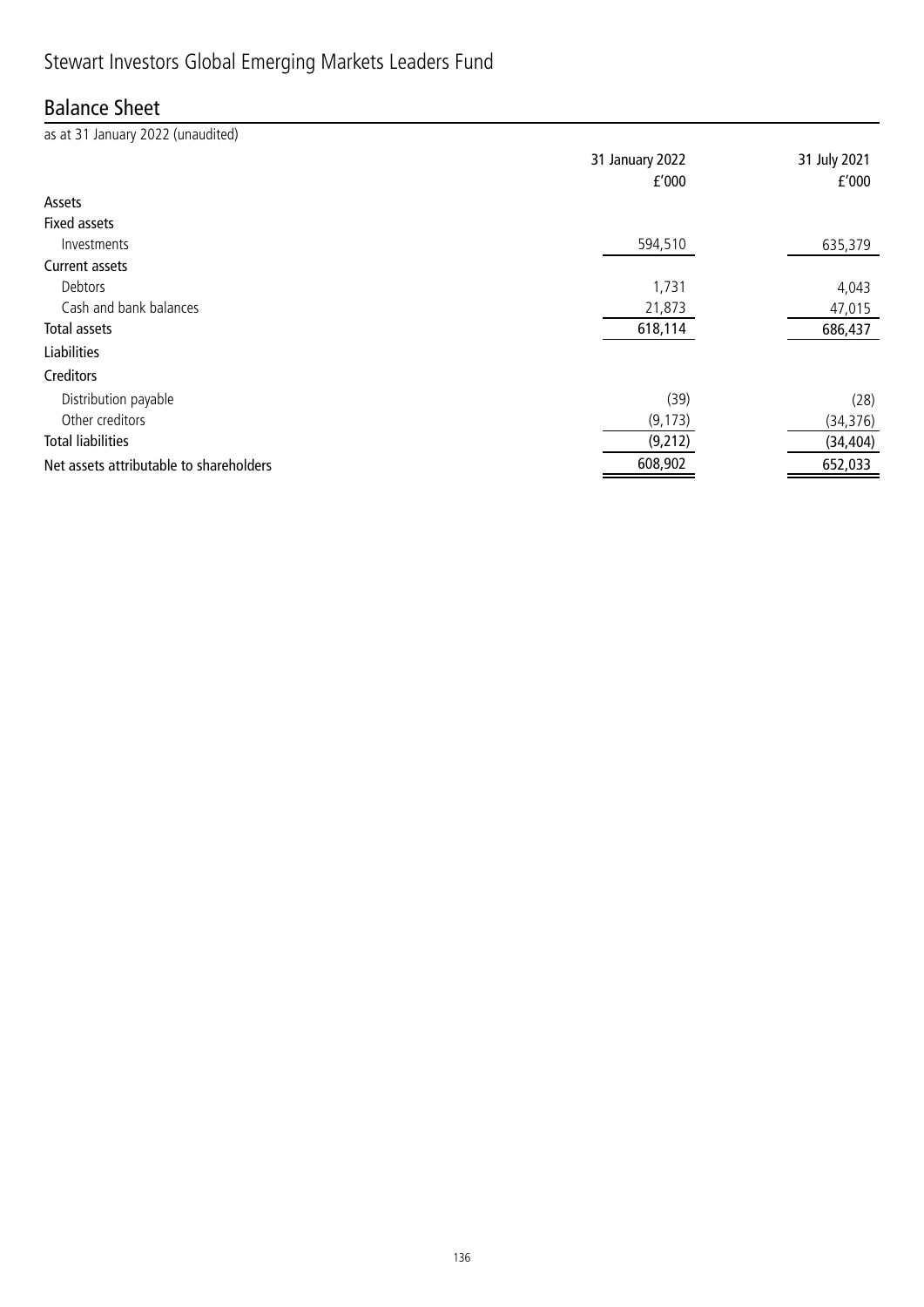# Stewart Investors Global Emerging Markets Leaders Fund

## Balance Sheet

as at 31 January 2022 (unaudited)

| | 31 January 2022 £'000 | 31 July 2021 £'000 |
|---|---|---|
| **Assets** | | |
| **Fixed assets** | | |
| Investments | 594,510 | 635,379 |
| **Current assets** | | |
| Debtors | 1,731 | 4,043 |
| Cash and bank balances | 21,873 | 47,015 |
| **Total assets** | 618,114 | 686,437 |
| **Liabilities** | | |
| **Creditors** | | |
| Distribution payable | (39) | (28) |
| Other creditors | (9,173) | (34,376) |
| **Total liabilities** | (9,212) | (34,404) |
| **Net assets attributable to shareholders** | 608,902 | 652,033 |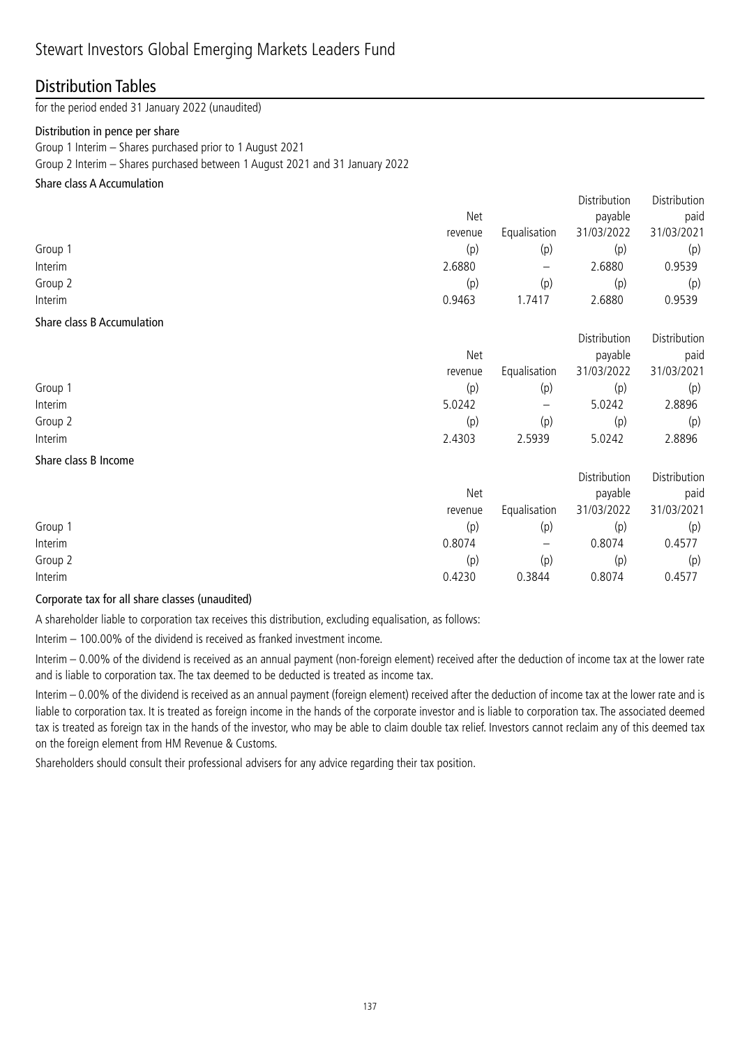# Stewart Investors Global Emerging Markets Leaders Fund

## Distribution Tables

for the period ended 31 January 2022 (unaudited)

#### Distribution in pence per share

Group 1 Interim – Shares purchased prior to 1 August 2021

Group 2 Interim – Shares purchased between 1 August 2021 and 31 January 2022

#### Share class A Accumulation

| | Net revenue | Equalisation | Distribution payable 31/03/2022 | Distribution paid 31/03/2021 |
|---|---|---|---|---|
| Group 1 | (p) | (p) | (p) | (p) |
| Interim | 2.6880 | – | 2.6880 | 0.9539 |
| Group 2 | (p) | (p) | (p) | (p) |
| Interim | 0.9463 | 1.7417 | 2.6880 | 0.9539 |

#### Share class B Accumulation

| | Net revenue | Equalisation | Distribution payable 31/03/2022 | Distribution paid 31/03/2021 |
|---|---|---|---|---|
| Group 1 | (p) | (p) | (p) | (p) |
| Interim | 5.0242 | – | 5.0242 | 2.8896 |
| Group 2 | (p) | (p) | (p) | (p) |
| Interim | 2.4303 | 2.5939 | 5.0242 | 2.8896 |

#### Share class B Income

| | Net revenue | Equalisation | Distribution payable 31/03/2022 | Distribution paid 31/03/2021 |
|---|---|---|---|---|
| Group 1 | (p) | (p) | (p) | (p) |
| Interim | 0.8074 | – | 0.8074 | 0.4577 |
| Group 2 | (p) | (p) | (p) | (p) |
| Interim | 0.4230 | 0.3844 | 0.8074 | 0.4577 |

#### Corporate tax for all share classes (unaudited)

A shareholder liable to corporation tax receives this distribution, excluding equalisation, as follows:

Interim – 100.00% of the dividend is received as franked investment income.

Interim – 0.00% of the dividend is received as an annual payment (non-foreign element) received after the deduction of income tax at the lower rate and is liable to corporation tax. The tax deemed to be deducted is treated as income tax.

Interim – 0.00% of the dividend is received as an annual payment (foreign element) received after the deduction of income tax at the lower rate and is liable to corporation tax. It is treated as foreign income in the hands of the corporate investor and is liable to corporation tax. The associated deemed tax is treated as foreign tax in the hands of the investor, who may be able to claim double tax relief. Investors cannot reclaim any of this deemed tax on the foreign element from HM Revenue & Customs.

Shareholders should consult their professional advisers for any advice regarding their tax position.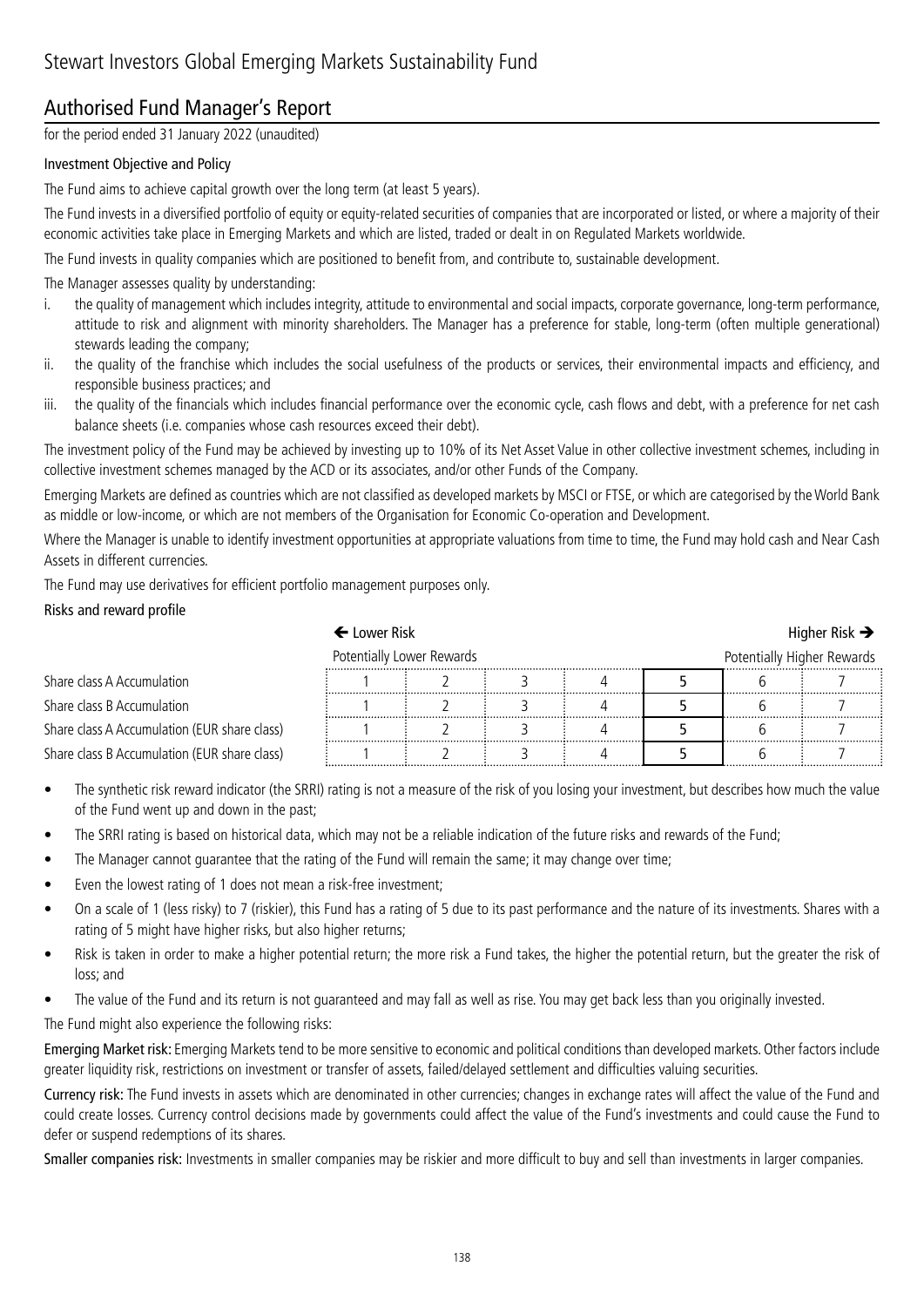# Stewart Investors Global Emerging Markets Sustainability Fund

## Authorised Fund Manager's Report

for the period ended 31 January 2022 (unaudited)

### Investment Objective and Policy

The Fund aims to achieve capital growth over the long term (at least 5 years).

The Fund invests in a diversified portfolio of equity or equity-related securities of companies that are incorporated or listed, or where a majority of their economic activities take place in Emerging Markets and which are listed, traded or dealt in on Regulated Markets worldwide.

The Fund invests in quality companies which are positioned to benefit from, and contribute to, sustainable development.

The Manager assesses quality by understanding:

i. the quality of management which includes integrity, attitude to environmental and social impacts, corporate governance, long-term performance, attitude to risk and alignment with minority shareholders. The Manager has a preference for stable, long-term (often multiple generational) stewards leading the company;
ii. the quality of the franchise which includes the social usefulness of the products or services, their environmental impacts and efficiency, and responsible business practices; and
iii. the quality of the financials which includes financial performance over the economic cycle, cash flows and debt, with a preference for net cash balance sheets (i.e. companies whose cash resources exceed their debt).

The investment policy of the Fund may be achieved by investing up to 10% of its Net Asset Value in other collective investment schemes, including in collective investment schemes managed by the ACD or its associates, and/or other Funds of the Company.

Emerging Markets are defined as countries which are not classified as developed markets by MSCI or FTSE, or which are categorised by the World Bank as middle or low-income, or which are not members of the Organisation for Economic Co-operation and Development.

Where the Manager is unable to identify investment opportunities at appropriate valuations from time to time, the Fund may hold cash and Near Cash Assets in different currencies.

The Fund may use derivatives for efficient portfolio management purposes only.

### Risks and reward profile

| | ← Lower Risk | | | | | | Higher Risk → |
|---|---|---|---|---|---|---|---|
| | Potentially Lower Rewards | | | | | | Potentially Higher Rewards |
| Share class A Accumulation | 1 | 2 | 3 | 4 | **5** | 6 | 7 |
| Share class B Accumulation | 1 | 2 | 3 | 4 | **5** | 6 | 7 |
| Share class A Accumulation (EUR share class) | 1 | 2 | 3 | 4 | **5** | 6 | 7 |
| Share class B Accumulation (EUR share class) | 1 | 2 | 3 | 4 | **5** | 6 | 7 |

- The synthetic risk reward indicator (the SRRI) rating is not a measure of the risk of you losing your investment, but describes how much the value of the Fund went up and down in the past;
- The SRRI rating is based on historical data, which may not be a reliable indication of the future risks and rewards of the Fund;
- The Manager cannot guarantee that the rating of the Fund will remain the same; it may change over time;
- Even the lowest rating of 1 does not mean a risk-free investment;
- On a scale of 1 (less risky) to 7 (riskier), this Fund has a rating of 5 due to its past performance and the nature of its investments. Shares with a rating of 5 might have higher risks, but also higher returns;
- Risk is taken in order to make a higher potential return; the more risk a Fund takes, the higher the potential return, but the greater the risk of loss; and
- The value of the Fund and its return is not guaranteed and may fall as well as rise. You may get back less than you originally invested.

The Fund might also experience the following risks:

**Emerging Market risk:** Emerging Markets tend to be more sensitive to economic and political conditions than developed markets. Other factors include greater liquidity risk, restrictions on investment or transfer of assets, failed/delayed settlement and difficulties valuing securities.

**Currency risk:** The Fund invests in assets which are denominated in other currencies; changes in exchange rates will affect the value of the Fund and could create losses. Currency control decisions made by governments could affect the value of the Fund's investments and could cause the Fund to defer or suspend redemptions of its shares.

**Smaller companies risk:** Investments in smaller companies may be riskier and more difficult to buy and sell than investments in larger companies.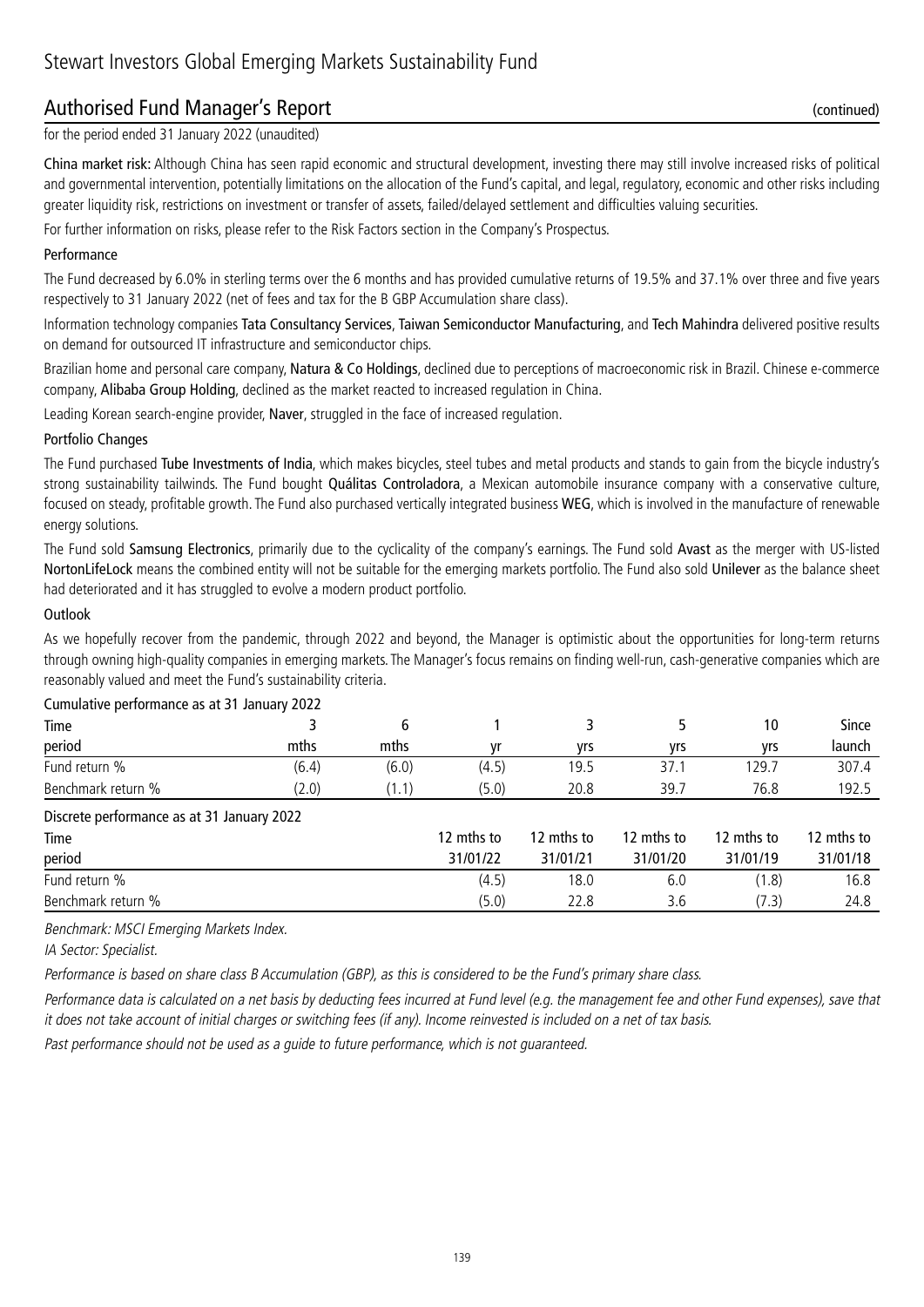# Stewart Investors Global Emerging Markets Sustainability Fund

## Authorised Fund Manager's Report (continued)

for the period ended 31 January 2022 (unaudited)

**China market risk:** Although China has seen rapid economic and structural development, investing there may still involve increased risks of political and governmental intervention, potentially limitations on the allocation of the Fund's capital, and legal, regulatory, economic and other risks including greater liquidity risk, restrictions on investment or transfer of assets, failed/delayed settlement and difficulties valuing securities.

For further information on risks, please refer to the Risk Factors section in the Company's Prospectus.

### Performance

The Fund decreased by 6.0% in sterling terms over the 6 months and has provided cumulative returns of 19.5% and 37.1% over three and five years respectively to 31 January 2022 (net of fees and tax for the B GBP Accumulation share class).

Information technology companies **Tata Consultancy Services**, **Taiwan Semiconductor Manufacturing**, and **Tech Mahindra** delivered positive results on demand for outsourced IT infrastructure and semiconductor chips.

Brazilian home and personal care company, **Natura & Co Holdings**, declined due to perceptions of macroeconomic risk in Brazil. Chinese e-commerce company, **Alibaba Group Holding**, declined as the market reacted to increased regulation in China.

Leading Korean search-engine provider, **Naver**, struggled in the face of increased regulation.

### Portfolio Changes

The Fund purchased **Tube Investments of India**, which makes bicycles, steel tubes and metal products and stands to gain from the bicycle industry's strong sustainability tailwinds. The Fund bought **Quálitas Controladora**, a Mexican automobile insurance company with a conservative culture, focused on steady, profitable growth. The Fund also purchased vertically integrated business **WEG**, which is involved in the manufacture of renewable energy solutions.

The Fund sold **Samsung Electronics**, primarily due to the cyclicality of the company's earnings. The Fund sold **Avast** as the merger with US-listed **NortonLifeLock** means the combined entity will not be suitable for the emerging markets portfolio. The Fund also sold **Unilever** as the balance sheet had deteriorated and it has struggled to evolve a modern product portfolio.

### Outlook

As we hopefully recover from the pandemic, through 2022 and beyond, the Manager is optimistic about the opportunities for long-term returns through owning high-quality companies in emerging markets. The Manager's focus remains on finding well-run, cash-generative companies which are reasonably valued and meet the Fund's sustainability criteria.

Cumulative performance as at 31 January 2022

| Time period | 3 mths | 6 mths | 1 yr | 3 yrs | 5 yrs | 10 yrs | Since launch |
|---|---|---|---|---|---|---|---|
| Fund return % | (6.4) | (6.0) | (4.5) | 19.5 | 37.1 | 129.7 | 307.4 |
| Benchmark return % | (2.0) | (1.1) | (5.0) | 20.8 | 39.7 | 76.8 | 192.5 |

Discrete performance as at 31 January 2022

| Time period | 12 mths to 31/01/22 | 12 mths to 31/01/21 | 12 mths to 31/01/20 | 12 mths to 31/01/19 | 12 mths to 31/01/18 |
|---|---|---|---|---|---|
| Fund return % | (4.5) | 18.0 | 6.0 | (1.8) | 16.8 |
| Benchmark return % | (5.0) | 22.8 | 3.6 | (7.3) | 24.8 |

*Benchmark: MSCI Emerging Markets Index.*

*IA Sector: Specialist.*

*Performance is based on share class B Accumulation (GBP), as this is considered to be the Fund's primary share class.*

*Performance data is calculated on a net basis by deducting fees incurred at Fund level (e.g. the management fee and other Fund expenses), save that it does not take account of initial charges or switching fees (if any). Income reinvested is included on a net of tax basis.*

*Past performance should not be used as a guide to future performance, which is not guaranteed.*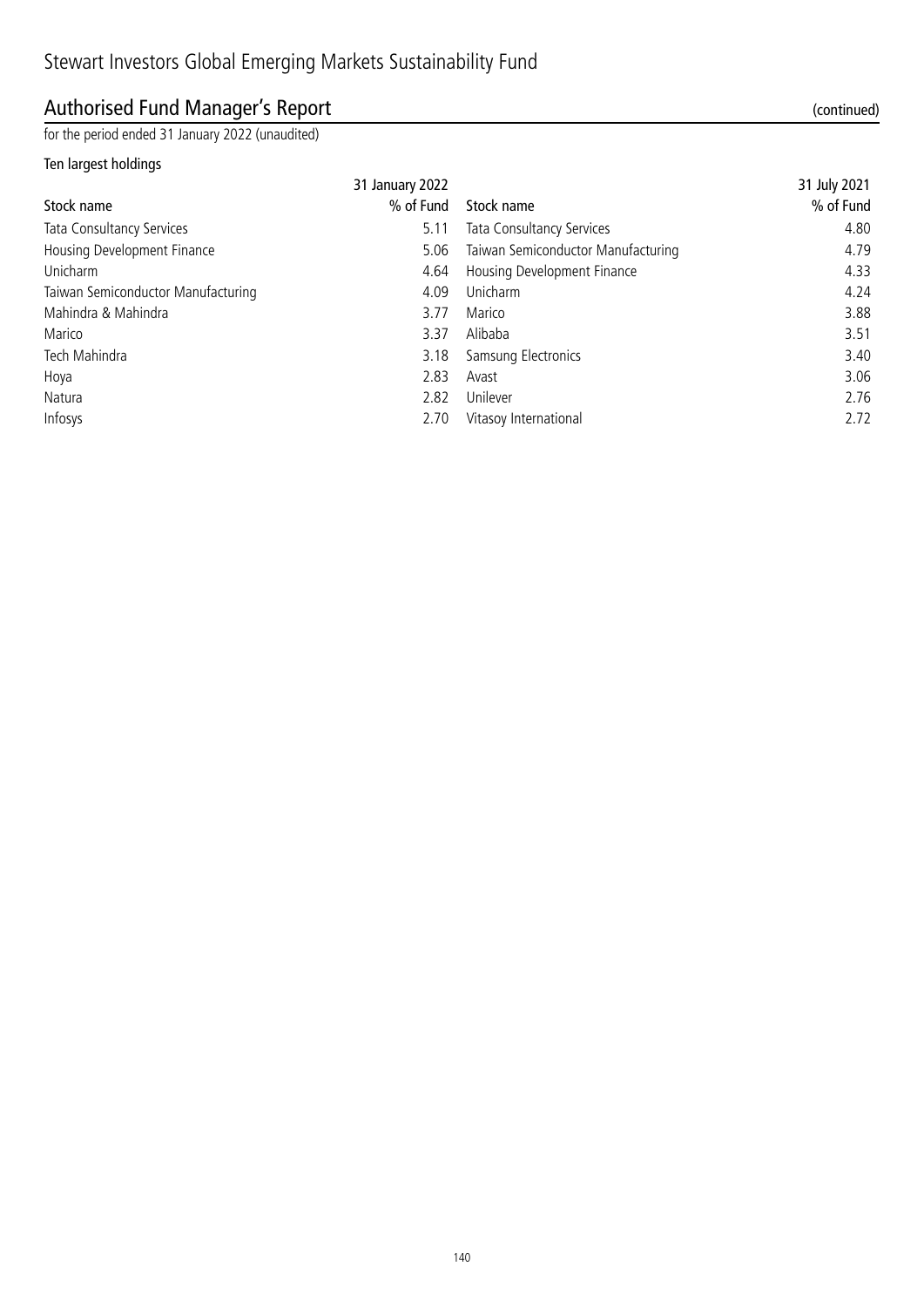# Stewart Investors Global Emerging Markets Sustainability Fund

## Authorised Fund Manager's Report (continued)

for the period ended 31 January 2022 (unaudited)

### Ten largest holdings

| Stock name | 31 January 2022 % of Fund | Stock name | 31 July 2021 % of Fund |
|---|---|---|---|
| Tata Consultancy Services | 5.11 | Tata Consultancy Services | 4.80 |
| Housing Development Finance | 5.06 | Taiwan Semiconductor Manufacturing | 4.79 |
| Unicharm | 4.64 | Housing Development Finance | 4.33 |
| Taiwan Semiconductor Manufacturing | 4.09 | Unicharm | 4.24 |
| Mahindra & Mahindra | 3.77 | Marico | 3.88 |
| Marico | 3.37 | Alibaba | 3.51 |
| Tech Mahindra | 3.18 | Samsung Electronics | 3.40 |
| Hoya | 2.83 | Avast | 3.06 |
| Natura | 2.82 | Unilever | 2.76 |
| Infosys | 2.70 | Vitasoy International | 2.72 |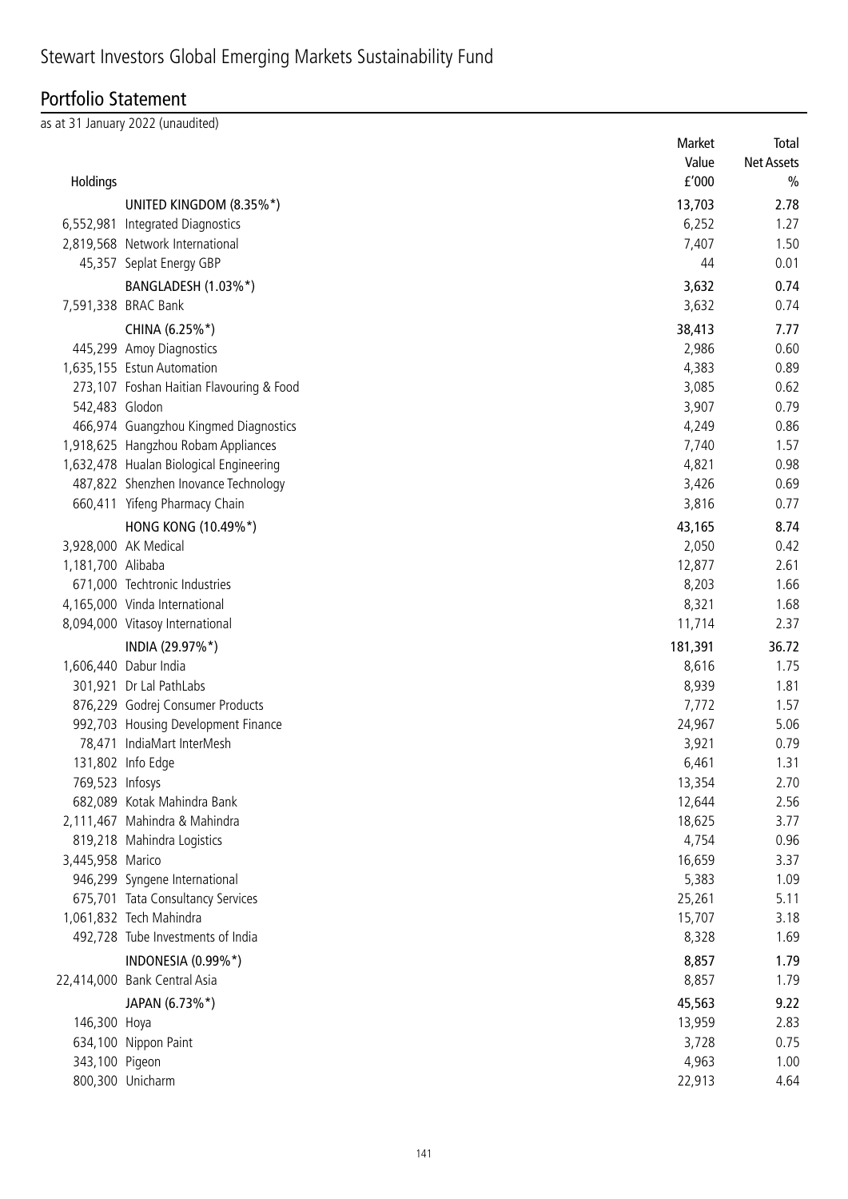# Stewart Investors Global Emerging Markets Sustainability Fund

## Portfolio Statement

as at 31 January 2022 (unaudited)

| Holdings | | Market Value £'000 | Total Net Assets % |
|---|---|---|---|
| | UNITED KINGDOM (8.35%*) | 13,703 | 2.78 |
| 6,552,981 | Integrated Diagnostics | 6,252 | 1.27 |
| 2,819,568 | Network International | 7,407 | 1.50 |
| 45,357 | Seplat Energy GBP | 44 | 0.01 |
| | BANGLADESH (1.03%*) | 3,632 | 0.74 |
| 7,591,338 | BRAC Bank | 3,632 | 0.74 |
| | CHINA (6.25%*) | 38,413 | 7.77 |
| 445,299 | Amoy Diagnostics | 2,986 | 0.60 |
| 1,635,155 | Estun Automation | 4,383 | 0.89 |
| 273,107 | Foshan Haitian Flavouring & Food | 3,085 | 0.62 |
| 542,483 | Glodon | 3,907 | 0.79 |
| 466,974 | Guangzhou Kingmed Diagnostics | 4,249 | 0.86 |
| 1,918,625 | Hangzhou Robam Appliances | 7,740 | 1.57 |
| 1,632,478 | Hualan Biological Engineering | 4,821 | 0.98 |
| 487,822 | Shenzhen Inovance Technology | 3,426 | 0.69 |
| 660,411 | Yifeng Pharmacy Chain | 3,816 | 0.77 |
| | HONG KONG (10.49%*) | 43,165 | 8.74 |
| 3,928,000 | AK Medical | 2,050 | 0.42 |
| 1,181,700 | Alibaba | 12,877 | 2.61 |
| 671,000 | Techtronic Industries | 8,203 | 1.66 |
| 4,165,000 | Vinda International | 8,321 | 1.68 |
| 8,094,000 | Vitasoy International | 11,714 | 2.37 |
| | INDIA (29.97%*) | 181,391 | 36.72 |
| 1,606,440 | Dabur India | 8,616 | 1.75 |
| 301,921 | Dr Lal PathLabs | 8,939 | 1.81 |
| 876,229 | Godrej Consumer Products | 7,772 | 1.57 |
| 992,703 | Housing Development Finance | 24,967 | 5.06 |
| 78,471 | IndiaMart InterMesh | 3,921 | 0.79 |
| 131,802 | Info Edge | 6,461 | 1.31 |
| 769,523 | Infosys | 13,354 | 2.70 |
| 682,089 | Kotak Mahindra Bank | 12,644 | 2.56 |
| 2,111,467 | Mahindra & Mahindra | 18,625 | 3.77 |
| 819,218 | Mahindra Logistics | 4,754 | 0.96 |
| 3,445,958 | Marico | 16,659 | 3.37 |
| 946,299 | Syngene International | 5,383 | 1.09 |
| 675,701 | Tata Consultancy Services | 25,261 | 5.11 |
| 1,061,832 | Tech Mahindra | 15,707 | 3.18 |
| 492,728 | Tube Investments of India | 8,328 | 1.69 |
| | INDONESIA (0.99%*) | 8,857 | 1.79 |
| 22,414,000 | Bank Central Asia | 8,857 | 1.79 |
| | JAPAN (6.73%*) | 45,563 | 9.22 |
| 146,300 | Hoya | 13,959 | 2.83 |
| 634,100 | Nippon Paint | 3,728 | 0.75 |
| 343,100 | Pigeon | 4,963 | 1.00 |
| 800,300 | Unicharm | 22,913 | 4.64 |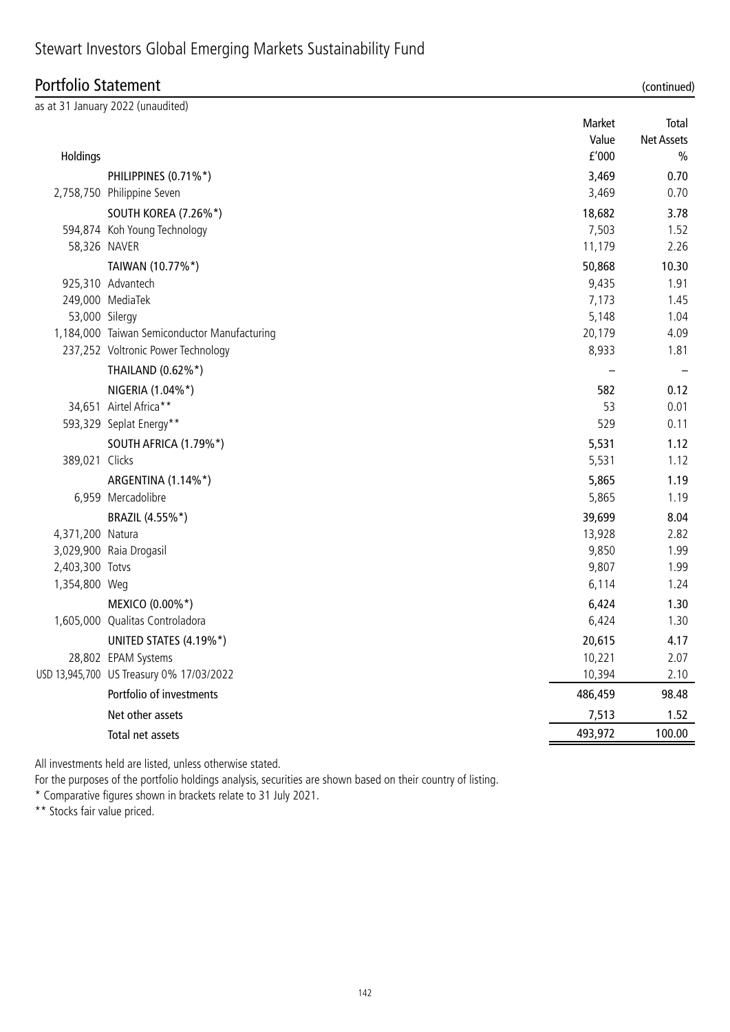# Stewart Investors Global Emerging Markets Sustainability Fund

## Portfolio Statement (continued)

as at 31 January 2022 (unaudited)

| Holdings | | Market Value £'000 | Total Net Assets % |
|---|---|---|---|
| | PHILIPPINES (0.71%*) | 3,469 | 0.70 |
| 2,758,750 | Philippine Seven | 3,469 | 0.70 |
| | SOUTH KOREA (7.26%*) | 18,682 | 3.78 |
| 594,874 | Koh Young Technology | 7,503 | 1.52 |
| 58,326 | NAVER | 11,179 | 2.26 |
| | TAIWAN (10.77%*) | 50,868 | 10.30 |
| 925,310 | Advantech | 9,435 | 1.91 |
| 249,000 | MediaTek | 7,173 | 1.45 |
| 53,000 | Silergy | 5,148 | 1.04 |
| 1,184,000 | Taiwan Semiconductor Manufacturing | 20,179 | 4.09 |
| 237,252 | Voltronic Power Technology | 8,933 | 1.81 |
| | THAILAND (0.62%*) | – | – |
| | NIGERIA (1.04%*) | 582 | 0.12 |
| 34,651 | Airtel Africa** | 53 | 0.01 |
| 593,329 | Seplat Energy** | 529 | 0.11 |
| | SOUTH AFRICA (1.79%*) | 5,531 | 1.12 |
| 389,021 | Clicks | 5,531 | 1.12 |
| | ARGENTINA (1.14%*) | 5,865 | 1.19 |
| 6,959 | Mercadolibre | 5,865 | 1.19 |
| | BRAZIL (4.55%*) | 39,699 | 8.04 |
| 4,371,200 | Natura | 13,928 | 2.82 |
| 3,029,900 | Raia Drogasil | 9,850 | 1.99 |
| 2,403,300 | Totvs | 9,807 | 1.99 |
| 1,354,800 | Weg | 6,114 | 1.24 |
| | MEXICO (0.00%*) | 6,424 | 1.30 |
| 1,605,000 | Qualitas Controladora | 6,424 | 1.30 |
| | UNITED STATES (4.19%*) | 20,615 | 4.17 |
| 28,802 | EPAM Systems | 10,221 | 2.07 |
| USD 13,945,700 | US Treasury 0% 17/03/2022 | 10,394 | 2.10 |
| | Portfolio of investments | 486,459 | 98.48 |
| | Net other assets | 7,513 | 1.52 |
| | Total net assets | 493,972 | 100.00 |

All investments held are listed, unless otherwise stated.

For the purposes of the portfolio holdings analysis, securities are shown based on their country of listing.

\* Comparative figures shown in brackets relate to 31 July 2021.

\*\* Stocks fair value priced.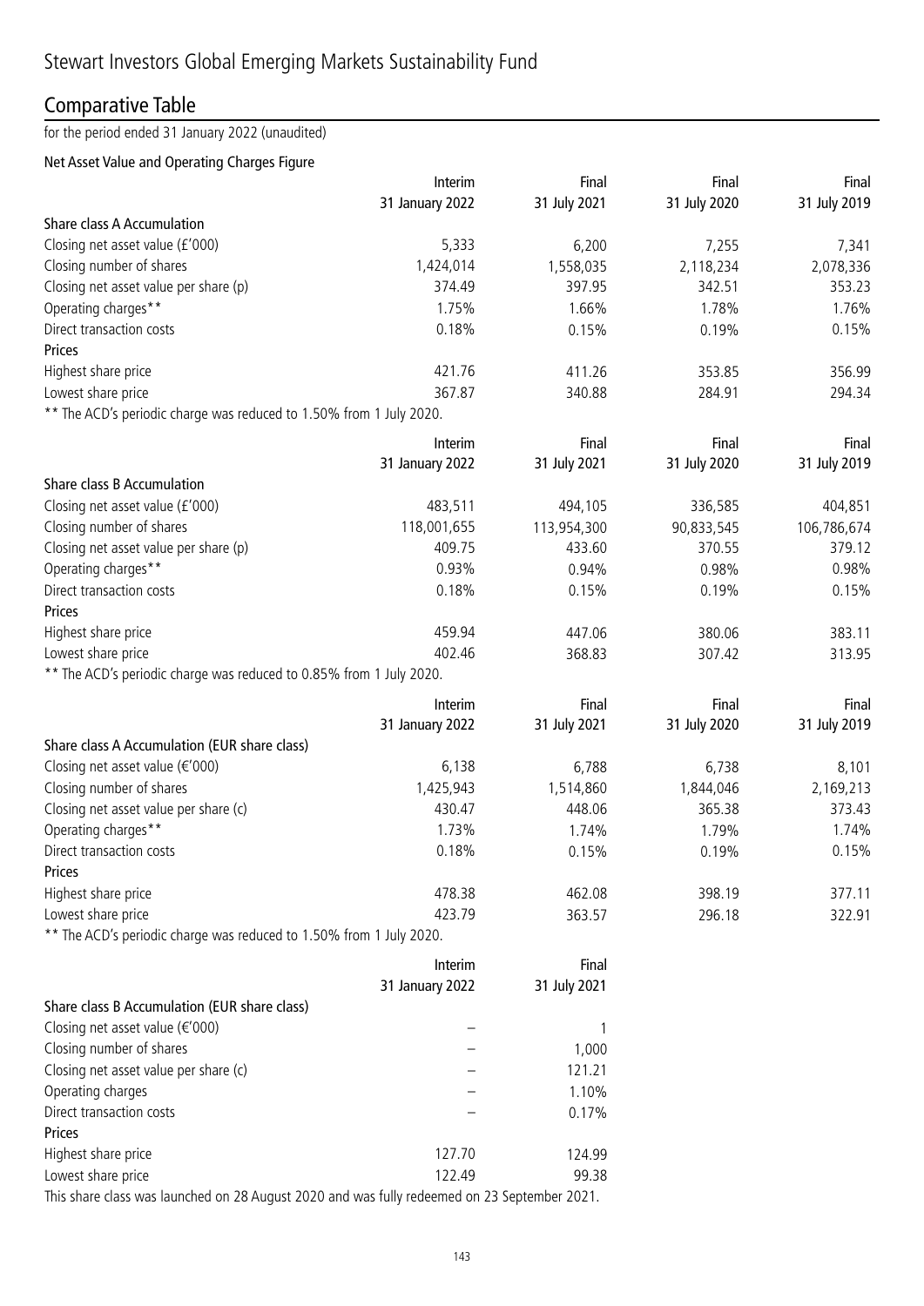# Stewart Investors Global Emerging Markets Sustainability Fund

## Comparative Table

for the period ended 31 January 2022 (unaudited)

### Net Asset Value and Operating Charges Figure

| | Interim 31 January 2022 | Final 31 July 2021 | Final 31 July 2020 | Final 31 July 2019 |
|---|---|---|---|---|
| **Share class A Accumulation** | | | | |
| Closing net asset value (£'000) | 5,333 | 6,200 | 7,255 | 7,341 |
| Closing number of shares | 1,424,014 | 1,558,035 | 2,118,234 | 2,078,336 |
| Closing net asset value per share (p) | 374.49 | 397.95 | 342.51 | 353.23 |
| Operating charges** | 1.75% | 1.66% | 1.78% | 1.76% |
| Direct transaction costs | 0.18% | 0.15% | 0.19% | 0.15% |
| **Prices** | | | | |
| Highest share price | 421.76 | 411.26 | 353.85 | 356.99 |
| Lowest share price | 367.87 | 340.88 | 284.91 | 294.34 |

** The ACD's periodic charge was reduced to 1.50% from 1 July 2020.

| | Interim 31 January 2022 | Final 31 July 2021 | Final 31 July 2020 | Final 31 July 2019 |
|---|---|---|---|---|
| **Share class B Accumulation** | | | | |
| Closing net asset value (£'000) | 483,511 | 494,105 | 336,585 | 404,851 |
| Closing number of shares | 118,001,655 | 113,954,300 | 90,833,545 | 106,786,674 |
| Closing net asset value per share (p) | 409.75 | 433.60 | 370.55 | 379.12 |
| Operating charges** | 0.93% | 0.94% | 0.98% | 0.98% |
| Direct transaction costs | 0.18% | 0.15% | 0.19% | 0.15% |
| **Prices** | | | | |
| Highest share price | 459.94 | 447.06 | 380.06 | 383.11 |
| Lowest share price | 402.46 | 368.83 | 307.42 | 313.95 |

** The ACD's periodic charge was reduced to 0.85% from 1 July 2020.

| | Interim 31 January 2022 | Final 31 July 2021 | Final 31 July 2020 | Final 31 July 2019 |
|---|---|---|---|---|
| **Share class A Accumulation (EUR share class)** | | | | |
| Closing net asset value (€'000) | 6,138 | 6,788 | 6,738 | 8,101 |
| Closing number of shares | 1,425,943 | 1,514,860 | 1,844,046 | 2,169,213 |
| Closing net asset value per share (c) | 430.47 | 448.06 | 365.38 | 373.43 |
| Operating charges** | 1.73% | 1.74% | 1.79% | 1.74% |
| Direct transaction costs | 0.18% | 0.15% | 0.19% | 0.15% |
| **Prices** | | | | |
| Highest share price | 478.38 | 462.08 | 398.19 | 377.11 |
| Lowest share price | 423.79 | 363.57 | 296.18 | 322.91 |

** The ACD's periodic charge was reduced to 1.50% from 1 July 2020.

| | Interim 31 January 2022 | Final 31 July 2021 |
|---|---|---|
| **Share class B Accumulation (EUR share class)** | | |
| Closing net asset value (€'000) | – | 1 |
| Closing number of shares | – | 1,000 |
| Closing net asset value per share (c) | – | 121.21 |
| Operating charges | – | 1.10% |
| Direct transaction costs | – | 0.17% |
| **Prices** | | |
| Highest share price | 127.70 | 124.99 |
| Lowest share price | 122.49 | 99.38 |

This share class was launched on 28 August 2020 and was fully redeemed on 23 September 2021.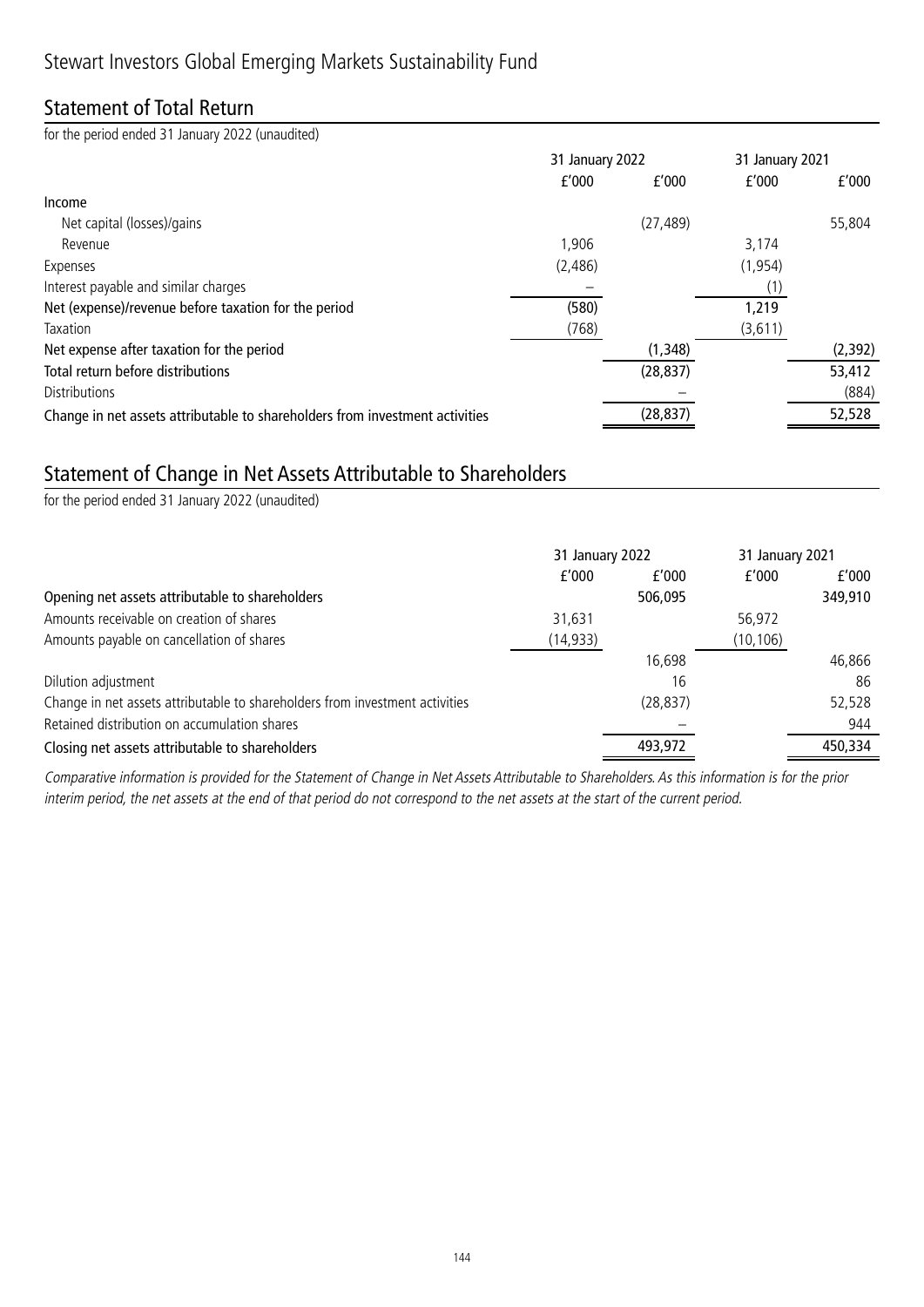# Stewart Investors Global Emerging Markets Sustainability Fund

## Statement of Total Return

for the period ended 31 January 2022 (unaudited)

| | 31 January 2022 | | 31 January 2021 | |
|---|---|---|---|---|
| | £'000 | £'000 | £'000 | £'000 |
| **Income** | | | | |
| Net capital (losses)/gains | | (27,489) | | 55,804 |
| Revenue | 1,906 | | 3,174 | |
| Expenses | (2,486) | | (1,954) | |
| Interest payable and similar charges | – | | (1) | |
| **Net (expense)/revenue before taxation for the period** | (580) | | 1,219 | |
| Taxation | (768) | | (3,611) | |
| **Net expense after taxation for the period** | | (1,348) | | (2,392) |
| **Total return before distributions** | | (28,837) | | 53,412 |
| Distributions | | – | | (884) |
| **Change in net assets attributable to shareholders from investment activities** | | (28,837) | | 52,528 |

## Statement of Change in Net Assets Attributable to Shareholders

for the period ended 31 January 2022 (unaudited)

| | 31 January 2022 | | 31 January 2021 | |
|---|---|---|---|---|
| | £'000 | £'000 | £'000 | £'000 |
| **Opening net assets attributable to shareholders** | | 506,095 | | 349,910 |
| Amounts receivable on creation of shares | 31,631 | | 56,972 | |
| Amounts payable on cancellation of shares | (14,933) | | (10,106) | |
| | | 16,698 | | 46,866 |
| Dilution adjustment | | 16 | | 86 |
| Change in net assets attributable to shareholders from investment activities | | (28,837) | | 52,528 |
| Retained distribution on accumulation shares | | – | | 944 |
| **Closing net assets attributable to shareholders** | | 493,972 | | 450,334 |

*Comparative information is provided for the Statement of Change in Net Assets Attributable to Shareholders. As this information is for the prior interim period, the net assets at the end of that period do not correspond to the net assets at the start of the current period.*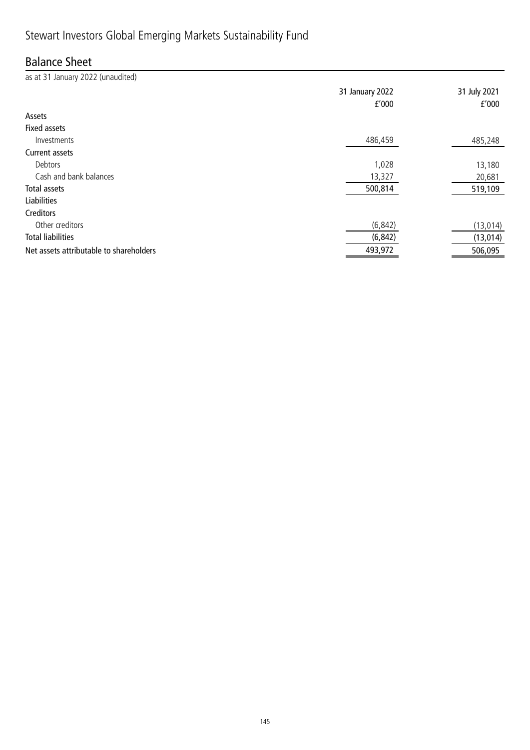# Stewart Investors Global Emerging Markets Sustainability Fund

## Balance Sheet

as at 31 January 2022 (unaudited)

| | 31 January 2022 £'000 | 31 July 2021 £'000 |
|---|---|---|
| **Assets** | | |
| **Fixed assets** | | |
| Investments | 486,459 | 485,248 |
| **Current assets** | | |
| Debtors | 1,028 | 13,180 |
| Cash and bank balances | 13,327 | 20,681 |
| **Total assets** | 500,814 | 519,109 |
| **Liabilities** | | |
| **Creditors** | | |
| Other creditors | (6,842) | (13,014) |
| **Total liabilities** | (6,842) | (13,014) |
| **Net assets attributable to shareholders** | 493,972 | 506,095 |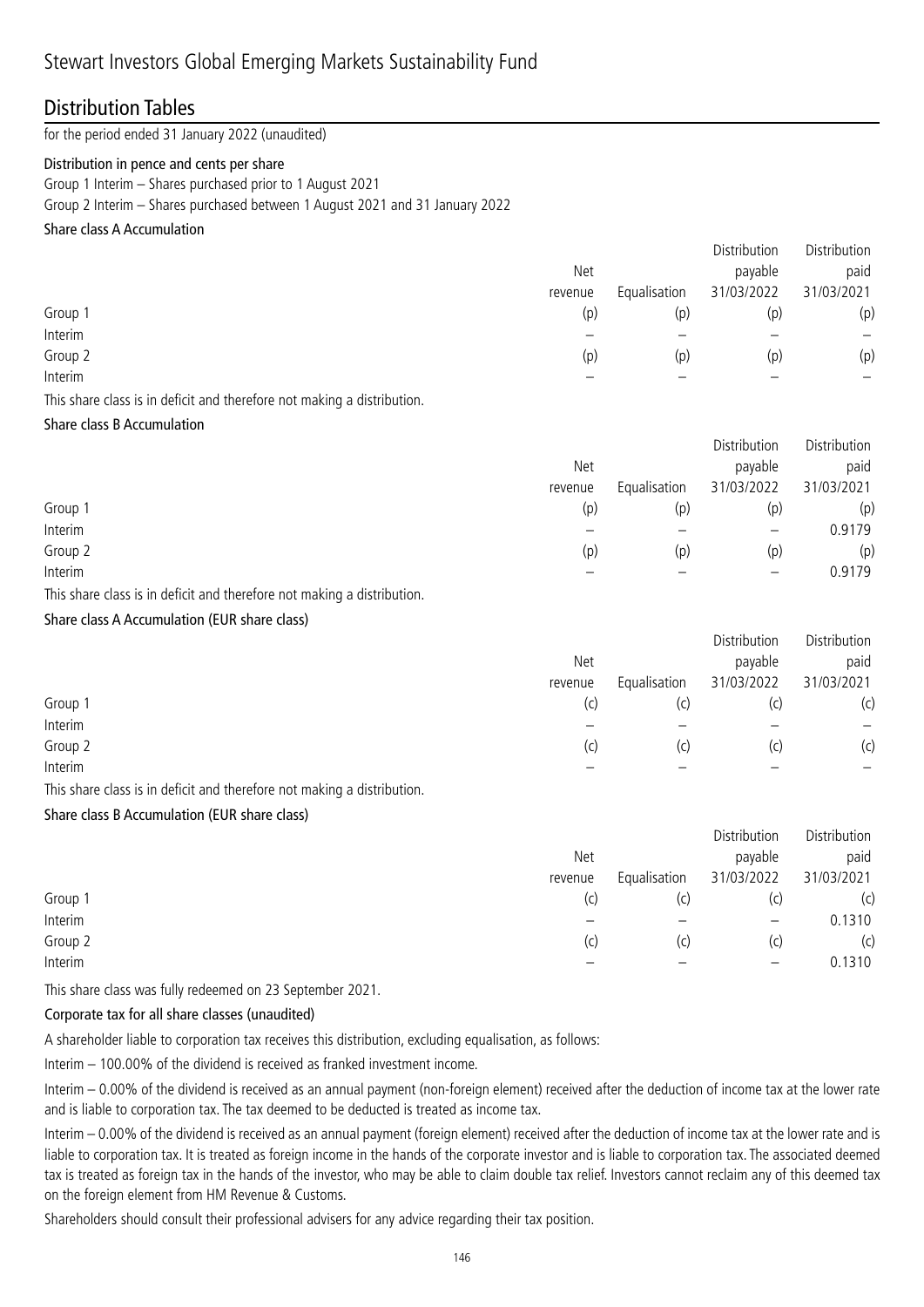# Stewart Investors Global Emerging Markets Sustainability Fund

## Distribution Tables

for the period ended 31 January 2022 (unaudited)

**Distribution in pence and cents per share**

Group 1 Interim – Shares purchased prior to 1 August 2021

Group 2 Interim – Shares purchased between 1 August 2021 and 31 January 2022

**Share class A Accumulation**

| | Net revenue | Equalisation | Distribution payable 31/03/2022 | Distribution paid 31/03/2021 |
|---|---|---|---|---|
| Group 1 | (p) | (p) | (p) | (p) |
| Interim | – | – | – | – |
| Group 2 | (p) | (p) | (p) | (p) |
| Interim | – | – | – | – |

This share class is in deficit and therefore not making a distribution.

**Share class B Accumulation**

| | Net revenue | Equalisation | Distribution payable 31/03/2022 | Distribution paid 31/03/2021 |
|---|---|---|---|---|
| Group 1 | (p) | (p) | (p) | (p) |
| Interim | – | – | – | 0.9179 |
| Group 2 | (p) | (p) | (p) | (p) |
| Interim | – | – | – | 0.9179 |

This share class is in deficit and therefore not making a distribution.

**Share class A Accumulation (EUR share class)**

| | Net revenue | Equalisation | Distribution payable 31/03/2022 | Distribution paid 31/03/2021 |
|---|---|---|---|---|
| Group 1 | (c) | (c) | (c) | (c) |
| Interim | – | – | – | – |
| Group 2 | (c) | (c) | (c) | (c) |
| Interim | – | – | – | – |

This share class is in deficit and therefore not making a distribution.

**Share class B Accumulation (EUR share class)**

| | Net revenue | Equalisation | Distribution payable 31/03/2022 | Distribution paid 31/03/2021 |
|---|---|---|---|---|
| Group 1 | (c) | (c) | (c) | (c) |
| Interim | – | – | – | 0.1310 |
| Group 2 | (c) | (c) | (c) | (c) |
| Interim | – | – | – | 0.1310 |

This share class was fully redeemed on 23 September 2021.

**Corporate tax for all share classes (unaudited)**

A shareholder liable to corporation tax receives this distribution, excluding equalisation, as follows:

Interim – 100.00% of the dividend is received as franked investment income.

Interim – 0.00% of the dividend is received as an annual payment (non-foreign element) received after the deduction of income tax at the lower rate and is liable to corporation tax. The tax deemed to be deducted is treated as income tax.

Interim – 0.00% of the dividend is received as an annual payment (foreign element) received after the deduction of income tax at the lower rate and is liable to corporation tax. It is treated as foreign income in the hands of the corporate investor and is liable to corporation tax. The associated deemed tax is treated as foreign tax in the hands of the investor, who may be able to claim double tax relief. Investors cannot reclaim any of this deemed tax on the foreign element from HM Revenue & Customs.

Shareholders should consult their professional advisers for any advice regarding their tax position.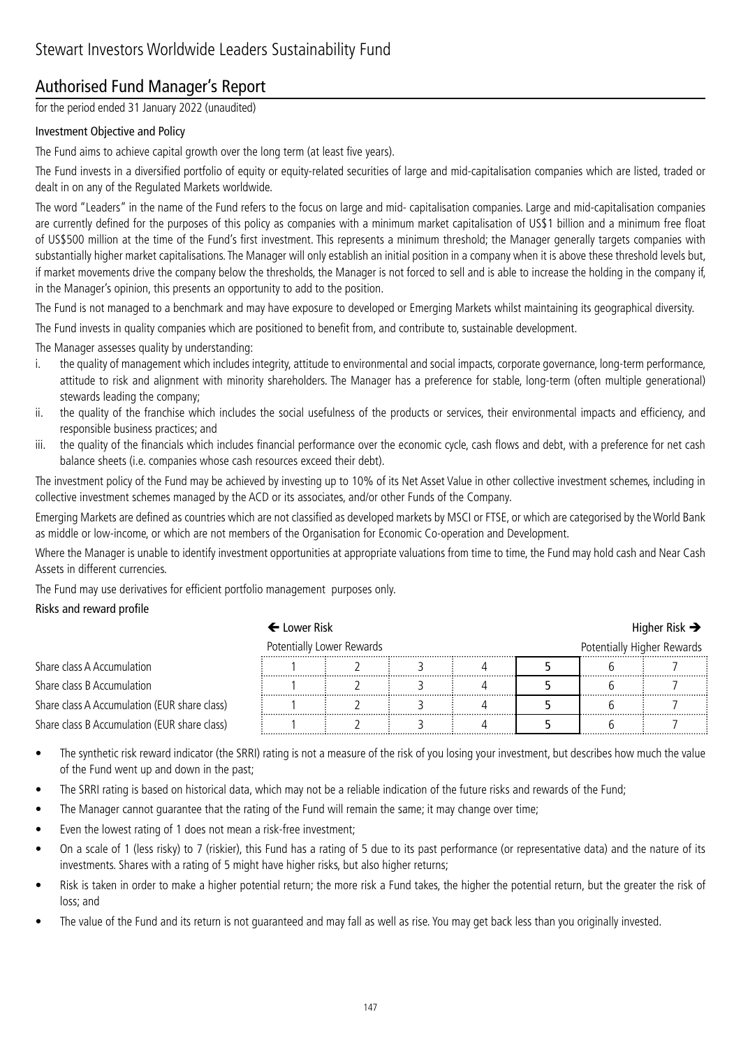# Stewart Investors Worldwide Leaders Sustainability Fund

## Authorised Fund Manager's Report

for the period ended 31 January 2022 (unaudited)

### Investment Objective and Policy

The Fund aims to achieve capital growth over the long term (at least five years).

The Fund invests in a diversified portfolio of equity or equity-related securities of large and mid-capitalisation companies which are listed, traded or dealt in on any of the Regulated Markets worldwide.

The word "Leaders" in the name of the Fund refers to the focus on large and mid- capitalisation companies. Large and mid-capitalisation companies are currently defined for the purposes of this policy as companies with a minimum market capitalisation of US$1 billion and a minimum free float of US$500 million at the time of the Fund's first investment. This represents a minimum threshold; the Manager generally targets companies with substantially higher market capitalisations. The Manager will only establish an initial position in a company when it is above these threshold levels but, if market movements drive the company below the thresholds, the Manager is not forced to sell and is able to increase the holding in the company if, in the Manager's opinion, this presents an opportunity to add to the position.

The Fund is not managed to a benchmark and may have exposure to developed or Emerging Markets whilst maintaining its geographical diversity.

The Fund invests in quality companies which are positioned to benefit from, and contribute to, sustainable development.

The Manager assesses quality by understanding:

i. the quality of management which includes integrity, attitude to environmental and social impacts, corporate governance, long-term performance, attitude to risk and alignment with minority shareholders. The Manager has a preference for stable, long-term (often multiple generational) stewards leading the company;
ii. the quality of the franchise which includes the social usefulness of the products or services, their environmental impacts and efficiency, and responsible business practices; and
iii. the quality of the financials which includes financial performance over the economic cycle, cash flows and debt, with a preference for net cash balance sheets (i.e. companies whose cash resources exceed their debt).

The investment policy of the Fund may be achieved by investing up to 10% of its Net Asset Value in other collective investment schemes, including in collective investment schemes managed by the ACD or its associates, and/or other Funds of the Company.

Emerging Markets are defined as countries which are not classified as developed markets by MSCI or FTSE, or which are categorised by the World Bank as middle or low-income, or which are not members of the Organisation for Economic Co-operation and Development.

Where the Manager is unable to identify investment opportunities at appropriate valuations from time to time, the Fund may hold cash and Near Cash Assets in different currencies.

The Fund may use derivatives for efficient portfolio management purposes only.

### Risks and reward profile

| | ← Lower Risk | | | | | | Higher Risk → |
|---|---|---|---|---|---|---|---|
| | Potentially Lower Rewards | | | | | | Potentially Higher Rewards |
| Share class A Accumulation | 1 | 2 | 3 | 4 | **5** | 6 | 7 |
| Share class B Accumulation | 1 | 2 | 3 | 4 | **5** | 6 | 7 |
| Share class A Accumulation (EUR share class) | 1 | 2 | 3 | 4 | **5** | 6 | 7 |
| Share class B Accumulation (EUR share class) | 1 | 2 | 3 | 4 | **5** | 6 | 7 |

- The synthetic risk reward indicator (the SRRI) rating is not a measure of the risk of you losing your investment, but describes how much the value of the Fund went up and down in the past;
- The SRRI rating is based on historical data, which may not be a reliable indication of the future risks and rewards of the Fund;
- The Manager cannot guarantee that the rating of the Fund will remain the same; it may change over time;
- Even the lowest rating of 1 does not mean a risk-free investment;
- On a scale of 1 (less risky) to 7 (riskier), this Fund has a rating of 5 due to its past performance (or representative data) and the nature of its investments. Shares with a rating of 5 might have higher risks, but also higher returns;
- Risk is taken in order to make a higher potential return; the more risk a Fund takes, the higher the potential return, but the greater the risk of loss; and
- The value of the Fund and its return is not guaranteed and may fall as well as rise. You may get back less than you originally invested.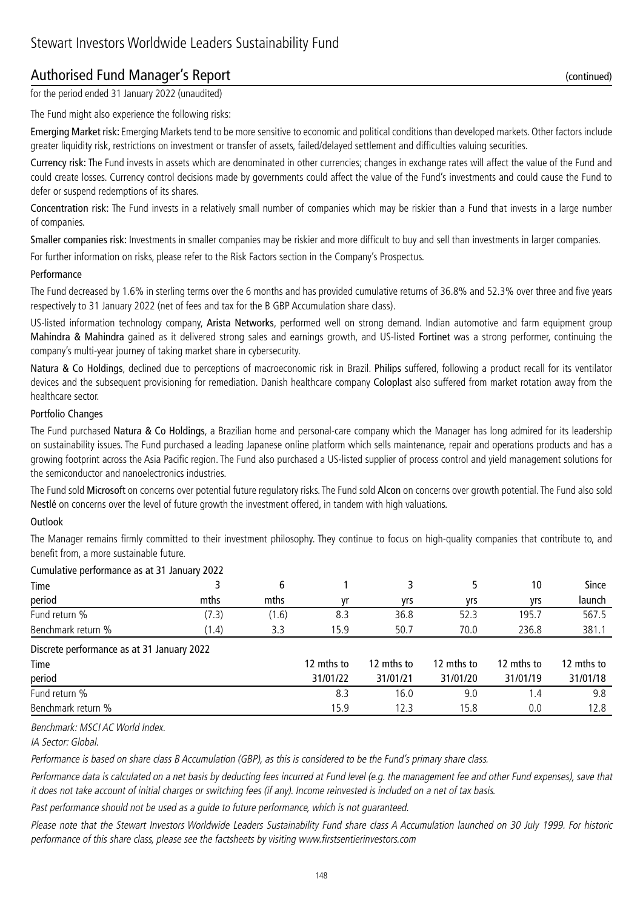# Stewart Investors Worldwide Leaders Sustainability Fund

## Authorised Fund Manager's Report (continued)

for the period ended 31 January 2022 (unaudited)

The Fund might also experience the following risks:

**Emerging Market risk:** Emerging Markets tend to be more sensitive to economic and political conditions than developed markets. Other factors include greater liquidity risk, restrictions on investment or transfer of assets, failed/delayed settlement and difficulties valuing securities.

**Currency risk:** The Fund invests in assets which are denominated in other currencies; changes in exchange rates will affect the value of the Fund and could create losses. Currency control decisions made by governments could affect the value of the Fund's investments and could cause the Fund to defer or suspend redemptions of its shares.

**Concentration risk:** The Fund invests in a relatively small number of companies which may be riskier than a Fund that invests in a large number of companies.

**Smaller companies risk:** Investments in smaller companies may be riskier and more difficult to buy and sell than investments in larger companies.

For further information on risks, please refer to the Risk Factors section in the Company's Prospectus.

### Performance

The Fund decreased by 1.6% in sterling terms over the 6 months and has provided cumulative returns of 36.8% and 52.3% over three and five years respectively to 31 January 2022 (net of fees and tax for the B GBP Accumulation share class).

US-listed information technology company, **Arista Networks**, performed well on strong demand. Indian automotive and farm equipment group **Mahindra & Mahindra** gained as it delivered strong sales and earnings growth, and US-listed **Fortinet** was a strong performer, continuing the company's multi-year journey of taking market share in cybersecurity.

**Natura & Co Holdings**, declined due to perceptions of macroeconomic risk in Brazil. **Philips** suffered, following a product recall for its ventilator devices and the subsequent provisioning for remediation. Danish healthcare company **Coloplast** also suffered from market rotation away from the healthcare sector.

### Portfolio Changes

The Fund purchased **Natura & Co Holdings**, a Brazilian home and personal-care company which the Manager has long admired for its leadership on sustainability issues. The Fund purchased a leading Japanese online platform which sells maintenance, repair and operations products and has a growing footprint across the Asia Pacific region. The Fund also purchased a US-listed supplier of process control and yield management solutions for the semiconductor and nanoelectronics industries.

The Fund sold **Microsoft** on concerns over potential future regulatory risks. The Fund sold **Alcon** on concerns over growth potential. The Fund also sold **Nestlé** on concerns over the level of future growth the investment offered, in tandem with high valuations.

### Outlook

The Manager remains firmly committed to their investment philosophy. They continue to focus on high-quality companies that contribute to, and benefit from, a more sustainable future.

Cumulative performance as at 31 January 2022

| Time period | 3 mths | 6 mths | 1 yr | 3 yrs | 5 yrs | 10 yrs | Since launch |
|---|---|---|---|---|---|---|---|
| Fund return % | (7.3) | (1.6) | 8.3 | 36.8 | 52.3 | 195.7 | 567.5 |
| Benchmark return % | (1.4) | 3.3 | 15.9 | 50.7 | 70.0 | 236.8 | 381.1 |

Discrete performance as at 31 January 2022

| Time period | 12 mths to 31/01/22 | 12 mths to 31/01/21 | 12 mths to 31/01/20 | 12 mths to 31/01/19 | 12 mths to 31/01/18 |
|---|---|---|---|---|---|
| Fund return % | 8.3 | 16.0 | 9.0 | 1.4 | 9.8 |
| Benchmark return % | 15.9 | 12.3 | 15.8 | 0.0 | 12.8 |

*Benchmark: MSCI AC World Index.*

*IA Sector: Global.*

*Performance is based on share class B Accumulation (GBP), as this is considered to be the Fund's primary share class.*

*Performance data is calculated on a net basis by deducting fees incurred at Fund level (e.g. the management fee and other Fund expenses), save that it does not take account of initial charges or switching fees (if any). Income reinvested is included on a net of tax basis.*

*Past performance should not be used as a guide to future performance, which is not guaranteed.*

*Please note that the Stewart Investors Worldwide Leaders Sustainability Fund share class A Accumulation launched on 30 July 1999. For historic performance of this share class, please see the factsheets by visiting www.firstsentierinvestors.com*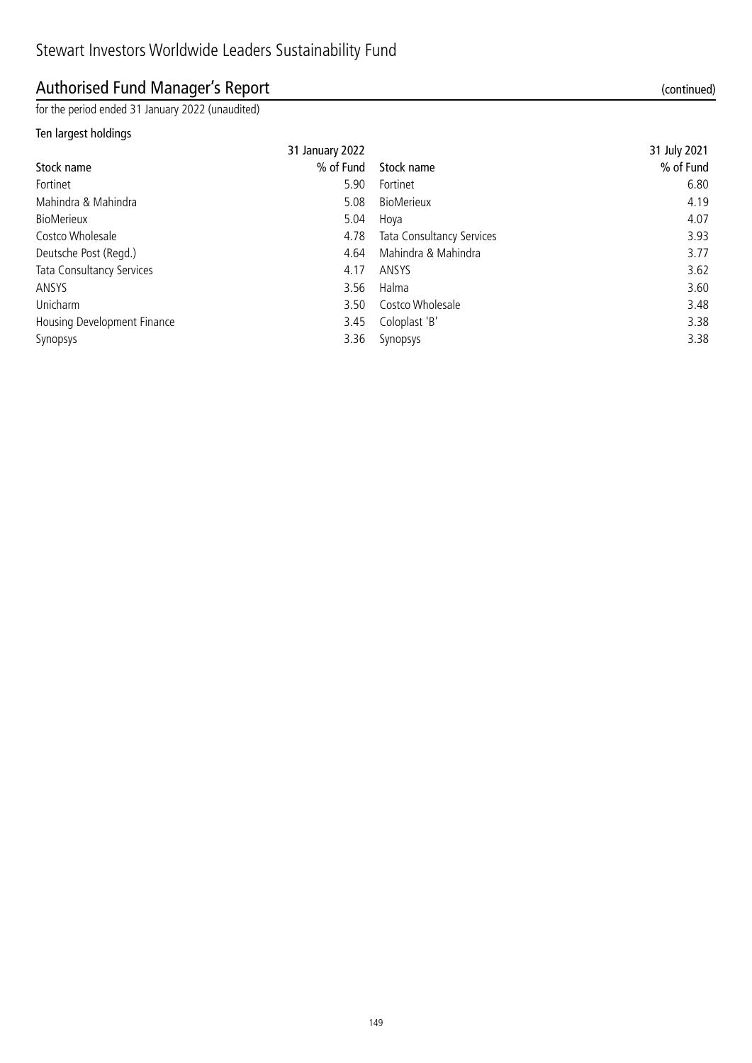Stewart Investors Worldwide Leaders Sustainability Fund

## Authorised Fund Manager's Report (continued)

for the period ended 31 January 2022 (unaudited)

### Ten largest holdings

| | 31 January 2022 | | 31 July 2021 |
|---|---|---|---|
| Stock name | % of Fund | Stock name | % of Fund |
| Fortinet | 5.90 | Fortinet | 6.80 |
| Mahindra & Mahindra | 5.08 | BioMerieux | 4.19 |
| BioMerieux | 5.04 | Hoya | 4.07 |
| Costco Wholesale | 4.78 | Tata Consultancy Services | 3.93 |
| Deutsche Post (Regd.) | 4.64 | Mahindra & Mahindra | 3.77 |
| Tata Consultancy Services | 4.17 | ANSYS | 3.62 |
| ANSYS | 3.56 | Halma | 3.60 |
| Unicharm | 3.50 | Costco Wholesale | 3.48 |
| Housing Development Finance | 3.45 | Coloplast 'B' | 3.38 |
| Synopsys | 3.36 | Synopsys | 3.38 |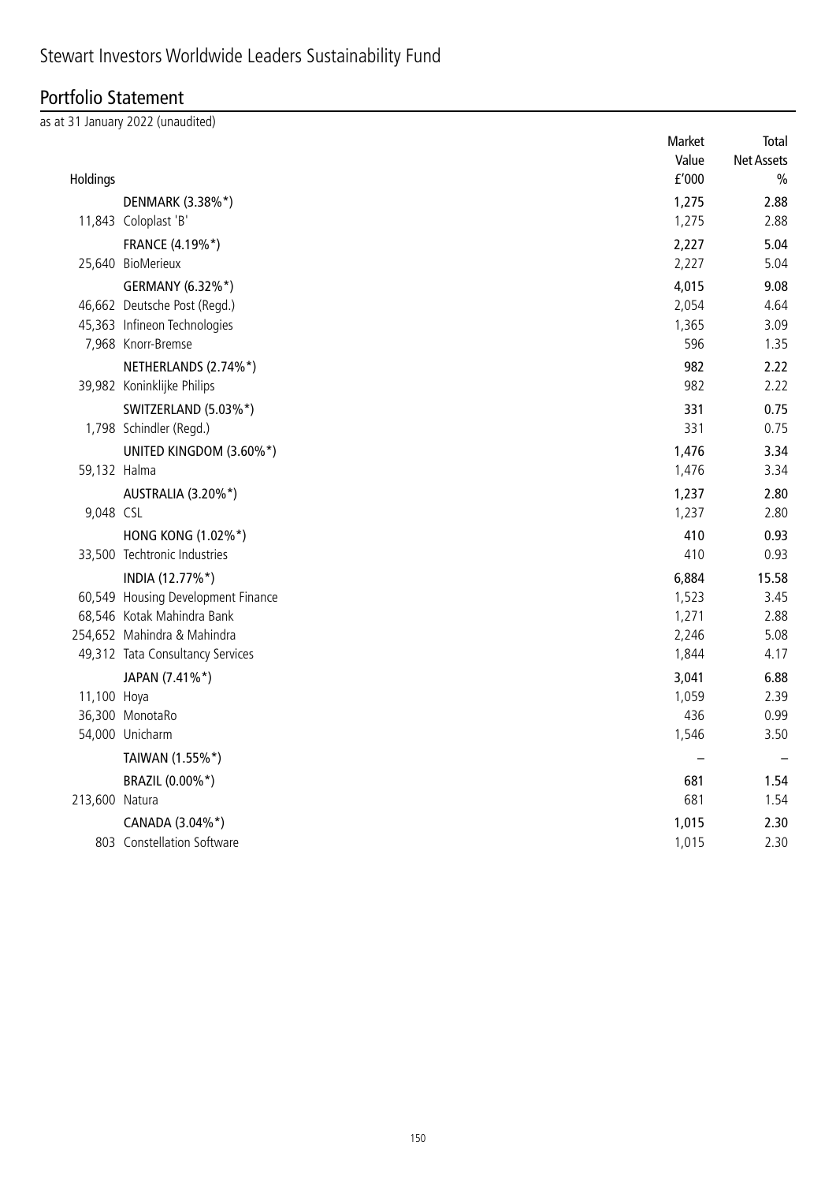# Stewart Investors Worldwide Leaders Sustainability Fund

## Portfolio Statement

as at 31 January 2022 (unaudited)

| Holdings | | Market Value £'000 | Total Net Assets % |
|---|---|---|---|
| | **DENMARK (3.38%*)** | **1,275** | **2.88** |
| 11,843 | Coloplast 'B' | 1,275 | 2.88 |
| | **FRANCE (4.19%*)** | **2,227** | **5.04** |
| 25,640 | BioMerieux | 2,227 | 5.04 |
| | **GERMANY (6.32%*)** | **4,015** | **9.08** |
| 46,662 | Deutsche Post (Regd.) | 2,054 | 4.64 |
| 45,363 | Infineon Technologies | 1,365 | 3.09 |
| 7,968 | Knorr-Bremse | 596 | 1.35 |
| | **NETHERLANDS (2.74%*)** | **982** | **2.22** |
| 39,982 | Koninklijke Philips | 982 | 2.22 |
| | **SWITZERLAND (5.03%*)** | **331** | **0.75** |
| 1,798 | Schindler (Regd.) | 331 | 0.75 |
| | **UNITED KINGDOM (3.60%*)** | **1,476** | **3.34** |
| 59,132 | Halma | 1,476 | 3.34 |
| | **AUSTRALIA (3.20%*)** | **1,237** | **2.80** |
| 9,048 | CSL | 1,237 | 2.80 |
| | **HONG KONG (1.02%*)** | **410** | **0.93** |
| 33,500 | Techtronic Industries | 410 | 0.93 |
| | **INDIA (12.77%*)** | **6,884** | **15.58** |
| 60,549 | Housing Development Finance | 1,523 | 3.45 |
| 68,546 | Kotak Mahindra Bank | 1,271 | 2.88 |
| 254,652 | Mahindra & Mahindra | 2,246 | 5.08 |
| 49,312 | Tata Consultancy Services | 1,844 | 4.17 |
| | **JAPAN (7.41%*)** | **3,041** | **6.88** |
| 11,100 | Hoya | 1,059 | 2.39 |
| 36,300 | MonotaRo | 436 | 0.99 |
| 54,000 | Unicharm | 1,546 | 3.50 |
| | **TAIWAN (1.55%*)** | **–** | **–** |
| | **BRAZIL (0.00%*)** | **681** | **1.54** |
| 213,600 | Natura | 681 | 1.54 |
| | **CANADA (3.04%*)** | **1,015** | **2.30** |
| 803 | Constellation Software | 1,015 | 2.30 |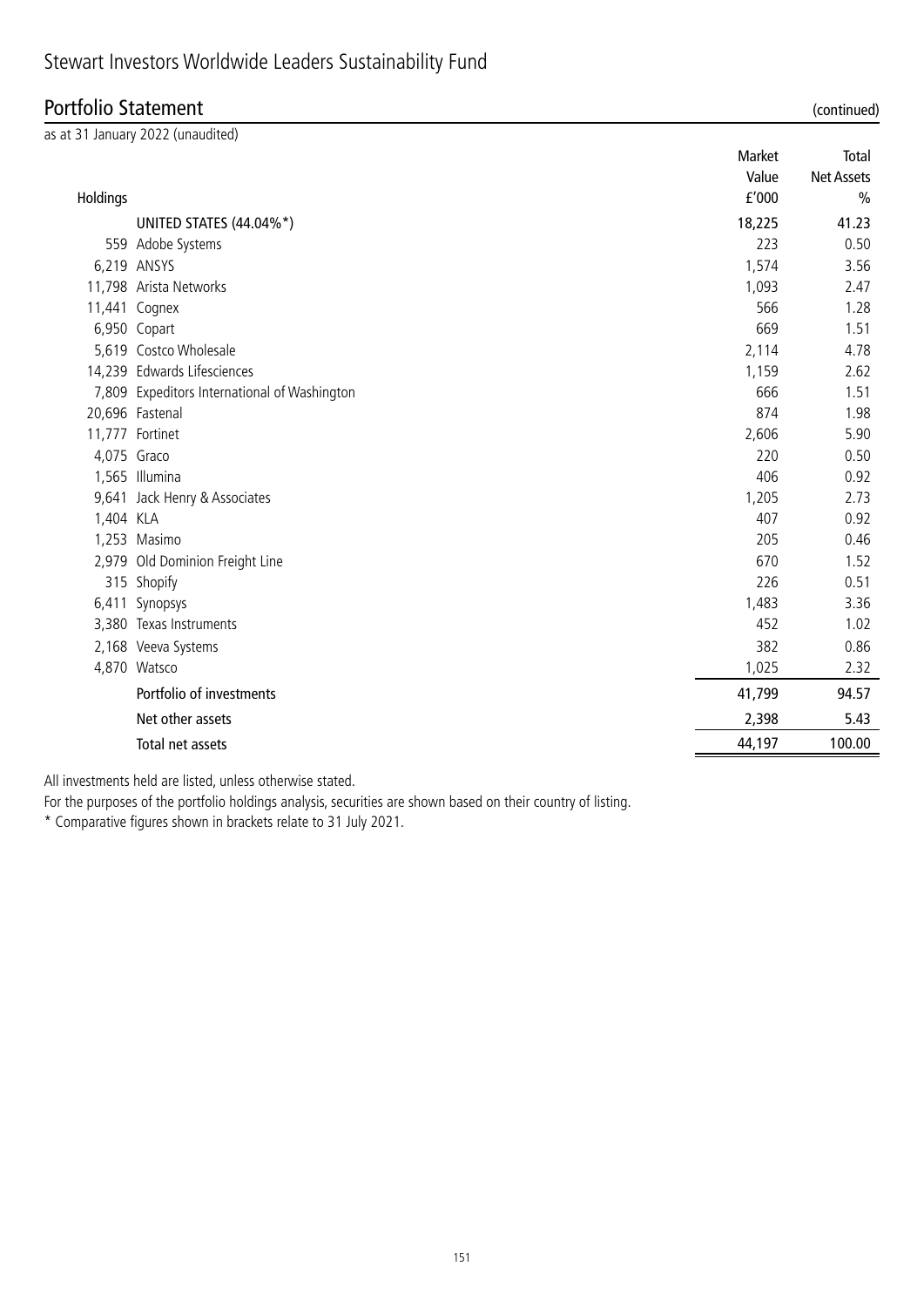# Stewart Investors Worldwide Leaders Sustainability Fund

## Portfolio Statement (continued)

as at 31 January 2022 (unaudited)

| Holdings | | Market Value £'000 | Total Net Assets % |
|---|---|---|---|
| | UNITED STATES (44.04%*) | 18,225 | 41.23 |
| 559 | Adobe Systems | 223 | 0.50 |
| 6,219 | ANSYS | 1,574 | 3.56 |
| 11,798 | Arista Networks | 1,093 | 2.47 |
| 11,441 | Cognex | 566 | 1.28 |
| 6,950 | Copart | 669 | 1.51 |
| 5,619 | Costco Wholesale | 2,114 | 4.78 |
| 14,239 | Edwards Lifesciences | 1,159 | 2.62 |
| 7,809 | Expeditors International of Washington | 666 | 1.51 |
| 20,696 | Fastenal | 874 | 1.98 |
| 11,777 | Fortinet | 2,606 | 5.90 |
| 4,075 | Graco | 220 | 0.50 |
| 1,565 | Illumina | 406 | 0.92 |
| 9,641 | Jack Henry & Associates | 1,205 | 2.73 |
| 1,404 | KLA | 407 | 0.92 |
| 1,253 | Masimo | 205 | 0.46 |
| 2,979 | Old Dominion Freight Line | 670 | 1.52 |
| 315 | Shopify | 226 | 0.51 |
| 6,411 | Synopsys | 1,483 | 3.36 |
| 3,380 | Texas Instruments | 452 | 1.02 |
| 2,168 | Veeva Systems | 382 | 0.86 |
| 4,870 | Watsco | 1,025 | 2.32 |
| | Portfolio of investments | 41,799 | 94.57 |
| | Net other assets | 2,398 | 5.43 |
| | Total net assets | 44,197 | 100.00 |

All investments held are listed, unless otherwise stated.

For the purposes of the portfolio holdings analysis, securities are shown based on their country of listing.

* Comparative figures shown in brackets relate to 31 July 2021.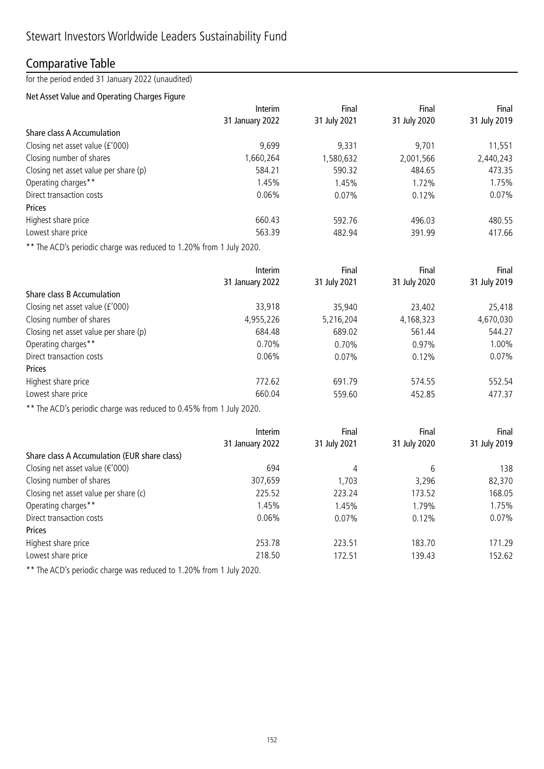# Stewart Investors Worldwide Leaders Sustainability Fund

## Comparative Table

for the period ended 31 January 2022 (unaudited)

### Net Asset Value and Operating Charges Figure

| | Interim<br>31 January 2022 | Final<br>31 July 2021 | Final<br>31 July 2020 | Final<br>31 July 2019 |
|---|---|---|---|---|
| **Share class A Accumulation** | | | | |
| Closing net asset value (£'000) | 9,699 | 9,331 | 9,701 | 11,551 |
| Closing number of shares | 1,660,264 | 1,580,632 | 2,001,566 | 2,440,243 |
| Closing net asset value per share (p) | 584.21 | 590.32 | 484.65 | 473.35 |
| Operating charges** | 1.45% | 1.45% | 1.72% | 1.75% |
| Direct transaction costs | 0.06% | 0.07% | 0.12% | 0.07% |
| **Prices** | | | | |
| Highest share price | 660.43 | 592.76 | 496.03 | 480.55 |
| Lowest share price | 563.39 | 482.94 | 391.99 | 417.66 |

** The ACD's periodic charge was reduced to 1.20% from 1 July 2020.

| | Interim<br>31 January 2022 | Final<br>31 July 2021 | Final<br>31 July 2020 | Final<br>31 July 2019 |
|---|---|---|---|---|
| **Share class B Accumulation** | | | | |
| Closing net asset value (£'000) | 33,918 | 35,940 | 23,402 | 25,418 |
| Closing number of shares | 4,955,226 | 5,216,204 | 4,168,323 | 4,670,030 |
| Closing net asset value per share (p) | 684.48 | 689.02 | 561.44 | 544.27 |
| Operating charges** | 0.70% | 0.70% | 0.97% | 1.00% |
| Direct transaction costs | 0.06% | 0.07% | 0.12% | 0.07% |
| **Prices** | | | | |
| Highest share price | 772.62 | 691.79 | 574.55 | 552.54 |
| Lowest share price | 660.04 | 559.60 | 452.85 | 477.37 |

** The ACD's periodic charge was reduced to 0.45% from 1 July 2020.

| | Interim<br>31 January 2022 | Final<br>31 July 2021 | Final<br>31 July 2020 | Final<br>31 July 2019 |
|---|---|---|---|---|
| **Share class A Accumulation (EUR share class)** | | | | |
| Closing net asset value (€'000) | 694 | 4 | 6 | 138 |
| Closing number of shares | 307,659 | 1,703 | 3,296 | 82,370 |
| Closing net asset value per share (c) | 225.52 | 223.24 | 173.52 | 168.05 |
| Operating charges** | 1.45% | 1.45% | 1.79% | 1.75% |
| Direct transaction costs | 0.06% | 0.07% | 0.12% | 0.07% |
| **Prices** | | | | |
| Highest share price | 253.78 | 223.51 | 183.70 | 171.29 |
| Lowest share price | 218.50 | 172.51 | 139.43 | 152.62 |

** The ACD's periodic charge was reduced to 1.20% from 1 July 2020.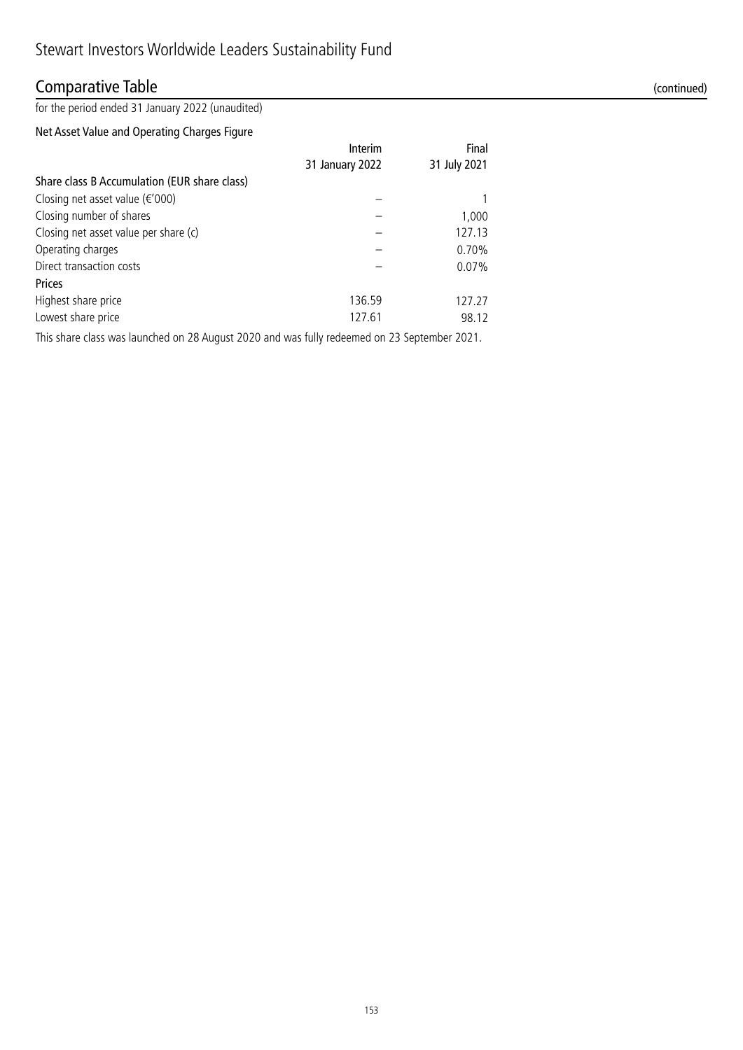# Stewart Investors Worldwide Leaders Sustainability Fund

## Comparative Table (continued)

for the period ended 31 January 2022 (unaudited)

### Net Asset Value and Operating Charges Figure

| | Interim 31 January 2022 | Final 31 July 2021 |
|---|---|---|
| **Share class B Accumulation (EUR share class)** | | |
| Closing net asset value (€'000) | – | 1 |
| Closing number of shares | – | 1,000 |
| Closing net asset value per share (c) | – | 127.13 |
| Operating charges | – | 0.70% |
| Direct transaction costs | – | 0.07% |
| **Prices** | | |
| Highest share price | 136.59 | 127.27 |
| Lowest share price | 127.61 | 98.12 |

This share class was launched on 28 August 2020 and was fully redeemed on 23 September 2021.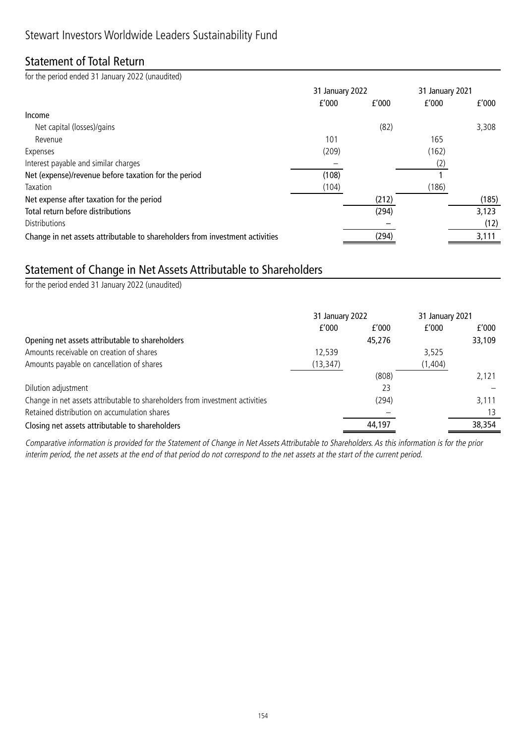# Stewart Investors Worldwide Leaders Sustainability Fund

## Statement of Total Return

for the period ended 31 January 2022 (unaudited)

| | 31 January 2022 | | 31 January 2021 | |
|---|---|---|---|---|
| | £'000 | £'000 | £'000 | £'000 |
| **Income** | | | | |
| Net capital (losses)/gains | | (82) | | 3,308 |
| Revenue | 101 | | 165 | |
| Expenses | (209) | | (162) | |
| Interest payable and similar charges | – | | (2) | |
| **Net (expense)/revenue before taxation for the period** | (108) | | 1 | |
| Taxation | (104) | | (186) | |
| **Net expense after taxation for the period** | | (212) | | (185) |
| **Total return before distributions** | | (294) | | 3,123 |
| Distributions | | – | | (12) |
| **Change in net assets attributable to shareholders from investment activities** | | (294) | | 3,111 |

## Statement of Change in Net Assets Attributable to Shareholders

for the period ended 31 January 2022 (unaudited)

| | 31 January 2022 | | 31 January 2021 | |
|---|---|---|---|---|
| | £'000 | £'000 | £'000 | £'000 |
| **Opening net assets attributable to shareholders** | | 45,276 | | 33,109 |
| Amounts receivable on creation of shares | 12,539 | | 3,525 | |
| Amounts payable on cancellation of shares | (13,347) | | (1,404) | |
| | | (808) | | 2,121 |
| Dilution adjustment | | 23 | | – |
| Change in net assets attributable to shareholders from investment activities | | (294) | | 3,111 |
| Retained distribution on accumulation shares | | – | | 13 |
| **Closing net assets attributable to shareholders** | | 44,197 | | 38,354 |

*Comparative information is provided for the Statement of Change in Net Assets Attributable to Shareholders. As this information is for the prior interim period, the net assets at the end of that period do not correspond to the net assets at the start of the current period.*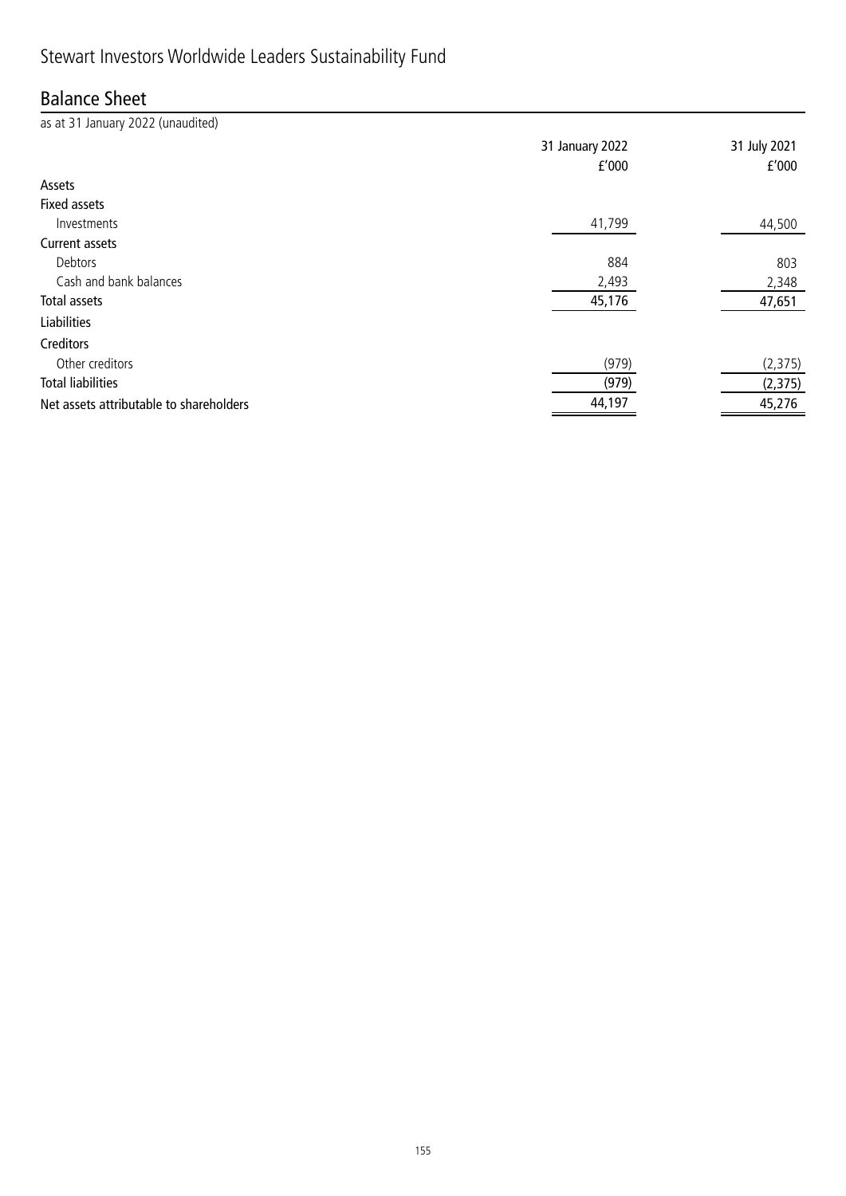# Stewart Investors Worldwide Leaders Sustainability Fund

## Balance Sheet

as at 31 January 2022 (unaudited)

| | 31 January 2022 £'000 | 31 July 2021 £'000 |
|---|---|---|
| **Assets** | | |
| **Fixed assets** | | |
| Investments | 41,799 | 44,500 |
| **Current assets** | | |
| Debtors | 884 | 803 |
| Cash and bank balances | 2,493 | 2,348 |
| **Total assets** | 45,176 | 47,651 |
| **Liabilities** | | |
| **Creditors** | | |
| Other creditors | (979) | (2,375) |
| **Total liabilities** | (979) | (2,375) |
| **Net assets attributable to shareholders** | 44,197 | 45,276 |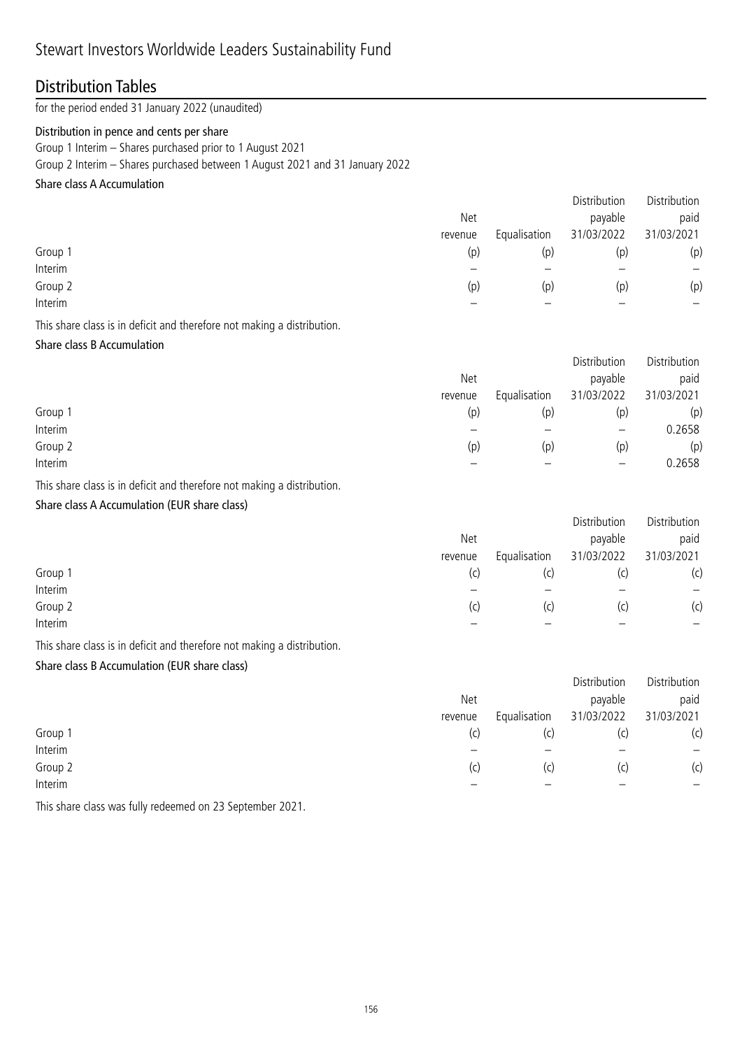# Stewart Investors Worldwide Leaders Sustainability Fund

## Distribution Tables

for the period ended 31 January 2022 (unaudited)

**Distribution in pence and cents per share**

Group 1 Interim – Shares purchased prior to 1 August 2021

Group 2 Interim – Shares purchased between 1 August 2021 and 31 January 2022

**Share class A Accumulation**

| | Net revenue | Equalisation | Distribution payable 31/03/2022 | Distribution paid 31/03/2021 |
|---|---|---|---|---|
| Group 1 | (p) | (p) | (p) | (p) |
| Interim | – | – | – | – |
| Group 2 | (p) | (p) | (p) | (p) |
| Interim | – | – | – | – |

This share class is in deficit and therefore not making a distribution.

**Share class B Accumulation**

| | Net revenue | Equalisation | Distribution payable 31/03/2022 | Distribution paid 31/03/2021 |
|---|---|---|---|---|
| Group 1 | (p) | (p) | (p) | (p) |
| Interim | – | – | – | 0.2658 |
| Group 2 | (p) | (p) | (p) | (p) |
| Interim | – | – | – | 0.2658 |

This share class is in deficit and therefore not making a distribution.

**Share class A Accumulation (EUR share class)**

| | Net revenue | Equalisation | Distribution payable 31/03/2022 | Distribution paid 31/03/2021 |
|---|---|---|---|---|
| Group 1 | (c) | (c) | (c) | (c) |
| Interim | – | – | – | – |
| Group 2 | (c) | (c) | (c) | (c) |
| Interim | – | – | – | – |

This share class is in deficit and therefore not making a distribution.

**Share class B Accumulation (EUR share class)**

| | Net revenue | Equalisation | Distribution payable 31/03/2022 | Distribution paid 31/03/2021 |
|---|---|---|---|---|
| Group 1 | (c) | (c) | (c) | (c) |
| Interim | – | – | – | – |
| Group 2 | (c) | (c) | (c) | (c) |
| Interim | – | – | – | – |

This share class was fully redeemed on 23 September 2021.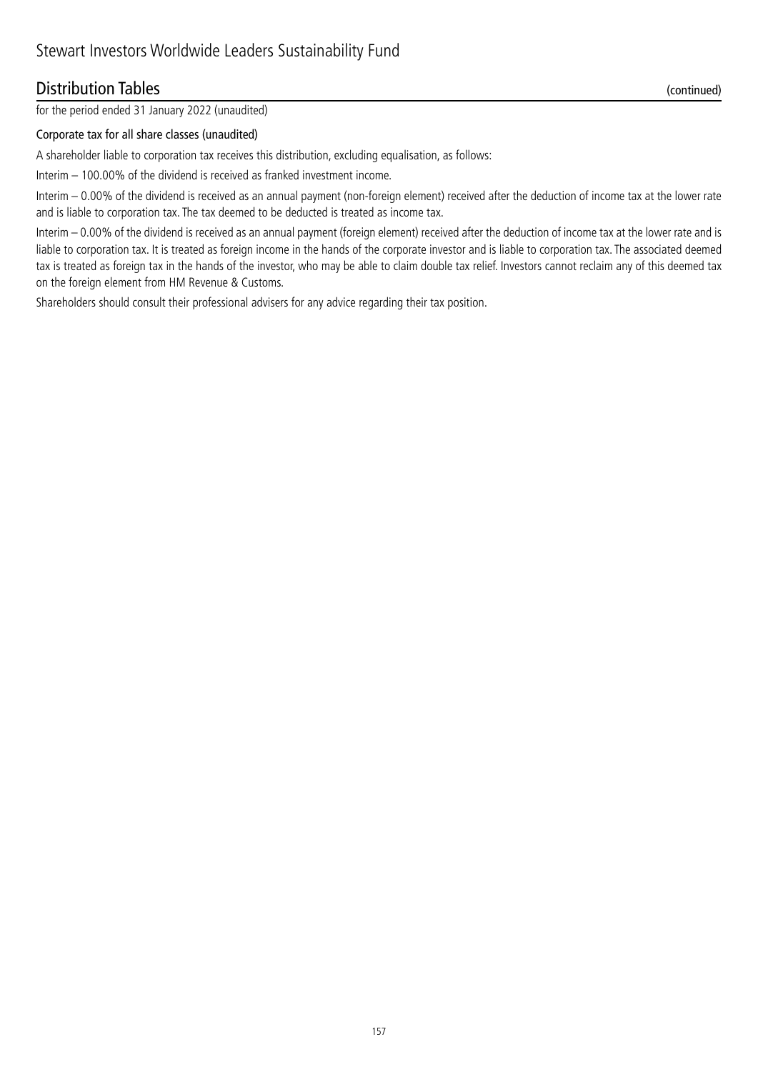## Distribution Tables (continued)

for the period ended 31 January 2022 (unaudited)

#### Corporate tax for all share classes (unaudited)

A shareholder liable to corporation tax receives this distribution, excluding equalisation, as follows:

Interim – 100.00% of the dividend is received as franked investment income.

Interim – 0.00% of the dividend is received as an annual payment (non-foreign element) received after the deduction of income tax at the lower rate and is liable to corporation tax. The tax deemed to be deducted is treated as income tax.

Interim – 0.00% of the dividend is received as an annual payment (foreign element) received after the deduction of income tax at the lower rate and is liable to corporation tax. It is treated as foreign income in the hands of the corporate investor and is liable to corporation tax. The associated deemed tax is treated as foreign tax in the hands of the investor, who may be able to claim double tax relief. Investors cannot reclaim any of this deemed tax on the foreign element from HM Revenue & Customs.

Shareholders should consult their professional advisers for any advice regarding their tax position.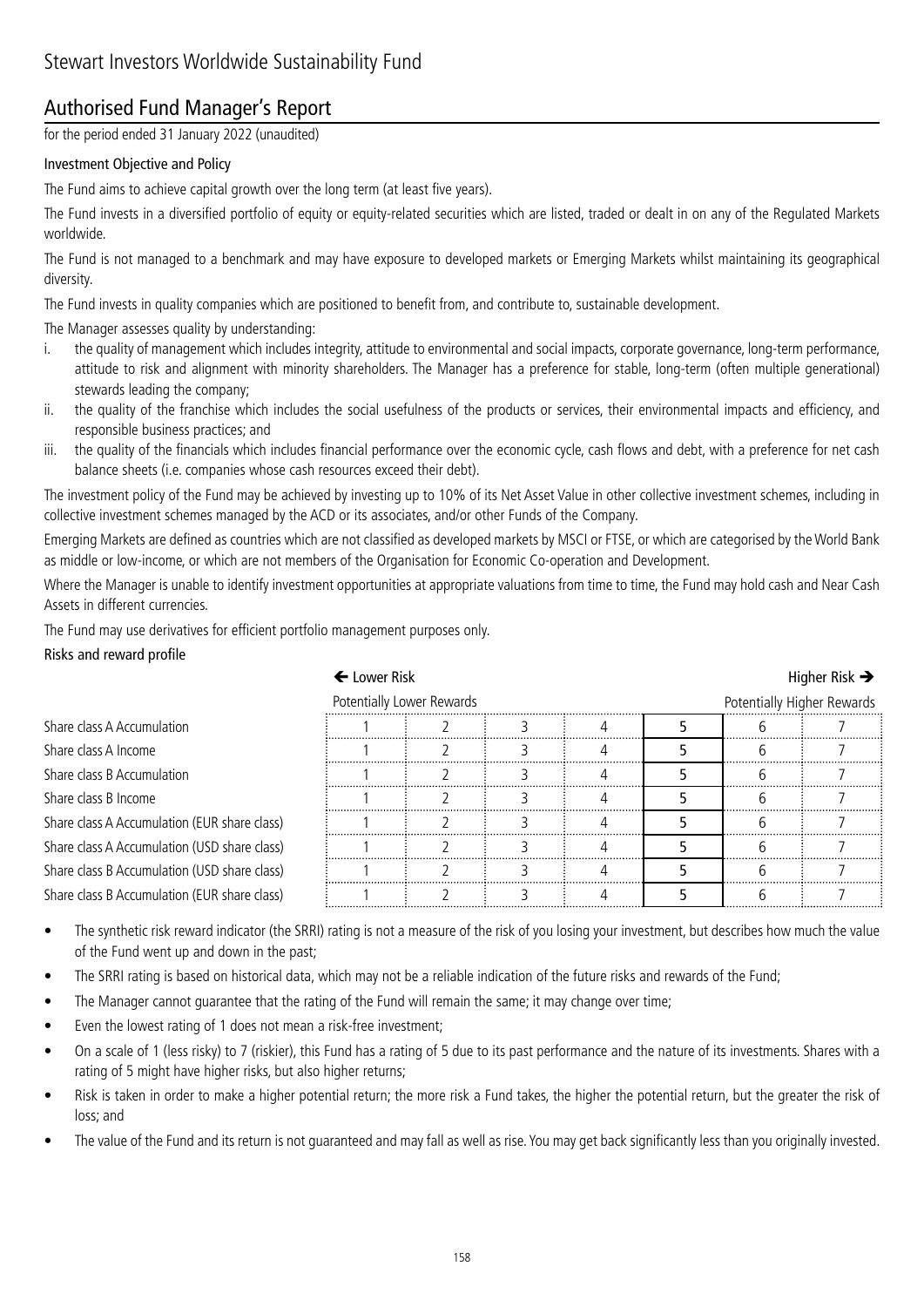# Stewart Investors Worldwide Sustainability Fund

## Authorised Fund Manager's Report

for the period ended 31 January 2022 (unaudited)

### Investment Objective and Policy

The Fund aims to achieve capital growth over the long term (at least five years).

The Fund invests in a diversified portfolio of equity or equity-related securities which are listed, traded or dealt in on any of the Regulated Markets worldwide.

The Fund is not managed to a benchmark and may have exposure to developed markets or Emerging Markets whilst maintaining its geographical diversity.

The Fund invests in quality companies which are positioned to benefit from, and contribute to, sustainable development.

The Manager assesses quality by understanding:

i. the quality of management which includes integrity, attitude to environmental and social impacts, corporate governance, long-term performance, attitude to risk and alignment with minority shareholders. The Manager has a preference for stable, long-term (often multiple generational) stewards leading the company;
ii. the quality of the franchise which includes the social usefulness of the products or services, their environmental impacts and efficiency, and responsible business practices; and
iii. the quality of the financials which includes financial performance over the economic cycle, cash flows and debt, with a preference for net cash balance sheets (i.e. companies whose cash resources exceed their debt).

The investment policy of the Fund may be achieved by investing up to 10% of its Net Asset Value in other collective investment schemes, including in collective investment schemes managed by the ACD or its associates, and/or other Funds of the Company.

Emerging Markets are defined as countries which are not classified as developed markets by MSCI or FTSE, or which are categorised by the World Bank as middle or low-income, or which are not members of the Organisation for Economic Co-operation and Development.

Where the Manager is unable to identify investment opportunities at appropriate valuations from time to time, the Fund may hold cash and Near Cash Assets in different currencies.

The Fund may use derivatives for efficient portfolio management purposes only.

### Risks and reward profile

| | ← Lower Risk | | | | | | Higher Risk → |
|---|---|---|---|---|---|---|---|
| | Potentially Lower Rewards | | | | | | Potentially Higher Rewards |
| Share class A Accumulation | 1 | 2 | 3 | 4 | **5** | 6 | 7 |
| Share class A Income | 1 | 2 | 3 | 4 | **5** | 6 | 7 |
| Share class B Accumulation | 1 | 2 | 3 | 4 | **5** | 6 | 7 |
| Share class B Income | 1 | 2 | 3 | 4 | **5** | 6 | 7 |
| Share class A Accumulation (EUR share class) | 1 | 2 | 3 | 4 | **5** | 6 | 7 |
| Share class A Accumulation (USD share class) | 1 | 2 | 3 | 4 | **5** | 6 | 7 |
| Share class B Accumulation (USD share class) | 1 | 2 | 3 | 4 | **5** | 6 | 7 |
| Share class B Accumulation (EUR share class) | 1 | 2 | 3 | 4 | **5** | 6 | 7 |

- The synthetic risk reward indicator (the SRRI) rating is not a measure of the risk of you losing your investment, but describes how much the value of the Fund went up and down in the past;
- The SRRI rating is based on historical data, which may not be a reliable indication of the future risks and rewards of the Fund;
- The Manager cannot guarantee that the rating of the Fund will remain the same; it may change over time;
- Even the lowest rating of 1 does not mean a risk-free investment;
- On a scale of 1 (less risky) to 7 (riskier), this Fund has a rating of 5 due to its past performance and the nature of its investments. Shares with a rating of 5 might have higher risks, but also higher returns;
- Risk is taken in order to make a higher potential return; the more risk a Fund takes, the higher the potential return, but the greater the risk of loss; and
- The value of the Fund and its return is not guaranteed and may fall as well as rise. You may get back significantly less than you originally invested.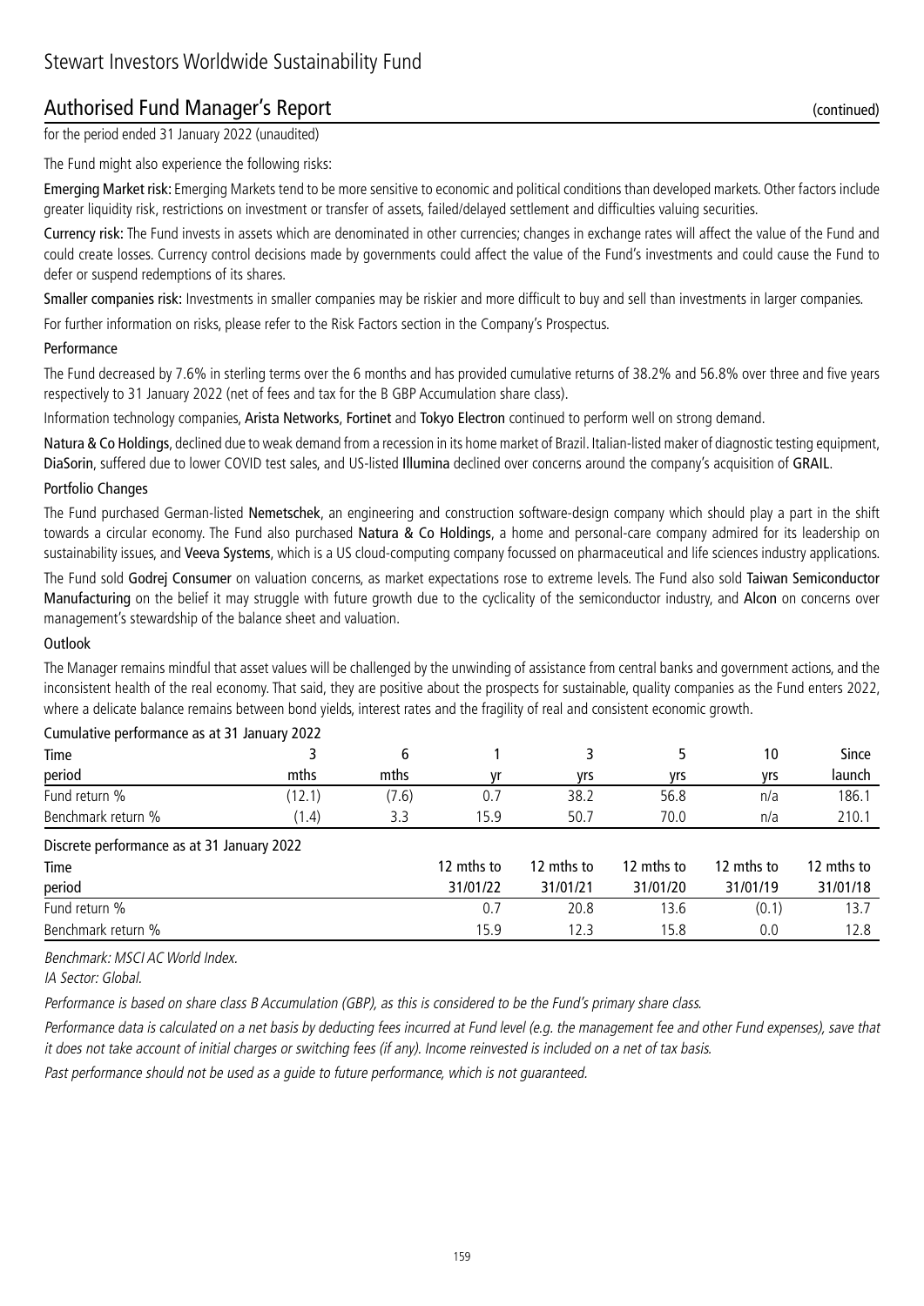# Stewart Investors Worldwide Sustainability Fund

## Authorised Fund Manager's Report (continued)

for the period ended 31 January 2022 (unaudited)

The Fund might also experience the following risks:

**Emerging Market risk:** Emerging Markets tend to be more sensitive to economic and political conditions than developed markets. Other factors include greater liquidity risk, restrictions on investment or transfer of assets, failed/delayed settlement and difficulties valuing securities.

**Currency risk:** The Fund invests in assets which are denominated in other currencies; changes in exchange rates will affect the value of the Fund and could create losses. Currency control decisions made by governments could affect the value of the Fund's investments and could cause the Fund to defer or suspend redemptions of its shares.

**Smaller companies risk:** Investments in smaller companies may be riskier and more difficult to buy and sell than investments in larger companies.

For further information on risks, please refer to the Risk Factors section in the Company's Prospectus.

### Performance

The Fund decreased by 7.6% in sterling terms over the 6 months and has provided cumulative returns of 38.2% and 56.8% over three and five years respectively to 31 January 2022 (net of fees and tax for the B GBP Accumulation share class).

Information technology companies, **Arista Networks**, **Fortinet** and **Tokyo Electron** continued to perform well on strong demand.

**Natura & Co Holdings**, declined due to weak demand from a recession in its home market of Brazil. Italian-listed maker of diagnostic testing equipment, **DiaSorin**, suffered due to lower COVID test sales, and US-listed **Illumina** declined over concerns around the company's acquisition of **GRAIL**.

### Portfolio Changes

The Fund purchased German-listed **Nemetschek**, an engineering and construction software-design company which should play a part in the shift towards a circular economy. The Fund also purchased **Natura & Co Holdings**, a home and personal-care company admired for its leadership on sustainability issues, and **Veeva Systems**, which is a US cloud-computing company focussed on pharmaceutical and life sciences industry applications.

The Fund sold **Godrej Consumer** on valuation concerns, as market expectations rose to extreme levels. The Fund also sold **Taiwan Semiconductor Manufacturing** on the belief it may struggle with future growth due to the cyclicality of the semiconductor industry, and **Alcon** on concerns over management's stewardship of the balance sheet and valuation.

### Outlook

The Manager remains mindful that asset values will be challenged by the unwinding of assistance from central banks and government actions, and the inconsistent health of the real economy. That said, they are positive about the prospects for sustainable, quality companies as the Fund enters 2022, where a delicate balance remains between bond yields, interest rates and the fragility of real and consistent economic growth.

Cumulative performance as at 31 January 2022

| Time period | 3 mths | 6 mths | 1 yr | 3 yrs | 5 yrs | 10 yrs | Since launch |
|---|---|---|---|---|---|---|---|
| Fund return % | (12.1) | (7.6) | 0.7 | 38.2 | 56.8 | n/a | 186.1 |
| Benchmark return % | (1.4) | 3.3 | 15.9 | 50.7 | 70.0 | n/a | 210.1 |

Discrete performance as at 31 January 2022

| Time period | 12 mths to 31/01/22 | 12 mths to 31/01/21 | 12 mths to 31/01/20 | 12 mths to 31/01/19 | 12 mths to 31/01/18 |
|---|---|---|---|---|---|
| Fund return % | 0.7 | 20.8 | 13.6 | (0.1) | 13.7 |
| Benchmark return % | 15.9 | 12.3 | 15.8 | 0.0 | 12.8 |

*Benchmark: MSCI AC World Index.*

*IA Sector: Global.*

*Performance is based on share class B Accumulation (GBP), as this is considered to be the Fund's primary share class.*

*Performance data is calculated on a net basis by deducting fees incurred at Fund level (e.g. the management fee and other Fund expenses), save that it does not take account of initial charges or switching fees (if any). Income reinvested is included on a net of tax basis.*

*Past performance should not be used as a guide to future performance, which is not guaranteed.*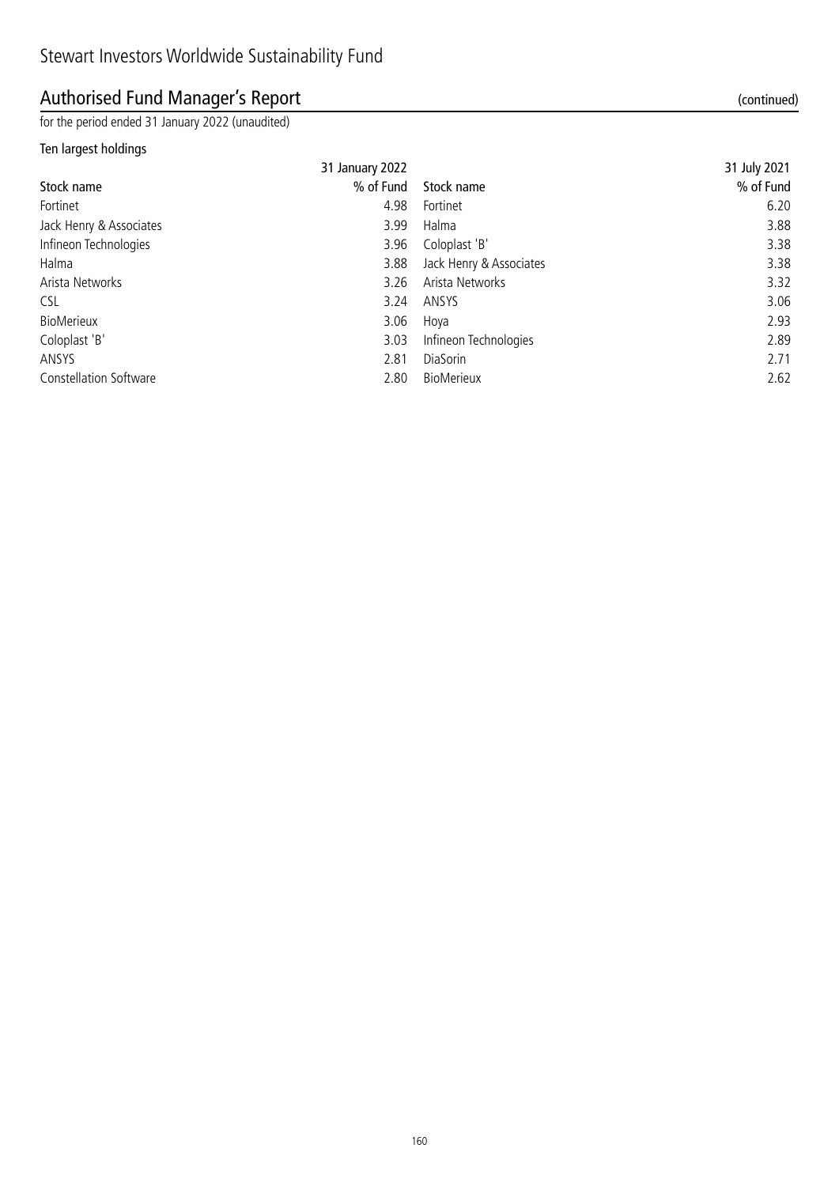# Stewart Investors Worldwide Sustainability Fund

## Authorised Fund Manager's Report (continued)

for the period ended 31 January 2022 (unaudited)

### Ten largest holdings

| 31 January 2022 | | 31 July 2021 | |
|---|---|---|---|
| Stock name | % of Fund | Stock name | % of Fund |
| Fortinet | 4.98 | Fortinet | 6.20 |
| Jack Henry & Associates | 3.99 | Halma | 3.88 |
| Infineon Technologies | 3.96 | Coloplast 'B' | 3.38 |
| Halma | 3.88 | Jack Henry & Associates | 3.38 |
| Arista Networks | 3.26 | Arista Networks | 3.32 |
| CSL | 3.24 | ANSYS | 3.06 |
| BioMerieux | 3.06 | Hoya | 2.93 |
| Coloplast 'B' | 3.03 | Infineon Technologies | 2.89 |
| ANSYS | 2.81 | DiaSorin | 2.71 |
| Constellation Software | 2.80 | BioMerieux | 2.62 |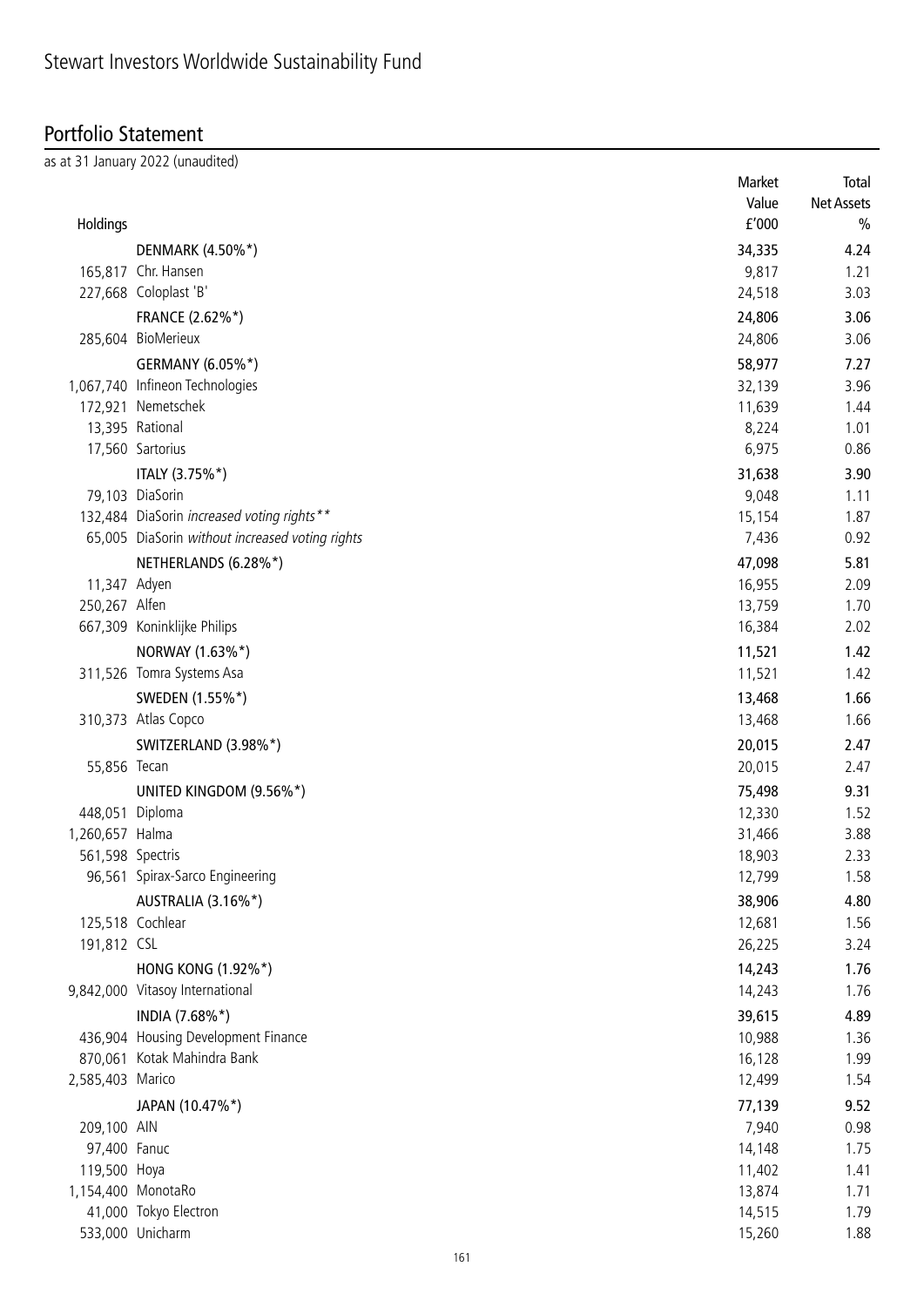# Stewart Investors Worldwide Sustainability Fund

## Portfolio Statement

as at 31 January 2022 (unaudited)

| Holdings | | Market Value £'000 | Total Net Assets % |
|---|---|---|---|
| | **DENMARK (4.50%*)** | **34,335** | **4.24** |
| 165,817 | Chr. Hansen | 9,817 | 1.21 |
| 227,668 | Coloplast 'B' | 24,518 | 3.03 |
| | **FRANCE (2.62%*)** | **24,806** | **3.06** |
| 285,604 | BioMerieux | 24,806 | 3.06 |
| | **GERMANY (6.05%*)** | **58,977** | **7.27** |
| 1,067,740 | Infineon Technologies | 32,139 | 3.96 |
| 172,921 | Nemetschek | 11,639 | 1.44 |
| 13,395 | Rational | 8,224 | 1.01 |
| 17,560 | Sartorius | 6,975 | 0.86 |
| | **ITALY (3.75%*)** | **31,638** | **3.90** |
| 79,103 | DiaSorin | 9,048 | 1.11 |
| 132,484 | DiaSorin *increased voting rights*** | 15,154 | 1.87 |
| 65,005 | DiaSorin *without increased voting rights* | 7,436 | 0.92 |
| | **NETHERLANDS (6.28%*)** | **47,098** | **5.81** |
| 11,347 | Adyen | 16,955 | 2.09 |
| 250,267 | Alfen | 13,759 | 1.70 |
| 667,309 | Koninklijke Philips | 16,384 | 2.02 |
| | **NORWAY (1.63%*)** | **11,521** | **1.42** |
| 311,526 | Tomra Systems Asa | 11,521 | 1.42 |
| | **SWEDEN (1.55%*)** | **13,468** | **1.66** |
| 310,373 | Atlas Copco | 13,468 | 1.66 |
| | **SWITZERLAND (3.98%*)** | **20,015** | **2.47** |
| 55,856 | Tecan | 20,015 | 2.47 |
| | **UNITED KINGDOM (9.56%*)** | **75,498** | **9.31** |
| 448,051 | Diploma | 12,330 | 1.52 |
| 1,260,657 | Halma | 31,466 | 3.88 |
| 561,598 | Spectris | 18,903 | 2.33 |
| 96,561 | Spirax-Sarco Engineering | 12,799 | 1.58 |
| | **AUSTRALIA (3.16%*)** | **38,906** | **4.80** |
| 125,518 | Cochlear | 12,681 | 1.56 |
| 191,812 | CSL | 26,225 | 3.24 |
| | **HONG KONG (1.92%*)** | **14,243** | **1.76** |
| 9,842,000 | Vitasoy International | 14,243 | 1.76 |
| | **INDIA (7.68%*)** | **39,615** | **4.89** |
| 436,904 | Housing Development Finance | 10,988 | 1.36 |
| 870,061 | Kotak Mahindra Bank | 16,128 | 1.99 |
| 2,585,403 | Marico | 12,499 | 1.54 |
| | **JAPAN (10.47%*)** | **77,139** | **9.52** |
| 209,100 | AIN | 7,940 | 0.98 |
| 97,400 | Fanuc | 14,148 | 1.75 |
| 119,500 | Hoya | 11,402 | 1.41 |
| 1,154,400 | MonotaRo | 13,874 | 1.71 |
| 41,000 | Tokyo Electron | 14,515 | 1.79 |
| 533,000 | Unicharm | 15,260 | 1.88 |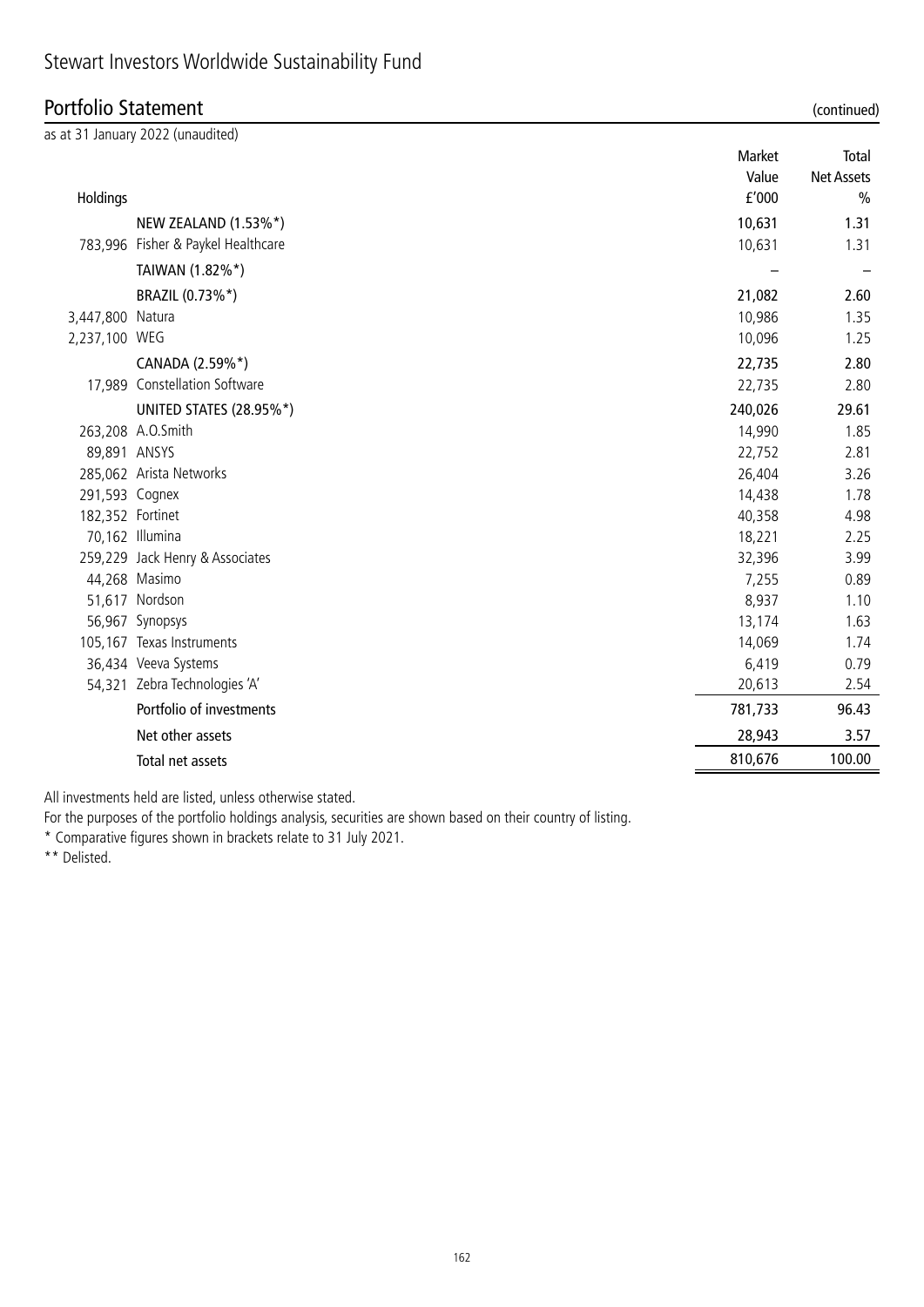# Stewart Investors Worldwide Sustainability Fund

## Portfolio Statement (continued)

as at 31 January 2022 (unaudited)

| Holdings | | Market Value £'000 | Total Net Assets % |
|---|---|---|---|
| | NEW ZEALAND (1.53%*) | 10,631 | 1.31 |
| 783,996 | Fisher & Paykel Healthcare | 10,631 | 1.31 |
| | TAIWAN (1.82%*) | – | – |
| | BRAZIL (0.73%*) | 21,082 | 2.60 |
| 3,447,800 | Natura | 10,986 | 1.35 |
| 2,237,100 | WEG | 10,096 | 1.25 |
| | CANADA (2.59%*) | 22,735 | 2.80 |
| 17,989 | Constellation Software | 22,735 | 2.80 |
| | UNITED STATES (28.95%*) | 240,026 | 29.61 |
| 263,208 | A.O.Smith | 14,990 | 1.85 |
| 89,891 | ANSYS | 22,752 | 2.81 |
| 285,062 | Arista Networks | 26,404 | 3.26 |
| 291,593 | Cognex | 14,438 | 1.78 |
| 182,352 | Fortinet | 40,358 | 4.98 |
| 70,162 | Illumina | 18,221 | 2.25 |
| 259,229 | Jack Henry & Associates | 32,396 | 3.99 |
| 44,268 | Masimo | 7,255 | 0.89 |
| 51,617 | Nordson | 8,937 | 1.10 |
| 56,967 | Synopsys | 13,174 | 1.63 |
| 105,167 | Texas Instruments | 14,069 | 1.74 |
| 36,434 | Veeva Systems | 6,419 | 0.79 |
| 54,321 | Zebra Technologies 'A' | 20,613 | 2.54 |
| | Portfolio of investments | 781,733 | 96.43 |
| | Net other assets | 28,943 | 3.57 |
| | Total net assets | 810,676 | 100.00 |

All investments held are listed, unless otherwise stated.

For the purposes of the portfolio holdings analysis, securities are shown based on their country of listing.

* Comparative figures shown in brackets relate to 31 July 2021.

** Delisted.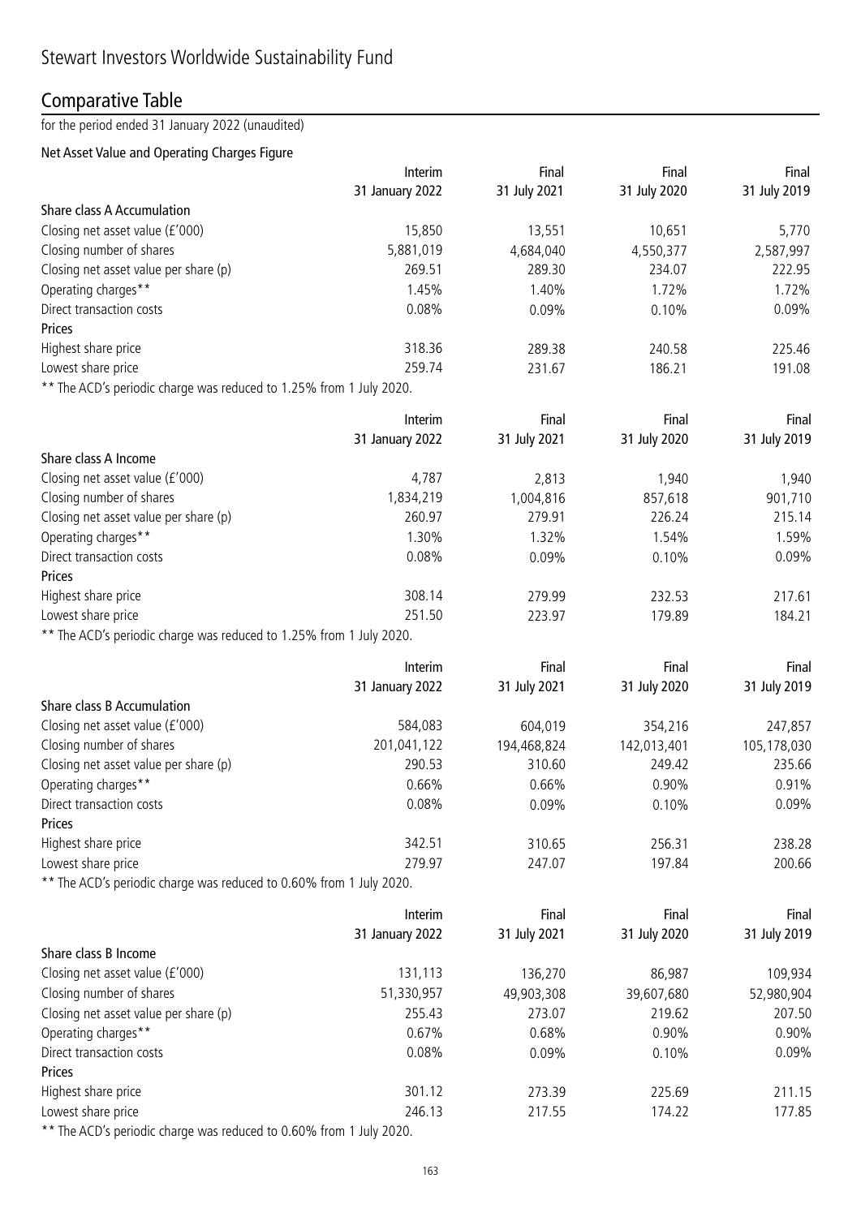# Stewart Investors Worldwide Sustainability Fund

## Comparative Table

for the period ended 31 January 2022 (unaudited)

### Net Asset Value and Operating Charges Figure

| | Interim 31 January 2022 | Final 31 July 2021 | Final 31 July 2020 | Final 31 July 2019 |
|---|---|---|---|---|
| **Share class A Accumulation** | | | | |
| Closing net asset value (£'000) | 15,850 | 13,551 | 10,651 | 5,770 |
| Closing number of shares | 5,881,019 | 4,684,040 | 4,550,377 | 2,587,997 |
| Closing net asset value per share (p) | 269.51 | 289.30 | 234.07 | 222.95 |
| Operating charges** | 1.45% | 1.40% | 1.72% | 1.72% |
| Direct transaction costs | 0.08% | 0.09% | 0.10% | 0.09% |
| **Prices** | | | | |
| Highest share price | 318.36 | 289.38 | 240.58 | 225.46 |
| Lowest share price | 259.74 | 231.67 | 186.21 | 191.08 |

** The ACD's periodic charge was reduced to 1.25% from 1 July 2020.

| | Interim 31 January 2022 | Final 31 July 2021 | Final 31 July 2020 | Final 31 July 2019 |
|---|---|---|---|---|
| **Share class A Income** | | | | |
| Closing net asset value (£'000) | 4,787 | 2,813 | 1,940 | 1,940 |
| Closing number of shares | 1,834,219 | 1,004,816 | 857,618 | 901,710 |
| Closing net asset value per share (p) | 260.97 | 279.91 | 226.24 | 215.14 |
| Operating charges** | 1.30% | 1.32% | 1.54% | 1.59% |
| Direct transaction costs | 0.08% | 0.09% | 0.10% | 0.09% |
| **Prices** | | | | |
| Highest share price | 308.14 | 279.99 | 232.53 | 217.61 |
| Lowest share price | 251.50 | 223.97 | 179.89 | 184.21 |

** The ACD's periodic charge was reduced to 1.25% from 1 July 2020.

| | Interim 31 January 2022 | Final 31 July 2021 | Final 31 July 2020 | Final 31 July 2019 |
|---|---|---|---|---|
| **Share class B Accumulation** | | | | |
| Closing net asset value (£'000) | 584,083 | 604,019 | 354,216 | 247,857 |
| Closing number of shares | 201,041,122 | 194,468,824 | 142,013,401 | 105,178,030 |
| Closing net asset value per share (p) | 290.53 | 310.60 | 249.42 | 235.66 |
| Operating charges** | 0.66% | 0.66% | 0.90% | 0.91% |
| Direct transaction costs | 0.08% | 0.09% | 0.10% | 0.09% |
| **Prices** | | | | |
| Highest share price | 342.51 | 310.65 | 256.31 | 238.28 |
| Lowest share price | 279.97 | 247.07 | 197.84 | 200.66 |

** The ACD's periodic charge was reduced to 0.60% from 1 July 2020.

| | Interim 31 January 2022 | Final 31 July 2021 | Final 31 July 2020 | Final 31 July 2019 |
|---|---|---|---|---|
| **Share class B Income** | | | | |
| Closing net asset value (£'000) | 131,113 | 136,270 | 86,987 | 109,934 |
| Closing number of shares | 51,330,957 | 49,903,308 | 39,607,680 | 52,980,904 |
| Closing net asset value per share (p) | 255.43 | 273.07 | 219.62 | 207.50 |
| Operating charges** | 0.67% | 0.68% | 0.90% | 0.90% |
| Direct transaction costs | 0.08% | 0.09% | 0.10% | 0.09% |
| **Prices** | | | | |
| Highest share price | 301.12 | 273.39 | 225.69 | 211.15 |
| Lowest share price | 246.13 | 217.55 | 174.22 | 177.85 |

** The ACD's periodic charge was reduced to 0.60% from 1 July 2020.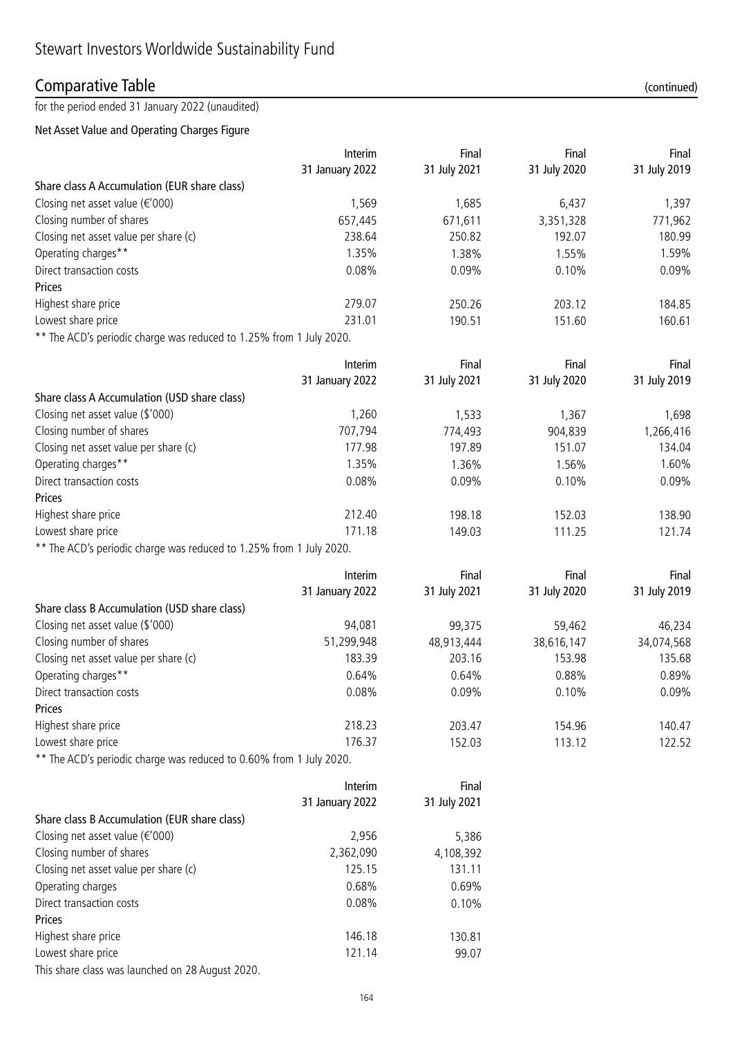# Stewart Investors Worldwide Sustainability Fund

## Comparative Table (continued)

for the period ended 31 January 2022 (unaudited)

### Net Asset Value and Operating Charges Figure

| | Interim 31 January 2022 | Final 31 July 2021 | Final 31 July 2020 | Final 31 July 2019 |
|---|---|---|---|---|
| **Share class A Accumulation (EUR share class)** | | | | |
| Closing net asset value (€'000) | 1,569 | 1,685 | 6,437 | 1,397 |
| Closing number of shares | 657,445 | 671,611 | 3,351,328 | 771,962 |
| Closing net asset value per share (c) | 238.64 | 250.82 | 192.07 | 180.99 |
| Operating charges** | 1.35% | 1.38% | 1.55% | 1.59% |
| Direct transaction costs | 0.08% | 0.09% | 0.10% | 0.09% |
| **Prices** | | | | |
| Highest share price | 279.07 | 250.26 | 203.12 | 184.85 |
| Lowest share price | 231.01 | 190.51 | 151.60 | 160.61 |

** The ACD's periodic charge was reduced to 1.25% from 1 July 2020.

| | Interim 31 January 2022 | Final 31 July 2021 | Final 31 July 2020 | Final 31 July 2019 |
|---|---|---|---|---|
| **Share class A Accumulation (USD share class)** | | | | |
| Closing net asset value ($'000) | 1,260 | 1,533 | 1,367 | 1,698 |
| Closing number of shares | 707,794 | 774,493 | 904,839 | 1,266,416 |
| Closing net asset value per share (c) | 177.98 | 197.89 | 151.07 | 134.04 |
| Operating charges** | 1.35% | 1.36% | 1.56% | 1.60% |
| Direct transaction costs | 0.08% | 0.09% | 0.10% | 0.09% |
| **Prices** | | | | |
| Highest share price | 212.40 | 198.18 | 152.03 | 138.90 |
| Lowest share price | 171.18 | 149.03 | 111.25 | 121.74 |

** The ACD's periodic charge was reduced to 1.25% from 1 July 2020.

| | Interim 31 January 2022 | Final 31 July 2021 | Final 31 July 2020 | Final 31 July 2019 |
|---|---|---|---|---|
| **Share class B Accumulation (USD share class)** | | | | |
| Closing net asset value ($'000) | 94,081 | 99,375 | 59,462 | 46,234 |
| Closing number of shares | 51,299,948 | 48,913,444 | 38,616,147 | 34,074,568 |
| Closing net asset value per share (c) | 183.39 | 203.16 | 153.98 | 135.68 |
| Operating charges** | 0.64% | 0.64% | 0.88% | 0.89% |
| Direct transaction costs | 0.08% | 0.09% | 0.10% | 0.09% |
| **Prices** | | | | |
| Highest share price | 218.23 | 203.47 | 154.96 | 140.47 |
| Lowest share price | 176.37 | 152.03 | 113.12 | 122.52 |

** The ACD's periodic charge was reduced to 0.60% from 1 July 2020.

| | Interim 31 January 2022 | Final 31 July 2021 |
|---|---|---|
| **Share class B Accumulation (EUR share class)** | | |
| Closing net asset value (€'000) | 2,956 | 5,386 |
| Closing number of shares | 2,362,090 | 4,108,392 |
| Closing net asset value per share (c) | 125.15 | 131.11 |
| Operating charges | 0.68% | 0.69% |
| Direct transaction costs | 0.08% | 0.10% |
| **Prices** | | |
| Highest share price | 146.18 | 130.81 |
| Lowest share price | 121.14 | 99.07 |

This share class was launched on 28 August 2020.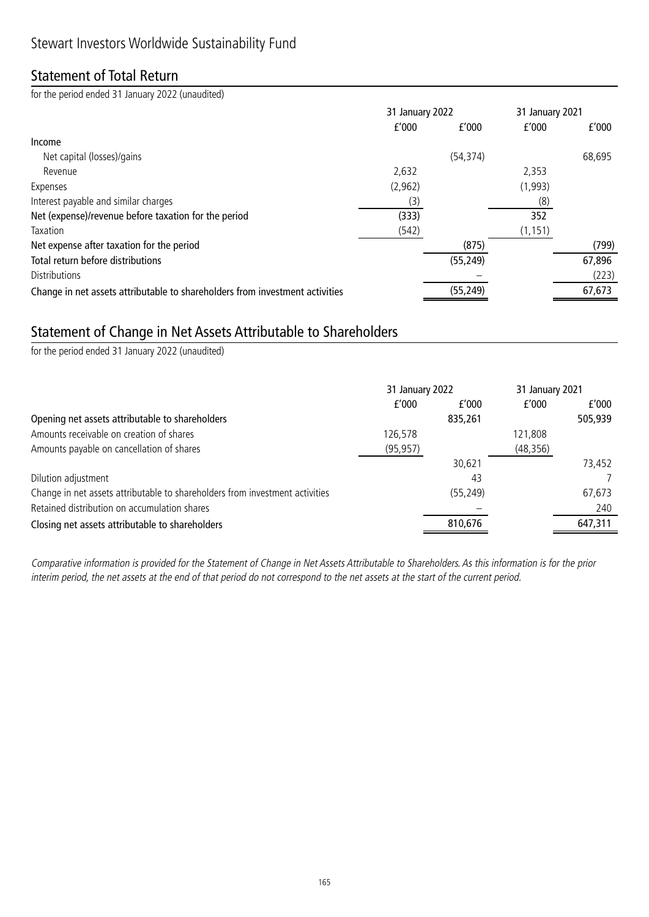# Stewart Investors Worldwide Sustainability Fund

## Statement of Total Return

for the period ended 31 January 2022 (unaudited)

| | 31 January 2022 | | 31 January 2021 | |
|---|---|---|---|---|
| | £'000 | £'000 | £'000 | £'000 |
| **Income** | | | | |
| Net capital (losses)/gains | | (54,374) | | 68,695 |
| Revenue | 2,632 | | 2,353 | |
| Expenses | (2,962) | | (1,993) | |
| Interest payable and similar charges | (3) | | (8) | |
| **Net (expense)/revenue before taxation for the period** | (333) | | 352 | |
| Taxation | (542) | | (1,151) | |
| **Net expense after taxation for the period** | | (875) | | (799) |
| **Total return before distributions** | | (55,249) | | 67,896 |
| Distributions | | – | | (223) |
| **Change in net assets attributable to shareholders from investment activities** | | (55,249) | | 67,673 |

## Statement of Change in Net Assets Attributable to Shareholders

for the period ended 31 January 2022 (unaudited)

| | 31 January 2022 | | 31 January 2021 | |
|---|---|---|---|---|
| | £'000 | £'000 | £'000 | £'000 |
| **Opening net assets attributable to shareholders** | | 835,261 | | 505,939 |
| Amounts receivable on creation of shares | 126,578 | | 121,808 | |
| Amounts payable on cancellation of shares | (95,957) | | (48,356) | |
| | | 30,621 | | 73,452 |
| Dilution adjustment | | 43 | | 7 |
| Change in net assets attributable to shareholders from investment activities | | (55,249) | | 67,673 |
| Retained distribution on accumulation shares | | – | | 240 |
| **Closing net assets attributable to shareholders** | | 810,676 | | 647,311 |

*Comparative information is provided for the Statement of Change in Net Assets Attributable to Shareholders. As this information is for the prior interim period, the net assets at the end of that period do not correspond to the net assets at the start of the current period.*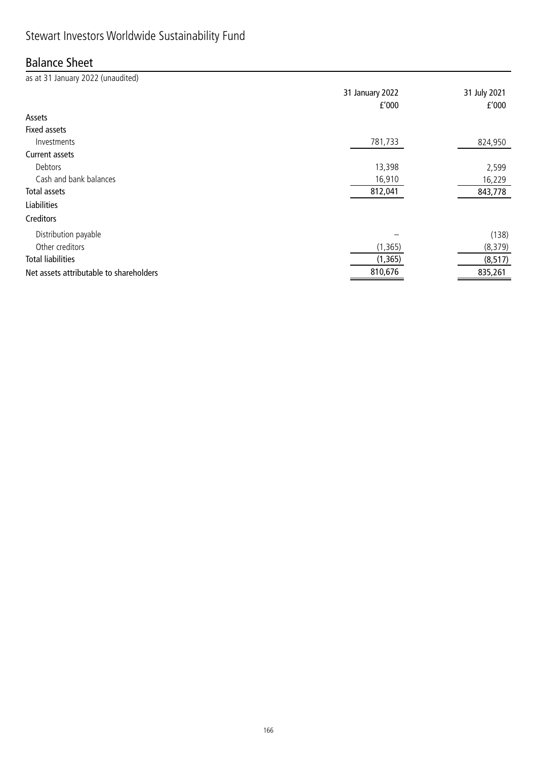# Stewart Investors Worldwide Sustainability Fund

## Balance Sheet

as at 31 January 2022 (unaudited)

| | 31 January 2022 £'000 | 31 July 2021 £'000 |
|---|---|---|
| **Assets** | | |
| **Fixed assets** | | |
| Investments | 781,733 | 824,950 |
| **Current assets** | | |
| Debtors | 13,398 | 2,599 |
| Cash and bank balances | 16,910 | 16,229 |
| **Total assets** | 812,041 | 843,778 |
| **Liabilities** | | |
| **Creditors** | | |
| Distribution payable | – | (138) |
| Other creditors | (1,365) | (8,379) |
| **Total liabilities** | (1,365) | (8,517) |
| **Net assets attributable to shareholders** | 810,676 | 835,261 |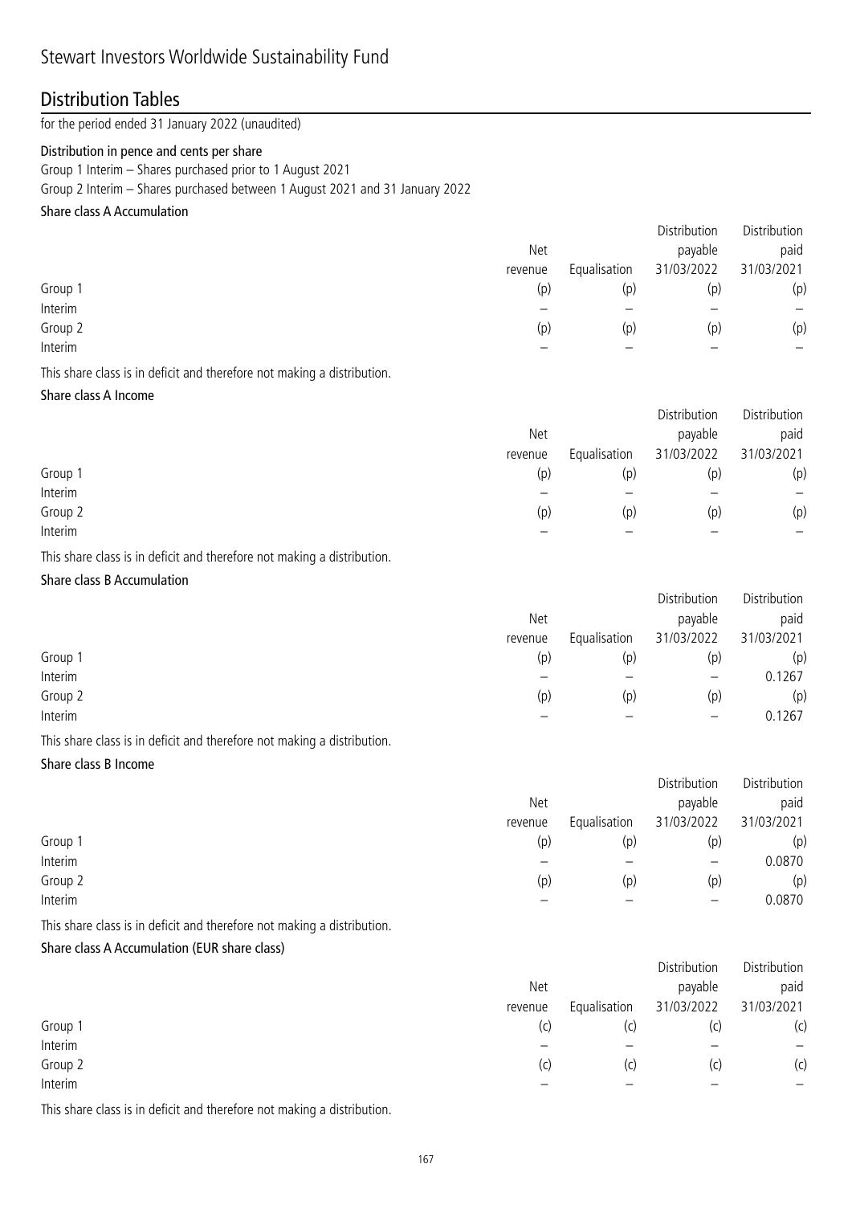# Stewart Investors Worldwide Sustainability Fund

## Distribution Tables

for the period ended 31 January 2022 (unaudited)

**Distribution in pence and cents per share**

Group 1 Interim – Shares purchased prior to 1 August 2021

Group 2 Interim – Shares purchased between 1 August 2021 and 31 January 2022

**Share class A Accumulation**

| | Net revenue | Equalisation | Distribution payable 31/03/2022 | Distribution paid 31/03/2021 |
|---|---|---|---|---|
| Group 1 | (p) | (p) | (p) | (p) |
| Interim | – | – | – | – |
| Group 2 | (p) | (p) | (p) | (p) |
| Interim | – | – | – | – |

This share class is in deficit and therefore not making a distribution.

**Share class A Income**

| | Net revenue | Equalisation | Distribution payable 31/03/2022 | Distribution paid 31/03/2021 |
|---|---|---|---|---|
| Group 1 | (p) | (p) | (p) | (p) |
| Interim | – | – | – | – |
| Group 2 | (p) | (p) | (p) | (p) |
| Interim | – | – | – | – |

This share class is in deficit and therefore not making a distribution.

**Share class B Accumulation**

| | Net revenue | Equalisation | Distribution payable 31/03/2022 | Distribution paid 31/03/2021 |
|---|---|---|---|---|
| Group 1 | (p) | (p) | (p) | (p) |
| Interim | – | – | – | 0.1267 |
| Group 2 | (p) | (p) | (p) | (p) |
| Interim | – | – | – | 0.1267 |

This share class is in deficit and therefore not making a distribution.

**Share class B Income**

| | Net revenue | Equalisation | Distribution payable 31/03/2022 | Distribution paid 31/03/2021 |
|---|---|---|---|---|
| Group 1 | (p) | (p) | (p) | (p) |
| Interim | – | – | – | 0.0870 |
| Group 2 | (p) | (p) | (p) | (p) |
| Interim | – | – | – | 0.0870 |

This share class is in deficit and therefore not making a distribution.

**Share class A Accumulation (EUR share class)**

| | Net revenue | Equalisation | Distribution payable 31/03/2022 | Distribution paid 31/03/2021 |
|---|---|---|---|---|
| Group 1 | (c) | (c) | (c) | (c) |
| Interim | – | – | – | – |
| Group 2 | (c) | (c) | (c) | (c) |
| Interim | – | – | – | – |

This share class is in deficit and therefore not making a distribution.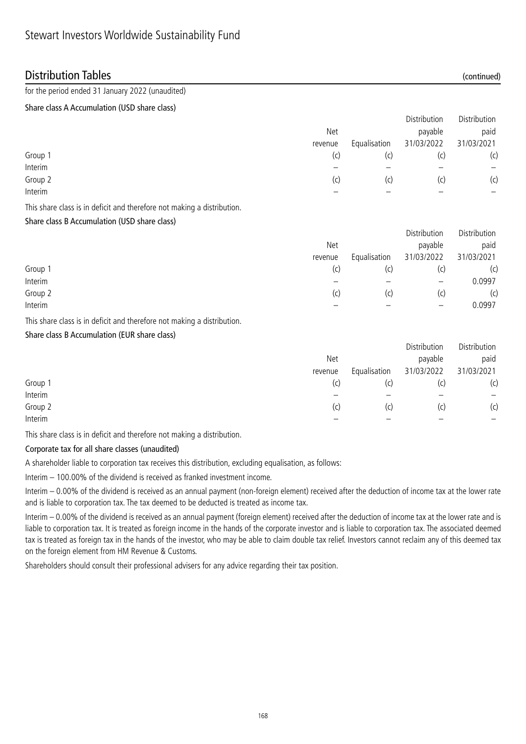# Stewart Investors Worldwide Sustainability Fund

## Distribution Tables (continued)

for the period ended 31 January 2022 (unaudited)

### Share class A Accumulation (USD share class)

| | Net revenue | Equalisation | Distribution payable 31/03/2022 | Distribution paid 31/03/2021 |
|---|---|---|---|---|
| Group 1 | (c) | (c) | (c) | (c) |
| Interim | – | – | – | – |
| Group 2 | (c) | (c) | (c) | (c) |
| Interim | – | – | – | – |

This share class is in deficit and therefore not making a distribution.

### Share class B Accumulation (USD share class)

| | Net revenue | Equalisation | Distribution payable 31/03/2022 | Distribution paid 31/03/2021 |
|---|---|---|---|---|
| Group 1 | (c) | (c) | (c) | (c) |
| Interim | – | – | – | 0.0997 |
| Group 2 | (c) | (c) | (c) | (c) |
| Interim | – | – | – | 0.0997 |

This share class is in deficit and therefore not making a distribution.

### Share class B Accumulation (EUR share class)

| | Net revenue | Equalisation | Distribution payable 31/03/2022 | Distribution paid 31/03/2021 |
|---|---|---|---|---|
| Group 1 | (c) | (c) | (c) | (c) |
| Interim | – | – | – | – |
| Group 2 | (c) | (c) | (c) | (c) |
| Interim | – | – | – | – |

This share class is in deficit and therefore not making a distribution.

### Corporate tax for all share classes (unaudited)

A shareholder liable to corporation tax receives this distribution, excluding equalisation, as follows:

Interim – 100.00% of the dividend is received as franked investment income.

Interim – 0.00% of the dividend is received as an annual payment (non-foreign element) received after the deduction of income tax at the lower rate and is liable to corporation tax. The tax deemed to be deducted is treated as income tax.

Interim – 0.00% of the dividend is received as an annual payment (foreign element) received after the deduction of income tax at the lower rate and is liable to corporation tax. It is treated as foreign income in the hands of the corporate investor and is liable to corporation tax. The associated deemed tax is treated as foreign tax in the hands of the investor, who may be able to claim double tax relief. Investors cannot reclaim any of this deemed tax on the foreign element from HM Revenue & Customs.

Shareholders should consult their professional advisers for any advice regarding their tax position.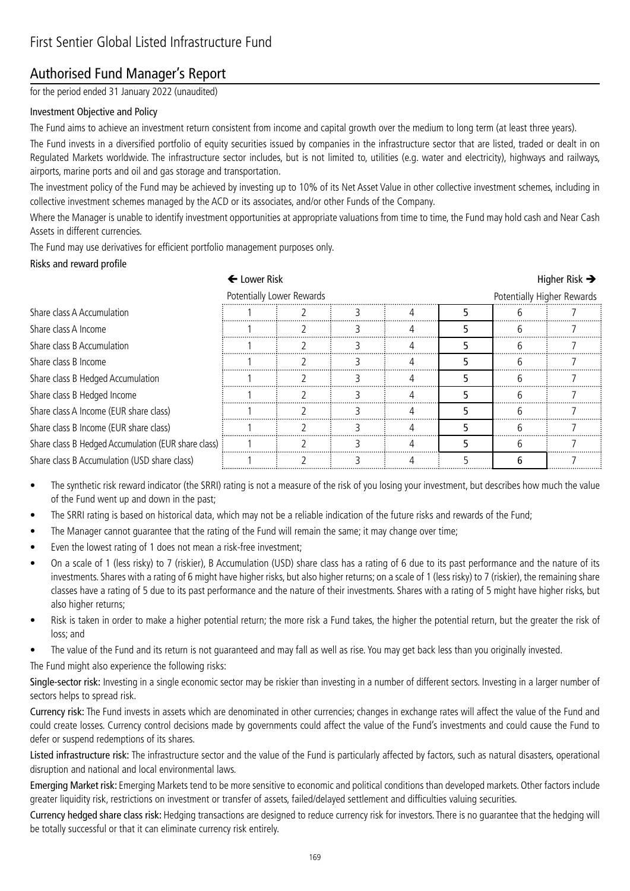# First Sentier Global Listed Infrastructure Fund

## Authorised Fund Manager's Report

for the period ended 31 January 2022 (unaudited)

### Investment Objective and Policy

The Fund aims to achieve an investment return consistent from income and capital growth over the medium to long term (at least three years).

The Fund invests in a diversified portfolio of equity securities issued by companies in the infrastructure sector that are listed, traded or dealt in on Regulated Markets worldwide. The infrastructure sector includes, but is not limited to, utilities (e.g. water and electricity), highways and railways, airports, marine ports and oil and gas storage and transportation.

The investment policy of the Fund may be achieved by investing up to 10% of its Net Asset Value in other collective investment schemes, including in collective investment schemes managed by the ACD or its associates, and/or other Funds of the Company.

Where the Manager is unable to identify investment opportunities at appropriate valuations from time to time, the Fund may hold cash and Near Cash Assets in different currencies.

The Fund may use derivatives for efficient portfolio management purposes only.

### Risks and reward profile

| | ← Lower Risk | | | | | | Higher Risk → |
|---|---|---|---|---|---|---|---|
| | Potentially Lower Rewards | | | | | | Potentially Higher Rewards |
| Share class A Accumulation | 1 | 2 | 3 | 4 | **5** | 6 | 7 |
| Share class A Income | 1 | 2 | 3 | 4 | **5** | 6 | 7 |
| Share class B Accumulation | 1 | 2 | 3 | 4 | **5** | 6 | 7 |
| Share class B Income | 1 | 2 | 3 | 4 | **5** | 6 | 7 |
| Share class B Hedged Accumulation | 1 | 2 | 3 | 4 | **5** | 6 | 7 |
| Share class B Hedged Income | 1 | 2 | 3 | 4 | **5** | 6 | 7 |
| Share class A Income (EUR share class) | 1 | 2 | 3 | 4 | **5** | 6 | 7 |
| Share class B Income (EUR share class) | 1 | 2 | 3 | 4 | **5** | 6 | 7 |
| Share class B Hedged Accumulation (EUR share class) | 1 | 2 | 3 | 4 | **5** | 6 | 7 |
| Share class B Accumulation (USD share class) | 1 | 2 | 3 | 4 | 5 | **6** | 7 |

- The synthetic risk reward indicator (the SRRI) rating is not a measure of the risk of you losing your investment, but describes how much the value of the Fund went up and down in the past;
- The SRRI rating is based on historical data, which may not be a reliable indication of the future risks and rewards of the Fund;
- The Manager cannot guarantee that the rating of the Fund will remain the same; it may change over time;
- Even the lowest rating of 1 does not mean a risk-free investment;
- On a scale of 1 (less risky) to 7 (riskier), B Accumulation (USD) share class has a rating of 6 due to its past performance and the nature of its investments. Shares with a rating of 6 might have higher risks, but also higher returns; on a scale of 1 (less risky) to 7 (riskier), the remaining share classes have a rating of 5 due to its past performance and the nature of their investments. Shares with a rating of 5 might have higher risks, but also higher returns;
- Risk is taken in order to make a higher potential return; the more risk a Fund takes, the higher the potential return, but the greater the risk of loss; and
- The value of the Fund and its return is not guaranteed and may fall as well as rise. You may get back less than you originally invested.

The Fund might also experience the following risks:

**Single-sector risk:** Investing in a single economic sector may be riskier than investing in a number of different sectors. Investing in a larger number of sectors helps to spread risk.

**Currency risk:** The Fund invests in assets which are denominated in other currencies; changes in exchange rates will affect the value of the Fund and could create losses. Currency control decisions made by governments could affect the value of the Fund's investments and could cause the Fund to defer or suspend redemptions of its shares.

**Listed infrastructure risk:** The infrastructure sector and the value of the Fund is particularly affected by factors, such as natural disasters, operational disruption and national and local environmental laws.

**Emerging Market risk:** Emerging Markets tend to be more sensitive to economic and political conditions than developed markets. Other factors include greater liquidity risk, restrictions on investment or transfer of assets, failed/delayed settlement and difficulties valuing securities.

**Currency hedged share class risk:** Hedging transactions are designed to reduce currency risk for investors. There is no guarantee that the hedging will be totally successful or that it can eliminate currency risk entirely.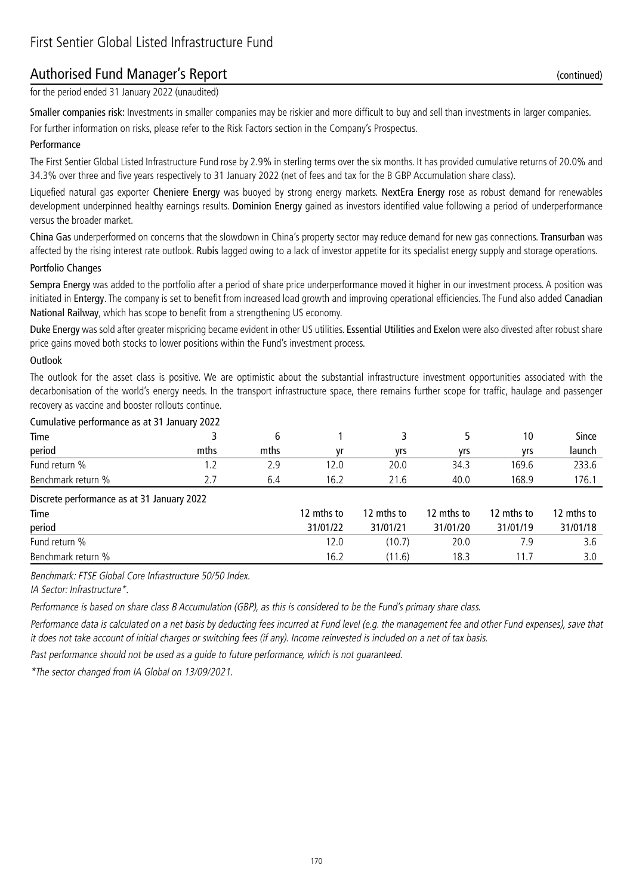## Authorised Fund Manager's Report (continued)

for the period ended 31 January 2022 (unaudited)

**Smaller companies risk:** Investments in smaller companies may be riskier and more difficult to buy and sell than investments in larger companies.

For further information on risks, please refer to the Risk Factors section in the Company's Prospectus.

### Performance

The First Sentier Global Listed Infrastructure Fund rose by 2.9% in sterling terms over the six months. It has provided cumulative returns of 20.0% and 34.3% over three and five years respectively to 31 January 2022 (net of fees and tax for the B GBP Accumulation share class).

Liquefied natural gas exporter **Cheniere Energy** was buoyed by strong energy markets. **NextEra Energy** rose as robust demand for renewables development underpinned healthy earnings results. **Dominion Energy** gained as investors identified value following a period of underperformance versus the broader market.

**China Gas** underperformed on concerns that the slowdown in China's property sector may reduce demand for new gas connections. **Transurban** was affected by the rising interest rate outlook. **Rubis** lagged owing to a lack of investor appetite for its specialist energy supply and storage operations.

### Portfolio Changes

**Sempra Energy** was added to the portfolio after a period of share price underperformance moved it higher in our investment process. A position was initiated in **Entergy**. The company is set to benefit from increased load growth and improving operational efficiencies. The Fund also added **Canadian National Railway**, which has scope to benefit from a strengthening US economy.

**Duke Energy** was sold after greater mispricing became evident in other US utilities. **Essential Utilities** and **Exelon** were also divested after robust share price gains moved both stocks to lower positions within the Fund's investment process.

### Outlook

The outlook for the asset class is positive. We are optimistic about the substantial infrastructure investment opportunities associated with the decarbonisation of the world's energy needs. In the transport infrastructure space, there remains further scope for traffic, haulage and passenger recovery as vaccine and booster rollouts continue.

Cumulative performance as at 31 January 2022

| Time period | 3 mths | 6 mths | 1 yr | 3 yrs | 5 yrs | 10 yrs | Since launch |
|---|---|---|---|---|---|---|---|
| Fund return % | 1.2 | 2.9 | 12.0 | 20.0 | 34.3 | 169.6 | 233.6 |
| Benchmark return % | 2.7 | 6.4 | 16.2 | 21.6 | 40.0 | 168.9 | 176.1 |

Discrete performance as at 31 January 2022

| Time period | 12 mths to 31/01/22 | 12 mths to 31/01/21 | 12 mths to 31/01/20 | 12 mths to 31/01/19 | 12 mths to 31/01/18 |
|---|---|---|---|---|---|
| Fund return % | 12.0 | (10.7) | 20.0 | 7.9 | 3.6 |
| Benchmark return % | 16.2 | (11.6) | 18.3 | 11.7 | 3.0 |

*Benchmark: FTSE Global Core Infrastructure 50/50 Index.*

*IA Sector: Infrastructure*.*

*Performance is based on share class B Accumulation (GBP), as this is considered to be the Fund's primary share class.*

*Performance data is calculated on a net basis by deducting fees incurred at Fund level (e.g. the management fee and other Fund expenses), save that it does not take account of initial charges or switching fees (if any). Income reinvested is included on a net of tax basis.*

*Past performance should not be used as a guide to future performance, which is not guaranteed.*

*\*The sector changed from IA Global on 13/09/2021.*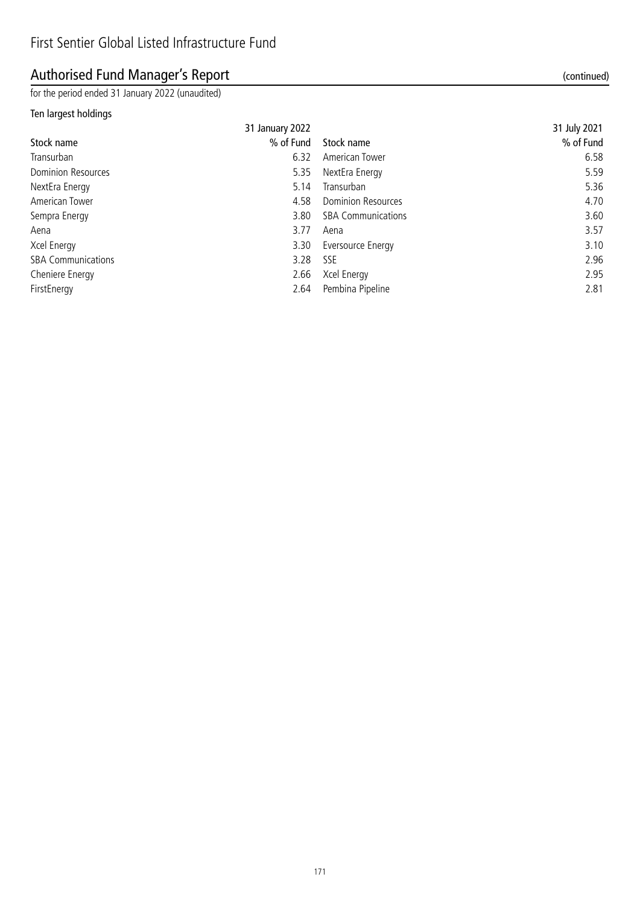# First Sentier Global Listed Infrastructure Fund

## Authorised Fund Manager's Report (continued)

for the period ended 31 January 2022 (unaudited)

### Ten largest holdings

| | 31 January 2022 | | 31 July 2021 |
|---|---|---|---|
| Stock name | % of Fund | Stock name | % of Fund |
| Transurban | 6.32 | American Tower | 6.58 |
| Dominion Resources | 5.35 | NextEra Energy | 5.59 |
| NextEra Energy | 5.14 | Transurban | 5.36 |
| American Tower | 4.58 | Dominion Resources | 4.70 |
| Sempra Energy | 3.80 | SBA Communications | 3.60 |
| Aena | 3.77 | Aena | 3.57 |
| Xcel Energy | 3.30 | Eversource Energy | 3.10 |
| SBA Communications | 3.28 | SSE | 2.96 |
| Cheniere Energy | 2.66 | Xcel Energy | 2.95 |
| FirstEnergy | 2.64 | Pembina Pipeline | 2.81 |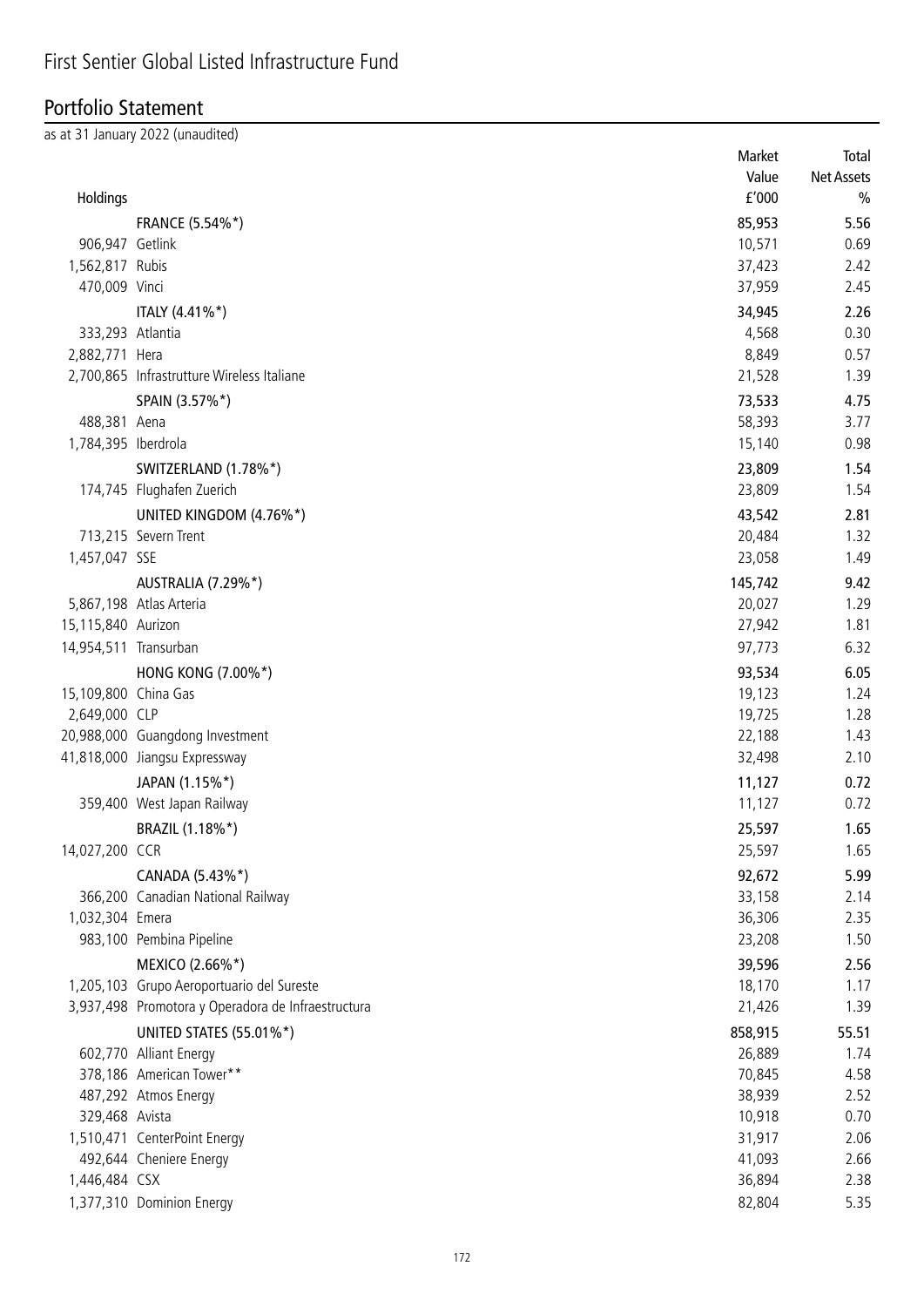# First Sentier Global Listed Infrastructure Fund

## Portfolio Statement

as at 31 January 2022 (unaudited)

| Holdings | | Market Value £'000 | Total Net Assets % |
|---|---|---|---|
| | FRANCE (5.54%*) | 85,953 | 5.56 |
| 906,947 | Getlink | 10,571 | 0.69 |
| 1,562,817 | Rubis | 37,423 | 2.42 |
| 470,009 | Vinci | 37,959 | 2.45 |
| | ITALY (4.41%*) | 34,945 | 2.26 |
| 333,293 | Atlantia | 4,568 | 0.30 |
| 2,882,771 | Hera | 8,849 | 0.57 |
| 2,700,865 | Infrastrutture Wireless Italiane | 21,528 | 1.39 |
| | SPAIN (3.57%*) | 73,533 | 4.75 |
| 488,381 | Aena | 58,393 | 3.77 |
| 1,784,395 | Iberdrola | 15,140 | 0.98 |
| | SWITZERLAND (1.78%*) | 23,809 | 1.54 |
| 174,745 | Flughafen Zuerich | 23,809 | 1.54 |
| | UNITED KINGDOM (4.76%*) | 43,542 | 2.81 |
| 713,215 | Severn Trent | 20,484 | 1.32 |
| 1,457,047 | SSE | 23,058 | 1.49 |
| | AUSTRALIA (7.29%*) | 145,742 | 9.42 |
| 5,867,198 | Atlas Arteria | 20,027 | 1.29 |
| 15,115,840 | Aurizon | 27,942 | 1.81 |
| 14,954,511 | Transurban | 97,773 | 6.32 |
| | HONG KONG (7.00%*) | 93,534 | 6.05 |
| 15,109,800 | China Gas | 19,123 | 1.24 |
| 2,649,000 | CLP | 19,725 | 1.28 |
| 20,988,000 | Guangdong Investment | 22,188 | 1.43 |
| 41,818,000 | Jiangsu Expressway | 32,498 | 2.10 |
| | JAPAN (1.15%*) | 11,127 | 0.72 |
| 359,400 | West Japan Railway | 11,127 | 0.72 |
| | BRAZIL (1.18%*) | 25,597 | 1.65 |
| 14,027,200 | CCR | 25,597 | 1.65 |
| | CANADA (5.43%*) | 92,672 | 5.99 |
| 366,200 | Canadian National Railway | 33,158 | 2.14 |
| 1,032,304 | Emera | 36,306 | 2.35 |
| 983,100 | Pembina Pipeline | 23,208 | 1.50 |
| | MEXICO (2.66%*) | 39,596 | 2.56 |
| 1,205,103 | Grupo Aeroportuario del Sureste | 18,170 | 1.17 |
| 3,937,498 | Promotora y Operadora de Infraestructura | 21,426 | 1.39 |
| | UNITED STATES (55.01%*) | 858,915 | 55.51 |
| 602,770 | Alliant Energy | 26,889 | 1.74 |
| 378,186 | American Tower** | 70,845 | 4.58 |
| 487,292 | Atmos Energy | 38,939 | 2.52 |
| 329,468 | Avista | 10,918 | 0.70 |
| 1,510,471 | CenterPoint Energy | 31,917 | 2.06 |
| 492,644 | Cheniere Energy | 41,093 | 2.66 |
| 1,446,484 | CSX | 36,894 | 2.38 |
| 1,377,310 | Dominion Energy | 82,804 | 5.35 |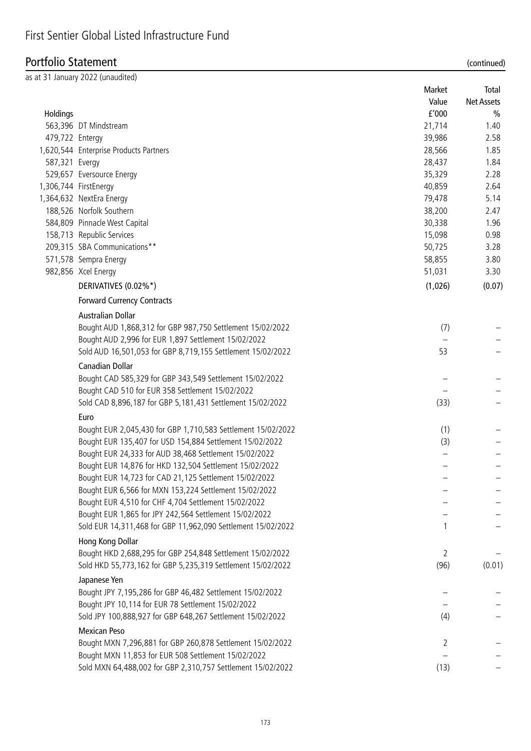# First Sentier Global Listed Infrastructure Fund

## Portfolio Statement (continued)

as at 31 January 2022 (unaudited)

| Holdings | | Market Value £'000 | Total Net Assets % |
|---|---|---|---|
| 563,396 | DT Mindstream | 21,714 | 1.40 |
| 479,722 | Entergy | 39,986 | 2.58 |
| 1,620,544 | Enterprise Products Partners | 28,566 | 1.85 |
| 587,321 | Evergy | 28,437 | 1.84 |
| 529,657 | Eversource Energy | 35,329 | 2.28 |
| 1,306,744 | FirstEnergy | 40,859 | 2.64 |
| 1,364,632 | NextEra Energy | 79,478 | 5.14 |
| 188,526 | Norfolk Southern | 38,200 | 2.47 |
| 584,809 | Pinnacle West Capital | 30,338 | 1.96 |
| 158,713 | Republic Services | 15,098 | 0.98 |
| 209,315 | SBA Communications** | 50,725 | 3.28 |
| 571,578 | Sempra Energy | 58,855 | 3.80 |
| 982,856 | Xcel Energy | 51,031 | 3.30 |
| | DERIVATIVES (0.02%*) | (1,026) | (0.07) |
| | Forward Currency Contracts | | |
| | Australian Dollar | | |
| | Bought AUD 1,868,312 for GBP 987,750 Settlement 15/02/2022 | (7) | – |
| | Bought AUD 2,996 for EUR 1,897 Settlement 15/02/2022 | – | – |
| | Sold AUD 16,501,053 for GBP 8,719,155 Settlement 15/02/2022 | 53 | – |
| | Canadian Dollar | | |
| | Bought CAD 585,329 for GBP 343,549 Settlement 15/02/2022 | – | – |
| | Bought CAD 510 for EUR 358 Settlement 15/02/2022 | – | – |
| | Sold CAD 8,896,187 for GBP 5,181,431 Settlement 15/02/2022 | (33) | – |
| | Euro | | |
| | Bought EUR 2,045,430 for GBP 1,710,583 Settlement 15/02/2022 | (1) | – |
| | Bought EUR 135,407 for USD 154,884 Settlement 15/02/2022 | (3) | – |
| | Bought EUR 24,333 for AUD 38,468 Settlement 15/02/2022 | – | – |
| | Bought EUR 14,876 for HKD 132,504 Settlement 15/02/2022 | – | – |
| | Bought EUR 14,723 for CAD 21,125 Settlement 15/02/2022 | – | – |
| | Bought EUR 6,566 for MXN 153,224 Settlement 15/02/2022 | – | – |
| | Bought EUR 4,510 for CHF 4,704 Settlement 15/02/2022 | – | – |
| | Bought EUR 1,865 for JPY 242,564 Settlement 15/02/2022 | – | – |
| | Sold EUR 14,311,468 for GBP 11,962,090 Settlement 15/02/2022 | 1 | – |
| | Hong Kong Dollar | | |
| | Bought HKD 2,688,295 for GBP 254,848 Settlement 15/02/2022 | 2 | – |
| | Sold HKD 55,773,162 for GBP 5,235,319 Settlement 15/02/2022 | (96) | (0.01) |
| | Japanese Yen | | |
| | Bought JPY 7,195,286 for GBP 46,482 Settlement 15/02/2022 | – | – |
| | Bought JPY 10,114 for EUR 78 Settlement 15/02/2022 | – | – |
| | Sold JPY 100,888,927 for GBP 648,267 Settlement 15/02/2022 | (4) | – |
| | Mexican Peso | | |
| | Bought MXN 7,296,881 for GBP 260,878 Settlement 15/02/2022 | 2 | – |
| | Bought MXN 11,853 for EUR 508 Settlement 15/02/2022 | – | – |
| | Sold MXN 64,488,002 for GBP 2,310,757 Settlement 15/02/2022 | (13) | – |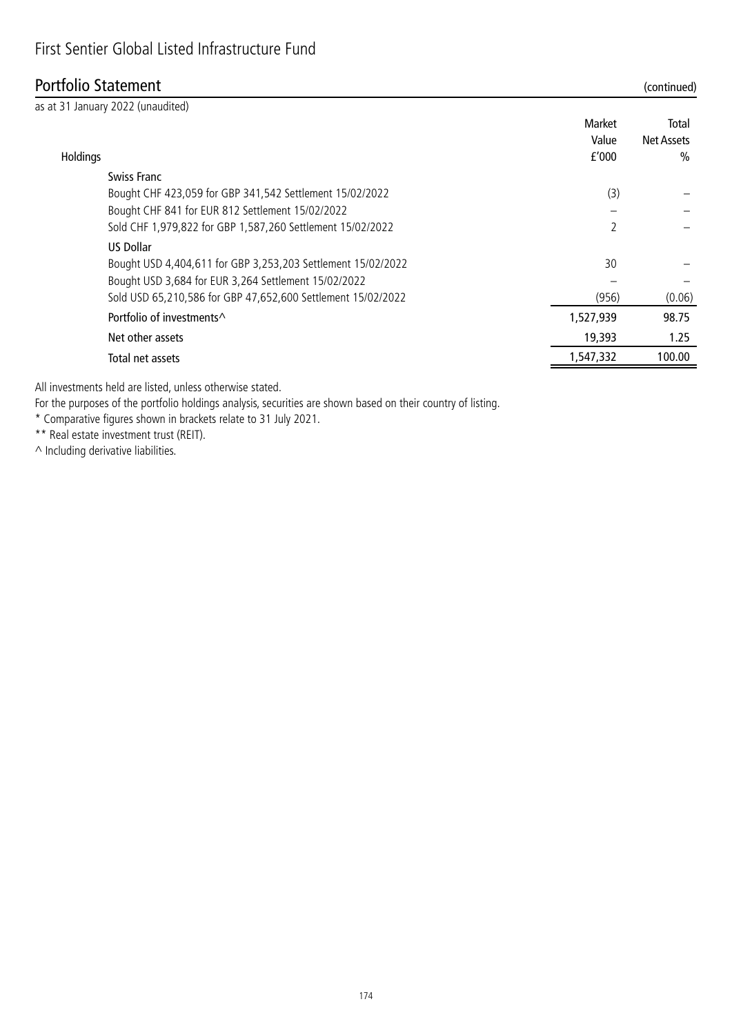# First Sentier Global Listed Infrastructure Fund

## Portfolio Statement (continued)

as at 31 January 2022 (unaudited)

| Holdings | | Market Value £'000 | Total Net Assets % |
|---|---|---|---|
| | **Swiss Franc** | | |
| | Bought CHF 423,059 for GBP 341,542 Settlement 15/02/2022 | (3) | – |
| | Bought CHF 841 for EUR 812 Settlement 15/02/2022 | – | – |
| | Sold CHF 1,979,822 for GBP 1,587,260 Settlement 15/02/2022 | 2 | – |
| | **US Dollar** | | |
| | Bought USD 4,404,611 for GBP 3,253,203 Settlement 15/02/2022 | 30 | – |
| | Bought USD 3,684 for EUR 3,264 Settlement 15/02/2022 | – | – |
| | Sold USD 65,210,586 for GBP 47,652,600 Settlement 15/02/2022 | (956) | (0.06) |
| | Portfolio of investments^ | 1,527,939 | 98.75 |
| | Net other assets | 19,393 | 1.25 |
| | Total net assets | 1,547,332 | 100.00 |

All investments held are listed, unless otherwise stated.

For the purposes of the portfolio holdings analysis, securities are shown based on their country of listing.

\* Comparative figures shown in brackets relate to 31 July 2021.

\*\* Real estate investment trust (REIT).

^ Including derivative liabilities.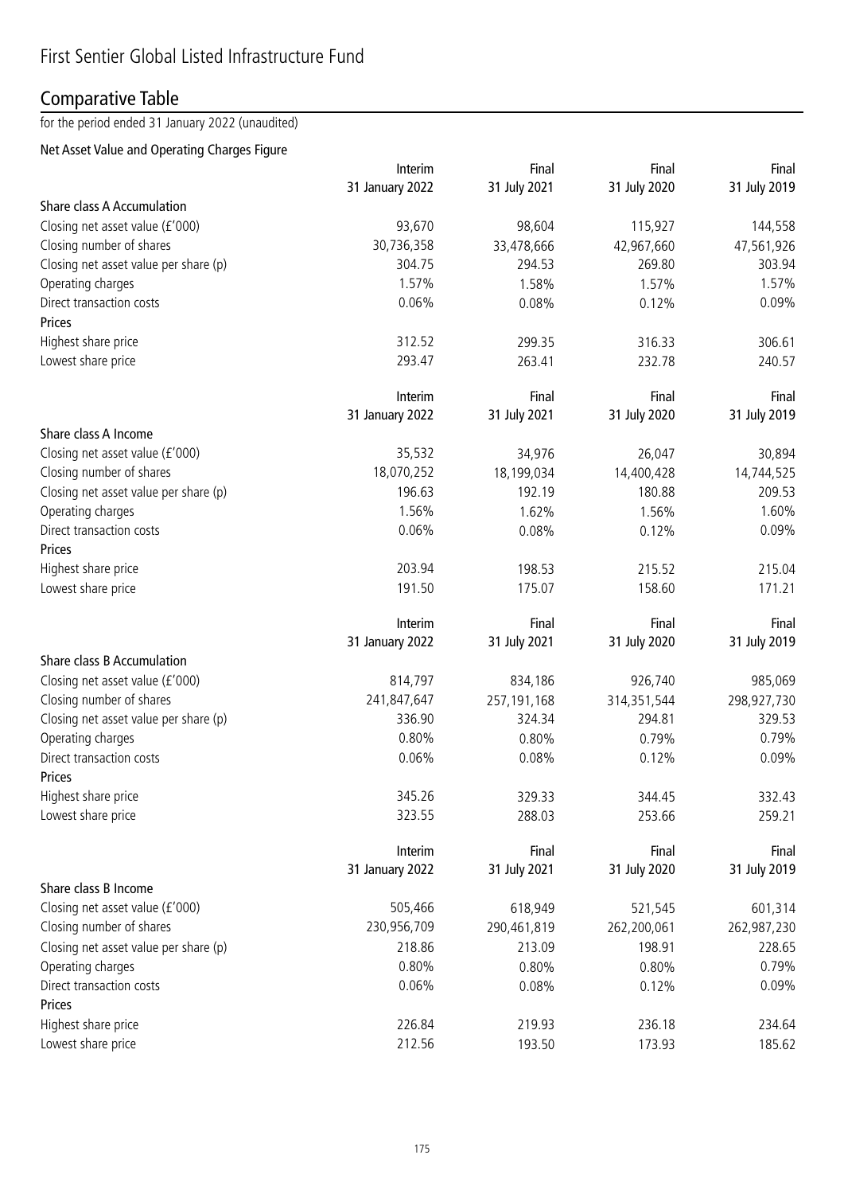# First Sentier Global Listed Infrastructure Fund

## Comparative Table

for the period ended 31 January 2022 (unaudited)

### Net Asset Value and Operating Charges Figure

| | Interim 31 January 2022 | Final 31 July 2021 | Final 31 July 2020 | Final 31 July 2019 |
|---|---|---|---|---|
| **Share class A Accumulation** | | | | |
| Closing net asset value (£'000) | 93,670 | 98,604 | 115,927 | 144,558 |
| Closing number of shares | 30,736,358 | 33,478,666 | 42,967,660 | 47,561,926 |
| Closing net asset value per share (p) | 304.75 | 294.53 | 269.80 | 303.94 |
| Operating charges | 1.57% | 1.58% | 1.57% | 1.57% |
| Direct transaction costs | 0.06% | 0.08% | 0.12% | 0.09% |
| **Prices** | | | | |
| Highest share price | 312.52 | 299.35 | 316.33 | 306.61 |
| Lowest share price | 293.47 | 263.41 | 232.78 | 240.57 |

| | Interim 31 January 2022 | Final 31 July 2021 | Final 31 July 2020 | Final 31 July 2019 |
|---|---|---|---|---|
| **Share class A Income** | | | | |
| Closing net asset value (£'000) | 35,532 | 34,976 | 26,047 | 30,894 |
| Closing number of shares | 18,070,252 | 18,199,034 | 14,400,428 | 14,744,525 |
| Closing net asset value per share (p) | 196.63 | 192.19 | 180.88 | 209.53 |
| Operating charges | 1.56% | 1.62% | 1.56% | 1.60% |
| Direct transaction costs | 0.06% | 0.08% | 0.12% | 0.09% |
| **Prices** | | | | |
| Highest share price | 203.94 | 198.53 | 215.52 | 215.04 |
| Lowest share price | 191.50 | 175.07 | 158.60 | 171.21 |

| | Interim 31 January 2022 | Final 31 July 2021 | Final 31 July 2020 | Final 31 July 2019 |
|---|---|---|---|---|
| **Share class B Accumulation** | | | | |
| Closing net asset value (£'000) | 814,797 | 834,186 | 926,740 | 985,069 |
| Closing number of shares | 241,847,647 | 257,191,168 | 314,351,544 | 298,927,730 |
| Closing net asset value per share (p) | 336.90 | 324.34 | 294.81 | 329.53 |
| Operating charges | 0.80% | 0.80% | 0.79% | 0.79% |
| Direct transaction costs | 0.06% | 0.08% | 0.12% | 0.09% |
| **Prices** | | | | |
| Highest share price | 345.26 | 329.33 | 344.45 | 332.43 |
| Lowest share price | 323.55 | 288.03 | 253.66 | 259.21 |

| | Interim 31 January 2022 | Final 31 July 2021 | Final 31 July 2020 | Final 31 July 2019 |
|---|---|---|---|---|
| **Share class B Income** | | | | |
| Closing net asset value (£'000) | 505,466 | 618,949 | 521,545 | 601,314 |
| Closing number of shares | 230,956,709 | 290,461,819 | 262,200,061 | 262,987,230 |
| Closing net asset value per share (p) | 218.86 | 213.09 | 198.91 | 228.65 |
| Operating charges | 0.80% | 0.80% | 0.80% | 0.79% |
| Direct transaction costs | 0.06% | 0.08% | 0.12% | 0.09% |
| **Prices** | | | | |
| Highest share price | 226.84 | 219.93 | 236.18 | 234.64 |
| Lowest share price | 212.56 | 193.50 | 173.93 | 185.62 |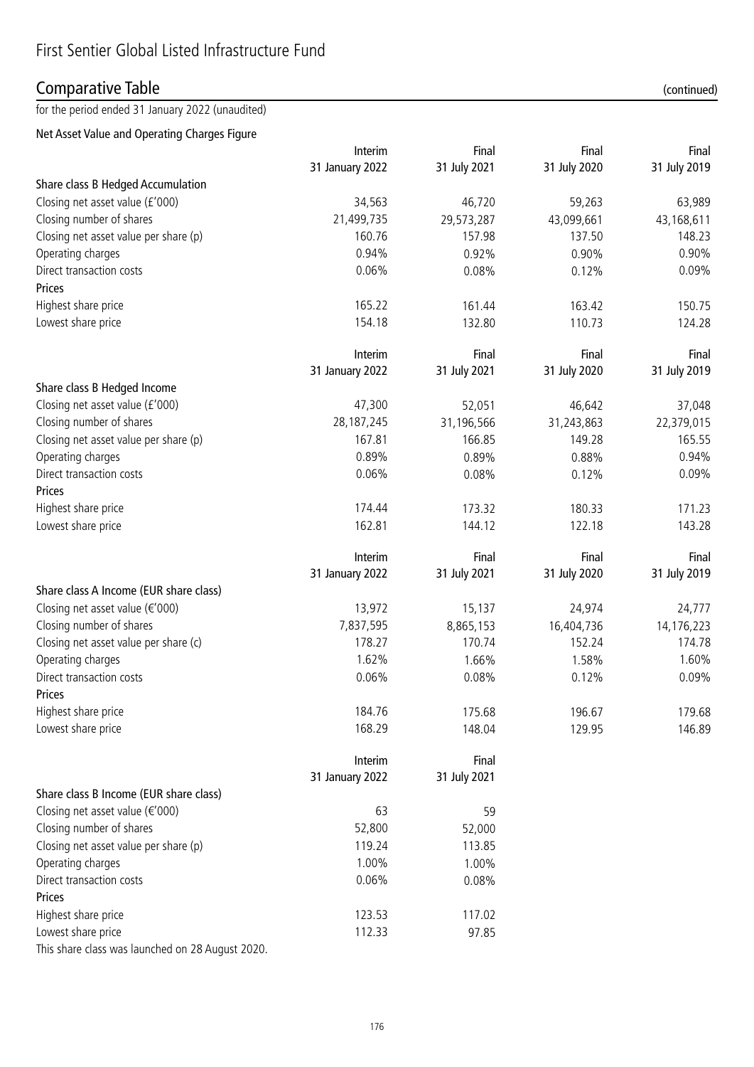# First Sentier Global Listed Infrastructure Fund

## Comparative Table (continued)

for the period ended 31 January 2022 (unaudited)

### Net Asset Value and Operating Charges Figure

| | Interim 31 January 2022 | Final 31 July 2021 | Final 31 July 2020 | Final 31 July 2019 |
|---|---|---|---|---|
| **Share class B Hedged Accumulation** | | | | |
| Closing net asset value (£'000) | 34,563 | 46,720 | 59,263 | 63,989 |
| Closing number of shares | 21,499,735 | 29,573,287 | 43,099,661 | 43,168,611 |
| Closing net asset value per share (p) | 160.76 | 157.98 | 137.50 | 148.23 |
| Operating charges | 0.94% | 0.92% | 0.90% | 0.90% |
| Direct transaction costs | 0.06% | 0.08% | 0.12% | 0.09% |
| **Prices** | | | | |
| Highest share price | 165.22 | 161.44 | 163.42 | 150.75 |
| Lowest share price | 154.18 | 132.80 | 110.73 | 124.28 |

| | Interim 31 January 2022 | Final 31 July 2021 | Final 31 July 2020 | Final 31 July 2019 |
|---|---|---|---|---|
| **Share class B Hedged Income** | | | | |
| Closing net asset value (£'000) | 47,300 | 52,051 | 46,642 | 37,048 |
| Closing number of shares | 28,187,245 | 31,196,566 | 31,243,863 | 22,379,015 |
| Closing net asset value per share (p) | 167.81 | 166.85 | 149.28 | 165.55 |
| Operating charges | 0.89% | 0.89% | 0.88% | 0.94% |
| Direct transaction costs | 0.06% | 0.08% | 0.12% | 0.09% |
| **Prices** | | | | |
| Highest share price | 174.44 | 173.32 | 180.33 | 171.23 |
| Lowest share price | 162.81 | 144.12 | 122.18 | 143.28 |

| | Interim 31 January 2022 | Final 31 July 2021 | Final 31 July 2020 | Final 31 July 2019 |
|---|---|---|---|---|
| **Share class A Income (EUR share class)** | | | | |
| Closing net asset value (€'000) | 13,972 | 15,137 | 24,974 | 24,777 |
| Closing number of shares | 7,837,595 | 8,865,153 | 16,404,736 | 14,176,223 |
| Closing net asset value per share (c) | 178.27 | 170.74 | 152.24 | 174.78 |
| Operating charges | 1.62% | 1.66% | 1.58% | 1.60% |
| Direct transaction costs | 0.06% | 0.08% | 0.12% | 0.09% |
| **Prices** | | | | |
| Highest share price | 184.76 | 175.68 | 196.67 | 179.68 |
| Lowest share price | 168.29 | 148.04 | 129.95 | 146.89 |

| | Interim 31 January 2022 | Final 31 July 2021 |
|---|---|---|
| **Share class B Income (EUR share class)** | | |
| Closing net asset value (€'000) | 63 | 59 |
| Closing number of shares | 52,800 | 52,000 |
| Closing net asset value per share (p) | 119.24 | 113.85 |
| Operating charges | 1.00% | 1.00% |
| Direct transaction costs | 0.06% | 0.08% |
| **Prices** | | |
| Highest share price | 123.53 | 117.02 |
| Lowest share price | 112.33 | 97.85 |

This share class was launched on 28 August 2020.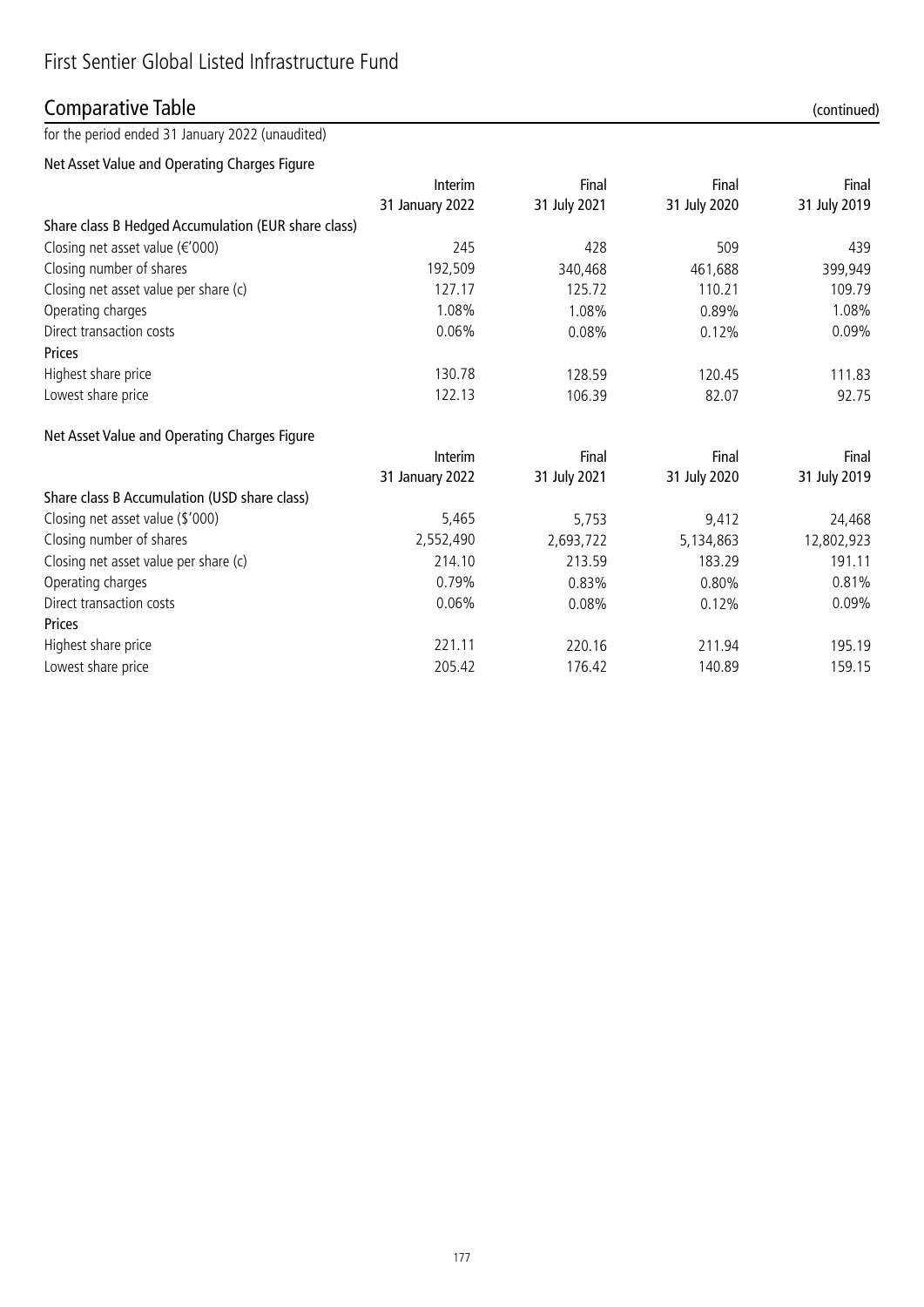# First Sentier Global Listed Infrastructure Fund

## Comparative Table (continued)

for the period ended 31 January 2022 (unaudited)

### Net Asset Value and Operating Charges Figure

| | Interim 31 January 2022 | Final 31 July 2021 | Final 31 July 2020 | Final 31 July 2019 |
|---|---|---|---|---|
| **Share class B Hedged Accumulation (EUR share class)** | | | | |
| Closing net asset value (€'000) | 245 | 428 | 509 | 439 |
| Closing number of shares | 192,509 | 340,468 | 461,688 | 399,949 |
| Closing net asset value per share (c) | 127.17 | 125.72 | 110.21 | 109.79 |
| Operating charges | 1.08% | 1.08% | 0.89% | 1.08% |
| Direct transaction costs | 0.06% | 0.08% | 0.12% | 0.09% |
| **Prices** | | | | |
| Highest share price | 130.78 | 128.59 | 120.45 | 111.83 |
| Lowest share price | 122.13 | 106.39 | 82.07 | 92.75 |

### Net Asset Value and Operating Charges Figure

| | Interim 31 January 2022 | Final 31 July 2021 | Final 31 July 2020 | Final 31 July 2019 |
|---|---|---|---|---|
| **Share class B Accumulation (USD share class)** | | | | |
| Closing net asset value ($'000) | 5,465 | 5,753 | 9,412 | 24,468 |
| Closing number of shares | 2,552,490 | 2,693,722 | 5,134,863 | 12,802,923 |
| Closing net asset value per share (c) | 214.10 | 213.59 | 183.29 | 191.11 |
| Operating charges | 0.79% | 0.83% | 0.80% | 0.81% |
| Direct transaction costs | 0.06% | 0.08% | 0.12% | 0.09% |
| **Prices** | | | | |
| Highest share price | 221.11 | 220.16 | 211.94 | 195.19 |
| Lowest share price | 205.42 | 176.42 | 140.89 | 159.15 |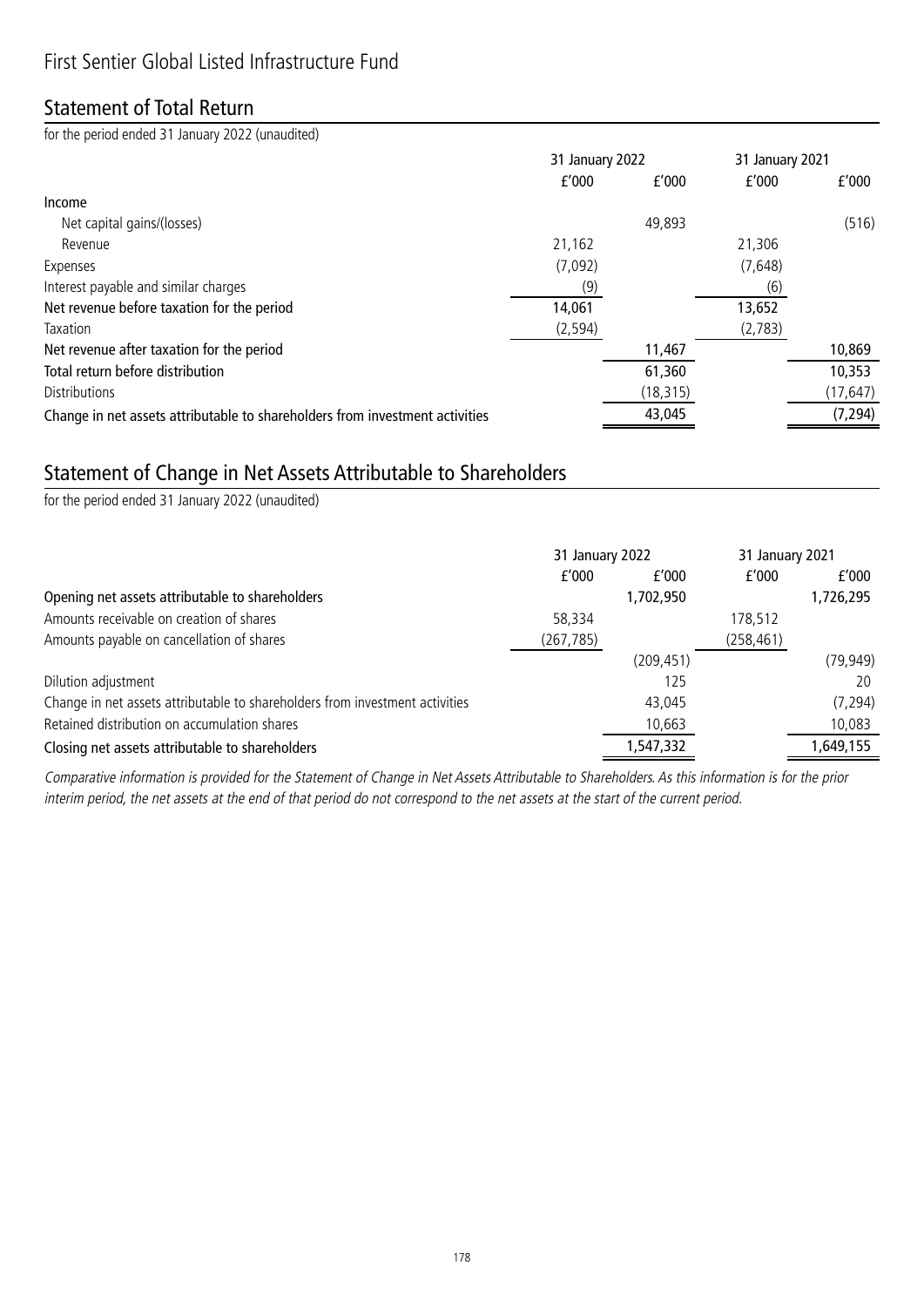# First Sentier Global Listed Infrastructure Fund

## Statement of Total Return

for the period ended 31 January 2022 (unaudited)

| | 31 January 2022 | | 31 January 2021 | |
|---|---|---|---|---|
| | £'000 | £'000 | £'000 | £'000 |
| **Income** | | | | |
| Net capital gains/(losses) | | 49,893 | | (516) |
| Revenue | 21,162 | | 21,306 | |
| Expenses | (7,092) | | (7,648) | |
| Interest payable and similar charges | (9) | | (6) | |
| **Net revenue before taxation for the period** | 14,061 | | 13,652 | |
| Taxation | (2,594) | | (2,783) | |
| **Net revenue after taxation for the period** | | 11,467 | | 10,869 |
| **Total return before distribution** | | 61,360 | | 10,353 |
| Distributions | | (18,315) | | (17,647) |
| **Change in net assets attributable to shareholders from investment activities** | | 43,045 | | (7,294) |

## Statement of Change in Net Assets Attributable to Shareholders

for the period ended 31 January 2022 (unaudited)

| | 31 January 2022 | | 31 January 2021 | |
|---|---|---|---|---|
| | £'000 | £'000 | £'000 | £'000 |
| **Opening net assets attributable to shareholders** | | 1,702,950 | | 1,726,295 |
| Amounts receivable on creation of shares | 58,334 | | 178,512 | |
| Amounts payable on cancellation of shares | (267,785) | | (258,461) | |
| | | (209,451) | | (79,949) |
| Dilution adjustment | | 125 | | 20 |
| Change in net assets attributable to shareholders from investment activities | | 43,045 | | (7,294) |
| Retained distribution on accumulation shares | | 10,663 | | 10,083 |
| **Closing net assets attributable to shareholders** | | 1,547,332 | | 1,649,155 |

*Comparative information is provided for the Statement of Change in Net Assets Attributable to Shareholders. As this information is for the prior interim period, the net assets at the end of that period do not correspond to the net assets at the start of the current period.*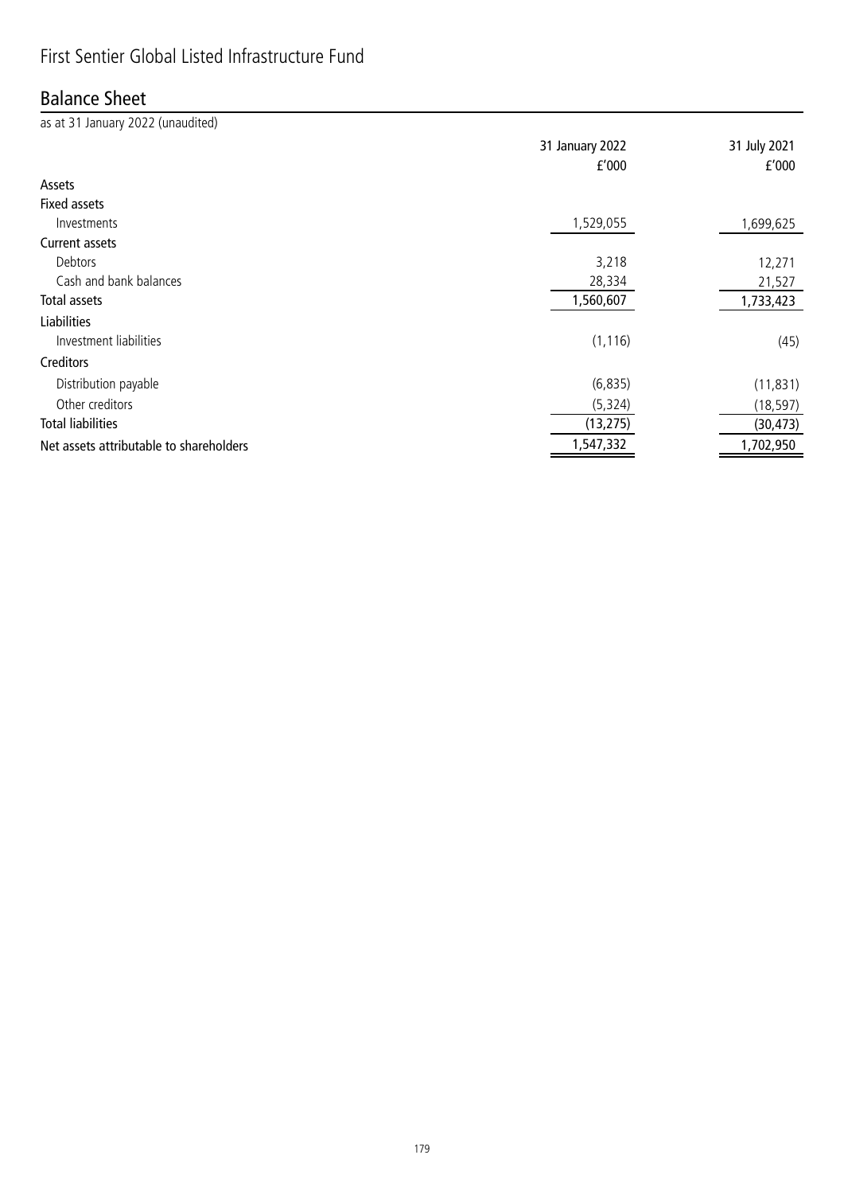# First Sentier Global Listed Infrastructure Fund

## Balance Sheet

as at 31 January 2022 (unaudited)

| | 31 January 2022<br>£'000 | 31 July 2021<br>£'000 |
|---|---|---|
| **Assets** | | |
| **Fixed assets** | | |
| Investments | 1,529,055 | 1,699,625 |
| **Current assets** | | |
| Debtors | 3,218 | 12,271 |
| Cash and bank balances | 28,334 | 21,527 |
| **Total assets** | 1,560,607 | 1,733,423 |
| **Liabilities** | | |
| Investment liabilities | (1,116) | (45) |
| **Creditors** | | |
| Distribution payable | (6,835) | (11,831) |
| Other creditors | (5,324) | (18,597) |
| **Total liabilities** | (13,275) | (30,473) |
| **Net assets attributable to shareholders** | 1,547,332 | 1,702,950 |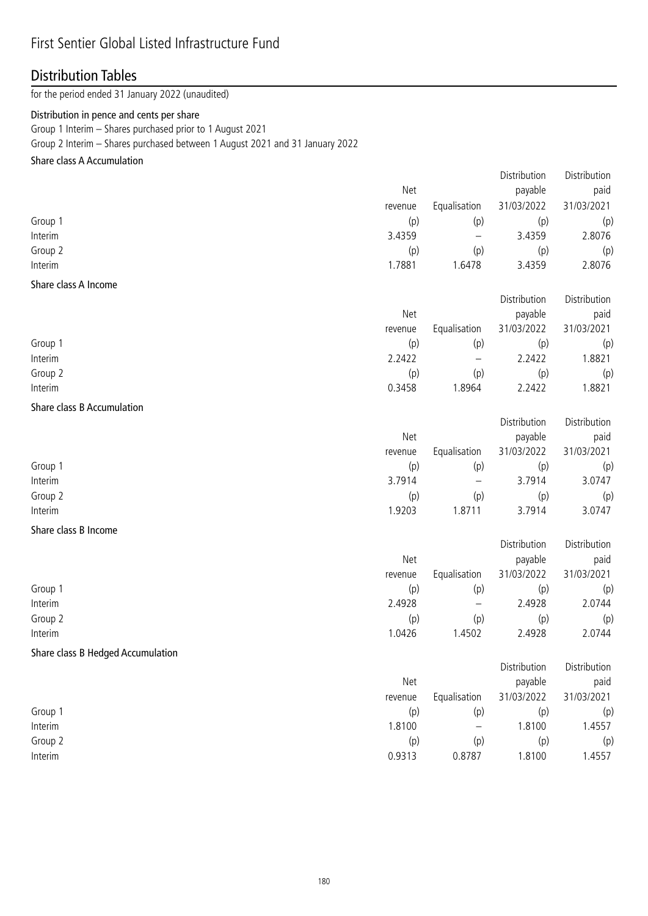# First Sentier Global Listed Infrastructure Fund

## Distribution Tables

for the period ended 31 January 2022 (unaudited)

### Distribution in pence and cents per share

Group 1 Interim – Shares purchased prior to 1 August 2021

Group 2 Interim – Shares purchased between 1 August 2021 and 31 January 2022

#### Share class A Accumulation

| | Net revenue | Equalisation | Distribution payable 31/03/2022 | Distribution paid 31/03/2021 |
|---|---|---|---|---|
| Group 1 | (p) | (p) | (p) | (p) |
| Interim | 3.4359 | – | 3.4359 | 2.8076 |
| Group 2 | (p) | (p) | (p) | (p) |
| Interim | 1.7881 | 1.6478 | 3.4359 | 2.8076 |

#### Share class A Income

| | Net revenue | Equalisation | Distribution payable 31/03/2022 | Distribution paid 31/03/2021 |
|---|---|---|---|---|
| Group 1 | (p) | (p) | (p) | (p) |
| Interim | 2.2422 | – | 2.2422 | 1.8821 |
| Group 2 | (p) | (p) | (p) | (p) |
| Interim | 0.3458 | 1.8964 | 2.2422 | 1.8821 |

#### Share class B Accumulation

| | Net revenue | Equalisation | Distribution payable 31/03/2022 | Distribution paid 31/03/2021 |
|---|---|---|---|---|
| Group 1 | (p) | (p) | (p) | (p) |
| Interim | 3.7914 | – | 3.7914 | 3.0747 |
| Group 2 | (p) | (p) | (p) | (p) |
| Interim | 1.9203 | 1.8711 | 3.7914 | 3.0747 |

#### Share class B Income

| | Net revenue | Equalisation | Distribution payable 31/03/2022 | Distribution paid 31/03/2021 |
|---|---|---|---|---|
| Group 1 | (p) | (p) | (p) | (p) |
| Interim | 2.4928 | – | 2.4928 | 2.0744 |
| Group 2 | (p) | (p) | (p) | (p) |
| Interim | 1.0426 | 1.4502 | 2.4928 | 2.0744 |

#### Share class B Hedged Accumulation

| | Net revenue | Equalisation | Distribution payable 31/03/2022 | Distribution paid 31/03/2021 |
|---|---|---|---|---|
| Group 1 | (p) | (p) | (p) | (p) |
| Interim | 1.8100 | – | 1.8100 | 1.4557 |
| Group 2 | (p) | (p) | (p) | (p) |
| Interim | 0.9313 | 0.8787 | 1.8100 | 1.4557 |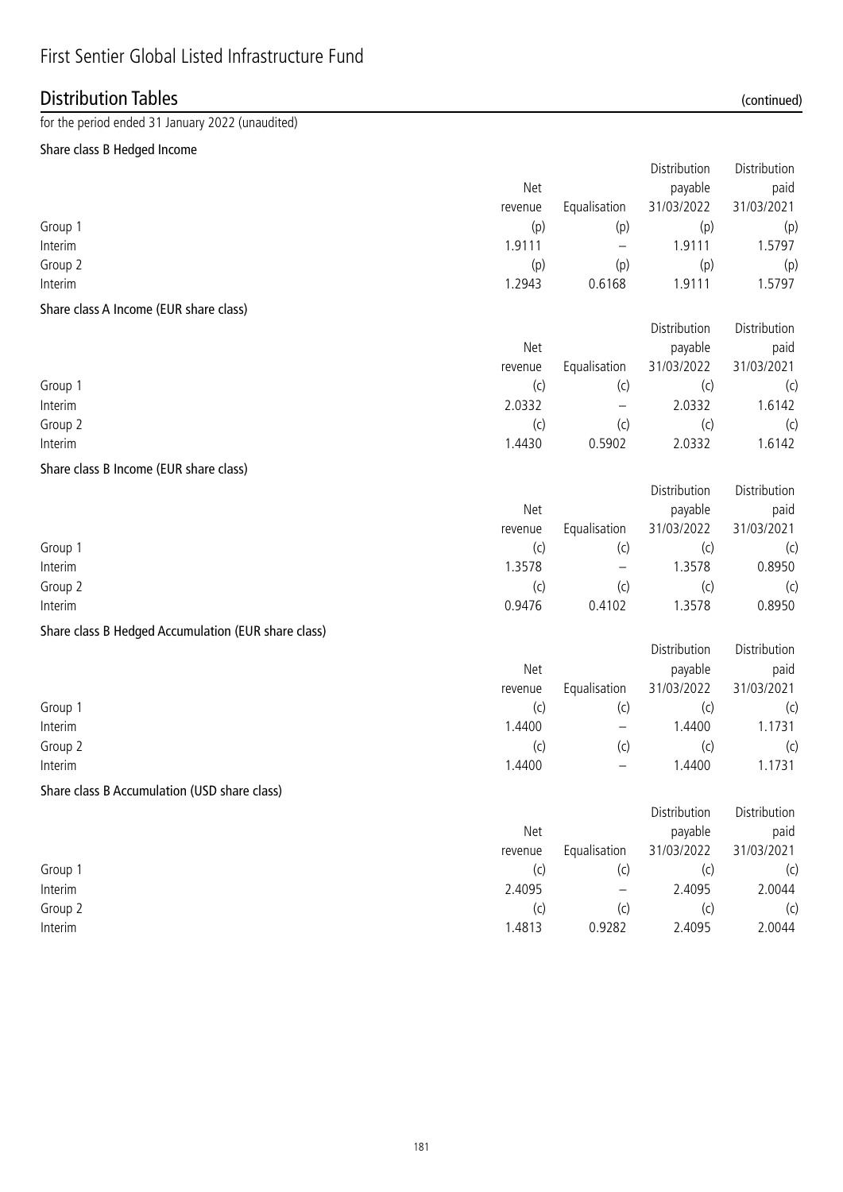# First Sentier Global Listed Infrastructure Fund

## Distribution Tables (continued)

for the period ended 31 January 2022 (unaudited)

### Share class B Hedged Income

| | Net revenue | Equalisation | Distribution payable 31/03/2022 | Distribution paid 31/03/2021 |
|---|---|---|---|---|
| Group 1 | (p) | (p) | (p) | (p) |
| Interim | 1.9111 | – | 1.9111 | 1.5797 |
| Group 2 | (p) | (p) | (p) | (p) |
| Interim | 1.2943 | 0.6168 | 1.9111 | 1.5797 |

### Share class A Income (EUR share class)

| | Net revenue | Equalisation | Distribution payable 31/03/2022 | Distribution paid 31/03/2021 |
|---|---|---|---|---|
| Group 1 | (c) | (c) | (c) | (c) |
| Interim | 2.0332 | – | 2.0332 | 1.6142 |
| Group 2 | (c) | (c) | (c) | (c) |
| Interim | 1.4430 | 0.5902 | 2.0332 | 1.6142 |

### Share class B Income (EUR share class)

| | Net revenue | Equalisation | Distribution payable 31/03/2022 | Distribution paid 31/03/2021 |
|---|---|---|---|---|
| Group 1 | (c) | (c) | (c) | (c) |
| Interim | 1.3578 | – | 1.3578 | 0.8950 |
| Group 2 | (c) | (c) | (c) | (c) |
| Interim | 0.9476 | 0.4102 | 1.3578 | 0.8950 |

### Share class B Hedged Accumulation (EUR share class)

| | Net revenue | Equalisation | Distribution payable 31/03/2022 | Distribution paid 31/03/2021 |
|---|---|---|---|---|
| Group 1 | (c) | (c) | (c) | (c) |
| Interim | 1.4400 | – | 1.4400 | 1.1731 |
| Group 2 | (c) | (c) | (c) | (c) |
| Interim | 1.4400 | – | 1.4400 | 1.1731 |

### Share class B Accumulation (USD share class)

| | Net revenue | Equalisation | Distribution payable 31/03/2022 | Distribution paid 31/03/2021 |
|---|---|---|---|---|
| Group 1 | (c) | (c) | (c) | (c) |
| Interim | 2.4095 | – | 2.4095 | 2.0044 |
| Group 2 | (c) | (c) | (c) | (c) |
| Interim | 1.4813 | 0.9282 | 2.4095 | 2.0044 |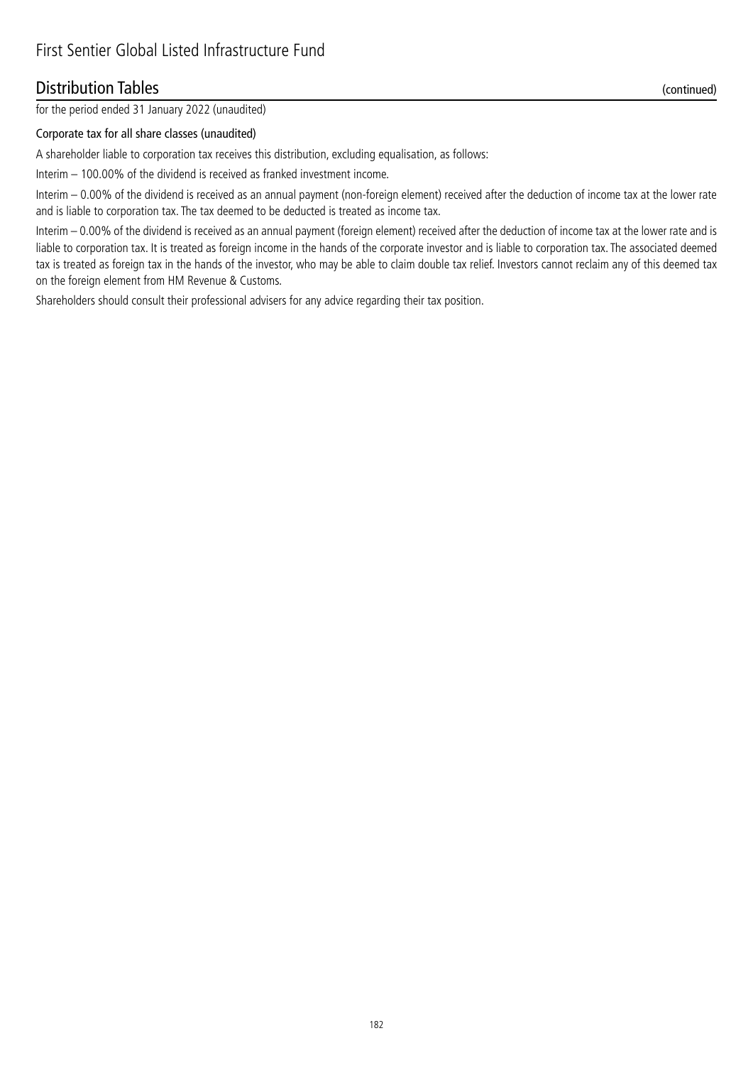# First Sentier Global Listed Infrastructure Fund

## Distribution Tables (continued)

for the period ended 31 January 2022 (unaudited)

### Corporate tax for all share classes (unaudited)

A shareholder liable to corporation tax receives this distribution, excluding equalisation, as follows:

Interim – 100.00% of the dividend is received as franked investment income.

Interim – 0.00% of the dividend is received as an annual payment (non-foreign element) received after the deduction of income tax at the lower rate and is liable to corporation tax. The tax deemed to be deducted is treated as income tax.

Interim – 0.00% of the dividend is received as an annual payment (foreign element) received after the deduction of income tax at the lower rate and is liable to corporation tax. It is treated as foreign income in the hands of the corporate investor and is liable to corporation tax. The associated deemed tax is treated as foreign tax in the hands of the investor, who may be able to claim double tax relief. Investors cannot reclaim any of this deemed tax on the foreign element from HM Revenue & Customs.

Shareholders should consult their professional advisers for any advice regarding their tax position.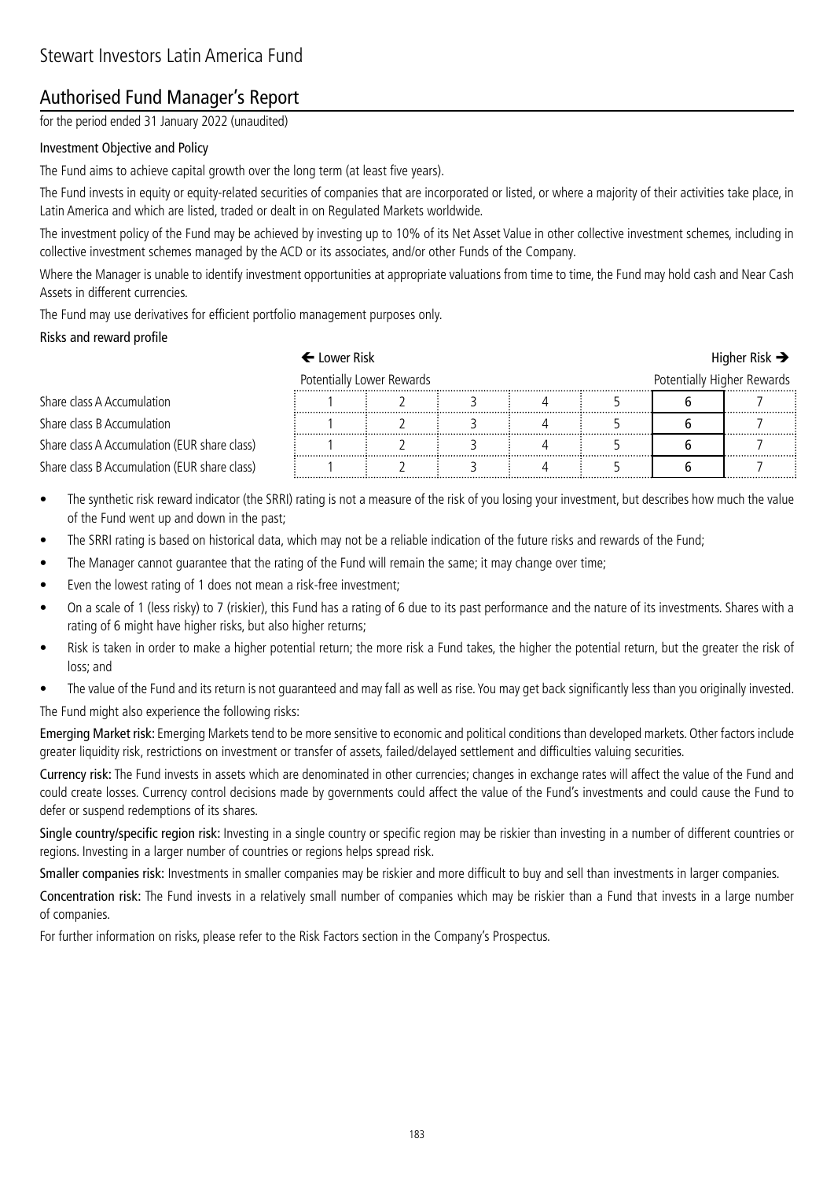# Stewart Investors Latin America Fund

## Authorised Fund Manager's Report

for the period ended 31 January 2022 (unaudited)

### Investment Objective and Policy

The Fund aims to achieve capital growth over the long term (at least five years).

The Fund invests in equity or equity-related securities of companies that are incorporated or listed, or where a majority of their activities take place, in Latin America and which are listed, traded or dealt in on Regulated Markets worldwide.

The investment policy of the Fund may be achieved by investing up to 10% of its Net Asset Value in other collective investment schemes, including in collective investment schemes managed by the ACD or its associates, and/or other Funds of the Company.

Where the Manager is unable to identify investment opportunities at appropriate valuations from time to time, the Fund may hold cash and Near Cash Assets in different currencies.

The Fund may use derivatives for efficient portfolio management purposes only.

### Risks and reward profile

| | ← Lower Risk | | | | | | Higher Risk → |
|---|---|---|---|---|---|---|---|
| | Potentially Lower Rewards | | | | | | Potentially Higher Rewards |
| Share class A Accumulation | 1 | 2 | 3 | 4 | 5 | **6** | 7 |
| Share class B Accumulation | 1 | 2 | 3 | 4 | 5 | **6** | 7 |
| Share class A Accumulation (EUR share class) | 1 | 2 | 3 | 4 | 5 | **6** | 7 |
| Share class B Accumulation (EUR share class) | 1 | 2 | 3 | 4 | 5 | **6** | 7 |

- The synthetic risk reward indicator (the SRRI) rating is not a measure of the risk of you losing your investment, but describes how much the value of the Fund went up and down in the past;
- The SRRI rating is based on historical data, which may not be a reliable indication of the future risks and rewards of the Fund;
- The Manager cannot guarantee that the rating of the Fund will remain the same; it may change over time;
- Even the lowest rating of 1 does not mean a risk-free investment;
- On a scale of 1 (less risky) to 7 (riskier), this Fund has a rating of 6 due to its past performance and the nature of its investments. Shares with a rating of 6 might have higher risks, but also higher returns;
- Risk is taken in order to make a higher potential return; the more risk a Fund takes, the higher the potential return, but the greater the risk of loss; and
- The value of the Fund and its return is not guaranteed and may fall as well as rise. You may get back significantly less than you originally invested.

The Fund might also experience the following risks:

**Emerging Market risk:** Emerging Markets tend to be more sensitive to economic and political conditions than developed markets. Other factors include greater liquidity risk, restrictions on investment or transfer of assets, failed/delayed settlement and difficulties valuing securities.

**Currency risk:** The Fund invests in assets which are denominated in other currencies; changes in exchange rates will affect the value of the Fund and could create losses. Currency control decisions made by governments could affect the value of the Fund's investments and could cause the Fund to defer or suspend redemptions of its shares.

**Single country/specific region risk:** Investing in a single country or specific region may be riskier than investing in a number of different countries or regions. Investing in a larger number of countries or regions helps spread risk.

**Smaller companies risk:** Investments in smaller companies may be riskier and more difficult to buy and sell than investments in larger companies.

**Concentration risk:** The Fund invests in a relatively small number of companies which may be riskier than a Fund that invests in a large number of companies.

For further information on risks, please refer to the Risk Factors section in the Company's Prospectus.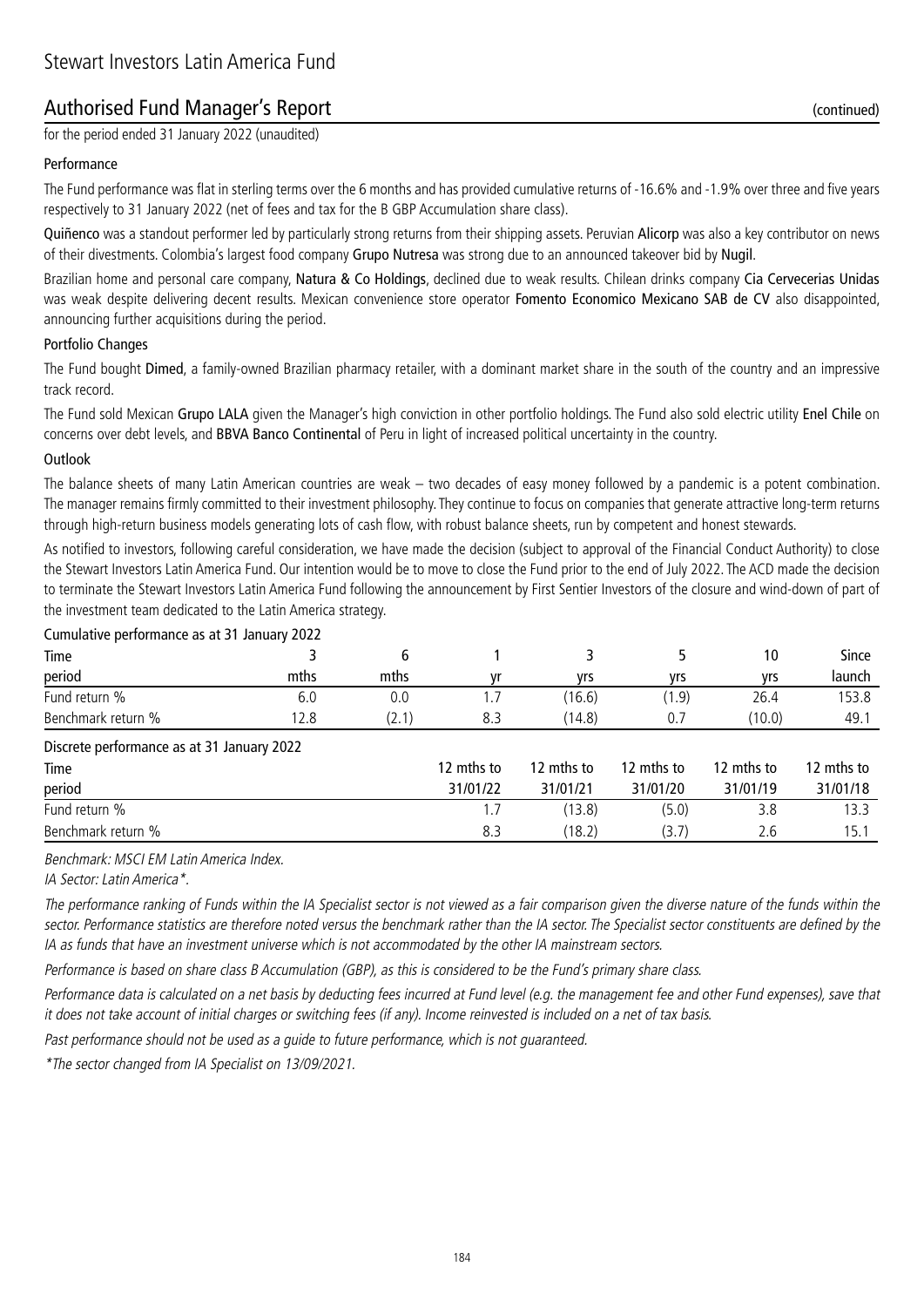# Stewart Investors Latin America Fund

## Authorised Fund Manager's Report (continued)

for the period ended 31 January 2022 (unaudited)

### Performance

The Fund performance was flat in sterling terms over the 6 months and has provided cumulative returns of -16.6% and -1.9% over three and five years respectively to 31 January 2022 (net of fees and tax for the B GBP Accumulation share class).

**Quiñenco** was a standout performer led by particularly strong returns from their shipping assets. Peruvian **Alicorp** was also a key contributor on news of their divestments. Colombia's largest food company **Grupo Nutresa** was strong due to an announced takeover bid by **Nugil**.

Brazilian home and personal care company, **Natura & Co Holdings**, declined due to weak results. Chilean drinks company **Cia Cervecerias Unidas** was weak despite delivering decent results. Mexican convenience store operator **Fomento Economico Mexicano SAB de CV** also disappointed, announcing further acquisitions during the period.

### Portfolio Changes

The Fund bought **Dimed**, a family-owned Brazilian pharmacy retailer, with a dominant market share in the south of the country and an impressive track record.

The Fund sold Mexican **Grupo LALA** given the Manager's high conviction in other portfolio holdings. The Fund also sold electric utility **Enel Chile** on concerns over debt levels, and **BBVA Banco Continental** of Peru in light of increased political uncertainty in the country.

### Outlook

The balance sheets of many Latin American countries are weak – two decades of easy money followed by a pandemic is a potent combination. The manager remains firmly committed to their investment philosophy. They continue to focus on companies that generate attractive long-term returns through high-return business models generating lots of cash flow, with robust balance sheets, run by competent and honest stewards.

As notified to investors, following careful consideration, we have made the decision (subject to approval of the Financial Conduct Authority) to close the Stewart Investors Latin America Fund. Our intention would be to move to close the Fund prior to the end of July 2022. The ACD made the decision to terminate the Stewart Investors Latin America Fund following the announcement by First Sentier Investors of the closure and wind-down of part of the investment team dedicated to the Latin America strategy.

Cumulative performance as at 31 January 2022

| Time period | 3 mths | 6 mths | 1 yr | 3 yrs | 5 yrs | 10 yrs | Since launch |
|---|---|---|---|---|---|---|---|
| Fund return % | 6.0 | 0.0 | 1.7 | (16.6) | (1.9) | 26.4 | 153.8 |
| Benchmark return % | 12.8 | (2.1) | 8.3 | (14.8) | 0.7 | (10.0) | 49.1 |

Discrete performance as at 31 January 2022

| Time period | 12 mths to 31/01/22 | 12 mths to 31/01/21 | 12 mths to 31/01/20 | 12 mths to 31/01/19 | 12 mths to 31/01/18 |
|---|---|---|---|---|---|
| Fund return % | 1.7 | (13.8) | (5.0) | 3.8 | 13.3 |
| Benchmark return % | 8.3 | (18.2) | (3.7) | 2.6 | 15.1 |

*Benchmark: MSCI EM Latin America Index.*

*IA Sector: Latin America\*.*

*The performance ranking of Funds within the IA Specialist sector is not viewed as a fair comparison given the diverse nature of the funds within the sector. Performance statistics are therefore noted versus the benchmark rather than the IA sector. The Specialist sector constituents are defined by the IA as funds that have an investment universe which is not accommodated by the other IA mainstream sectors.*

*Performance is based on share class B Accumulation (GBP), as this is considered to be the Fund's primary share class.*

*Performance data is calculated on a net basis by deducting fees incurred at Fund level (e.g. the management fee and other Fund expenses), save that it does not take account of initial charges or switching fees (if any). Income reinvested is included on a net of tax basis.*

*Past performance should not be used as a guide to future performance, which is not guaranteed.*

*\*The sector changed from IA Specialist on 13/09/2021.*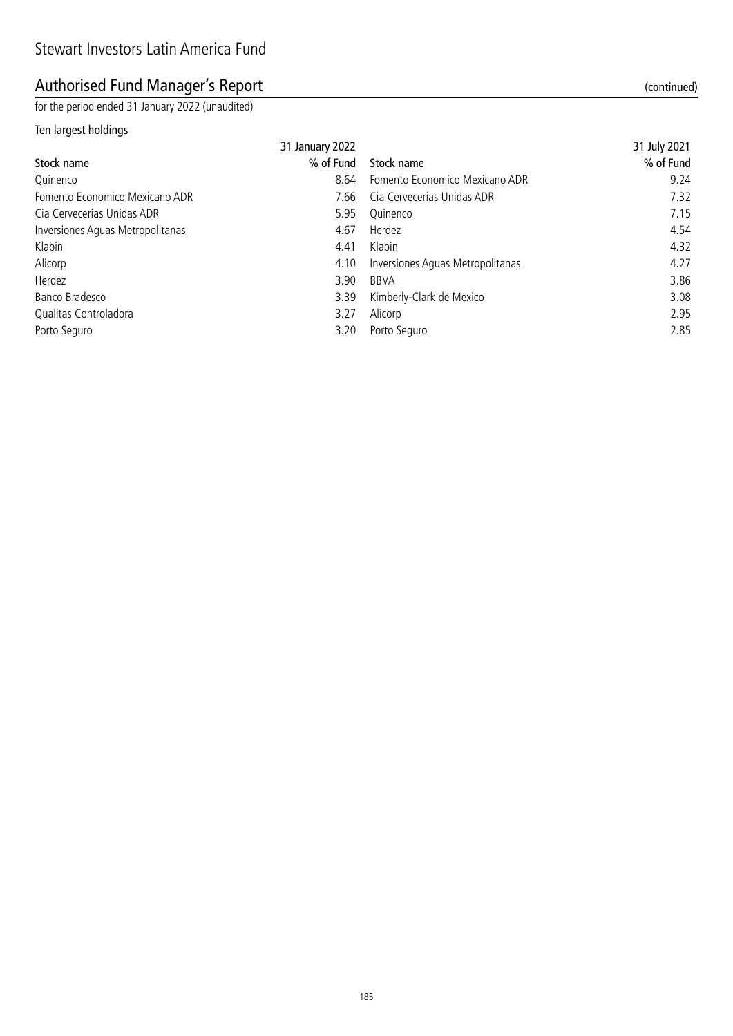# Stewart Investors Latin America Fund

## Authorised Fund Manager's Report (continued)

for the period ended 31 January 2022 (unaudited)

### Ten largest holdings

| | 31 January 2022 | | 31 July 2021 |
|---|---|---|---|
| Stock name | % of Fund | Stock name | % of Fund |
| Quinenco | 8.64 | Fomento Economico Mexicano ADR | 9.24 |
| Fomento Economico Mexicano ADR | 7.66 | Cia Cervecerias Unidas ADR | 7.32 |
| Cia Cervecerias Unidas ADR | 5.95 | Quinenco | 7.15 |
| Inversiones Aguas Metropolitanas | 4.67 | Herdez | 4.54 |
| Klabin | 4.41 | Klabin | 4.32 |
| Alicorp | 4.10 | Inversiones Aguas Metropolitanas | 4.27 |
| Herdez | 3.90 | BBVA | 3.86 |
| Banco Bradesco | 3.39 | Kimberly-Clark de Mexico | 3.08 |
| Qualitas Controladora | 3.27 | Alicorp | 2.95 |
| Porto Seguro | 3.20 | Porto Seguro | 2.85 |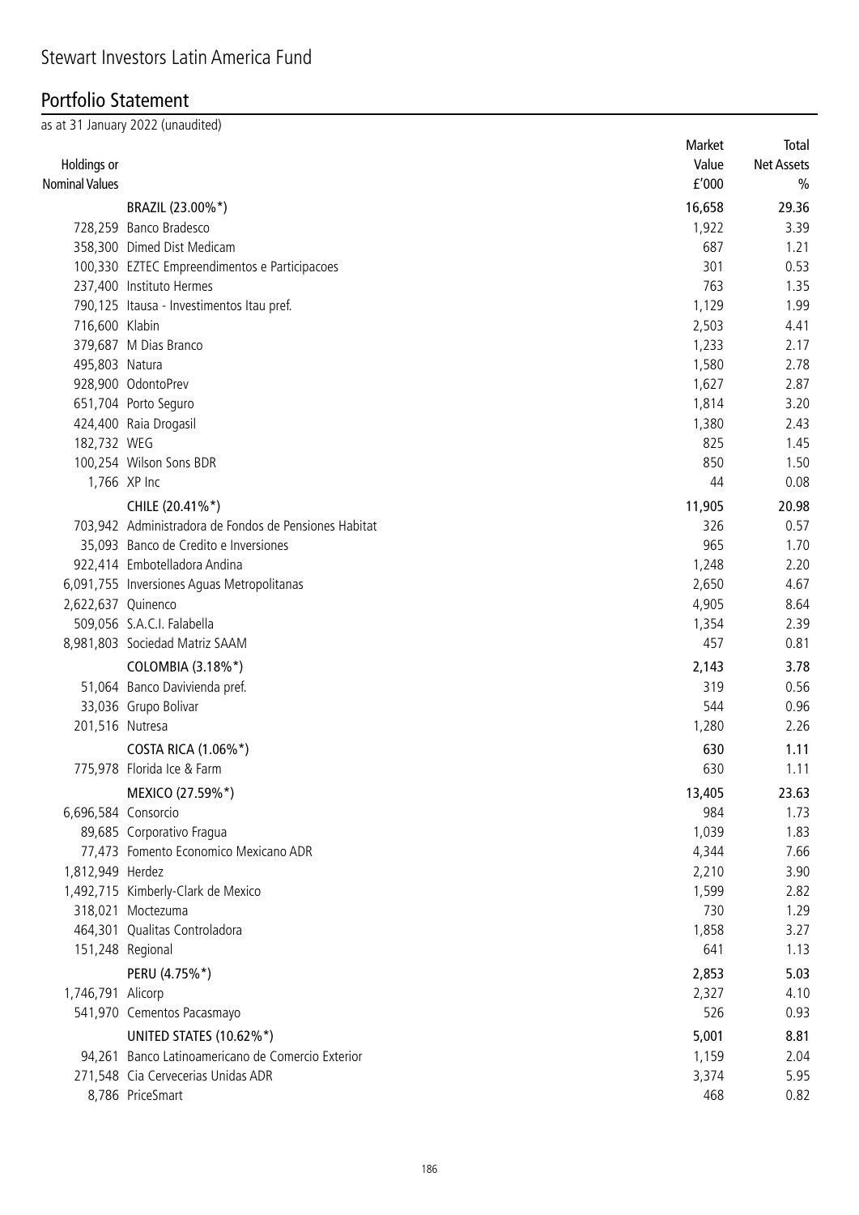# Stewart Investors Latin America Fund

## Portfolio Statement

as at 31 January 2022 (unaudited)

| Holdings or Nominal Values | | Market Value £'000 | Total Net Assets % |
|---|---|---|---|
| | BRAZIL (23.00%*) | 16,658 | 29.36 |
| 728,259 | Banco Bradesco | 1,922 | 3.39 |
| 358,300 | Dimed Dist Medicam | 687 | 1.21 |
| 100,330 | EZTEC Empreendimentos e Participacoes | 301 | 0.53 |
| 237,400 | Instituto Hermes | 763 | 1.35 |
| 790,125 | Itausa - Investimentos Itau pref. | 1,129 | 1.99 |
| 716,600 | Klabin | 2,503 | 4.41 |
| 379,687 | M Dias Branco | 1,233 | 2.17 |
| 495,803 | Natura | 1,580 | 2.78 |
| 928,900 | OdontoPrev | 1,627 | 2.87 |
| 651,704 | Porto Seguro | 1,814 | 3.20 |
| 424,400 | Raia Drogasil | 1,380 | 2.43 |
| 182,732 | WEG | 825 | 1.45 |
| 100,254 | Wilson Sons BDR | 850 | 1.50 |
| 1,766 | XP Inc | 44 | 0.08 |
| | CHILE (20.41%*) | 11,905 | 20.98 |
| 703,942 | Administradora de Fondos de Pensiones Habitat | 326 | 0.57 |
| 35,093 | Banco de Credito e Inversiones | 965 | 1.70 |
| 922,414 | Embotelladora Andina | 1,248 | 2.20 |
| 6,091,755 | Inversiones Aguas Metropolitanas | 2,650 | 4.67 |
| 2,622,637 | Quinenco | 4,905 | 8.64 |
| 509,056 | S.A.C.I. Falabella | 1,354 | 2.39 |
| 8,981,803 | Sociedad Matriz SAAM | 457 | 0.81 |
| | COLOMBIA (3.18%*) | 2,143 | 3.78 |
| 51,064 | Banco Davivienda pref. | 319 | 0.56 |
| 33,036 | Grupo Bolivar | 544 | 0.96 |
| 201,516 | Nutresa | 1,280 | 2.26 |
| | COSTA RICA (1.06%*) | 630 | 1.11 |
| 775,978 | Florida Ice & Farm | 630 | 1.11 |
| | MEXICO (27.59%*) | 13,405 | 23.63 |
| 6,696,584 | Consorcio | 984 | 1.73 |
| 89,685 | Corporativo Fragua | 1,039 | 1.83 |
| 77,473 | Fomento Economico Mexicano ADR | 4,344 | 7.66 |
| 1,812,949 | Herdez | 2,210 | 3.90 |
| 1,492,715 | Kimberly-Clark de Mexico | 1,599 | 2.82 |
| 318,021 | Moctezuma | 730 | 1.29 |
| 464,301 | Qualitas Controladora | 1,858 | 3.27 |
| 151,248 | Regional | 641 | 1.13 |
| | PERU (4.75%*) | 2,853 | 5.03 |
| 1,746,791 | Alicorp | 2,327 | 4.10 |
| 541,970 | Cementos Pacasmayo | 526 | 0.93 |
| | UNITED STATES (10.62%*) | 5,001 | 8.81 |
| 94,261 | Banco Latinoamericano de Comercio Exterior | 1,159 | 2.04 |
| 271,548 | Cia Cervecerias Unidas ADR | 3,374 | 5.95 |
| 8,786 | PriceSmart | 468 | 0.82 |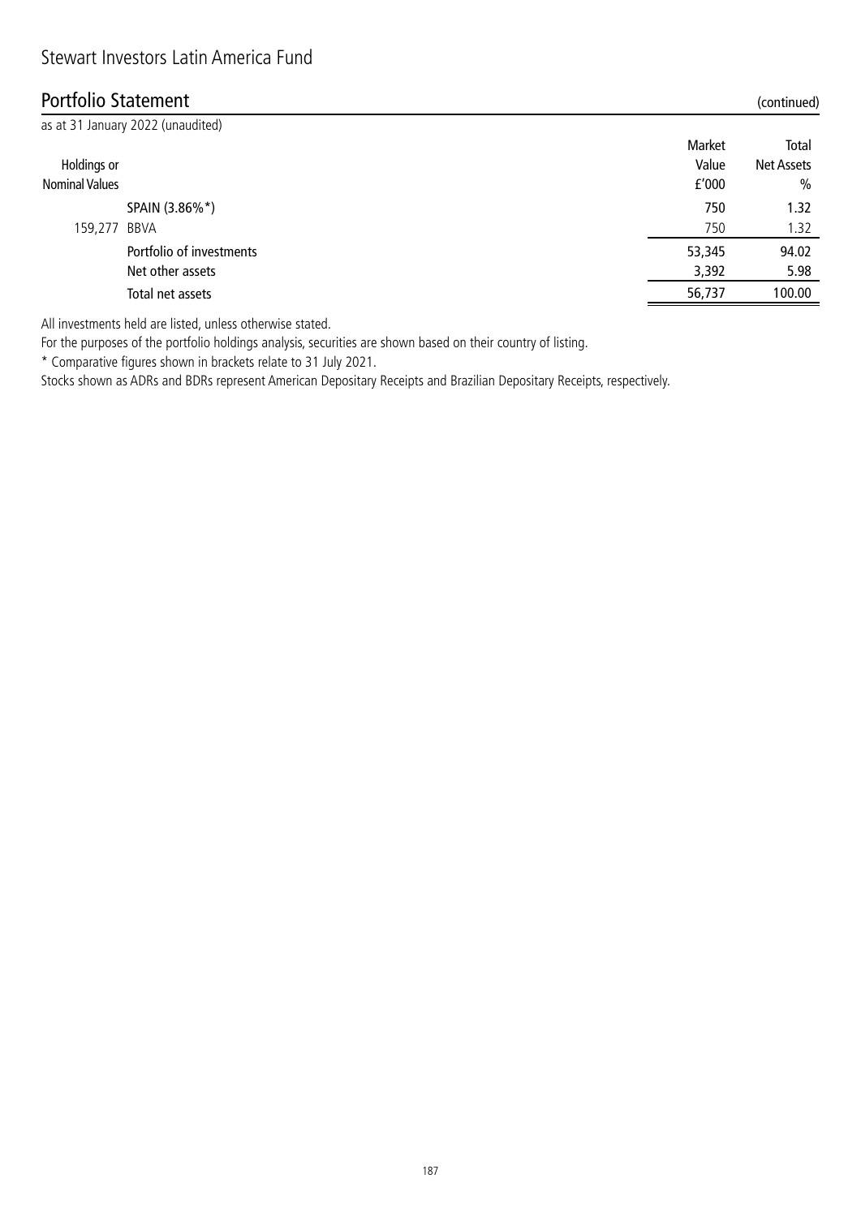# Stewart Investors Latin America Fund

## Portfolio Statement (continued)

as at 31 January 2022 (unaudited)

| Holdings or Nominal Values | | Market Value £'000 | Total Net Assets % |
|---|---|---|---|
| | SPAIN (3.86%*) | 750 | 1.32 |
| 159,277 | BBVA | 750 | 1.32 |
| | Portfolio of investments | 53,345 | 94.02 |
| | Net other assets | 3,392 | 5.98 |
| | Total net assets | 56,737 | 100.00 |

All investments held are listed, unless otherwise stated.

For the purposes of the portfolio holdings analysis, securities are shown based on their country of listing.

* Comparative figures shown in brackets relate to 31 July 2021.

Stocks shown as ADRs and BDRs represent American Depositary Receipts and Brazilian Depositary Receipts, respectively.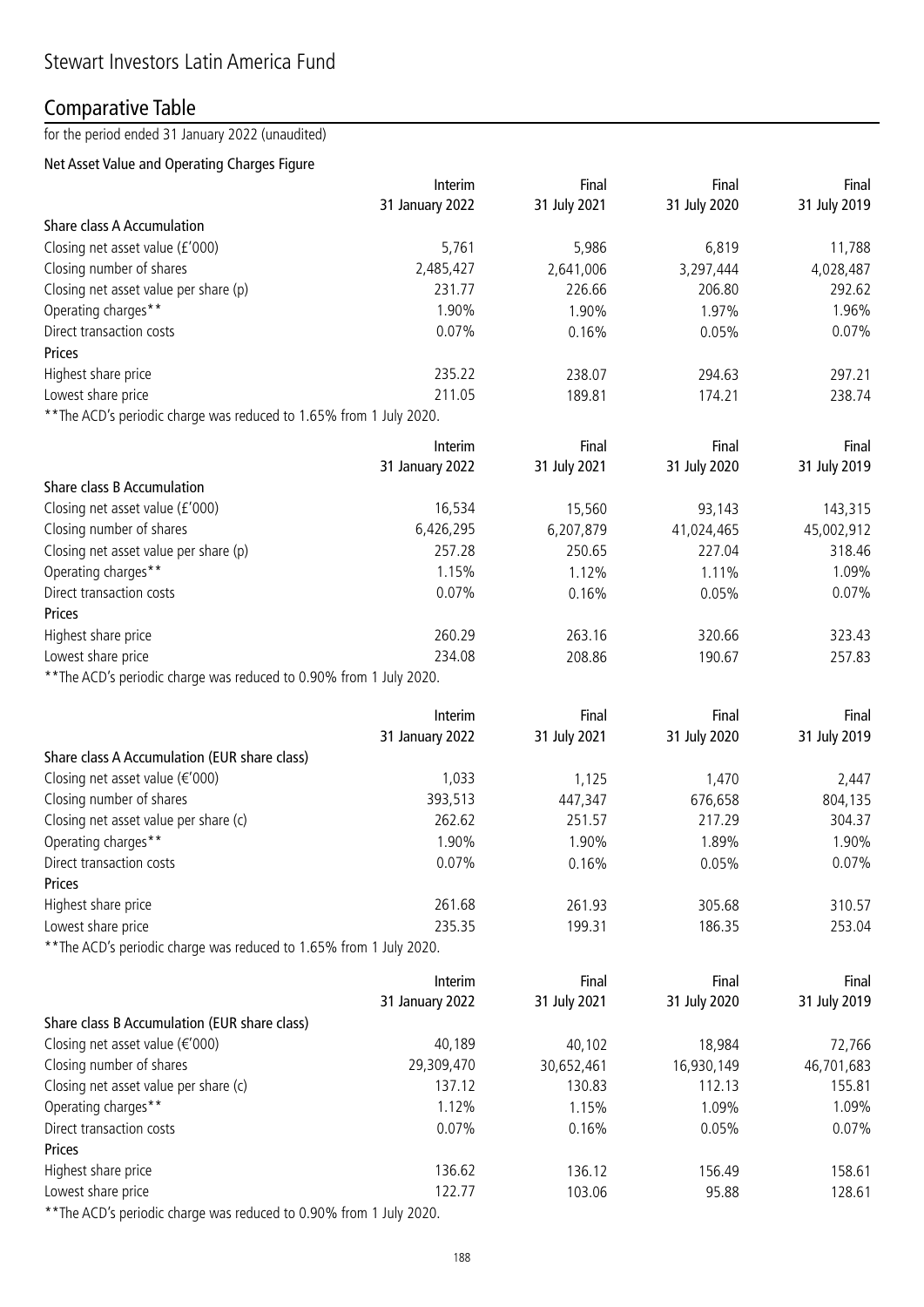# Stewart Investors Latin America Fund

## Comparative Table

for the period ended 31 January 2022 (unaudited)

### Net Asset Value and Operating Charges Figure

| | Interim 31 January 2022 | Final 31 July 2021 | Final 31 July 2020 | Final 31 July 2019 |
|---|---|---|---|---|
| **Share class A Accumulation** | | | | |
| Closing net asset value (£'000) | 5,761 | 5,986 | 6,819 | 11,788 |
| Closing number of shares | 2,485,427 | 2,641,006 | 3,297,444 | 4,028,487 |
| Closing net asset value per share (p) | 231.77 | 226.66 | 206.80 | 292.62 |
| Operating charges** | 1.90% | 1.90% | 1.97% | 1.96% |
| Direct transaction costs | 0.07% | 0.16% | 0.05% | 0.07% |
| **Prices** | | | | |
| Highest share price | 235.22 | 238.07 | 294.63 | 297.21 |
| Lowest share price | 211.05 | 189.81 | 174.21 | 238.74 |

**The ACD's periodic charge was reduced to 1.65% from 1 July 2020.

| | Interim 31 January 2022 | Final 31 July 2021 | Final 31 July 2020 | Final 31 July 2019 |
|---|---|---|---|---|
| **Share class B Accumulation** | | | | |
| Closing net asset value (£'000) | 16,534 | 15,560 | 93,143 | 143,315 |
| Closing number of shares | 6,426,295 | 6,207,879 | 41,024,465 | 45,002,912 |
| Closing net asset value per share (p) | 257.28 | 250.65 | 227.04 | 318.46 |
| Operating charges** | 1.15% | 1.12% | 1.11% | 1.09% |
| Direct transaction costs | 0.07% | 0.16% | 0.05% | 0.07% |
| **Prices** | | | | |
| Highest share price | 260.29 | 263.16 | 320.66 | 323.43 |
| Lowest share price | 234.08 | 208.86 | 190.67 | 257.83 |

**The ACD's periodic charge was reduced to 0.90% from 1 July 2020.

| | Interim 31 January 2022 | Final 31 July 2021 | Final 31 July 2020 | Final 31 July 2019 |
|---|---|---|---|---|
| **Share class A Accumulation (EUR share class)** | | | | |
| Closing net asset value (€'000) | 1,033 | 1,125 | 1,470 | 2,447 |
| Closing number of shares | 393,513 | 447,347 | 676,658 | 804,135 |
| Closing net asset value per share (c) | 262.62 | 251.57 | 217.29 | 304.37 |
| Operating charges** | 1.90% | 1.90% | 1.89% | 1.90% |
| Direct transaction costs | 0.07% | 0.16% | 0.05% | 0.07% |
| **Prices** | | | | |
| Highest share price | 261.68 | 261.93 | 305.68 | 310.57 |
| Lowest share price | 235.35 | 199.31 | 186.35 | 253.04 |

**The ACD's periodic charge was reduced to 1.65% from 1 July 2020.

| | Interim 31 January 2022 | Final 31 July 2021 | Final 31 July 2020 | Final 31 July 2019 |
|---|---|---|---|---|
| **Share class B Accumulation (EUR share class)** | | | | |
| Closing net asset value (€'000) | 40,189 | 40,102 | 18,984 | 72,766 |
| Closing number of shares | 29,309,470 | 30,652,461 | 16,930,149 | 46,701,683 |
| Closing net asset value per share (c) | 137.12 | 130.83 | 112.13 | 155.81 |
| Operating charges** | 1.12% | 1.15% | 1.09% | 1.09% |
| Direct transaction costs | 0.07% | 0.16% | 0.05% | 0.07% |
| **Prices** | | | | |
| Highest share price | 136.62 | 136.12 | 156.49 | 158.61 |
| Lowest share price | 122.77 | 103.06 | 95.88 | 128.61 |

**The ACD's periodic charge was reduced to 0.90% from 1 July 2020.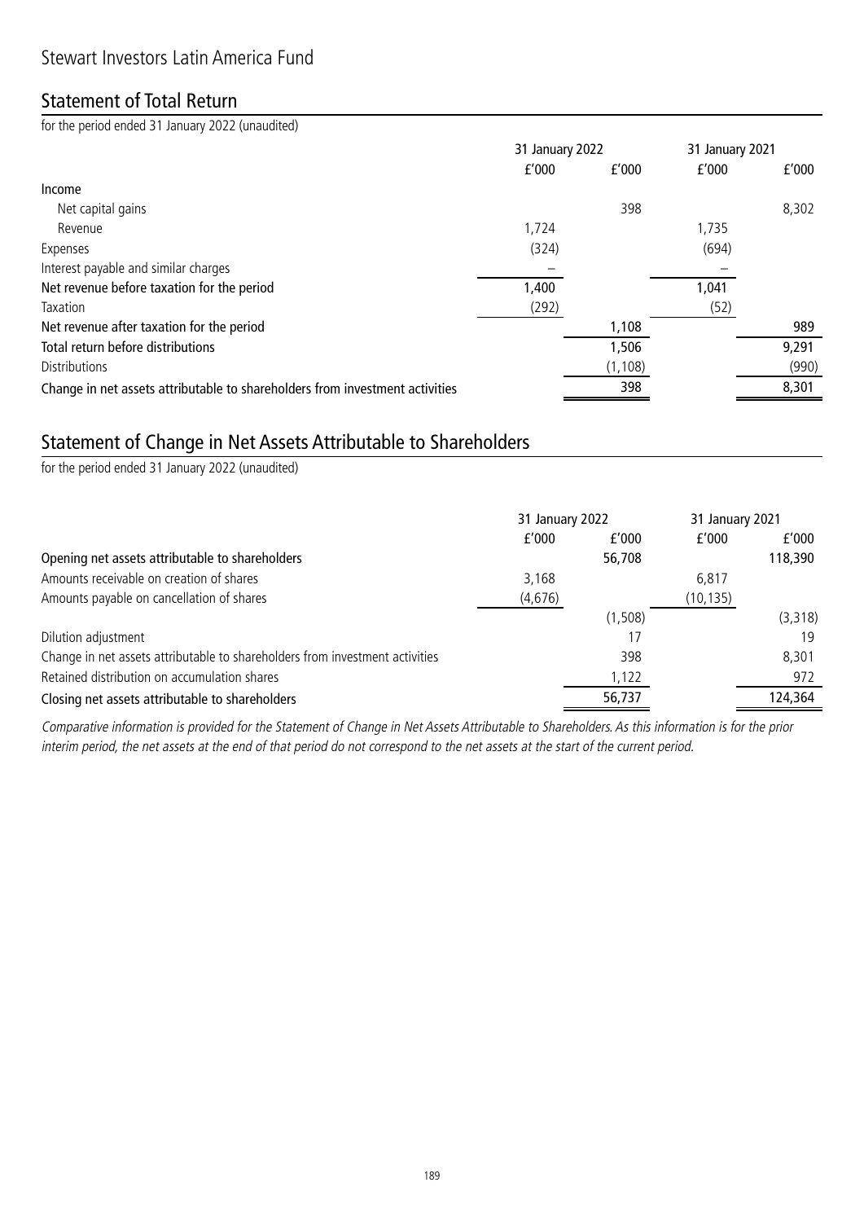# Stewart Investors Latin America Fund

## Statement of Total Return

for the period ended 31 January 2022 (unaudited)

| | 31 January 2022 | | 31 January 2021 | |
|---|---|---|---|---|
| | £'000 | £'000 | £'000 | £'000 |
| **Income** | | | | |
| Net capital gains | | 398 | | 8,302 |
| Revenue | 1,724 | | 1,735 | |
| Expenses | (324) | | (694) | |
| Interest payable and similar charges | – | | – | |
| **Net revenue before taxation for the period** | 1,400 | | 1,041 | |
| Taxation | (292) | | (52) | |
| **Net revenue after taxation for the period** | | 1,108 | | 989 |
| **Total return before distributions** | | 1,506 | | 9,291 |
| Distributions | | (1,108) | | (990) |
| **Change in net assets attributable to shareholders from investment activities** | | 398 | | 8,301 |

## Statement of Change in Net Assets Attributable to Shareholders

for the period ended 31 January 2022 (unaudited)

| | 31 January 2022 | | 31 January 2021 | |
|---|---|---|---|---|
| | £'000 | £'000 | £'000 | £'000 |
| **Opening net assets attributable to shareholders** | | 56,708 | | 118,390 |
| Amounts receivable on creation of shares | 3,168 | | 6,817 | |
| Amounts payable on cancellation of shares | (4,676) | | (10,135) | |
| | | (1,508) | | (3,318) |
| Dilution adjustment | | 17 | | 19 |
| Change in net assets attributable to shareholders from investment activities | | 398 | | 8,301 |
| Retained distribution on accumulation shares | | 1,122 | | 972 |
| **Closing net assets attributable to shareholders** | | 56,737 | | 124,364 |

*Comparative information is provided for the Statement of Change in Net Assets Attributable to Shareholders. As this information is for the prior interim period, the net assets at the end of that period do not correspond to the net assets at the start of the current period.*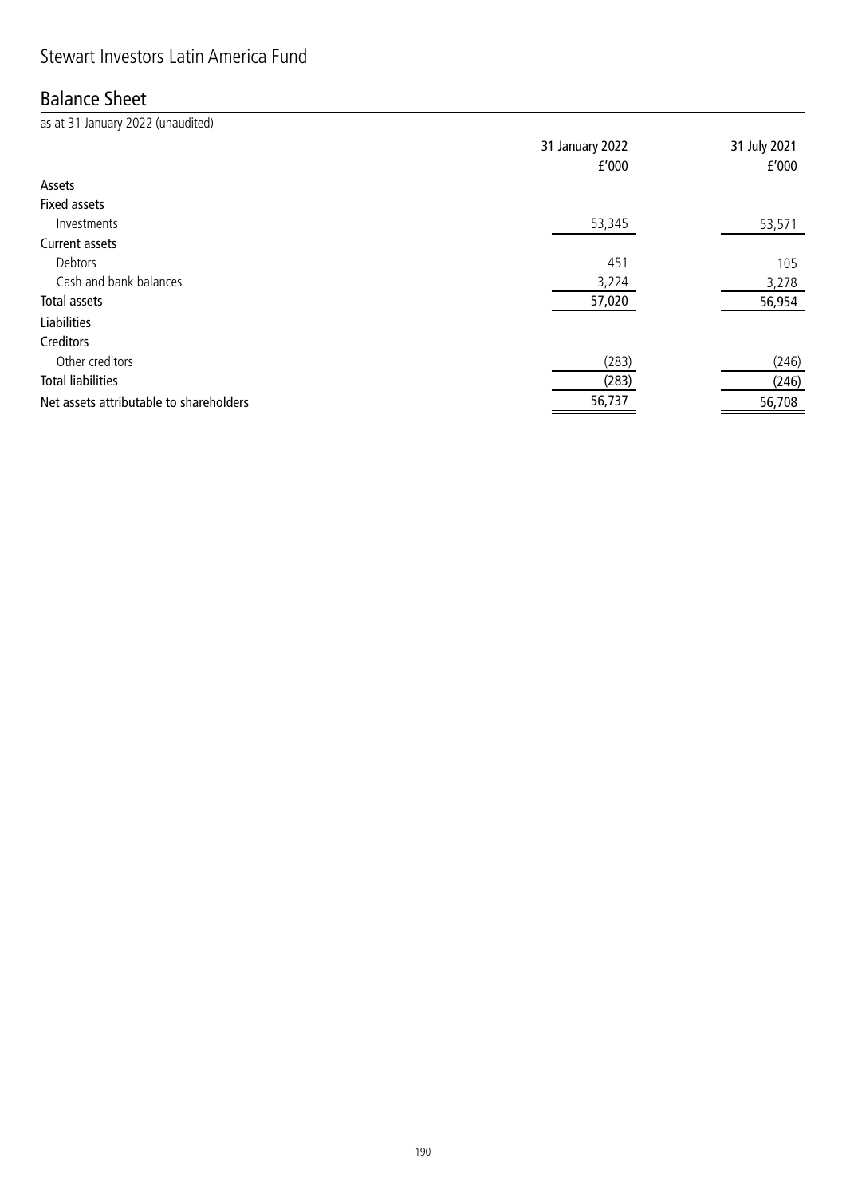# Stewart Investors Latin America Fund

## Balance Sheet

as at 31 January 2022 (unaudited)

| | 31 January 2022<br>£'000 | 31 July 2021<br>£'000 |
|---|---|---|
| Assets | | |
| Fixed assets | | |
| Investments | 53,345 | 53,571 |
| Current assets | | |
| Debtors | 451 | 105 |
| Cash and bank balances | 3,224 | 3,278 |
| Total assets | 57,020 | 56,954 |
| Liabilities | | |
| Creditors | | |
| Other creditors | (283) | (246) |
| Total liabilities | (283) | (246) |
| Net assets attributable to shareholders | 56,737 | 56,708 |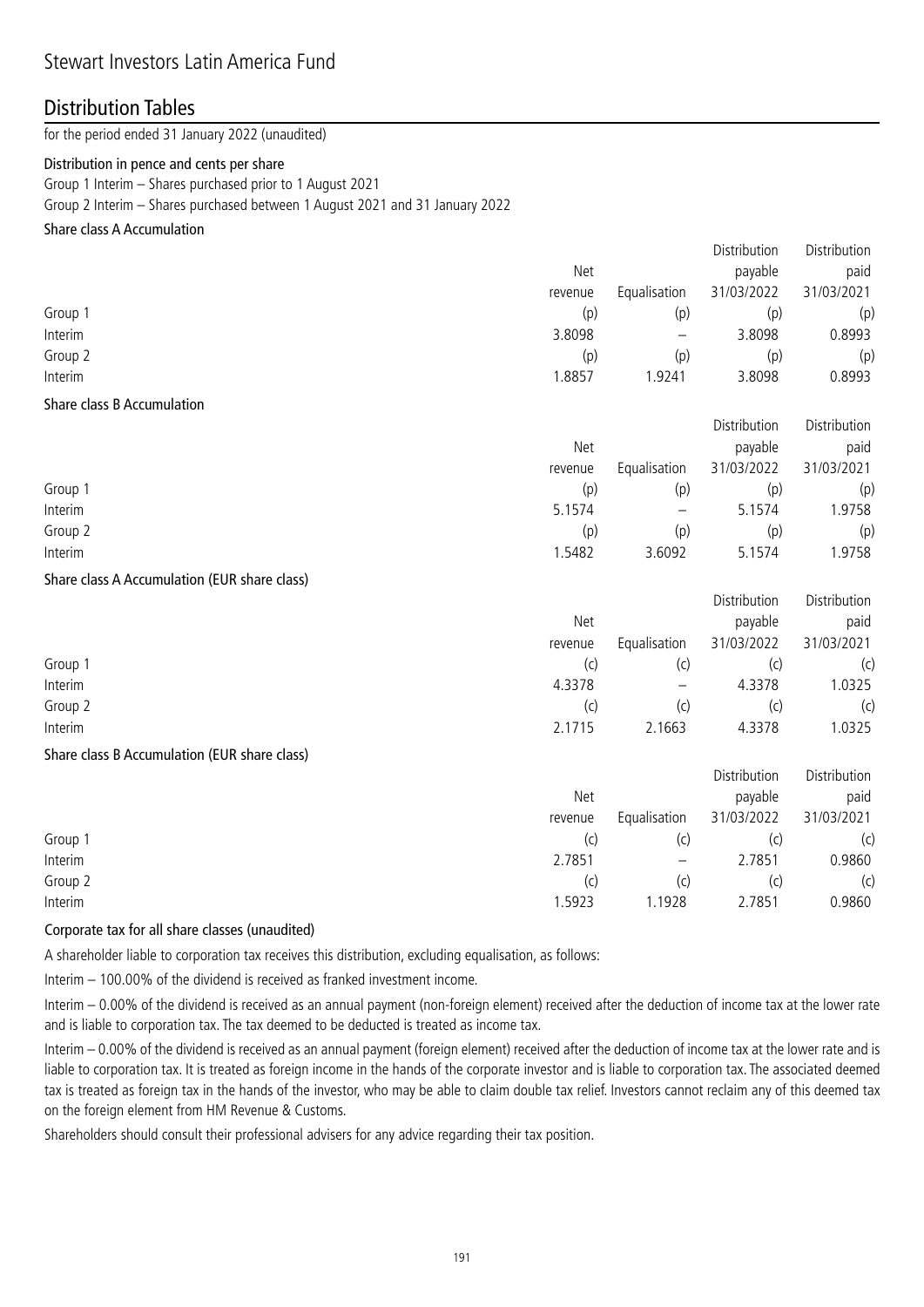# Stewart Investors Latin America Fund

## Distribution Tables

for the period ended 31 January 2022 (unaudited)

**Distribution in pence and cents per share**

Group 1 Interim – Shares purchased prior to 1 August 2021

Group 2 Interim – Shares purchased between 1 August 2021 and 31 January 2022

**Share class A Accumulation**

| | Net revenue | Equalisation | Distribution payable 31/03/2022 | Distribution paid 31/03/2021 |
|---|---|---|---|---|
| Group 1 | (p) | (p) | (p) | (p) |
| Interim | 3.8098 | – | 3.8098 | 0.8993 |
| Group 2 | (p) | (p) | (p) | (p) |
| Interim | 1.8857 | 1.9241 | 3.8098 | 0.8993 |

**Share class B Accumulation**

| | Net revenue | Equalisation | Distribution payable 31/03/2022 | Distribution paid 31/03/2021 |
|---|---|---|---|---|
| Group 1 | (p) | (p) | (p) | (p) |
| Interim | 5.1574 | – | 5.1574 | 1.9758 |
| Group 2 | (p) | (p) | (p) | (p) |
| Interim | 1.5482 | 3.6092 | 5.1574 | 1.9758 |

**Share class A Accumulation (EUR share class)**

| | Net revenue | Equalisation | Distribution payable 31/03/2022 | Distribution paid 31/03/2021 |
|---|---|---|---|---|
| Group 1 | (c) | (c) | (c) | (c) |
| Interim | 4.3378 | – | 4.3378 | 1.0325 |
| Group 2 | (c) | (c) | (c) | (c) |
| Interim | 2.1715 | 2.1663 | 4.3378 | 1.0325 |

**Share class B Accumulation (EUR share class)**

| | Net revenue | Equalisation | Distribution payable 31/03/2022 | Distribution paid 31/03/2021 |
|---|---|---|---|---|
| Group 1 | (c) | (c) | (c) | (c) |
| Interim | 2.7851 | – | 2.7851 | 0.9860 |
| Group 2 | (c) | (c) | (c) | (c) |
| Interim | 1.5923 | 1.1928 | 2.7851 | 0.9860 |

**Corporate tax for all share classes (unaudited)**

A shareholder liable to corporation tax receives this distribution, excluding equalisation, as follows:

Interim – 100.00% of the dividend is received as franked investment income.

Interim – 0.00% of the dividend is received as an annual payment (non-foreign element) received after the deduction of income tax at the lower rate and is liable to corporation tax. The tax deemed to be deducted is treated as income tax.

Interim – 0.00% of the dividend is received as an annual payment (foreign element) received after the deduction of income tax at the lower rate and is liable to corporation tax. It is treated as foreign income in the hands of the corporate investor and is liable to corporation tax. The associated deemed tax is treated as foreign tax in the hands of the investor, who may be able to claim double tax relief. Investors cannot reclaim any of this deemed tax on the foreign element from HM Revenue & Customs.

Shareholders should consult their professional advisers for any advice regarding their tax position.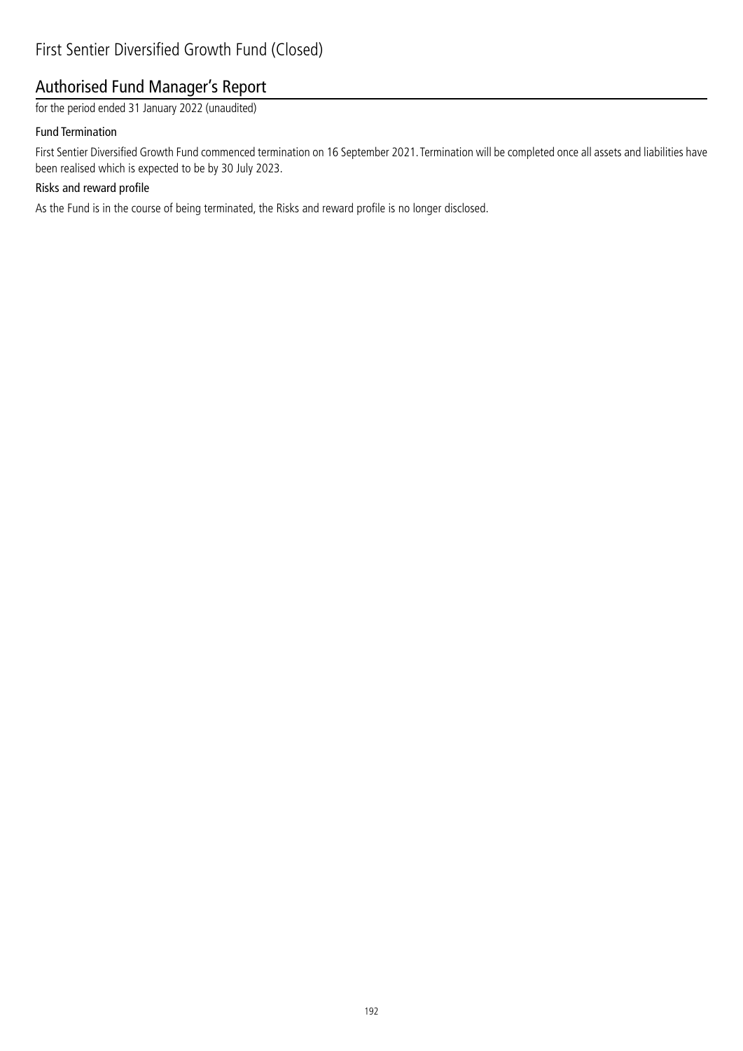# First Sentier Diversified Growth Fund (Closed)

## Authorised Fund Manager's Report

for the period ended 31 January 2022 (unaudited)

### Fund Termination

First Sentier Diversified Growth Fund commenced termination on 16 September 2021. Termination will be completed once all assets and liabilities have been realised which is expected to be by 30 July 2023.

### Risks and reward profile

As the Fund is in the course of being terminated, the Risks and reward profile is no longer disclosed.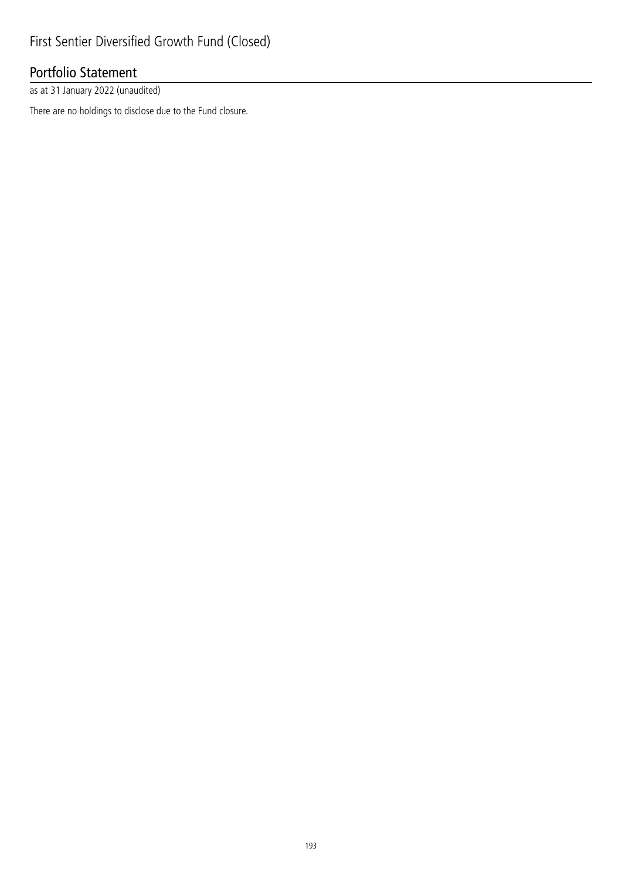# First Sentier Diversified Growth Fund (Closed)

## Portfolio Statement

as at 31 January 2022 (unaudited)

There are no holdings to disclose due to the Fund closure.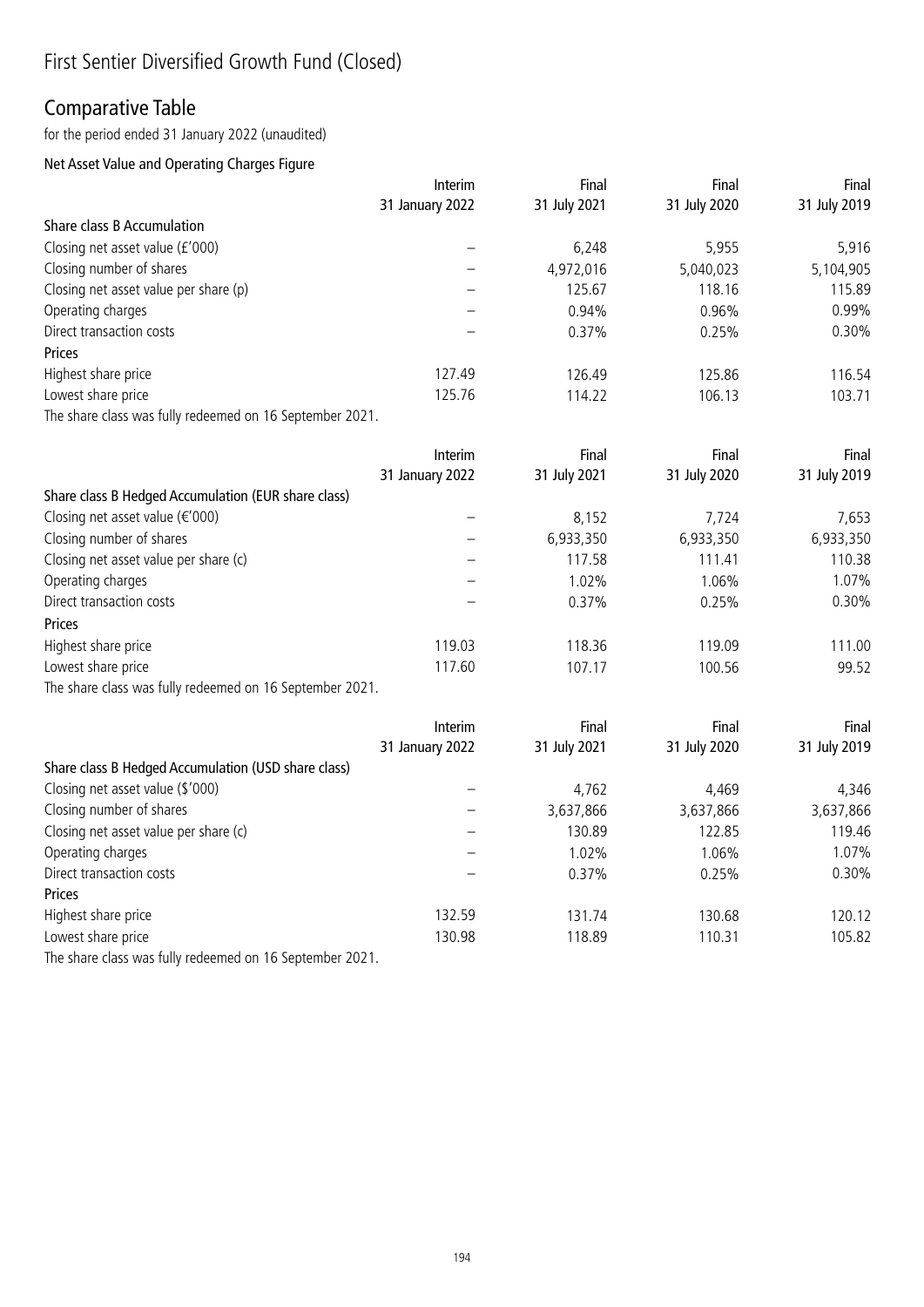# First Sentier Diversified Growth Fund (Closed)

## Comparative Table

for the period ended 31 January 2022 (unaudited)

### Net Asset Value and Operating Charges Figure

| | Interim 31 January 2022 | Final 31 July 2021 | Final 31 July 2020 | Final 31 July 2019 |
|---|---|---|---|---|
| **Share class B Accumulation** | | | | |
| Closing net asset value (£'000) | – | 6,248 | 5,955 | 5,916 |
| Closing number of shares | – | 4,972,016 | 5,040,023 | 5,104,905 |
| Closing net asset value per share (p) | – | 125.67 | 118.16 | 115.89 |
| Operating charges | – | 0.94% | 0.96% | 0.99% |
| Direct transaction costs | – | 0.37% | 0.25% | 0.30% |
| **Prices** | | | | |
| Highest share price | 127.49 | 126.49 | 125.86 | 116.54 |
| Lowest share price | 125.76 | 114.22 | 106.13 | 103.71 |

The share class was fully redeemed on 16 September 2021.

| | Interim 31 January 2022 | Final 31 July 2021 | Final 31 July 2020 | Final 31 July 2019 |
|---|---|---|---|---|
| **Share class B Hedged Accumulation (EUR share class)** | | | | |
| Closing net asset value (€'000) | – | 8,152 | 7,724 | 7,653 |
| Closing number of shares | – | 6,933,350 | 6,933,350 | 6,933,350 |
| Closing net asset value per share (c) | – | 117.58 | 111.41 | 110.38 |
| Operating charges | – | 1.02% | 1.06% | 1.07% |
| Direct transaction costs | – | 0.37% | 0.25% | 0.30% |
| **Prices** | | | | |
| Highest share price | 119.03 | 118.36 | 119.09 | 111.00 |
| Lowest share price | 117.60 | 107.17 | 100.56 | 99.52 |

The share class was fully redeemed on 16 September 2021.

| | Interim 31 January 2022 | Final 31 July 2021 | Final 31 July 2020 | Final 31 July 2019 |
|---|---|---|---|---|
| **Share class B Hedged Accumulation (USD share class)** | | | | |
| Closing net asset value ($'000) | – | 4,762 | 4,469 | 4,346 |
| Closing number of shares | – | 3,637,866 | 3,637,866 | 3,637,866 |
| Closing net asset value per share (c) | – | 130.89 | 122.85 | 119.46 |
| Operating charges | – | 1.02% | 1.06% | 1.07% |
| Direct transaction costs | – | 0.37% | 0.25% | 0.30% |
| **Prices** | | | | |
| Highest share price | 132.59 | 131.74 | 130.68 | 120.12 |
| Lowest share price | 130.98 | 118.89 | 110.31 | 105.82 |

The share class was fully redeemed on 16 September 2021.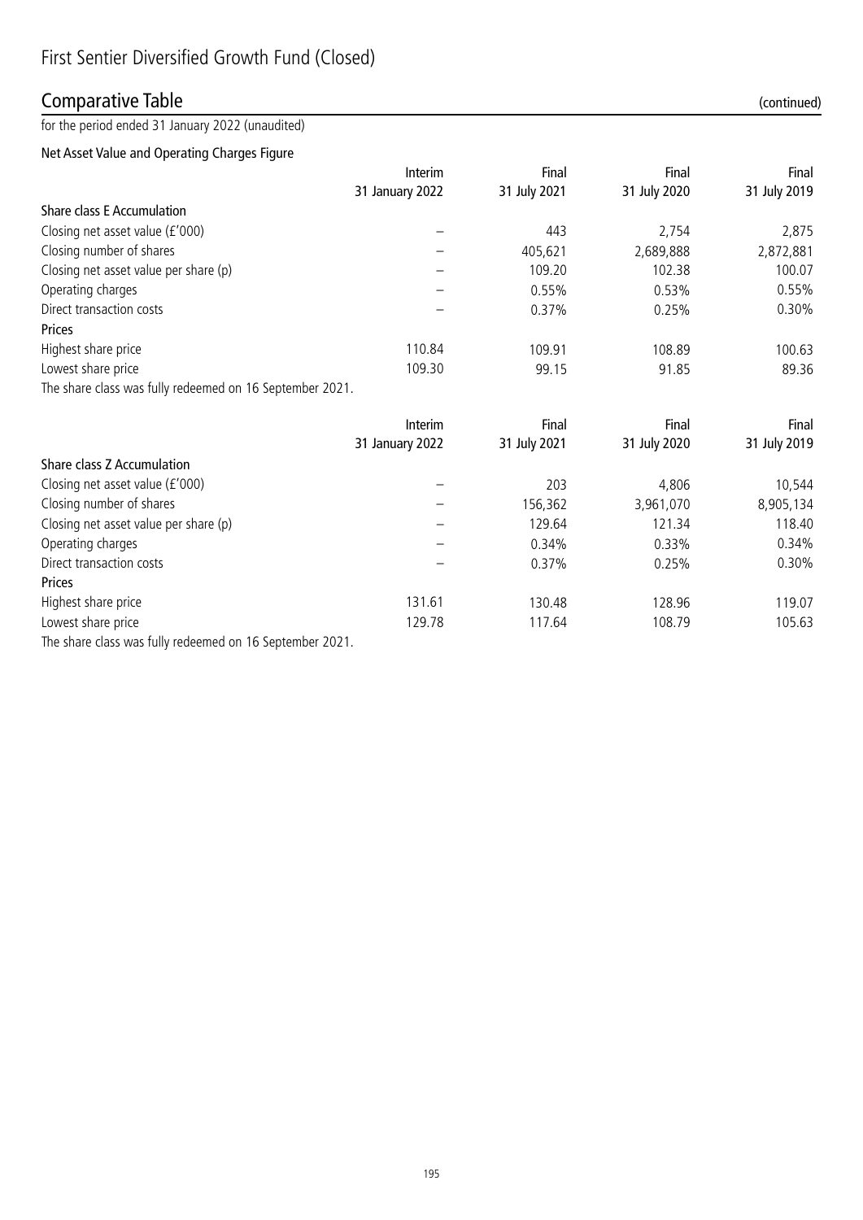# First Sentier Diversified Growth Fund (Closed)

## Comparative Table (continued)

for the period ended 31 January 2022 (unaudited)

### Net Asset Value and Operating Charges Figure

| | Interim 31 January 2022 | Final 31 July 2021 | Final 31 July 2020 | Final 31 July 2019 |
|---|---|---|---|---|
| **Share class E Accumulation** | | | | |
| Closing net asset value (£'000) | – | 443 | 2,754 | 2,875 |
| Closing number of shares | – | 405,621 | 2,689,888 | 2,872,881 |
| Closing net asset value per share (p) | – | 109.20 | 102.38 | 100.07 |
| Operating charges | – | 0.55% | 0.53% | 0.55% |
| Direct transaction costs | – | 0.37% | 0.25% | 0.30% |
| **Prices** | | | | |
| Highest share price | 110.84 | 109.91 | 108.89 | 100.63 |
| Lowest share price | 109.30 | 99.15 | 91.85 | 89.36 |

The share class was fully redeemed on 16 September 2021.

| | Interim 31 January 2022 | Final 31 July 2021 | Final 31 July 2020 | Final 31 July 2019 |
|---|---|---|---|---|
| **Share class Z Accumulation** | | | | |
| Closing net asset value (£'000) | – | 203 | 4,806 | 10,544 |
| Closing number of shares | – | 156,362 | 3,961,070 | 8,905,134 |
| Closing net asset value per share (p) | – | 129.64 | 121.34 | 118.40 |
| Operating charges | – | 0.34% | 0.33% | 0.34% |
| Direct transaction costs | – | 0.37% | 0.25% | 0.30% |
| **Prices** | | | | |
| Highest share price | 131.61 | 130.48 | 128.96 | 119.07 |
| Lowest share price | 129.78 | 117.64 | 108.79 | 105.63 |

The share class was fully redeemed on 16 September 2021.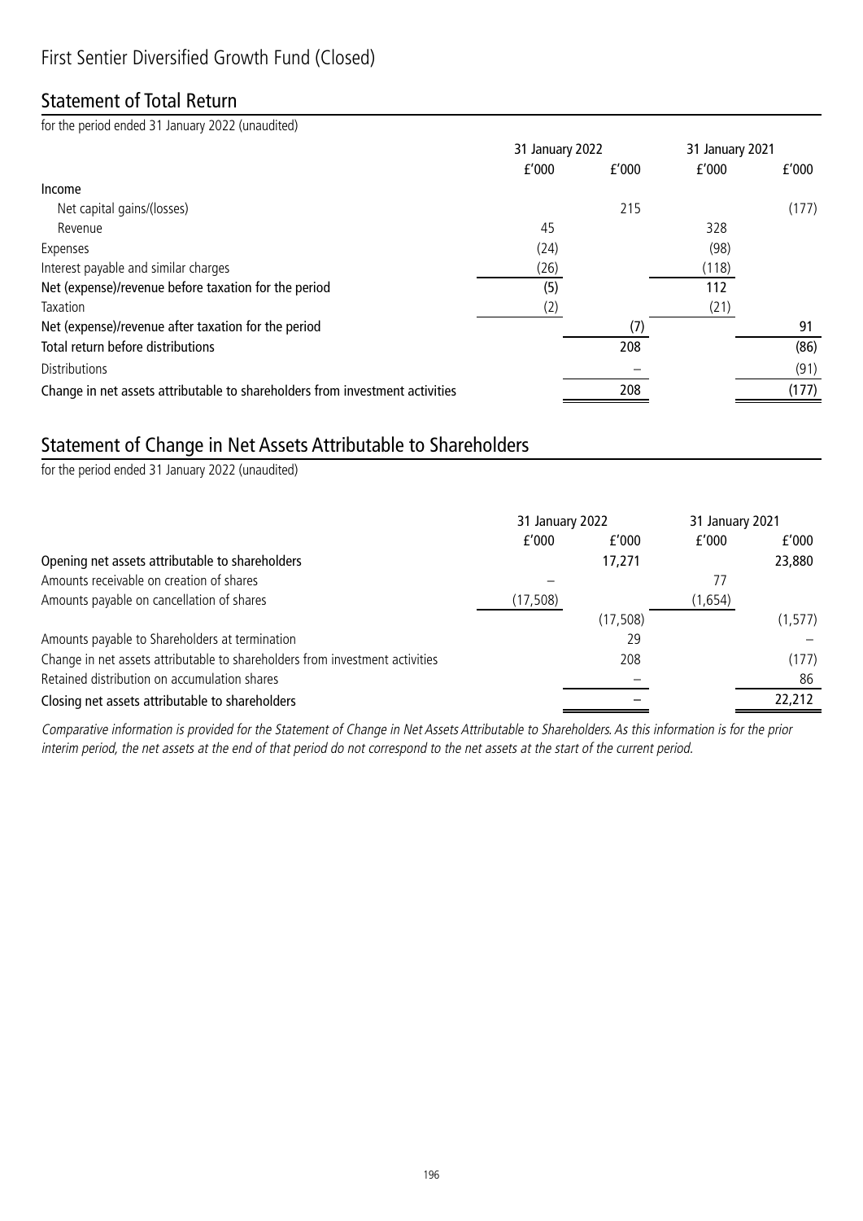# First Sentier Diversified Growth Fund (Closed)

## Statement of Total Return

for the period ended 31 January 2022 (unaudited)

| | 31 January 2022 | | 31 January 2021 | |
|---|---|---|---|---|
| | £'000 | £'000 | £'000 | £'000 |
| **Income** | | | | |
| Net capital gains/(losses) | | 215 | | (177) |
| Revenue | 45 | | 328 | |
| Expenses | (24) | | (98) | |
| Interest payable and similar charges | (26) | | (118) | |
| **Net (expense)/revenue before taxation for the period** | (5) | | 112 | |
| Taxation | (2) | | (21) | |
| **Net (expense)/revenue after taxation for the period** | | (7) | | 91 |
| **Total return before distributions** | | 208 | | (86) |
| Distributions | | – | | (91) |
| **Change in net assets attributable to shareholders from investment activities** | | 208 | | (177) |

## Statement of Change in Net Assets Attributable to Shareholders

for the period ended 31 January 2022 (unaudited)

| | 31 January 2022 | | 31 January 2021 | |
|---|---|---|---|---|
| | £'000 | £'000 | £'000 | £'000 |
| **Opening net assets attributable to shareholders** | | 17,271 | | 23,880 |
| Amounts receivable on creation of shares | – | | 77 | |
| Amounts payable on cancellation of shares | (17,508) | | (1,654) | |
| | | (17,508) | | (1,577) |
| Amounts payable to Shareholders at termination | | 29 | | – |
| Change in net assets attributable to shareholders from investment activities | | 208 | | (177) |
| Retained distribution on accumulation shares | | – | | 86 |
| **Closing net assets attributable to shareholders** | | – | | 22,212 |

*Comparative information is provided for the Statement of Change in Net Assets Attributable to Shareholders. As this information is for the prior interim period, the net assets at the end of that period do not correspond to the net assets at the start of the current period.*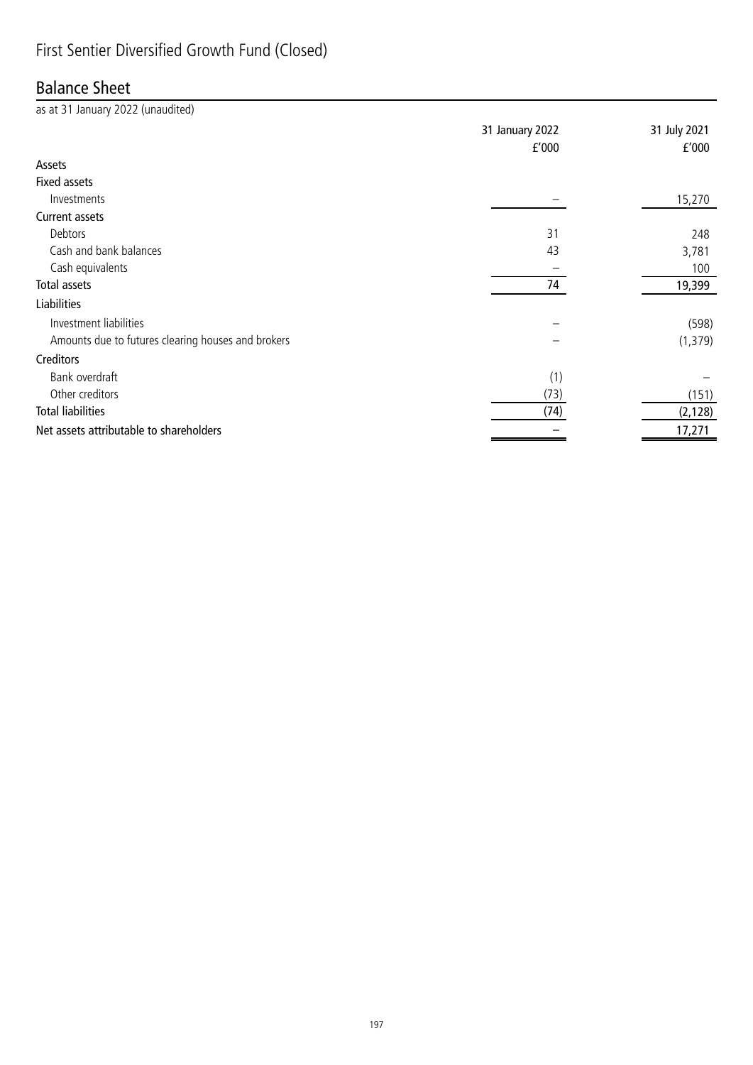# First Sentier Diversified Growth Fund (Closed)

## Balance Sheet

as at 31 January 2022 (unaudited)

| | 31 January 2022 £'000 | 31 July 2021 £'000 |
|---|---|---|
| **Assets** | | |
| **Fixed assets** | | |
| Investments | – | 15,270 |
| **Current assets** | | |
| Debtors | 31 | 248 |
| Cash and bank balances | 43 | 3,781 |
| Cash equivalents | – | 100 |
| **Total assets** | 74 | 19,399 |
| **Liabilities** | | |
| Investment liabilities | – | (598) |
| Amounts due to futures clearing houses and brokers | – | (1,379) |
| **Creditors** | | |
| Bank overdraft | (1) | – |
| Other creditors | (73) | (151) |
| **Total liabilities** | (74) | (2,128) |
| **Net assets attributable to shareholders** | – | 17,271 |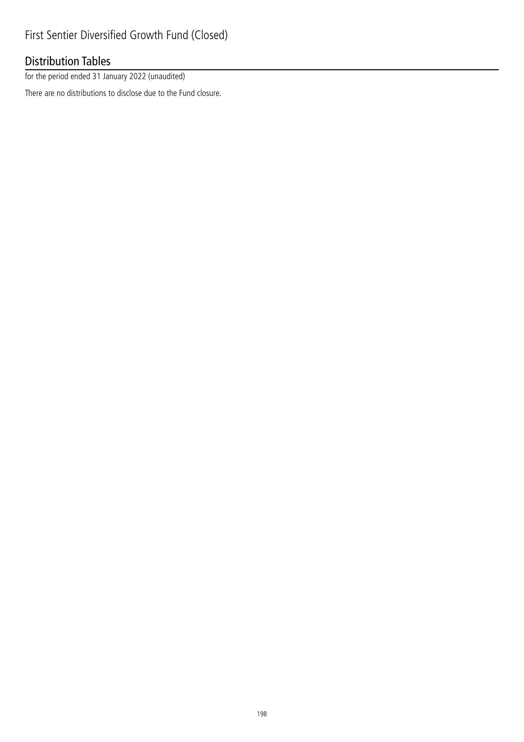# First Sentier Diversified Growth Fund (Closed)

## Distribution Tables

for the period ended 31 January 2022 (unaudited)

There are no distributions to disclose due to the Fund closure.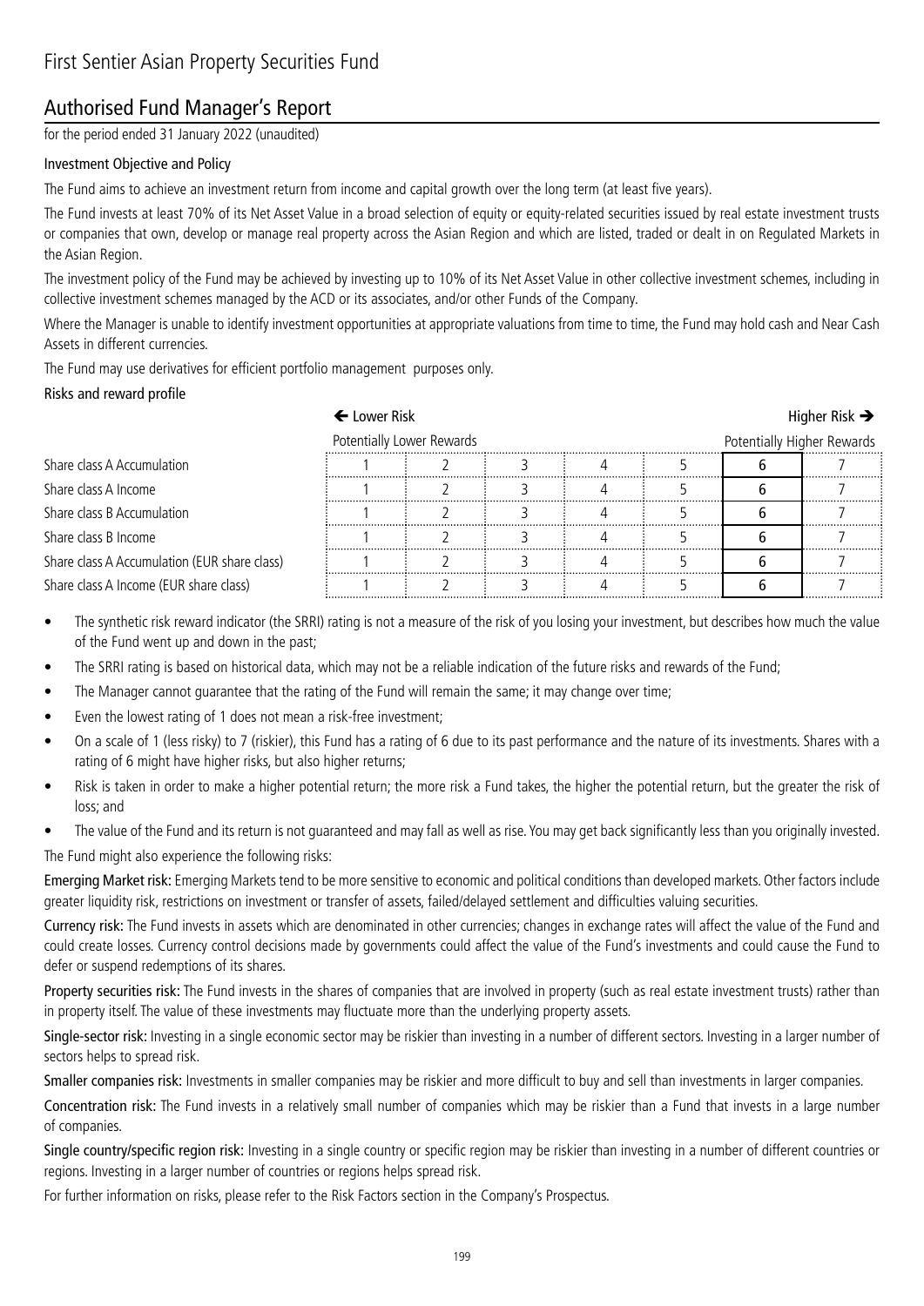# First Sentier Asian Property Securities Fund

## Authorised Fund Manager's Report

for the period ended 31 January 2022 (unaudited)

### Investment Objective and Policy

The Fund aims to achieve an investment return from income and capital growth over the long term (at least five years).

The Fund invests at least 70% of its Net Asset Value in a broad selection of equity or equity-related securities issued by real estate investment trusts or companies that own, develop or manage real property across the Asian Region and which are listed, traded or dealt in on Regulated Markets in the Asian Region.

The investment policy of the Fund may be achieved by investing up to 10% of its Net Asset Value in other collective investment schemes, including in collective investment schemes managed by the ACD or its associates, and/or other Funds of the Company.

Where the Manager is unable to identify investment opportunities at appropriate valuations from time to time, the Fund may hold cash and Near Cash Assets in different currencies.

The Fund may use derivatives for efficient portfolio management purposes only.

### Risks and reward profile

| | ← Lower Risk | | | | | | Higher Risk → |
|---|---|---|---|---|---|---|---|
| | Potentially Lower Rewards | | | | | | Potentially Higher Rewards |
| Share class A Accumulation | 1 | 2 | 3 | 4 | 5 | **6** | 7 |
| Share class A Income | 1 | 2 | 3 | 4 | 5 | **6** | 7 |
| Share class B Accumulation | 1 | 2 | 3 | 4 | 5 | **6** | 7 |
| Share class B Income | 1 | 2 | 3 | 4 | 5 | **6** | 7 |
| Share class A Accumulation (EUR share class) | 1 | 2 | 3 | 4 | 5 | **6** | 7 |
| Share class A Income (EUR share class) | 1 | 2 | 3 | 4 | 5 | **6** | 7 |

- The synthetic risk reward indicator (the SRRI) rating is not a measure of the risk of you losing your investment, but describes how much the value of the Fund went up and down in the past;
- The SRRI rating is based on historical data, which may not be a reliable indication of the future risks and rewards of the Fund;
- The Manager cannot guarantee that the rating of the Fund will remain the same; it may change over time;
- Even the lowest rating of 1 does not mean a risk-free investment;
- On a scale of 1 (less risky) to 7 (riskier), this Fund has a rating of 6 due to its past performance and the nature of its investments. Shares with a rating of 6 might have higher risks, but also higher returns;
- Risk is taken in order to make a higher potential return; the more risk a Fund takes, the higher the potential return, but the greater the risk of loss; and
- The value of the Fund and its return is not guaranteed and may fall as well as rise. You may get back significantly less than you originally invested.

The Fund might also experience the following risks:

**Emerging Market risk:** Emerging Markets tend to be more sensitive to economic and political conditions than developed markets. Other factors include greater liquidity risk, restrictions on investment or transfer of assets, failed/delayed settlement and difficulties valuing securities.

**Currency risk:** The Fund invests in assets which are denominated in other currencies; changes in exchange rates will affect the value of the Fund and could create losses. Currency control decisions made by governments could affect the value of the Fund's investments and could cause the Fund to defer or suspend redemptions of its shares.

**Property securities risk:** The Fund invests in the shares of companies that are involved in property (such as real estate investment trusts) rather than in property itself. The value of these investments may fluctuate more than the underlying property assets.

**Single-sector risk:** Investing in a single economic sector may be riskier than investing in a number of different sectors. Investing in a larger number of sectors helps to spread risk.

**Smaller companies risk:** Investments in smaller companies may be riskier and more difficult to buy and sell than investments in larger companies.

**Concentration risk:** The Fund invests in a relatively small number of companies which may be riskier than a Fund that invests in a large number of companies.

**Single country/specific region risk:** Investing in a single country or specific region may be riskier than investing in a number of different countries or regions. Investing in a larger number of countries or regions helps spread risk.

For further information on risks, please refer to the Risk Factors section in the Company's Prospectus.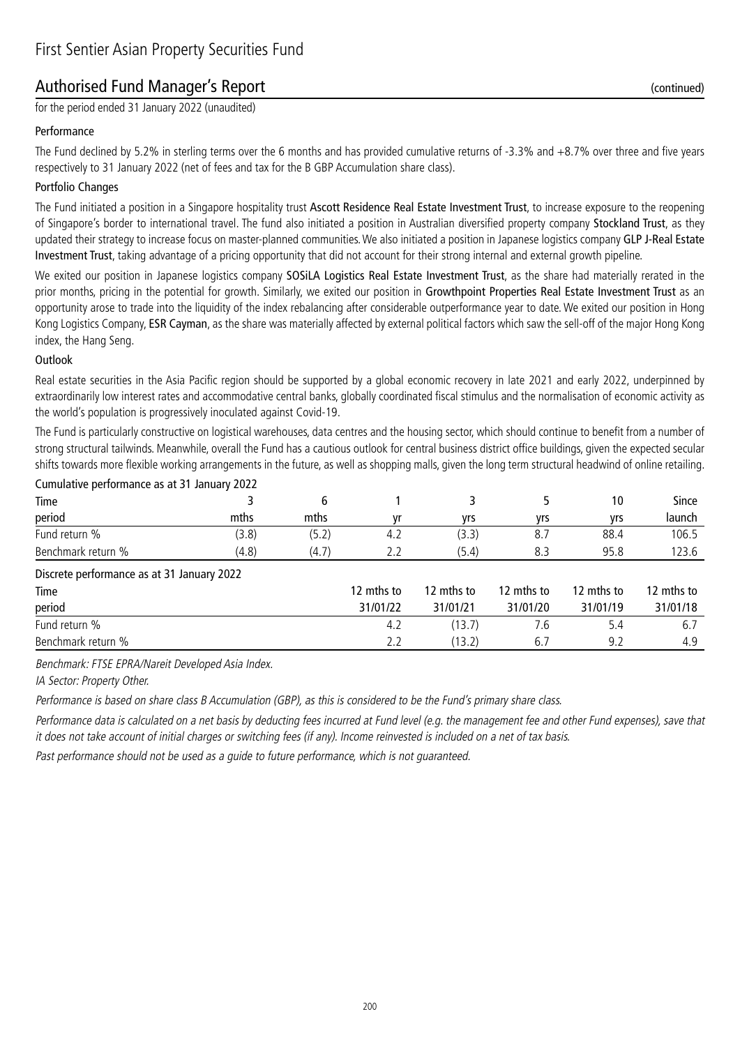# First Sentier Asian Property Securities Fund

## Authorised Fund Manager's Report (continued)

for the period ended 31 January 2022 (unaudited)

### Performance

The Fund declined by 5.2% in sterling terms over the 6 months and has provided cumulative returns of -3.3% and +8.7% over three and five years respectively to 31 January 2022 (net of fees and tax for the B GBP Accumulation share class).

### Portfolio Changes

The Fund initiated a position in a Singapore hospitality trust **Ascott Residence Real Estate Investment Trust**, to increase exposure to the reopening of Singapore's border to international travel. The fund also initiated a position in Australian diversified property company **Stockland Trust**, as they updated their strategy to increase focus on master-planned communities. We also initiated a position in Japanese logistics company **GLP J-Real Estate Investment Trust**, taking advantage of a pricing opportunity that did not account for their strong internal and external growth pipeline.

We exited our position in Japanese logistics company **SOSiLA Logistics Real Estate Investment Trust**, as the share had materially rerated in the prior months, pricing in the potential for growth. Similarly, we exited our position in **Growthpoint Properties Real Estate Investment Trust** as an opportunity arose to trade into the liquidity of the index rebalancing after considerable outperformance year to date. We exited our position in Hong Kong Logistics Company, **ESR Cayman**, as the share was materially affected by external political factors which saw the sell-off of the major Hong Kong index, the Hang Seng.

### Outlook

Real estate securities in the Asia Pacific region should be supported by a global economic recovery in late 2021 and early 2022, underpinned by extraordinarily low interest rates and accommodative central banks, globally coordinated fiscal stimulus and the normalisation of economic activity as the world's population is progressively inoculated against Covid-19.

The Fund is particularly constructive on logistical warehouses, data centres and the housing sector, which should continue to benefit from a number of strong structural tailwinds. Meanwhile, overall the Fund has a cautious outlook for central business district office buildings, given the expected secular shifts towards more flexible working arrangements in the future, as well as shopping malls, given the long term structural headwind of online retailing.

Cumulative performance as at 31 January 2022

| Time period | 3 mths | 6 mths | 1 yr | 3 yrs | 5 yrs | 10 yrs | Since launch |
|---|---|---|---|---|---|---|---|
| Fund return % | (3.8) | (5.2) | 4.2 | (3.3) | 8.7 | 88.4 | 106.5 |
| Benchmark return % | (4.8) | (4.7) | 2.2 | (5.4) | 8.3 | 95.8 | 123.6 |

Discrete performance as at 31 January 2022

| Time period | 12 mths to 31/01/22 | 12 mths to 31/01/21 | 12 mths to 31/01/20 | 12 mths to 31/01/19 | 12 mths to 31/01/18 |
|---|---|---|---|---|---|
| Fund return % | 4.2 | (13.7) | 7.6 | 5.4 | 6.7 |
| Benchmark return % | 2.2 | (13.2) | 6.7 | 9.2 | 4.9 |

*Benchmark: FTSE EPRA/Nareit Developed Asia Index.*

*IA Sector: Property Other.*

*Performance is based on share class B Accumulation (GBP), as this is considered to be the Fund's primary share class.*

*Performance data is calculated on a net basis by deducting fees incurred at Fund level (e.g. the management fee and other Fund expenses), save that it does not take account of initial charges or switching fees (if any). Income reinvested is included on a net of tax basis.*

*Past performance should not be used as a guide to future performance, which is not guaranteed.*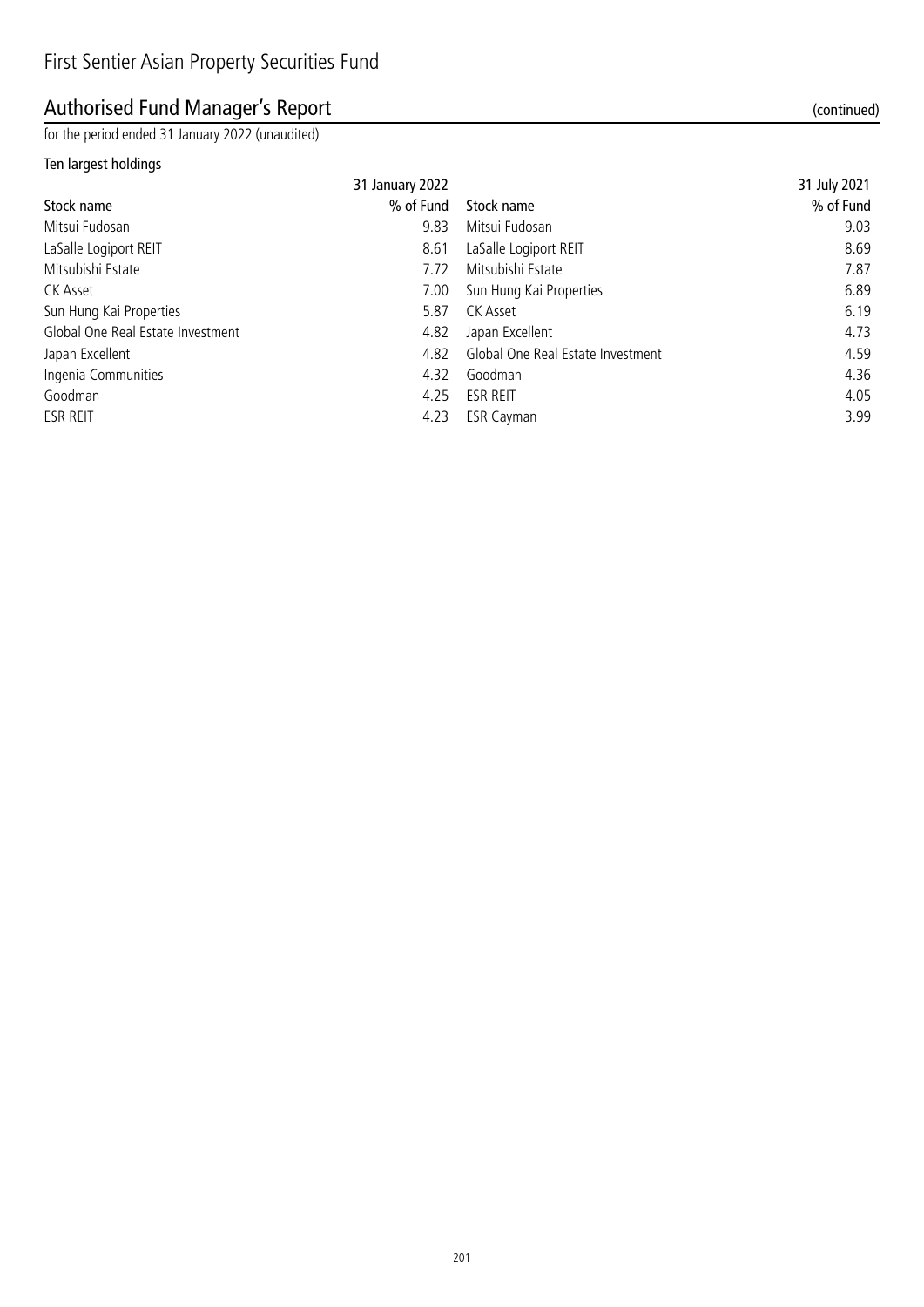# First Sentier Asian Property Securities Fund

## Authorised Fund Manager's Report (continued)

for the period ended 31 January 2022 (unaudited)

### Ten largest holdings

| 31 January 2022 | | 31 July 2021 | |
|---|---|---|---|
| Stock name | % of Fund | Stock name | % of Fund |
| Mitsui Fudosan | 9.83 | Mitsui Fudosan | 9.03 |
| LaSalle Logiport REIT | 8.61 | LaSalle Logiport REIT | 8.69 |
| Mitsubishi Estate | 7.72 | Mitsubishi Estate | 7.87 |
| CK Asset | 7.00 | Sun Hung Kai Properties | 6.89 |
| Sun Hung Kai Properties | 5.87 | CK Asset | 6.19 |
| Global One Real Estate Investment | 4.82 | Japan Excellent | 4.73 |
| Japan Excellent | 4.82 | Global One Real Estate Investment | 4.59 |
| Ingenia Communities | 4.32 | Goodman | 4.36 |
| Goodman | 4.25 | ESR REIT | 4.05 |
| ESR REIT | 4.23 | ESR Cayman | 3.99 |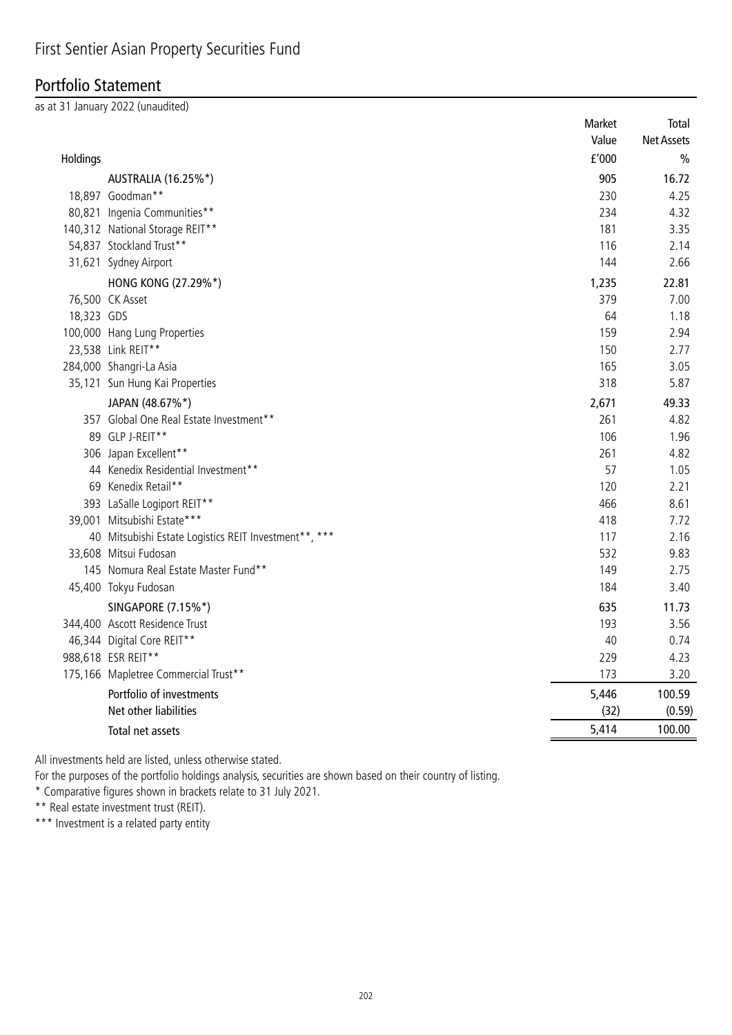# First Sentier Asian Property Securities Fund

## Portfolio Statement

as at 31 January 2022 (unaudited)

| Holdings | | Market Value £'000 | Total Net Assets % |
|---|---|---|---|
| | **AUSTRALIA (16.25%*)** | **905** | **16.72** |
| 18,897 | Goodman** | 230 | 4.25 |
| 80,821 | Ingenia Communities** | 234 | 4.32 |
| 140,312 | National Storage REIT** | 181 | 3.35 |
| 54,837 | Stockland Trust** | 116 | 2.14 |
| 31,621 | Sydney Airport | 144 | 2.66 |
| | **HONG KONG (27.29%*)** | **1,235** | **22.81** |
| 76,500 | CK Asset | 379 | 7.00 |
| 18,323 | GDS | 64 | 1.18 |
| 100,000 | Hang Lung Properties | 159 | 2.94 |
| 23,538 | Link REIT** | 150 | 2.77 |
| 284,000 | Shangri-La Asia | 165 | 3.05 |
| 35,121 | Sun Hung Kai Properties | 318 | 5.87 |
| | **JAPAN (48.67%*)** | **2,671** | **49.33** |
| 357 | Global One Real Estate Investment** | 261 | 4.82 |
| 89 | GLP J-REIT** | 106 | 1.96 |
| 306 | Japan Excellent** | 261 | 4.82 |
| 44 | Kenedix Residential Investment** | 57 | 1.05 |
| 69 | Kenedix Retail** | 120 | 2.21 |
| 393 | LaSalle Logiport REIT** | 466 | 8.61 |
| 39,001 | Mitsubishi Estate*** | 418 | 7.72 |
| 40 | Mitsubishi Estate Logistics REIT Investment**, *** | 117 | 2.16 |
| 33,608 | Mitsui Fudosan | 532 | 9.83 |
| 145 | Nomura Real Estate Master Fund** | 149 | 2.75 |
| 45,400 | Tokyu Fudosan | 184 | 3.40 |
| | **SINGAPORE (7.15%*)** | **635** | **11.73** |
| 344,400 | Ascott Residence Trust | 193 | 3.56 |
| 46,344 | Digital Core REIT** | 40 | 0.74 |
| 988,618 | ESR REIT** | 229 | 4.23 |
| 175,166 | Mapletree Commercial Trust** | 173 | 3.20 |
| | **Portfolio of investments** | **5,446** | **100.59** |
| | **Net other liabilities** | **(32)** | **(0.59)** |
| | **Total net assets** | **5,414** | **100.00** |

All investments held are listed, unless otherwise stated.

For the purposes of the portfolio holdings analysis, securities are shown based on their country of listing.

\* Comparative figures shown in brackets relate to 31 July 2021.

\*\* Real estate investment trust (REIT).

\*\*\* Investment is a related party entity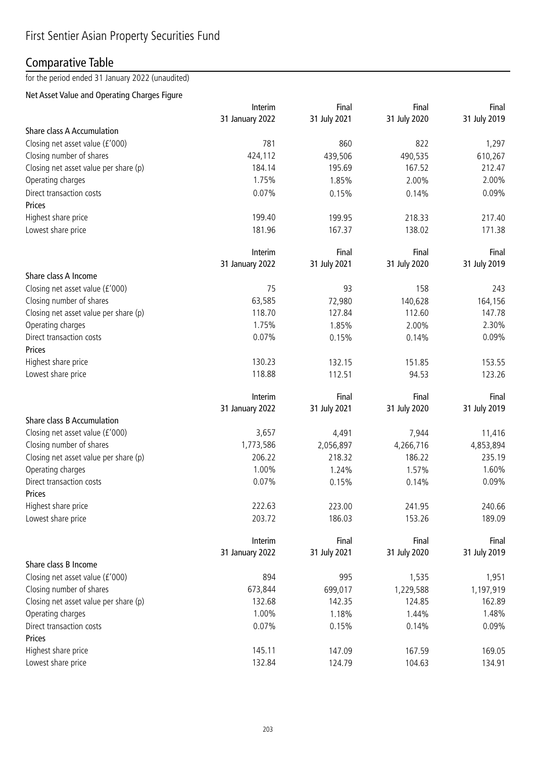# First Sentier Asian Property Securities Fund

## Comparative Table

for the period ended 31 January 2022 (unaudited)

### Net Asset Value and Operating Charges Figure

| | Interim 31 January 2022 | Final 31 July 2021 | Final 31 July 2020 | Final 31 July 2019 |
|---|---|---|---|---|
| **Share class A Accumulation** | | | | |
| Closing net asset value (£'000) | 781 | 860 | 822 | 1,297 |
| Closing number of shares | 424,112 | 439,506 | 490,535 | 610,267 |
| Closing net asset value per share (p) | 184.14 | 195.69 | 167.52 | 212.47 |
| Operating charges | 1.75% | 1.85% | 2.00% | 2.00% |
| Direct transaction costs | 0.07% | 0.15% | 0.14% | 0.09% |
| **Prices** | | | | |
| Highest share price | 199.40 | 199.95 | 218.33 | 217.40 |
| Lowest share price | 181.96 | 167.37 | 138.02 | 171.38 |

| | Interim 31 January 2022 | Final 31 July 2021 | Final 31 July 2020 | Final 31 July 2019 |
|---|---|---|---|---|
| **Share class A Income** | | | | |
| Closing net asset value (£'000) | 75 | 93 | 158 | 243 |
| Closing number of shares | 63,585 | 72,980 | 140,628 | 164,156 |
| Closing net asset value per share (p) | 118.70 | 127.84 | 112.60 | 147.78 |
| Operating charges | 1.75% | 1.85% | 2.00% | 2.30% |
| Direct transaction costs | 0.07% | 0.15% | 0.14% | 0.09% |
| **Prices** | | | | |
| Highest share price | 130.23 | 132.15 | 151.85 | 153.55 |
| Lowest share price | 118.88 | 112.51 | 94.53 | 123.26 |

| | Interim 31 January 2022 | Final 31 July 2021 | Final 31 July 2020 | Final 31 July 2019 |
|---|---|---|---|---|
| **Share class B Accumulation** | | | | |
| Closing net asset value (£'000) | 3,657 | 4,491 | 7,944 | 11,416 |
| Closing number of shares | 1,773,586 | 2,056,897 | 4,266,716 | 4,853,894 |
| Closing net asset value per share (p) | 206.22 | 218.32 | 186.22 | 235.19 |
| Operating charges | 1.00% | 1.24% | 1.57% | 1.60% |
| Direct transaction costs | 0.07% | 0.15% | 0.14% | 0.09% |
| **Prices** | | | | |
| Highest share price | 222.63 | 223.00 | 241.95 | 240.66 |
| Lowest share price | 203.72 | 186.03 | 153.26 | 189.09 |

| | Interim 31 January 2022 | Final 31 July 2021 | Final 31 July 2020 | Final 31 July 2019 |
|---|---|---|---|---|
| **Share class B Income** | | | | |
| Closing net asset value (£'000) | 894 | 995 | 1,535 | 1,951 |
| Closing number of shares | 673,844 | 699,017 | 1,229,588 | 1,197,919 |
| Closing net asset value per share (p) | 132.68 | 142.35 | 124.85 | 162.89 |
| Operating charges | 1.00% | 1.18% | 1.44% | 1.48% |
| Direct transaction costs | 0.07% | 0.15% | 0.14% | 0.09% |
| **Prices** | | | | |
| Highest share price | 145.11 | 147.09 | 167.59 | 169.05 |
| Lowest share price | 132.84 | 124.79 | 104.63 | 134.91 |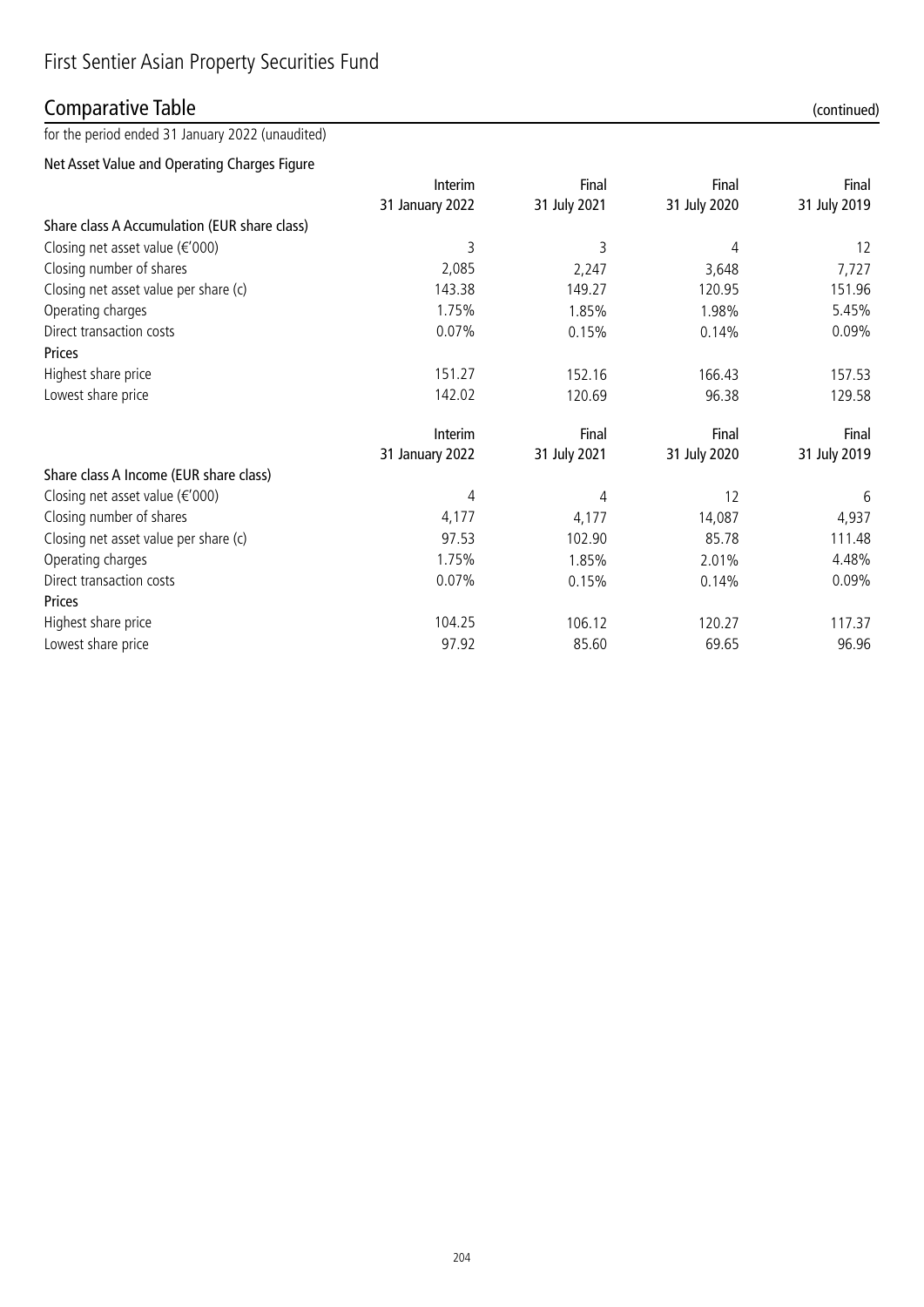# First Sentier Asian Property Securities Fund

## Comparative Table (continued)

for the period ended 31 January 2022 (unaudited)

### Net Asset Value and Operating Charges Figure

| | Interim 31 January 2022 | Final 31 July 2021 | Final 31 July 2020 | Final 31 July 2019 |
|---|---|---|---|---|
| **Share class A Accumulation (EUR share class)** | | | | |
| Closing net asset value (€'000) | 3 | 3 | 4 | 12 |
| Closing number of shares | 2,085 | 2,247 | 3,648 | 7,727 |
| Closing net asset value per share (c) | 143.38 | 149.27 | 120.95 | 151.96 |
| Operating charges | 1.75% | 1.85% | 1.98% | 5.45% |
| Direct transaction costs | 0.07% | 0.15% | 0.14% | 0.09% |
| **Prices** | | | | |
| Highest share price | 151.27 | 152.16 | 166.43 | 157.53 |
| Lowest share price | 142.02 | 120.69 | 96.38 | 129.58 |

| | Interim 31 January 2022 | Final 31 July 2021 | Final 31 July 2020 | Final 31 July 2019 |
|---|---|---|---|---|
| **Share class A Income (EUR share class)** | | | | |
| Closing net asset value (€'000) | 4 | 4 | 12 | 6 |
| Closing number of shares | 4,177 | 4,177 | 14,087 | 4,937 |
| Closing net asset value per share (c) | 97.53 | 102.90 | 85.78 | 111.48 |
| Operating charges | 1.75% | 1.85% | 2.01% | 4.48% |
| Direct transaction costs | 0.07% | 0.15% | 0.14% | 0.09% |
| **Prices** | | | | |
| Highest share price | 104.25 | 106.12 | 120.27 | 117.37 |
| Lowest share price | 97.92 | 85.60 | 69.65 | 96.96 |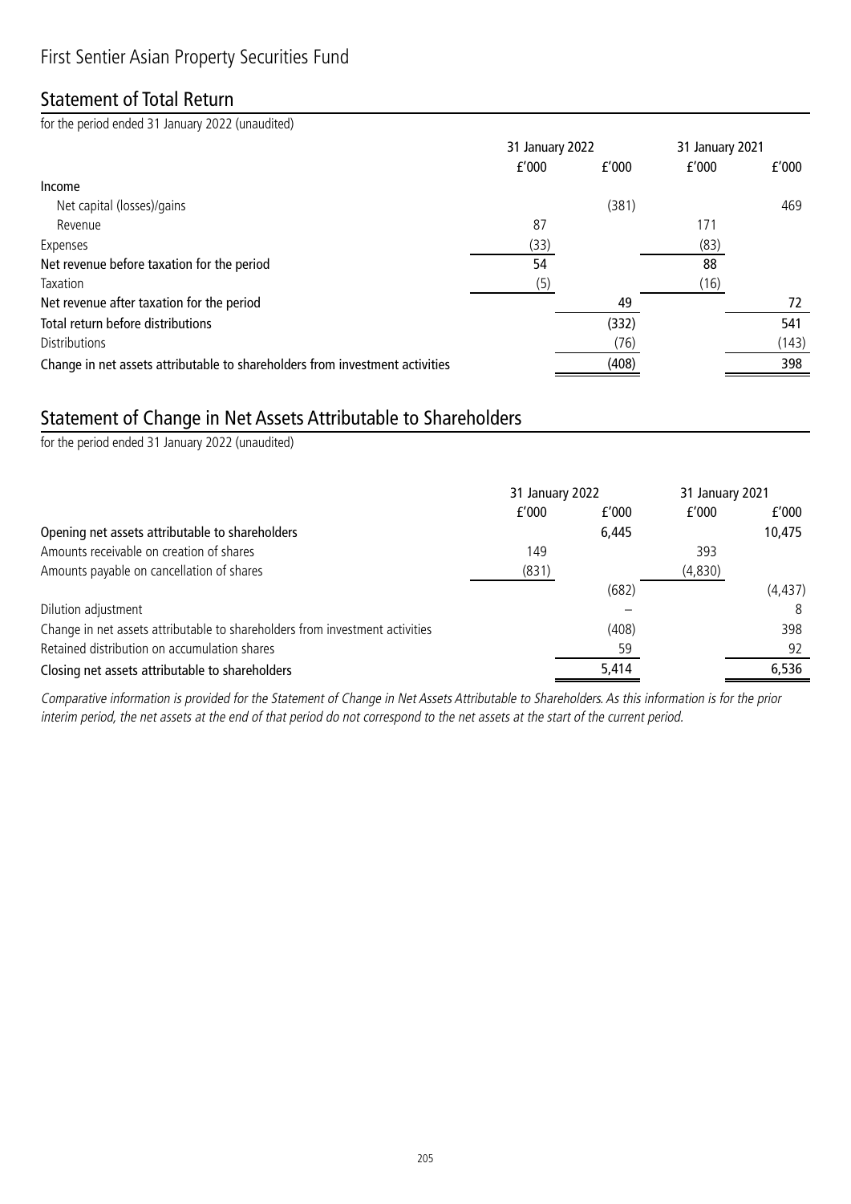# First Sentier Asian Property Securities Fund

## Statement of Total Return

for the period ended 31 January 2022 (unaudited)

| | 31 January 2022 | | 31 January 2021 | |
|---|---|---|---|---|
| | £'000 | £'000 | £'000 | £'000 |
| Income | | | | |
| Net capital (losses)/gains | | (381) | | 469 |
| Revenue | 87 | | 171 | |
| Expenses | (33) | | (83) | |
| Net revenue before taxation for the period | 54 | | 88 | |
| Taxation | (5) | | (16) | |
| Net revenue after taxation for the period | | 49 | | 72 |
| Total return before distributions | | (332) | | 541 |
| Distributions | | (76) | | (143) |
| Change in net assets attributable to shareholders from investment activities | | (408) | | 398 |

## Statement of Change in Net Assets Attributable to Shareholders

for the period ended 31 January 2022 (unaudited)

| | 31 January 2022 | | 31 January 2021 | |
|---|---|---|---|---|
| | £'000 | £'000 | £'000 | £'000 |
| Opening net assets attributable to shareholders | | 6,445 | | 10,475 |
| Amounts receivable on creation of shares | 149 | | 393 | |
| Amounts payable on cancellation of shares | (831) | | (4,830) | |
| | | (682) | | (4,437) |
| Dilution adjustment | | – | | 8 |
| Change in net assets attributable to shareholders from investment activities | | (408) | | 398 |
| Retained distribution on accumulation shares | | 59 | | 92 |
| Closing net assets attributable to shareholders | | 5,414 | | 6,536 |

*Comparative information is provided for the Statement of Change in Net Assets Attributable to Shareholders. As this information is for the prior interim period, the net assets at the end of that period do not correspond to the net assets at the start of the current period.*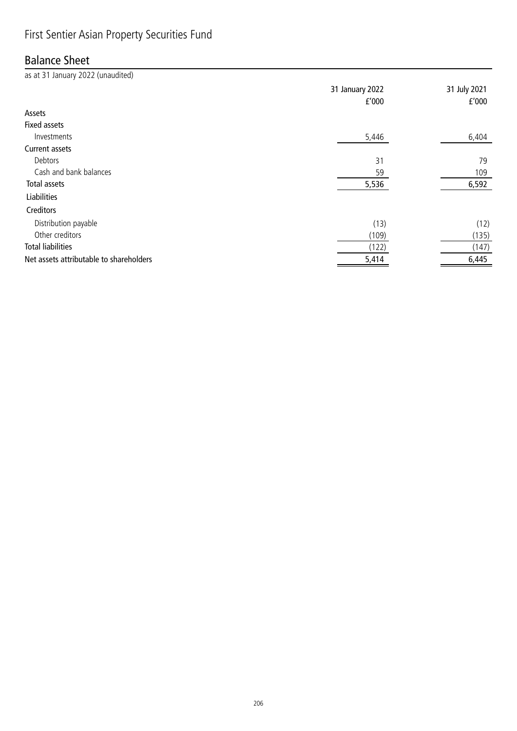# First Sentier Asian Property Securities Fund

## Balance Sheet

as at 31 January 2022 (unaudited)

| | 31 January 2022 | 31 July 2021 |
|---|---|---|
| | £'000 | £'000 |
| **Assets** | | |
| **Fixed assets** | | |
| Investments | 5,446 | 6,404 |
| **Current assets** | | |
| Debtors | 31 | 79 |
| Cash and bank balances | 59 | 109 |
| **Total assets** | 5,536 | 6,592 |
| **Liabilities** | | |
| **Creditors** | | |
| Distribution payable | (13) | (12) |
| Other creditors | (109) | (135) |
| **Total liabilities** | (122) | (147) |
| **Net assets attributable to shareholders** | 5,414 | 6,445 |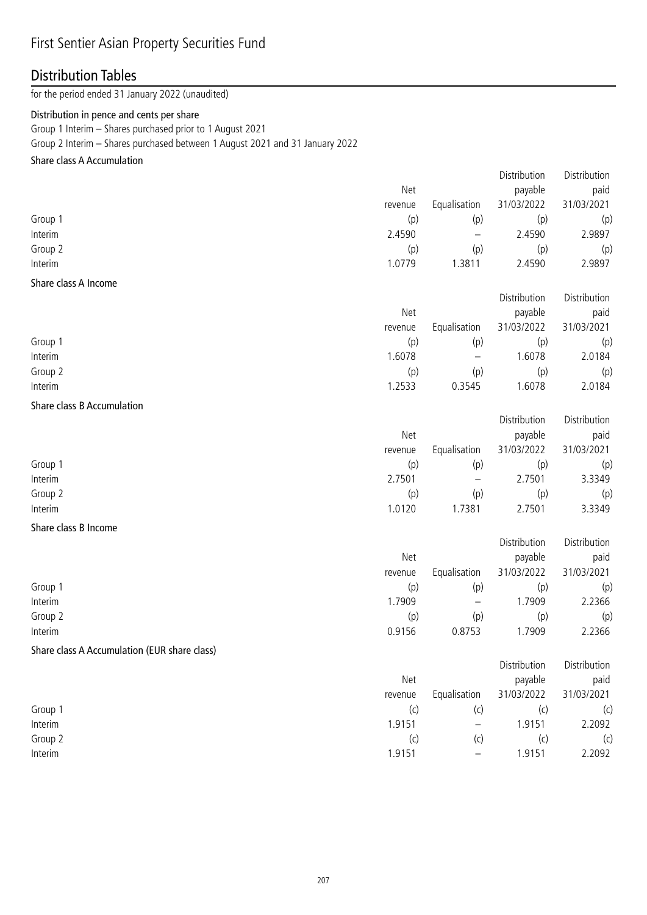# First Sentier Asian Property Securities Fund

## Distribution Tables

for the period ended 31 January 2022 (unaudited)

### Distribution in pence and cents per share

Group 1 Interim – Shares purchased prior to 1 August 2021
Group 2 Interim – Shares purchased between 1 August 2021 and 31 January 2022

#### Share class A Accumulation

| | Net revenue | Equalisation | Distribution payable 31/03/2022 | Distribution paid 31/03/2021 |
|---|---|---|---|---|
| Group 1 | (p) | (p) | (p) | (p) |
| Interim | 2.4590 | – | 2.4590 | 2.9897 |
| Group 2 | (p) | (p) | (p) | (p) |
| Interim | 1.0779 | 1.3811 | 2.4590 | 2.9897 |

#### Share class A Income

| | Net revenue | Equalisation | Distribution payable 31/03/2022 | Distribution paid 31/03/2021 |
|---|---|---|---|---|
| Group 1 | (p) | (p) | (p) | (p) |
| Interim | 1.6078 | – | 1.6078 | 2.0184 |
| Group 2 | (p) | (p) | (p) | (p) |
| Interim | 1.2533 | 0.3545 | 1.6078 | 2.0184 |

#### Share class B Accumulation

| | Net revenue | Equalisation | Distribution payable 31/03/2022 | Distribution paid 31/03/2021 |
|---|---|---|---|---|
| Group 1 | (p) | (p) | (p) | (p) |
| Interim | 2.7501 | – | 2.7501 | 3.3349 |
| Group 2 | (p) | (p) | (p) | (p) |
| Interim | 1.0120 | 1.7381 | 2.7501 | 3.3349 |

#### Share class B Income

| | Net revenue | Equalisation | Distribution payable 31/03/2022 | Distribution paid 31/03/2021 |
|---|---|---|---|---|
| Group 1 | (p) | (p) | (p) | (p) |
| Interim | 1.7909 | – | 1.7909 | 2.2366 |
| Group 2 | (p) | (p) | (p) | (p) |
| Interim | 0.9156 | 0.8753 | 1.7909 | 2.2366 |

#### Share class A Accumulation (EUR share class)

| | Net revenue | Equalisation | Distribution payable 31/03/2022 | Distribution paid 31/03/2021 |
|---|---|---|---|---|
| Group 1 | (c) | (c) | (c) | (c) |
| Interim | 1.9151 | – | 1.9151 | 2.2092 |
| Group 2 | (c) | (c) | (c) | (c) |
| Interim | 1.9151 | – | 1.9151 | 2.2092 |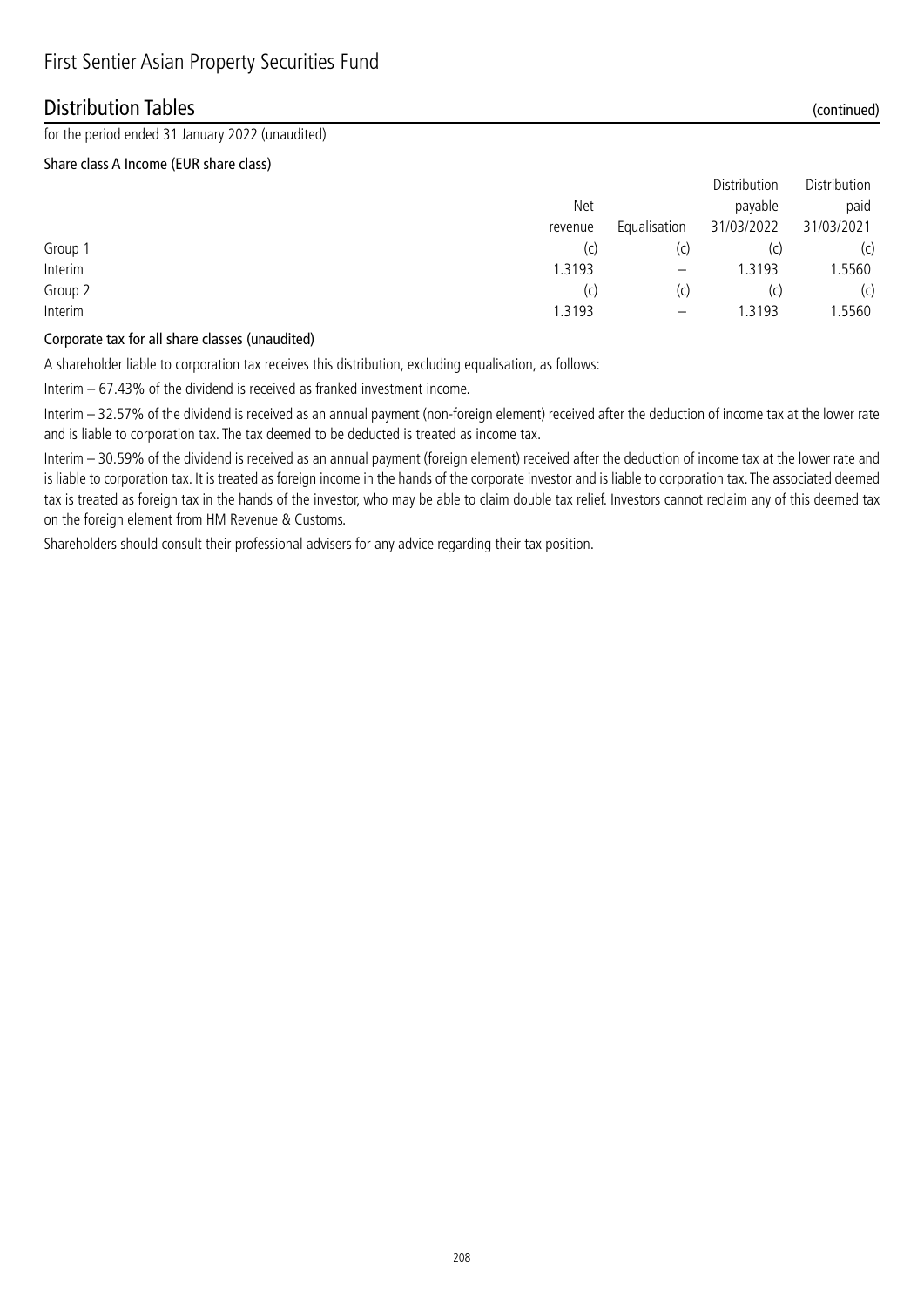# First Sentier Asian Property Securities Fund

## Distribution Tables (continued)

for the period ended 31 January 2022 (unaudited)

### Share class A Income (EUR share class)

| | Net revenue | Equalisation | Distribution payable 31/03/2022 | Distribution paid 31/03/2021 |
|---|---|---|---|---|
| Group 1 | (c) | (c) | (c) | (c) |
| Interim | 1.3193 | – | 1.3193 | 1.5560 |
| Group 2 | (c) | (c) | (c) | (c) |
| Interim | 1.3193 | – | 1.3193 | 1.5560 |

### Corporate tax for all share classes (unaudited)

A shareholder liable to corporation tax receives this distribution, excluding equalisation, as follows:

Interim – 67.43% of the dividend is received as franked investment income.

Interim – 32.57% of the dividend is received as an annual payment (non-foreign element) received after the deduction of income tax at the lower rate and is liable to corporation tax. The tax deemed to be deducted is treated as income tax.

Interim – 30.59% of the dividend is received as an annual payment (foreign element) received after the deduction of income tax at the lower rate and is liable to corporation tax. It is treated as foreign income in the hands of the corporate investor and is liable to corporation tax. The associated deemed tax is treated as foreign tax in the hands of the investor, who may be able to claim double tax relief. Investors cannot reclaim any of this deemed tax on the foreign element from HM Revenue & Customs.

Shareholders should consult their professional advisers for any advice regarding their tax position.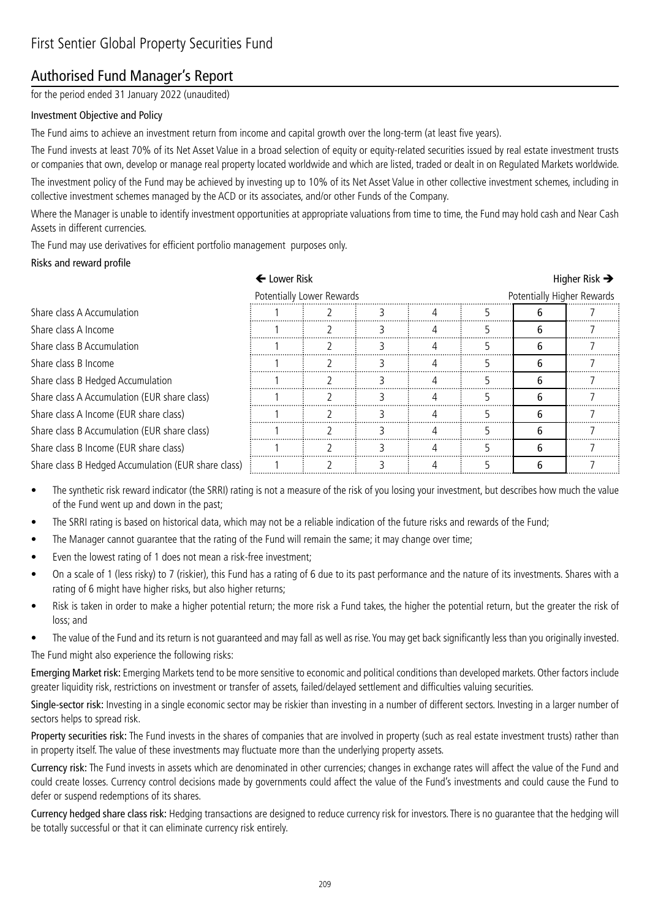# First Sentier Global Property Securities Fund

## Authorised Fund Manager's Report

for the period ended 31 January 2022 (unaudited)

### Investment Objective and Policy

The Fund aims to achieve an investment return from income and capital growth over the long-term (at least five years).

The Fund invests at least 70% of its Net Asset Value in a broad selection of equity or equity-related securities issued by real estate investment trusts or companies that own, develop or manage real property located worldwide and which are listed, traded or dealt in on Regulated Markets worldwide.

The investment policy of the Fund may be achieved by investing up to 10% of its Net Asset Value in other collective investment schemes, including in collective investment schemes managed by the ACD or its associates, and/or other Funds of the Company.

Where the Manager is unable to identify investment opportunities at appropriate valuations from time to time, the Fund may hold cash and Near Cash Assets in different currencies.

The Fund may use derivatives for efficient portfolio management purposes only.

### Risks and reward profile

| | ← Lower Risk | | | | | | Higher Risk → |
|---|---|---|---|---|---|---|---|
| | Potentially Lower Rewards | | | | | | Potentially Higher Rewards |
| Share class A Accumulation | 1 | 2 | 3 | 4 | 5 | **6** | 7 |
| Share class A Income | 1 | 2 | 3 | 4 | 5 | **6** | 7 |
| Share class B Accumulation | 1 | 2 | 3 | 4 | 5 | **6** | 7 |
| Share class B Income | 1 | 2 | 3 | 4 | 5 | **6** | 7 |
| Share class B Hedged Accumulation | 1 | 2 | 3 | 4 | 5 | **6** | 7 |
| Share class A Accumulation (EUR share class) | 1 | 2 | 3 | 4 | 5 | **6** | 7 |
| Share class A Income (EUR share class) | 1 | 2 | 3 | 4 | 5 | **6** | 7 |
| Share class B Accumulation (EUR share class) | 1 | 2 | 3 | 4 | 5 | **6** | 7 |
| Share class B Income (EUR share class) | 1 | 2 | 3 | 4 | 5 | **6** | 7 |
| Share class B Hedged Accumulation (EUR share class) | 1 | 2 | 3 | 4 | 5 | **6** | 7 |

- The synthetic risk reward indicator (the SRRI) rating is not a measure of the risk of you losing your investment, but describes how much the value of the Fund went up and down in the past;
- The SRRI rating is based on historical data, which may not be a reliable indication of the future risks and rewards of the Fund;
- The Manager cannot guarantee that the rating of the Fund will remain the same; it may change over time;
- Even the lowest rating of 1 does not mean a risk-free investment;
- On a scale of 1 (less risky) to 7 (riskier), this Fund has a rating of 6 due to its past performance and the nature of its investments. Shares with a rating of 6 might have higher risks, but also higher returns;
- Risk is taken in order to make a higher potential return; the more risk a Fund takes, the higher the potential return, but the greater the risk of loss; and
- The value of the Fund and its return is not guaranteed and may fall as well as rise. You may get back significantly less than you originally invested.

The Fund might also experience the following risks:

**Emerging Market risk:** Emerging Markets tend to be more sensitive to economic and political conditions than developed markets. Other factors include greater liquidity risk, restrictions on investment or transfer of assets, failed/delayed settlement and difficulties valuing securities.

**Single-sector risk:** Investing in a single economic sector may be riskier than investing in a number of different sectors. Investing in a larger number of sectors helps to spread risk.

**Property securities risk:** The Fund invests in the shares of companies that are involved in property (such as real estate investment trusts) rather than in property itself. The value of these investments may fluctuate more than the underlying property assets.

**Currency risk:** The Fund invests in assets which are denominated in other currencies; changes in exchange rates will affect the value of the Fund and could create losses. Currency control decisions made by governments could affect the value of the Fund's investments and could cause the Fund to defer or suspend redemptions of its shares.

**Currency hedged share class risk:** Hedging transactions are designed to reduce currency risk for investors. There is no guarantee that the hedging will be totally successful or that it can eliminate currency risk entirely.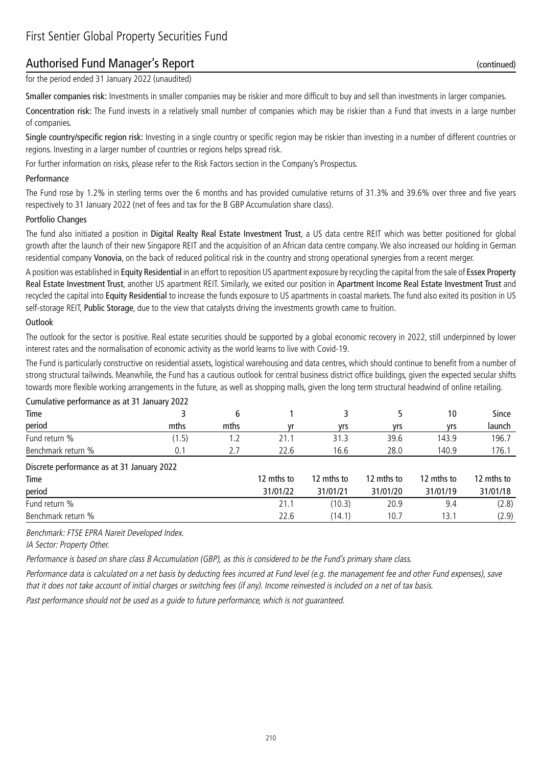# First Sentier Global Property Securities Fund

## Authorised Fund Manager's Report (continued)

for the period ended 31 January 2022 (unaudited)

**Smaller companies risk:** Investments in smaller companies may be riskier and more difficult to buy and sell than investments in larger companies.

**Concentration risk:** The Fund invests in a relatively small number of companies which may be riskier than a Fund that invests in a large number of companies.

**Single country/specific region risk:** Investing in a single country or specific region may be riskier than investing in a number of different countries or regions. Investing in a larger number of countries or regions helps spread risk.

For further information on risks, please refer to the Risk Factors section in the Company's Prospectus.

### Performance

The Fund rose by 1.2% in sterling terms over the 6 months and has provided cumulative returns of 31.3% and 39.6% over three and five years respectively to 31 January 2022 (net of fees and tax for the B GBP Accumulation share class).

### Portfolio Changes

The fund also initiated a position in **Digital Realty Real Estate Investment Trust**, a US data centre REIT which was better positioned for global growth after the launch of their new Singapore REIT and the acquisition of an African data centre company. We also increased our holding in German residential company **Vonovia**, on the back of reduced political risk in the country and strong operational synergies from a recent merger.

A position was established in **Equity Residential** in an effort to reposition US apartment exposure by recycling the capital from the sale of **Essex Property Real Estate Investment Trust**, another US apartment REIT. Similarly, we exited our position in **Apartment Income Real Estate Investment Trust** and recycled the capital into **Equity Residential** to increase the funds exposure to US apartments in coastal markets. The fund also exited its position in US self-storage REIT, **Public Storage**, due to the view that catalysts driving the investments growth came to fruition.

### Outlook

The outlook for the sector is positive. Real estate securities should be supported by a global economic recovery in 2022, still underpinned by lower interest rates and the normalisation of economic activity as the world learns to live with Covid-19.

The Fund is particularly constructive on residential assets, logistical warehousing and data centres, which should continue to benefit from a number of strong structural tailwinds. Meanwhile, the Fund has a cautious outlook for central business district office buildings, given the expected secular shifts towards more flexible working arrangements in the future, as well as shopping malls, given the long term structural headwind of online retailing.

Cumulative performance as at 31 January 2022

| Time period | 3 mths | 6 mths | 1 yr | 3 yrs | 5 yrs | 10 yrs | Since launch |
|---|---|---|---|---|---|---|---|
| Fund return % | (1.5) | 1.2 | 21.1 | 31.3 | 39.6 | 143.9 | 196.7 |
| Benchmark return % | 0.1 | 2.7 | 22.6 | 16.6 | 28.0 | 140.9 | 176.1 |

Discrete performance as at 31 January 2022

| Time period | 12 mths to 31/01/22 | 12 mths to 31/01/21 | 12 mths to 31/01/20 | 12 mths to 31/01/19 | 12 mths to 31/01/18 |
|---|---|---|---|---|---|
| Fund return % | 21.1 | (10.3) | 20.9 | 9.4 | (2.8) |
| Benchmark return % | 22.6 | (14.1) | 10.7 | 13.1 | (2.9) |

*Benchmark: FTSE EPRA Nareit Developed Index.*

*IA Sector: Property Other.*

*Performance is based on share class B Accumulation (GBP), as this is considered to be the Fund's primary share class.*

*Performance data is calculated on a net basis by deducting fees incurred at Fund level (e.g. the management fee and other Fund expenses), save that it does not take account of initial charges or switching fees (if any). Income reinvested is included on a net of tax basis.*

*Past performance should not be used as a guide to future performance, which is not guaranteed.*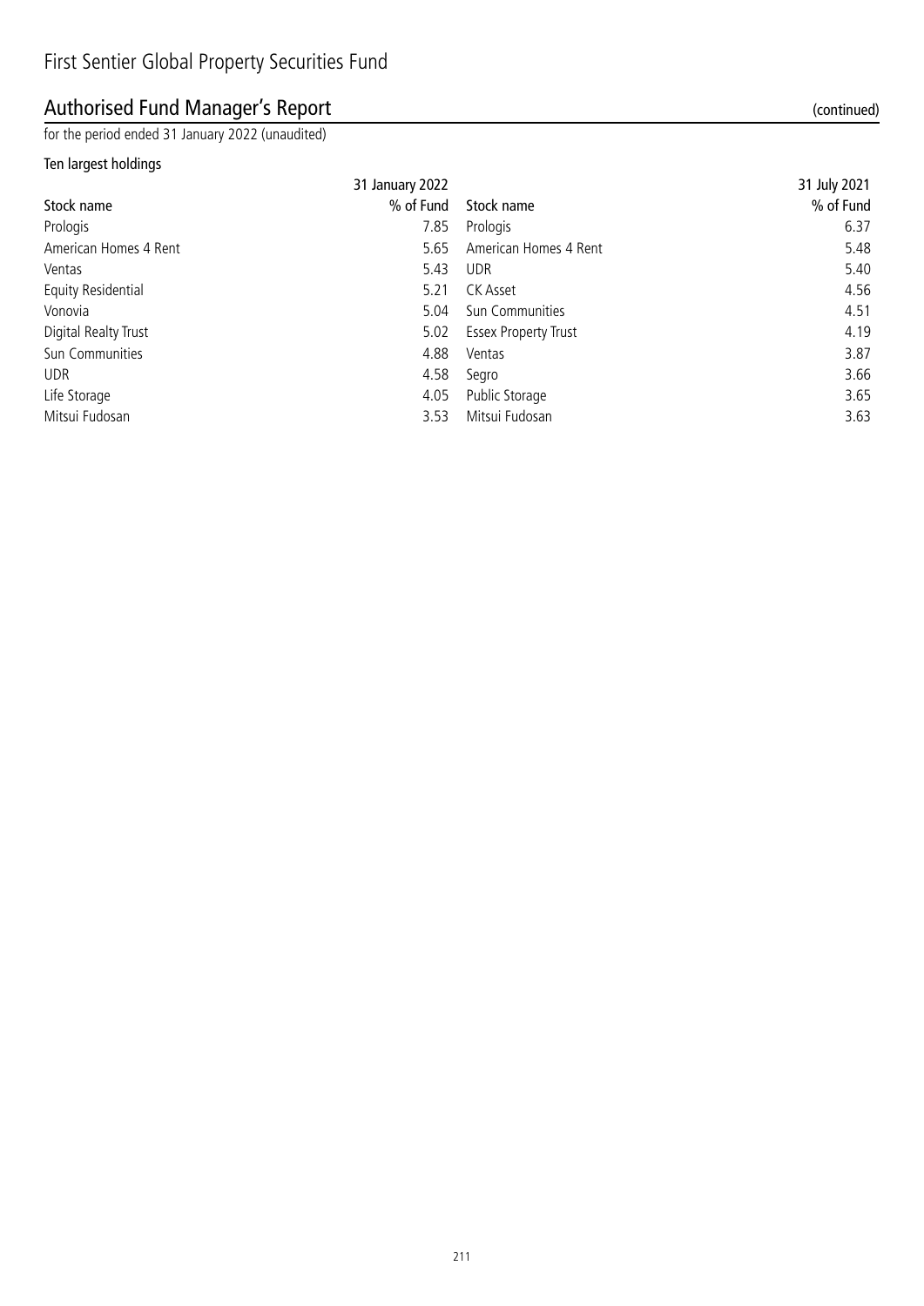# First Sentier Global Property Securities Fund

## Authorised Fund Manager's Report (continued)

for the period ended 31 January 2022 (unaudited)

### Ten largest holdings

| | 31 January 2022 | | 31 July 2021 |
|---|---|---|---|
| Stock name | % of Fund | Stock name | % of Fund |
| Prologis | 7.85 | Prologis | 6.37 |
| American Homes 4 Rent | 5.65 | American Homes 4 Rent | 5.48 |
| Ventas | 5.43 | UDR | 5.40 |
| Equity Residential | 5.21 | CK Asset | 4.56 |
| Vonovia | 5.04 | Sun Communities | 4.51 |
| Digital Realty Trust | 5.02 | Essex Property Trust | 4.19 |
| Sun Communities | 4.88 | Ventas | 3.87 |
| UDR | 4.58 | Segro | 3.66 |
| Life Storage | 4.05 | Public Storage | 3.65 |
| Mitsui Fudosan | 3.53 | Mitsui Fudosan | 3.63 |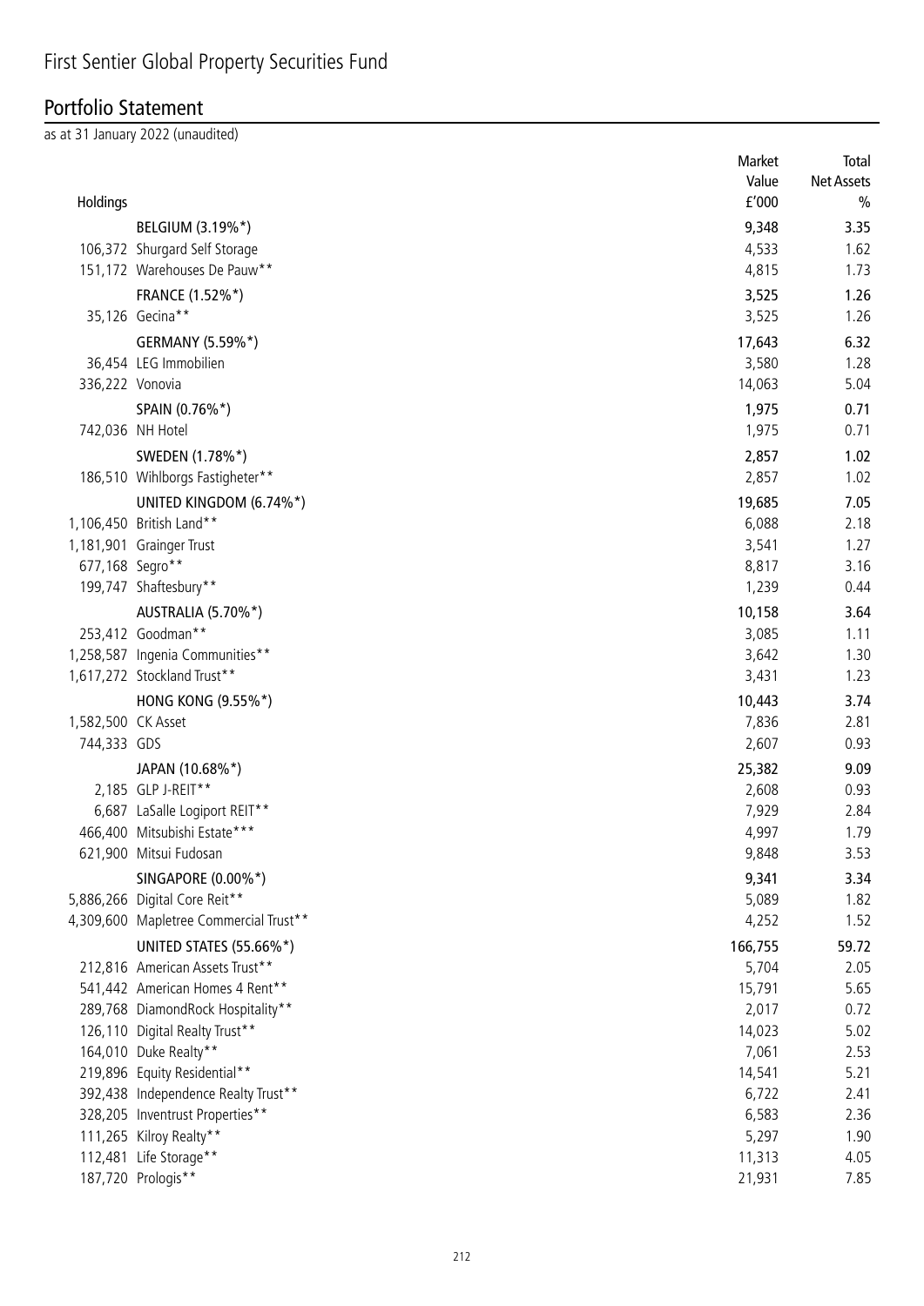# First Sentier Global Property Securities Fund

## Portfolio Statement

as at 31 January 2022 (unaudited)

| Holdings | | Market Value £'000 | Total Net Assets % |
|---|---|---|---|
| | BELGIUM (3.19%*) | 9,348 | 3.35 |
| 106,372 | Shurgard Self Storage | 4,533 | 1.62 |
| 151,172 | Warehouses De Pauw** | 4,815 | 1.73 |
| | FRANCE (1.52%*) | 3,525 | 1.26 |
| 35,126 | Gecina** | 3,525 | 1.26 |
| | GERMANY (5.59%*) | 17,643 | 6.32 |
| 36,454 | LEG Immobilien | 3,580 | 1.28 |
| 336,222 | Vonovia | 14,063 | 5.04 |
| | SPAIN (0.76%*) | 1,975 | 0.71 |
| 742,036 | NH Hotel | 1,975 | 0.71 |
| | SWEDEN (1.78%*) | 2,857 | 1.02 |
| 186,510 | Wihlborgs Fastigheter** | 2,857 | 1.02 |
| | UNITED KINGDOM (6.74%*) | 19,685 | 7.05 |
| 1,106,450 | British Land** | 6,088 | 2.18 |
| 1,181,901 | Grainger Trust | 3,541 | 1.27 |
| 677,168 | Segro** | 8,817 | 3.16 |
| 199,747 | Shaftesbury** | 1,239 | 0.44 |
| | AUSTRALIA (5.70%*) | 10,158 | 3.64 |
| 253,412 | Goodman** | 3,085 | 1.11 |
| 1,258,587 | Ingenia Communities** | 3,642 | 1.30 |
| 1,617,272 | Stockland Trust** | 3,431 | 1.23 |
| | HONG KONG (9.55%*) | 10,443 | 3.74 |
| 1,582,500 | CK Asset | 7,836 | 2.81 |
| 744,333 | GDS | 2,607 | 0.93 |
| | JAPAN (10.68%*) | 25,382 | 9.09 |
| 2,185 | GLP J-REIT** | 2,608 | 0.93 |
| 6,687 | LaSalle Logiport REIT** | 7,929 | 2.84 |
| 466,400 | Mitsubishi Estate*** | 4,997 | 1.79 |
| 621,900 | Mitsui Fudosan | 9,848 | 3.53 |
| | SINGAPORE (0.00%*) | 9,341 | 3.34 |
| 5,886,266 | Digital Core Reit** | 5,089 | 1.82 |
| 4,309,600 | Mapletree Commercial Trust** | 4,252 | 1.52 |
| | UNITED STATES (55.66%*) | 166,755 | 59.72 |
| 212,816 | American Assets Trust** | 5,704 | 2.05 |
| 541,442 | American Homes 4 Rent** | 15,791 | 5.65 |
| 289,768 | DiamondRock Hospitality** | 2,017 | 0.72 |
| 126,110 | Digital Realty Trust** | 14,023 | 5.02 |
| 164,010 | Duke Realty** | 7,061 | 2.53 |
| 219,896 | Equity Residential** | 14,541 | 5.21 |
| 392,438 | Independence Realty Trust** | 6,722 | 2.41 |
| 328,205 | Inventrust Properties** | 6,583 | 2.36 |
| 111,265 | Kilroy Realty** | 5,297 | 1.90 |
| 112,481 | Life Storage** | 11,313 | 4.05 |
| 187,720 | Prologis** | 21,931 | 7.85 |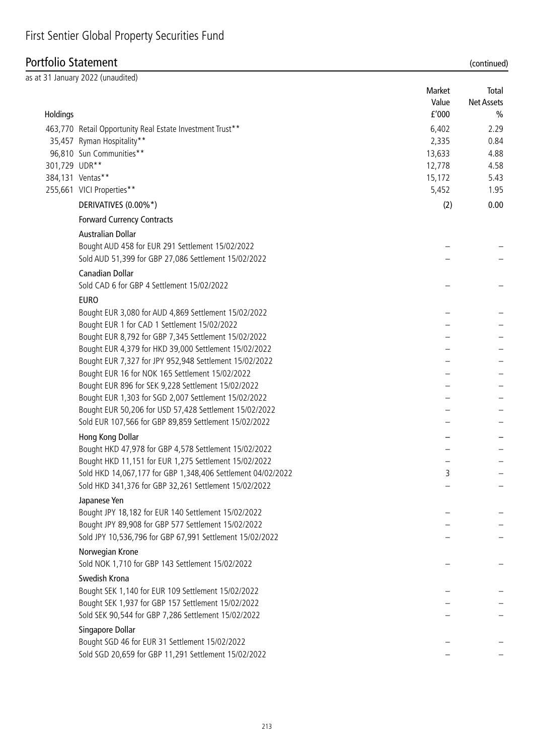# First Sentier Global Property Securities Fund

## Portfolio Statement (continued)

as at 31 January 2022 (unaudited)

| Holdings | | Market Value £'000 | Total Net Assets % |
|---|---|---|---|
| 463,770 | Retail Opportunity Real Estate Investment Trust** | 6,402 | 2.29 |
| 35,457 | Ryman Hospitality** | 2,335 | 0.84 |
| 96,810 | Sun Communities** | 13,633 | 4.88 |
| 301,729 | UDR** | 12,778 | 4.58 |
| 384,131 | Ventas** | 15,172 | 5.43 |
| 255,661 | VICI Properties** | 5,452 | 1.95 |
| | DERIVATIVES (0.00%*) | (2) | 0.00 |
| | Forward Currency Contracts | | |
| | Australian Dollar | | |
| | Bought AUD 458 for EUR 291 Settlement 15/02/2022 | – | – |
| | Sold AUD 51,399 for GBP 27,086 Settlement 15/02/2022 | – | – |
| | Canadian Dollar | | |
| | Sold CAD 6 for GBP 4 Settlement 15/02/2022 | – | – |
| | EURO | | |
| | Bought EUR 3,080 for AUD 4,869 Settlement 15/02/2022 | – | – |
| | Bought EUR 1 for CAD 1 Settlement 15/02/2022 | – | – |
| | Bought EUR 8,792 for GBP 7,345 Settlement 15/02/2022 | – | – |
| | Bought EUR 4,379 for HKD 39,000 Settlement 15/02/2022 | – | – |
| | Bought EUR 7,327 for JPY 952,948 Settlement 15/02/2022 | – | – |
| | Bought EUR 16 for NOK 165 Settlement 15/02/2022 | – | – |
| | Bought EUR 896 for SEK 9,228 Settlement 15/02/2022 | – | – |
| | Bought EUR 1,303 for SGD 2,007 Settlement 15/02/2022 | – | – |
| | Bought EUR 50,206 for USD 57,428 Settlement 15/02/2022 | – | – |
| | Sold EUR 107,566 for GBP 89,859 Settlement 15/02/2022 | – | – |
| | Hong Kong Dollar | – | – |
| | Bought HKD 47,978 for GBP 4,578 Settlement 15/02/2022 | – | – |
| | Bought HKD 11,151 for EUR 1,275 Settlement 15/02/2022 | – | – |
| | Sold HKD 14,067,177 for GBP 1,348,406 Settlement 04/02/2022 | 3 | – |
| | Sold HKD 341,376 for GBP 32,261 Settlement 15/02/2022 | – | – |
| | Japanese Yen | | |
| | Bought JPY 18,182 for EUR 140 Settlement 15/02/2022 | – | – |
| | Bought JPY 89,908 for GBP 577 Settlement 15/02/2022 | – | – |
| | Sold JPY 10,536,796 for GBP 67,991 Settlement 15/02/2022 | – | – |
| | Norwegian Krone | | |
| | Sold NOK 1,710 for GBP 143 Settlement 15/02/2022 | – | – |
| | Swedish Krona | | |
| | Bought SEK 1,140 for EUR 109 Settlement 15/02/2022 | – | – |
| | Bought SEK 1,937 for GBP 157 Settlement 15/02/2022 | – | – |
| | Sold SEK 90,544 for GBP 7,286 Settlement 15/02/2022 | – | – |
| | Singapore Dollar | | |
| | Bought SGD 46 for EUR 31 Settlement 15/02/2022 | – | – |
| | Sold SGD 20,659 for GBP 11,291 Settlement 15/02/2022 | – | – |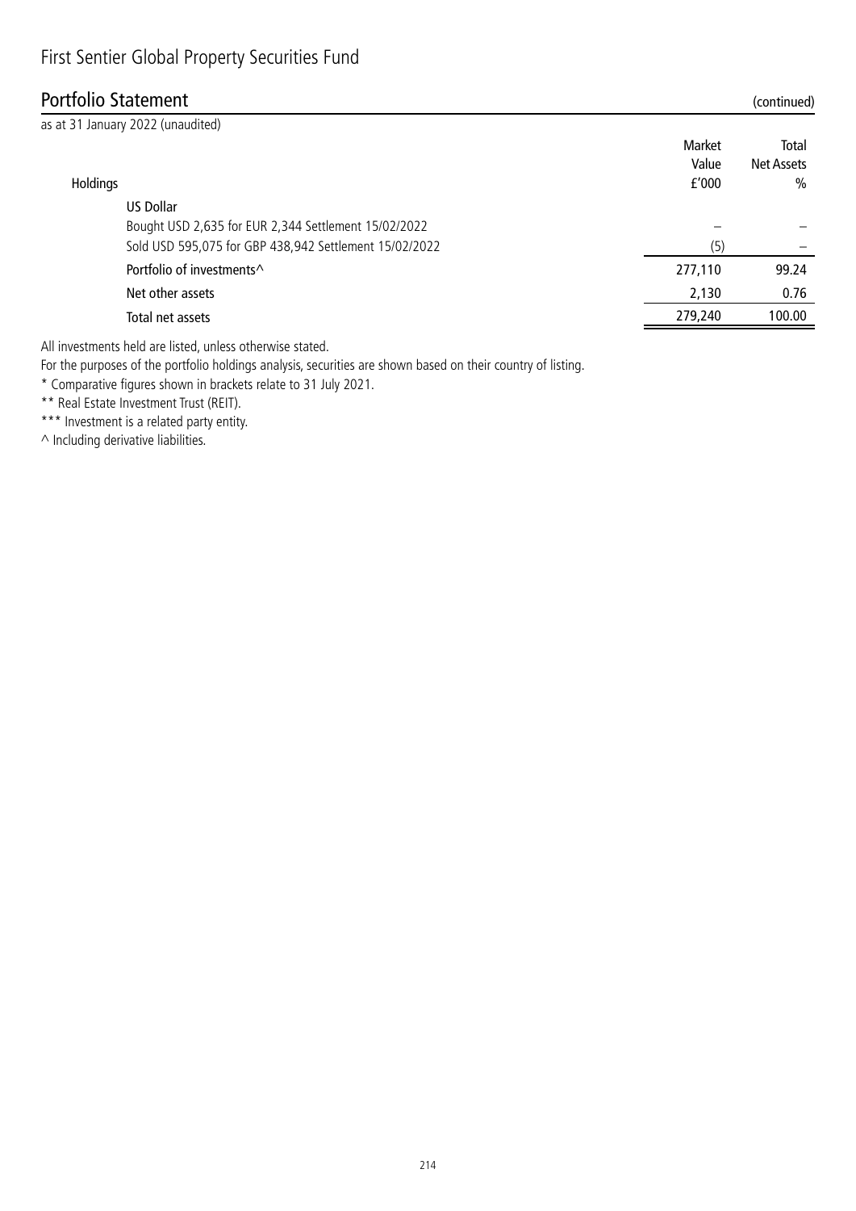# First Sentier Global Property Securities Fund

## Portfolio Statement (continued)

as at 31 January 2022 (unaudited)

| Holdings | | Market Value £'000 | Total Net Assets % |
|---|---|---|---|
| | US Dollar | | |
| | Bought USD 2,635 for EUR 2,344 Settlement 15/02/2022 | – | – |
| | Sold USD 595,075 for GBP 438,942 Settlement 15/02/2022 | (5) | – |
| | Portfolio of investments^ | 277,110 | 99.24 |
| | Net other assets | 2,130 | 0.76 |
| | Total net assets | 279,240 | 100.00 |

All investments held are listed, unless otherwise stated.

For the purposes of the portfolio holdings analysis, securities are shown based on their country of listing.

\* Comparative figures shown in brackets relate to 31 July 2021.

\*\* Real Estate Investment Trust (REIT).

\*\*\* Investment is a related party entity.

^ Including derivative liabilities.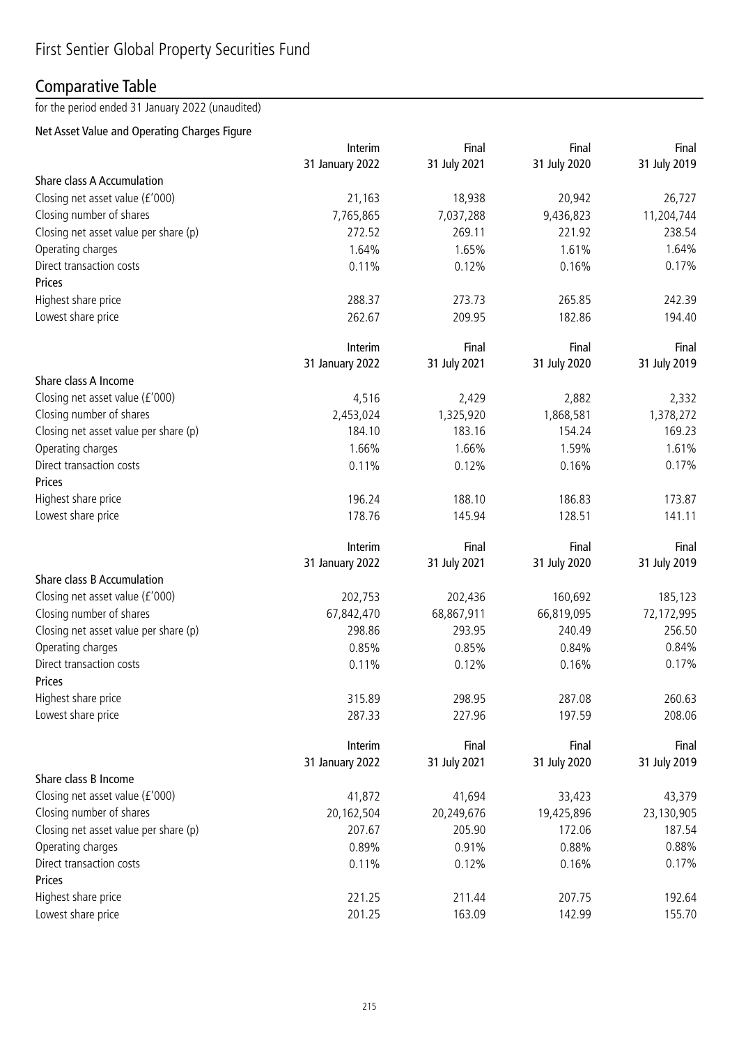# First Sentier Global Property Securities Fund

## Comparative Table

for the period ended 31 January 2022 (unaudited)

### Net Asset Value and Operating Charges Figure

| | Interim 31 January 2022 | Final 31 July 2021 | Final 31 July 2020 | Final 31 July 2019 |
|---|---|---|---|---|
| **Share class A Accumulation** | | | | |
| Closing net asset value (£'000) | 21,163 | 18,938 | 20,942 | 26,727 |
| Closing number of shares | 7,765,865 | 7,037,288 | 9,436,823 | 11,204,744 |
| Closing net asset value per share (p) | 272.52 | 269.11 | 221.92 | 238.54 |
| Operating charges | 1.64% | 1.65% | 1.61% | 1.64% |
| Direct transaction costs | 0.11% | 0.12% | 0.16% | 0.17% |
| **Prices** | | | | |
| Highest share price | 288.37 | 273.73 | 265.85 | 242.39 |
| Lowest share price | 262.67 | 209.95 | 182.86 | 194.40 |

| | Interim 31 January 2022 | Final 31 July 2021 | Final 31 July 2020 | Final 31 July 2019 |
|---|---|---|---|---|
| **Share class A Income** | | | | |
| Closing net asset value (£'000) | 4,516 | 2,429 | 2,882 | 2,332 |
| Closing number of shares | 2,453,024 | 1,325,920 | 1,868,581 | 1,378,272 |
| Closing net asset value per share (p) | 184.10 | 183.16 | 154.24 | 169.23 |
| Operating charges | 1.66% | 1.66% | 1.59% | 1.61% |
| Direct transaction costs | 0.11% | 0.12% | 0.16% | 0.17% |
| **Prices** | | | | |
| Highest share price | 196.24 | 188.10 | 186.83 | 173.87 |
| Lowest share price | 178.76 | 145.94 | 128.51 | 141.11 |

| | Interim 31 January 2022 | Final 31 July 2021 | Final 31 July 2020 | Final 31 July 2019 |
|---|---|---|---|---|
| **Share class B Accumulation** | | | | |
| Closing net asset value (£'000) | 202,753 | 202,436 | 160,692 | 185,123 |
| Closing number of shares | 67,842,470 | 68,867,911 | 66,819,095 | 72,172,995 |
| Closing net asset value per share (p) | 298.86 | 293.95 | 240.49 | 256.50 |
| Operating charges | 0.85% | 0.85% | 0.84% | 0.84% |
| Direct transaction costs | 0.11% | 0.12% | 0.16% | 0.17% |
| **Prices** | | | | |
| Highest share price | 315.89 | 298.95 | 287.08 | 260.63 |
| Lowest share price | 287.33 | 227.96 | 197.59 | 208.06 |

| | Interim 31 January 2022 | Final 31 July 2021 | Final 31 July 2020 | Final 31 July 2019 |
|---|---|---|---|---|
| **Share class B Income** | | | | |
| Closing net asset value (£'000) | 41,872 | 41,694 | 33,423 | 43,379 |
| Closing number of shares | 20,162,504 | 20,249,676 | 19,425,896 | 23,130,905 |
| Closing net asset value per share (p) | 207.67 | 205.90 | 172.06 | 187.54 |
| Operating charges | 0.89% | 0.91% | 0.88% | 0.88% |
| Direct transaction costs | 0.11% | 0.12% | 0.16% | 0.17% |
| **Prices** | | | | |
| Highest share price | 221.25 | 211.44 | 207.75 | 192.64 |
| Lowest share price | 201.25 | 163.09 | 142.99 | 155.70 |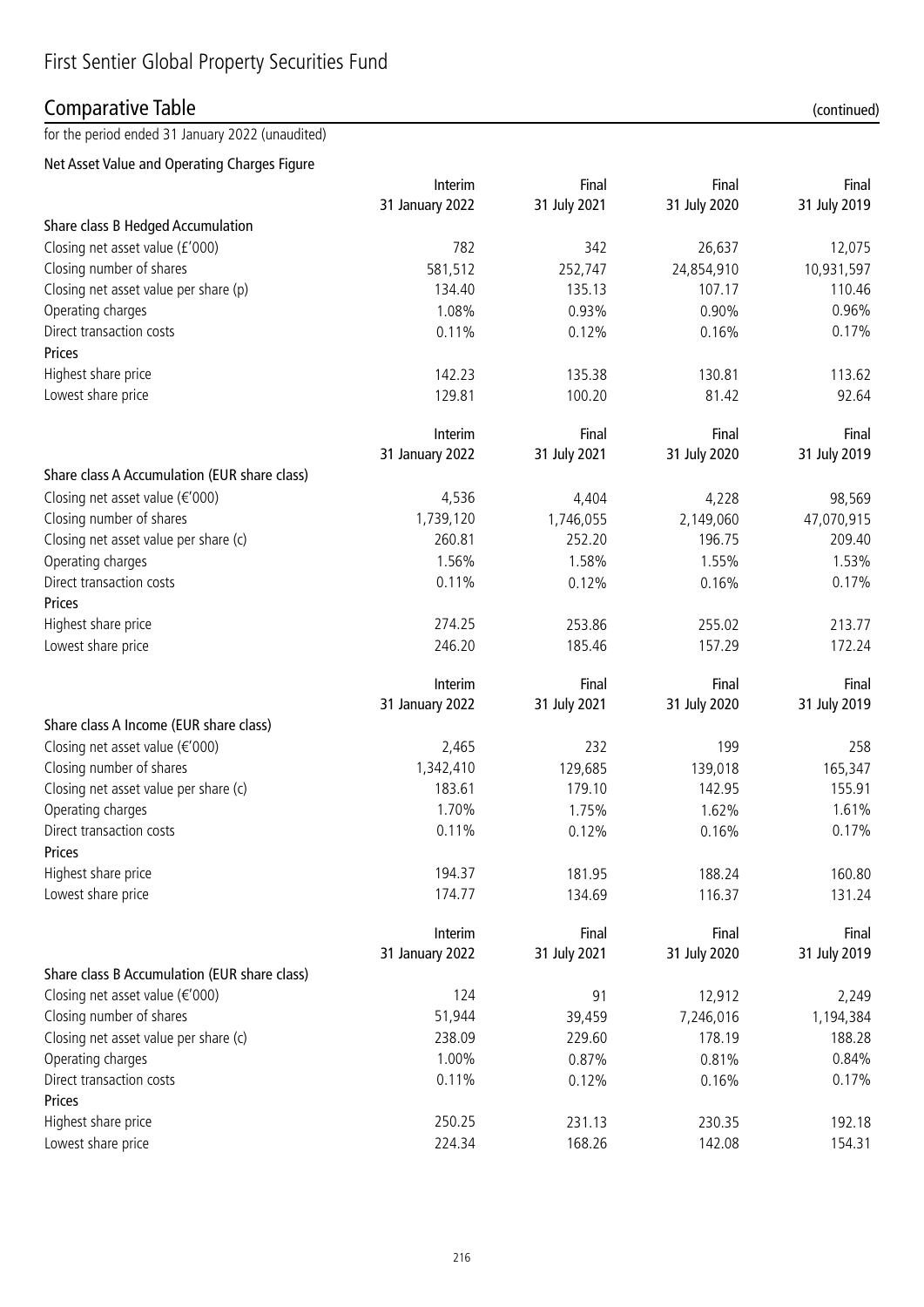# First Sentier Global Property Securities Fund

## Comparative Table (continued)

for the period ended 31 January 2022 (unaudited)

### Net Asset Value and Operating Charges Figure

| | Interim 31 January 2022 | Final 31 July 2021 | Final 31 July 2020 | Final 31 July 2019 |
|---|---|---|---|---|
| **Share class B Hedged Accumulation** | | | | |
| Closing net asset value (£'000) | 782 | 342 | 26,637 | 12,075 |
| Closing number of shares | 581,512 | 252,747 | 24,854,910 | 10,931,597 |
| Closing net asset value per share (p) | 134.40 | 135.13 | 107.17 | 110.46 |
| Operating charges | 1.08% | 0.93% | 0.90% | 0.96% |
| Direct transaction costs | 0.11% | 0.12% | 0.16% | 0.17% |
| **Prices** | | | | |
| Highest share price | 142.23 | 135.38 | 130.81 | 113.62 |
| Lowest share price | 129.81 | 100.20 | 81.42 | 92.64 |

| | Interim 31 January 2022 | Final 31 July 2021 | Final 31 July 2020 | Final 31 July 2019 |
|---|---|---|---|---|
| **Share class A Accumulation (EUR share class)** | | | | |
| Closing net asset value (€'000) | 4,536 | 4,404 | 4,228 | 98,569 |
| Closing number of shares | 1,739,120 | 1,746,055 | 2,149,060 | 47,070,915 |
| Closing net asset value per share (c) | 260.81 | 252.20 | 196.75 | 209.40 |
| Operating charges | 1.56% | 1.58% | 1.55% | 1.53% |
| Direct transaction costs | 0.11% | 0.12% | 0.16% | 0.17% |
| **Prices** | | | | |
| Highest share price | 274.25 | 253.86 | 255.02 | 213.77 |
| Lowest share price | 246.20 | 185.46 | 157.29 | 172.24 |

| | Interim 31 January 2022 | Final 31 July 2021 | Final 31 July 2020 | Final 31 July 2019 |
|---|---|---|---|---|
| **Share class A Income (EUR share class)** | | | | |
| Closing net asset value (€'000) | 2,465 | 232 | 199 | 258 |
| Closing number of shares | 1,342,410 | 129,685 | 139,018 | 165,347 |
| Closing net asset value per share (c) | 183.61 | 179.10 | 142.95 | 155.91 |
| Operating charges | 1.70% | 1.75% | 1.62% | 1.61% |
| Direct transaction costs | 0.11% | 0.12% | 0.16% | 0.17% |
| **Prices** | | | | |
| Highest share price | 194.37 | 181.95 | 188.24 | 160.80 |
| Lowest share price | 174.77 | 134.69 | 116.37 | 131.24 |

| | Interim 31 January 2022 | Final 31 July 2021 | Final 31 July 2020 | Final 31 July 2019 |
|---|---|---|---|---|
| **Share class B Accumulation (EUR share class)** | | | | |
| Closing net asset value (€'000) | 124 | 91 | 12,912 | 2,249 |
| Closing number of shares | 51,944 | 39,459 | 7,246,016 | 1,194,384 |
| Closing net asset value per share (c) | 238.09 | 229.60 | 178.19 | 188.28 |
| Operating charges | 1.00% | 0.87% | 0.81% | 0.84% |
| Direct transaction costs | 0.11% | 0.12% | 0.16% | 0.17% |
| **Prices** | | | | |
| Highest share price | 250.25 | 231.13 | 230.35 | 192.18 |
| Lowest share price | 224.34 | 168.26 | 142.08 | 154.31 |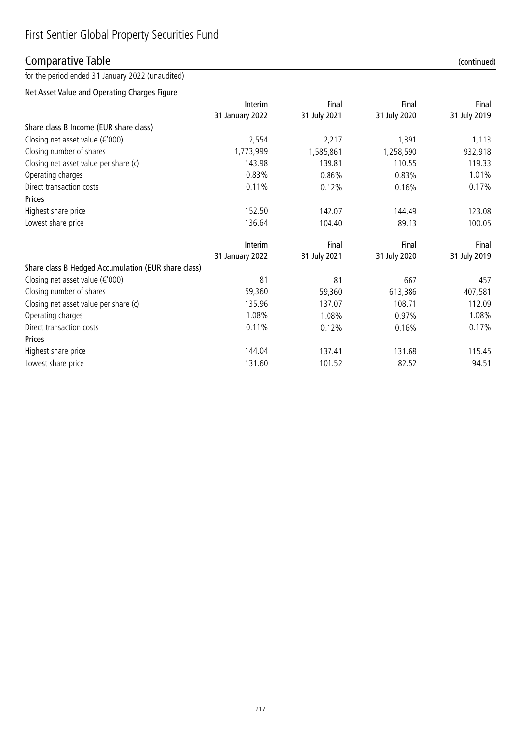# First Sentier Global Property Securities Fund

## Comparative Table (continued)

for the period ended 31 January 2022 (unaudited)

### Net Asset Value and Operating Charges Figure

| | Interim 31 January 2022 | Final 31 July 2021 | Final 31 July 2020 | Final 31 July 2019 |
|---|---|---|---|---|
| **Share class B Income (EUR share class)** | | | | |
| Closing net asset value (€'000) | 2,554 | 2,217 | 1,391 | 1,113 |
| Closing number of shares | 1,773,999 | 1,585,861 | 1,258,590 | 932,918 |
| Closing net asset value per share (c) | 143.98 | 139.81 | 110.55 | 119.33 |
| Operating charges | 0.83% | 0.86% | 0.83% | 1.01% |
| Direct transaction costs | 0.11% | 0.12% | 0.16% | 0.17% |
| **Prices** | | | | |
| Highest share price | 152.50 | 142.07 | 144.49 | 123.08 |
| Lowest share price | 136.64 | 104.40 | 89.13 | 100.05 |

| | Interim 31 January 2022 | Final 31 July 2021 | Final 31 July 2020 | Final 31 July 2019 |
|---|---|---|---|---|
| **Share class B Hedged Accumulation (EUR share class)** | | | | |
| Closing net asset value (€'000) | 81 | 81 | 667 | 457 |
| Closing number of shares | 59,360 | 59,360 | 613,386 | 407,581 |
| Closing net asset value per share (c) | 135.96 | 137.07 | 108.71 | 112.09 |
| Operating charges | 1.08% | 1.08% | 0.97% | 1.08% |
| Direct transaction costs | 0.11% | 0.12% | 0.16% | 0.17% |
| **Prices** | | | | |
| Highest share price | 144.04 | 137.41 | 131.68 | 115.45 |
| Lowest share price | 131.60 | 101.52 | 82.52 | 94.51 |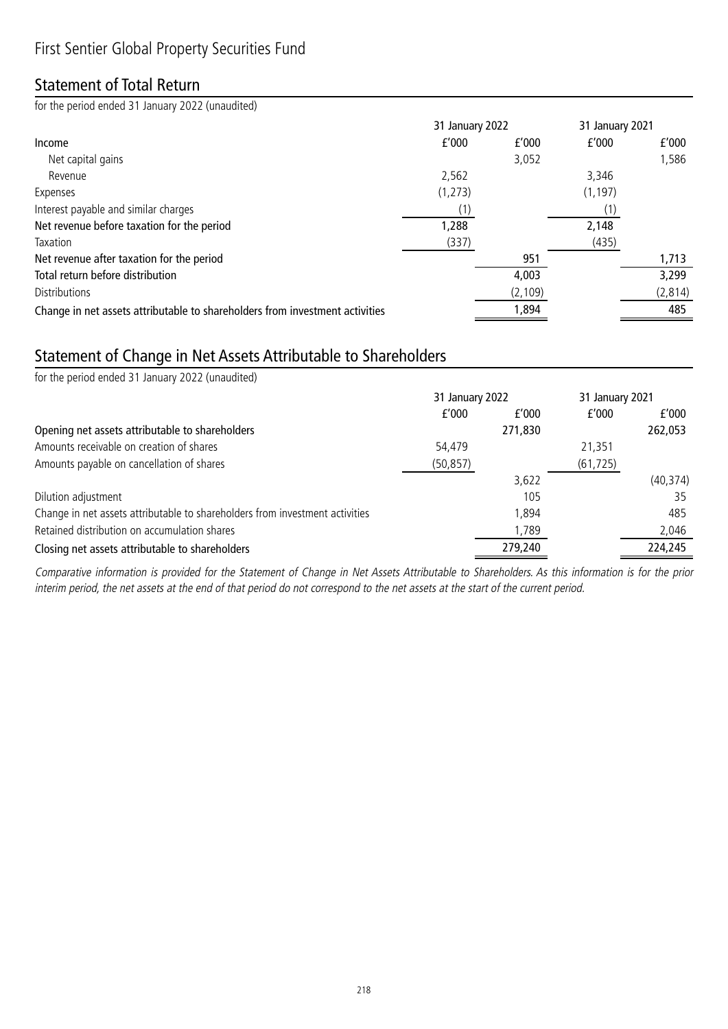# First Sentier Global Property Securities Fund

## Statement of Total Return

for the period ended 31 January 2022 (unaudited)

| | 31 January 2022 | | 31 January 2021 | |
|---|---|---|---|---|
| **Income** | £'000 | £'000 | £'000 | £'000 |
| Net capital gains | | 3,052 | | 1,586 |
| Revenue | 2,562 | | 3,346 | |
| Expenses | (1,273) | | (1,197) | |
| Interest payable and similar charges | (1) | | (1) | |
| **Net revenue before taxation for the period** | 1,288 | | 2,148 | |
| Taxation | (337) | | (435) | |
| **Net revenue after taxation for the period** | | 951 | | 1,713 |
| **Total return before distribution** | | 4,003 | | 3,299 |
| Distributions | | (2,109) | | (2,814) |
| **Change in net assets attributable to shareholders from investment activities** | | 1,894 | | 485 |

## Statement of Change in Net Assets Attributable to Shareholders

for the period ended 31 January 2022 (unaudited)

| | 31 January 2022 | | 31 January 2021 | |
|---|---|---|---|---|
| | £'000 | £'000 | £'000 | £'000 |
| **Opening net assets attributable to shareholders** | | 271,830 | | 262,053 |
| Amounts receivable on creation of shares | 54,479 | | 21,351 | |
| Amounts payable on cancellation of shares | (50,857) | | (61,725) | |
| | | 3,622 | | (40,374) |
| Dilution adjustment | | 105 | | 35 |
| Change in net assets attributable to shareholders from investment activities | | 1,894 | | 485 |
| Retained distribution on accumulation shares | | 1,789 | | 2,046 |
| **Closing net assets attributable to shareholders** | | 279,240 | | 224,245 |

*Comparative information is provided for the Statement of Change in Net Assets Attributable to Shareholders. As this information is for the prior interim period, the net assets at the end of that period do not correspond to the net assets at the start of the current period.*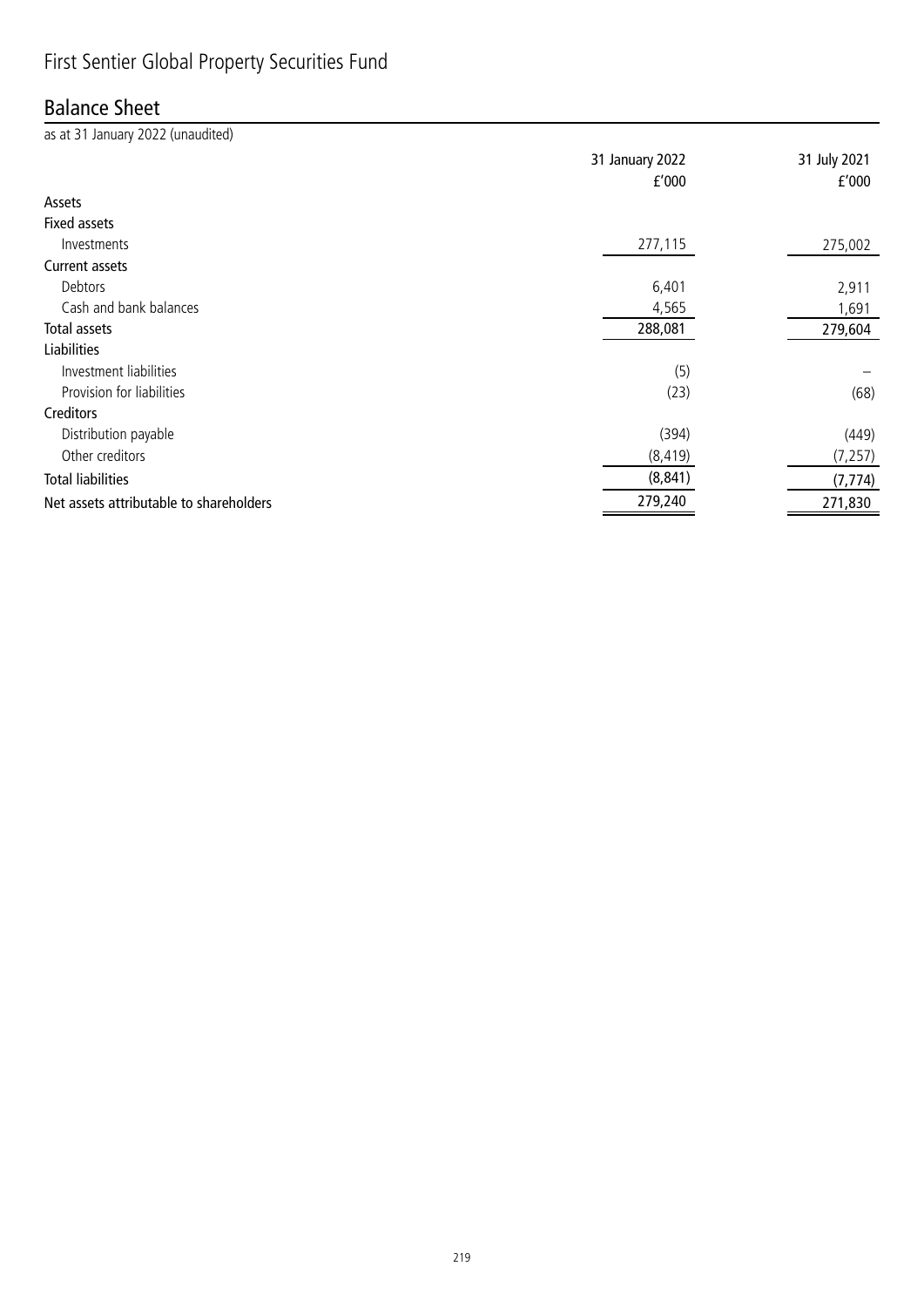# First Sentier Global Property Securities Fund

## Balance Sheet

as at 31 January 2022 (unaudited)

| | 31 January 2022<br>£'000 | 31 July 2021<br>£'000 |
|---|---|---|
| **Assets** | | |
| **Fixed assets** | | |
| Investments | 277,115 | 275,002 |
| **Current assets** | | |
| Debtors | 6,401 | 2,911 |
| Cash and bank balances | 4,565 | 1,691 |
| **Total assets** | 288,081 | 279,604 |
| **Liabilities** | | |
| Investment liabilities | (5) | – |
| Provision for liabilities | (23) | (68) |
| **Creditors** | | |
| Distribution payable | (394) | (449) |
| Other creditors | (8,419) | (7,257) |
| **Total liabilities** | (8,841) | (7,774) |
| **Net assets attributable to shareholders** | 279,240 | 271,830 |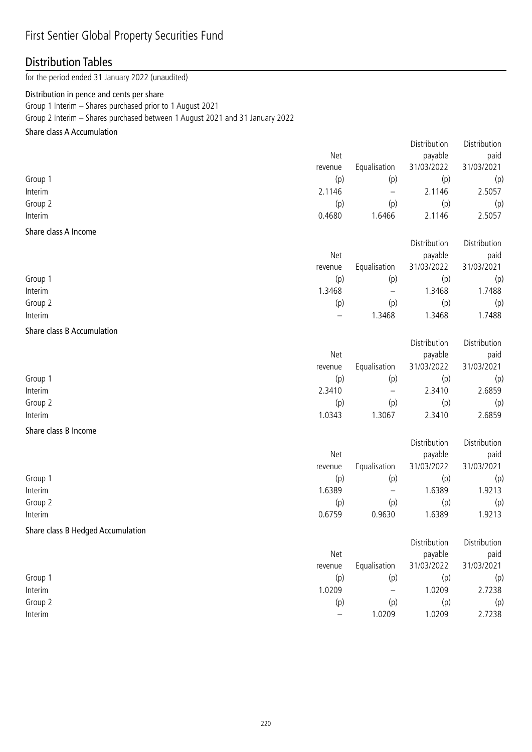# First Sentier Global Property Securities Fund

## Distribution Tables

for the period ended 31 January 2022 (unaudited)

### Distribution in pence and cents per share

Group 1 Interim – Shares purchased prior to 1 August 2021

Group 2 Interim – Shares purchased between 1 August 2021 and 31 January 2022

#### Share class A Accumulation

| | Net revenue | Equalisation | Distribution payable 31/03/2022 | Distribution paid 31/03/2021 |
|---|---|---|---|---|
| Group 1 | (p) | (p) | (p) | (p) |
| Interim | 2.1146 | – | 2.1146 | 2.5057 |
| Group 2 | (p) | (p) | (p) | (p) |
| Interim | 0.4680 | 1.6466 | 2.1146 | 2.5057 |

#### Share class A Income

| | Net revenue | Equalisation | Distribution payable 31/03/2022 | Distribution paid 31/03/2021 |
|---|---|---|---|---|
| Group 1 | (p) | (p) | (p) | (p) |
| Interim | 1.3468 | – | 1.3468 | 1.7488 |
| Group 2 | (p) | (p) | (p) | (p) |
| Interim | – | 1.3468 | 1.3468 | 1.7488 |

#### Share class B Accumulation

| | Net revenue | Equalisation | Distribution payable 31/03/2022 | Distribution paid 31/03/2021 |
|---|---|---|---|---|
| Group 1 | (p) | (p) | (p) | (p) |
| Interim | 2.3410 | – | 2.3410 | 2.6859 |
| Group 2 | (p) | (p) | (p) | (p) |
| Interim | 1.0343 | 1.3067 | 2.3410 | 2.6859 |

#### Share class B Income

| | Net revenue | Equalisation | Distribution payable 31/03/2022 | Distribution paid 31/03/2021 |
|---|---|---|---|---|
| Group 1 | (p) | (p) | (p) | (p) |
| Interim | 1.6389 | – | 1.6389 | 1.9213 |
| Group 2 | (p) | (p) | (p) | (p) |
| Interim | 0.6759 | 0.9630 | 1.6389 | 1.9213 |

#### Share class B Hedged Accumulation

| | Net revenue | Equalisation | Distribution payable 31/03/2022 | Distribution paid 31/03/2021 |
|---|---|---|---|---|
| Group 1 | (p) | (p) | (p) | (p) |
| Interim | 1.0209 | – | 1.0209 | 2.7238 |
| Group 2 | (p) | (p) | (p) | (p) |
| Interim | – | 1.0209 | 1.0209 | 2.7238 |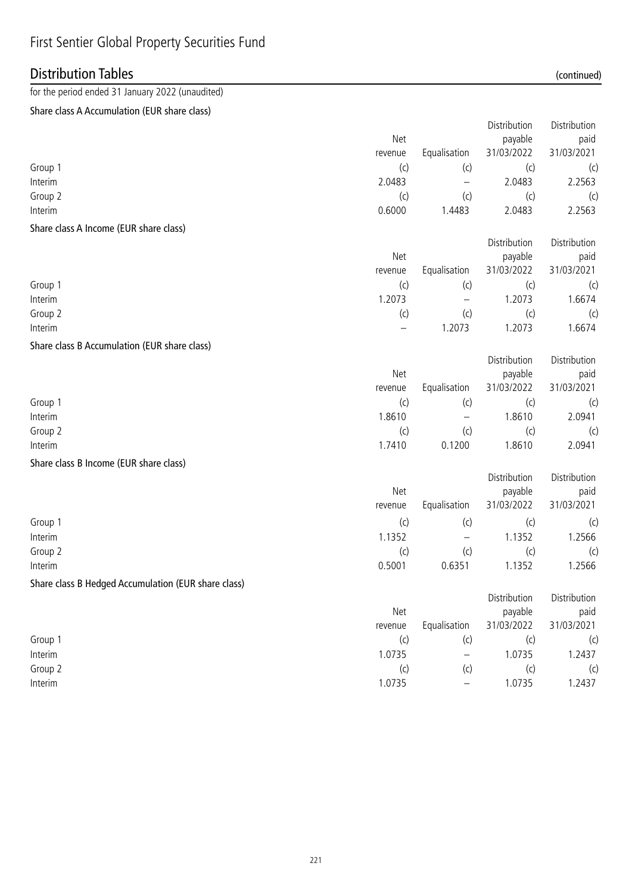# First Sentier Global Property Securities Fund

## Distribution Tables (continued)

for the period ended 31 January 2022 (unaudited)

### Share class A Accumulation (EUR share class)

| | Net revenue | Equalisation | Distribution payable 31/03/2022 | Distribution paid 31/03/2021 |
|---|---|---|---|---|
| Group 1 | (c) | (c) | (c) | (c) |
| Interim | 2.0483 | – | 2.0483 | 2.2563 |
| Group 2 | (c) | (c) | (c) | (c) |
| Interim | 0.6000 | 1.4483 | 2.0483 | 2.2563 |

### Share class A Income (EUR share class)

| | Net revenue | Equalisation | Distribution payable 31/03/2022 | Distribution paid 31/03/2021 |
|---|---|---|---|---|
| Group 1 | (c) | (c) | (c) | (c) |
| Interim | 1.2073 | – | 1.2073 | 1.6674 |
| Group 2 | (c) | (c) | (c) | (c) |
| Interim | – | 1.2073 | 1.2073 | 1.6674 |

### Share class B Accumulation (EUR share class)

| | Net revenue | Equalisation | Distribution payable 31/03/2022 | Distribution paid 31/03/2021 |
|---|---|---|---|---|
| Group 1 | (c) | (c) | (c) | (c) |
| Interim | 1.8610 | – | 1.8610 | 2.0941 |
| Group 2 | (c) | (c) | (c) | (c) |
| Interim | 1.7410 | 0.1200 | 1.8610 | 2.0941 |

### Share class B Income (EUR share class)

| | Net revenue | Equalisation | Distribution payable 31/03/2022 | Distribution paid 31/03/2021 |
|---|---|---|---|---|
| Group 1 | (c) | (c) | (c) | (c) |
| Interim | 1.1352 | – | 1.1352 | 1.2566 |
| Group 2 | (c) | (c) | (c) | (c) |
| Interim | 0.5001 | 0.6351 | 1.1352 | 1.2566 |

### Share class B Hedged Accumulation (EUR share class)

| | Net revenue | Equalisation | Distribution payable 31/03/2022 | Distribution paid 31/03/2021 |
|---|---|---|---|---|
| Group 1 | (c) | (c) | (c) | (c) |
| Interim | 1.0735 | – | 1.0735 | 1.2437 |
| Group 2 | (c) | (c) | (c) | (c) |
| Interim | 1.0735 | – | 1.0735 | 1.2437 |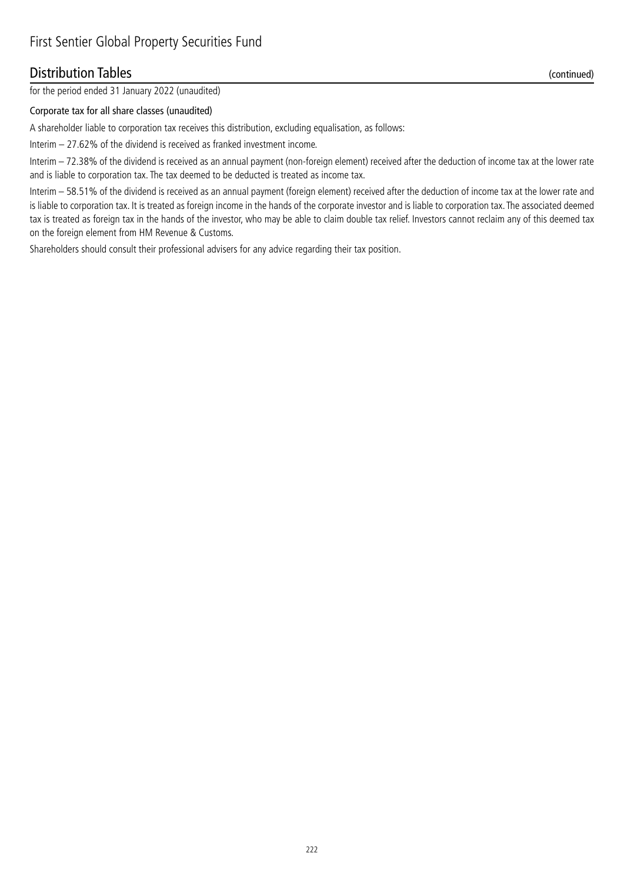# First Sentier Global Property Securities Fund

## Distribution Tables (continued)

for the period ended 31 January 2022 (unaudited)

### Corporate tax for all share classes (unaudited)

A shareholder liable to corporation tax receives this distribution, excluding equalisation, as follows:

Interim – 27.62% of the dividend is received as franked investment income.

Interim – 72.38% of the dividend is received as an annual payment (non-foreign element) received after the deduction of income tax at the lower rate and is liable to corporation tax. The tax deemed to be deducted is treated as income tax.

Interim – 58.51% of the dividend is received as an annual payment (foreign element) received after the deduction of income tax at the lower rate and is liable to corporation tax. It is treated as foreign income in the hands of the corporate investor and is liable to corporation tax. The associated deemed tax is treated as foreign tax in the hands of the investor, who may be able to claim double tax relief. Investors cannot reclaim any of this deemed tax on the foreign element from HM Revenue & Customs.

Shareholders should consult their professional advisers for any advice regarding their tax position.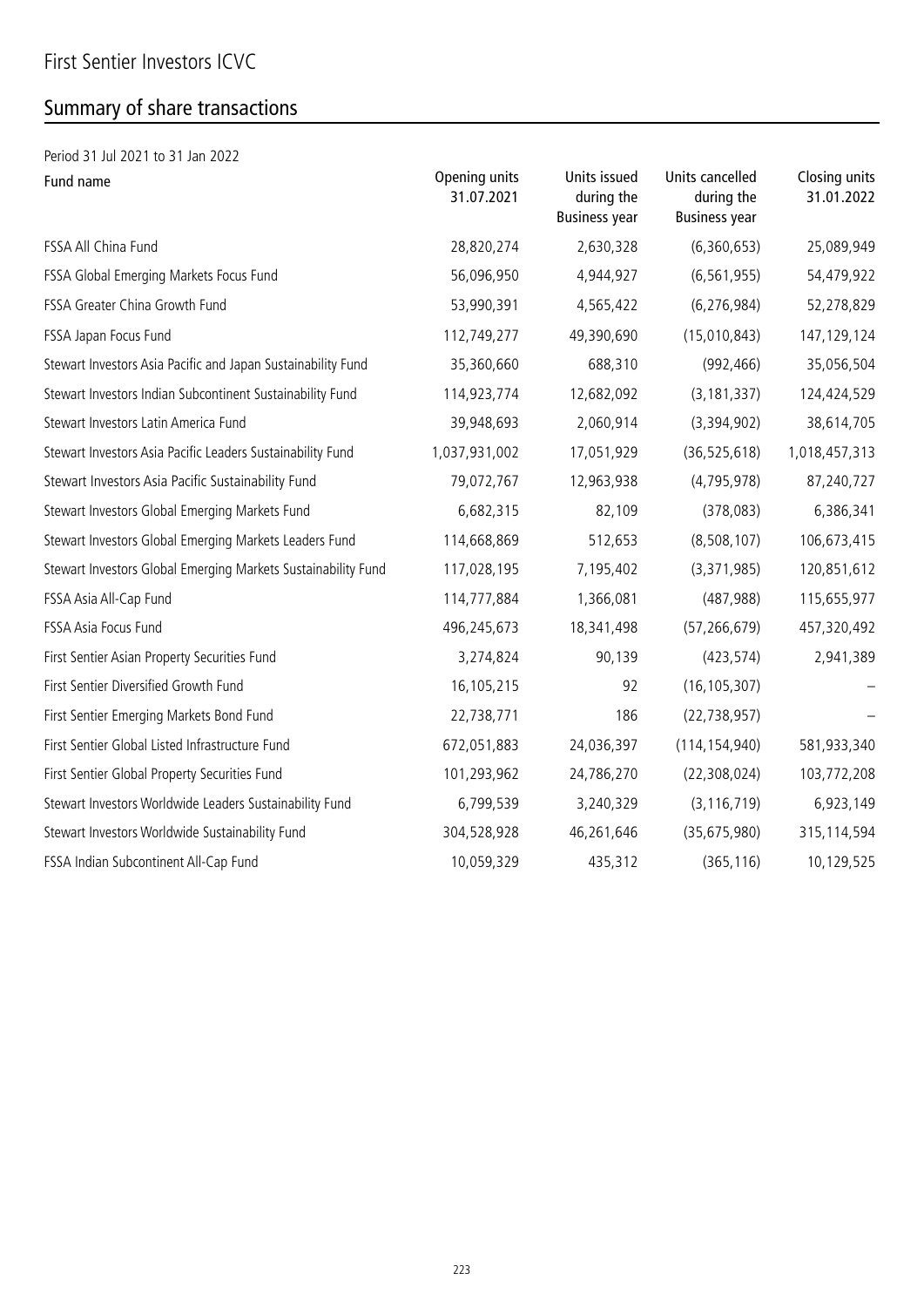# First Sentier Investors ICVC

## Summary of share transactions

Period 31 Jul 2021 to 31 Jan 2022

| Fund name | Opening units 31.07.2021 | Units issued during the Business year | Units cancelled during the Business year | Closing units 31.01.2022 |
|---|---|---|---|---|
| FSSA All China Fund | 28,820,274 | 2,630,328 | (6,360,653) | 25,089,949 |
| FSSA Global Emerging Markets Focus Fund | 56,096,950 | 4,944,927 | (6,561,955) | 54,479,922 |
| FSSA Greater China Growth Fund | 53,990,391 | 4,565,422 | (6,276,984) | 52,278,829 |
| FSSA Japan Focus Fund | 112,749,277 | 49,390,690 | (15,010,843) | 147,129,124 |
| Stewart Investors Asia Pacific and Japan Sustainability Fund | 35,360,660 | 688,310 | (992,466) | 35,056,504 |
| Stewart Investors Indian Subcontinent Sustainability Fund | 114,923,774 | 12,682,092 | (3,181,337) | 124,424,529 |
| Stewart Investors Latin America Fund | 39,948,693 | 2,060,914 | (3,394,902) | 38,614,705 |
| Stewart Investors Asia Pacific Leaders Sustainability Fund | 1,037,931,002 | 17,051,929 | (36,525,618) | 1,018,457,313 |
| Stewart Investors Asia Pacific Sustainability Fund | 79,072,767 | 12,963,938 | (4,795,978) | 87,240,727 |
| Stewart Investors Global Emerging Markets Fund | 6,682,315 | 82,109 | (378,083) | 6,386,341 |
| Stewart Investors Global Emerging Markets Leaders Fund | 114,668,869 | 512,653 | (8,508,107) | 106,673,415 |
| Stewart Investors Global Emerging Markets Sustainability Fund | 117,028,195 | 7,195,402 | (3,371,985) | 120,851,612 |
| FSSA Asia All-Cap Fund | 114,777,884 | 1,366,081 | (487,988) | 115,655,977 |
| FSSA Asia Focus Fund | 496,245,673 | 18,341,498 | (57,266,679) | 457,320,492 |
| First Sentier Asian Property Securities Fund | 3,274,824 | 90,139 | (423,574) | 2,941,389 |
| First Sentier Diversified Growth Fund | 16,105,215 | 92 | (16,105,307) | – |
| First Sentier Emerging Markets Bond Fund | 22,738,771 | 186 | (22,738,957) | – |
| First Sentier Global Listed Infrastructure Fund | 672,051,883 | 24,036,397 | (114,154,940) | 581,933,340 |
| First Sentier Global Property Securities Fund | 101,293,962 | 24,786,270 | (22,308,024) | 103,772,208 |
| Stewart Investors Worldwide Leaders Sustainability Fund | 6,799,539 | 3,240,329 | (3,116,719) | 6,923,149 |
| Stewart Investors Worldwide Sustainability Fund | 304,528,928 | 46,261,646 | (35,675,980) | 315,114,594 |
| FSSA Indian Subcontinent All-Cap Fund | 10,059,329 | 435,312 | (365,116) | 10,129,525 |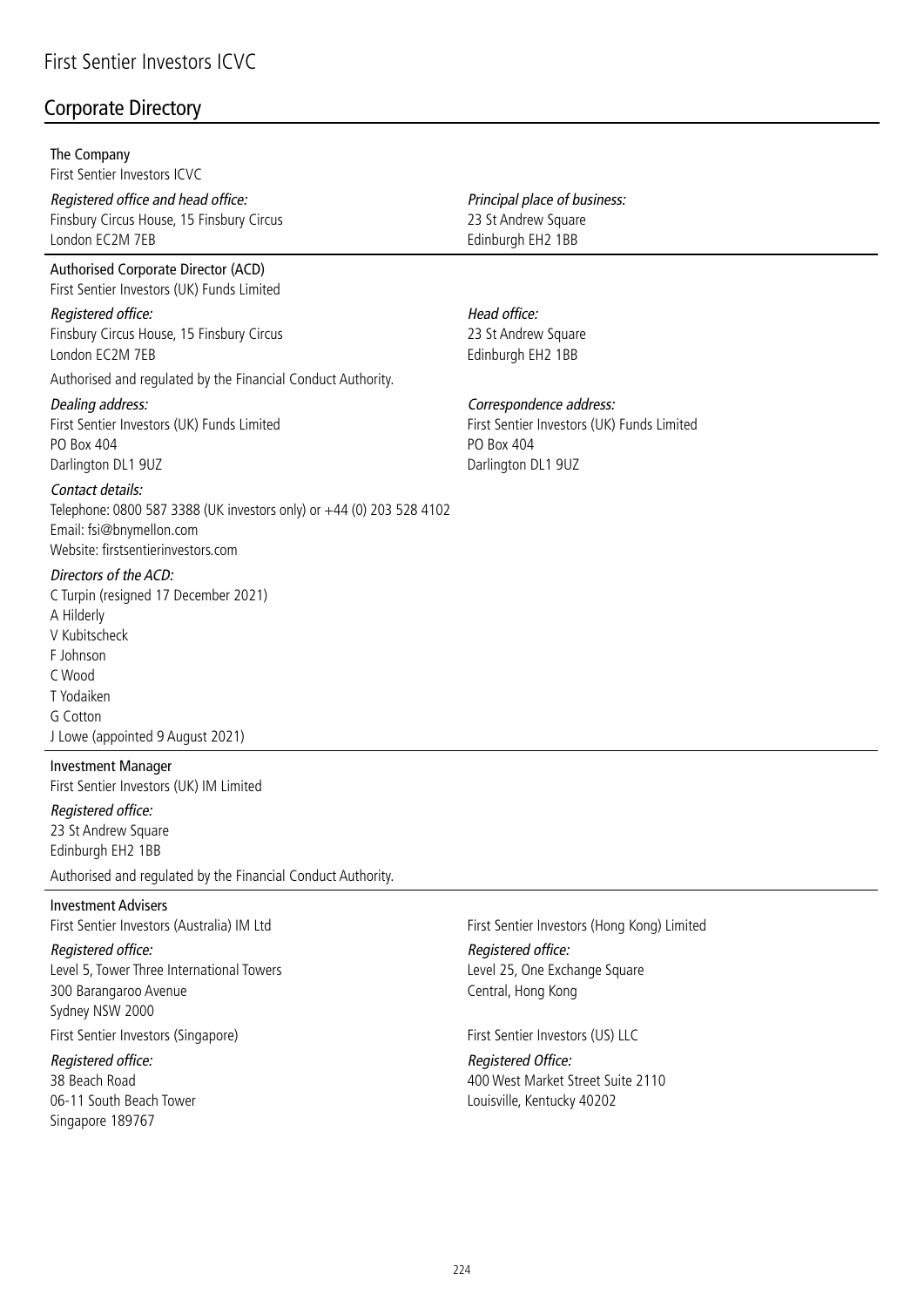# First Sentier Investors ICVC

## Corporate Directory

**The Company**
First Sentier Investors ICVC

*Registered office and head office:*
Finsbury Circus House, 15 Finsbury Circus
London EC2M 7EB

*Principal place of business:*
23 St Andrew Square
Edinburgh EH2 1BB

**Authorised Corporate Director (ACD)**
First Sentier Investors (UK) Funds Limited

*Registered office:*
Finsbury Circus House, 15 Finsbury Circus
London EC2M 7EB

*Head office:*
23 St Andrew Square
Edinburgh EH2 1BB

Authorised and regulated by the Financial Conduct Authority.

*Dealing address:*
First Sentier Investors (UK) Funds Limited
PO Box 404
Darlington DL1 9UZ

*Correspondence address:*
First Sentier Investors (UK) Funds Limited
PO Box 404
Darlington DL1 9UZ

*Contact details:*
Telephone: 0800 587 3388 (UK investors only) or +44 (0) 203 528 4102
Email: fsi@bnymellon.com
Website: firstsentierinvestors.com

*Directors of the ACD:*
C Turpin (resigned 17 December 2021)
A Hilderly
V Kubitscheck
F Johnson
C Wood
T Yodaiken
G Cotton
J Lowe (appointed 9 August 2021)

**Investment Manager**
First Sentier Investors (UK) IM Limited

*Registered office:*
23 St Andrew Square
Edinburgh EH2 1BB

Authorised and regulated by the Financial Conduct Authority.

**Investment Advisers**

First Sentier Investors (Australia) IM Ltd

*Registered office:*
Level 5, Tower Three International Towers
300 Barangaroo Avenue
Sydney NSW 2000

First Sentier Investors (Singapore)

*Registered office:*
38 Beach Road
06-11 South Beach Tower
Singapore 189767

First Sentier Investors (Hong Kong) Limited

*Registered office:*
Level 25, One Exchange Square
Central, Hong Kong

First Sentier Investors (US) LLC

*Registered Office:*
400 West Market Street Suite 2110
Louisville, Kentucky 40202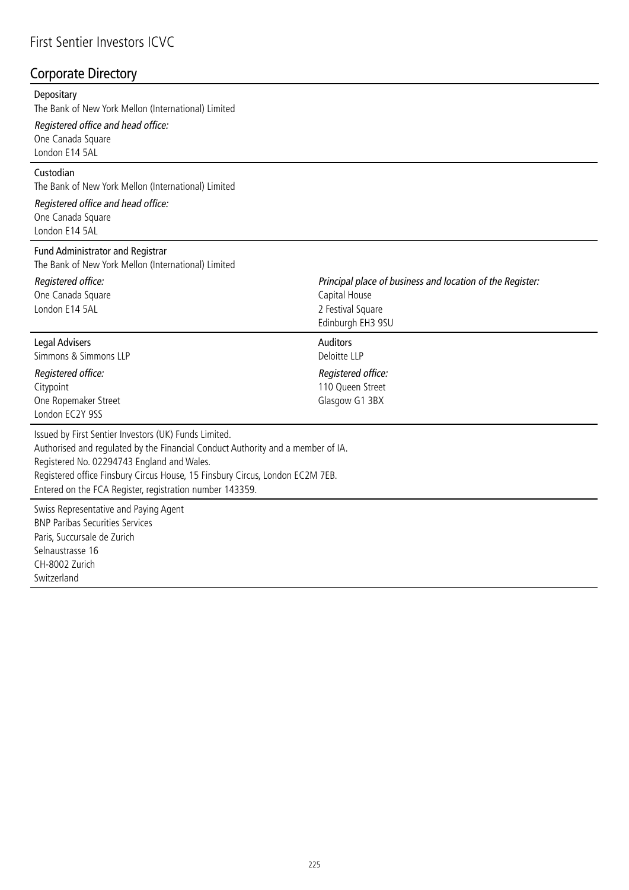## Corporate Directory

**Depositary**
The Bank of New York Mellon (International) Limited

*Registered office and head office:*
One Canada Square
London E14 5AL

**Custodian**
The Bank of New York Mellon (International) Limited

*Registered office and head office:*
One Canada Square
London E14 5AL

**Fund Administrator and Registrar**
The Bank of New York Mellon (International) Limited

*Registered office:*
One Canada Square
London E14 5AL

*Principal place of business and location of the Register:*
Capital House
2 Festival Square
Edinburgh EH3 9SU

**Legal Advisers**
Simmons & Simmons LLP

*Registered office:*
Citypoint
One Ropemaker Street
London EC2Y 9SS

**Auditors**
Deloitte LLP

*Registered office:*
110 Queen Street
Glasgow G1 3BX

Issued by First Sentier Investors (UK) Funds Limited.
Authorised and regulated by the Financial Conduct Authority and a member of IA.
Registered No. 02294743 England and Wales.
Registered office Finsbury Circus House, 15 Finsbury Circus, London EC2M 7EB.
Entered on the FCA Register, registration number 143359.

Swiss Representative and Paying Agent
BNP Paribas Securities Services
Paris, Succursale de Zurich
Selnaustrasse 16
CH-8002 Zurich
Switzerland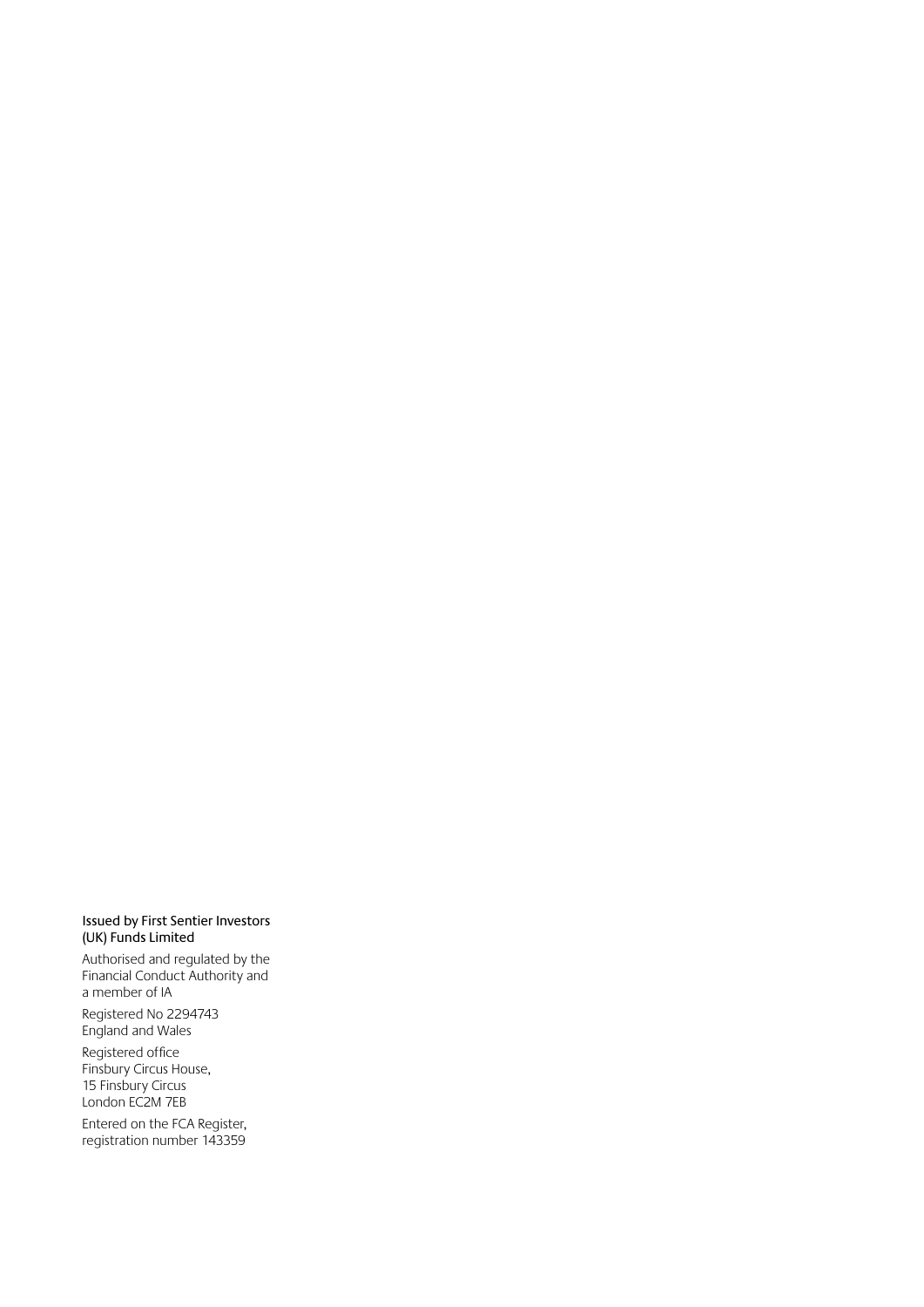Issued by First Sentier Investors (UK) Funds Limited

Authorised and regulated by the Financial Conduct Authority and a member of IA

Registered No 2294743
England and Wales

Registered office
Finsbury Circus House,
15 Finsbury Circus
London EC2M 7EB

Entered on the FCA Register, registration number 143359